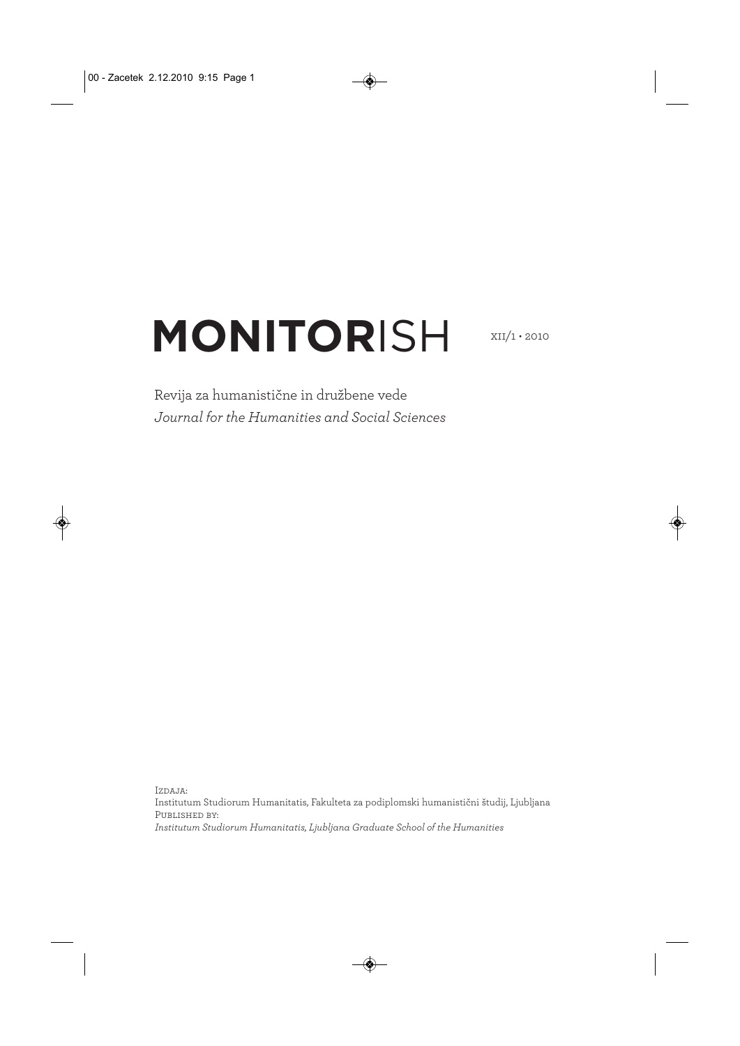# MONITORISH

XII/1 • 2010

Revija za humanistične in družbene vede

*Journal for the Humanities and Social Sciences*

Izdaja:
Institutum Studiorum Humanitatis, Fakulteta za podiplomski humanistični študij, Ljubljana

Published by:
*Institutum Studiorum Humanitatis, Ljubljana Graduate School of the Humanities*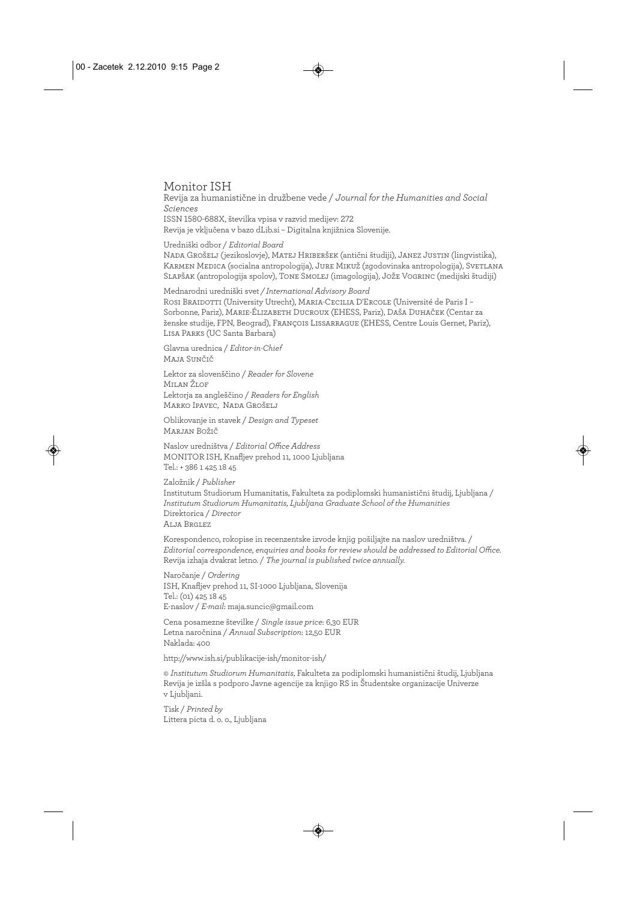# Monitor ISH

Revija za humanistične in družbene vede / *Journal for the Humanities and Social Sciences*
ISSN 1580-688X, številka vpisa v razvid medijev: 272
Revija je vključena v bazo dLib.si – Digitalna knjižnica Slovenije.

Uredniški odbor / *Editorial Board*
Nada Grošelj (jezikoslovje), Matej Hriberšek (antični študiji), Janez Justin (lingvistika), Karmen Medica (socialna antropologija), Jure Mikuž (zgodovinska antropologija), Svetlana Slapšak (antropologija spolov), Tone Smolej (imagologija), Jože Vogrinc (medijski študiji)

Mednarodni uredniški svet / *International Advisory Board*
Rosi Braidotti (University Utrecht), Maria-Cecilia D'Ercole (Université de Paris I – Sorbonne, Pariz), Marie-Élizabeth Ducroux (EHESS, Pariz), Daša Duhaček (Centar za ženske studije, FPN, Beograd), François Lissarrague (EHESS, Centre Louis Gernet, Pariz), Lisa Parks (UC Santa Barbara)

Glavna urednica / *Editor-in-Chief*
Maja Sunčič

Lektor za slovenščino / *Reader for Slovene*
Milan Žlof
Lektorja za angleščino / *Readers for English*
Marko Ipavec, Nada Grošelj

Oblikovanje in stavek / *Design and Typeset*
Marjan Božič

Naslov uredništva / *Editorial Office Address*
MONITOR ISH, Knafljev prehod 11, 1000 Ljubljana
Tel.: + 386 1 425 18 45

Založnik / *Publisher*
Institutum Studiorum Humanitatis, Fakulteta za podiplomski humanistični študij, Ljubljana / *Institutum Studiorum Humanitatis, Ljubljana Graduate School of the Humanities*
Direktorica / *Director*
Alja Brglez

Korespondenco, rokopise in recenzentske izvode knjig pošiljajte na naslov uredništva. / *Editorial correspondence, enquiries and books for review should be addressed to Editorial Office.*
Revija izhaja dvakrat letno. / *The journal is published twice annually.*

Naročanje / *Ordering*
ISH, Knafljev prehod 11, SI-1000 Ljubljana, Slovenija
Tel.: (01) 425 18 45
E-naslov / *E-mail*: maja.suncic@gmail.com

Cena posamezne številke / *Single issue price*: 6,30 EUR
Letna naročnina / *Annual Subscription*: 12,50 EUR
Naklada: 400

http://www.ish.si/publikacije-ish/monitor-ish/

© *Institutum Studiorum Humanitatis*, Fakulteta za podiplomski humanistični študij, Ljubljana
Revija je izšla s podporo Javne agencije za knjigo RS in Študentske organizacije Univerze v Ljubljani.

Tisk / *Printed by*
Littera picta d. o. o., Ljubljana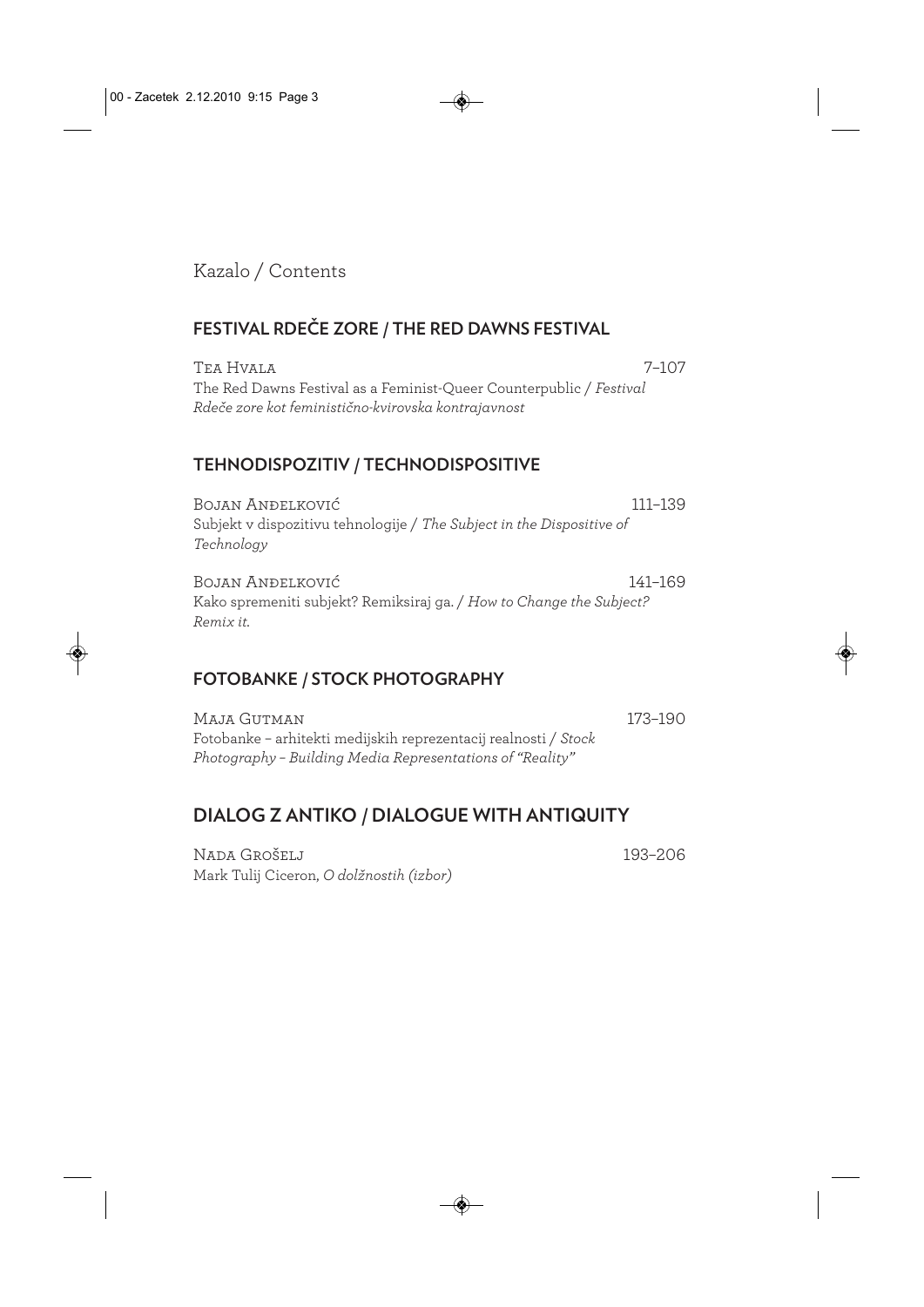# Kazalo / Contents

## FESTIVAL RDEČE ZORE / THE RED DAWNS FESTIVAL

Tea Hvala 7–107
The Red Dawns Festival as a Feminist-Queer Counterpublic / *Festival Rdeče zore kot feministično-kvirovska kontrajavnost*

## TEHNODISPOZITIV / TECHNODISPOSITIVE

Bojan Anđelković 111–139
Subjekt v dispozitivu tehnologije / *The Subject in the Dispositive of Technology*

Bojan Anđelković 141–169
Kako spremeniti subjekt? Remiksiraj ga. / *How to Change the Subject? Remix it.*

## FOTOBANKE / STOCK PHOTOGRAPHY

Maja Gutman 173–190
Fotobanke – arhitekti medijskih reprezentacij realnosti / *Stock Photography – Building Media Representations of "Reality"*

## DIALOG Z ANTIKO / DIALOGUE WITH ANTIQUITY

Nada Grošelj 193–206
Mark Tulij Ciceron, *O dolžnostih (izbor)*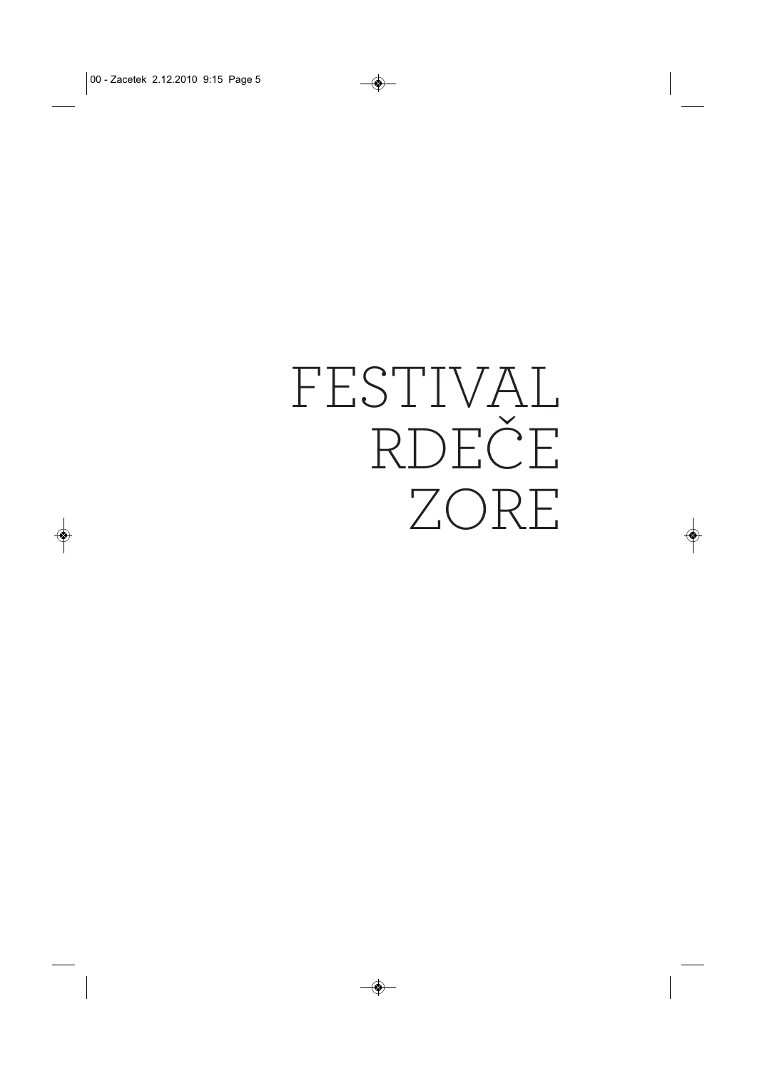# FESTIVAL RDEČE ZORE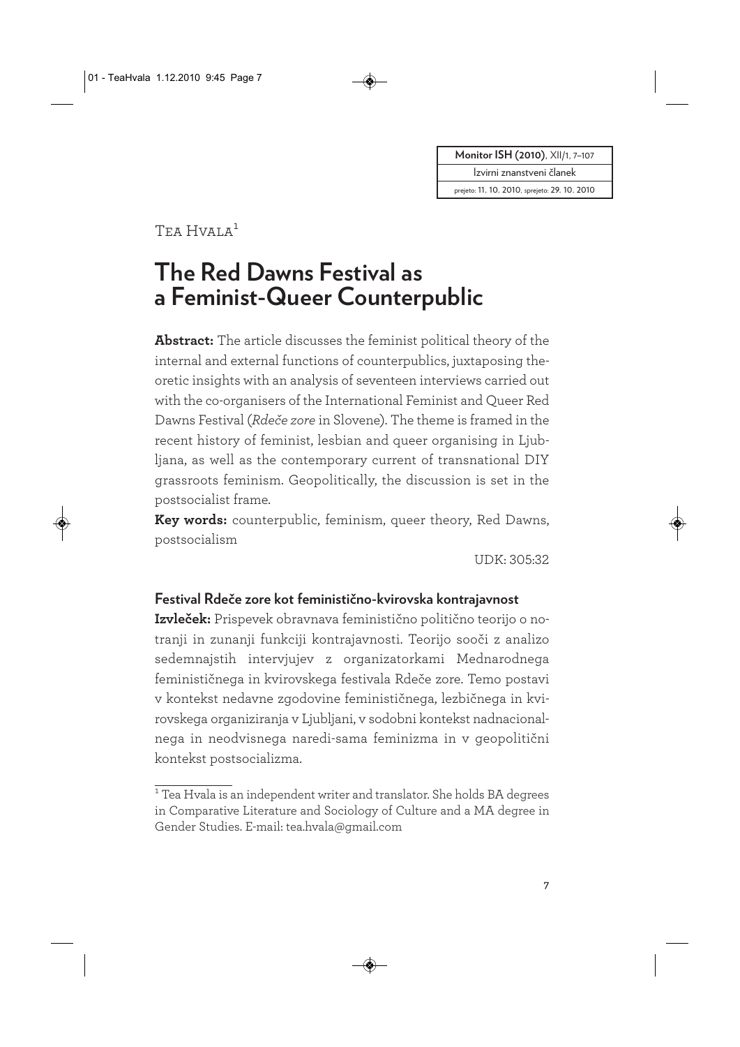| Monitor ISH (2010), XII/1, 7–107 |
|---|
| Izvirni znanstveni članek |
| prejeto: 11. 10. 2010, sprejeto: 29. 10. 2010 |

Tea Hvala[1]

# The Red Dawns Festival as a Feminist-Queer Counterpublic

**Abstract:** The article discusses the feminist political theory of the internal and external functions of counterpublics, juxtaposing theoretic insights with an analysis of seventeen interviews carried out with the co-organisers of the International Feminist and Queer Red Dawns Festival (*Rdeče zore* in Slovene). The theme is framed in the recent history of feminist, lesbian and queer organising in Ljubljana, as well as the contemporary current of transnational DIY grassroots feminism. Geopolitically, the discussion is set in the postsocialist frame.

**Key words:** counterpublic, feminism, queer theory, Red Dawns, postsocialism

UDK: 305:32

**Festival Rdeče zore kot feministično-kvirovska kontrajavnost**

**Izvleček:** Prispevek obravnava feministično politično teorijo o notranji in zunanji funkciji kontrajavnosti. Teorijo sooči z analizo sedemnajstih intervjujev z organizatorkami Mednarodnega feminističnega in kvirovskega festivala Rdeče zore. Temo postavi v kontekst nedavne zgodovine feminističnega, lezbičnega in kvirovskega organiziranja v Ljubljani, v sodobni kontekst nadnacionalnega in neodvisnega naredi-sama feminizma in v geopolitični kontekst postsocializma.

---

[1] Tea Hvala is an independent writer and translator. She holds BA degrees in Comparative Literature and Sociology of Culture and a MA degree in Gender Studies. E-mail: tea.hvala@gmail.com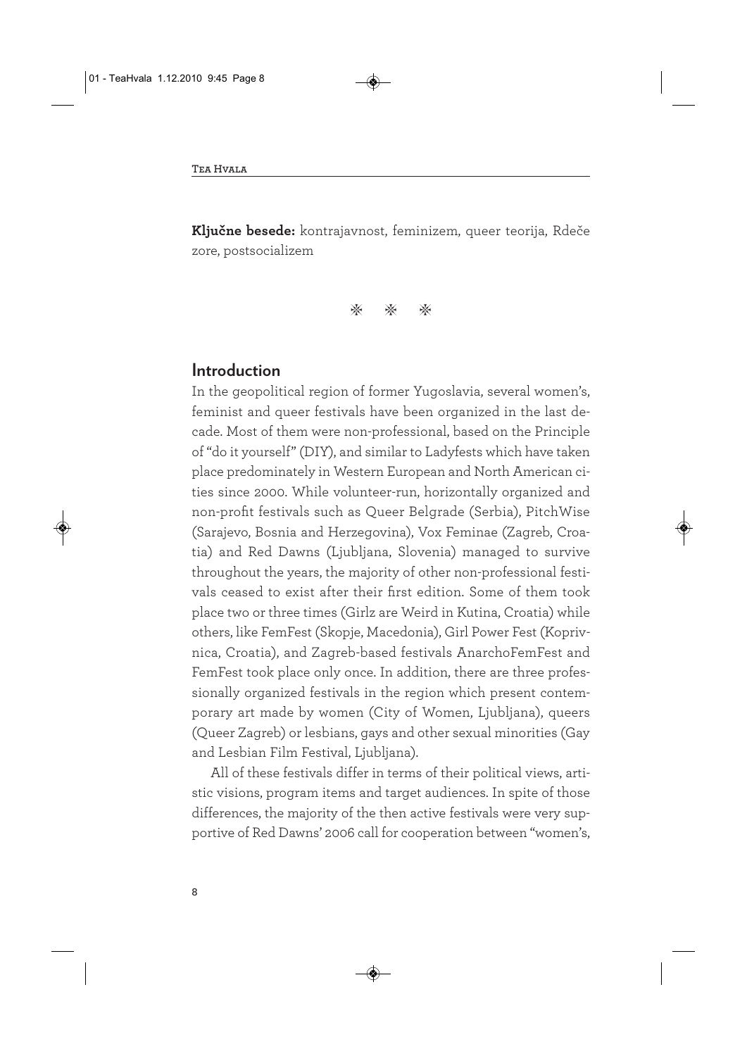**Ključne besede:** kontrajavnost, feminizem, queer teorija, Rdeče zore, postsocializem

⁂ ⁂ ⁂

## Introduction

In the geopolitical region of former Yugoslavia, several women's, feminist and queer festivals have been organized in the last decade. Most of them were non-professional, based on the Principle of "do it yourself" (DIY), and similar to Ladyfests which have taken place predominately in Western European and North American cities since 2000. While volunteer-run, horizontally organized and non-profit festivals such as Queer Belgrade (Serbia), PitchWise (Sarajevo, Bosnia and Herzegovina), Vox Feminae (Zagreb, Croatia) and Red Dawns (Ljubljana, Slovenia) managed to survive throughout the years, the majority of other non-professional festivals ceased to exist after their first edition. Some of them took place two or three times (Girlz are Weird in Kutina, Croatia) while others, like FemFest (Skopje, Macedonia), Girl Power Fest (Koprivnica, Croatia), and Zagreb-based festivals AnarchoFemFest and FemFest took place only once. In addition, there are three professionally organized festivals in the region which present contemporary art made by women (City of Women, Ljubljana), queers (Queer Zagreb) or lesbians, gays and other sexual minorities (Gay and Lesbian Film Festival, Ljubljana).

All of these festivals differ in terms of their political views, artistic visions, program items and target audiences. In spite of those differences, the majority of the then active festivals were very supportive of Red Dawns' 2006 call for cooperation between "women's,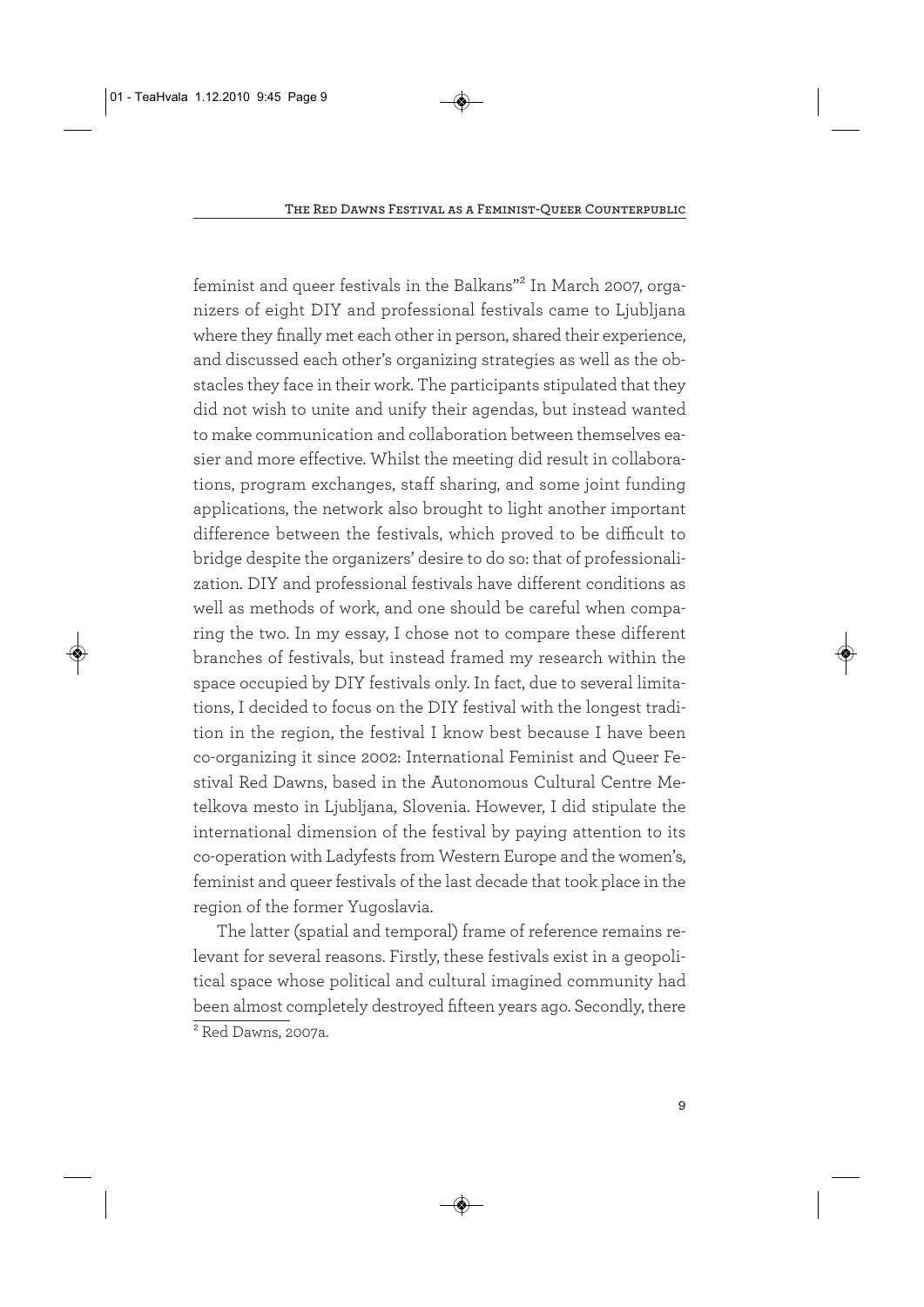feminist and queer festivals in the Balkans"[2] In March 2007, organizers of eight DIY and professional festivals came to Ljubljana where they finally met each other in person, shared their experience, and discussed each other's organizing strategies as well as the obstacles they face in their work. The participants stipulated that they did not wish to unite and unify their agendas, but instead wanted to make communication and collaboration between themselves easier and more effective. Whilst the meeting did result in collaborations, program exchanges, staff sharing, and some joint funding applications, the network also brought to light another important difference between the festivals, which proved to be difficult to bridge despite the organizers' desire to do so: that of professionalization. DIY and professional festivals have different conditions as well as methods of work, and one should be careful when comparing the two. In my essay, I chose not to compare these different branches of festivals, but instead framed my research within the space occupied by DIY festivals only. In fact, due to several limitations, I decided to focus on the DIY festival with the longest tradition in the region, the festival I know best because I have been co-organizing it since 2002: International Feminist and Queer Festival Red Dawns, based in the Autonomous Cultural Centre Metelkova mesto in Ljubljana, Slovenia. However, I did stipulate the international dimension of the festival by paying attention to its co-operation with Ladyfests from Western Europe and the women's, feminist and queer festivals of the last decade that took place in the region of the former Yugoslavia.

The latter (spatial and temporal) frame of reference remains relevant for several reasons. Firstly, these festivals exist in a geopolitical space whose political and cultural imagined community had been almost completely destroyed fifteen years ago. Secondly, there

[2] Red Dawns, 2007a.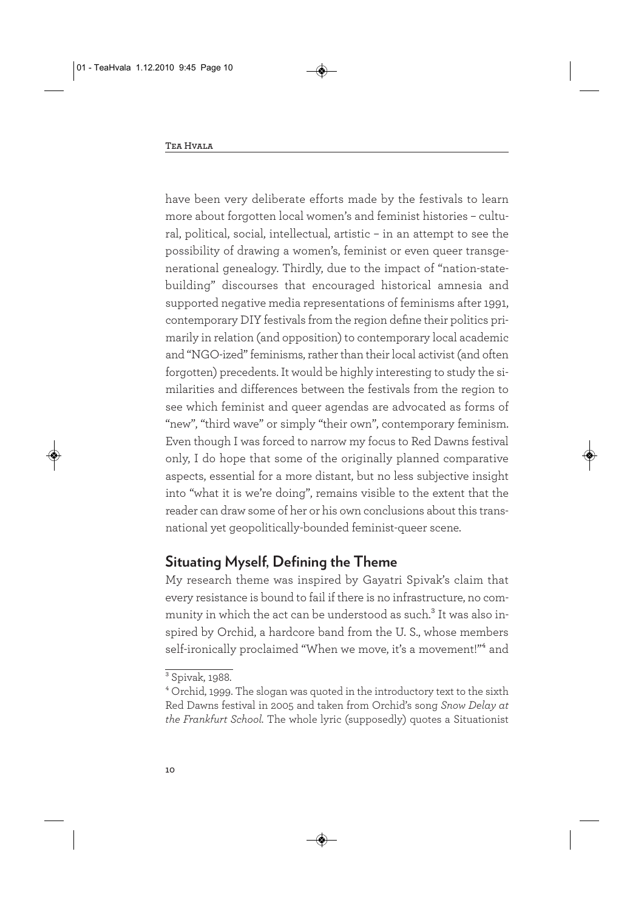have been very deliberate efforts made by the festivals to learn more about forgotten local women's and feminist histories – cultural, political, social, intellectual, artistic – in an attempt to see the possibility of drawing a women's, feminist or even queer transgenerational genealogy. Thirdly, due to the impact of "nation-state-building" discourses that encouraged historical amnesia and supported negative media representations of feminisms after 1991, contemporary DIY festivals from the region define their politics primarily in relation (and opposition) to contemporary local academic and "NGO-ized" feminisms, rather than their local activist (and often forgotten) precedents. It would be highly interesting to study the similarities and differences between the festivals from the region to see which feminist and queer agendas are advocated as forms of "new", "third wave" or simply "their own", contemporary feminism. Even though I was forced to narrow my focus to Red Dawns festival only, I do hope that some of the originally planned comparative aspects, essential for a more distant, but no less subjective insight into "what it is we're doing", remains visible to the extent that the reader can draw some of her or his own conclusions about this transnational yet geopolitically-bounded feminist-queer scene.

## Situating Myself, Defining the Theme

My research theme was inspired by Gayatri Spivak's claim that every resistance is bound to fail if there is no infrastructure, no community in which the act can be understood as such.[3] It was also inspired by Orchid, a hardcore band from the U. S., whose members self-ironically proclaimed "When we move, it's a movement!"[4] and

[3] Spivak, 1988.

[4] Orchid, 1999. The slogan was quoted in the introductory text to the sixth Red Dawns festival in 2005 and taken from Orchid's song *Snow Delay at the Frankfurt School*. The whole lyric (supposedly) quotes a Situationist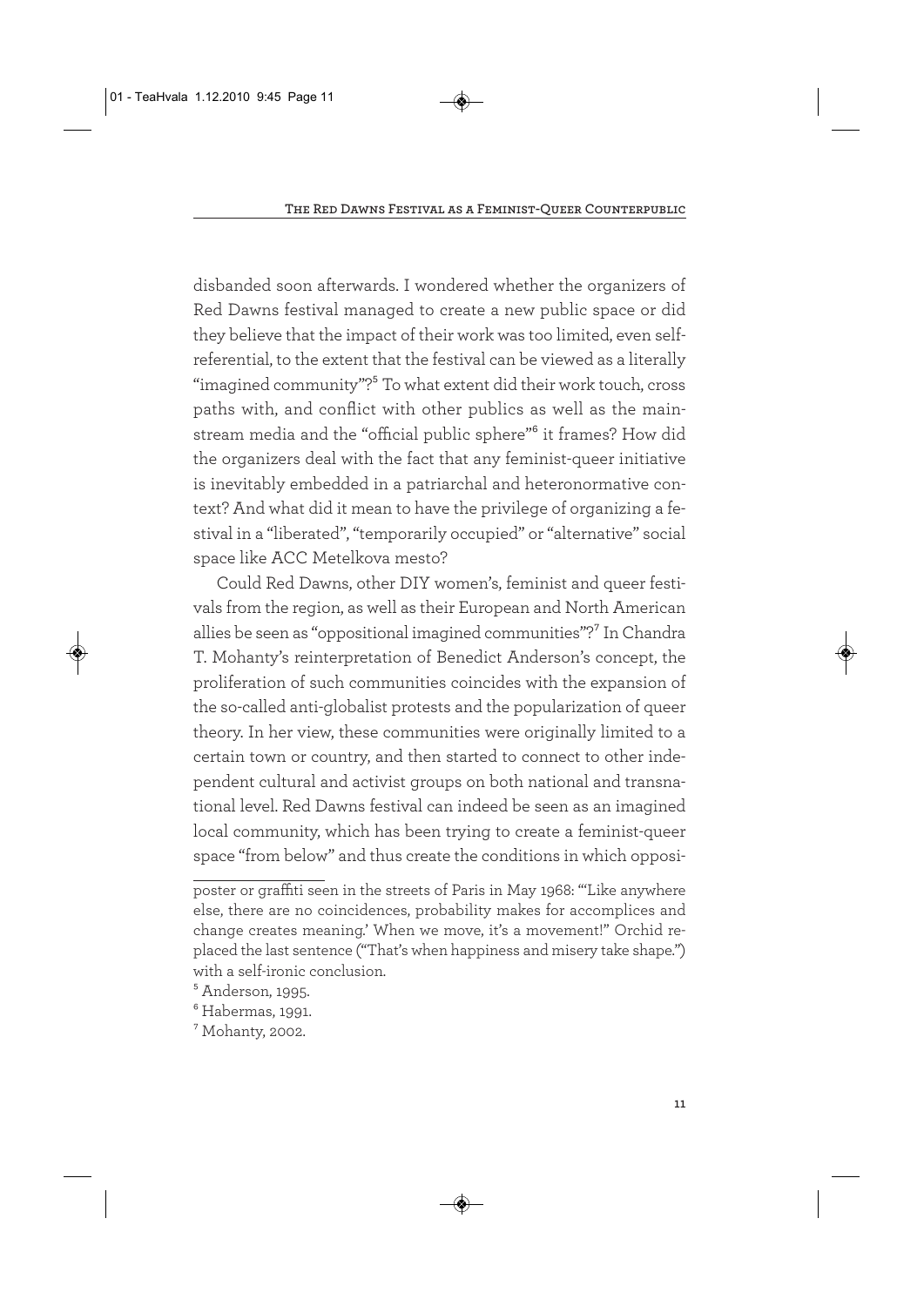disbanded soon afterwards. I wondered whether the organizers of Red Dawns festival managed to create a new public space or did they believe that the impact of their work was too limited, even self-referential, to the extent that the festival can be viewed as a literally "imagined community"?[5] To what extent did their work touch, cross paths with, and conflict with other publics as well as the mainstream media and the "official public sphere"[6] it frames? How did the organizers deal with the fact that any feminist-queer initiative is inevitably embedded in a patriarchal and heteronormative context? And what did it mean to have the privilege of organizing a festival in a "liberated", "temporarily occupied" or "alternative" social space like ACC Metelkova mesto?

Could Red Dawns, other DIY women's, feminist and queer festivals from the region, as well as their European and North American allies be seen as "oppositional imagined communities"?[7] In Chandra T. Mohanty's reinterpretation of Benedict Anderson's concept, the proliferation of such communities coincides with the expansion of the so-called anti-globalist protests and the popularization of queer theory. In her view, these communities were originally limited to a certain town or country, and then started to connect to other independent cultural and activist groups on both national and transnational level. Red Dawns festival can indeed be seen as an imagined local community, which has been trying to create a feminist-queer space "from below" and thus create the conditions in which opposi-

---

poster or graffiti seen in the streets of Paris in May 1968: "'Like anywhere else, there are no coincidences, probability makes for accomplices and change creates meaning.' When we move, it's a movement!" Orchid replaced the last sentence ("That's when happiness and misery take shape.") with a self-ironic conclusion.

[5] Anderson, 1995.

[6] Habermas, 1991.

[7] Mohanty, 2002.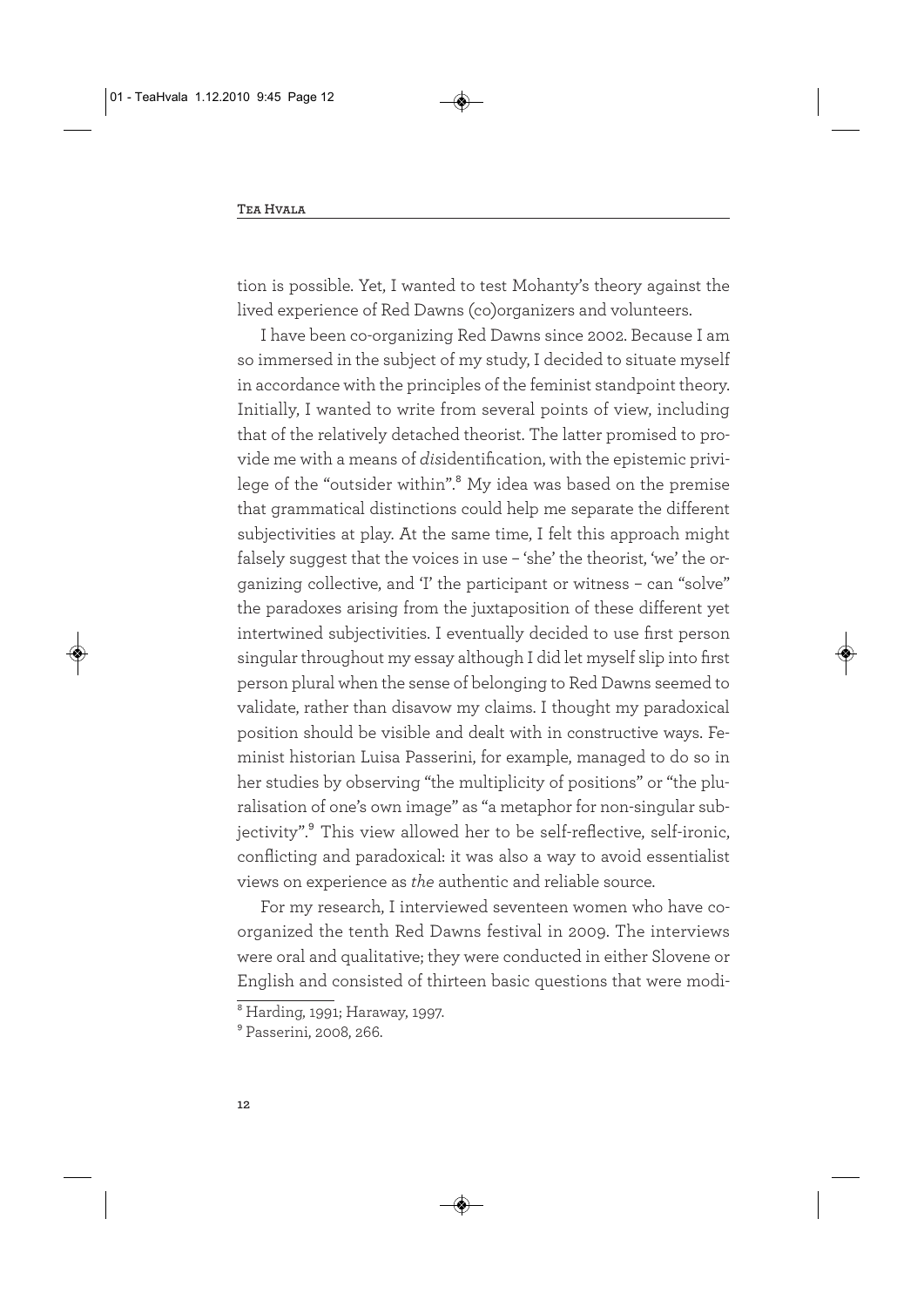tion is possible. Yet, I wanted to test Mohanty's theory against the lived experience of Red Dawns (co)organizers and volunteers.

I have been co-organizing Red Dawns since 2002. Because I am so immersed in the subject of my study, I decided to situate myself in accordance with the principles of the feminist standpoint theory. Initially, I wanted to write from several points of view, including that of the relatively detached theorist. The latter promised to provide me with a means of *dis*identification, with the epistemic privilege of the "outsider within".[8] My idea was based on the premise that grammatical distinctions could help me separate the different subjectivities at play. At the same time, I felt this approach might falsely suggest that the voices in use – 'she' the theorist, 'we' the organizing collective, and 'I' the participant or witness – can "solve" the paradoxes arising from the juxtaposition of these different yet intertwined subjectivities. I eventually decided to use first person singular throughout my essay although I did let myself slip into first person plural when the sense of belonging to Red Dawns seemed to validate, rather than disavow my claims. I thought my paradoxical position should be visible and dealt with in constructive ways. Feminist historian Luisa Passerini, for example, managed to do so in her studies by observing "the multiplicity of positions" or "the pluralisation of one's own image" as "a metaphor for non-singular subjectivity".[9] This view allowed her to be self-reflective, self-ironic, conflicting and paradoxical: it was also a way to avoid essentialist views on experience as *the* authentic and reliable source.

For my research, I interviewed seventeen women who have co-organized the tenth Red Dawns festival in 2009. The interviews were oral and qualitative; they were conducted in either Slovene or English and consisted of thirteen basic questions that were modi-

---

[8] Harding, 1991; Haraway, 1997.

[9] Passerini, 2008, 266.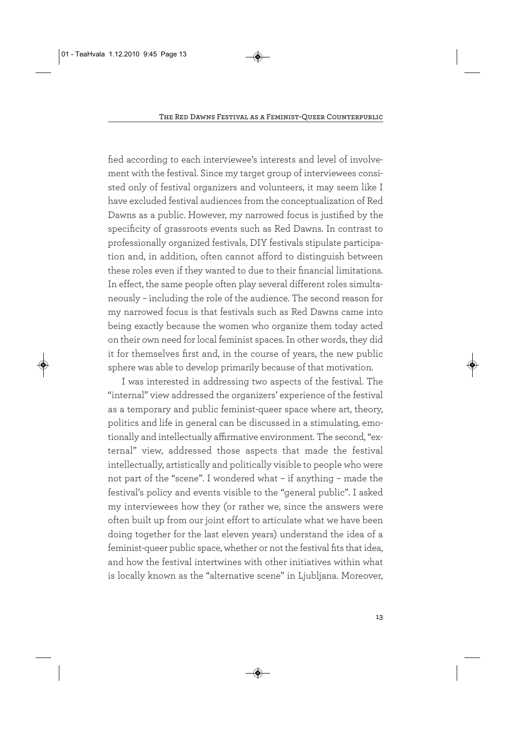fied according to each interviewee's interests and level of involvement with the festival. Since my target group of interviewees consisted only of festival organizers and volunteers, it may seem like I have excluded festival audiences from the conceptualization of Red Dawns as a public. However, my narrowed focus is justified by the specificity of grassroots events such as Red Dawns. In contrast to professionally organized festivals, DIY festivals stipulate participation and, in addition, often cannot afford to distinguish between these roles even if they wanted to due to their financial limitations. In effect, the same people often play several different roles simultaneously – including the role of the audience. The second reason for my narrowed focus is that festivals such as Red Dawns came into being exactly because the women who organize them today acted on their own need for local feminist spaces. In other words, they did it for themselves first and, in the course of years, the new public sphere was able to develop primarily because of that motivation.

I was interested in addressing two aspects of the festival. The "internal" view addressed the organizers' experience of the festival as a temporary and public feminist-queer space where art, theory, politics and life in general can be discussed in a stimulating, emotionally and intellectually affirmative environment. The second, "external" view, addressed those aspects that made the festival intellectually, artistically and politically visible to people who were not part of the "scene". I wondered what – if anything – made the festival's policy and events visible to the "general public". I asked my interviewees how they (or rather we, since the answers were often built up from our joint effort to articulate what we have been doing together for the last eleven years) understand the idea of a feminist-queer public space, whether or not the festival fits that idea, and how the festival intertwines with other initiatives within what is locally known as the "alternative scene" in Ljubljana. Moreover,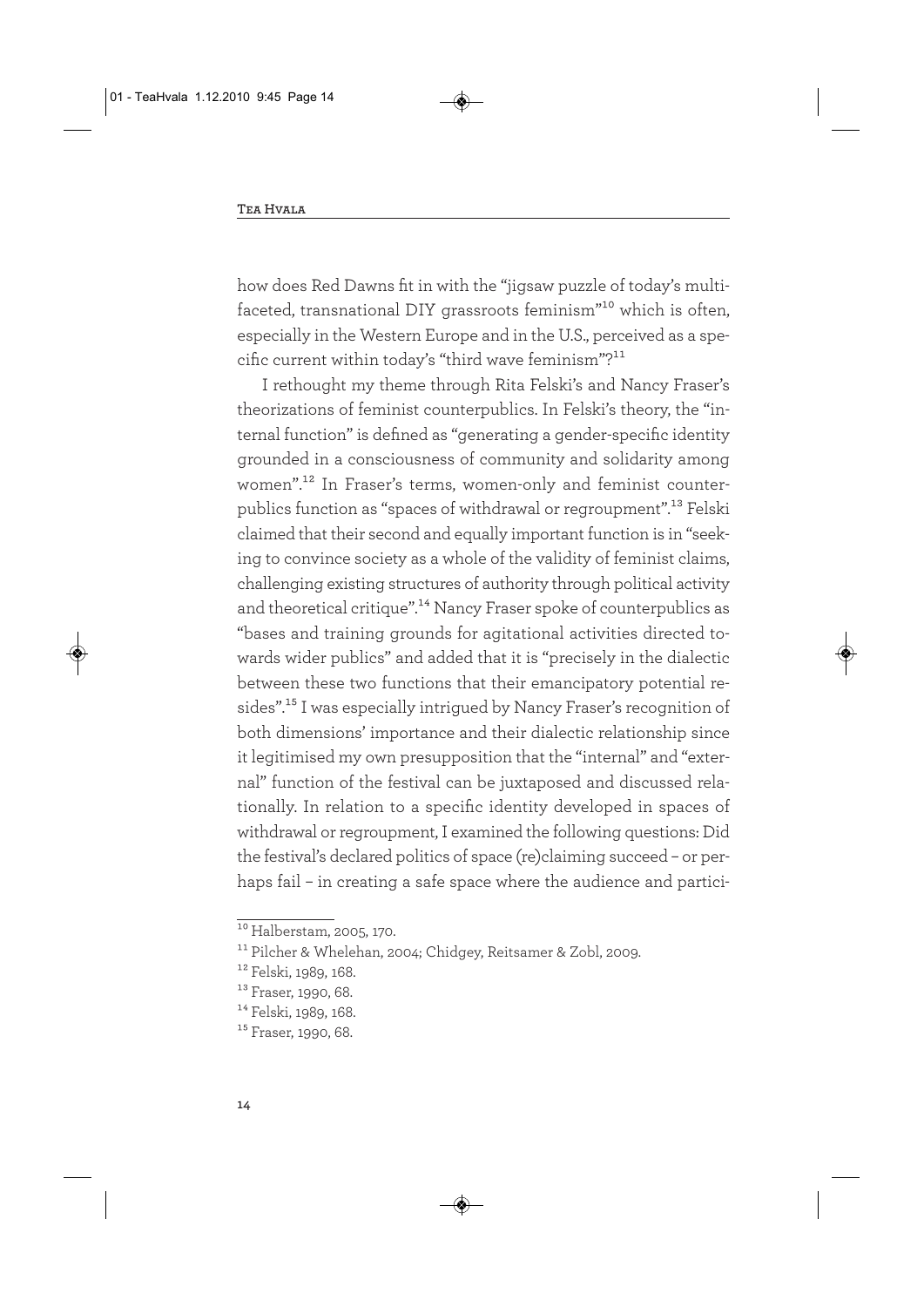how does Red Dawns fit in with the "jigsaw puzzle of today's multifaceted, transnational DIY grassroots feminism"[10] which is often, especially in the Western Europe and in the U.S., perceived as a specific current within today's "third wave feminism"?[11]

I rethought my theme through Rita Felski's and Nancy Fraser's theorizations of feminist counterpublics. In Felski's theory, the "internal function" is defined as "generating a gender-specific identity grounded in a consciousness of community and solidarity among women".[12] In Fraser's terms, women-only and feminist counterpublics function as "spaces of withdrawal or regroupment".[13] Felski claimed that their second and equally important function is in "seeking to convince society as a whole of the validity of feminist claims, challenging existing structures of authority through political activity and theoretical critique".[14] Nancy Fraser spoke of counterpublics as "bases and training grounds for agitational activities directed towards wider publics" and added that it is "precisely in the dialectic between these two functions that their emancipatory potential resides".[15] I was especially intrigued by Nancy Fraser's recognition of both dimensions' importance and their dialectic relationship since it legitimised my own presupposition that the "internal" and "external" function of the festival can be juxtaposed and discussed relationally. In relation to a specific identity developed in spaces of withdrawal or regroupment, I examined the following questions: Did the festival's declared politics of space (re)claiming succeed – or perhaps fail – in creating a safe space where the audience and partici-

---

[10] Halberstam, 2005, 170.

[11] Pilcher & Whelehan, 2004; Chidgey, Reitsamer & Zobl, 2009.

[12] Felski, 1989, 168.

[13] Fraser, 1990, 68.

[14] Felski, 1989, 168.

[15] Fraser, 1990, 68.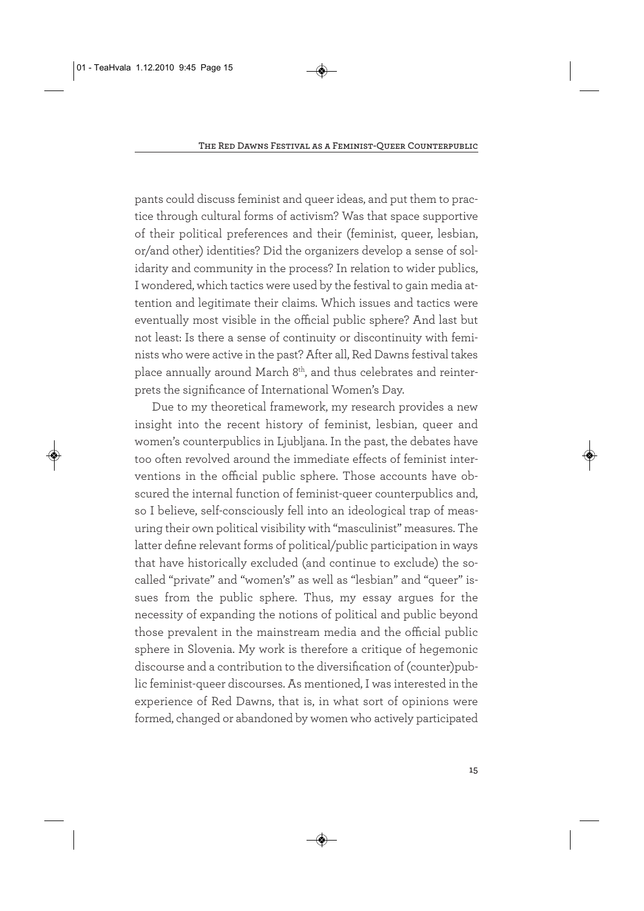pants could discuss feminist and queer ideas, and put them to practice through cultural forms of activism? Was that space supportive of their political preferences and their (feminist, queer, lesbian, or/and other) identities? Did the organizers develop a sense of solidarity and community in the process? In relation to wider publics, I wondered, which tactics were used by the festival to gain media attention and legitimate their claims. Which issues and tactics were eventually most visible in the official public sphere? And last but not least: Is there a sense of continuity or discontinuity with feminists who were active in the past? After all, Red Dawns festival takes place annually around March 8th, and thus celebrates and reinterprets the significance of International Women's Day.

Due to my theoretical framework, my research provides a new insight into the recent history of feminist, lesbian, queer and women's counterpublics in Ljubljana. In the past, the debates have too often revolved around the immediate effects of feminist interventions in the official public sphere. Those accounts have obscured the internal function of feminist-queer counterpublics and, so I believe, self-consciously fell into an ideological trap of measuring their own political visibility with "masculinist" measures. The latter define relevant forms of political/public participation in ways that have historically excluded (and continue to exclude) the so-called "private" and "women's" as well as "lesbian" and "queer" issues from the public sphere. Thus, my essay argues for the necessity of expanding the notions of political and public beyond those prevalent in the mainstream media and the official public sphere in Slovenia. My work is therefore a critique of hegemonic discourse and a contribution to the diversification of (counter)public feminist-queer discourses. As mentioned, I was interested in the experience of Red Dawns, that is, in what sort of opinions were formed, changed or abandoned by women who actively participated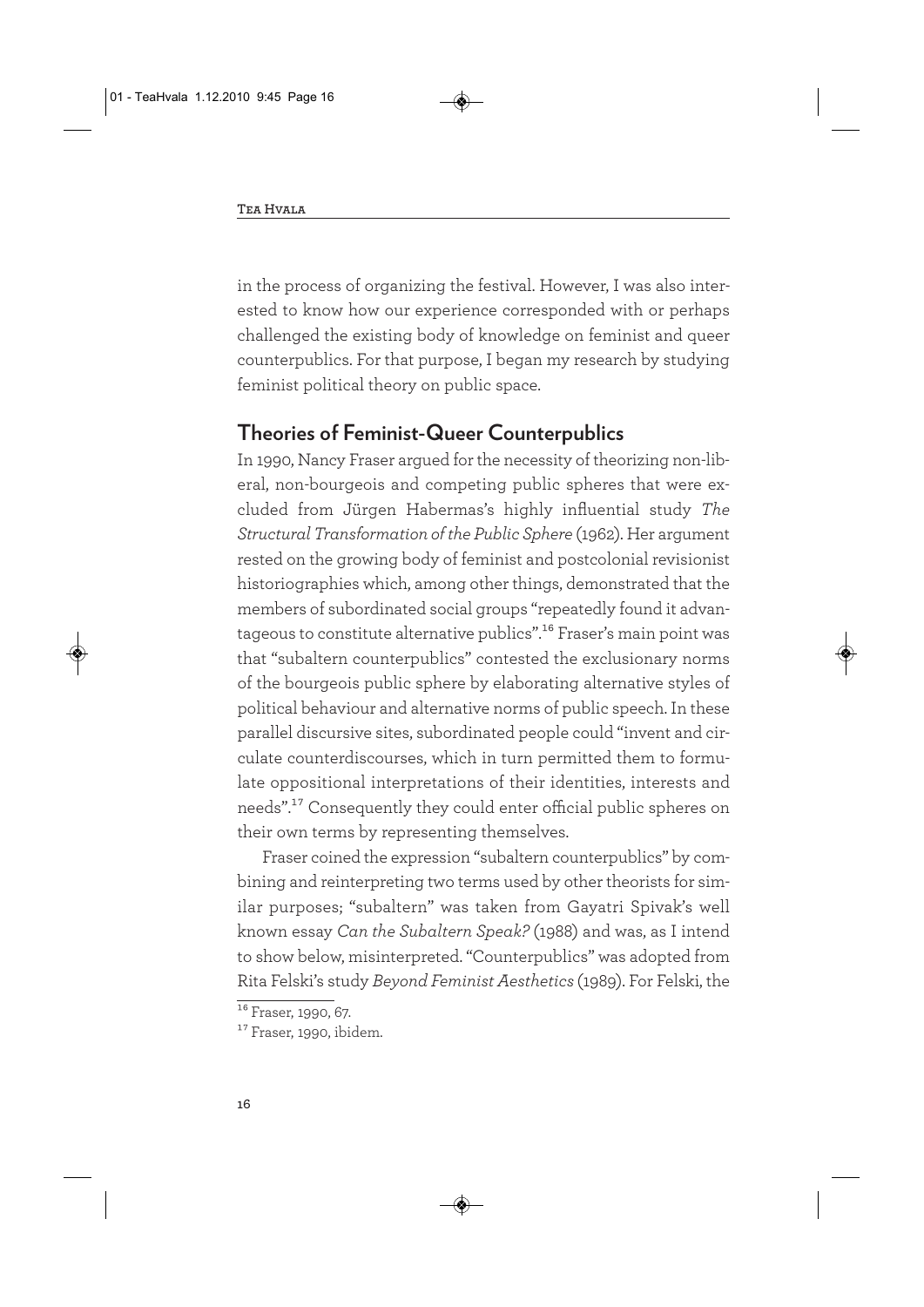in the process of organizing the festival. However, I was also interested to know how our experience corresponded with or perhaps challenged the existing body of knowledge on feminist and queer counterpublics. For that purpose, I began my research by studying feminist political theory on public space.

## Theories of Feminist-Queer Counterpublics

In 1990, Nancy Fraser argued for the necessity of theorizing non-liberal, non-bourgeois and competing public spheres that were excluded from Jürgen Habermas's highly influential study *The Structural Transformation of the Public Sphere* (1962). Her argument rested on the growing body of feminist and postcolonial revisionist historiographies which, among other things, demonstrated that the members of subordinated social groups "repeatedly found it advantageous to constitute alternative publics".[16] Fraser's main point was that "subaltern counterpublics" contested the exclusionary norms of the bourgeois public sphere by elaborating alternative styles of political behaviour and alternative norms of public speech. In these parallel discursive sites, subordinated people could "invent and circulate counterdiscourses, which in turn permitted them to formulate oppositional interpretations of their identities, interests and needs".[17] Consequently they could enter official public spheres on their own terms by representing themselves.

Fraser coined the expression "subaltern counterpublics" by combining and reinterpreting two terms used by other theorists for similar purposes; "subaltern" was taken from Gayatri Spivak's well known essay *Can the Subaltern Speak?* (1988) and was, as I intend to show below, misinterpreted. "Counterpublics" was adopted from Rita Felski's study *Beyond Feminist Aesthetics* (1989). For Felski, the

[16] Fraser, 1990, 67.

[17] Fraser, 1990, ibidem.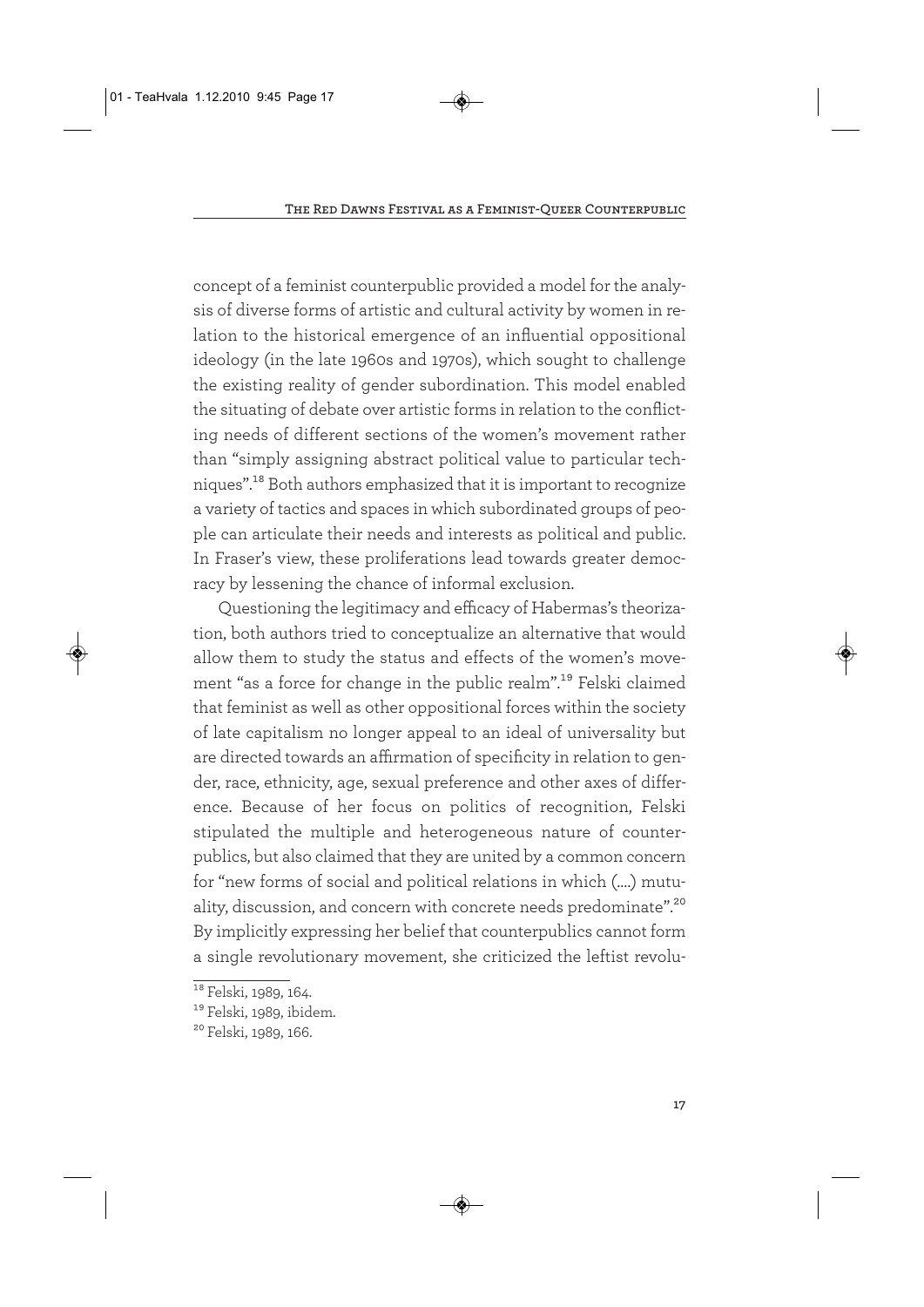concept of a feminist counterpublic provided a model for the analysis of diverse forms of artistic and cultural activity by women in relation to the historical emergence of an influential oppositional ideology (in the late 1960s and 1970s), which sought to challenge the existing reality of gender subordination. This model enabled the situating of debate over artistic forms in relation to the conflicting needs of different sections of the women's movement rather than "simply assigning abstract political value to particular techniques".[18] Both authors emphasized that it is important to recognize a variety of tactics and spaces in which subordinated groups of people can articulate their needs and interests as political and public. In Fraser's view, these proliferations lead towards greater democracy by lessening the chance of informal exclusion.

Questioning the legitimacy and efficacy of Habermas's theorization, both authors tried to conceptualize an alternative that would allow them to study the status and effects of the women's movement "as a force for change in the public realm".[19] Felski claimed that feminist as well as other oppositional forces within the society of late capitalism no longer appeal to an ideal of universality but are directed towards an affirmation of specificity in relation to gender, race, ethnicity, age, sexual preference and other axes of difference. Because of her focus on politics of recognition, Felski stipulated the multiple and heterogeneous nature of counterpublics, but also claimed that they are united by a common concern for "new forms of social and political relations in which (....) mutuality, discussion, and concern with concrete needs predominate".[20] By implicitly expressing her belief that counterpublics cannot form a single revolutionary movement, she criticized the leftist revolu-

[18] Felski, 1989, 164.

[19] Felski, 1989, ibidem.

[20] Felski, 1989, 166.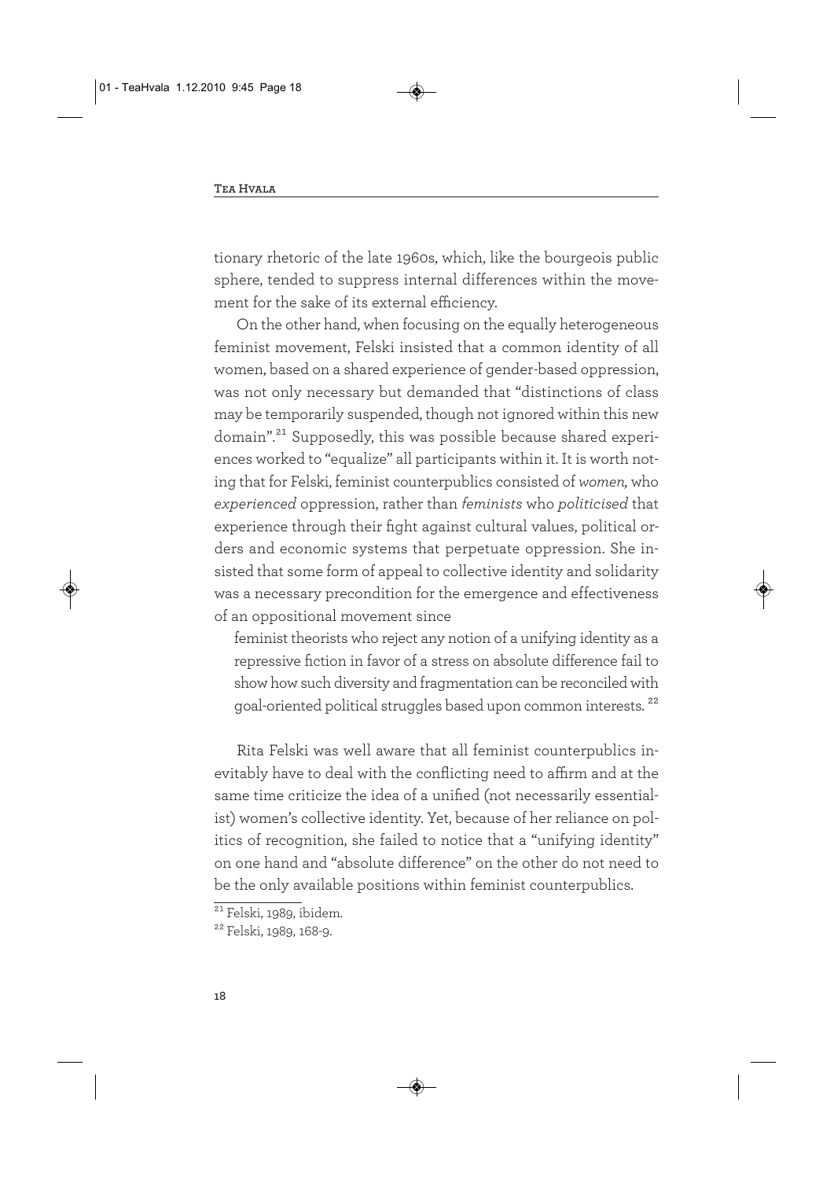tionary rhetoric of the late 1960s, which, like the bourgeois public sphere, tended to suppress internal differences within the movement for the sake of its external efficiency.

On the other hand, when focusing on the equally heterogeneous feminist movement, Felski insisted that a common identity of all women, based on a shared experience of gender-based oppression, was not only necessary but demanded that "distinctions of class may be temporarily suspended, though not ignored within this new domain".[21] Supposedly, this was possible because shared experiences worked to "equalize" all participants within it. It is worth noting that for Felski, feminist counterpublics consisted of *women,* who *experienced* oppression, rather than *feminists* who *politicised* that experience through their fight against cultural values, political orders and economic systems that perpetuate oppression. She insisted that some form of appeal to collective identity and solidarity was a necessary precondition for the emergence and effectiveness of an oppositional movement since

> feminist theorists who reject any notion of a unifying identity as a repressive fiction in favor of a stress on absolute difference fail to show how such diversity and fragmentation can be reconciled with goal-oriented political struggles based upon common interests. [22]

Rita Felski was well aware that all feminist counterpublics inevitably have to deal with the conflicting need to affirm and at the same time criticize the idea of a unified (not necessarily essentialist) women's collective identity. Yet, because of her reliance on politics of recognition, she failed to notice that a "unifying identity" on one hand and "absolute difference" on the other do not need to be the only available positions within feminist counterpublics.

---

[21] Felski, 1989, ibidem.

[22] Felski, 1989, 168-9.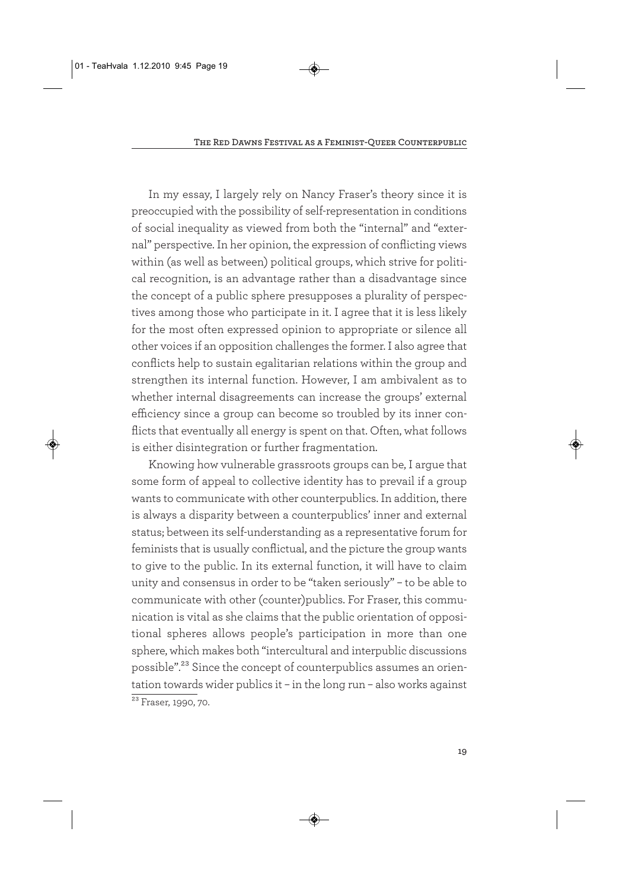In my essay, I largely rely on Nancy Fraser's theory since it is preoccupied with the possibility of self-representation in conditions of social inequality as viewed from both the "internal" and "external" perspective. In her opinion, the expression of conflicting views within (as well as between) political groups, which strive for political recognition, is an advantage rather than a disadvantage since the concept of a public sphere presupposes a plurality of perspectives among those who participate in it. I agree that it is less likely for the most often expressed opinion to appropriate or silence all other voices if an opposition challenges the former. I also agree that conflicts help to sustain egalitarian relations within the group and strengthen its internal function. However, I am ambivalent as to whether internal disagreements can increase the groups' external efficiency since a group can become so troubled by its inner conflicts that eventually all energy is spent on that. Often, what follows is either disintegration or further fragmentation.

Knowing how vulnerable grassroots groups can be, I argue that some form of appeal to collective identity has to prevail if a group wants to communicate with other counterpublics. In addition, there is always a disparity between a counterpublics' inner and external status; between its self-understanding as a representative forum for feminists that is usually conflictual, and the picture the group wants to give to the public. In its external function, it will have to claim unity and consensus in order to be "taken seriously" – to be able to communicate with other (counter)publics. For Fraser, this communication is vital as she claims that the public orientation of oppositional spheres allows people's participation in more than one sphere, which makes both "intercultural and interpublic discussions possible".[23] Since the concept of counterpublics assumes an orientation towards wider publics it – in the long run – also works against

[23] Fraser, 1990, 70.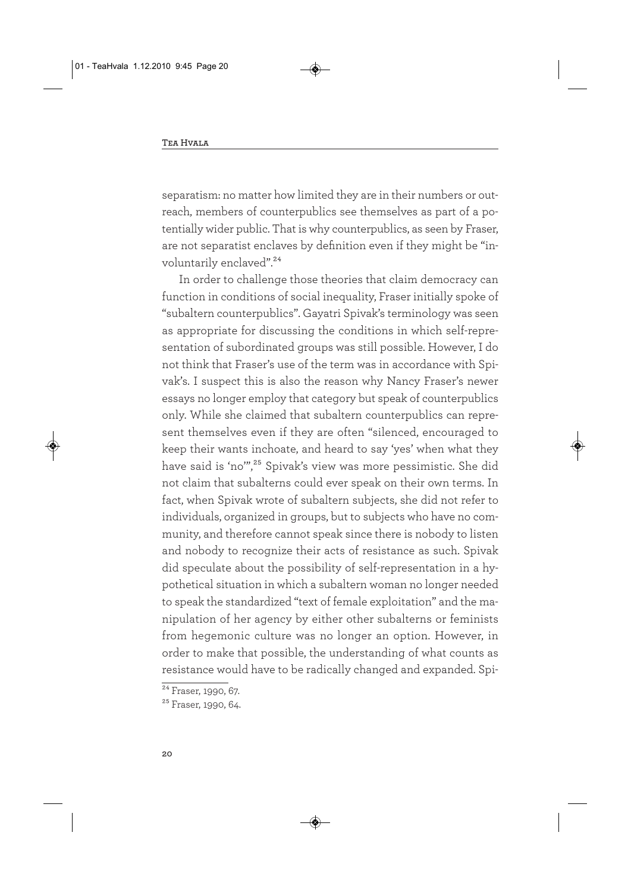separatism: no matter how limited they are in their numbers or outreach, members of counterpublics see themselves as part of a potentially wider public. That is why counterpublics, as seen by Fraser, are not separatist enclaves by definition even if they might be "involuntarily enclaved".[24]

In order to challenge those theories that claim democracy can function in conditions of social inequality, Fraser initially spoke of "subaltern counterpublics". Gayatri Spivak's terminology was seen as appropriate for discussing the conditions in which self-representation of subordinated groups was still possible. However, I do not think that Fraser's use of the term was in accordance with Spivak's. I suspect this is also the reason why Nancy Fraser's newer essays no longer employ that category but speak of counterpublics only. While she claimed that subaltern counterpublics can represent themselves even if they are often "silenced, encouraged to keep their wants inchoate, and heard to say 'yes' when what they have said is 'no'",[25] Spivak's view was more pessimistic. She did not claim that subalterns could ever speak on their own terms. In fact, when Spivak wrote of subaltern subjects, she did not refer to individuals, organized in groups, but to subjects who have no community, and therefore cannot speak since there is nobody to listen and nobody to recognize their acts of resistance as such. Spivak did speculate about the possibility of self-representation in a hypothetical situation in which a subaltern woman no longer needed to speak the standardized "text of female exploitation" and the manipulation of her agency by either other subalterns or feminists from hegemonic culture was no longer an option. However, in order to make that possible, the understanding of what counts as resistance would have to be radically changed and expanded. Spi-

[24] Fraser, 1990, 67.

[25] Fraser, 1990, 64.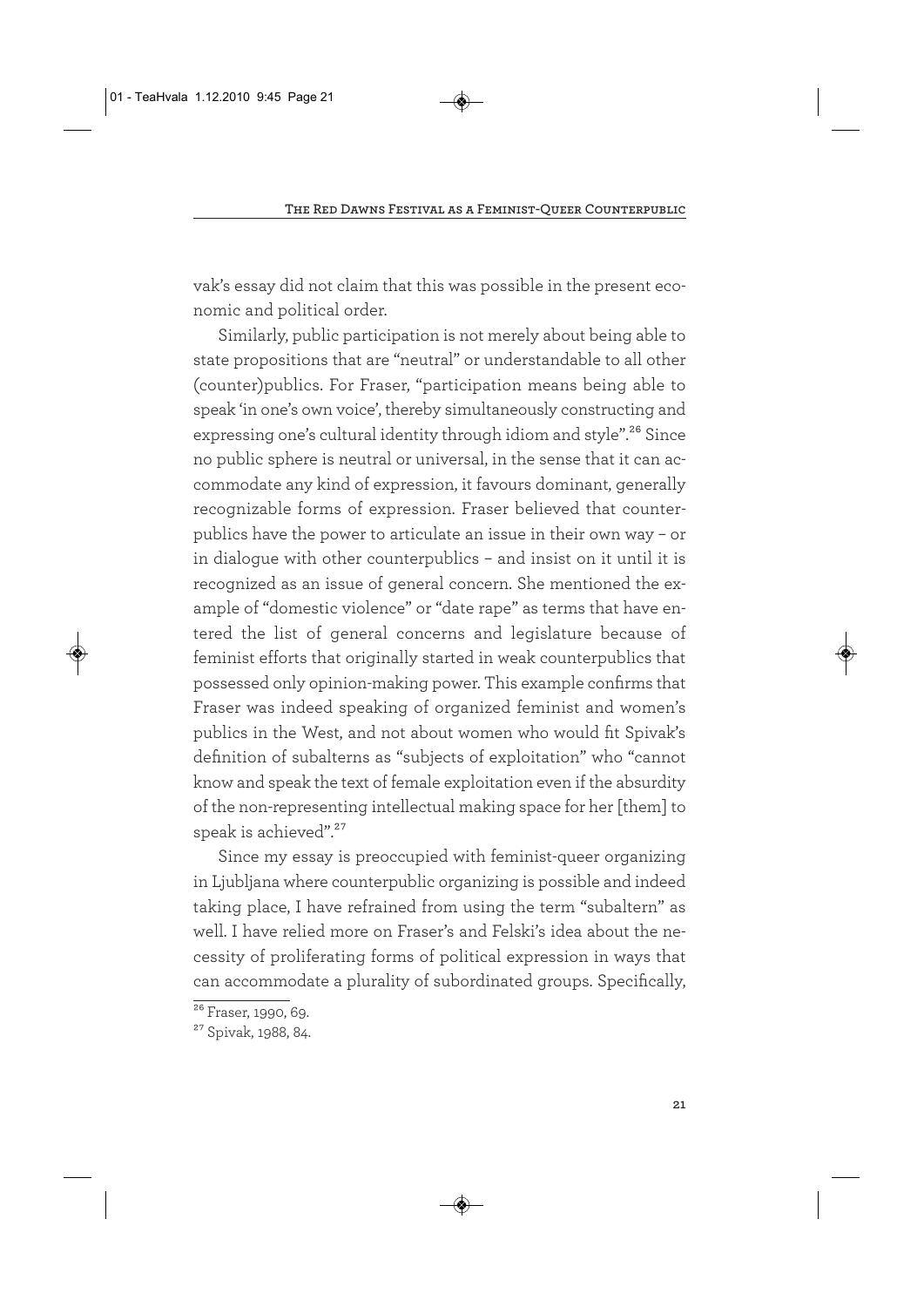vak's essay did not claim that this was possible in the present economic and political order.

Similarly, public participation is not merely about being able to state propositions that are "neutral" or understandable to all other (counter)publics. For Fraser, "participation means being able to speak 'in one's own voice', thereby simultaneously constructing and expressing one's cultural identity through idiom and style".[26] Since no public sphere is neutral or universal, in the sense that it can accommodate any kind of expression, it favours dominant, generally recognizable forms of expression. Fraser believed that counterpublics have the power to articulate an issue in their own way – or in dialogue with other counterpublics – and insist on it until it is recognized as an issue of general concern. She mentioned the example of "domestic violence" or "date rape" as terms that have entered the list of general concerns and legislature because of feminist efforts that originally started in weak counterpublics that possessed only opinion-making power. This example confirms that Fraser was indeed speaking of organized feminist and women's publics in the West, and not about women who would fit Spivak's definition of subalterns as "subjects of exploitation" who "cannot know and speak the text of female exploitation even if the absurdity of the non-representing intellectual making space for her [them] to speak is achieved".[27]

Since my essay is preoccupied with feminist-queer organizing in Ljubljana where counterpublic organizing is possible and indeed taking place, I have refrained from using the term "subaltern" as well. I have relied more on Fraser's and Felski's idea about the necessity of proliferating forms of political expression in ways that can accommodate a plurality of subordinated groups. Specifically,

---

[26] Fraser, 1990, 69.

[27] Spivak, 1988, 84.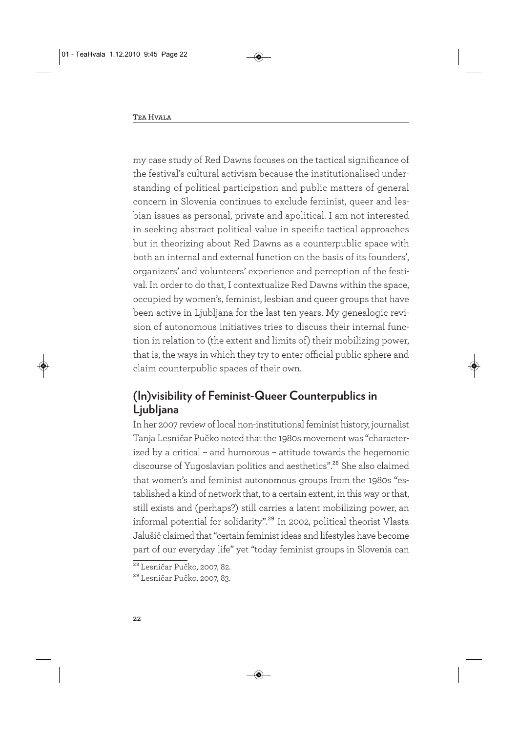my case study of Red Dawns focuses on the tactical significance of the festival's cultural activism because the institutionalised understanding of political participation and public matters of general concern in Slovenia continues to exclude feminist, queer and lesbian issues as personal, private and apolitical. I am not interested in seeking abstract political value in specific tactical approaches but in theorizing about Red Dawns as a counterpublic space with both an internal and external function on the basis of its founders', organizers' and volunteers' experience and perception of the festival. In order to do that, I contextualize Red Dawns within the space, occupied by women's, feminist, lesbian and queer groups that have been active in Ljubljana for the last ten years. My genealogic revision of autonomous initiatives tries to discuss their internal function in relation to (the extent and limits of) their mobilizing power, that is, the ways in which they try to enter official public sphere and claim counterpublic spaces of their own.

## (In)visibility of Feminist-Queer Counterpublics in Ljubljana

In her 2007 review of local non-institutional feminist history, journalist Tanja Lesničar Pučko noted that the 1980s movement was "characterized by a critical – and humorous – attitude towards the hegemonic discourse of Yugoslavian politics and aesthetics".[28] She also claimed that women's and feminist autonomous groups from the 1980s "established a kind of network that, to a certain extent, in this way or that, still exists and (perhaps?) still carries a latent mobilizing power, an informal potential for solidarity".[29] In 2002, political theorist Vlasta Jalušič claimed that "certain feminist ideas and lifestyles have become part of our everyday life" yet "today feminist groups in Slovenia can

[28] Lesničar Pučko, 2007, 82.

[29] Lesničar Pučko, 2007, 83.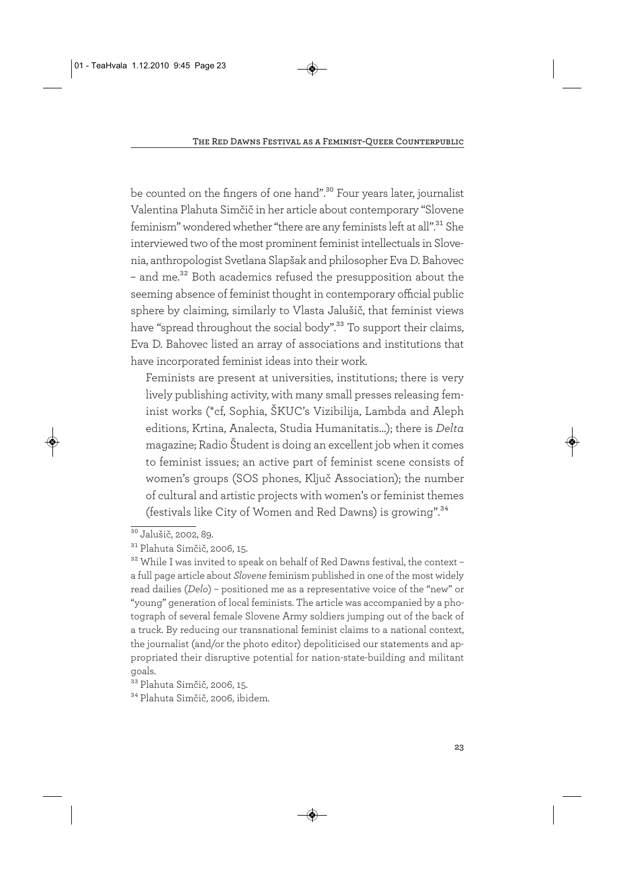be counted on the fingers of one hand".[30] Four years later, journalist Valentina Plahuta Simčič in her article about contemporary "Slovene feminism" wondered whether "there are any feminists left at all".[31] She interviewed two of the most prominent feminist intellectuals in Slovenia, anthropologist Svetlana Slapšak and philosopher Eva D. Bahovec – and me.[32] Both academics refused the presupposition about the seeming absence of feminist thought in contemporary official public sphere by claiming, similarly to Vlasta Jalušič, that feminist views have "spread throughout the social body".[33] To support their claims, Eva D. Bahovec listed an array of associations and institutions that have incorporated feminist ideas into their work.

> Feminists are present at universities, institutions; there is very lively publishing activity, with many small presses releasing feminist works (*cf, Sophia, ŠKUC's Vizibilija, Lambda and Aleph editions, Krtina, Analecta, Studia Humanitatis...); there is *Delta* magazine; Radio Študent is doing an excellent job when it comes to feminist issues; an active part of feminist scene consists of women's groups (SOS phones, Ključ Association); the number of cultural and artistic projects with women's or feminist themes (festivals like City of Women and Red Dawns) is growing".[34]

---

[30] Jalušič, 2002, 89.

[31] Plahuta Simčič, 2006, 15.

[32] While I was invited to speak on behalf of Red Dawns festival, the context – a full page article about *Slovene* feminism published in one of the most widely read dailies (*Delo*) – positioned me as a representative voice of the "new" or "young" generation of local feminists. The article was accompanied by a photograph of several female Slovene Army soldiers jumping out of the back of a truck. By reducing our transnational feminist claims to a national context, the journalist (and/or the photo editor) depoliticised our statements and appropriated their disruptive potential for nation-state-building and militant goals.

[33] Plahuta Simčič, 2006, 15.

[34] Plahuta Simčič, 2006, ibidem.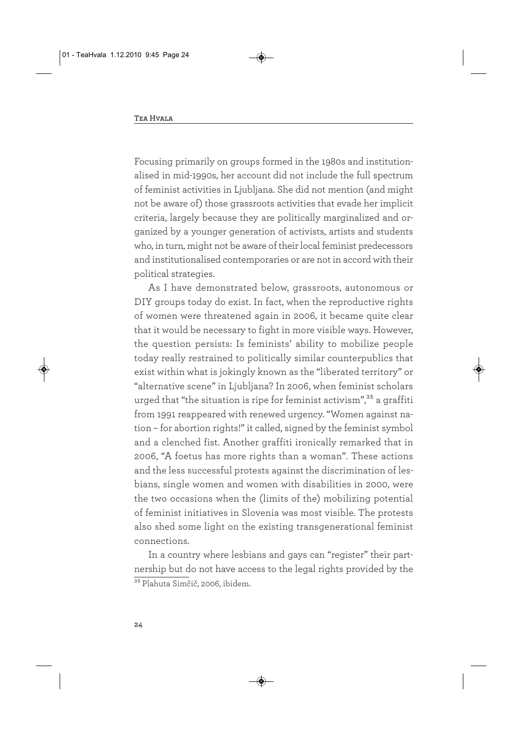Focusing primarily on groups formed in the 1980s and institutionalised in mid-1990s, her account did not include the full spectrum of feminist activities in Ljubljana. She did not mention (and might not be aware of) those grassroots activities that evade her implicit criteria, largely because they are politically marginalized and organized by a younger generation of activists, artists and students who, in turn, might not be aware of their local feminist predecessors and institutionalised contemporaries or are not in accord with their political strategies.

As I have demonstrated below, grassroots, autonomous or DIY groups today do exist. In fact, when the reproductive rights of women were threatened again in 2006, it became quite clear that it would be necessary to fight in more visible ways. However, the question persists: Is feminists' ability to mobilize people today really restrained to politically similar counterpublics that exist within what is jokingly known as the "liberated territory" or "alternative scene" in Ljubljana? In 2006, when feminist scholars urged that "the situation is ripe for feminist activism",[35] a graffiti from 1991 reappeared with renewed urgency. "Women against nation – for abortion rights!" it called, signed by the feminist symbol and a clenched fist. Another graffiti ironically remarked that in 2006, "A foetus has more rights than a woman". These actions and the less successful protests against the discrimination of lesbians, single women and women with disabilities in 2000, were the two occasions when the (limits of the) mobilizing potential of feminist initiatives in Slovenia was most visible. The protests also shed some light on the existing transgenerational feminist connections.

In a country where lesbians and gays can "register" their partnership but do not have access to the legal rights provided by the

[35] Plahuta Simčič, 2006, ibidem.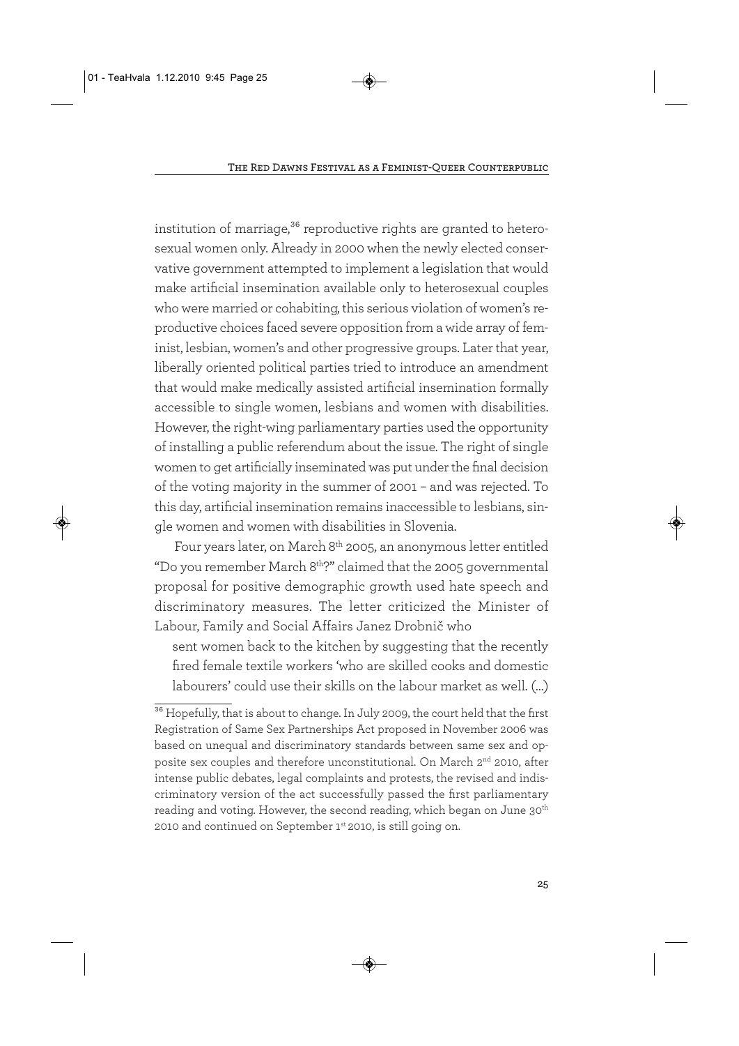institution of marriage,[36] reproductive rights are granted to heterosexual women only. Already in 2000 when the newly elected conservative government attempted to implement a legislation that would make artificial insemination available only to heterosexual couples who were married or cohabiting, this serious violation of women's reproductive choices faced severe opposition from a wide array of feminist, lesbian, women's and other progressive groups. Later that year, liberally oriented political parties tried to introduce an amendment that would make medically assisted artificial insemination formally accessible to single women, lesbians and women with disabilities. However, the right-wing parliamentary parties used the opportunity of installing a public referendum about the issue. The right of single women to get artificially inseminated was put under the final decision of the voting majority in the summer of 2001 – and was rejected. To this day, artificial insemination remains inaccessible to lesbians, single women and women with disabilities in Slovenia.

Four years later, on March 8th 2005, an anonymous letter entitled "Do you remember March 8th?" claimed that the 2005 governmental proposal for positive demographic growth used hate speech and discriminatory measures. The letter criticized the Minister of Labour, Family and Social Affairs Janez Drobnič who

> sent women back to the kitchen by suggesting that the recently fired female textile workers 'who are skilled cooks and domestic labourers' could use their skills on the labour market as well. (...)

---

[36] Hopefully, that is about to change. In July 2009, the court held that the first Registration of Same Sex Partnerships Act proposed in November 2006 was based on unequal and discriminatory standards between same sex and opposite sex couples and therefore unconstitutional. On March 2nd 2010, after intense public debates, legal complaints and protests, the revised and indiscriminatory version of the act successfully passed the first parliamentary reading and voting. However, the second reading, which began on June 30th 2010 and continued on September 1st 2010, is still going on.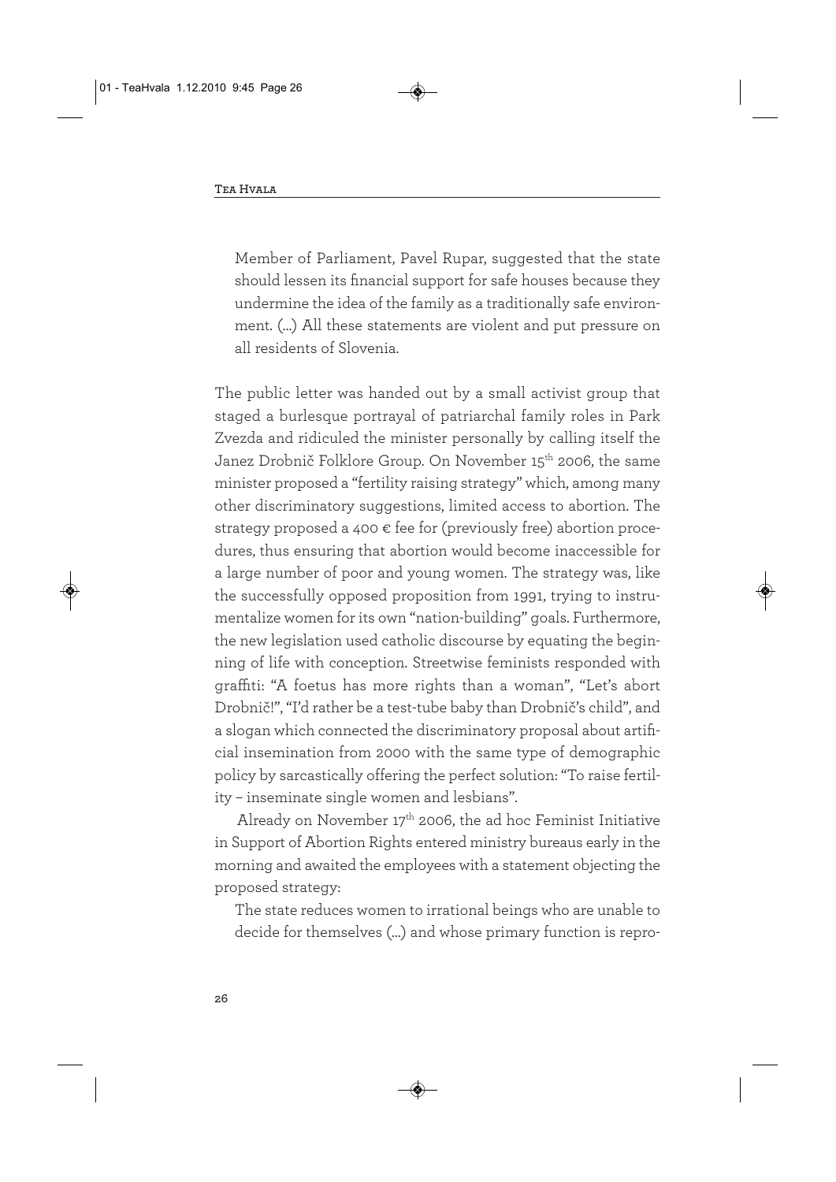> Member of Parliament, Pavel Rupar, suggested that the state should lessen its financial support for safe houses because they undermine the idea of the family as a traditionally safe environment. (...) All these statements are violent and put pressure on all residents of Slovenia.

The public letter was handed out by a small activist group that staged a burlesque portrayal of patriarchal family roles in Park Zvezda and ridiculed the minister personally by calling itself the Janez Drobnič Folklore Group. On November 15th 2006, the same minister proposed a "fertility raising strategy" which, among many other discriminatory suggestions, limited access to abortion. The strategy proposed a 400 € fee for (previously free) abortion procedures, thus ensuring that abortion would become inaccessible for a large number of poor and young women. The strategy was, like the successfully opposed proposition from 1991, trying to instrumentalize women for its own "nation-building" goals. Furthermore, the new legislation used catholic discourse by equating the beginning of life with conception. Streetwise feminists responded with graffiti: "A foetus has more rights than a woman", "Let's abort Drobnič!", "I'd rather be a test-tube baby than Drobnič's child", and a slogan which connected the discriminatory proposal about artificial insemination from 2000 with the same type of demographic policy by sarcastically offering the perfect solution: "To raise fertility – inseminate single women and lesbians".

Already on November 17th 2006, the ad hoc Feminist Initiative in Support of Abortion Rights entered ministry bureaus early in the morning and awaited the employees with a statement objecting the proposed strategy:

> The state reduces women to irrational beings who are unable to decide for themselves (...) and whose primary function is repro-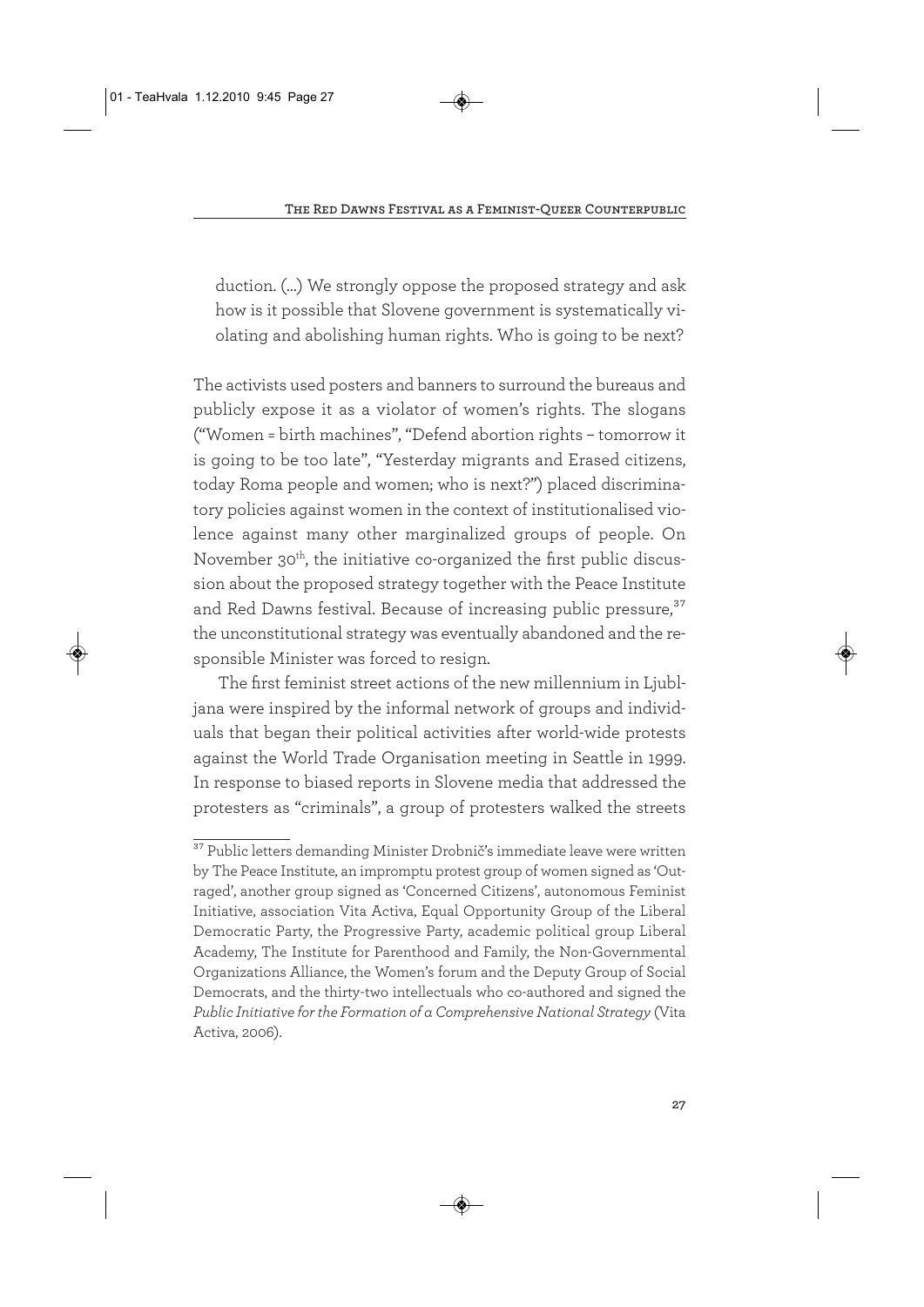> duction. (...) We strongly oppose the proposed strategy and ask how is it possible that Slovene government is systematically violating and abolishing human rights. Who is going to be next?

The activists used posters and banners to surround the bureaus and publicly expose it as a violator of women's rights. The slogans ("Women = birth machines", "Defend abortion rights – tomorrow it is going to be too late", "Yesterday migrants and Erased citizens, today Roma people and women; who is next?") placed discriminatory policies against women in the context of institutionalised violence against many other marginalized groups of people. On November 30th, the initiative co-organized the first public discussion about the proposed strategy together with the Peace Institute and Red Dawns festival. Because of increasing public pressure,[37] the unconstitutional strategy was eventually abandoned and the responsible Minister was forced to resign.

The first feminist street actions of the new millennium in Ljubljana were inspired by the informal network of groups and individuals that began their political activities after world-wide protests against the World Trade Organisation meeting in Seattle in 1999. In response to biased reports in Slovene media that addressed the protesters as "criminals", a group of protesters walked the streets

---

[37] Public letters demanding Minister Drobnič's immediate leave were written by The Peace Institute, an impromptu protest group of women signed as 'Outraged', another group signed as 'Concerned Citizens', autonomous Feminist Initiative, association Vita Activa, Equal Opportunity Group of the Liberal Democratic Party, the Progressive Party, academic political group Liberal Academy, The Institute for Parenthood and Family, the Non-Governmental Organizations Alliance, the Women's forum and the Deputy Group of Social Democrats, and the thirty-two intellectuals who co-authored and signed the *Public Initiative for the Formation of a Comprehensive National Strategy* (Vita Activa, 2006).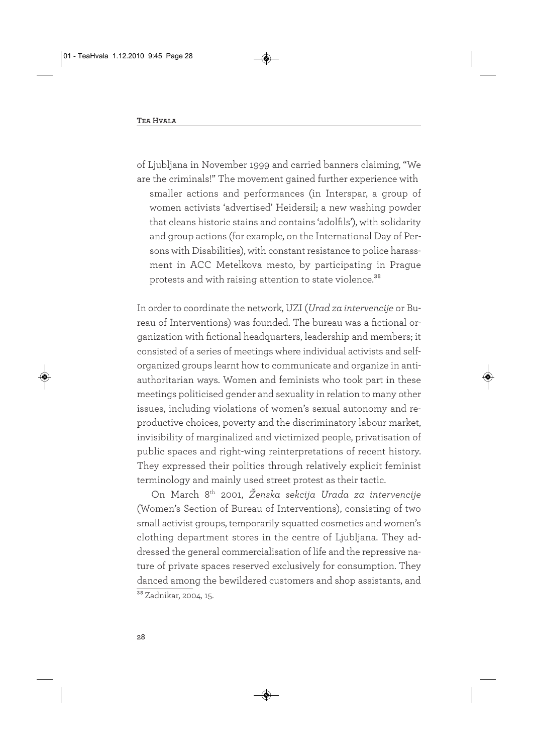of Ljubljana in November 1999 and carried banners claiming, "We are the criminals!" The movement gained further experience with

> smaller actions and performances (in Interspar, a group of women activists 'advertised' Heidersil; a new washing powder that cleans historic stains and contains 'adolfils'), with solidarity and group actions (for example, on the International Day of Persons with Disabilities), with constant resistance to police harassment in ACC Metelkova mesto, by participating in Prague protests and with raising attention to state violence.[38]

In order to coordinate the network, UZI (*Urad za intervencije* or Bureau of Interventions) was founded. The bureau was a fictional organization with fictional headquarters, leadership and members; it consisted of a series of meetings where individual activists and self-organized groups learnt how to communicate and organize in anti-authoritarian ways. Women and feminists who took part in these meetings politicised gender and sexuality in relation to many other issues, including violations of women's sexual autonomy and reproductive choices, poverty and the discriminatory labour market, invisibility of marginalized and victimized people, privatisation of public spaces and right-wing reinterpretations of recent history. They expressed their politics through relatively explicit feminist terminology and mainly used street protest as their tactic.

On March 8th 2001, *Ženska sekcija Urada za intervencije* (Women's Section of Bureau of Interventions), consisting of two small activist groups, temporarily squatted cosmetics and women's clothing department stores in the centre of Ljubljana. They addressed the general commercialisation of life and the repressive nature of private spaces reserved exclusively for consumption. They danced among the bewildered customers and shop assistants, and

[38] Zadnikar, 2004, 15.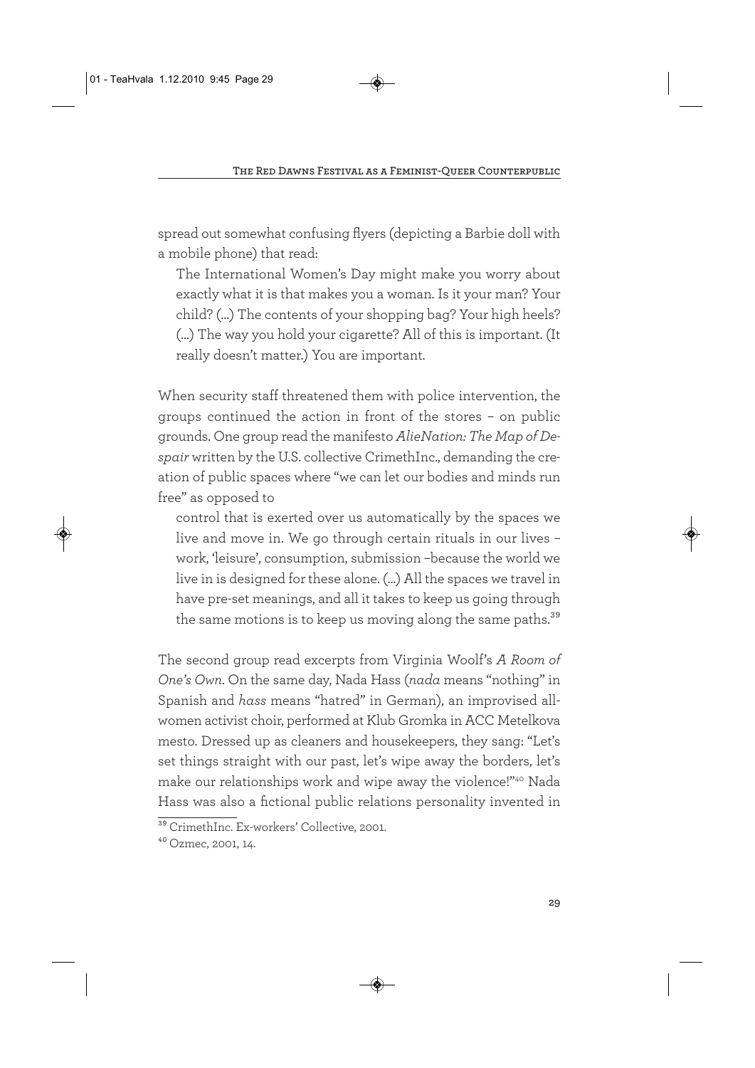spread out somewhat confusing flyers (depicting a Barbie doll with a mobile phone) that read:

> The International Women's Day might make you worry about exactly what it is that makes you a woman. Is it your man? Your child? (...) The contents of your shopping bag? Your high heels? (...) The way you hold your cigarette? All of this is important. (It really doesn't matter.) You are important.

When security staff threatened them with police intervention, the groups continued the action in front of the stores – on public grounds. One group read the manifesto *AlieNation: The Map of Despair* written by the U.S. collective CrimethInc., demanding the creation of public spaces where "we can let our bodies and minds run free" as opposed to

> control that is exerted over us automatically by the spaces we live and move in. We go through certain rituals in our lives – work, 'leisure', consumption, submission –because the world we live in is designed for these alone. (...) All the spaces we travel in have pre-set meanings, and all it takes to keep us going through the same motions is to keep us moving along the same paths.[39]

The second group read excerpts from Virginia Woolf's *A Room of One's Own*. On the same day, Nada Hass (*nada* means "nothing" in Spanish and *hass* means "hatred" in German), an improvised all-women activist choir, performed at Klub Gromka in ACC Metelkova mesto. Dressed up as cleaners and housekeepers, they sang: "Let's set things straight with our past, let's wipe away the borders, let's make our relationships work and wipe away the violence!"[40] Nada Hass was also a fictional public relations personality invented in

---

[39] CrimethInc. Ex-workers' Collective, 2001.

[40] Ozmec, 2001, 14.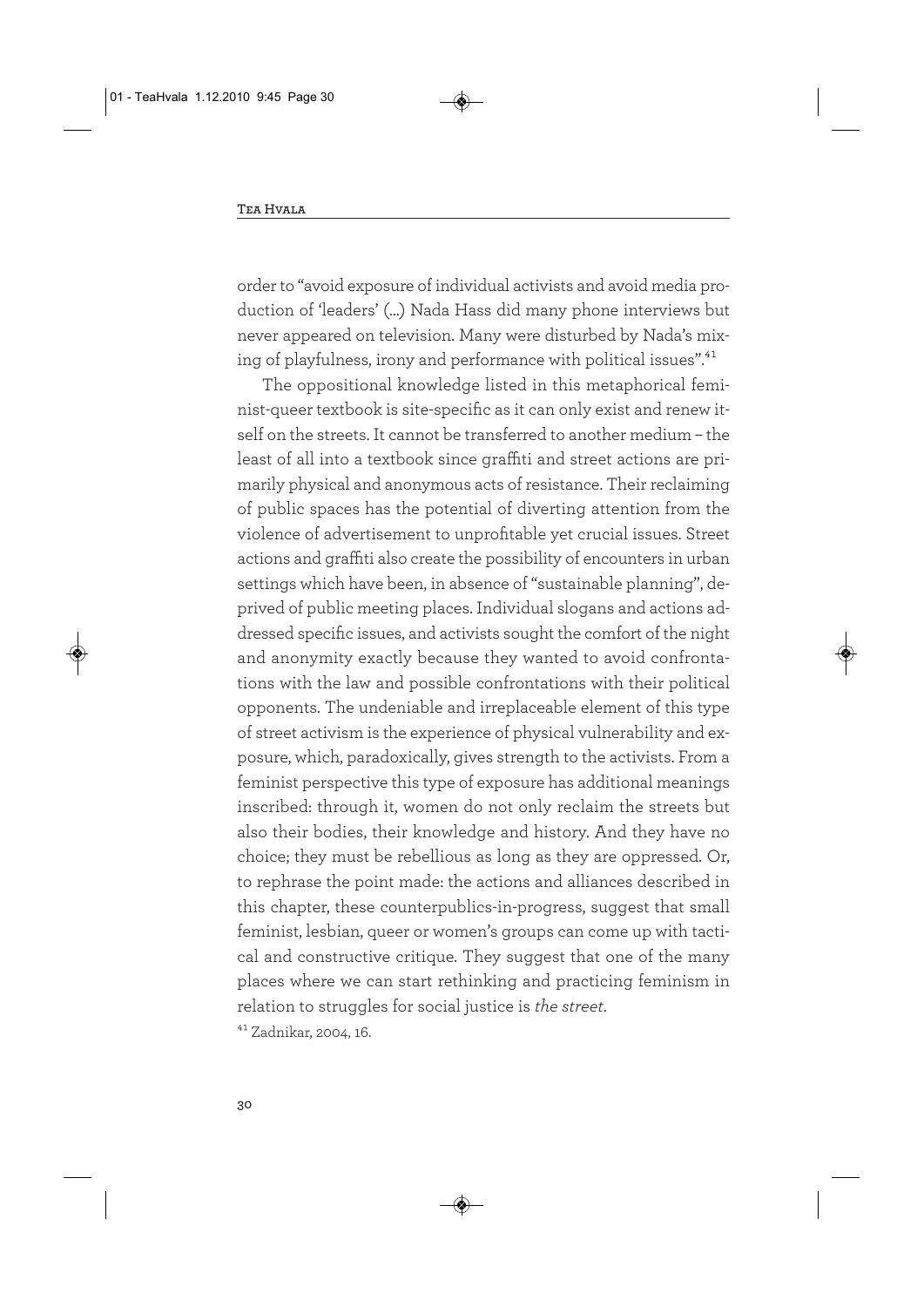order to "avoid exposure of individual activists and avoid media production of 'leaders' (...) Nada Hass did many phone interviews but never appeared on television. Many were disturbed by Nada's mixing of playfulness, irony and performance with political issues".[41]

The oppositional knowledge listed in this metaphorical feminist-queer textbook is site-specific as it can only exist and renew itself on the streets. It cannot be transferred to another medium – the least of all into a textbook since graffiti and street actions are primarily physical and anonymous acts of resistance. Their reclaiming of public spaces has the potential of diverting attention from the violence of advertisement to unprofitable yet crucial issues. Street actions and graffiti also create the possibility of encounters in urban settings which have been, in absence of "sustainable planning", deprived of public meeting places. Individual slogans and actions addressed specific issues, and activists sought the comfort of the night and anonymity exactly because they wanted to avoid confrontations with the law and possible confrontations with their political opponents. The undeniable and irreplaceable element of this type of street activism is the experience of physical vulnerability and exposure, which, paradoxically, gives strength to the activists. From a feminist perspective this type of exposure has additional meanings inscribed: through it, women do not only reclaim the streets but also their bodies, their knowledge and history. And they have no choice; they must be rebellious as long as they are oppressed. Or, to rephrase the point made: the actions and alliances described in this chapter, these counterpublics-in-progress, suggest that small feminist, lesbian, queer or women's groups can come up with tactical and constructive critique. They suggest that one of the many places where we can start rethinking and practicing feminism in relation to struggles for social justice is *the street*.

[41] Zadnikar, 2004, 16.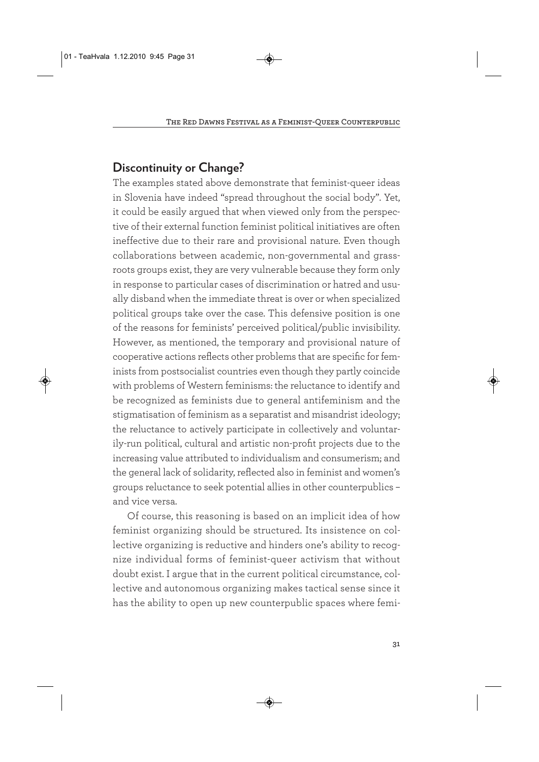## Discontinuity or Change?

The examples stated above demonstrate that feminist-queer ideas in Slovenia have indeed "spread throughout the social body". Yet, it could be easily argued that when viewed only from the perspective of their external function feminist political initiatives are often ineffective due to their rare and provisional nature. Even though collaborations between academic, non-governmental and grassroots groups exist, they are very vulnerable because they form only in response to particular cases of discrimination or hatred and usually disband when the immediate threat is over or when specialized political groups take over the case. This defensive position is one of the reasons for feminists' perceived political/public invisibility. However, as mentioned, the temporary and provisional nature of cooperative actions reflects other problems that are specific for feminists from postsocialist countries even though they partly coincide with problems of Western feminisms: the reluctance to identify and be recognized as feminists due to general antifeminism and the stigmatisation of feminism as a separatist and misandrist ideology; the reluctance to actively participate in collectively and voluntarily-run political, cultural and artistic non-profit projects due to the increasing value attributed to individualism and consumerism; and the general lack of solidarity, reflected also in feminist and women's groups reluctance to seek potential allies in other counterpublics – and vice versa.

Of course, this reasoning is based on an implicit idea of how feminist organizing should be structured. Its insistence on collective organizing is reductive and hinders one's ability to recognize individual forms of feminist-queer activism that without doubt exist. I argue that in the current political circumstance, collective and autonomous organizing makes tactical sense since it has the ability to open up new counterpublic spaces where femi-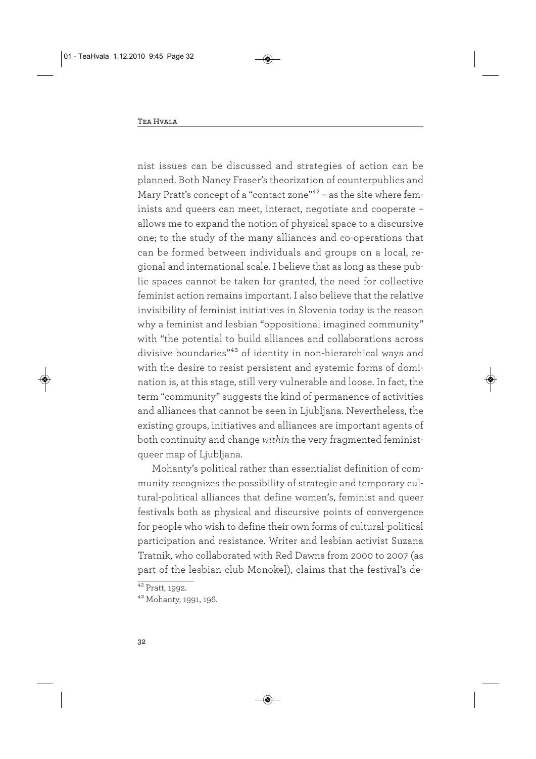nist issues can be discussed and strategies of action can be planned. Both Nancy Fraser's theorization of counterpublics and Mary Pratt's concept of a "contact zone"[42] – as the site where feminists and queers can meet, interact, negotiate and cooperate – allows me to expand the notion of physical space to a discursive one; to the study of the many alliances and co-operations that can be formed between individuals and groups on a local, regional and international scale. I believe that as long as these public spaces cannot be taken for granted, the need for collective feminist action remains important. I also believe that the relative invisibility of feminist initiatives in Slovenia today is the reason why a feminist and lesbian "oppositional imagined community" with "the potential to build alliances and collaborations across divisive boundaries"[43] of identity in non-hierarchical ways and with the desire to resist persistent and systemic forms of domination is, at this stage, still very vulnerable and loose. In fact, the term "community" suggests the kind of permanence of activities and alliances that cannot be seen in Ljubljana. Nevertheless, the existing groups, initiatives and alliances are important agents of both continuity and change *within* the very fragmented feminist-queer map of Ljubljana.

Mohanty's political rather than essentialist definition of community recognizes the possibility of strategic and temporary cultural-political alliances that define women's, feminist and queer festivals both as physical and discursive points of convergence for people who wish to define their own forms of cultural-political participation and resistance. Writer and lesbian activist Suzana Tratnik, who collaborated with Red Dawns from 2000 to 2007 (as part of the lesbian club Monokel), claims that the festival's de-

[42] Pratt, 1992.

[43] Mohanty, 1991, 196.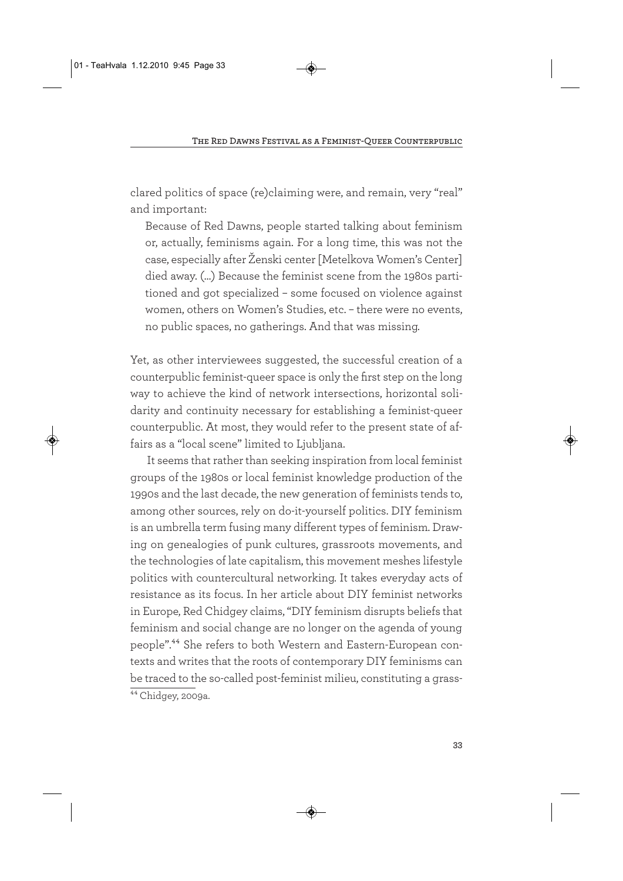clared politics of space (re)claiming were, and remain, very "real" and important:

> Because of Red Dawns, people started talking about feminism or, actually, feminisms again. For a long time, this was not the case, especially after Ženski center [Metelkova Women's Center] died away. (...) Because the feminist scene from the 1980s partitioned and got specialized – some focused on violence against women, others on Women's Studies, etc. – there were no events, no public spaces, no gatherings. And that was missing.

Yet, as other interviewees suggested, the successful creation of a counterpublic feminist-queer space is only the first step on the long way to achieve the kind of network intersections, horizontal solidarity and continuity necessary for establishing a feminist-queer counterpublic. At most, they would refer to the present state of affairs as a "local scene" limited to Ljubljana.

It seems that rather than seeking inspiration from local feminist groups of the 1980s or local feminist knowledge production of the 1990s and the last decade, the new generation of feminists tends to, among other sources, rely on do-it-yourself politics. DIY feminism is an umbrella term fusing many different types of feminism. Drawing on genealogies of punk cultures, grassroots movements, and the technologies of late capitalism, this movement meshes lifestyle politics with countercultural networking. It takes everyday acts of resistance as its focus. In her article about DIY feminist networks in Europe, Red Chidgey claims, "DIY feminism disrupts beliefs that feminism and social change are no longer on the agenda of young people".[44] She refers to both Western and Eastern-European contexts and writes that the roots of contemporary DIY feminisms can be traced to the so-called post-feminist milieu, constituting a grass-

[44] Chidgey, 2009a.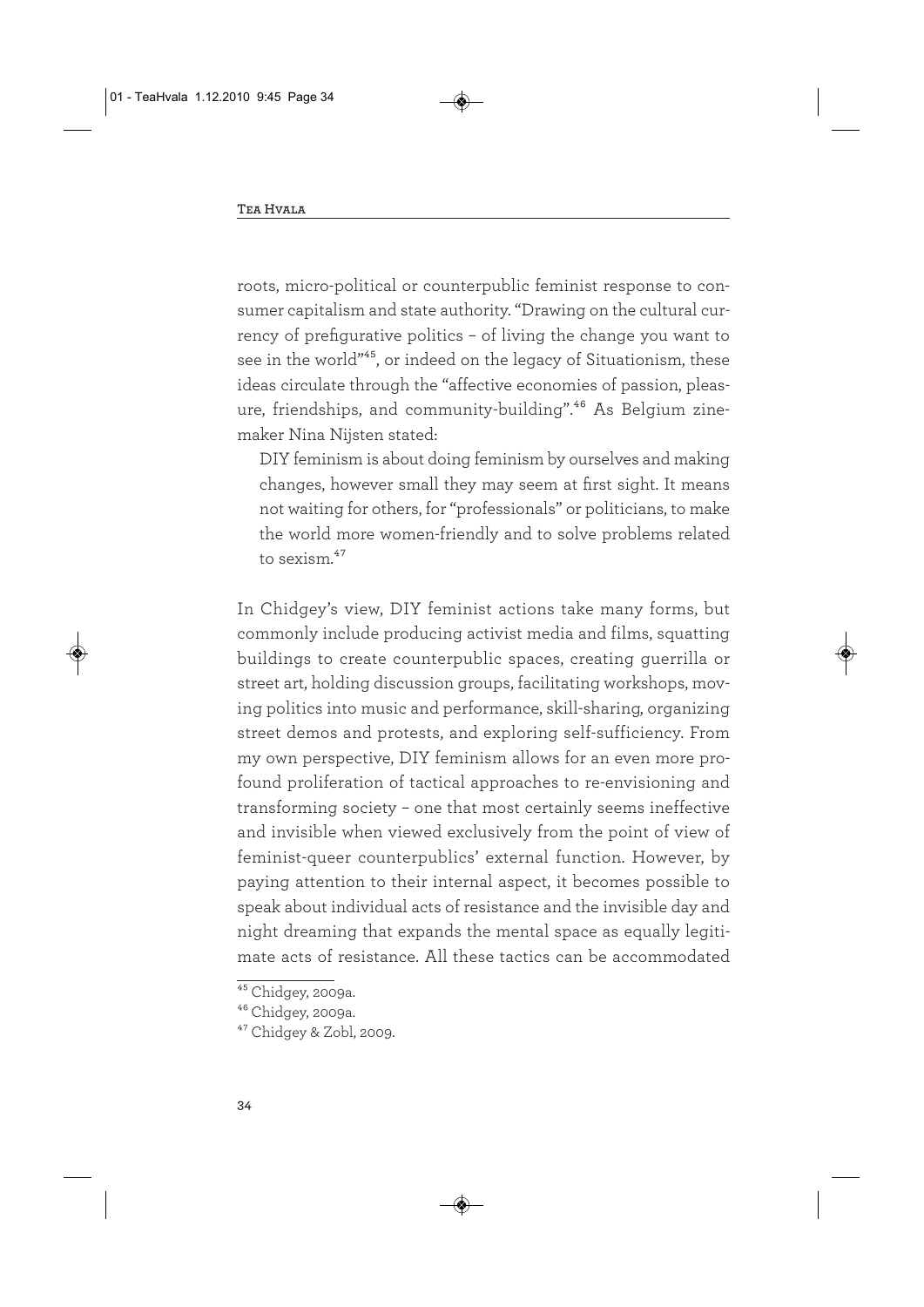roots, micro-political or counterpublic feminist response to consumer capitalism and state authority. "Drawing on the cultural currency of prefigurative politics – of living the change you want to see in the world"[45], or indeed on the legacy of Situationism, these ideas circulate through the "affective economies of passion, pleasure, friendships, and community-building".[46] As Belgium zinemaker Nina Nijsten stated:

> DIY feminism is about doing feminism by ourselves and making changes, however small they may seem at first sight. It means not waiting for others, for "professionals" or politicians, to make the world more women-friendly and to solve problems related to sexism.[47]

In Chidgey's view, DIY feminist actions take many forms, but commonly include producing activist media and films, squatting buildings to create counterpublic spaces, creating guerrilla or street art, holding discussion groups, facilitating workshops, moving politics into music and performance, skill-sharing, organizing street demos and protests, and exploring self-sufficiency. From my own perspective, DIY feminism allows for an even more profound proliferation of tactical approaches to re-envisioning and transforming society – one that most certainly seems ineffective and invisible when viewed exclusively from the point of view of feminist-queer counterpublics' external function. However, by paying attention to their internal aspect, it becomes possible to speak about individual acts of resistance and the invisible day and night dreaming that expands the mental space as equally legitimate acts of resistance. All these tactics can be accommodated

---

[45] Chidgey, 2009a.

[46] Chidgey, 2009a.

[47] Chidgey & Zobl, 2009.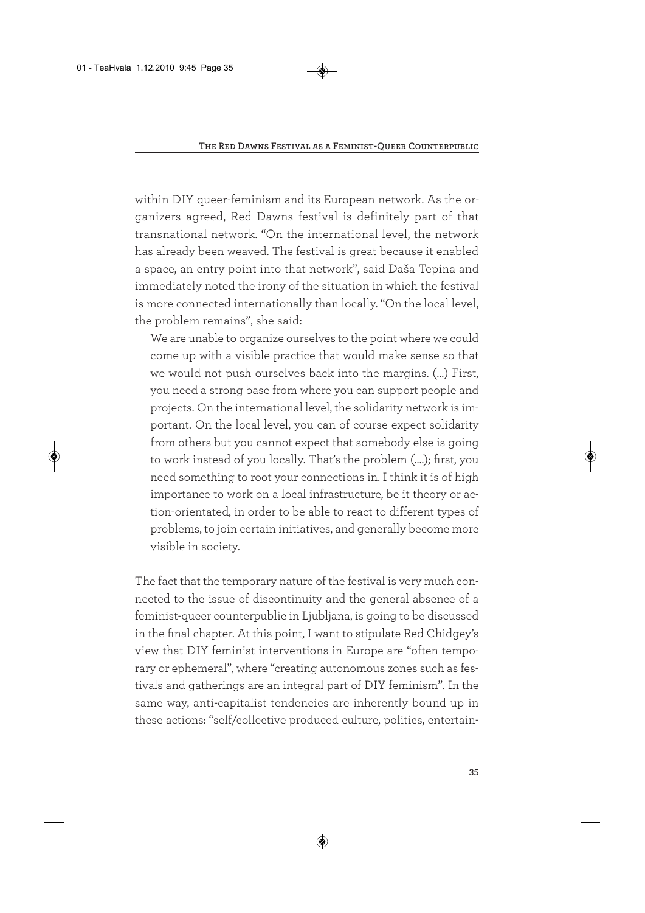within DIY queer-feminism and its European network. As the organizers agreed, Red Dawns festival is definitely part of that transnational network. "On the international level, the network has already been weaved. The festival is great because it enabled a space, an entry point into that network", said Daša Tepina and immediately noted the irony of the situation in which the festival is more connected internationally than locally. "On the local level, the problem remains", she said:

> We are unable to organize ourselves to the point where we could come up with a visible practice that would make sense so that we would not push ourselves back into the margins. (...) First, you need a strong base from where you can support people and projects. On the international level, the solidarity network is important. On the local level, you can of course expect solidarity from others but you cannot expect that somebody else is going to work instead of you locally. That's the problem (....); first, you need something to root your connections in. I think it is of high importance to work on a local infrastructure, be it theory or action-orientated, in order to be able to react to different types of problems, to join certain initiatives, and generally become more visible in society.

The fact that the temporary nature of the festival is very much connected to the issue of discontinuity and the general absence of a feminist-queer counterpublic in Ljubljana, is going to be discussed in the final chapter. At this point, I want to stipulate Red Chidgey's view that DIY feminist interventions in Europe are "often temporary or ephemeral", where "creating autonomous zones such as festivals and gatherings are an integral part of DIY feminism". In the same way, anti-capitalist tendencies are inherently bound up in these actions: "self/collective produced culture, politics, entertain-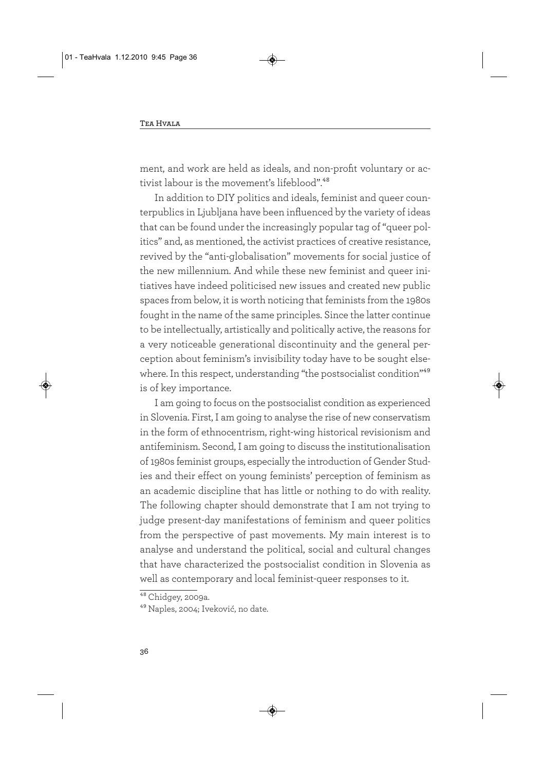ment, and work are held as ideals, and non-profit voluntary or activist labour is the movement's lifeblood".[48]

In addition to DIY politics and ideals, feminist and queer counterpublics in Ljubljana have been influenced by the variety of ideas that can be found under the increasingly popular tag of "queer politics" and, as mentioned, the activist practices of creative resistance, revived by the "anti-globalisation" movements for social justice of the new millennium. And while these new feminist and queer initiatives have indeed politicised new issues and created new public spaces from below, it is worth noticing that feminists from the 1980s fought in the name of the same principles. Since the latter continue to be intellectually, artistically and politically active, the reasons for a very noticeable generational discontinuity and the general perception about feminism's invisibility today have to be sought elsewhere. In this respect, understanding "the postsocialist condition"[49] is of key importance.

I am going to focus on the postsocialist condition as experienced in Slovenia. First, I am going to analyse the rise of new conservatism in the form of ethnocentrism, right-wing historical revisionism and antifeminism. Second, I am going to discuss the institutionalisation of 1980s feminist groups, especially the introduction of Gender Studies and their effect on young feminists' perception of feminism as an academic discipline that has little or nothing to do with reality. The following chapter should demonstrate that I am not trying to judge present-day manifestations of feminism and queer politics from the perspective of past movements. My main interest is to analyse and understand the political, social and cultural changes that have characterized the postsocialist condition in Slovenia as well as contemporary and local feminist-queer responses to it.

---

[48] Chidgey, 2009a.

[49] Naples, 2004; Iveković, no date.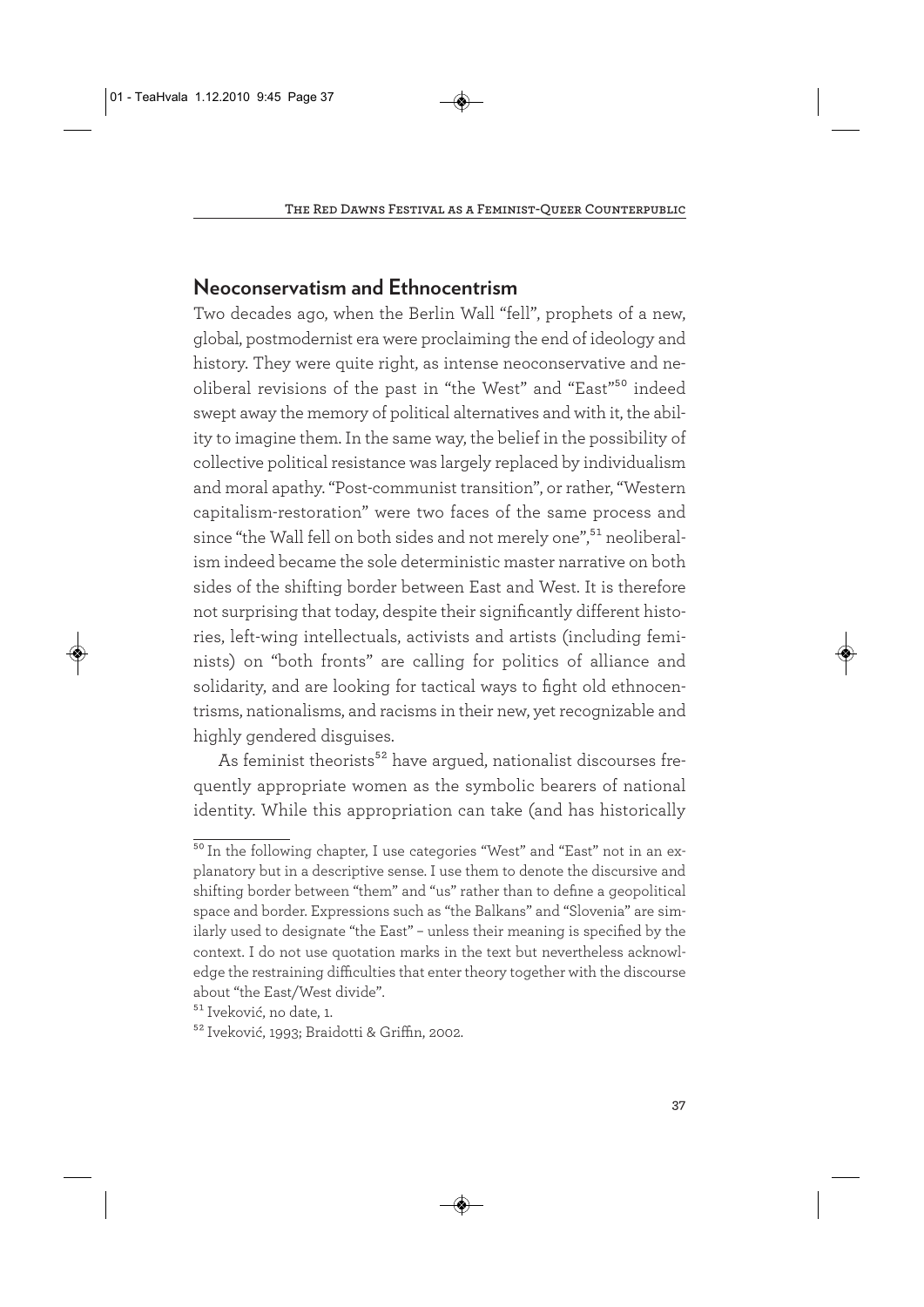## Neoconservatism and Ethnocentrism

Two decades ago, when the Berlin Wall "fell", prophets of a new, global, postmodernist era were proclaiming the end of ideology and history. They were quite right, as intense neoconservative and neoliberal revisions of the past in "the West" and "East"[50] indeed swept away the memory of political alternatives and with it, the ability to imagine them. In the same way, the belief in the possibility of collective political resistance was largely replaced by individualism and moral apathy. "Post-communist transition", or rather, "Western capitalism-restoration" were two faces of the same process and since "the Wall fell on both sides and not merely one",[51] neoliberalism indeed became the sole deterministic master narrative on both sides of the shifting border between East and West. It is therefore not surprising that today, despite their significantly different histories, left-wing intellectuals, activists and artists (including feminists) on "both fronts" are calling for politics of alliance and solidarity, and are looking for tactical ways to fight old ethnocentrisms, nationalisms, and racisms in their new, yet recognizable and highly gendered disguises.

As feminist theorists[52] have argued, nationalist discourses frequently appropriate women as the symbolic bearers of national identity. While this appropriation can take (and has historically

---

[50] In the following chapter, I use categories "West" and "East" not in an explanatory but in a descriptive sense. I use them to denote the discursive and shifting border between "them" and "us" rather than to define a geopolitical space and border. Expressions such as "the Balkans" and "Slovenia" are similarly used to designate "the East" – unless their meaning is specified by the context. I do not use quotation marks in the text but nevertheless acknowledge the restraining difficulties that enter theory together with the discourse about "the East/West divide".

[51] Iveković, no date, 1.

[52] Iveković, 1993; Braidotti & Griffin, 2002.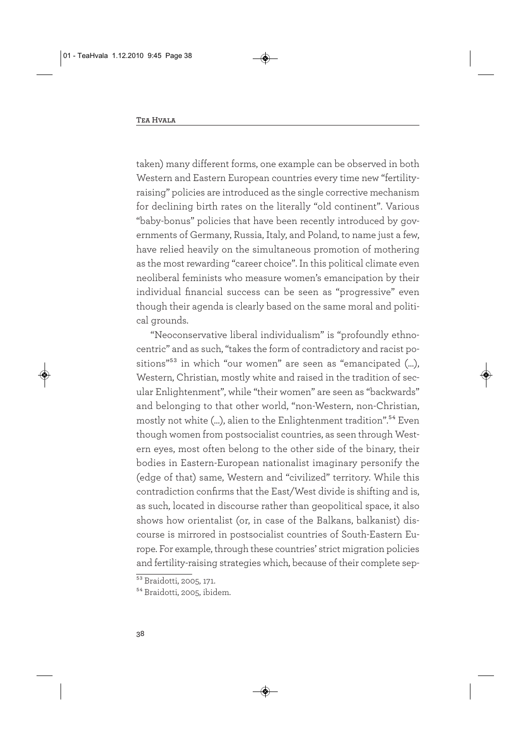taken) many different forms, one example can be observed in both Western and Eastern European countries every time new "fertility-raising" policies are introduced as the single corrective mechanism for declining birth rates on the literally "old continent". Various "baby-bonus" policies that have been recently introduced by governments of Germany, Russia, Italy, and Poland, to name just a few, have relied heavily on the simultaneous promotion of mothering as the most rewarding "career choice". In this political climate even neoliberal feminists who measure women's emancipation by their individual financial success can be seen as "progressive" even though their agenda is clearly based on the same moral and political grounds.

"Neoconservative liberal individualism" is "profoundly ethnocentric" and as such, "takes the form of contradictory and racist positions"[53] in which "our women" are seen as "emancipated (...), Western, Christian, mostly white and raised in the tradition of secular Enlightenment", while "their women" are seen as "backwards" and belonging to that other world, "non-Western, non-Christian, mostly not white (...), alien to the Enlightenment tradition".[54] Even though women from postsocialist countries, as seen through Western eyes, most often belong to the other side of the binary, their bodies in Eastern-European nationalist imaginary personify the (edge of that) same, Western and "civilized" territory. While this contradiction confirms that the East/West divide is shifting and is, as such, located in discourse rather than geopolitical space, it also shows how orientalist (or, in case of the Balkans, balkanist) discourse is mirrored in postsocialist countries of South-Eastern Europe. For example, through these countries' strict migration policies and fertility-raising strategies which, because of their complete sep-

[53] Braidotti, 2005, 171.

[54] Braidotti, 2005, ibidem.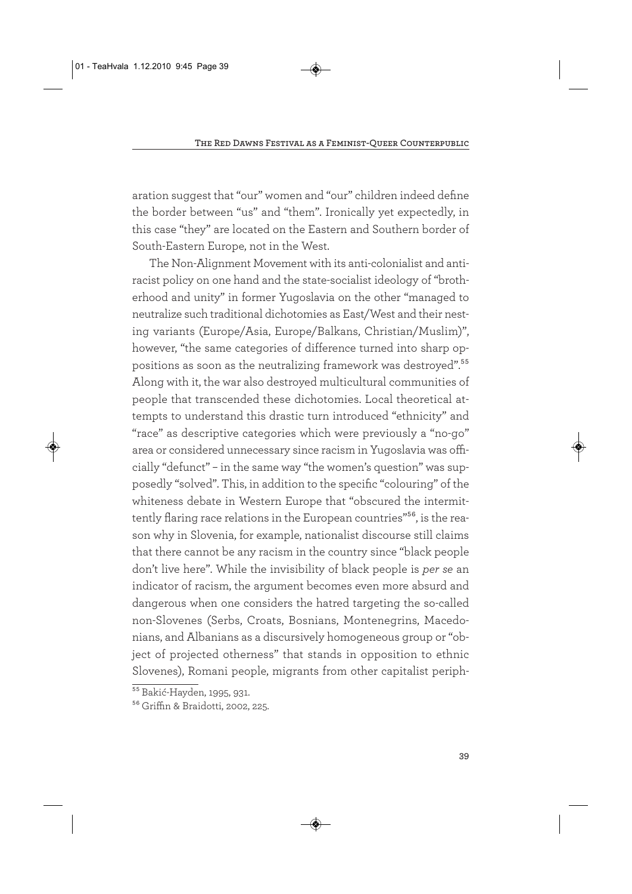aration suggest that "our" women and "our" children indeed define the border between "us" and "them". Ironically yet expectedly, in this case "they" are located on the Eastern and Southern border of South-Eastern Europe, not in the West.

The Non-Alignment Movement with its anti-colonialist and anti-racist policy on one hand and the state-socialist ideology of "brotherhood and unity" in former Yugoslavia on the other "managed to neutralize such traditional dichotomies as East/West and their nesting variants (Europe/Asia, Europe/Balkans, Christian/Muslim)", however, "the same categories of difference turned into sharp oppositions as soon as the neutralizing framework was destroyed".[55] Along with it, the war also destroyed multicultural communities of people that transcended these dichotomies. Local theoretical attempts to understand this drastic turn introduced "ethnicity" and "race" as descriptive categories which were previously a "no-go" area or considered unnecessary since racism in Yugoslavia was officially "defunct" – in the same way "the women's question" was supposedly "solved". This, in addition to the specific "colouring" of the whiteness debate in Western Europe that "obscured the intermittently flaring race relations in the European countries"[56], is the reason why in Slovenia, for example, nationalist discourse still claims that there cannot be any racism in the country since "black people don't live here". While the invisibility of black people is *per se* an indicator of racism, the argument becomes even more absurd and dangerous when one considers the hatred targeting the so-called non-Slovenes (Serbs, Croats, Bosnians, Montenegrins, Macedonians, and Albanians as a discursively homogeneous group or "object of projected otherness" that stands in opposition to ethnic Slovenes), Romani people, migrants from other capitalist periph-

---

[55] Bakić-Hayden, 1995, 931.

[56] Griffin & Braidotti, 2002, 225.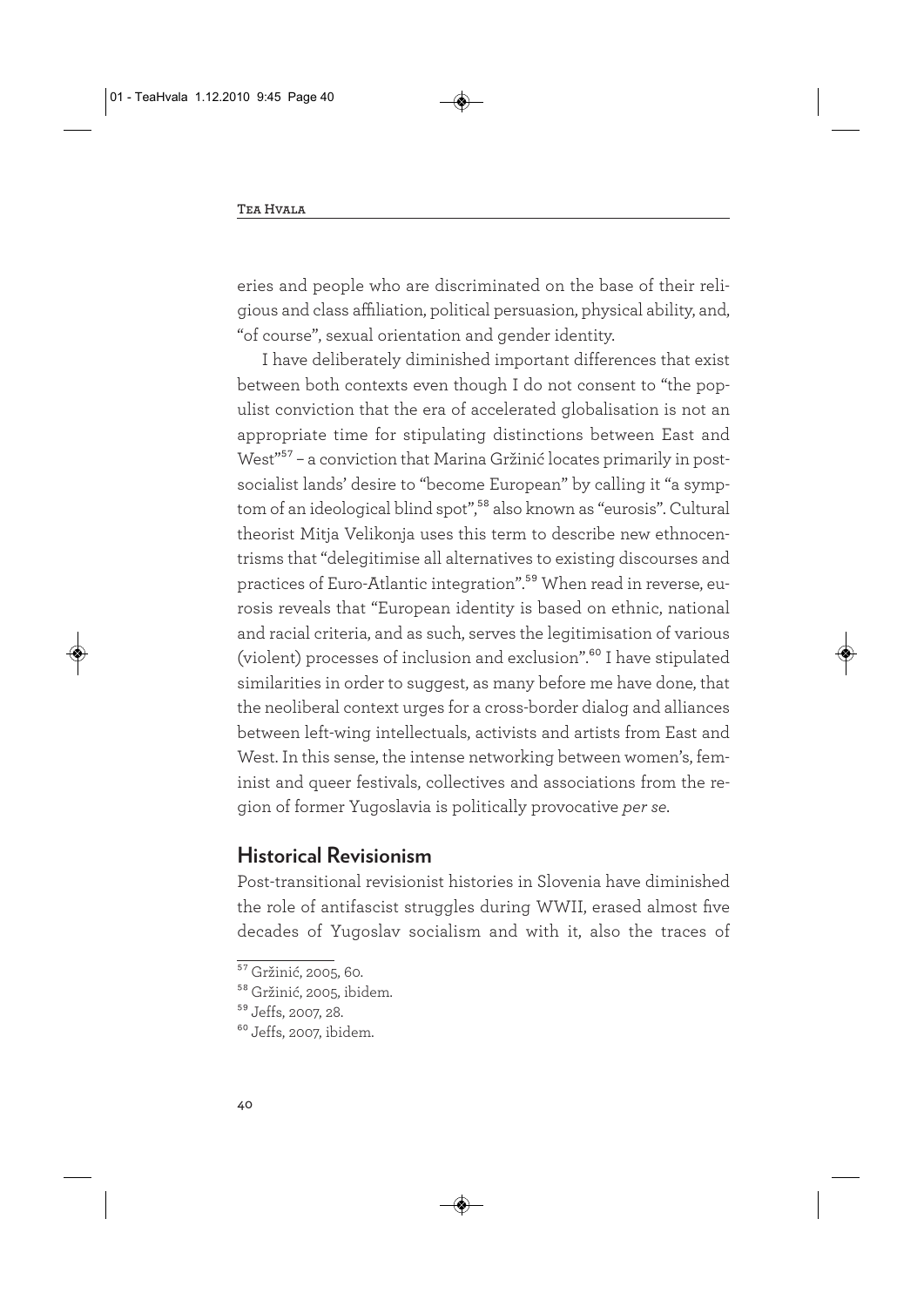eries and people who are discriminated on the base of their religious and class affiliation, political persuasion, physical ability, and, "of course", sexual orientation and gender identity.

I have deliberately diminished important differences that exist between both contexts even though I do not consent to "the populist conviction that the era of accelerated globalisation is not an appropriate time for stipulating distinctions between East and West"[57] – a conviction that Marina Gržinić locates primarily in post-socialist lands' desire to "become European" by calling it "a symptom of an ideological blind spot",[58] also known as "eurosis". Cultural theorist Mitja Velikonja uses this term to describe new ethnocentrisms that "delegitimise all alternatives to existing discourses and practices of Euro-Atlantic integration".[59] When read in reverse, eurosis reveals that "European identity is based on ethnic, national and racial criteria, and as such, serves the legitimisation of various (violent) processes of inclusion and exclusion".[60] I have stipulated similarities in order to suggest, as many before me have done, that the neoliberal context urges for a cross-border dialog and alliances between left-wing intellectuals, activists and artists from East and West. In this sense, the intense networking between women's, feminist and queer festivals, collectives and associations from the region of former Yugoslavia is politically provocative *per se*.

## Historical Revisionism

Post-transitional revisionist histories in Slovenia have diminished the role of antifascist struggles during WWII, erased almost five decades of Yugoslav socialism and with it, also the traces of

---

[57] Gržinić, 2005, 60.

[58] Gržinić, 2005, ibidem.

[59] Jeffs, 2007, 28.

[60] Jeffs, 2007, ibidem.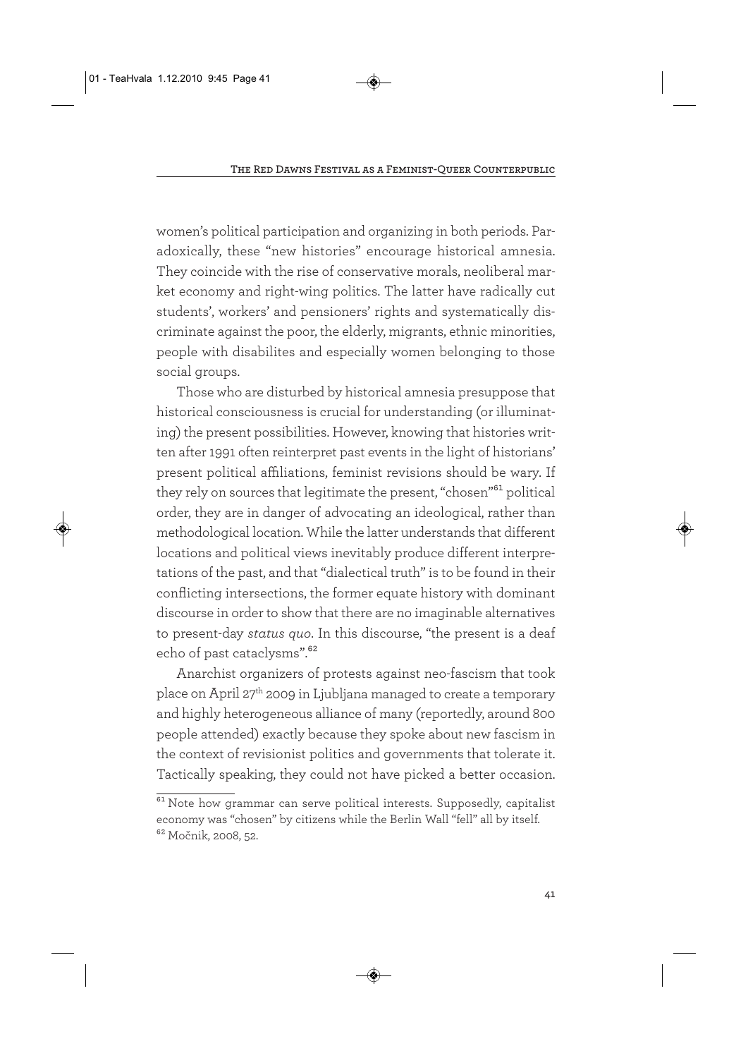women's political participation and organizing in both periods. Paradoxically, these "new histories" encourage historical amnesia. They coincide with the rise of conservative morals, neoliberal market economy and right-wing politics. The latter have radically cut students', workers' and pensioners' rights and systematically discriminate against the poor, the elderly, migrants, ethnic minorities, people with disabilites and especially women belonging to those social groups.

Those who are disturbed by historical amnesia presuppose that historical consciousness is crucial for understanding (or illuminating) the present possibilities. However, knowing that histories written after 1991 often reinterpret past events in the light of historians' present political affiliations, feminist revisions should be wary. If they rely on sources that legitimate the present, "chosen"[61] political order, they are in danger of advocating an ideological, rather than methodological location. While the latter understands that different locations and political views inevitably produce different interpretations of the past, and that "dialectical truth" is to be found in their conflicting intersections, the former equate history with dominant discourse in order to show that there are no imaginable alternatives to present-day *status quo*. In this discourse, "the present is a deaf echo of past cataclysms".[62]

Anarchist organizers of protests against neo-fascism that took place on April 27th 2009 in Ljubljana managed to create a temporary and highly heterogeneous alliance of many (reportedly, around 800 people attended) exactly because they spoke about new fascism in the context of revisionist politics and governments that tolerate it. Tactically speaking, they could not have picked a better occasion.

---

[61] Note how grammar can serve political interests. Supposedly, capitalist economy was "chosen" by citizens while the Berlin Wall "fell" all by itself.

[62] Močnik, 2008, 52.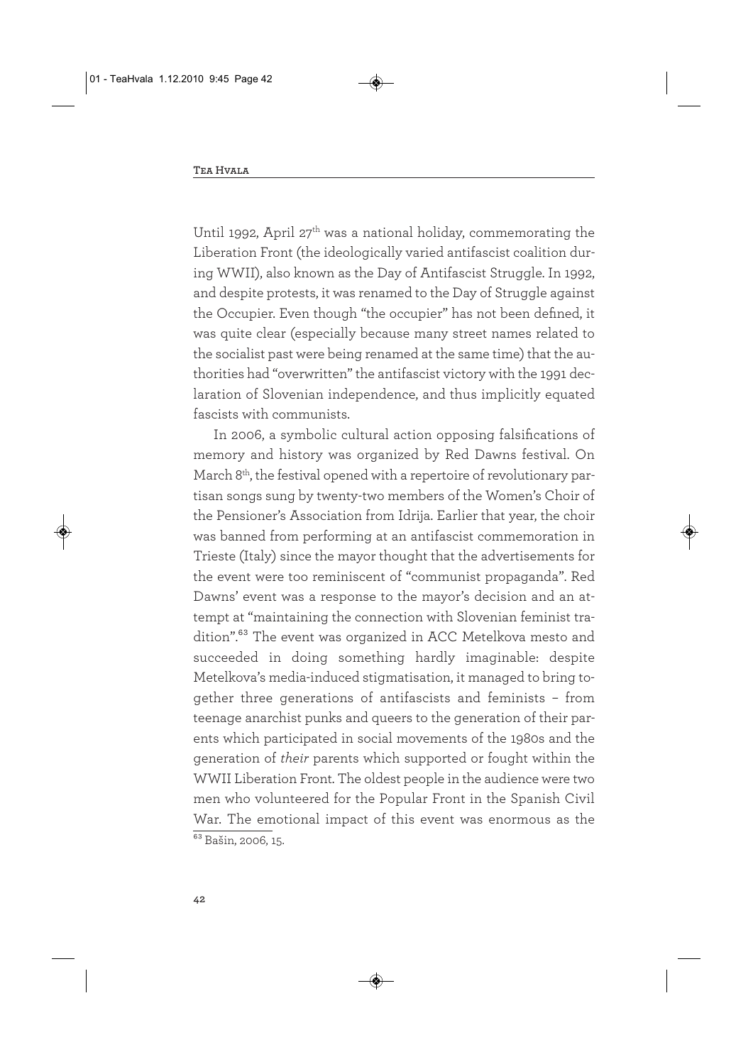Until 1992, April 27th was a national holiday, commemorating the Liberation Front (the ideologically varied antifascist coalition during WWII), also known as the Day of Antifascist Struggle. In 1992, and despite protests, it was renamed to the Day of Struggle against the Occupier. Even though "the occupier" has not been defined, it was quite clear (especially because many street names related to the socialist past were being renamed at the same time) that the authorities had "overwritten" the antifascist victory with the 1991 declaration of Slovenian independence, and thus implicitly equated fascists with communists.

In 2006, a symbolic cultural action opposing falsifications of memory and history was organized by Red Dawns festival. On March 8th, the festival opened with a repertoire of revolutionary partisan songs sung by twenty-two members of the Women's Choir of the Pensioner's Association from Idrija. Earlier that year, the choir was banned from performing at an antifascist commemoration in Trieste (Italy) since the mayor thought that the advertisements for the event were too reminiscent of "communist propaganda". Red Dawns' event was a response to the mayor's decision and an attempt at "maintaining the connection with Slovenian feminist tradition".[63] The event was organized in ACC Metelkova mesto and succeeded in doing something hardly imaginable: despite Metelkova's media-induced stigmatisation, it managed to bring together three generations of antifascists and feminists – from teenage anarchist punks and queers to the generation of their parents which participated in social movements of the 1980s and the generation of *their* parents which supported or fought within the WWII Liberation Front. The oldest people in the audience were two men who volunteered for the Popular Front in the Spanish Civil War. The emotional impact of this event was enormous as the

[63] Bašin, 2006, 15.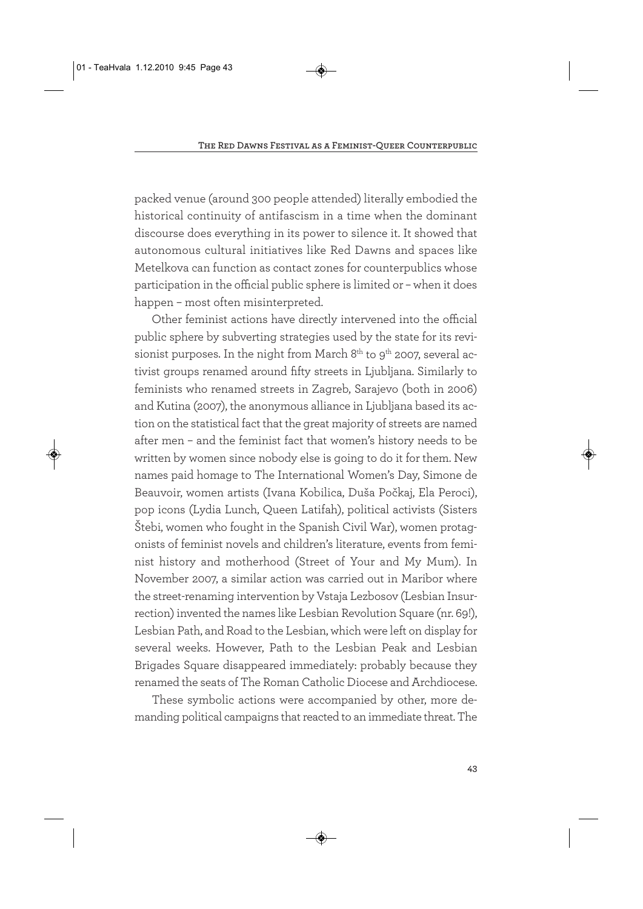packed venue (around 300 people attended) literally embodied the historical continuity of antifascism in a time when the dominant discourse does everything in its power to silence it. It showed that autonomous cultural initiatives like Red Dawns and spaces like Metelkova can function as contact zones for counterpublics whose participation in the official public sphere is limited or – when it does happen – most often misinterpreted.

Other feminist actions have directly intervened into the official public sphere by subverting strategies used by the state for its revisionist purposes. In the night from March 8th to 9th 2007, several activist groups renamed around fifty streets in Ljubljana. Similarly to feminists who renamed streets in Zagreb, Sarajevo (both in 2006) and Kutina (2007), the anonymous alliance in Ljubljana based its action on the statistical fact that the great majority of streets are named after men – and the feminist fact that women's history needs to be written by women since nobody else is going to do it for them. New names paid homage to The International Women's Day, Simone de Beauvoir, women artists (Ivana Kobilica, Duša Počkaj, Ela Peroci), pop icons (Lydia Lunch, Queen Latifah), political activists (Sisters Štebi, women who fought in the Spanish Civil War), women protagonists of feminist novels and children's literature, events from feminist history and motherhood (Street of Your and My Mum). In November 2007, a similar action was carried out in Maribor where the street-renaming intervention by Vstaja Lezbosov (Lesbian Insurrection) invented the names like Lesbian Revolution Square (nr. 69!), Lesbian Path, and Road to the Lesbian, which were left on display for several weeks. However, Path to the Lesbian Peak and Lesbian Brigades Square disappeared immediately: probably because they renamed the seats of The Roman Catholic Diocese and Archdiocese.

These symbolic actions were accompanied by other, more demanding political campaigns that reacted to an immediate threat. The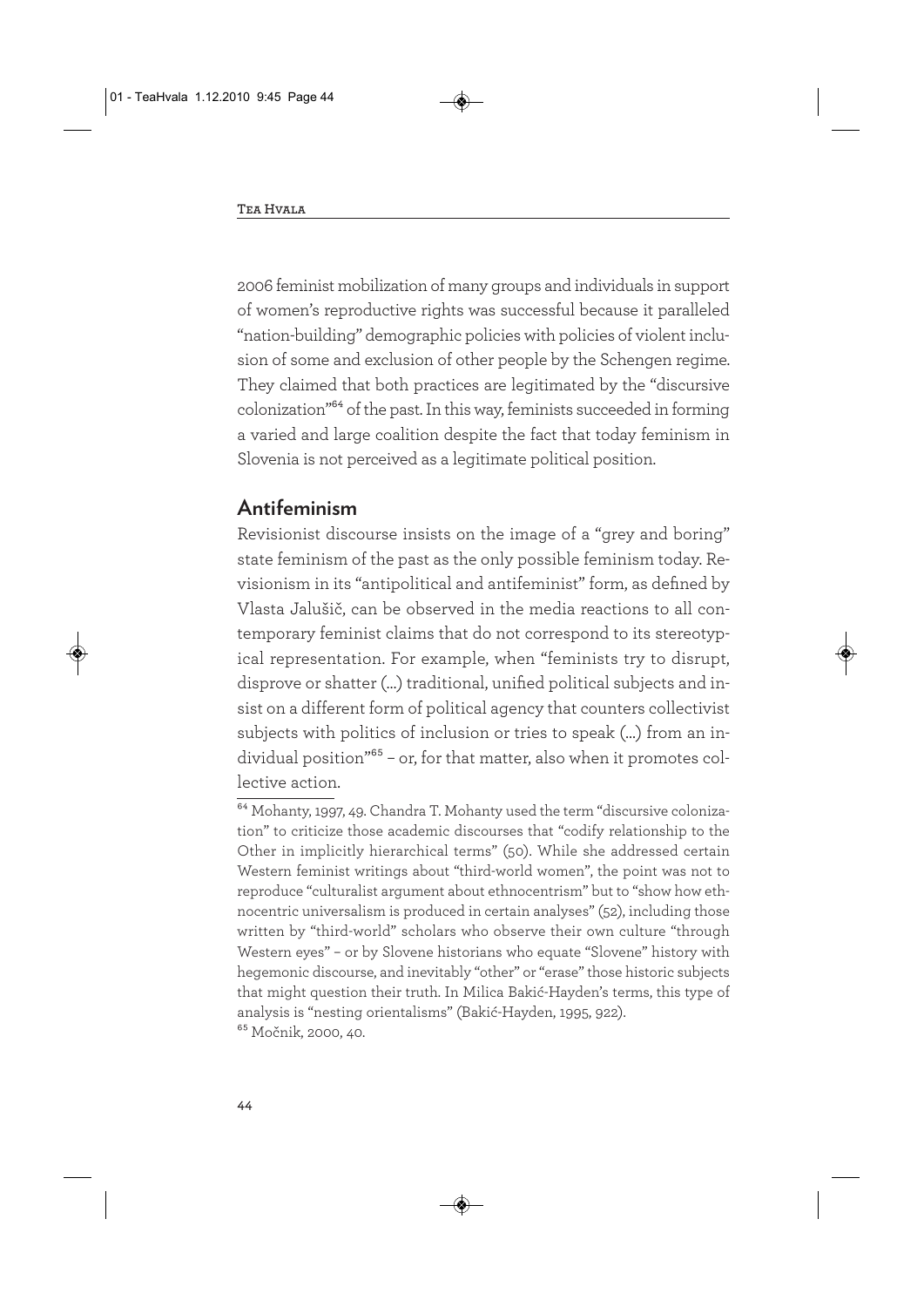2006 feminist mobilization of many groups and individuals in support of women's reproductive rights was successful because it paralleled "nation-building" demographic policies with policies of violent inclusion of some and exclusion of other people by the Schengen regime. They claimed that both practices are legitimated by the "discursive colonization"[64] of the past. In this way, feminists succeeded in forming a varied and large coalition despite the fact that today feminism in Slovenia is not perceived as a legitimate political position.

## Antifeminism

Revisionist discourse insists on the image of a "grey and boring" state feminism of the past as the only possible feminism today. Revisionism in its "antipolitical and antifeminist" form, as defined by Vlasta Jalušič, can be observed in the media reactions to all contemporary feminist claims that do not correspond to its stereotypical representation. For example, when "feminists try to disrupt, disprove or shatter (...) traditional, unified political subjects and insist on a different form of political agency that counters collectivist subjects with politics of inclusion or tries to speak (...) from an individual position"[65] – or, for that matter, also when it promotes collective action.

[64] Mohanty, 1997, 49. Chandra T. Mohanty used the term "discursive colonization" to criticize those academic discourses that "codify relationship to the Other in implicitly hierarchical terms" (50). While she addressed certain Western feminist writings about "third-world women", the point was not to reproduce "culturalist argument about ethnocentrism" but to "show how ethnocentric universalism is produced in certain analyses" (52), including those written by "third-world" scholars who observe their own culture "through Western eyes" – or by Slovene historians who equate "Slovene" history with hegemonic discourse, and inevitably "other" or "erase" those historic subjects that might question their truth. In Milica Bakić-Hayden's terms, this type of analysis is "nesting orientalisms" (Bakić-Hayden, 1995, 922).

[65] Močnik, 2000, 40.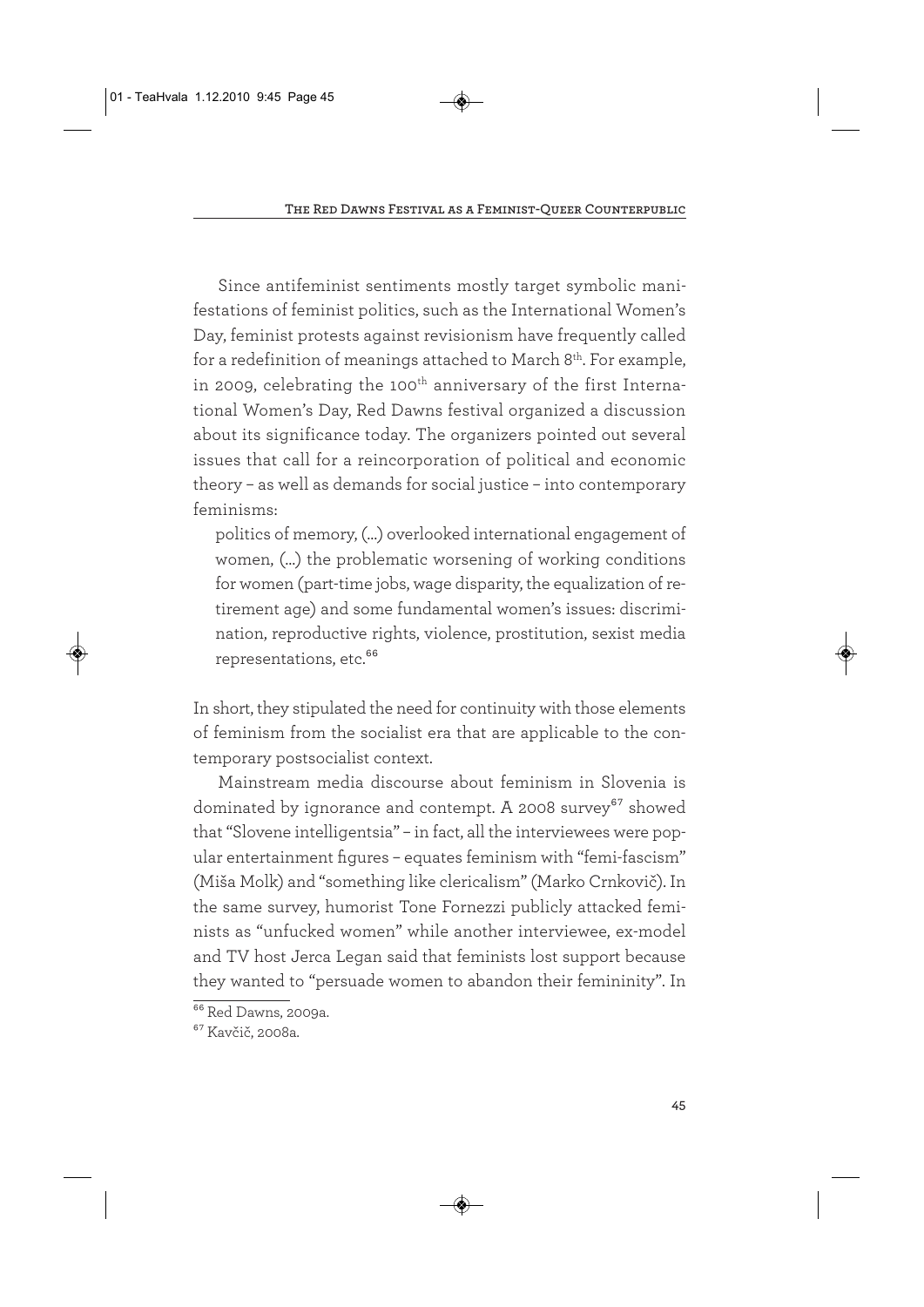Since antifeminist sentiments mostly target symbolic manifestations of feminist politics, such as the International Women's Day, feminist protests against revisionism have frequently called for a redefinition of meanings attached to March 8th. For example, in 2009, celebrating the 100th anniversary of the first International Women's Day, Red Dawns festival organized a discussion about its significance today. The organizers pointed out several issues that call for a reincorporation of political and economic theory – as well as demands for social justice – into contemporary feminisms:

> politics of memory, (...) overlooked international engagement of women, (...) the problematic worsening of working conditions for women (part-time jobs, wage disparity, the equalization of retirement age) and some fundamental women's issues: discrimination, reproductive rights, violence, prostitution, sexist media representations, etc.[66]

In short, they stipulated the need for continuity with those elements of feminism from the socialist era that are applicable to the contemporary postsocialist context.

Mainstream media discourse about feminism in Slovenia is dominated by ignorance and contempt. A 2008 survey[67] showed that "Slovene intelligentsia" – in fact, all the interviewees were popular entertainment figures – equates feminism with "femi-fascism" (Miša Molk) and "something like clericalism" (Marko Crnkovič). In the same survey, humorist Tone Fornezzi publicly attacked feminists as "unfucked women" while another interviewee, ex-model and TV host Jerca Legan said that feminists lost support because they wanted to "persuade women to abandon their femininity". In

---

[66] Red Dawns, 2009a.

[67] Kavčič, 2008a.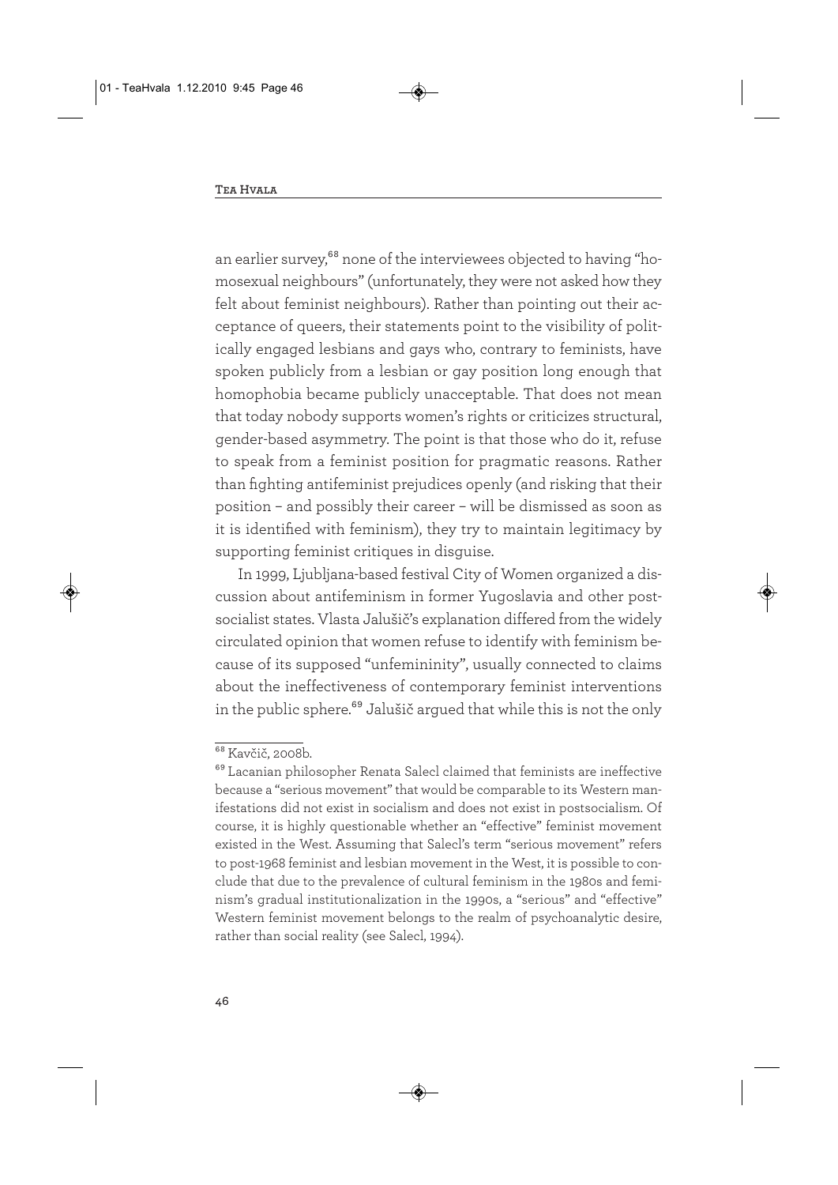an earlier survey,[68] none of the interviewees objected to having "homosexual neighbours" (unfortunately, they were not asked how they felt about feminist neighbours). Rather than pointing out their acceptance of queers, their statements point to the visibility of politically engaged lesbians and gays who, contrary to feminists, have spoken publicly from a lesbian or gay position long enough that homophobia became publicly unacceptable. That does not mean that today nobody supports women's rights or criticizes structural, gender-based asymmetry. The point is that those who do it, refuse to speak from a feminist position for pragmatic reasons. Rather than fighting antifeminist prejudices openly (and risking that their position – and possibly their career – will be dismissed as soon as it is identified with feminism), they try to maintain legitimacy by supporting feminist critiques in disguise.

In 1999, Ljubljana-based festival City of Women organized a discussion about antifeminism in former Yugoslavia and other postsocialist states. Vlasta Jalušič's explanation differed from the widely circulated opinion that women refuse to identify with feminism because of its supposed "unfemininity", usually connected to claims about the ineffectiveness of contemporary feminist interventions in the public sphere.[69] Jalušič argued that while this is not the only

[68] Kavčič, 2008b.

[69] Lacanian philosopher Renata Salecl claimed that feminists are ineffective because a "serious movement" that would be comparable to its Western manifestations did not exist in socialism and does not exist in postsocialism. Of course, it is highly questionable whether an "effective" feminist movement existed in the West. Assuming that Salecl's term "serious movement" refers to post-1968 feminist and lesbian movement in the West, it is possible to conclude that due to the prevalence of cultural feminism in the 1980s and feminism's gradual institutionalization in the 1990s, a "serious" and "effective" Western feminist movement belongs to the realm of psychoanalytic desire, rather than social reality (see Salecl, 1994).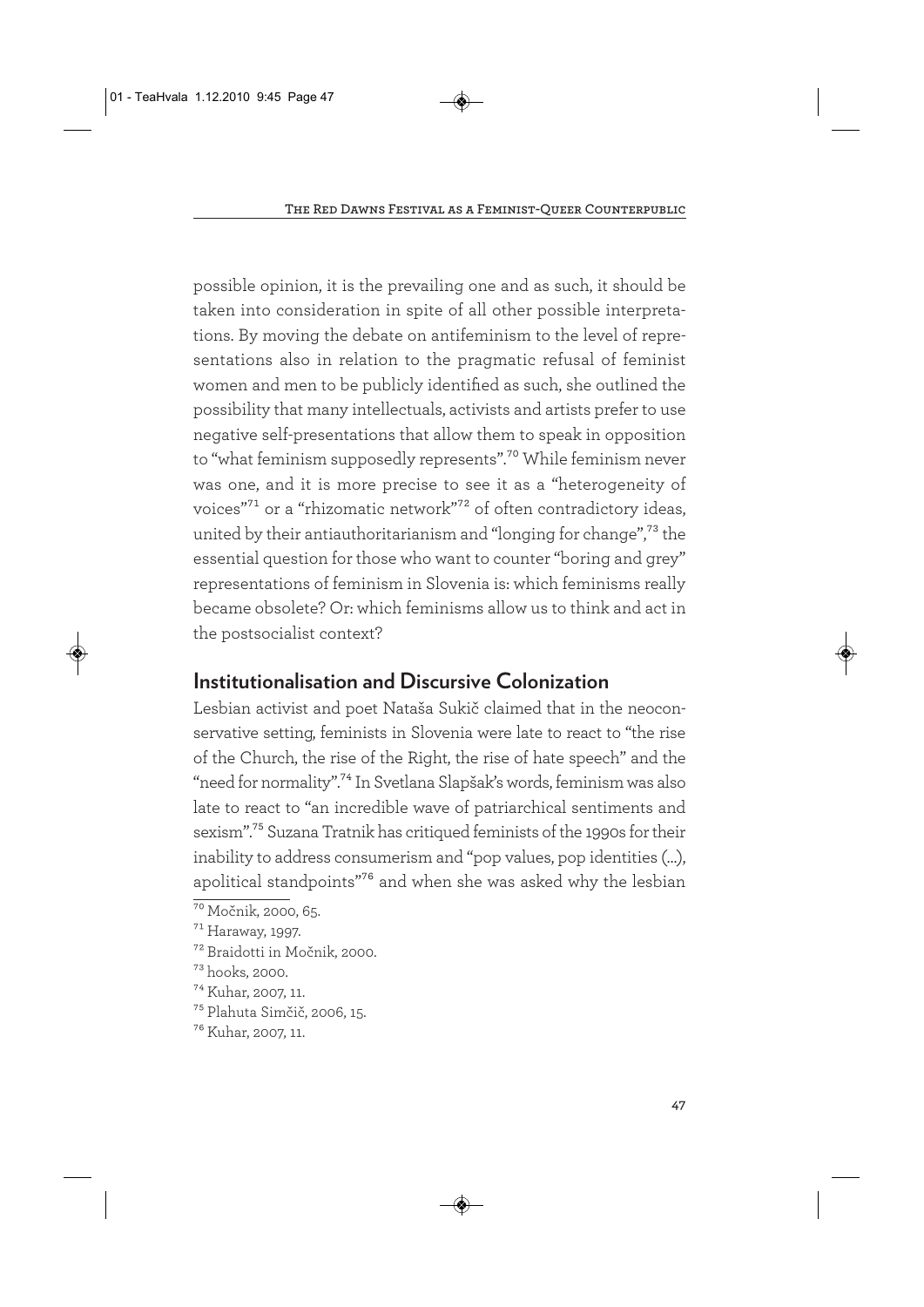possible opinion, it is the prevailing one and as such, it should be taken into consideration in spite of all other possible interpretations. By moving the debate on antifeminism to the level of representations also in relation to the pragmatic refusal of feminist women and men to be publicly identified as such, she outlined the possibility that many intellectuals, activists and artists prefer to use negative self-presentations that allow them to speak in opposition to "what feminism supposedly represents".[70] While feminism never was one, and it is more precise to see it as a "heterogeneity of voices"[71] or a "rhizomatic network"[72] of often contradictory ideas, united by their antiauthoritarianism and "longing for change",[73] the essential question for those who want to counter "boring and grey" representations of feminism in Slovenia is: which feminisms really became obsolete? Or: which feminisms allow us to think and act in the postsocialist context?

## Institutionalisation and Discursive Colonization

Lesbian activist and poet Nataša Sukič claimed that in the neoconservative setting, feminists in Slovenia were late to react to "the rise of the Church, the rise of the Right, the rise of hate speech" and the "need for normality".[74] In Svetlana Slapšak's words, feminism was also late to react to "an incredible wave of patriarchical sentiments and sexism".[75] Suzana Tratnik has critiqued feminists of the 1990s for their inability to address consumerism and "pop values, pop identities (...), apolitical standpoints"[76] and when she was asked why the lesbian

---

[70] Močnik, 2000, 65.

[71] Haraway, 1997.

[72] Braidotti in Močnik, 2000.

[73] hooks, 2000.

[74] Kuhar, 2007, 11.

[75] Plahuta Simčič, 2006, 15.

[76] Kuhar, 2007, 11.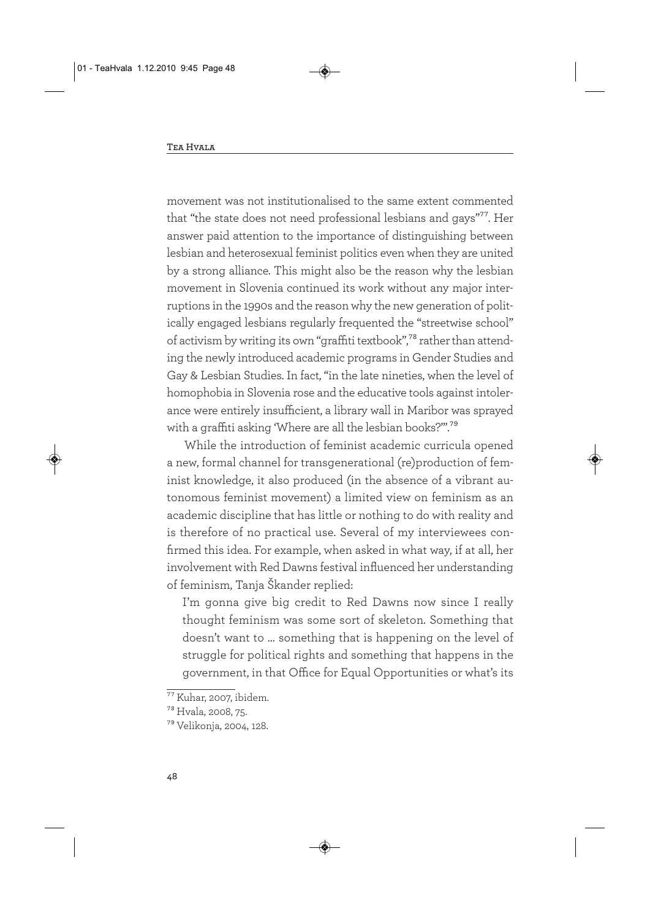movement was not institutionalised to the same extent commented that "the state does not need professional lesbians and gays"[77]. Her answer paid attention to the importance of distinguishing between lesbian and heterosexual feminist politics even when they are united by a strong alliance. This might also be the reason why the lesbian movement in Slovenia continued its work without any major interruptions in the 1990s and the reason why the new generation of politically engaged lesbians regularly frequented the "streetwise school" of activism by writing its own "graffiti textbook",[78] rather than attending the newly introduced academic programs in Gender Studies and Gay & Lesbian Studies. In fact, "in the late nineties, when the level of homophobia in Slovenia rose and the educative tools against intolerance were entirely insufficient, a library wall in Maribor was sprayed with a graffiti asking 'Where are all the lesbian books?'".[79]

While the introduction of feminist academic curricula opened a new, formal channel for transgenerational (re)production of feminist knowledge, it also produced (in the absence of a vibrant autonomous feminist movement) a limited view on feminism as an academic discipline that has little or nothing to do with reality and is therefore of no practical use. Several of my interviewees confirmed this idea. For example, when asked in what way, if at all, her involvement with Red Dawns festival influenced her understanding of feminism, Tanja Škander replied:

> I'm gonna give big credit to Red Dawns now since I really thought feminism was some sort of skeleton. Something that doesn't want to … something that is happening on the level of struggle for political rights and something that happens in the government, in that Office for Equal Opportunities or what's its

[77] Kuhar, 2007, ibidem.

[78] Hvala, 2008, 75.

[79] Velikonja, 2004, 128.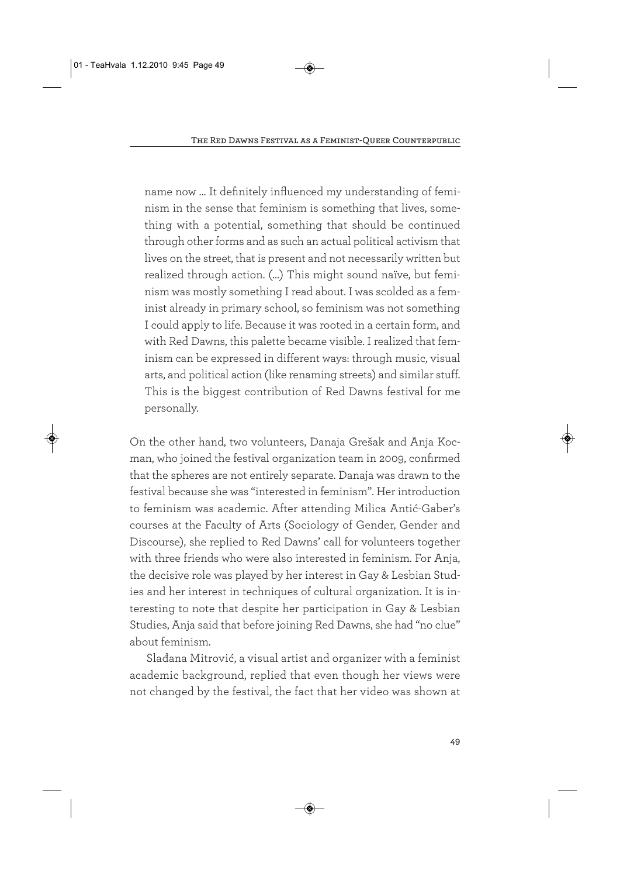> name now ... It definitely influenced my understanding of feminism in the sense that feminism is something that lives, something with a potential, something that should be continued through other forms and as such an actual political activism that lives on the street, that is present and not necessarily written but realized through action. (...) This might sound naïve, but feminism was mostly something I read about. I was scolded as a feminist already in primary school, so feminism was not something I could apply to life. Because it was rooted in a certain form, and with Red Dawns, this palette became visible. I realized that feminism can be expressed in different ways: through music, visual arts, and political action (like renaming streets) and similar stuff. This is the biggest contribution of Red Dawns festival for me personally.

On the other hand, two volunteers, Danaja Grešak and Anja Kocman, who joined the festival organization team in 2009, confirmed that the spheres are not entirely separate. Danaja was drawn to the festival because she was "interested in feminism". Her introduction to feminism was academic. After attending Milica Antić-Gaber's courses at the Faculty of Arts (Sociology of Gender, Gender and Discourse), she replied to Red Dawns' call for volunteers together with three friends who were also interested in feminism. For Anja, the decisive role was played by her interest in Gay & Lesbian Studies and her interest in techniques of cultural organization. It is interesting to note that despite her participation in Gay & Lesbian Studies, Anja said that before joining Red Dawns, she had "no clue" about feminism.

Slađana Mitrović, a visual artist and organizer with a feminist academic background, replied that even though her views were not changed by the festival, the fact that her video was shown at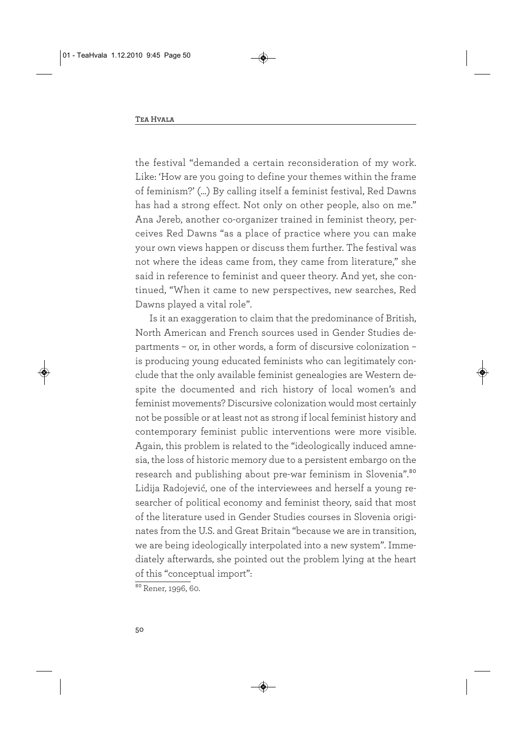the festival "demanded a certain reconsideration of my work. Like: 'How are you going to define your themes within the frame of feminism?' (...) By calling itself a feminist festival, Red Dawns has had a strong effect. Not only on other people, also on me." Ana Jereb, another co-organizer trained in feminist theory, perceives Red Dawns "as a place of practice where you can make your own views happen or discuss them further. The festival was not where the ideas came from, they came from literature," she said in reference to feminist and queer theory. And yet, she continued, "When it came to new perspectives, new searches, Red Dawns played a vital role".

Is it an exaggeration to claim that the predominance of British, North American and French sources used in Gender Studies departments – or, in other words, a form of discursive colonization – is producing young educated feminists who can legitimately conclude that the only available feminist genealogies are Western despite the documented and rich history of local women's and feminist movements? Discursive colonization would most certainly not be possible or at least not as strong if local feminist history and contemporary feminist public interventions were more visible. Again, this problem is related to the "ideologically induced amnesia, the loss of historic memory due to a persistent embargo on the research and publishing about pre-war feminism in Slovenia".[80] Lidija Radojević, one of the interviewees and herself a young researcher of political economy and feminist theory, said that most of the literature used in Gender Studies courses in Slovenia originates from the U.S. and Great Britain "because we are in transition, we are being ideologically interpolated into a new system". Immediately afterwards, she pointed out the problem lying at the heart of this "conceptual import":

[80] Rener, 1996, 60.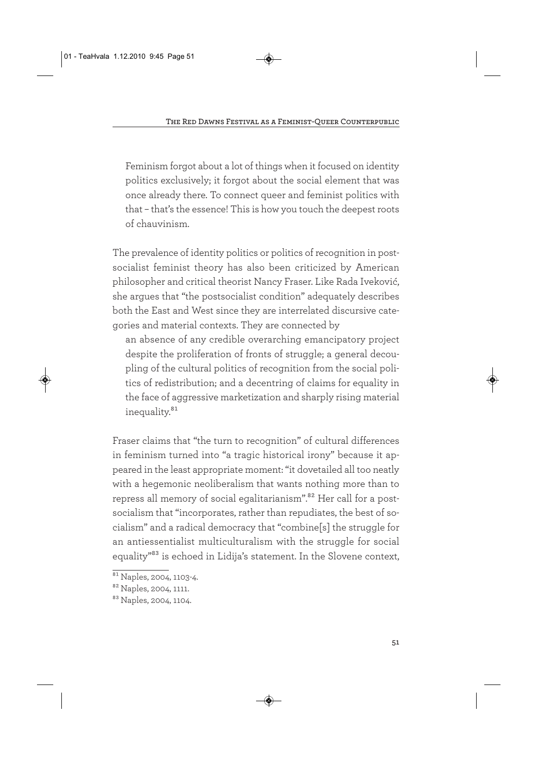> Feminism forgot about a lot of things when it focused on identity politics exclusively; it forgot about the social element that was once already there. To connect queer and feminist politics with that – that's the essence! This is how you touch the deepest roots of chauvinism.

The prevalence of identity politics or politics of recognition in post-socialist feminist theory has also been criticized by American philosopher and critical theorist Nancy Fraser. Like Rada Iveković, she argues that "the postsocialist condition" adequately describes both the East and West since they are interrelated discursive categories and material contexts. They are connected by

> an absence of any credible overarching emancipatory project despite the proliferation of fronts of struggle; a general decoupling of the cultural politics of recognition from the social politics of redistribution; and a decentring of claims for equality in the face of aggressive marketization and sharply rising material inequality.[81]

Fraser claims that "the turn to recognition" of cultural differences in feminism turned into "a tragic historical irony" because it appeared in the least appropriate moment: "it dovetailed all too neatly with a hegemonic neoliberalism that wants nothing more than to repress all memory of social egalitarianism".[82] Her call for a post-socialism that "incorporates, rather than repudiates, the best of socialism" and a radical democracy that "combine[s] the struggle for an antiessentialist multiculturalism with the struggle for social equality"[83] is echoed in Lidija's statement. In the Slovene context,

---

[81] Naples, 2004, 1103-4.

[82] Naples, 2004, 1111.

[83] Naples, 2004, 1104.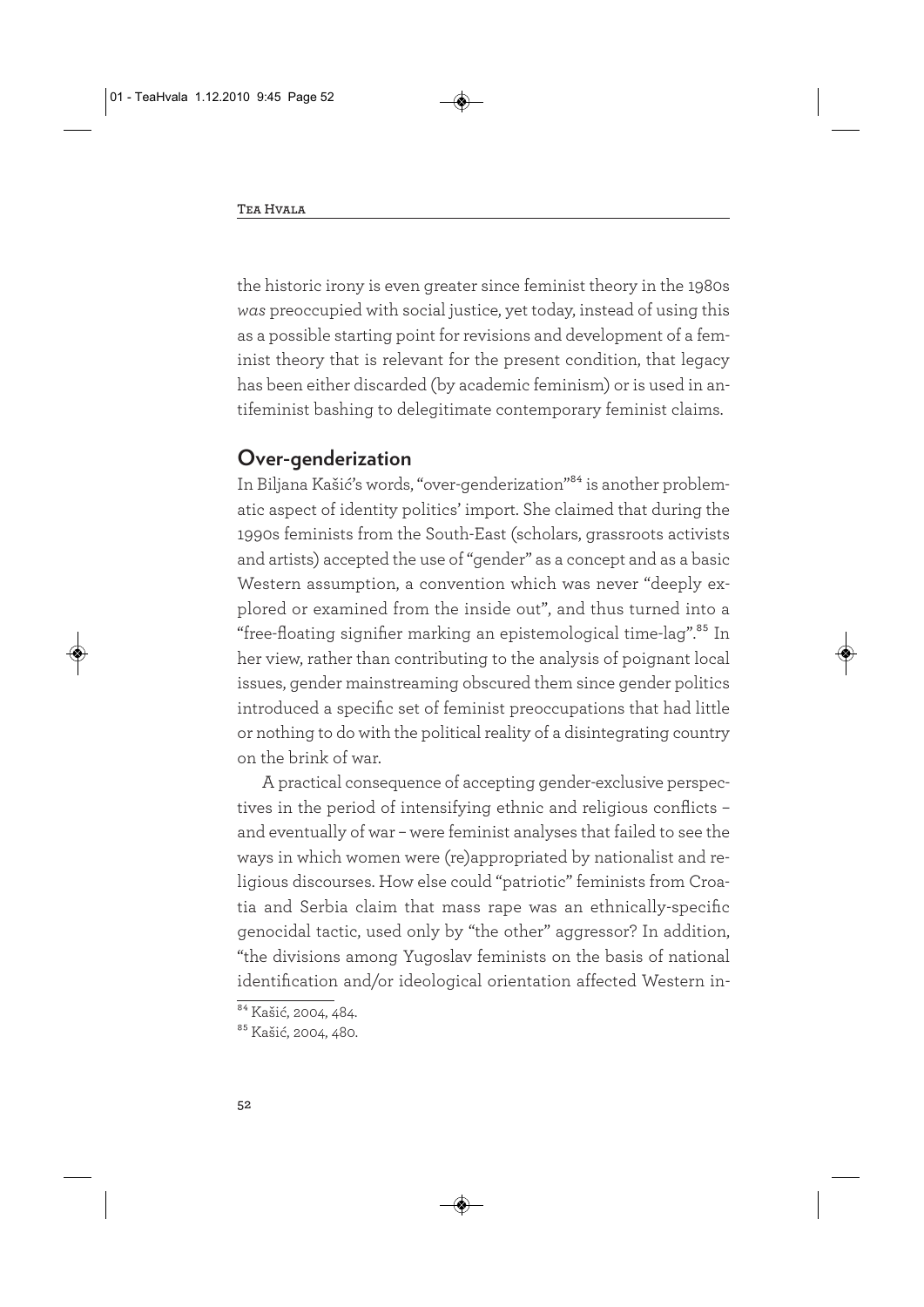the historic irony is even greater since feminist theory in the 1980s *was* preoccupied with social justice, yet today, instead of using this as a possible starting point for revisions and development of a feminist theory that is relevant for the present condition, that legacy has been either discarded (by academic feminism) or is used in antifeminist bashing to delegitimate contemporary feminist claims.

## Over-genderization

In Biljana Kašić's words, "over-genderization"[84] is another problematic aspect of identity politics' import. She claimed that during the 1990s feminists from the South-East (scholars, grassroots activists and artists) accepted the use of "gender" as a concept and as a basic Western assumption, a convention which was never "deeply explored or examined from the inside out", and thus turned into a "free-floating signifier marking an epistemological time-lag".[85] In her view, rather than contributing to the analysis of poignant local issues, gender mainstreaming obscured them since gender politics introduced a specific set of feminist preoccupations that had little or nothing to do with the political reality of a disintegrating country on the brink of war.

A practical consequence of accepting gender-exclusive perspectives in the period of intensifying ethnic and religious conflicts – and eventually of war – were feminist analyses that failed to see the ways in which women were (re)appropriated by nationalist and religious discourses. How else could "patriotic" feminists from Croatia and Serbia claim that mass rape was an ethnically-specific genocidal tactic, used only by "the other" aggressor? In addition, "the divisions among Yugoslav feminists on the basis of national identification and/or ideological orientation affected Western in-

[84] Kašić, 2004, 484.

[85] Kašić, 2004, 480.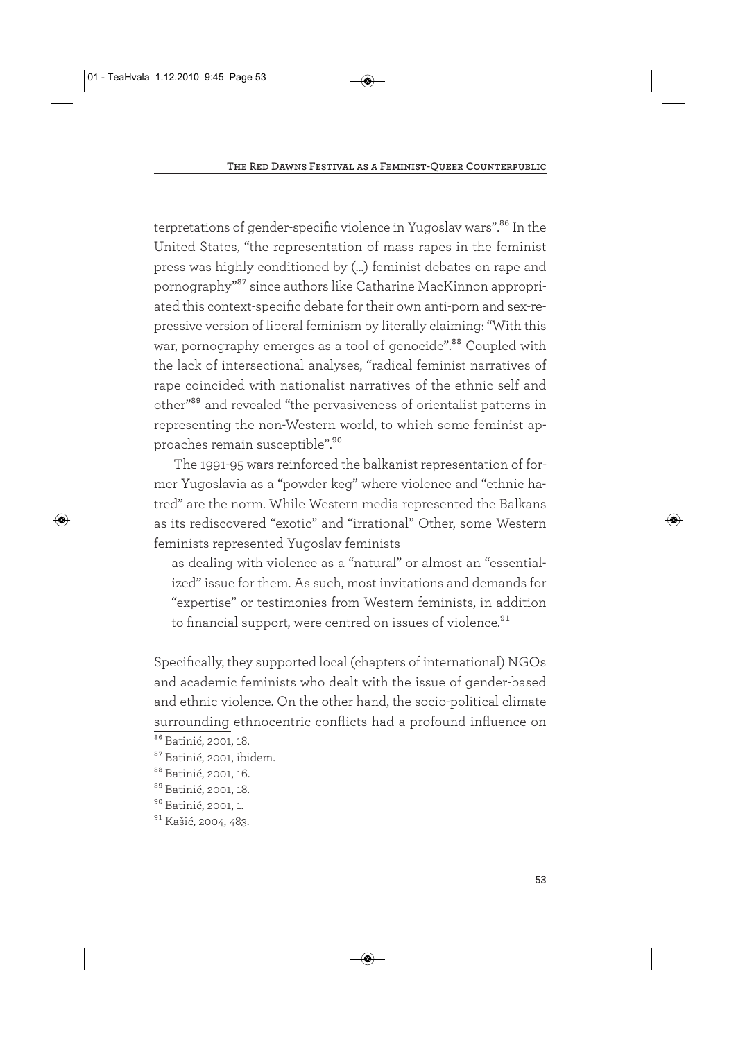terpretations of gender-specific violence in Yugoslav wars".[86] In the United States, "the representation of mass rapes in the feminist press was highly conditioned by (...) feminist debates on rape and pornography"[87] since authors like Catharine MacKinnon appropriated this context-specific debate for their own anti-porn and sex-repressive version of liberal feminism by literally claiming: "With this war, pornography emerges as a tool of genocide".[88] Coupled with the lack of intersectional analyses, "radical feminist narratives of rape coincided with nationalist narratives of the ethnic self and other"[89] and revealed "the pervasiveness of orientalist patterns in representing the non-Western world, to which some feminist approaches remain susceptible".[90]

The 1991-95 wars reinforced the balkanist representation of former Yugoslavia as a "powder keg" where violence and "ethnic hatred" are the norm. While Western media represented the Balkans as its rediscovered "exotic" and "irrational" Other, some Western feminists represented Yugoslav feminists

> as dealing with violence as a "natural" or almost an "essentialized" issue for them. As such, most invitations and demands for "expertise" or testimonies from Western feminists, in addition to financial support, were centred on issues of violence.[91]

Specifically, they supported local (chapters of international) NGOs and academic feminists who dealt with the issue of gender-based and ethnic violence. On the other hand, the socio-political climate surrounding ethnocentric conflicts had a profound influence on

---

[86] Batinić, 2001, 18.

[87] Batinić, 2001, ibidem.

[88] Batinić, 2001, 16.

[89] Batinić, 2001, 18.

[90] Batinić, 2001, 1.

[91] Kašić, 2004, 483.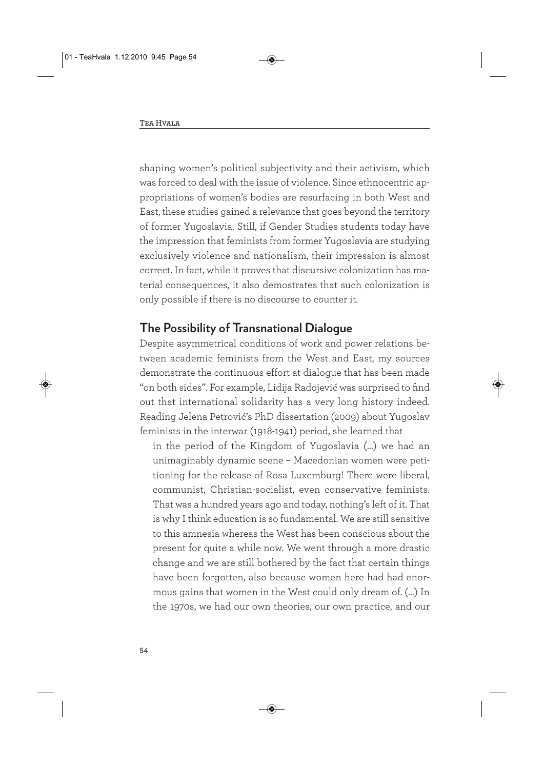shaping women's political subjectivity and their activism, which was forced to deal with the issue of violence. Since ethnocentric appropriations of women's bodies are resurfacing in both West and East, these studies gained a relevance that goes beyond the territory of former Yugoslavia. Still, if Gender Studies students today have the impression that feminists from former Yugoslavia are studying exclusively violence and nationalism, their impression is almost correct. In fact, while it proves that discursive colonization has material consequences, it also demostrates that such colonization is only possible if there is no discourse to counter it.

## The Possibility of Transnational Dialogue

Despite asymmetrical conditions of work and power relations between academic feminists from the West and East, my sources demonstrate the continuous effort at dialogue that has been made "on both sides". For example, Lidija Radojević was surprised to find out that international solidarity has a very long history indeed. Reading Jelena Petrović's PhD dissertation (2009) about Yugoslav feminists in the interwar (1918-1941) period, she learned that

> in the period of the Kingdom of Yugoslavia (...) we had an unimaginably dynamic scene – Macedonian women were petitioning for the release of Rosa Luxemburg! There were liberal, communist, Christian-socialist, even conservative feminists. That was a hundred years ago and today, nothing's left of it. That is why I think education is so fundamental. We are still sensitive to this amnesia whereas the West has been conscious about the present for quite a while now. We went through a more drastic change and we are still bothered by the fact that certain things have been forgotten, also because women here had had enormous gains that women in the West could only dream of. (...) In the 1970s, we had our own theories, our own practice, and our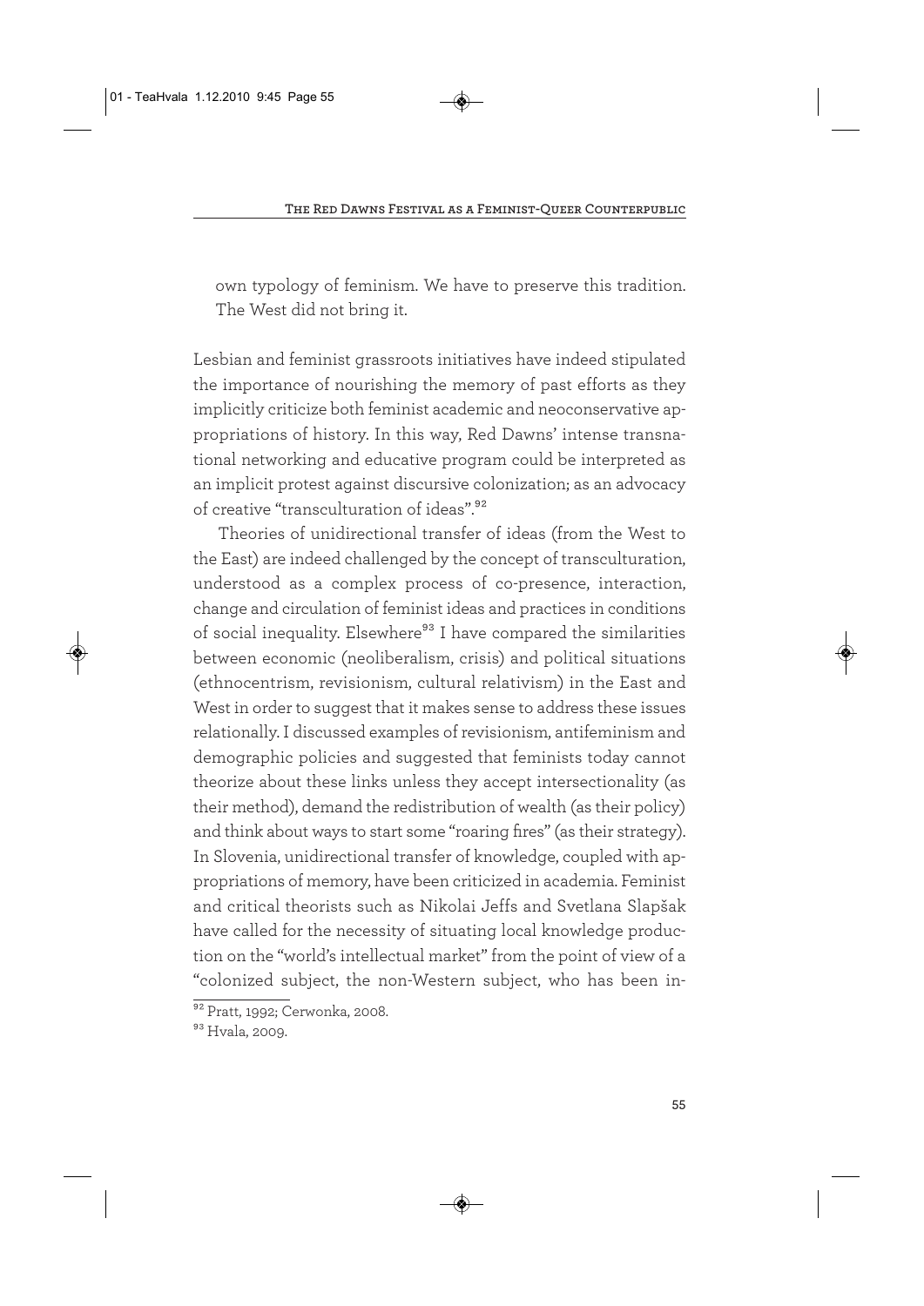> own typology of feminism. We have to preserve this tradition. The West did not bring it.

Lesbian and feminist grassroots initiatives have indeed stipulated the importance of nourishing the memory of past efforts as they implicitly criticize both feminist academic and neoconservative appropriations of history. In this way, Red Dawns' intense transnational networking and educative program could be interpreted as an implicit protest against discursive colonization; as an advocacy of creative "transculturation of ideas".[92]

Theories of unidirectional transfer of ideas (from the West to the East) are indeed challenged by the concept of transculturation, understood as a complex process of co-presence, interaction, change and circulation of feminist ideas and practices in conditions of social inequality. Elsewhere[93] I have compared the similarities between economic (neoliberalism, crisis) and political situations (ethnocentrism, revisionism, cultural relativism) in the East and West in order to suggest that it makes sense to address these issues relationally. I discussed examples of revisionism, antifeminism and demographic policies and suggested that feminists today cannot theorize about these links unless they accept intersectionality (as their method), demand the redistribution of wealth (as their policy) and think about ways to start some "roaring fires" (as their strategy). In Slovenia, unidirectional transfer of knowledge, coupled with appropriations of memory, have been criticized in academia. Feminist and critical theorists such as Nikolai Jeffs and Svetlana Slapšak have called for the necessity of situating local knowledge production on the "world's intellectual market" from the point of view of a "colonized subject, the non-Western subject, who has been in-

---

[92] Pratt, 1992; Cerwonka, 2008.

[93] Hvala, 2009.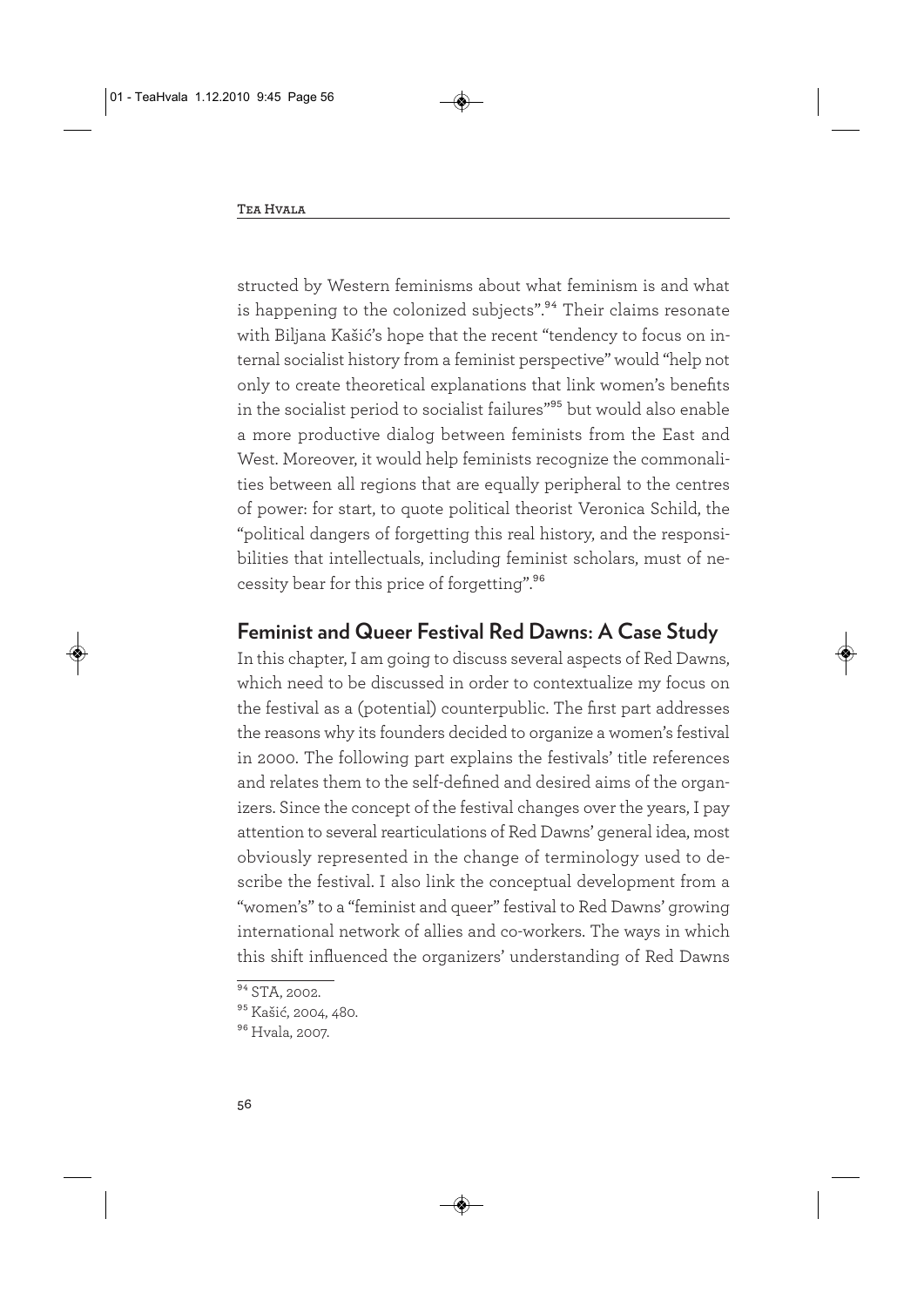structed by Western feminisms about what feminism is and what is happening to the colonized subjects".[94] Their claims resonate with Biljana Kašić's hope that the recent "tendency to focus on internal socialist history from a feminist perspective" would "help not only to create theoretical explanations that link women's benefits in the socialist period to socialist failures"[95] but would also enable a more productive dialog between feminists from the East and West. Moreover, it would help feminists recognize the commonalities between all regions that are equally peripheral to the centres of power: for start, to quote political theorist Veronica Schild, the "political dangers of forgetting this real history, and the responsibilities that intellectuals, including feminist scholars, must of necessity bear for this price of forgetting".[96]

## Feminist and Queer Festival Red Dawns: A Case Study

In this chapter, I am going to discuss several aspects of Red Dawns, which need to be discussed in order to contextualize my focus on the festival as a (potential) counterpublic. The first part addresses the reasons why its founders decided to organize a women's festival in 2000. The following part explains the festivals' title references and relates them to the self-defined and desired aims of the organizers. Since the concept of the festival changes over the years, I pay attention to several rearticulations of Red Dawns' general idea, most obviously represented in the change of terminology used to describe the festival. I also link the conceptual development from a "women's" to a "feminist and queer" festival to Red Dawns' growing international network of allies and co-workers. The ways in which this shift influenced the organizers' understanding of Red Dawns

[94] STA, 2002.

[95] Kašić, 2004, 480.

[96] Hvala, 2007.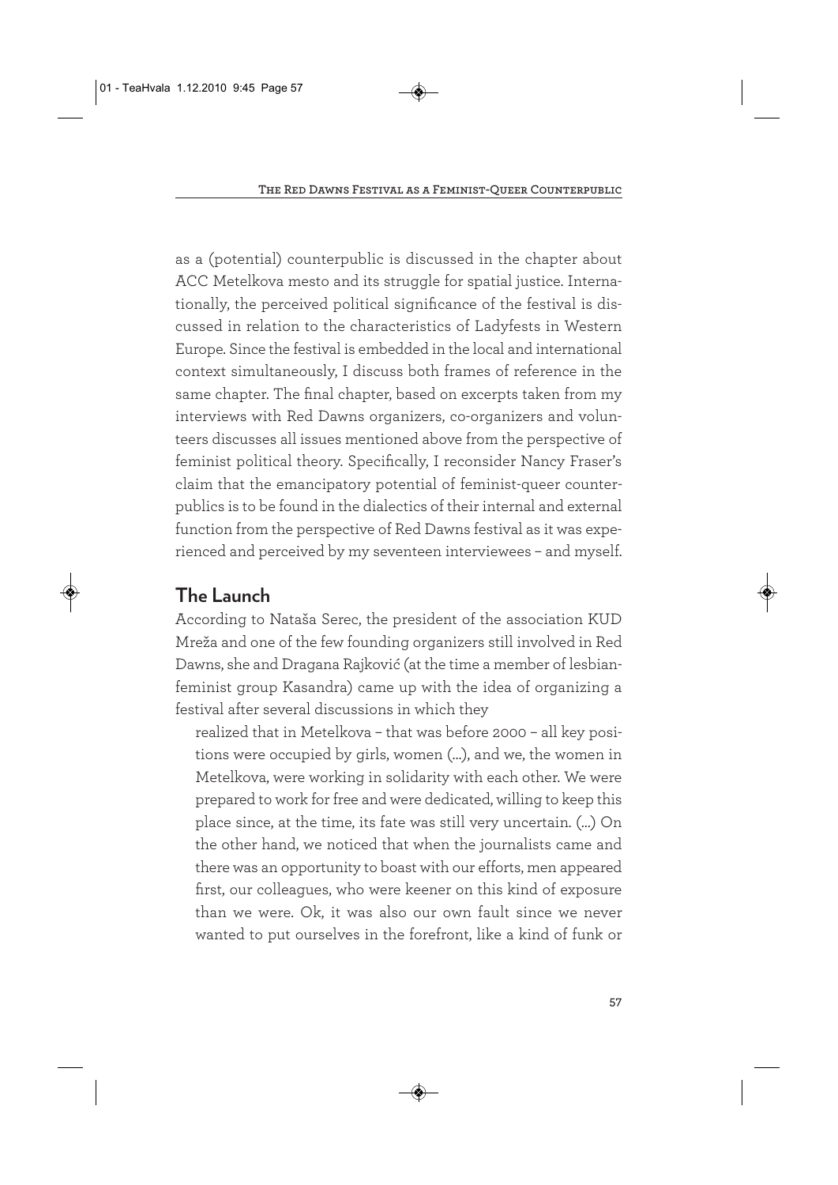as a (potential) counterpublic is discussed in the chapter about ACC Metelkova mesto and its struggle for spatial justice. Internationally, the perceived political significance of the festival is discussed in relation to the characteristics of Ladyfests in Western Europe. Since the festival is embedded in the local and international context simultaneously, I discuss both frames of reference in the same chapter. The final chapter, based on excerpts taken from my interviews with Red Dawns organizers, co-organizers and volunteers discusses all issues mentioned above from the perspective of feminist political theory. Specifically, I reconsider Nancy Fraser's claim that the emancipatory potential of feminist-queer counterpublics is to be found in the dialectics of their internal and external function from the perspective of Red Dawns festival as it was experienced and perceived by my seventeen interviewees – and myself.

## The Launch

According to Nataša Serec, the president of the association KUD Mreža and one of the few founding organizers still involved in Red Dawns, she and Dragana Rajković (at the time a member of lesbian-feminist group Kasandra) came up with the idea of organizing a festival after several discussions in which they

> realized that in Metelkova – that was before 2000 – all key positions were occupied by girls, women (...), and we, the women in Metelkova, were working in solidarity with each other. We were prepared to work for free and were dedicated, willing to keep this place since, at the time, its fate was still very uncertain. (...) On the other hand, we noticed that when the journalists came and there was an opportunity to boast with our efforts, men appeared first, our colleagues, who were keener on this kind of exposure than we were. Ok, it was also our own fault since we never wanted to put ourselves in the forefront, like a kind of funk or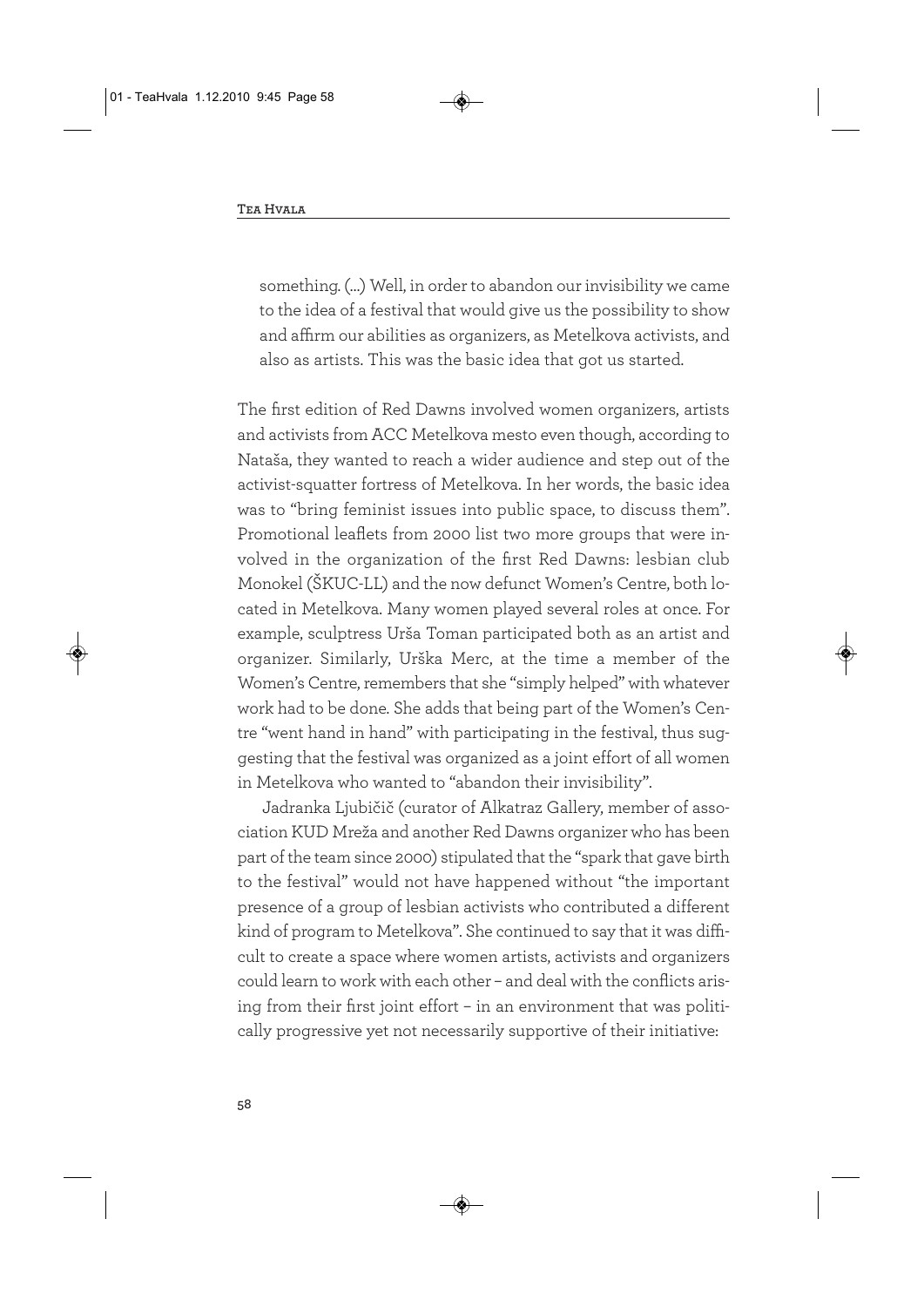> something. (...) Well, in order to abandon our invisibility we came to the idea of a festival that would give us the possibility to show and affirm our abilities as organizers, as Metelkova activists, and also as artists. This was the basic idea that got us started.

The first edition of Red Dawns involved women organizers, artists and activists from ACC Metelkova mesto even though, according to Nataša, they wanted to reach a wider audience and step out of the activist-squatter fortress of Metelkova. In her words, the basic idea was to "bring feminist issues into public space, to discuss them". Promotional leaflets from 2000 list two more groups that were involved in the organization of the first Red Dawns: lesbian club Monokel (ŠKUC-LL) and the now defunct Women's Centre, both located in Metelkova. Many women played several roles at once. For example, sculptress Urša Toman participated both as an artist and organizer. Similarly, Urška Merc, at the time a member of the Women's Centre, remembers that she "simply helped" with whatever work had to be done. She adds that being part of the Women's Centre "went hand in hand" with participating in the festival, thus suggesting that the festival was organized as a joint effort of all women in Metelkova who wanted to "abandon their invisibility".

Jadranka Ljubičič (curator of Alkatraz Gallery, member of association KUD Mreža and another Red Dawns organizer who has been part of the team since 2000) stipulated that the "spark that gave birth to the festival" would not have happened without "the important presence of a group of lesbian activists who contributed a different kind of program to Metelkova". She continued to say that it was difficult to create a space where women artists, activists and organizers could learn to work with each other – and deal with the conflicts arising from their first joint effort – in an environment that was politically progressive yet not necessarily supportive of their initiative: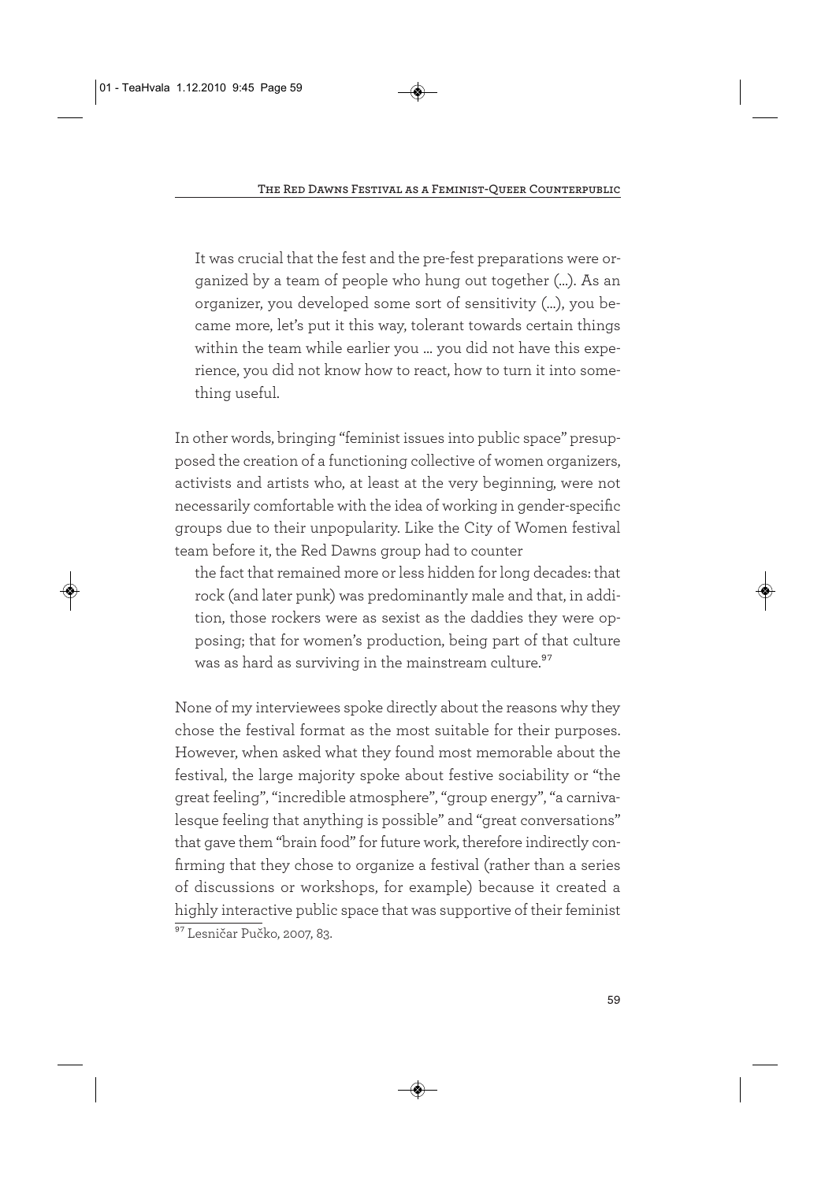> It was crucial that the fest and the pre-fest preparations were organized by a team of people who hung out together (…). As an organizer, you developed some sort of sensitivity (…), you became more, let's put it this way, tolerant towards certain things within the team while earlier you … you did not have this experience, you did not know how to react, how to turn it into something useful.

In other words, bringing "feminist issues into public space" presupposed the creation of a functioning collective of women organizers, activists and artists who, at least at the very beginning, were not necessarily comfortable with the idea of working in gender-specific groups due to their unpopularity. Like the City of Women festival team before it, the Red Dawns group had to counter

> the fact that remained more or less hidden for long decades: that rock (and later punk) was predominantly male and that, in addition, those rockers were as sexist as the daddies they were opposing; that for women's production, being part of that culture was as hard as surviving in the mainstream culture.[97]

None of my interviewees spoke directly about the reasons why they chose the festival format as the most suitable for their purposes. However, when asked what they found most memorable about the festival, the large majority spoke about festive sociability or "the great feeling", "incredible atmosphere", "group energy", "a carnivalesque feeling that anything is possible" and "great conversations" that gave them "brain food" for future work, therefore indirectly confirming that they chose to organize a festival (rather than a series of discussions or workshops, for example) because it created a highly interactive public space that was supportive of their feminist

[97] Lesničar Pučko, 2007, 83.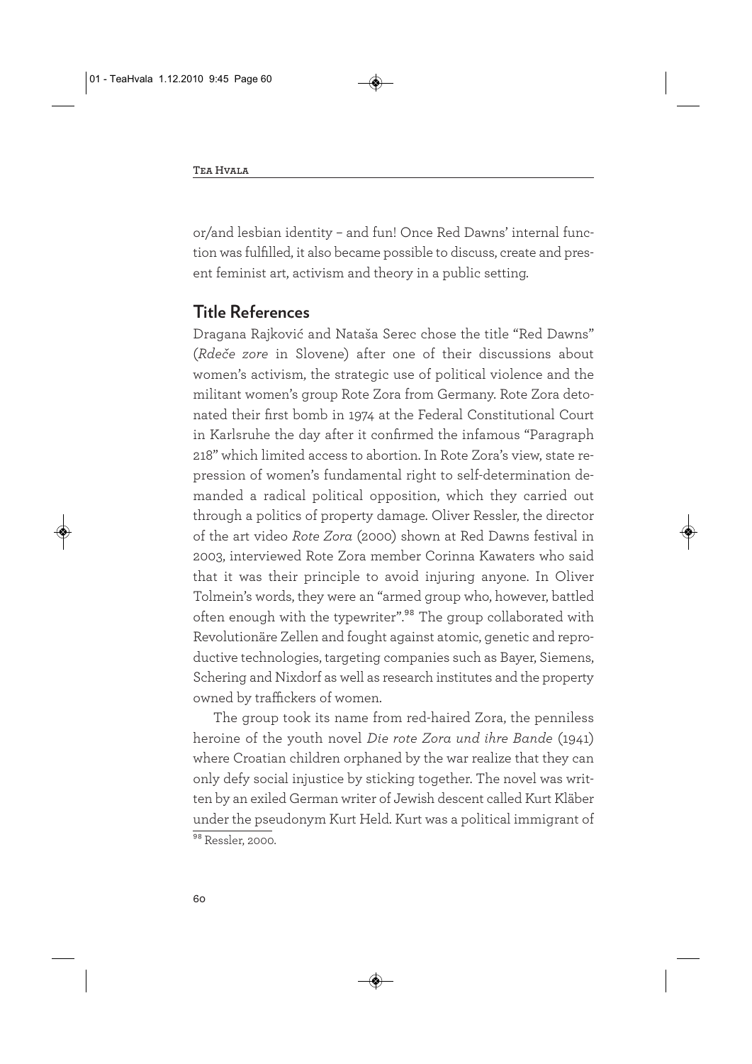or/and lesbian identity – and fun! Once Red Dawns' internal function was fulfilled, it also became possible to discuss, create and present feminist art, activism and theory in a public setting.

## Title References

Dragana Rajković and Nataša Serec chose the title "Red Dawns" (*Rdeče zore* in Slovene) after one of their discussions about women's activism, the strategic use of political violence and the militant women's group Rote Zora from Germany. Rote Zora detonated their first bomb in 1974 at the Federal Constitutional Court in Karlsruhe the day after it confirmed the infamous "Paragraph 218" which limited access to abortion. In Rote Zora's view, state repression of women's fundamental right to self-determination demanded a radical political opposition, which they carried out through a politics of property damage. Oliver Ressler, the director of the art video *Rote Zora* (2000) shown at Red Dawns festival in 2003, interviewed Rote Zora member Corinna Kawaters who said that it was their principle to avoid injuring anyone. In Oliver Tolmein's words, they were an "armed group who, however, battled often enough with the typewriter".[98] The group collaborated with Revolutionäre Zellen and fought against atomic, genetic and reproductive technologies, targeting companies such as Bayer, Siemens, Schering and Nixdorf as well as research institutes and the property owned by traffickers of women.

The group took its name from red-haired Zora, the penniless heroine of the youth novel *Die rote Zora und ihre Bande* (1941) where Croatian children orphaned by the war realize that they can only defy social injustice by sticking together. The novel was written by an exiled German writer of Jewish descent called Kurt Kläber under the pseudonym Kurt Held. Kurt was a political immigrant of

[98] Ressler, 2000.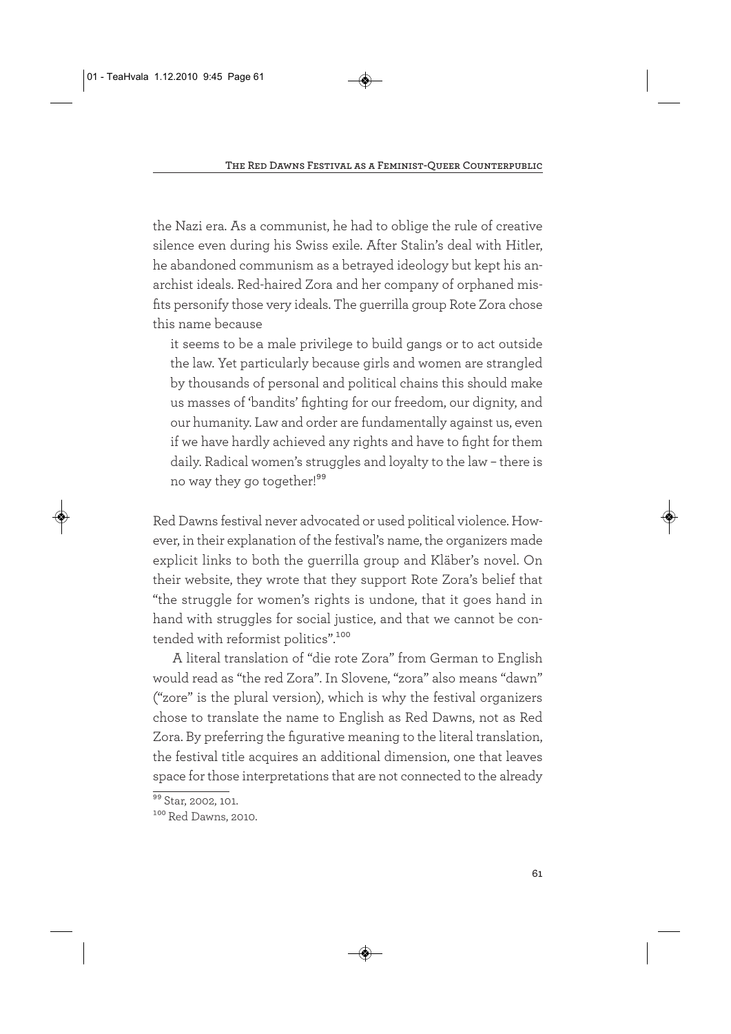the Nazi era. As a communist, he had to oblige the rule of creative silence even during his Swiss exile. After Stalin's deal with Hitler, he abandoned communism as a betrayed ideology but kept his anarchist ideals. Red-haired Zora and her company of orphaned misfits personify those very ideals. The guerrilla group Rote Zora chose this name because

> it seems to be a male privilege to build gangs or to act outside the law. Yet particularly because girls and women are strangled by thousands of personal and political chains this should make us masses of 'bandits' fighting for our freedom, our dignity, and our humanity. Law and order are fundamentally against us, even if we have hardly achieved any rights and have to fight for them daily. Radical women's struggles and loyalty to the law – there is no way they go together![99]

Red Dawns festival never advocated or used political violence. However, in their explanation of the festival's name, the organizers made explicit links to both the guerrilla group and Kläber's novel. On their website, they wrote that they support Rote Zora's belief that "the struggle for women's rights is undone, that it goes hand in hand with struggles for social justice, and that we cannot be contended with reformist politics".[100]

A literal translation of "die rote Zora" from German to English would read as "the red Zora". In Slovene, "zora" also means "dawn" ("zore" is the plural version), which is why the festival organizers chose to translate the name to English as Red Dawns, not as Red Zora. By preferring the figurative meaning to the literal translation, the festival title acquires an additional dimension, one that leaves space for those interpretations that are not connected to the already

[99] Star, 2002, 101.

[100] Red Dawns, 2010.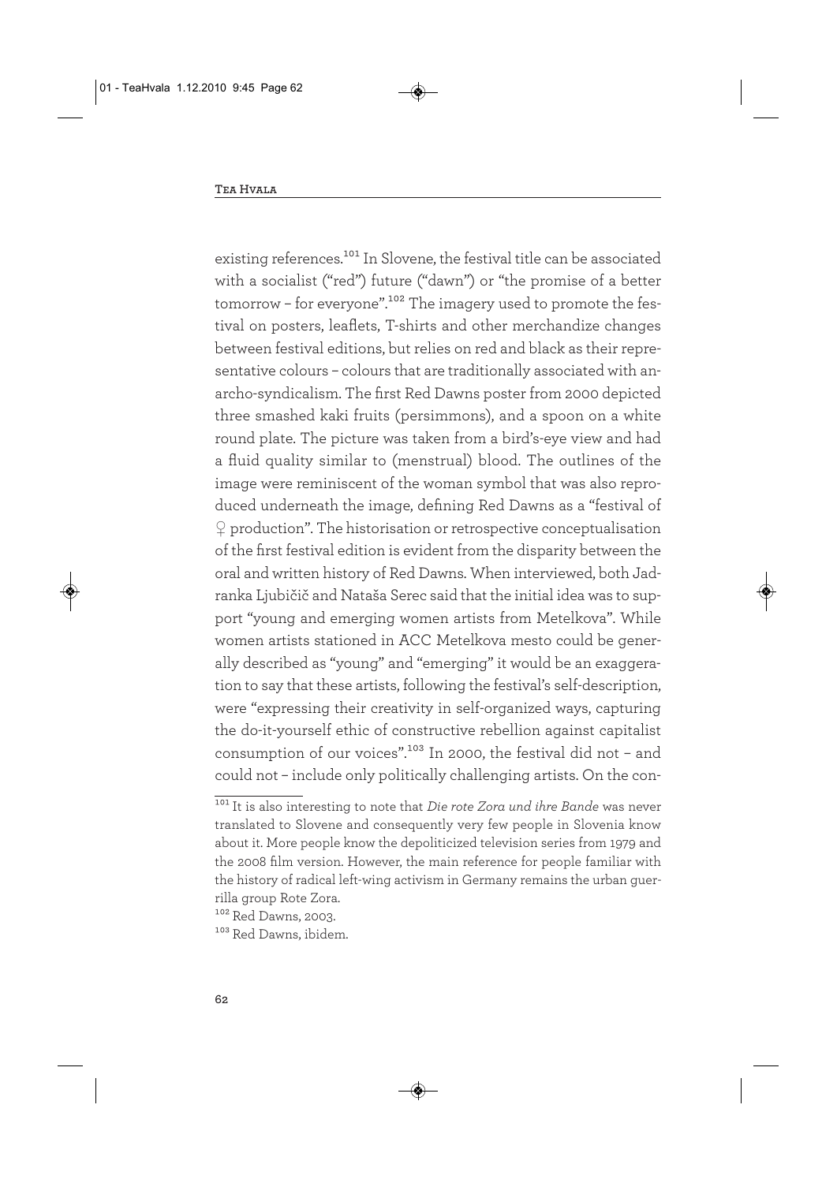existing references.[101] In Slovene, the festival title can be associated with a socialist ("red") future ("dawn") or "the promise of a better tomorrow – for everyone".[102] The imagery used to promote the festival on posters, leaflets, T-shirts and other merchandize changes between festival editions, but relies on red and black as their representative colours – colours that are traditionally associated with anarcho-syndicalism. The first Red Dawns poster from 2000 depicted three smashed kaki fruits (persimmons), and a spoon on a white round plate. The picture was taken from a bird's-eye view and had a fluid quality similar to (menstrual) blood. The outlines of the image were reminiscent of the woman symbol that was also reproduced underneath the image, defining Red Dawns as a "festival of ♀ production". The historisation or retrospective conceptualisation of the first festival edition is evident from the disparity between the oral and written history of Red Dawns. When interviewed, both Jadranka Ljubičič and Nataša Serec said that the initial idea was to support "young and emerging women artists from Metelkova". While women artists stationed in ACC Metelkova mesto could be generally described as "young" and "emerging" it would be an exaggeration to say that these artists, following the festival's self-description, were "expressing their creativity in self-organized ways, capturing the do-it-yourself ethic of constructive rebellion against capitalist consumption of our voices".[103] In 2000, the festival did not – and could not – include only politically challenging artists. On the con-

---

[101] It is also interesting to note that *Die rote Zora und ihre Bande* was never translated to Slovene and consequently very few people in Slovenia know about it. More people know the depoliticized television series from 1979 and the 2008 film version. However, the main reference for people familiar with the history of radical left-wing activism in Germany remains the urban guerrilla group Rote Zora.

[102] Red Dawns, 2003.

[103] Red Dawns, ibidem.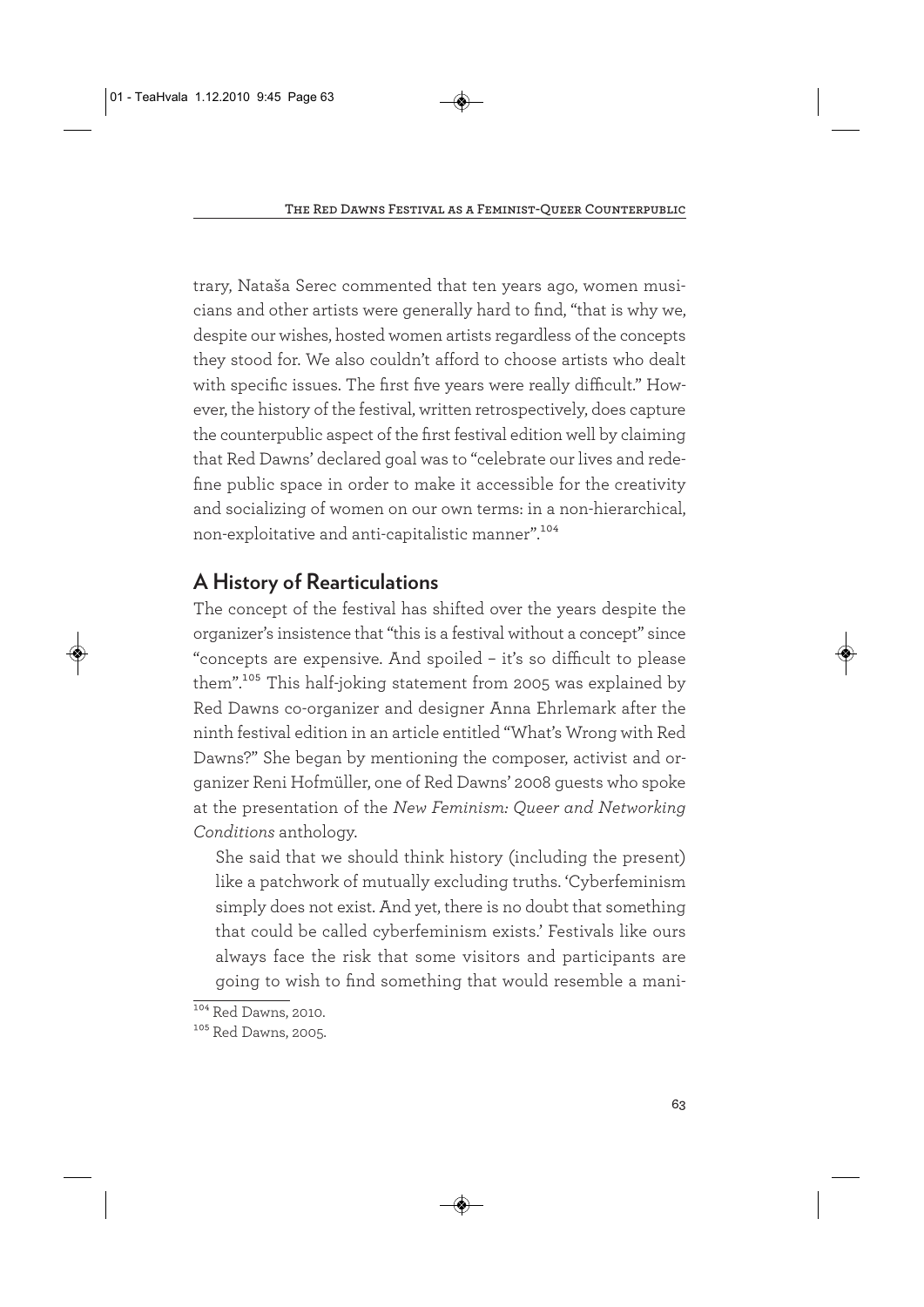trary, Nataša Serec commented that ten years ago, women musicians and other artists were generally hard to find, "that is why we, despite our wishes, hosted women artists regardless of the concepts they stood for. We also couldn't afford to choose artists who dealt with specific issues. The first five years were really difficult." However, the history of the festival, written retrospectively, does capture the counterpublic aspect of the first festival edition well by claiming that Red Dawns' declared goal was to "celebrate our lives and redefine public space in order to make it accessible for the creativity and socializing of women on our own terms: in a non-hierarchical, non-exploitative and anti-capitalistic manner".[104]

## A History of Rearticulations

The concept of the festival has shifted over the years despite the organizer's insistence that "this is a festival without a concept" since "concepts are expensive. And spoiled – it's so difficult to please them".[105] This half-joking statement from 2005 was explained by Red Dawns co-organizer and designer Anna Ehrlemark after the ninth festival edition in an article entitled "What's Wrong with Red Dawns?" She began by mentioning the composer, activist and organizer Reni Hofmüller, one of Red Dawns' 2008 guests who spoke at the presentation of the *New Feminism: Queer and Networking Conditions* anthology.

> She said that we should think history (including the present) like a patchwork of mutually excluding truths. 'Cyberfeminism simply does not exist. And yet, there is no doubt that something that could be called cyberfeminism exists.' Festivals like ours always face the risk that some visitors and participants are going to wish to find something that would resemble a mani-

---

[104] Red Dawns, 2010.

[105] Red Dawns, 2005.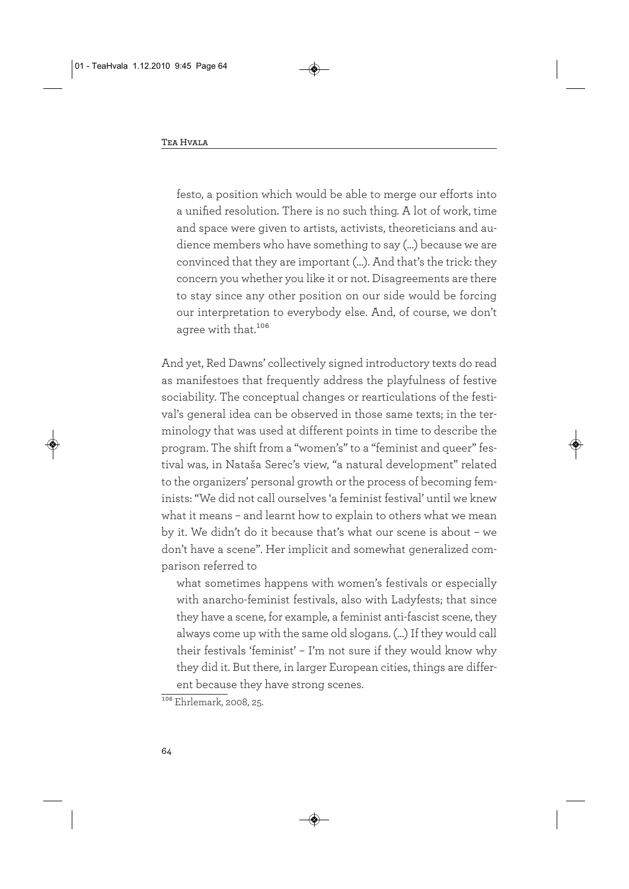> festo, a position which would be able to merge our efforts into a unified resolution. There is no such thing. A lot of work, time and space were given to artists, activists, theoreticians and audience members who have something to say (...) because we are convinced that they are important (...). And that's the trick: they concern you whether you like it or not. Disagreements are there to stay since any other position on our side would be forcing our interpretation to everybody else. And, of course, we don't agree with that.[106]

And yet, Red Dawns' collectively signed introductory texts do read as manifestoes that frequently address the playfulness of festive sociability. The conceptual changes or rearticulations of the festival's general idea can be observed in those same texts; in the terminology that was used at different points in time to describe the program. The shift from a "women's" to a "feminist and queer" festival was, in Nataša Serec's view, "a natural development" related to the organizers' personal growth or the process of becoming feminists: "We did not call ourselves 'a feminist festival' until we knew what it means – and learnt how to explain to others what we mean by it. We didn't do it because that's what our scene is about – we don't have a scene". Her implicit and somewhat generalized comparison referred to

> what sometimes happens with women's festivals or especially with anarcho-feminist festivals, also with Ladyfests; that since they have a scene, for example, a feminist anti-fascist scene, they always come up with the same old slogans. (...) If they would call their festivals 'feminist' – I'm not sure if they would know why they did it. But there, in larger European cities, things are different because they have strong scenes.

[106] Ehrlemark, 2008, 25.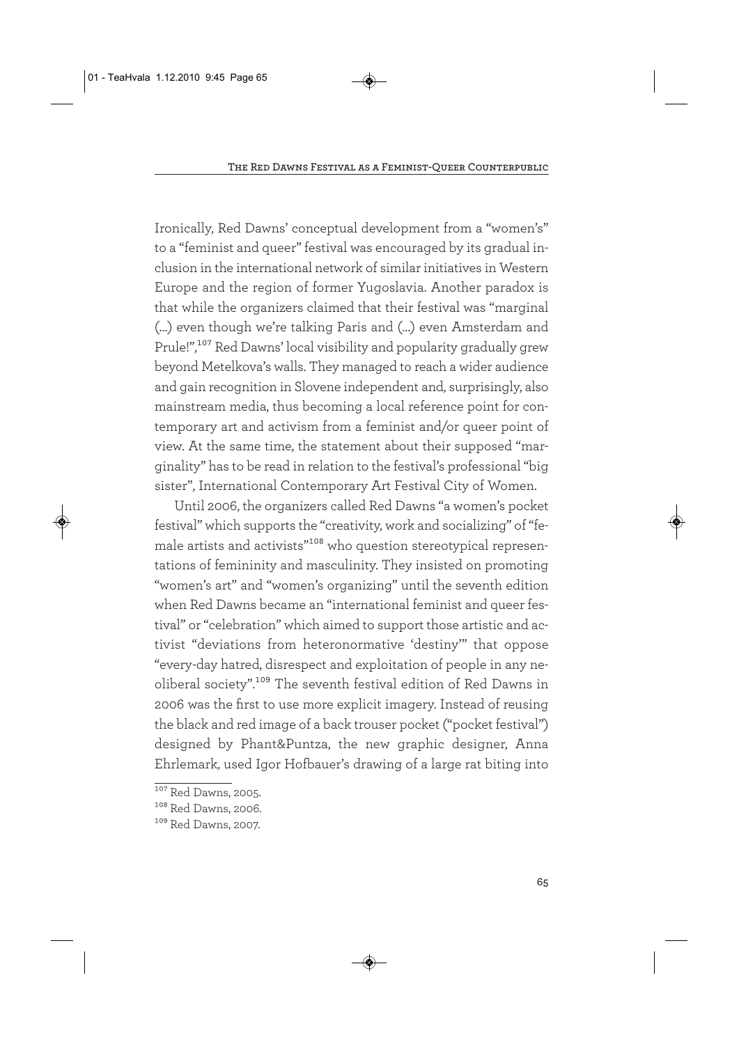Ironically, Red Dawns' conceptual development from a "women's" to a "feminist and queer" festival was encouraged by its gradual inclusion in the international network of similar initiatives in Western Europe and the region of former Yugoslavia. Another paradox is that while the organizers claimed that their festival was "marginal (...) even though we're talking Paris and (...) even Amsterdam and Prule!",[107] Red Dawns' local visibility and popularity gradually grew beyond Metelkova's walls. They managed to reach a wider audience and gain recognition in Slovene independent and, surprisingly, also mainstream media, thus becoming a local reference point for contemporary art and activism from a feminist and/or queer point of view. At the same time, the statement about their supposed "marginality" has to be read in relation to the festival's professional "big sister", International Contemporary Art Festival City of Women.

Until 2006, the organizers called Red Dawns "a women's pocket festival" which supports the "creativity, work and socializing" of "female artists and activists"[108] who question stereotypical representations of femininity and masculinity. They insisted on promoting "women's art" and "women's organizing" until the seventh edition when Red Dawns became an "international feminist and queer festival" or "celebration" which aimed to support those artistic and activist "deviations from heteronormative 'destiny'" that oppose "every-day hatred, disrespect and exploitation of people in any neoliberal society".[109] The seventh festival edition of Red Dawns in 2006 was the first to use more explicit imagery. Instead of reusing the black and red image of a back trouser pocket ("pocket festival") designed by Phant&Puntza, the new graphic designer, Anna Ehrlemark, used Igor Hofbauer's drawing of a large rat biting into

[107] Red Dawns, 2005.

[108] Red Dawns, 2006.

[109] Red Dawns, 2007.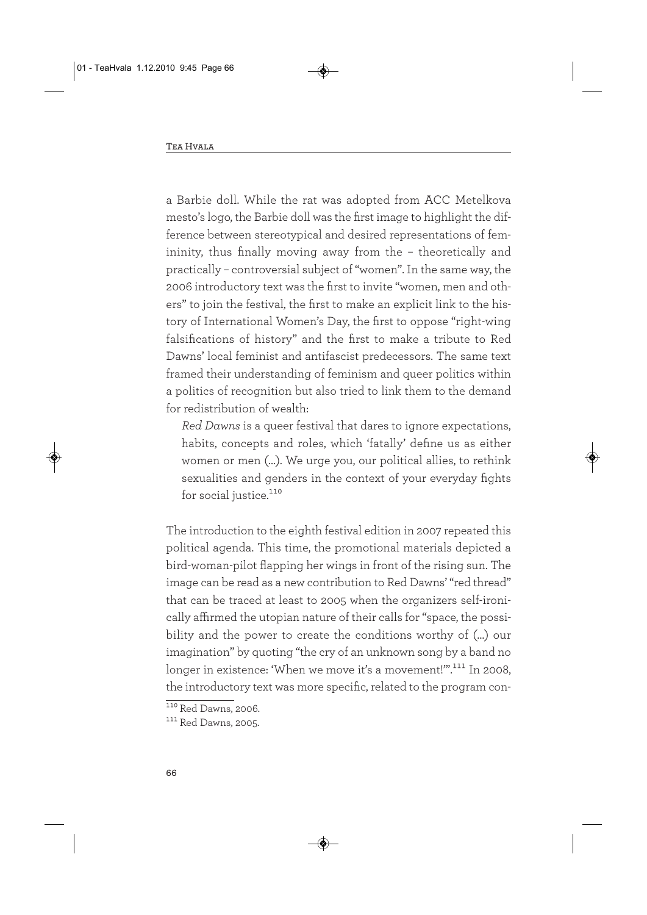a Barbie doll. While the rat was adopted from ACC Metelkova mesto's logo, the Barbie doll was the first image to highlight the difference between stereotypical and desired representations of femininity, thus finally moving away from the – theoretically and practically – controversial subject of "women". In the same way, the 2006 introductory text was the first to invite "women, men and others" to join the festival, the first to make an explicit link to the history of International Women's Day, the first to oppose "right-wing falsifications of history" and the first to make a tribute to Red Dawns' local feminist and antifascist predecessors. The same text framed their understanding of feminism and queer politics within a politics of recognition but also tried to link them to the demand for redistribution of wealth:

> *Red Dawns* is a queer festival that dares to ignore expectations, habits, concepts and roles, which 'fatally' define us as either women or men (...). We urge you, our political allies, to rethink sexualities and genders in the context of your everyday fights for social justice.[110]

The introduction to the eighth festival edition in 2007 repeated this political agenda. This time, the promotional materials depicted a bird-woman-pilot flapping her wings in front of the rising sun. The image can be read as a new contribution to Red Dawns' "red thread" that can be traced at least to 2005 when the organizers self-ironically affirmed the utopian nature of their calls for "space, the possibility and the power to create the conditions worthy of (...) our imagination" by quoting "the cry of an unknown song by a band no longer in existence: 'When we move it's a movement!'".[111] In 2008, the introductory text was more specific, related to the program con-

[110] Red Dawns, 2006.

[111] Red Dawns, 2005.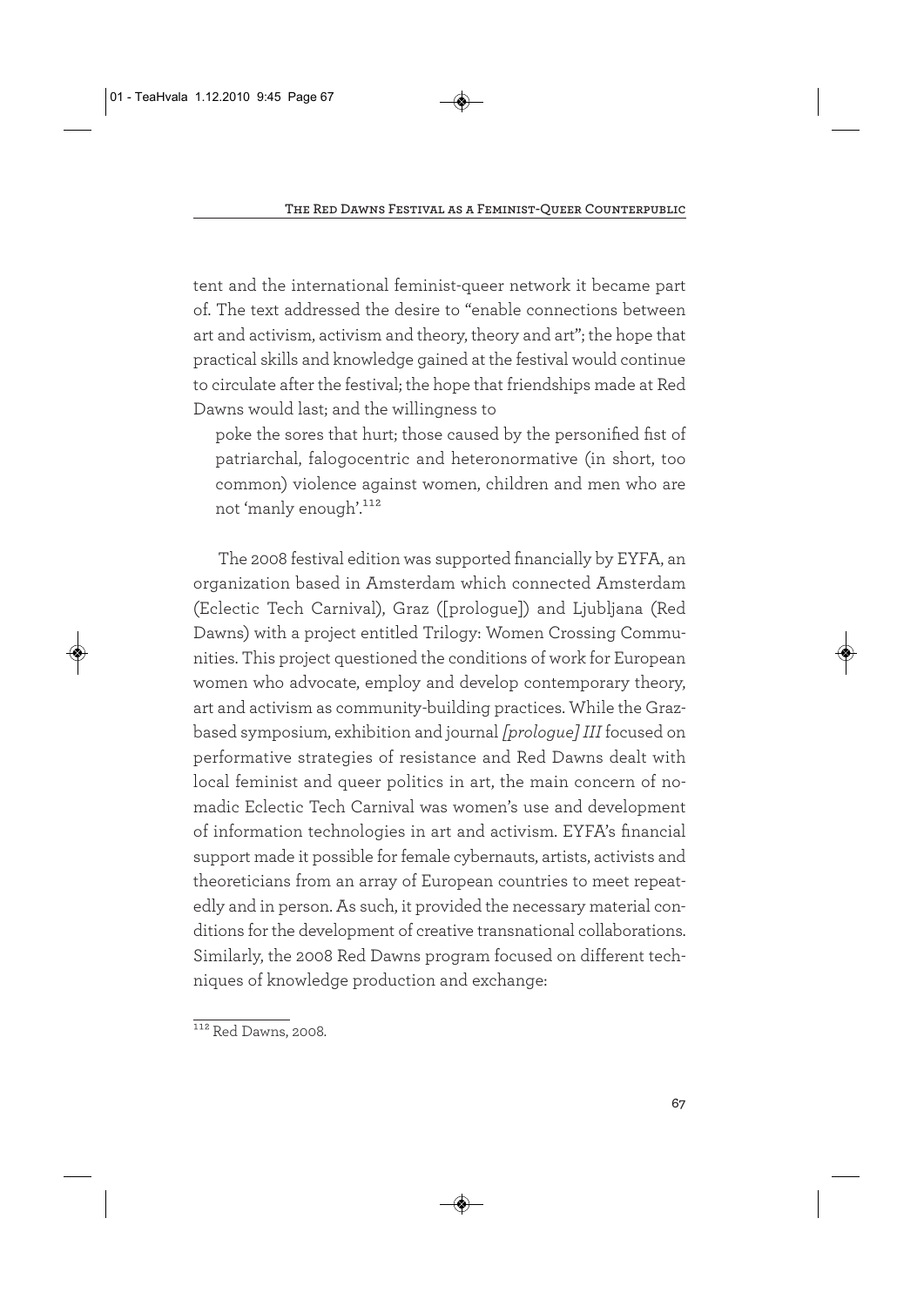tent and the international feminist-queer network it became part of. The text addressed the desire to "enable connections between art and activism, activism and theory, theory and art"; the hope that practical skills and knowledge gained at the festival would continue to circulate after the festival; the hope that friendships made at Red Dawns would last; and the willingness to

> poke the sores that hurt; those caused by the personified fist of patriarchal, falogocentric and heteronormative (in short, too common) violence against women, children and men who are not 'manly enough'.[112]

The 2008 festival edition was supported financially by EYFA, an organization based in Amsterdam which connected Amsterdam (Eclectic Tech Carnival), Graz ([prologue]) and Ljubljana (Red Dawns) with a project entitled Trilogy: Women Crossing Communities. This project questioned the conditions of work for European women who advocate, employ and develop contemporary theory, art and activism as community-building practices. While the Graz-based symposium, exhibition and journal *[prologue] III* focused on performative strategies of resistance and Red Dawns dealt with local feminist and queer politics in art, the main concern of nomadic Eclectic Tech Carnival was women's use and development of information technologies in art and activism. EYFA's financial support made it possible for female cybernauts, artists, activists and theoreticians from an array of European countries to meet repeatedly and in person. As such, it provided the necessary material conditions for the development of creative transnational collaborations. Similarly, the 2008 Red Dawns program focused on different techniques of knowledge production and exchange:

[112] Red Dawns, 2008.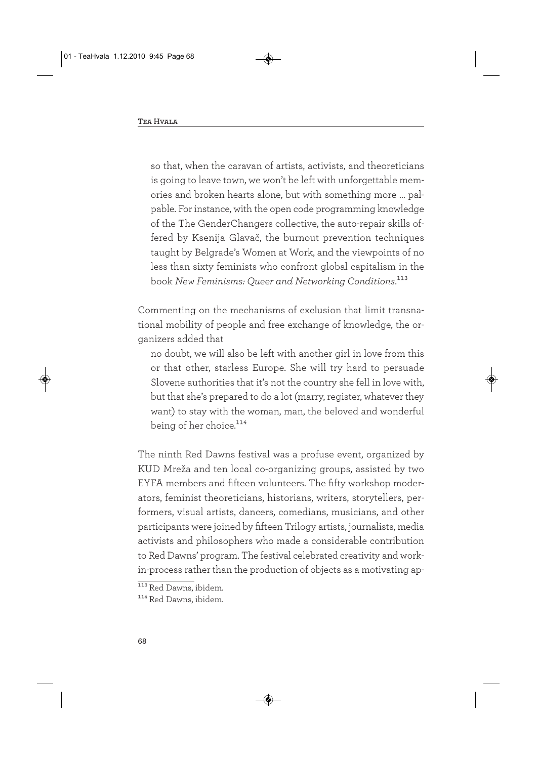so that, when the caravan of artists, activists, and theoreticians is going to leave town, we won't be left with unforgettable memories and broken hearts alone, but with something more … palpable. For instance, with the open code programming knowledge of the The GenderChangers collective, the auto-repair skills offered by Ksenija Glavač, the burnout prevention techniques taught by Belgrade's Women at Work, and the viewpoints of no less than sixty feminists who confront global capitalism in the book *New Feminisms: Queer and Networking Conditions*.[113]

Commenting on the mechanisms of exclusion that limit transnational mobility of people and free exchange of knowledge, the organizers added that

> no doubt, we will also be left with another girl in love from this or that other, starless Europe. She will try hard to persuade Slovene authorities that it's not the country she fell in love with, but that she's prepared to do a lot (marry, register, whatever they want) to stay with the woman, man, the beloved and wonderful being of her choice.[114]

The ninth Red Dawns festival was a profuse event, organized by KUD Mreža and ten local co-organizing groups, assisted by two EYFA members and fifteen volunteers. The fifty workshop moderators, feminist theoreticians, historians, writers, storytellers, performers, visual artists, dancers, comedians, musicians, and other participants were joined by fifteen Trilogy artists, journalists, media activists and philosophers who made a considerable contribution to Red Dawns' program. The festival celebrated creativity and work-in-process rather than the production of objects as a motivating ap-

[113] Red Dawns, ibidem.

[114] Red Dawns, ibidem.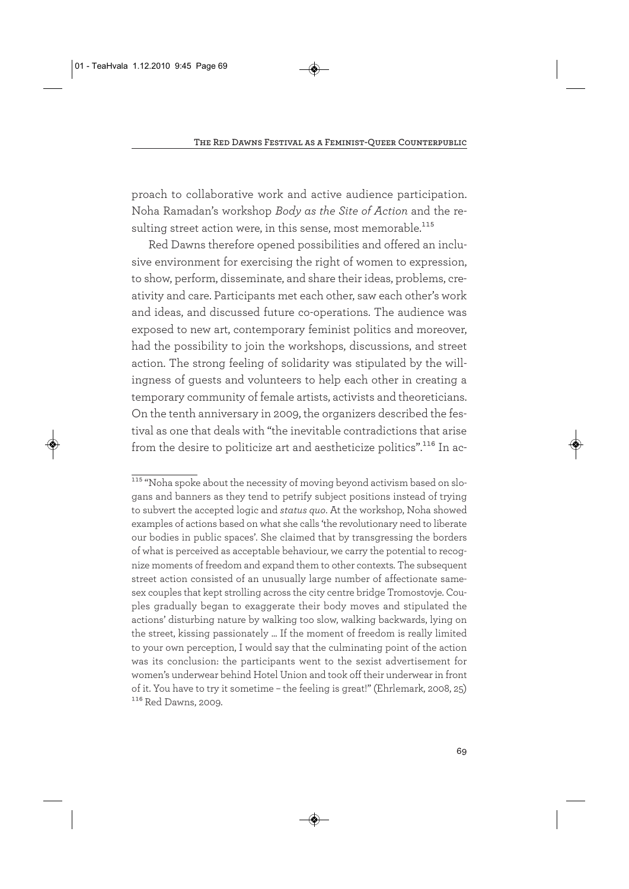proach to collaborative work and active audience participation. Noha Ramadan's workshop *Body as the Site of Action* and the resulting street action were, in this sense, most memorable.[115]

Red Dawns therefore opened possibilities and offered an inclusive environment for exercising the right of women to expression, to show, perform, disseminate, and share their ideas, problems, creativity and care. Participants met each other, saw each other's work and ideas, and discussed future co-operations. The audience was exposed to new art, contemporary feminist politics and moreover, had the possibility to join the workshops, discussions, and street action. The strong feeling of solidarity was stipulated by the willingness of guests and volunteers to help each other in creating a temporary community of female artists, activists and theoreticians. On the tenth anniversary in 2009, the organizers described the festival as one that deals with "the inevitable contradictions that arise from the desire to politicize art and aestheticize politics".[116] In ac-

---

[115] "Noha spoke about the necessity of moving beyond activism based on slogans and banners as they tend to petrify subject positions instead of trying to subvert the accepted logic and *status quo*. At the workshop, Noha showed examples of actions based on what she calls 'the revolutionary need to liberate our bodies in public spaces'. She claimed that by transgressing the borders of what is perceived as acceptable behaviour, we carry the potential to recognize moments of freedom and expand them to other contexts. The subsequent street action consisted of an unusually large number of affectionate same-sex couples that kept strolling across the city centre bridge Tromostovje. Couples gradually began to exaggerate their body moves and stipulated the actions' disturbing nature by walking too slow, walking backwards, lying on the street, kissing passionately … If the moment of freedom is really limited to your own perception, I would say that the culminating point of the action was its conclusion: the participants went to the sexist advertisement for women's underwear behind Hotel Union and took off their underwear in front of it. You have to try it sometime – the feeling is great!" (Ehrlemark, 2008, 25)

[116] Red Dawns, 2009.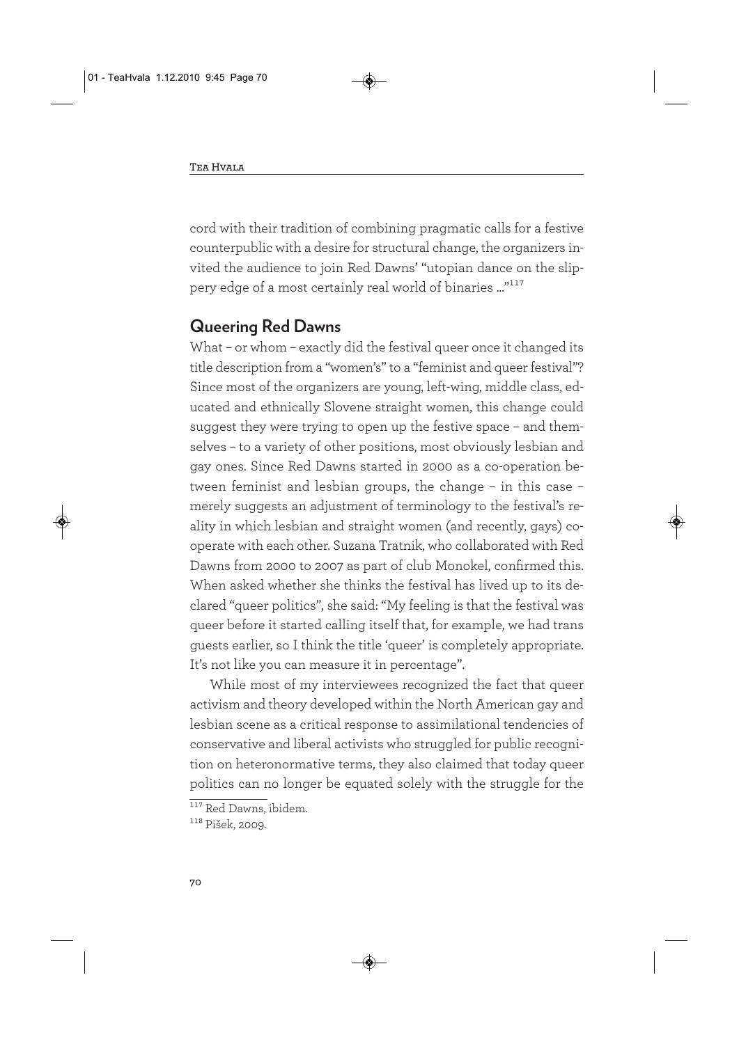cord with their tradition of combining pragmatic calls for a festive counterpublic with a desire for structural change, the organizers invited the audience to join Red Dawns' "utopian dance on the slippery edge of a most certainly real world of binaries ..."[117]

## Queering Red Dawns

What – or whom – exactly did the festival queer once it changed its title description from a "women's" to a "feminist and queer festival"? Since most of the organizers are young, left-wing, middle class, educated and ethnically Slovene straight women, this change could suggest they were trying to open up the festive space – and themselves – to a variety of other positions, most obviously lesbian and gay ones. Since Red Dawns started in 2000 as a co-operation between feminist and lesbian groups, the change – in this case – merely suggests an adjustment of terminology to the festival's reality in which lesbian and straight women (and recently, gays) cooperate with each other. Suzana Tratnik, who collaborated with Red Dawns from 2000 to 2007 as part of club Monokel, confirmed this. When asked whether she thinks the festival has lived up to its declared "queer politics", she said: "My feeling is that the festival was queer before it started calling itself that, for example, we had trans guests earlier, so I think the title 'queer' is completely appropriate. It's not like you can measure it in percentage".

While most of my interviewees recognized the fact that queer activism and theory developed within the North American gay and lesbian scene as a critical response to assimilational tendencies of conservative and liberal activists who struggled for public recognition on heteronormative terms, they also claimed that today queer politics can no longer be equated solely with the struggle for the

[117] Red Dawns, ibidem.

[118] Pišek, 2009.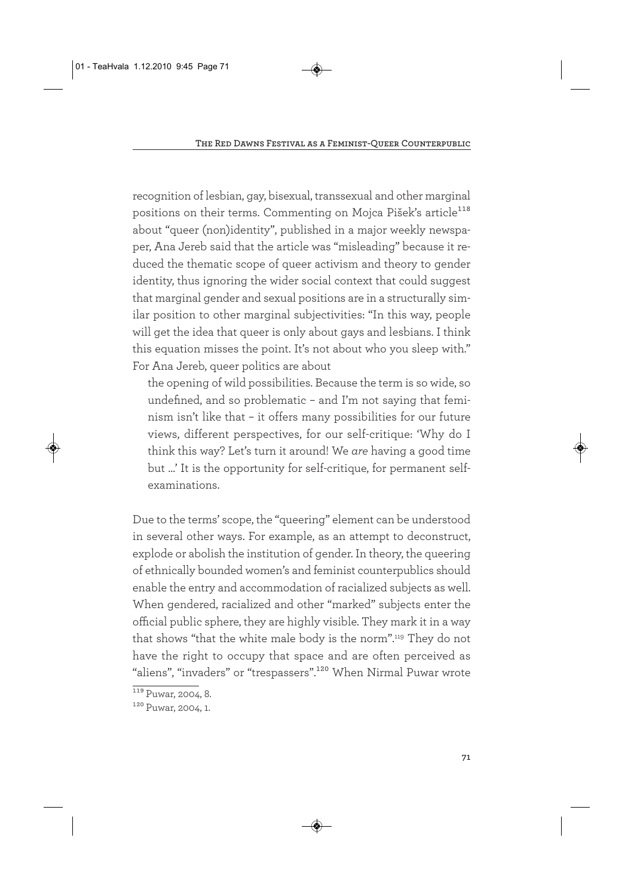recognition of lesbian, gay, bisexual, transsexual and other marginal positions on their terms. Commenting on Mojca Pišek's article[118] about "queer (non)identity", published in a major weekly newspaper, Ana Jereb said that the article was "misleading" because it reduced the thematic scope of queer activism and theory to gender identity, thus ignoring the wider social context that could suggest that marginal gender and sexual positions are in a structurally similar position to other marginal subjectivities: "In this way, people will get the idea that queer is only about gays and lesbians. I think this equation misses the point. It's not about who you sleep with." For Ana Jereb, queer politics are about

> the opening of wild possibilities. Because the term is so wide, so undefined, and so problematic – and I'm not saying that feminism isn't like that – it offers many possibilities for our future views, different perspectives, for our self-critique: 'Why do I think this way? Let's turn it around! We *are* having a good time but ...' It is the opportunity for self-critique, for permanent self-examinations.

Due to the terms' scope, the "queering" element can be understood in several other ways. For example, as an attempt to deconstruct, explode or abolish the institution of gender. In theory, the queering of ethnically bounded women's and feminist counterpublics should enable the entry and accommodation of racialized subjects as well. When gendered, racialized and other "marked" subjects enter the official public sphere, they are highly visible. They mark it in a way that shows "that the white male body is the norm".[119] They do not have the right to occupy that space and are often perceived as "aliens", "invaders" or "trespassers".[120] When Nirmal Puwar wrote

[119] Puwar, 2004, 8.

[120] Puwar, 2004, 1.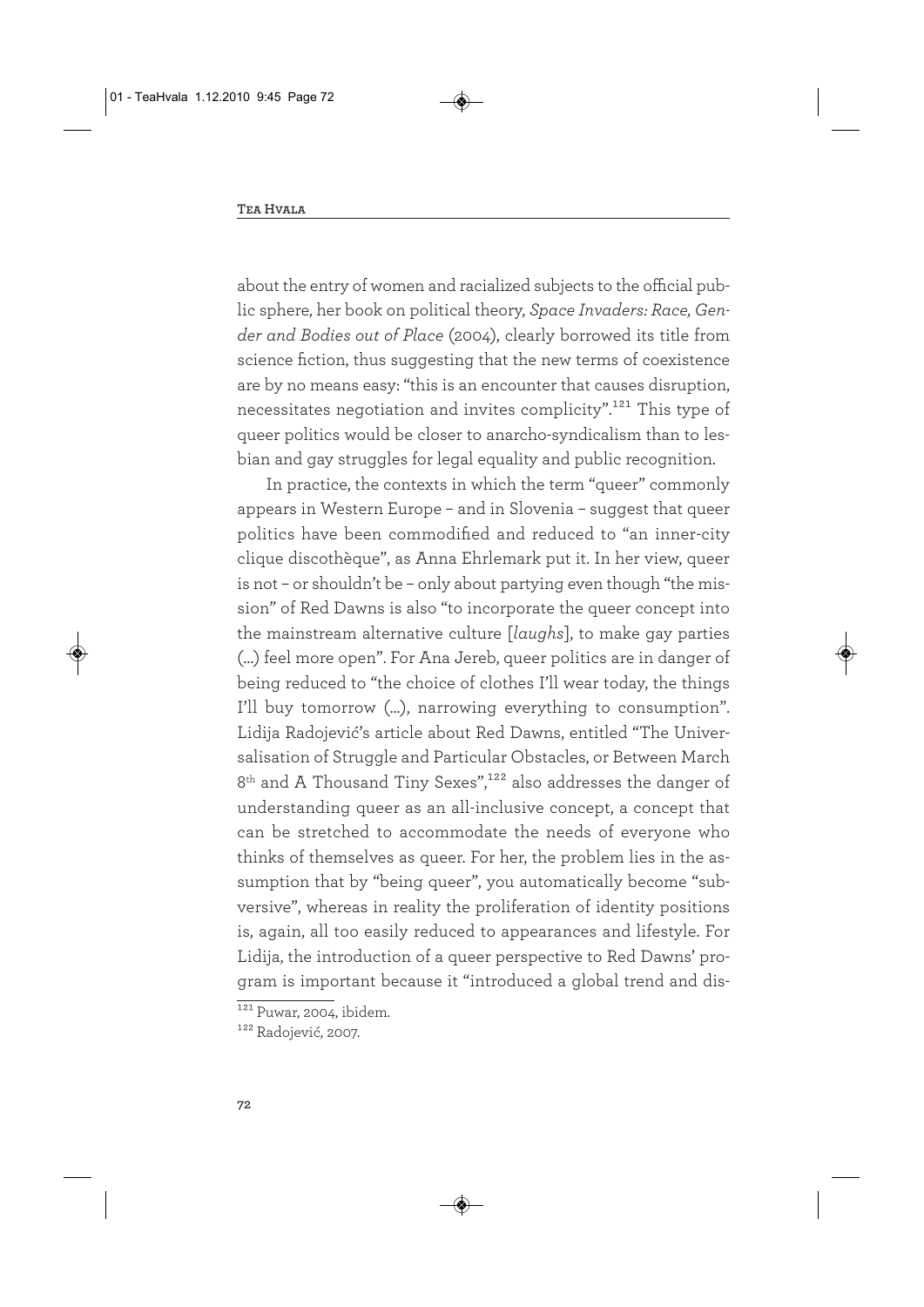about the entry of women and racialized subjects to the official public sphere, her book on political theory, *Space Invaders: Race, Gender and Bodies out of Place* (2004), clearly borrowed its title from science fiction, thus suggesting that the new terms of coexistence are by no means easy: "this is an encounter that causes disruption, necessitates negotiation and invites complicity".[121] This type of queer politics would be closer to anarcho-syndicalism than to lesbian and gay struggles for legal equality and public recognition.

In practice, the contexts in which the term "queer" commonly appears in Western Europe – and in Slovenia – suggest that queer politics have been commodified and reduced to "an inner-city clique discothèque", as Anna Ehrlemark put it. In her view, queer is not – or shouldn't be – only about partying even though "the mission" of Red Dawns is also "to incorporate the queer concept into the mainstream alternative culture [*laughs*], to make gay parties (…) feel more open". For Ana Jereb, queer politics are in danger of being reduced to "the choice of clothes I'll wear today, the things I'll buy tomorrow (…), narrowing everything to consumption". Lidija Radojević's article about Red Dawns, entitled "The Universalisation of Struggle and Particular Obstacles, or Between March 8th and A Thousand Tiny Sexes",[122] also addresses the danger of understanding queer as an all-inclusive concept, a concept that can be stretched to accommodate the needs of everyone who thinks of themselves as queer. For her, the problem lies in the assumption that by "being queer", you automatically become "subversive", whereas in reality the proliferation of identity positions is, again, all too easily reduced to appearances and lifestyle. For Lidija, the introduction of a queer perspective to Red Dawns' program is important because it "introduced a global trend and dis-

[121] Puwar, 2004, ibidem.

[122] Radojević, 2007.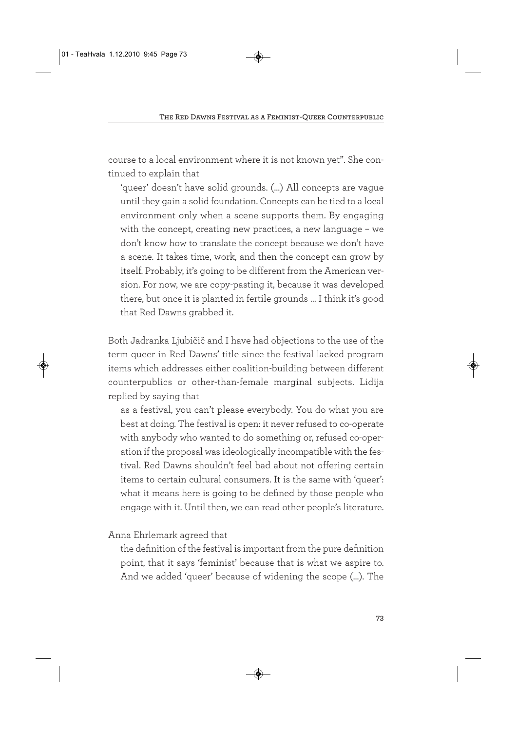course to a local environment where it is not known yet". She continued to explain that

> 'queer' doesn't have solid grounds. (...) All concepts are vague until they gain a solid foundation. Concepts can be tied to a local environment only when a scene supports them. By engaging with the concept, creating new practices, a new language – we don't know how to translate the concept because we don't have a scene. It takes time, work, and then the concept can grow by itself. Probably, it's going to be different from the American version. For now, we are copy-pasting it, because it was developed there, but once it is planted in fertile grounds ... I think it's good that Red Dawns grabbed it.

Both Jadranka Ljubičič and I have had objections to the use of the term queer in Red Dawns' title since the festival lacked program items which addresses either coalition-building between different counterpublics or other-than-female marginal subjects. Lidija replied by saying that

> as a festival, you can't please everybody. You do what you are best at doing. The festival is open: it never refused to co-operate with anybody who wanted to do something or, refused co-operation if the proposal was ideologically incompatible with the festival. Red Dawns shouldn't feel bad about not offering certain items to certain cultural consumers. It is the same with 'queer': what it means here is going to be defined by those people who engage with it. Until then, we can read other people's literature.

Anna Ehrlemark agreed that

> the definition of the festival is important from the pure definition point, that it says 'feminist' because that is what we aspire to. And we added 'queer' because of widening the scope (...). The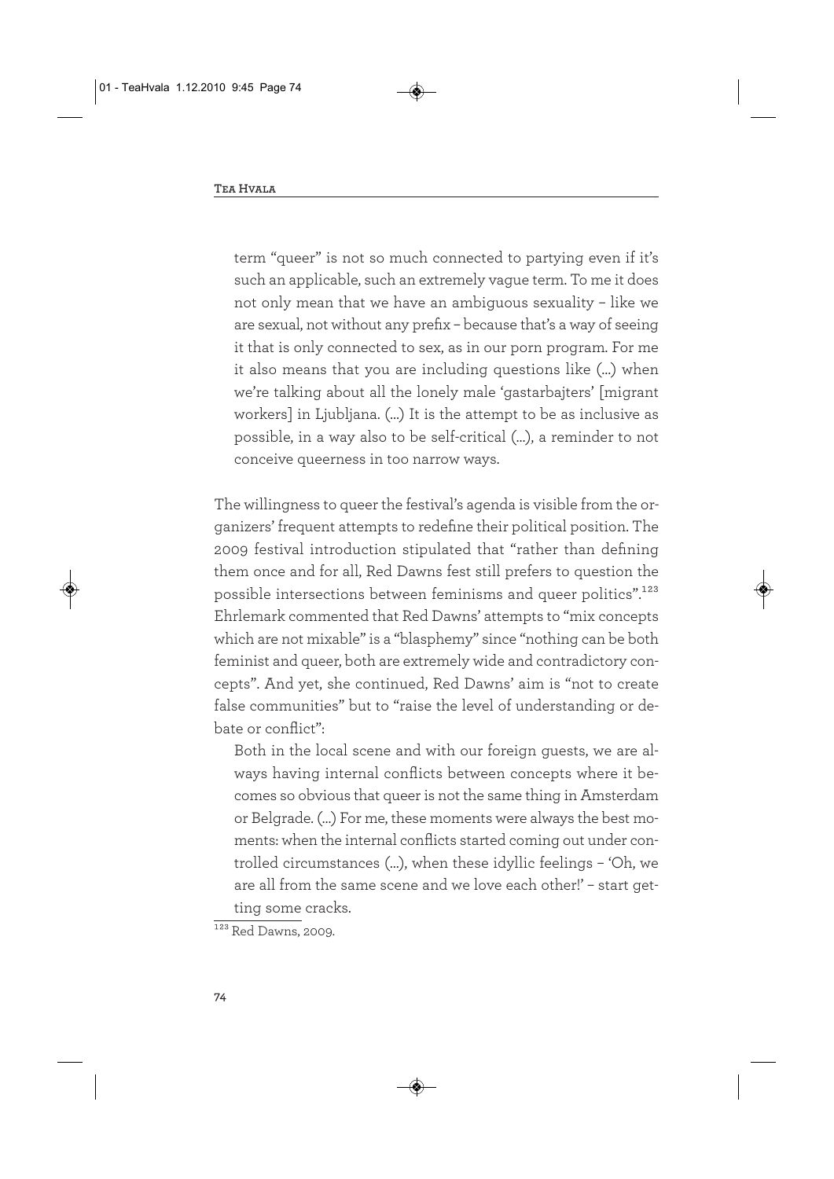> term “queer” is not so much connected to partying even if it’s such an applicable, such an extremely vague term. To me it does not only mean that we have an ambiguous sexuality – like we are sexual, not without any prefix – because that’s a way of seeing it that is only connected to sex, as in our porn program. For me it also means that you are including questions like (...) when we’re talking about all the lonely male ‘gastarbajters’ [migrant workers] in Ljubljana. (...) It is the attempt to be as inclusive as possible, in a way also to be self-critical (...), a reminder to not conceive queerness in too narrow ways.

The willingness to queer the festival’s agenda is visible from the organizers’ frequent attempts to redefine their political position. The 2009 festival introduction stipulated that “rather than defining them once and for all, Red Dawns fest still prefers to question the possible intersections between feminisms and queer politics”.[123] Ehrlemark commented that Red Dawns’ attempts to “mix concepts which are not mixable” is a “blasphemy” since “nothing can be both feminist and queer, both are extremely wide and contradictory concepts”. And yet, she continued, Red Dawns’ aim is “not to create false communities” but to “raise the level of understanding or debate or conflict”:

> Both in the local scene and with our foreign guests, we are always having internal conflicts between concepts where it becomes so obvious that queer is not the same thing in Amsterdam or Belgrade. (...) For me, these moments were always the best moments: when the internal conflicts started coming out under controlled circumstances (...), when these idyllic feelings – ‘Oh, we are all from the same scene and we love each other!’ – start getting some cracks.

[123] Red Dawns, 2009.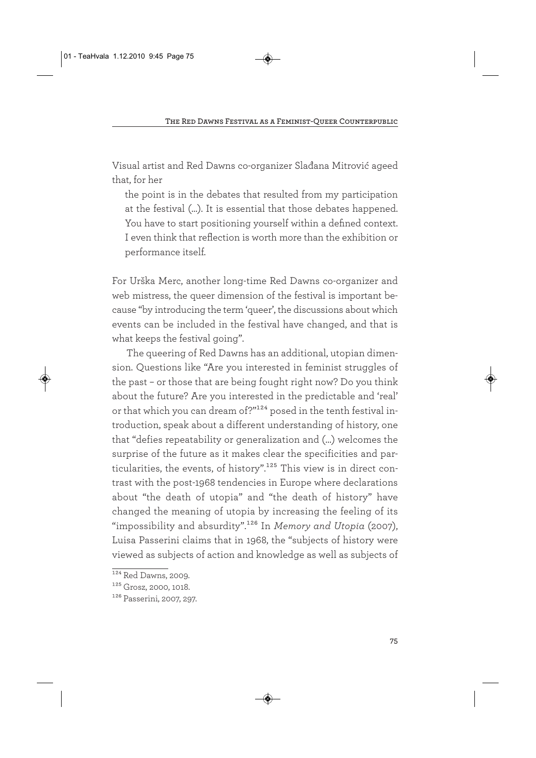Visual artist and Red Dawns co-organizer Slađana Mitrović ageed that, for her

> the point is in the debates that resulted from my participation at the festival (…). It is essential that those debates happened. You have to start positioning yourself within a defined context. I even think that reflection is worth more than the exhibition or performance itself.

For Urška Merc, another long-time Red Dawns co-organizer and web mistress, the queer dimension of the festival is important because "by introducing the term 'queer', the discussions about which events can be included in the festival have changed, and that is what keeps the festival going".

The queering of Red Dawns has an additional, utopian dimension. Questions like "Are you interested in feminist struggles of the past – or those that are being fought right now? Do you think about the future? Are you interested in the predictable and 'real' or that which you can dream of?"[124] posed in the tenth festival introduction, speak about a different understanding of history, one that "defies repeatability or generalization and (…) welcomes the surprise of the future as it makes clear the specificities and particularities, the events, of history".[125] This view is in direct contrast with the post-1968 tendencies in Europe where declarations about "the death of utopia" and "the death of history" have changed the meaning of utopia by increasing the feeling of its "impossibility and absurdity".[126] In *Memory and Utopia* (2007), Luisa Passerini claims that in 1968, the "subjects of history were viewed as subjects of action and knowledge as well as subjects of

---

[124] Red Dawns, 2009.

[125] Grosz, 2000, 1018.

[126] Passerini, 2007, 297.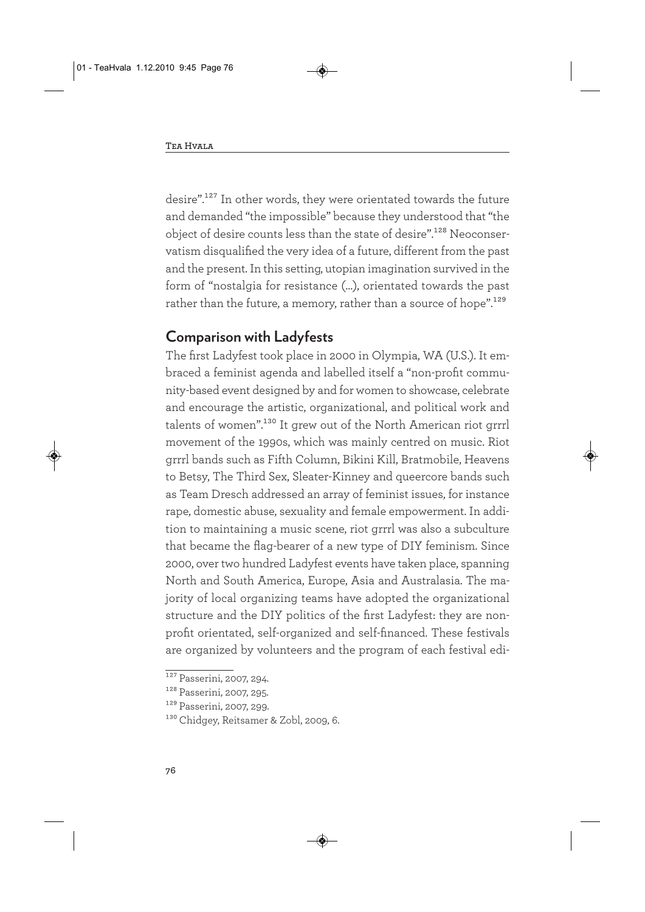desire".[127] In other words, they were orientated towards the future and demanded "the impossible" because they understood that "the object of desire counts less than the state of desire".[128] Neoconservatism disqualified the very idea of a future, different from the past and the present. In this setting, utopian imagination survived in the form of "nostalgia for resistance (…), orientated towards the past rather than the future, a memory, rather than a source of hope".[129]

## Comparison with Ladyfests

The first Ladyfest took place in 2000 in Olympia, WA (U.S.). It embraced a feminist agenda and labelled itself a "non-profit community-based event designed by and for women to showcase, celebrate and encourage the artistic, organizational, and political work and talents of women".[130] It grew out of the North American riot grrrl movement of the 1990s, which was mainly centred on music. Riot grrrl bands such as Fifth Column, Bikini Kill, Bratmobile, Heavens to Betsy, The Third Sex, Sleater-Kinney and queercore bands such as Team Dresch addressed an array of feminist issues, for instance rape, domestic abuse, sexuality and female empowerment. In addition to maintaining a music scene, riot grrrl was also a subculture that became the flag-bearer of a new type of DIY feminism. Since 2000, over two hundred Ladyfest events have taken place, spanning North and South America, Europe, Asia and Australasia. The majority of local organizing teams have adopted the organizational structure and the DIY politics of the first Ladyfest: they are non-profit orientated, self-organized and self-financed. These festivals are organized by volunteers and the program of each festival edi-

[127] Passerini, 2007, 294.

[128] Passerini, 2007, 295.

[129] Passerini, 2007, 299.

[130] Chidgey, Reitsamer & Zobl, 2009, 6.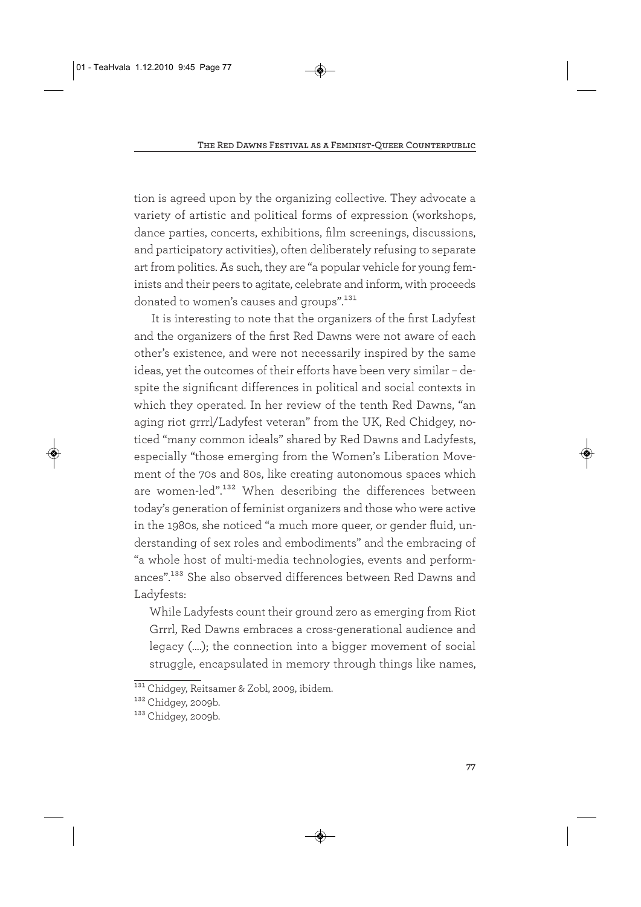tion is agreed upon by the organizing collective. They advocate a variety of artistic and political forms of expression (workshops, dance parties, concerts, exhibitions, film screenings, discussions, and participatory activities), often deliberately refusing to separate art from politics. As such, they are "a popular vehicle for young feminists and their peers to agitate, celebrate and inform, with proceeds donated to women's causes and groups".[131]

It is interesting to note that the organizers of the first Ladyfest and the organizers of the first Red Dawns were not aware of each other's existence, and were not necessarily inspired by the same ideas, yet the outcomes of their efforts have been very similar – despite the significant differences in political and social contexts in which they operated. In her review of the tenth Red Dawns, "an aging riot grrrl/Ladyfest veteran" from the UK, Red Chidgey, noticed "many common ideals" shared by Red Dawns and Ladyfests, especially "those emerging from the Women's Liberation Movement of the 70s and 80s, like creating autonomous spaces which are women-led".[132] When describing the differences between today's generation of feminist organizers and those who were active in the 1980s, she noticed "a much more queer, or gender fluid, understanding of sex roles and embodiments" and the embracing of "a whole host of multi-media technologies, events and performances".[133] She also observed differences between Red Dawns and Ladyfests:

> While Ladyfests count their ground zero as emerging from Riot Grrrl, Red Dawns embraces a cross-generational audience and legacy (….); the connection into a bigger movement of social struggle, encapsulated in memory through things like names,

---

[131] Chidgey, Reitsamer & Zobl, 2009, ibidem.

[132] Chidgey, 2009b.

[133] Chidgey, 2009b.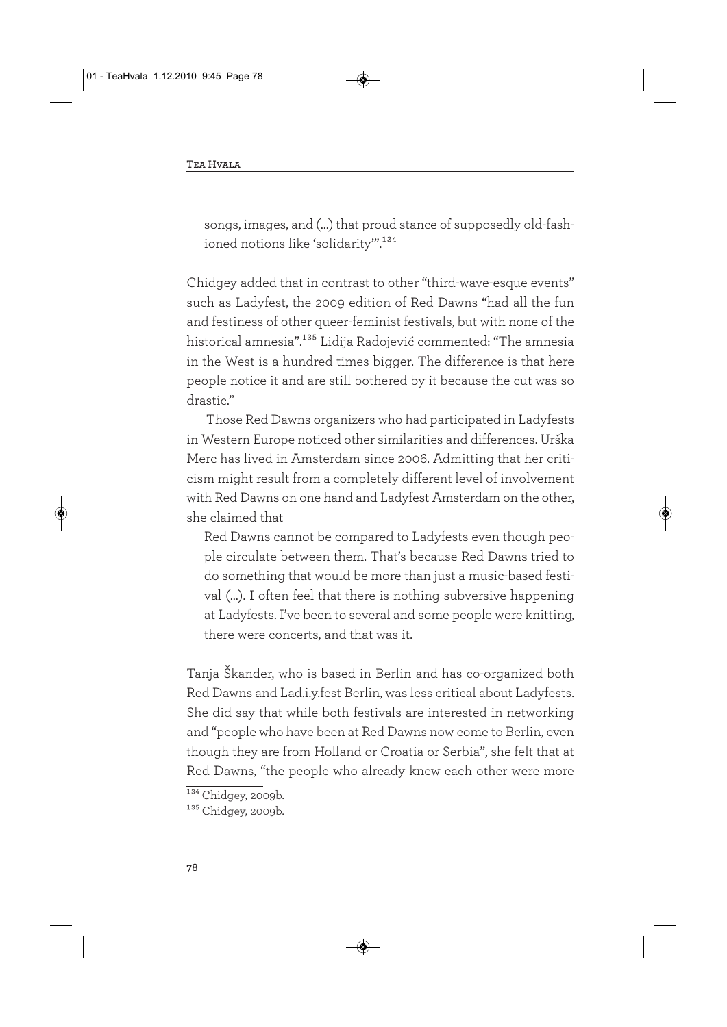songs, images, and (...) that proud stance of supposedly old-fashioned notions like 'solidarity'".[134]

Chidgey added that in contrast to other "third-wave-esque events" such as Ladyfest, the 2009 edition of Red Dawns "had all the fun and festiness of other queer-feminist festivals, but with none of the historical amnesia".[135] Lidija Radojević commented: "The amnesia in the West is a hundred times bigger. The difference is that here people notice it and are still bothered by it because the cut was so drastic."

Those Red Dawns organizers who had participated in Ladyfests in Western Europe noticed other similarities and differences. Urška Merc has lived in Amsterdam since 2006. Admitting that her criticism might result from a completely different level of involvement with Red Dawns on one hand and Ladyfest Amsterdam on the other, she claimed that

> Red Dawns cannot be compared to Ladyfests even though people circulate between them. That's because Red Dawns tried to do something that would be more than just a music-based festival (...). I often feel that there is nothing subversive happening at Ladyfests. I've been to several and some people were knitting, there were concerts, and that was it.

Tanja Škander, who is based in Berlin and has co-organized both Red Dawns and Lad.i.y.fest Berlin, was less critical about Ladyfests. She did say that while both festivals are interested in networking and "people who have been at Red Dawns now come to Berlin, even though they are from Holland or Croatia or Serbia", she felt that at Red Dawns, "the people who already knew each other were more

---

[134] Chidgey, 2009b.

[135] Chidgey, 2009b.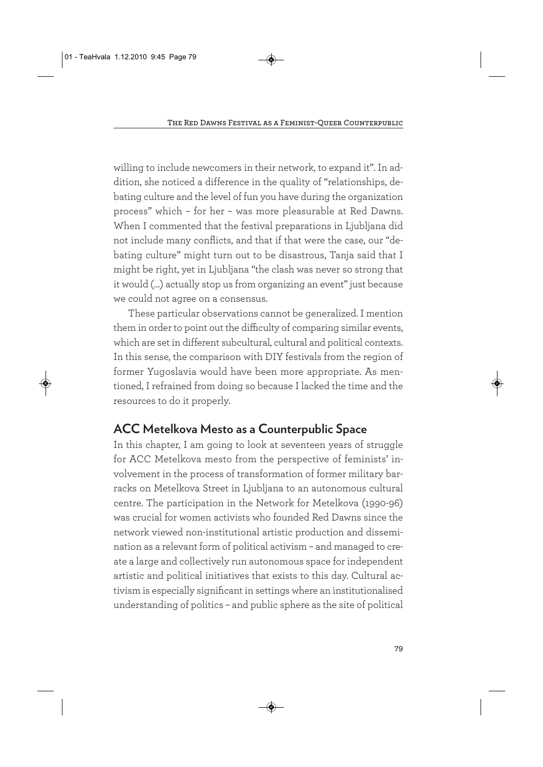willing to include newcomers in their network, to expand it". In addition, she noticed a difference in the quality of "relationships, debating culture and the level of fun you have during the organization process" which – for her – was more pleasurable at Red Dawns. When I commented that the festival preparations in Ljubljana did not include many conflicts, and that if that were the case, our "debating culture" might turn out to be disastrous, Tanja said that I might be right, yet in Ljubljana "the clash was never so strong that it would (...) actually stop us from organizing an event" just because we could not agree on a consensus.

These particular observations cannot be generalized. I mention them in order to point out the difficulty of comparing similar events, which are set in different subcultural, cultural and political contexts. In this sense, the comparison with DIY festivals from the region of former Yugoslavia would have been more appropriate. As mentioned, I refrained from doing so because I lacked the time and the resources to do it properly.

## ACC Metelkova Mesto as a Counterpublic Space

In this chapter, I am going to look at seventeen years of struggle for ACC Metelkova mesto from the perspective of feminists' involvement in the process of transformation of former military barracks on Metelkova Street in Ljubljana to an autonomous cultural centre. The participation in the Network for Metelkova (1990-96) was crucial for women activists who founded Red Dawns since the network viewed non-institutional artistic production and dissemination as a relevant form of political activism – and managed to create a large and collectively run autonomous space for independent artistic and political initiatives that exists to this day. Cultural activism is especially significant in settings where an institutionalised understanding of politics – and public sphere as the site of political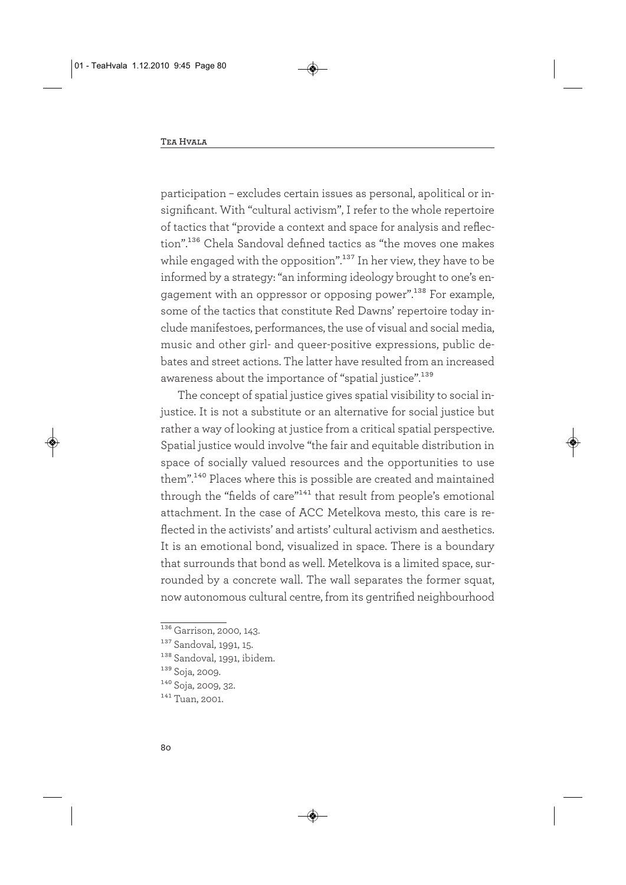participation – excludes certain issues as personal, apolitical or insignificant. With "cultural activism", I refer to the whole repertoire of tactics that "provide a context and space for analysis and reflection".[136] Chela Sandoval defined tactics as "the moves one makes while engaged with the opposition".[137] In her view, they have to be informed by a strategy: "an informing ideology brought to one's engagement with an oppressor or opposing power".[138] For example, some of the tactics that constitute Red Dawns' repertoire today include manifestoes, performances, the use of visual and social media, music and other girl- and queer-positive expressions, public debates and street actions. The latter have resulted from an increased awareness about the importance of "spatial justice".[139]

The concept of spatial justice gives spatial visibility to social injustice. It is not a substitute or an alternative for social justice but rather a way of looking at justice from a critical spatial perspective. Spatial justice would involve "the fair and equitable distribution in space of socially valued resources and the opportunities to use them".[140] Places where this is possible are created and maintained through the "fields of care"[141] that result from people's emotional attachment. In the case of ACC Metelkova mesto, this care is reflected in the activists' and artists' cultural activism and aesthetics. It is an emotional bond, visualized in space. There is a boundary that surrounds that bond as well. Metelkova is a limited space, surrounded by a concrete wall. The wall separates the former squat, now autonomous cultural centre, from its gentrified neighbourhood

---

[136] Garrison, 2000, 143.

[137] Sandoval, 1991, 15.

[138] Sandoval, 1991, ibidem.

[139] Soja, 2009.

[140] Soja, 2009, 32.

[141] Tuan, 2001.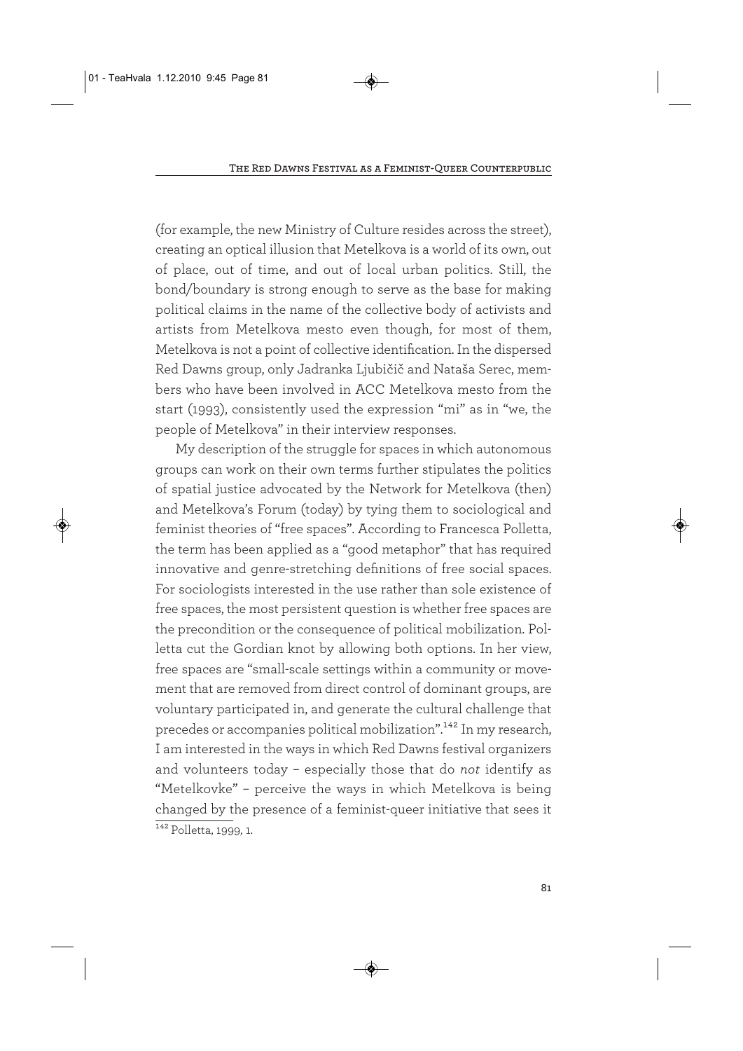(for example, the new Ministry of Culture resides across the street), creating an optical illusion that Metelkova is a world of its own, out of place, out of time, and out of local urban politics. Still, the bond/boundary is strong enough to serve as the base for making political claims in the name of the collective body of activists and artists from Metelkova mesto even though, for most of them, Metelkova is not a point of collective identification. In the dispersed Red Dawns group, only Jadranka Ljubičič and Nataša Serec, members who have been involved in ACC Metelkova mesto from the start (1993), consistently used the expression "mi" as in "we, the people of Metelkova" in their interview responses.

My description of the struggle for spaces in which autonomous groups can work on their own terms further stipulates the politics of spatial justice advocated by the Network for Metelkova (then) and Metelkova's Forum (today) by tying them to sociological and feminist theories of "free spaces". According to Francesca Polletta, the term has been applied as a "good metaphor" that has required innovative and genre-stretching definitions of free social spaces. For sociologists interested in the use rather than sole existence of free spaces, the most persistent question is whether free spaces are the precondition or the consequence of political mobilization. Polletta cut the Gordian knot by allowing both options. In her view, free spaces are "small-scale settings within a community or movement that are removed from direct control of dominant groups, are voluntary participated in, and generate the cultural challenge that precedes or accompanies political mobilization".[142] In my research, I am interested in the ways in which Red Dawns festival organizers and volunteers today – especially those that do *not* identify as "Metelkovke" – perceive the ways in which Metelkova is being changed by the presence of a feminist-queer initiative that sees it

[142] Polletta, 1999, 1.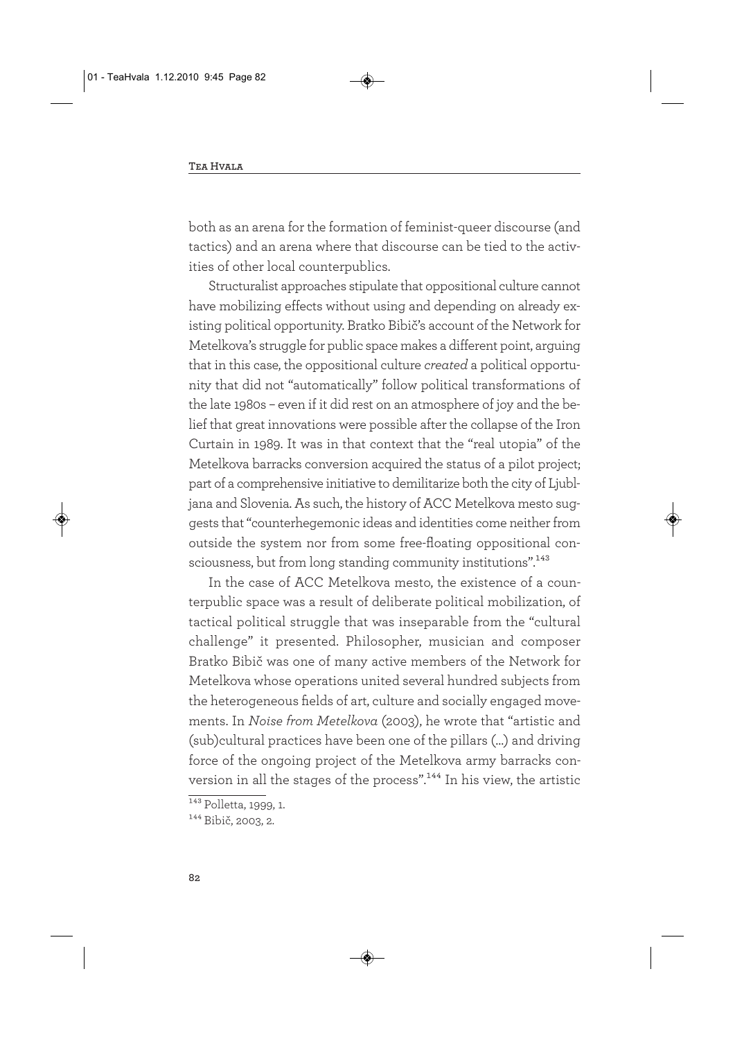both as an arena for the formation of feminist-queer discourse (and tactics) and an arena where that discourse can be tied to the activities of other local counterpublics.

Structuralist approaches stipulate that oppositional culture cannot have mobilizing effects without using and depending on already existing political opportunity. Bratko Bibič's account of the Network for Metelkova's struggle for public space makes a different point, arguing that in this case, the oppositional culture *created* a political opportunity that did not "automatically" follow political transformations of the late 1980s – even if it did rest on an atmosphere of joy and the belief that great innovations were possible after the collapse of the Iron Curtain in 1989. It was in that context that the "real utopia" of the Metelkova barracks conversion acquired the status of a pilot project; part of a comprehensive initiative to demilitarize both the city of Ljubljana and Slovenia. As such, the history of ACC Metelkova mesto suggests that "counterhegemonic ideas and identities come neither from outside the system nor from some free-floating oppositional consciousness, but from long standing community institutions".[143]

In the case of ACC Metelkova mesto, the existence of a counterpublic space was a result of deliberate political mobilization, of tactical political struggle that was inseparable from the "cultural challenge" it presented. Philosopher, musician and composer Bratko Bibič was one of many active members of the Network for Metelkova whose operations united several hundred subjects from the heterogeneous fields of art, culture and socially engaged movements. In *Noise from Metelkova* (2003), he wrote that "artistic and (sub)cultural practices have been one of the pillars (...) and driving force of the ongoing project of the Metelkova army barracks conversion in all the stages of the process".[144] In his view, the artistic

[143] Polletta, 1999, 1.

[144] Bibič, 2003, 2.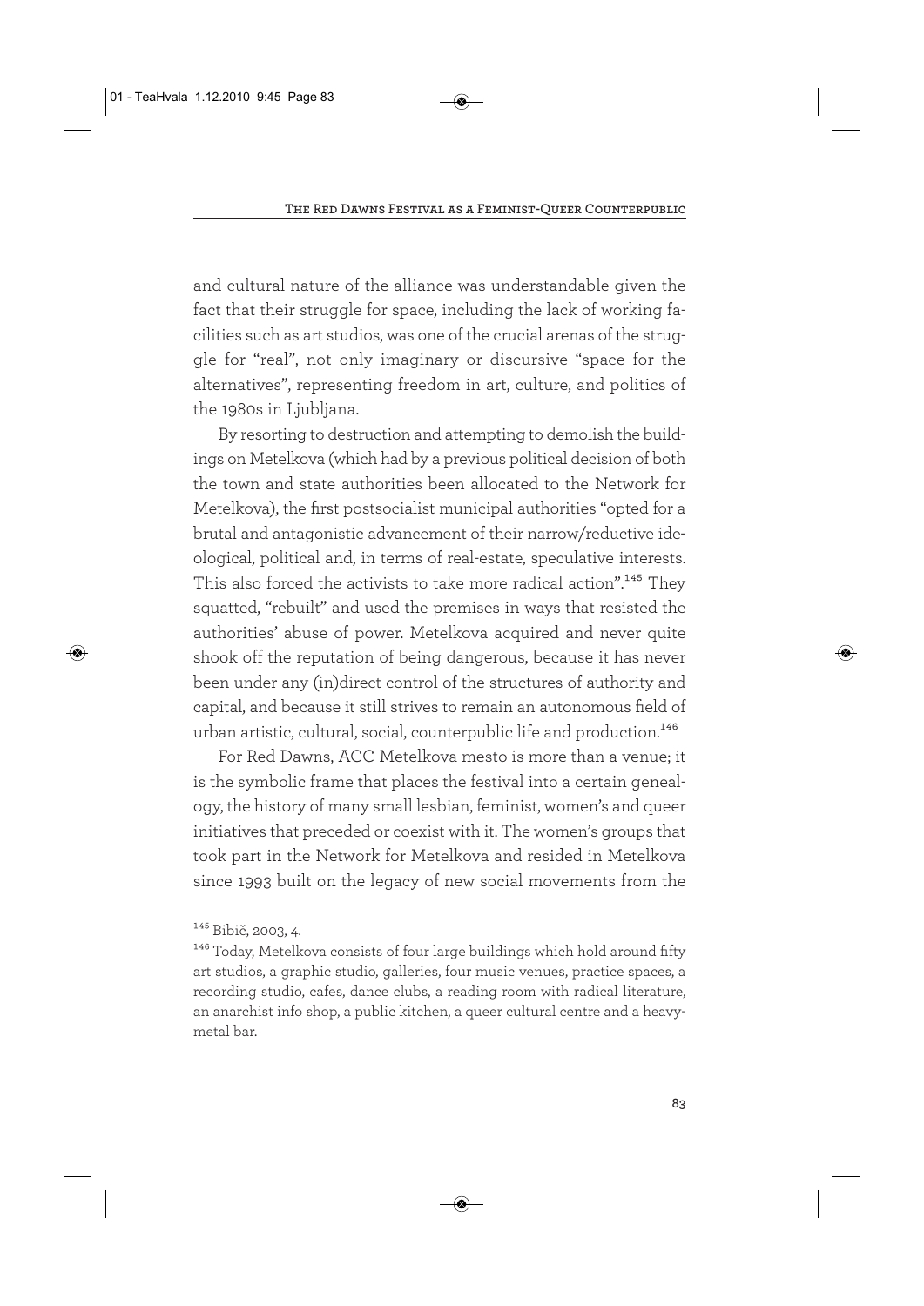and cultural nature of the alliance was understandable given the fact that their struggle for space, including the lack of working facilities such as art studios, was one of the crucial arenas of the struggle for "real", not only imaginary or discursive "space for the alternatives", representing freedom in art, culture, and politics of the 1980s in Ljubljana.

By resorting to destruction and attempting to demolish the buildings on Metelkova (which had by a previous political decision of both the town and state authorities been allocated to the Network for Metelkova), the first postsocialist municipal authorities "opted for a brutal and antagonistic advancement of their narrow/reductive ideological, political and, in terms of real-estate, speculative interests. This also forced the activists to take more radical action".[145] They squatted, "rebuilt" and used the premises in ways that resisted the authorities' abuse of power. Metelkova acquired and never quite shook off the reputation of being dangerous, because it has never been under any (in)direct control of the structures of authority and capital, and because it still strives to remain an autonomous field of urban artistic, cultural, social, counterpublic life and production.[146]

For Red Dawns, ACC Metelkova mesto is more than a venue; it is the symbolic frame that places the festival into a certain genealogy, the history of many small lesbian, feminist, women's and queer initiatives that preceded or coexist with it. The women's groups that took part in the Network for Metelkova and resided in Metelkova since 1993 built on the legacy of new social movements from the

---

[145] Bibič, 2003, 4.

[146] Today, Metelkova consists of four large buildings which hold around fifty art studios, a graphic studio, galleries, four music venues, practice spaces, a recording studio, cafes, dance clubs, a reading room with radical literature, an anarchist info shop, a public kitchen, a queer cultural centre and a heavy-metal bar.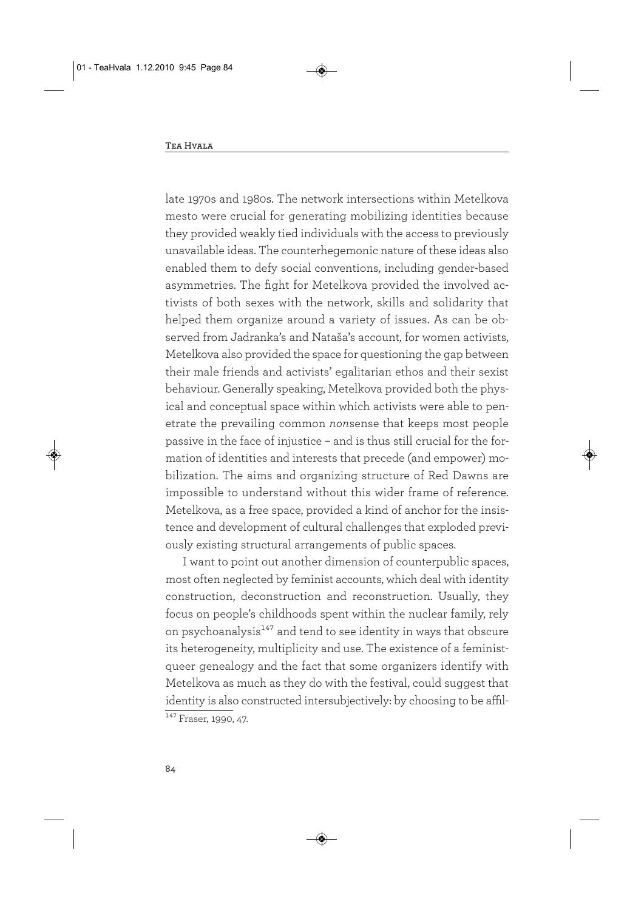late 1970s and 1980s. The network intersections within Metelkova mesto were crucial for generating mobilizing identities because they provided weakly tied individuals with the access to previously unavailable ideas. The counterhegemonic nature of these ideas also enabled them to defy social conventions, including gender-based asymmetries. The fight for Metelkova provided the involved activists of both sexes with the network, skills and solidarity that helped them organize around a variety of issues. As can be observed from Jadranka's and Nataša's account, for women activists, Metelkova also provided the space for questioning the gap between their male friends and activists' egalitarian ethos and their sexist behaviour. Generally speaking, Metelkova provided both the physical and conceptual space within which activists were able to penetrate the prevailing common *non*sense that keeps most people passive in the face of injustice – and is thus still crucial for the formation of identities and interests that precede (and empower) mobilization. The aims and organizing structure of Red Dawns are impossible to understand without this wider frame of reference. Metelkova, as a free space, provided a kind of anchor for the insistence and development of cultural challenges that exploded previously existing structural arrangements of public spaces.

I want to point out another dimension of counterpublic spaces, most often neglected by feminist accounts, which deal with identity construction, deconstruction and reconstruction. Usually, they focus on people's childhoods spent within the nuclear family, rely on psychoanalysis[147] and tend to see identity in ways that obscure its heterogeneity, multiplicity and use. The existence of a feminist-queer genealogy and the fact that some organizers identify with Metelkova as much as they do with the festival, could suggest that identity is also constructed intersubjectively: by choosing to be affil-

[147] Fraser, 1990, 47.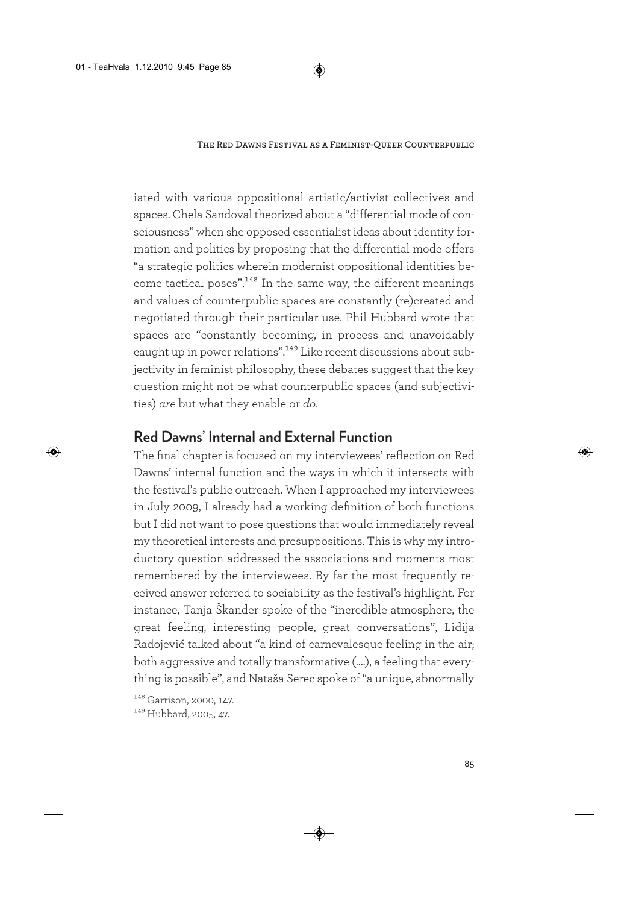iated with various oppositional artistic/activist collectives and spaces. Chela Sandoval theorized about a "differential mode of consciousness" when she opposed essentialist ideas about identity formation and politics by proposing that the differential mode offers "a strategic politics wherein modernist oppositional identities become tactical poses".[148] In the same way, the different meanings and values of counterpublic spaces are constantly (re)created and negotiated through their particular use. Phil Hubbard wrote that spaces are "constantly becoming, in process and unavoidably caught up in power relations".[149] Like recent discussions about subjectivity in feminist philosophy, these debates suggest that the key question might not be what counterpublic spaces (and subjectivities) *are* but what they enable or *do*.

## Red Dawns' Internal and External Function

The final chapter is focused on my interviewees' reflection on Red Dawns' internal function and the ways in which it intersects with the festival's public outreach. When I approached my interviewees in July 2009, I already had a working definition of both functions but I did not want to pose questions that would immediately reveal my theoretical interests and presuppositions. This is why my introductory question addressed the associations and moments most remembered by the interviewees. By far the most frequently received answer referred to sociability as the festival's highlight. For instance, Tanja Škander spoke of the "incredible atmosphere, the great feeling, interesting people, great conversations", Lidija Radojević talked about "a kind of carnevalesque feeling in the air; both aggressive and totally transformative (....), a feeling that everything is possible", and Nataša Serec spoke of "a unique, abnormally

[148] Garrison, 2000, 147.

[149] Hubbard, 2005, 47.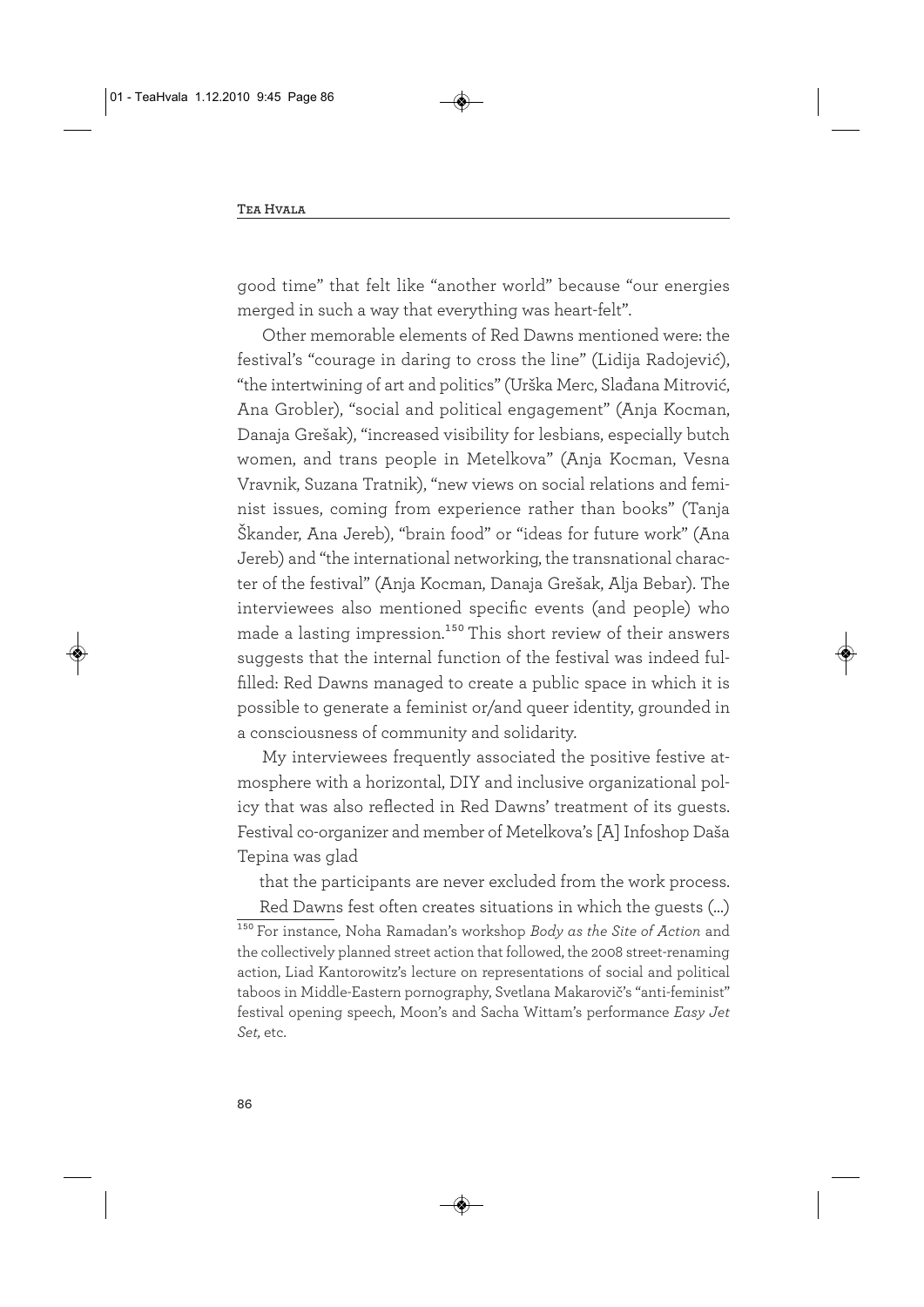good time" that felt like "another world" because "our energies merged in such a way that everything was heart-felt".

Other memorable elements of Red Dawns mentioned were: the festival's "courage in daring to cross the line" (Lidija Radojević), "the intertwining of art and politics" (Urška Merc, Slađana Mitrović, Ana Grobler), "social and political engagement" (Anja Kocman, Danaja Grešak), "increased visibility for lesbians, especially butch women, and trans people in Metelkova" (Anja Kocman, Vesna Vravnik, Suzana Tratnik), "new views on social relations and feminist issues, coming from experience rather than books" (Tanja Škander, Ana Jereb), "brain food" or "ideas for future work" (Ana Jereb) and "the international networking, the transnational character of the festival" (Anja Kocman, Danaja Grešak, Alja Bebar). The interviewees also mentioned specific events (and people) who made a lasting impression.[150] This short review of their answers suggests that the internal function of the festival was indeed fulfilled: Red Dawns managed to create a public space in which it is possible to generate a feminist or/and queer identity, grounded in a consciousness of community and solidarity.

My interviewees frequently associated the positive festive atmosphere with a horizontal, DIY and inclusive organizational policy that was also reflected in Red Dawns' treatment of its guests. Festival co-organizer and member of Metelkova's [A] Infoshop Daša Tepina was glad

> that the participants are never excluded from the work process. Red Dawns fest often creates situations in which the guests (...)

[150] For instance, Noha Ramadan's workshop *Body as the Site of Action* and the collectively planned street action that followed, the 2008 street-renaming action, Liad Kantorowitz's lecture on representations of social and political taboos in Middle-Eastern pornography, Svetlana Makarovič's "anti-feminist" festival opening speech, Moon's and Sacha Wittam's performance *Easy Jet Set*, etc.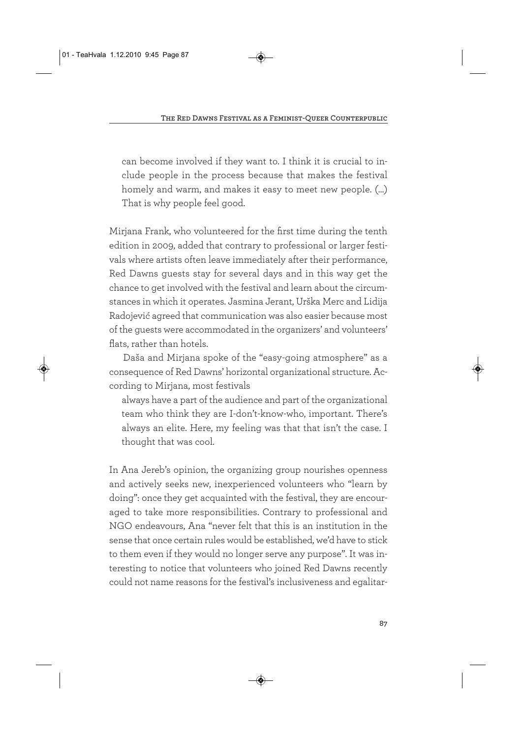> can become involved if they want to. I think it is crucial to include people in the process because that makes the festival homely and warm, and makes it easy to meet new people. (…) That is why people feel good.

Mirjana Frank, who volunteered for the first time during the tenth edition in 2009, added that contrary to professional or larger festivals where artists often leave immediately after their performance, Red Dawns guests stay for several days and in this way get the chance to get involved with the festival and learn about the circumstances in which it operates. Jasmina Jerant, Urška Merc and Lidija Radojević agreed that communication was also easier because most of the guests were accommodated in the organizers' and volunteers' flats, rather than hotels.

Daša and Mirjana spoke of the "easy-going atmosphere" as a consequence of Red Dawns' horizontal organizational structure. According to Mirjana, most festivals

> always have a part of the audience and part of the organizational team who think they are I-don't-know-who, important. There's always an elite. Here, my feeling was that that isn't the case. I thought that was cool.

In Ana Jereb's opinion, the organizing group nourishes openness and actively seeks new, inexperienced volunteers who "learn by doing": once they get acquainted with the festival, they are encouraged to take more responsibilities. Contrary to professional and NGO endeavours, Ana "never felt that this is an institution in the sense that once certain rules would be established, we'd have to stick to them even if they would no longer serve any purpose". It was interesting to notice that volunteers who joined Red Dawns recently could not name reasons for the festival's inclusiveness and egalitar-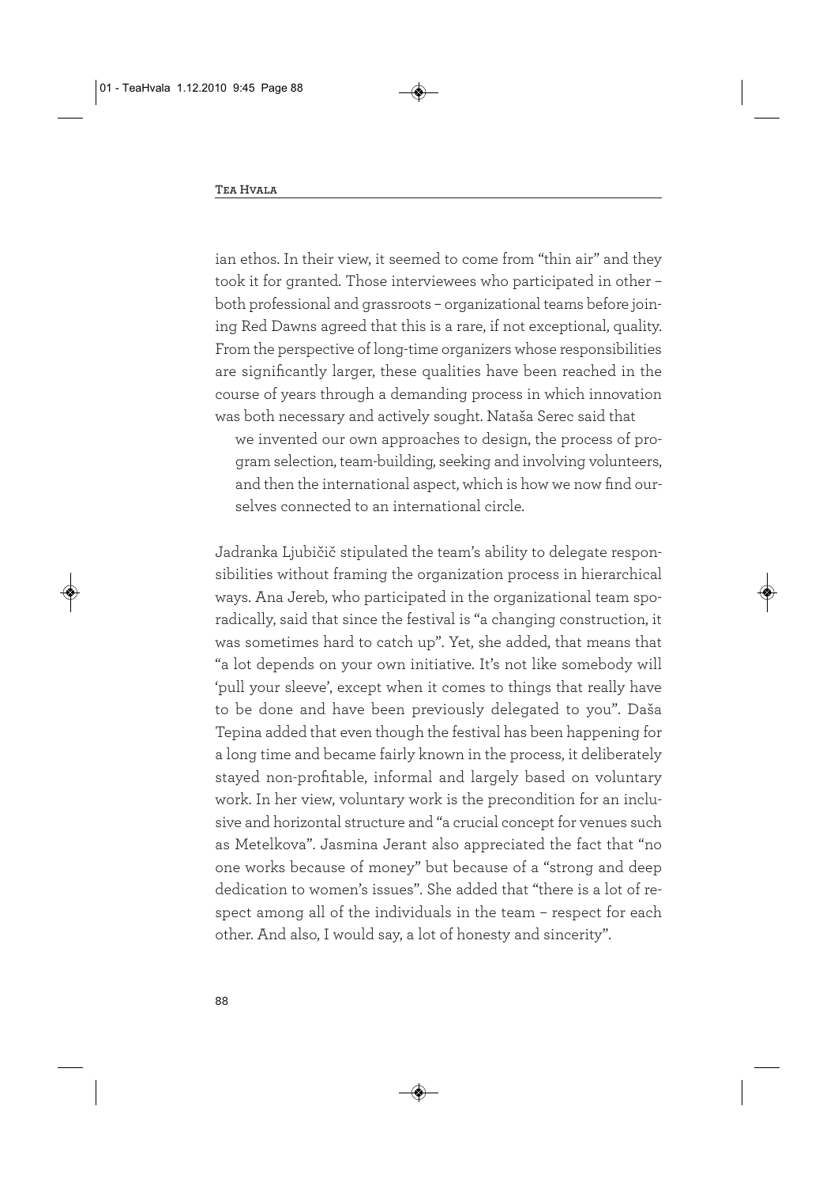ian ethos. In their view, it seemed to come from "thin air" and they took it for granted. Those interviewees who participated in other – both professional and grassroots – organizational teams before joining Red Dawns agreed that this is a rare, if not exceptional, quality. From the perspective of long-time organizers whose responsibilities are significantly larger, these qualities have been reached in the course of years through a demanding process in which innovation was both necessary and actively sought. Nataša Serec said that

> we invented our own approaches to design, the process of program selection, team-building, seeking and involving volunteers, and then the international aspect, which is how we now find ourselves connected to an international circle.

Jadranka Ljubičič stipulated the team's ability to delegate responsibilities without framing the organization process in hierarchical ways. Ana Jereb, who participated in the organizational team sporadically, said that since the festival is "a changing construction, it was sometimes hard to catch up". Yet, she added, that means that "a lot depends on your own initiative. It's not like somebody will 'pull your sleeve', except when it comes to things that really have to be done and have been previously delegated to you". Daša Tepina added that even though the festival has been happening for a long time and became fairly known in the process, it deliberately stayed non-profitable, informal and largely based on voluntary work. In her view, voluntary work is the precondition for an inclusive and horizontal structure and "a crucial concept for venues such as Metelkova". Jasmina Jerant also appreciated the fact that "no one works because of money" but because of a "strong and deep dedication to women's issues". She added that "there is a lot of respect among all of the individuals in the team – respect for each other. And also, I would say, a lot of honesty and sincerity".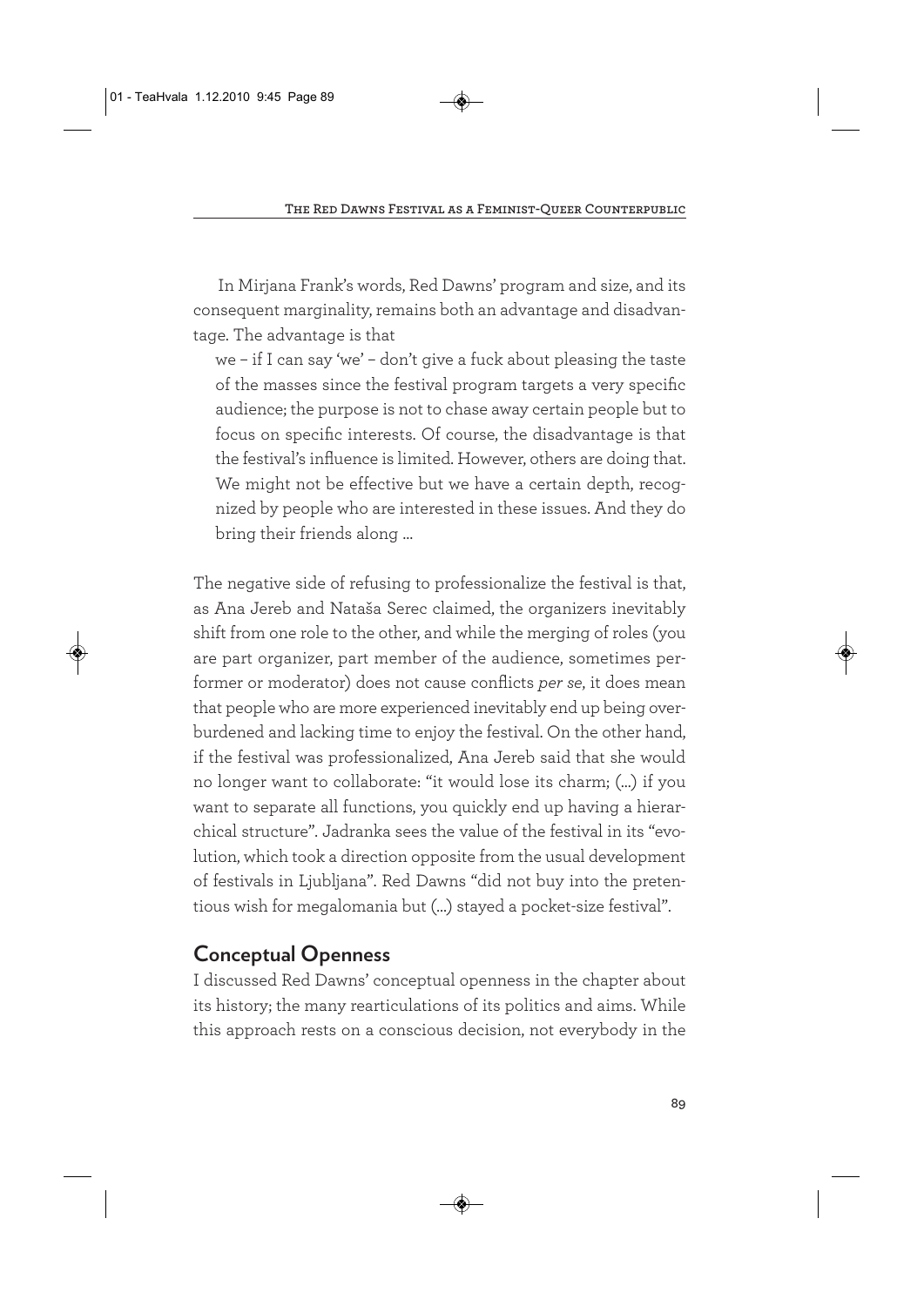In Mirjana Frank's words, Red Dawns' program and size, and its consequent marginality, remains both an advantage and disadvantage. The advantage is that

> we – if I can say 'we' – don't give a fuck about pleasing the taste of the masses since the festival program targets a very specific audience; the purpose is not to chase away certain people but to focus on specific interests. Of course, the disadvantage is that the festival's influence is limited. However, others are doing that. We might not be effective but we have a certain depth, recognized by people who are interested in these issues. And they do bring their friends along …

The negative side of refusing to professionalize the festival is that, as Ana Jereb and Nataša Serec claimed, the organizers inevitably shift from one role to the other, and while the merging of roles (you are part organizer, part member of the audience, sometimes performer or moderator) does not cause conflicts *per se*, it does mean that people who are more experienced inevitably end up being overburdened and lacking time to enjoy the festival. On the other hand, if the festival was professionalized, Ana Jereb said that she would no longer want to collaborate: "it would lose its charm; (…) if you want to separate all functions, you quickly end up having a hierarchical structure". Jadranka sees the value of the festival in its "evolution, which took a direction opposite from the usual development of festivals in Ljubljana". Red Dawns "did not buy into the pretentious wish for megalomania but (…) stayed a pocket-size festival".

## Conceptual Openness

I discussed Red Dawns' conceptual openness in the chapter about its history; the many rearticulations of its politics and aims. While this approach rests on a conscious decision, not everybody in the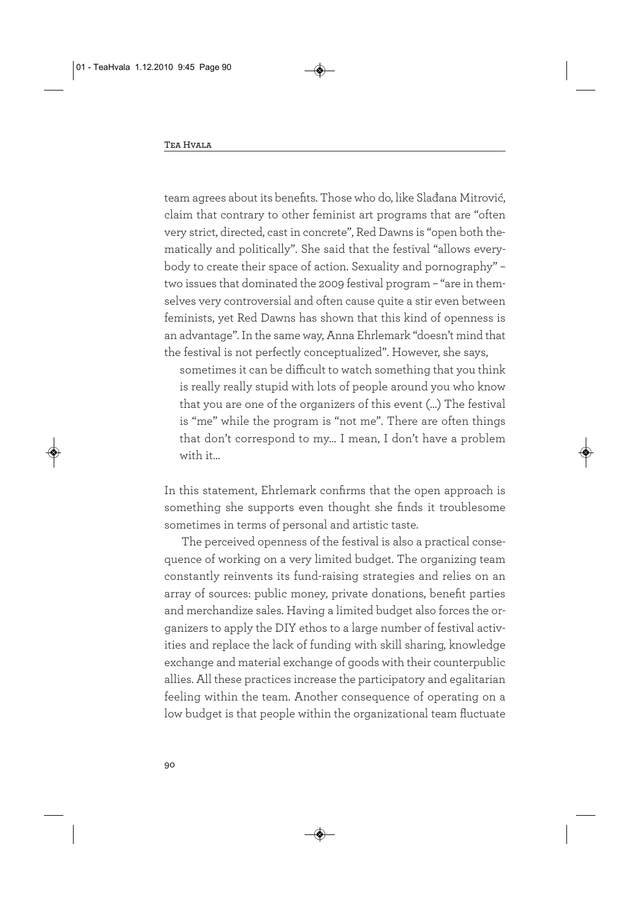team agrees about its benefits. Those who do, like Slađana Mitrović, claim that contrary to other feminist art programs that are "often very strict, directed, cast in concrete", Red Dawns is "open both thematically and politically". She said that the festival "allows everybody to create their space of action. Sexuality and pornography" – two issues that dominated the 2009 festival program – "are in themselves very controversial and often cause quite a stir even between feminists, yet Red Dawns has shown that this kind of openness is an advantage". In the same way, Anna Ehrlemark "doesn't mind that the festival is not perfectly conceptualized". However, she says,

> sometimes it can be difficult to watch something that you think is really really stupid with lots of people around you who know that you are one of the organizers of this event (…) The festival is "me" while the program is "not me". There are often things that don't correspond to my… I mean, I don't have a problem with it…

In this statement, Ehrlemark confirms that the open approach is something she supports even thought she finds it troublesome sometimes in terms of personal and artistic taste.

The perceived openness of the festival is also a practical consequence of working on a very limited budget. The organizing team constantly reinvents its fund-raising strategies and relies on an array of sources: public money, private donations, benefit parties and merchandize sales. Having a limited budget also forces the organizers to apply the DIY ethos to a large number of festival activities and replace the lack of funding with skill sharing, knowledge exchange and material exchange of goods with their counterpublic allies. All these practices increase the participatory and egalitarian feeling within the team. Another consequence of operating on a low budget is that people within the organizational team fluctuate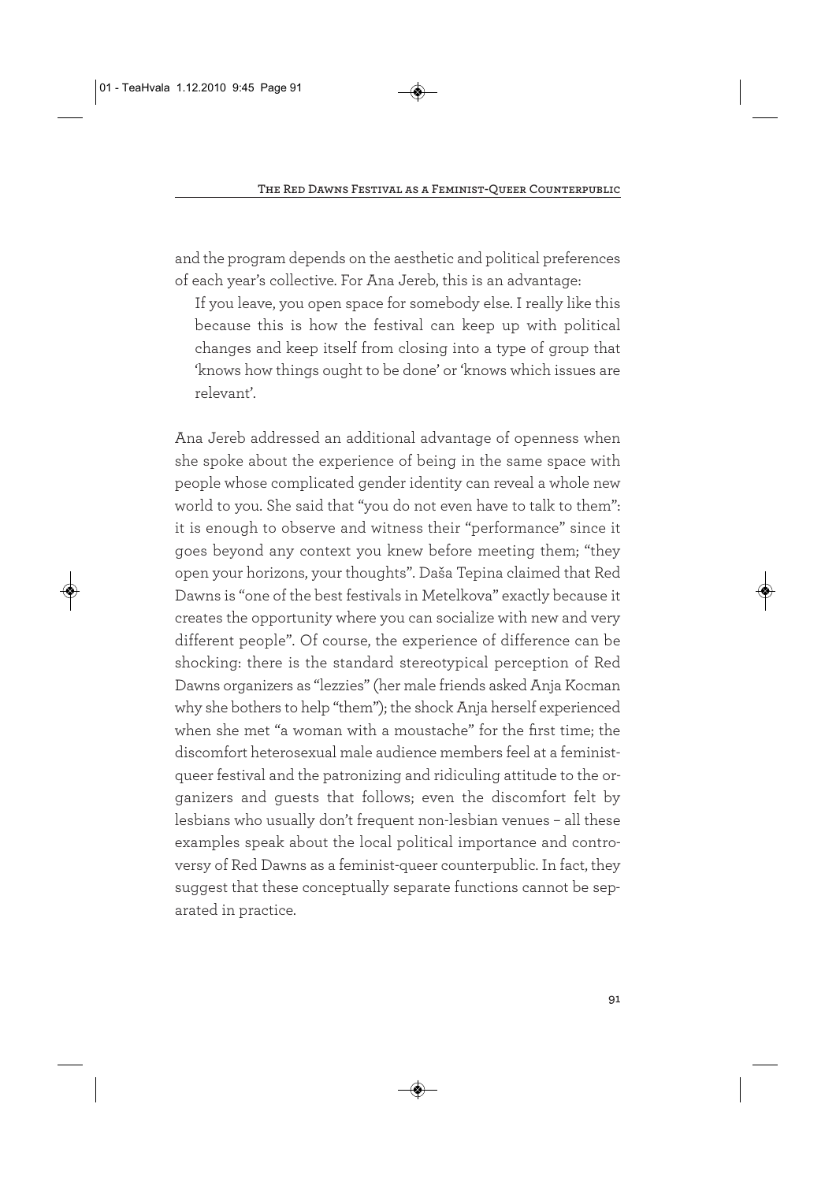and the program depends on the aesthetic and political preferences of each year's collective. For Ana Jereb, this is an advantage:

> If you leave, you open space for somebody else. I really like this because this is how the festival can keep up with political changes and keep itself from closing into a type of group that 'knows how things ought to be done' or 'knows which issues are relevant'.

Ana Jereb addressed an additional advantage of openness when she spoke about the experience of being in the same space with people whose complicated gender identity can reveal a whole new world to you. She said that "you do not even have to talk to them": it is enough to observe and witness their "performance" since it goes beyond any context you knew before meeting them; "they open your horizons, your thoughts". Daša Tepina claimed that Red Dawns is "one of the best festivals in Metelkova" exactly because it creates the opportunity where you can socialize with new and very different people". Of course, the experience of difference can be shocking: there is the standard stereotypical perception of Red Dawns organizers as "lezzies" (her male friends asked Anja Kocman why she bothers to help "them"); the shock Anja herself experienced when she met "a woman with a moustache" for the first time; the discomfort heterosexual male audience members feel at a feminist-queer festival and the patronizing and ridiculing attitude to the organizers and guests that follows; even the discomfort felt by lesbians who usually don't frequent non-lesbian venues – all these examples speak about the local political importance and controversy of Red Dawns as a feminist-queer counterpublic. In fact, they suggest that these conceptually separate functions cannot be separated in practice.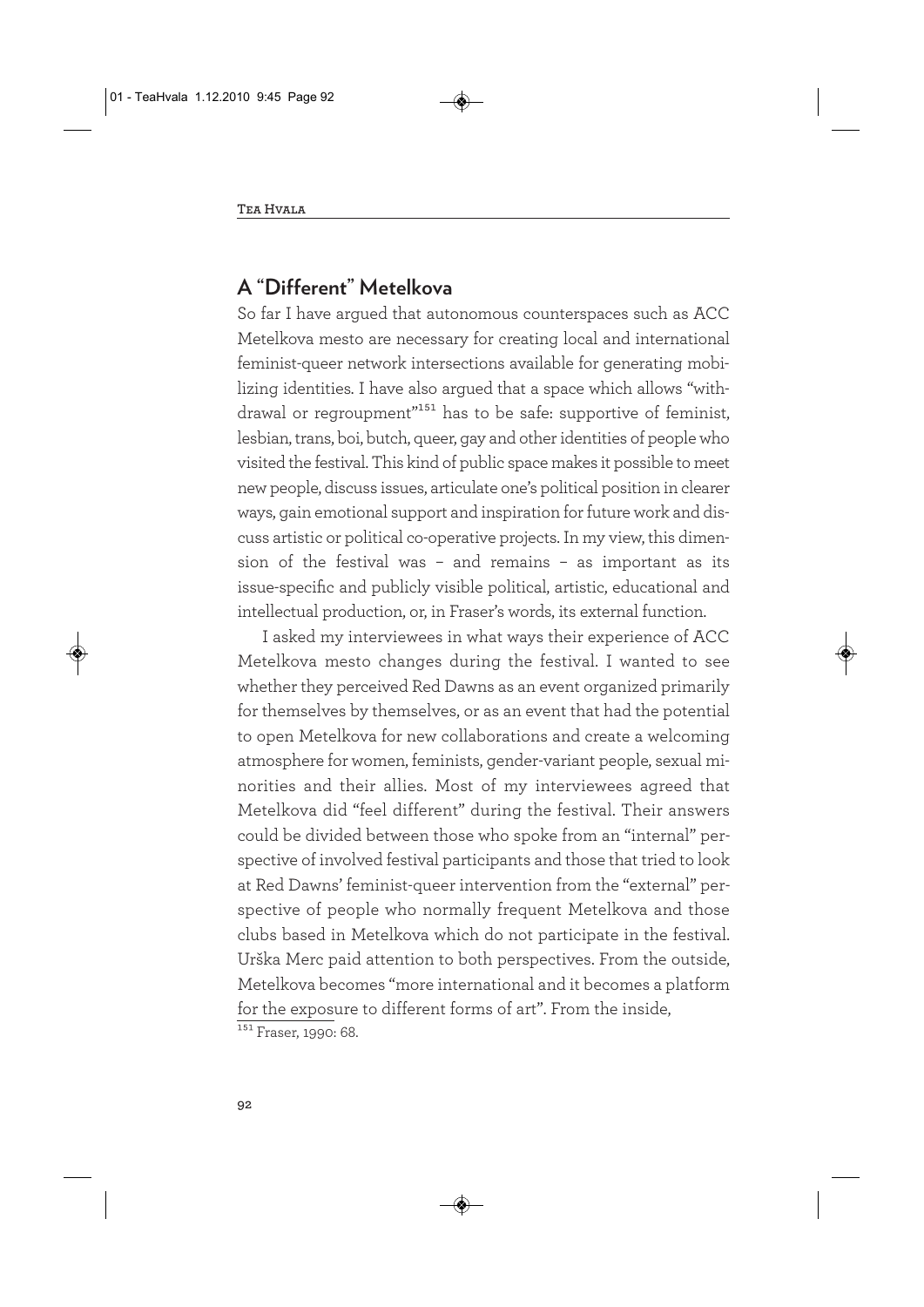## A "Different" Metelkova

So far I have argued that autonomous counterspaces such as ACC Metelkova mesto are necessary for creating local and international feminist-queer network intersections available for generating mobilizing identities. I have also argued that a space which allows "withdrawal or regroupment"[151] has to be safe: supportive of feminist, lesbian, trans, boi, butch, queer, gay and other identities of people who visited the festival. This kind of public space makes it possible to meet new people, discuss issues, articulate one's political position in clearer ways, gain emotional support and inspiration for future work and discuss artistic or political co-operative projects. In my view, this dimension of the festival was – and remains – as important as its issue-specific and publicly visible political, artistic, educational and intellectual production, or, in Fraser's words, its external function.

I asked my interviewees in what ways their experience of ACC Metelkova mesto changes during the festival. I wanted to see whether they perceived Red Dawns as an event organized primarily for themselves by themselves, or as an event that had the potential to open Metelkova for new collaborations and create a welcoming atmosphere for women, feminists, gender-variant people, sexual minorities and their allies. Most of my interviewees agreed that Metelkova did "feel different" during the festival. Their answers could be divided between those who spoke from an "internal" perspective of involved festival participants and those that tried to look at Red Dawns' feminist-queer intervention from the "external" perspective of people who normally frequent Metelkova and those clubs based in Metelkova which do not participate in the festival. Urška Merc paid attention to both perspectives. From the outside, Metelkova becomes "more international and it becomes a platform for the exposure to different forms of art". From the inside,

[151] Fraser, 1990: 68.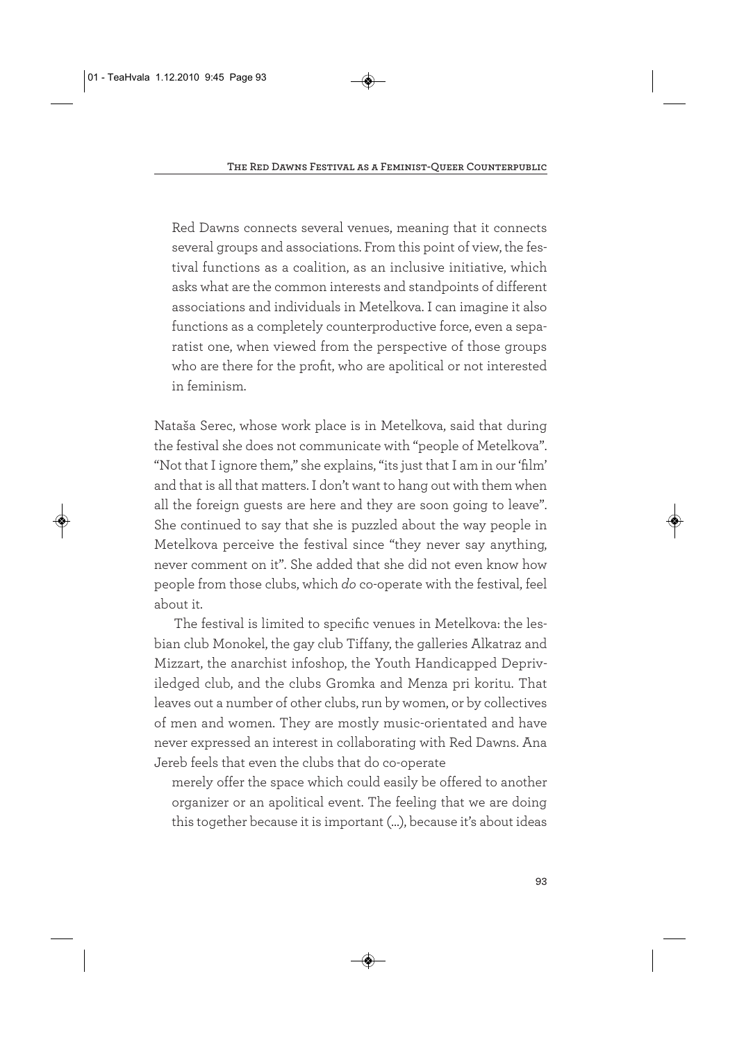> Red Dawns connects several venues, meaning that it connects several groups and associations. From this point of view, the festival functions as a coalition, as an inclusive initiative, which asks what are the common interests and standpoints of different associations and individuals in Metelkova. I can imagine it also functions as a completely counterproductive force, even a separatist one, when viewed from the perspective of those groups who are there for the profit, who are apolitical or not interested in feminism.

Nataša Serec, whose work place is in Metelkova, said that during the festival she does not communicate with "people of Metelkova". "Not that I ignore them," she explains, "its just that I am in our 'film' and that is all that matters. I don't want to hang out with them when all the foreign guests are here and they are soon going to leave". She continued to say that she is puzzled about the way people in Metelkova perceive the festival since "they never say anything, never comment on it". She added that she did not even know how people from those clubs, which *do* co-operate with the festival, feel about it.

The festival is limited to specific venues in Metelkova: the lesbian club Monokel, the gay club Tiffany, the galleries Alkatraz and Mizzart, the anarchist infoshop, the Youth Handicapped Depriviledged club, and the clubs Gromka and Menza pri koritu. That leaves out a number of other clubs, run by women, or by collectives of men and women. They are mostly music-orientated and have never expressed an interest in collaborating with Red Dawns. Ana Jereb feels that even the clubs that do co-operate

> merely offer the space which could easily be offered to another organizer or an apolitical event. The feeling that we are doing this together because it is important (...), because it's about ideas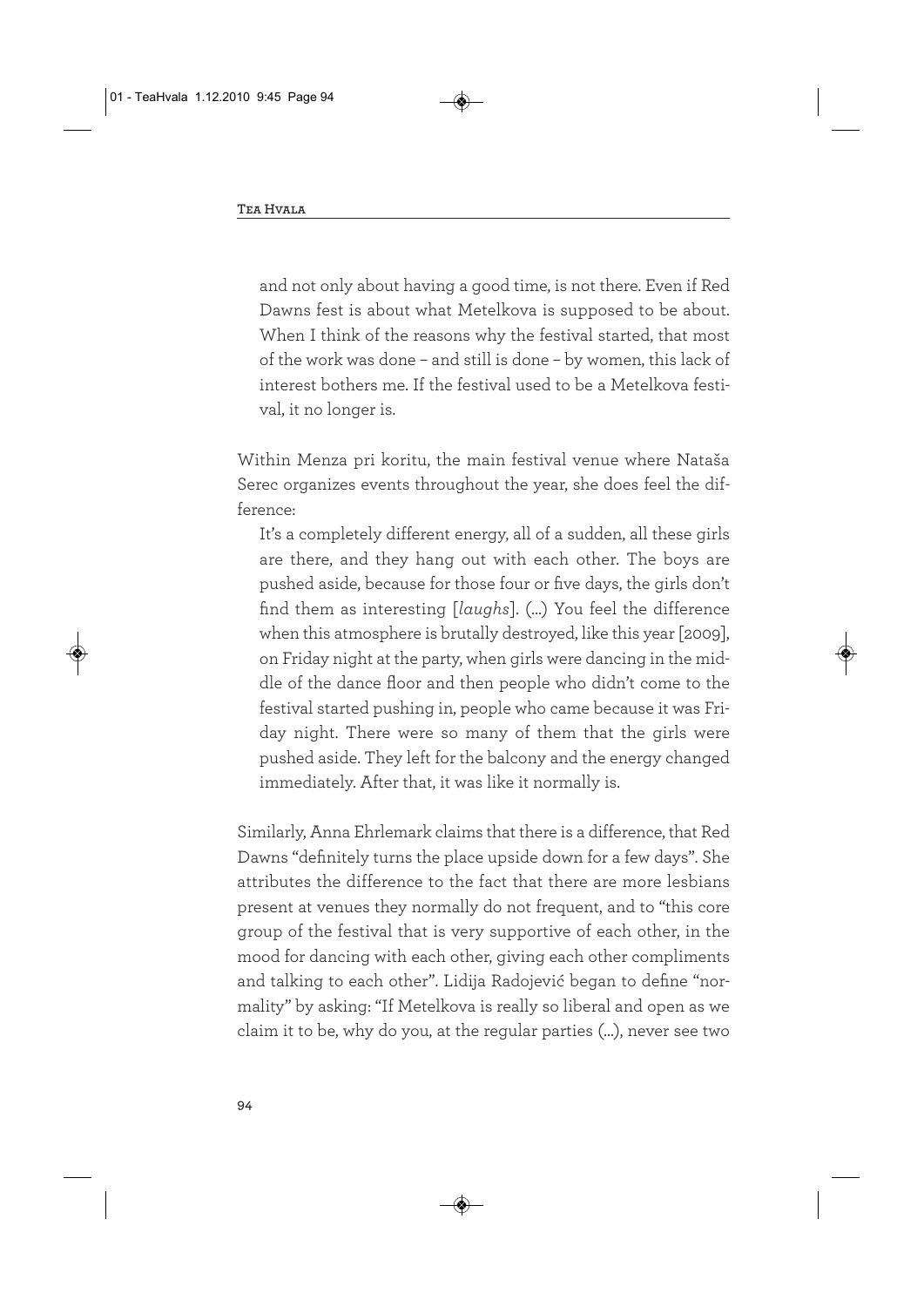and not only about having a good time, is not there. Even if Red Dawns fest is about what Metelkova is supposed to be about. When I think of the reasons why the festival started, that most of the work was done – and still is done – by women, this lack of interest bothers me. If the festival used to be a Metelkova festival, it no longer is.

Within Menza pri koritu, the main festival venue where Nataša Serec organizes events throughout the year, she does feel the difference:

> It's a completely different energy, all of a sudden, all these girls are there, and they hang out with each other. The boys are pushed aside, because for those four or five days, the girls don't find them as interesting [*laughs*]. (…) You feel the difference when this atmosphere is brutally destroyed, like this year [2009], on Friday night at the party, when girls were dancing in the middle of the dance floor and then people who didn't come to the festival started pushing in, people who came because it was Friday night. There were so many of them that the girls were pushed aside. They left for the balcony and the energy changed immediately. After that, it was like it normally is.

Similarly, Anna Ehrlemark claims that there is a difference, that Red Dawns "definitely turns the place upside down for a few days". She attributes the difference to the fact that there are more lesbians present at venues they normally do not frequent, and to "this core group of the festival that is very supportive of each other, in the mood for dancing with each other, giving each other compliments and talking to each other". Lidija Radojević began to define "normality" by asking: "If Metelkova is really so liberal and open as we claim it to be, why do you, at the regular parties (…), never see two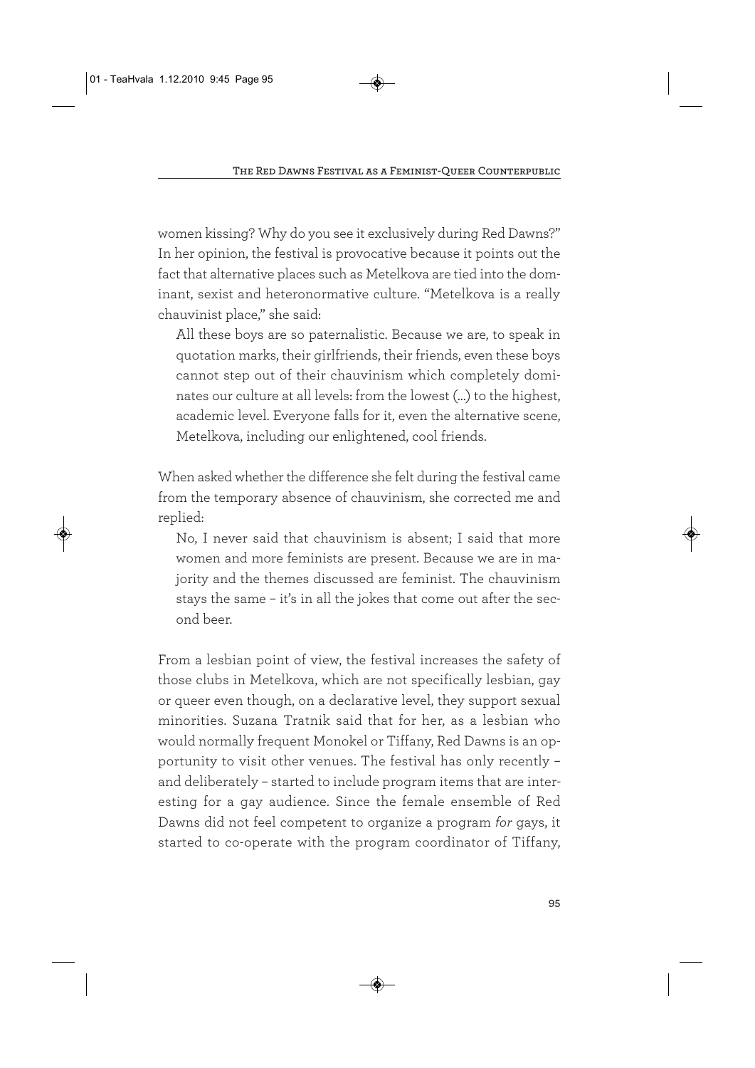women kissing? Why do you see it exclusively during Red Dawns?" In her opinion, the festival is provocative because it points out the fact that alternative places such as Metelkova are tied into the dominant, sexist and heteronormative culture. "Metelkova is a really chauvinist place," she said:

> All these boys are so paternalistic. Because we are, to speak in quotation marks, their girlfriends, their friends, even these boys cannot step out of their chauvinism which completely dominates our culture at all levels: from the lowest (...) to the highest, academic level. Everyone falls for it, even the alternative scene, Metelkova, including our enlightened, cool friends.

When asked whether the difference she felt during the festival came from the temporary absence of chauvinism, she corrected me and replied:

> No, I never said that chauvinism is absent; I said that more women and more feminists are present. Because we are in majority and the themes discussed are feminist. The chauvinism stays the same – it's in all the jokes that come out after the second beer.

From a lesbian point of view, the festival increases the safety of those clubs in Metelkova, which are not specifically lesbian, gay or queer even though, on a declarative level, they support sexual minorities. Suzana Tratnik said that for her, as a lesbian who would normally frequent Monokel or Tiffany, Red Dawns is an opportunity to visit other venues. The festival has only recently – and deliberately – started to include program items that are interesting for a gay audience. Since the female ensemble of Red Dawns did not feel competent to organize a program *for* gays, it started to co-operate with the program coordinator of Tiffany,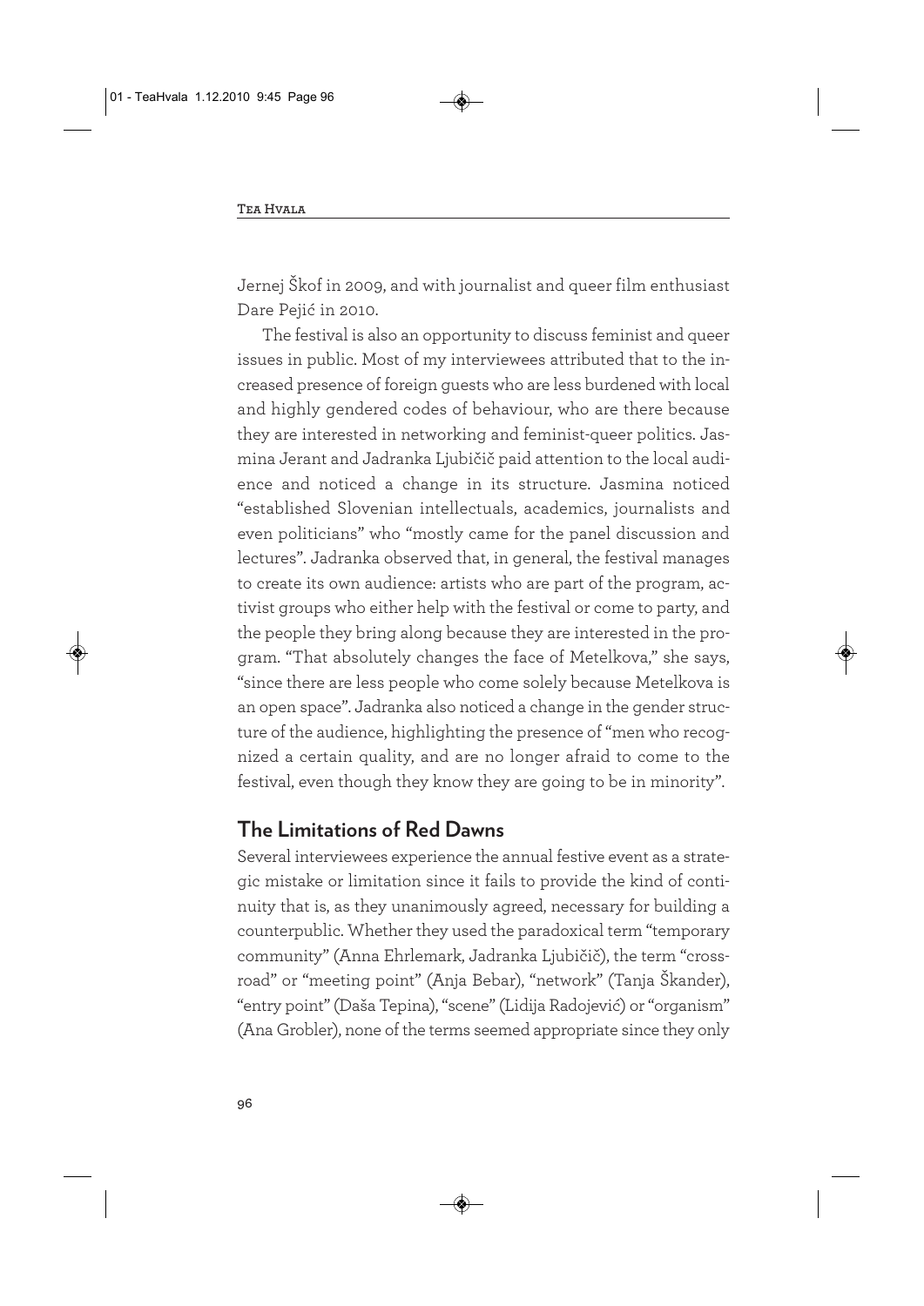Jernej Škof in 2009, and with journalist and queer film enthusiast Dare Pejić in 2010.

The festival is also an opportunity to discuss feminist and queer issues in public. Most of my interviewees attributed that to the increased presence of foreign guests who are less burdened with local and highly gendered codes of behaviour, who are there because they are interested in networking and feminist-queer politics. Jasmina Jerant and Jadranka Ljubičič paid attention to the local audience and noticed a change in its structure. Jasmina noticed "established Slovenian intellectuals, academics, journalists and even politicians" who "mostly came for the panel discussion and lectures". Jadranka observed that, in general, the festival manages to create its own audience: artists who are part of the program, activist groups who either help with the festival or come to party, and the people they bring along because they are interested in the program. "That absolutely changes the face of Metelkova," she says, "since there are less people who come solely because Metelkova is an open space". Jadranka also noticed a change in the gender structure of the audience, highlighting the presence of "men who recognized a certain quality, and are no longer afraid to come to the festival, even though they know they are going to be in minority".

## The Limitations of Red Dawns

Several interviewees experience the annual festive event as a strategic mistake or limitation since it fails to provide the kind of continuity that is, as they unanimously agreed, necessary for building a counterpublic. Whether they used the paradoxical term "temporary community" (Anna Ehrlemark, Jadranka Ljubičič), the term "crossroad" or "meeting point" (Anja Bebar), "network" (Tanja Škander), "entry point" (Daša Tepina), "scene" (Lidija Radojević) or "organism" (Ana Grobler), none of the terms seemed appropriate since they only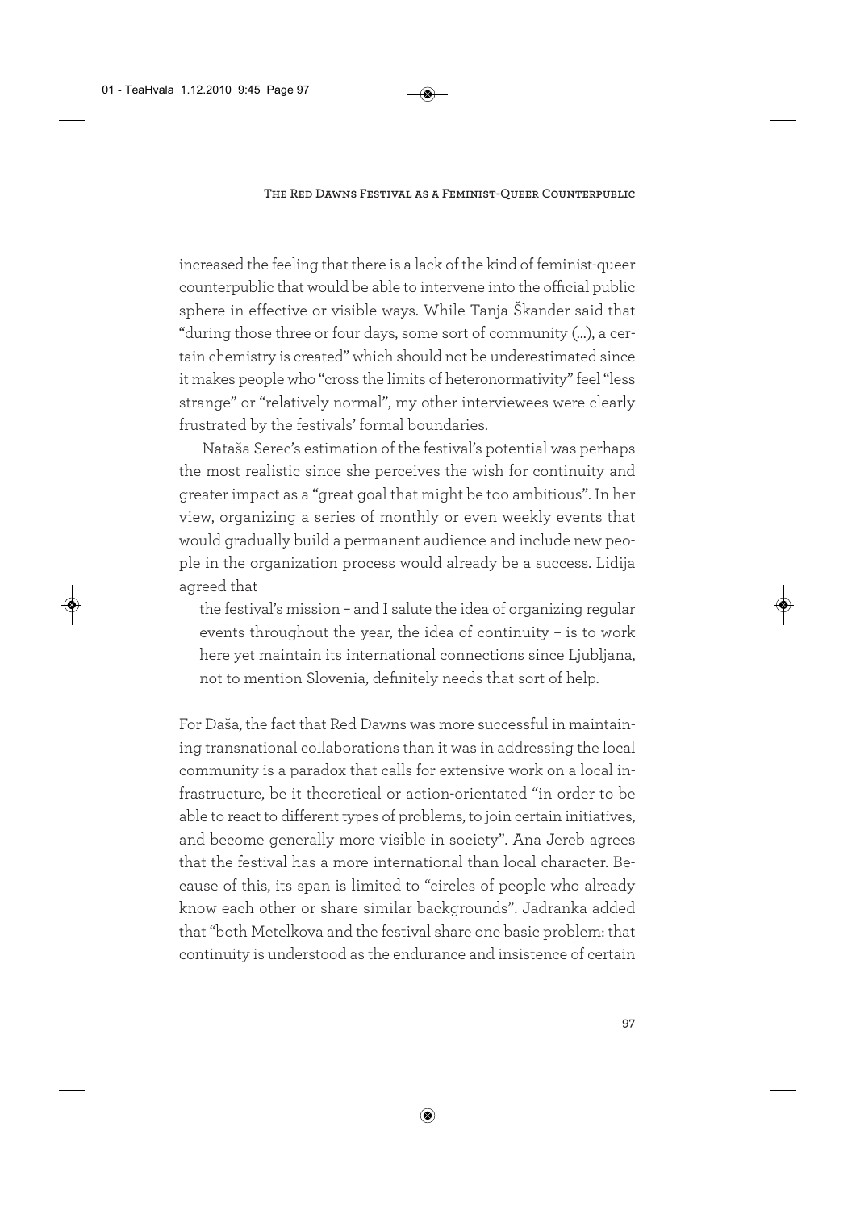increased the feeling that there is a lack of the kind of feminist-queer counterpublic that would be able to intervene into the official public sphere in effective or visible ways. While Tanja Škander said that "during those three or four days, some sort of community (...), a certain chemistry is created" which should not be underestimated since it makes people who "cross the limits of heteronormativity" feel "less strange" or "relatively normal", my other interviewees were clearly frustrated by the festivals' formal boundaries.

Nataša Serec's estimation of the festival's potential was perhaps the most realistic since she perceives the wish for continuity and greater impact as a "great goal that might be too ambitious". In her view, organizing a series of monthly or even weekly events that would gradually build a permanent audience and include new people in the organization process would already be a success. Lidija agreed that

> the festival's mission – and I salute the idea of organizing regular events throughout the year, the idea of continuity – is to work here yet maintain its international connections since Ljubljana, not to mention Slovenia, definitely needs that sort of help.

For Daša, the fact that Red Dawns was more successful in maintaining transnational collaborations than it was in addressing the local community is a paradox that calls for extensive work on a local infrastructure, be it theoretical or action-orientated "in order to be able to react to different types of problems, to join certain initiatives, and become generally more visible in society". Ana Jereb agrees that the festival has a more international than local character. Because of this, its span is limited to "circles of people who already know each other or share similar backgrounds". Jadranka added that "both Metelkova and the festival share one basic problem: that continuity is understood as the endurance and insistence of certain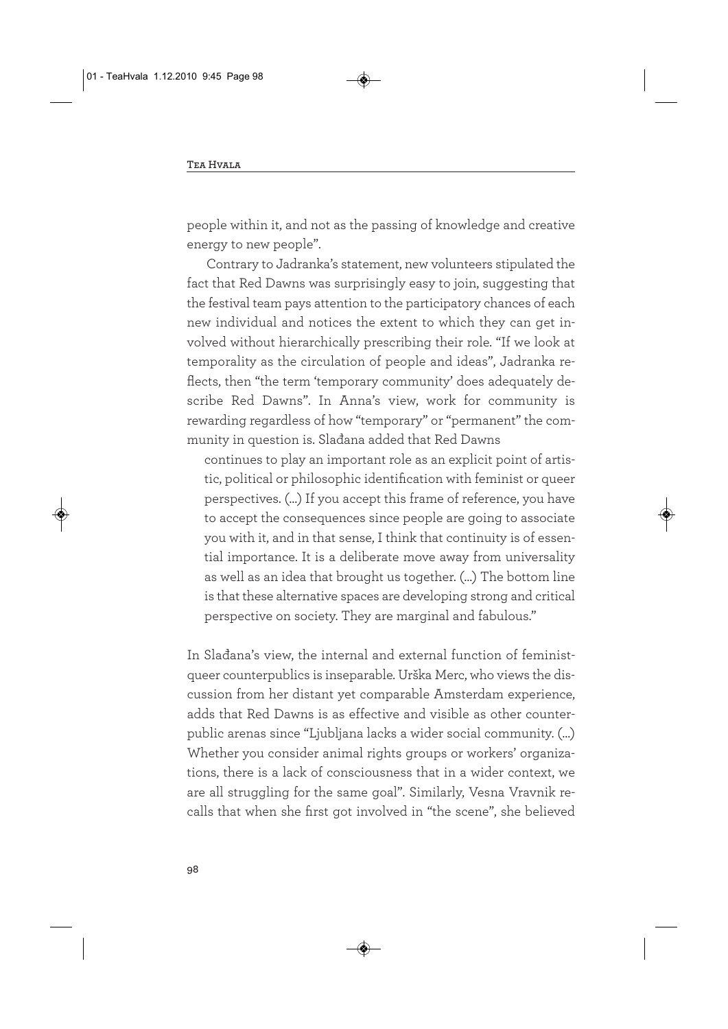people within it, and not as the passing of knowledge and creative energy to new people".

Contrary to Jadranka's statement, new volunteers stipulated the fact that Red Dawns was surprisingly easy to join, suggesting that the festival team pays attention to the participatory chances of each new individual and notices the extent to which they can get involved without hierarchically prescribing their role. "If we look at temporality as the circulation of people and ideas", Jadranka reflects, then "the term 'temporary community' does adequately describe Red Dawns". In Anna's view, work for community is rewarding regardless of how "temporary" or "permanent" the community in question is. Slađana added that Red Dawns

> continues to play an important role as an explicit point of artistic, political or philosophic identification with feminist or queer perspectives. (...) If you accept this frame of reference, you have to accept the consequences since people are going to associate you with it, and in that sense, I think that continuity is of essential importance. It is a deliberate move away from universality as well as an idea that brought us together. (...) The bottom line is that these alternative spaces are developing strong and critical perspective on society. They are marginal and fabulous."

In Slađana's view, the internal and external function of feminist-queer counterpublics is inseparable. Urška Merc, who views the discussion from her distant yet comparable Amsterdam experience, adds that Red Dawns is as effective and visible as other counterpublic arenas since "Ljubljana lacks a wider social community. (...) Whether you consider animal rights groups or workers' organizations, there is a lack of consciousness that in a wider context, we are all struggling for the same goal". Similarly, Vesna Vravnik recalls that when she first got involved in "the scene", she believed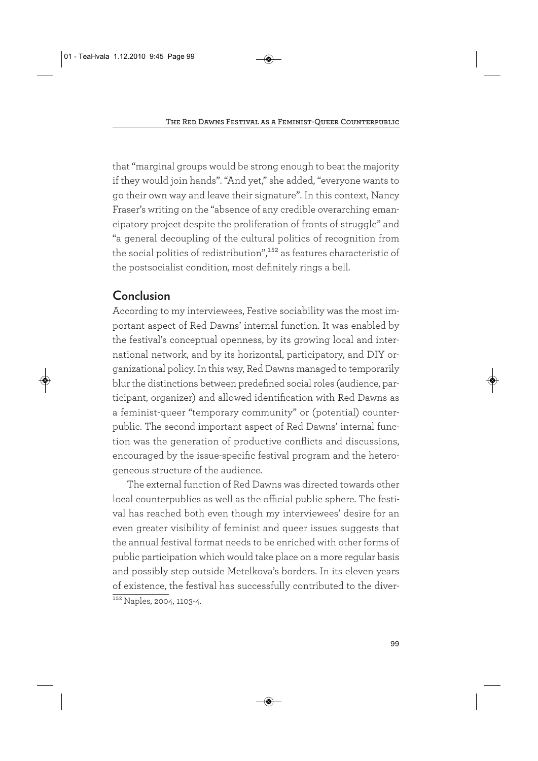that "marginal groups would be strong enough to beat the majority if they would join hands". "And yet," she added, "everyone wants to go their own way and leave their signature". In this context, Nancy Fraser's writing on the "absence of any credible overarching emancipatory project despite the proliferation of fronts of struggle" and "a general decoupling of the cultural politics of recognition from the social politics of redistribution",[152] as features characteristic of the postsocialist condition, most definitely rings a bell.

## Conclusion

According to my interviewees, Festive sociability was the most important aspect of Red Dawns' internal function. It was enabled by the festival's conceptual openness, by its growing local and international network, and by its horizontal, participatory, and DIY organizational policy. In this way, Red Dawns managed to temporarily blur the distinctions between predefined social roles (audience, participant, organizer) and allowed identification with Red Dawns as a feminist-queer "temporary community" or (potential) counterpublic. The second important aspect of Red Dawns' internal function was the generation of productive conflicts and discussions, encouraged by the issue-specific festival program and the heterogeneous structure of the audience.

The external function of Red Dawns was directed towards other local counterpublics as well as the official public sphere. The festival has reached both even though my interviewees' desire for an even greater visibility of feminist and queer issues suggests that the annual festival format needs to be enriched with other forms of public participation which would take place on a more regular basis and possibly step outside Metelkova's borders. In its eleven years of existence, the festival has successfully contributed to the diver-

[152] Naples, 2004, 1103-4.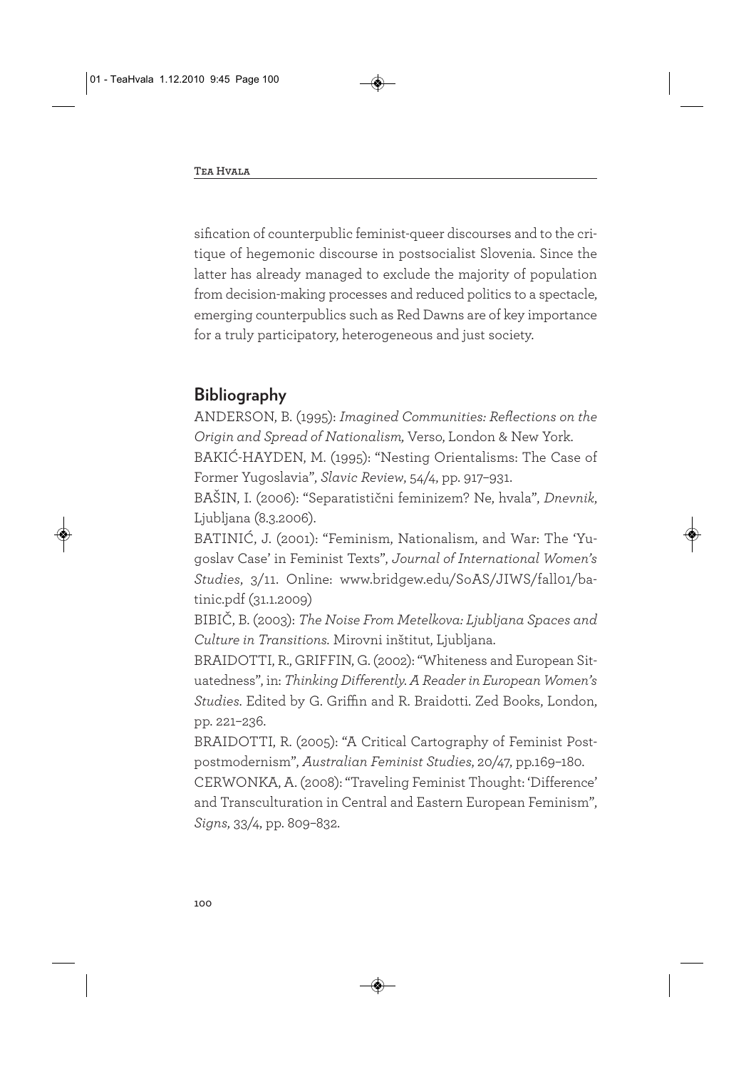sification of counterpublic feminist-queer discourses and to the critique of hegemonic discourse in postsocialist Slovenia. Since the latter has already managed to exclude the majority of population from decision-making processes and reduced politics to a spectacle, emerging counterpublics such as Red Dawns are of key importance for a truly participatory, heterogeneous and just society.

## Bibliography

ANDERSON, B. (1995): *Imagined Communities: Reflections on the Origin and Spread of Nationalism,* Verso, London & New York.

BAKIĆ-HAYDEN, M. (1995): "Nesting Orientalisms: The Case of Former Yugoslavia", *Slavic Review*, 54/4, pp. 917–931.

BAŠIN, I. (2006): "Separatistični feminizem? Ne, hvala", *Dnevnik*, Ljubljana (8.3.2006).

BATINIĆ, J. (2001): "Feminism, Nationalism, and War: The 'Yugoslav Case' in Feminist Texts", *Journal of International Women's Studies*, 3/11. Online: www.bridgew.edu/SoAS/JIWS/fall01/batinic.pdf (31.1.2009)

BIBIČ, B. (2003): *The Noise From Metelkova: Ljubljana Spaces and Culture in Transitions.* Mirovni inštitut, Ljubljana.

BRAIDOTTI, R., GRIFFIN, G. (2002): "Whiteness and European Situatedness", in: *Thinking Differently. A Reader in European Women's Studies.* Edited by G. Griffin and R. Braidotti. Zed Books, London, pp. 221–236.

BRAIDOTTI, R. (2005): "A Critical Cartography of Feminist Post-postmodernism", *Australian Feminist Studies*, 20/47, pp.169–180.

CERWONKA, A. (2008): "Traveling Feminist Thought: 'Difference' and Transculturation in Central and Eastern European Feminism", *Signs*, 33/4, pp. 809–832.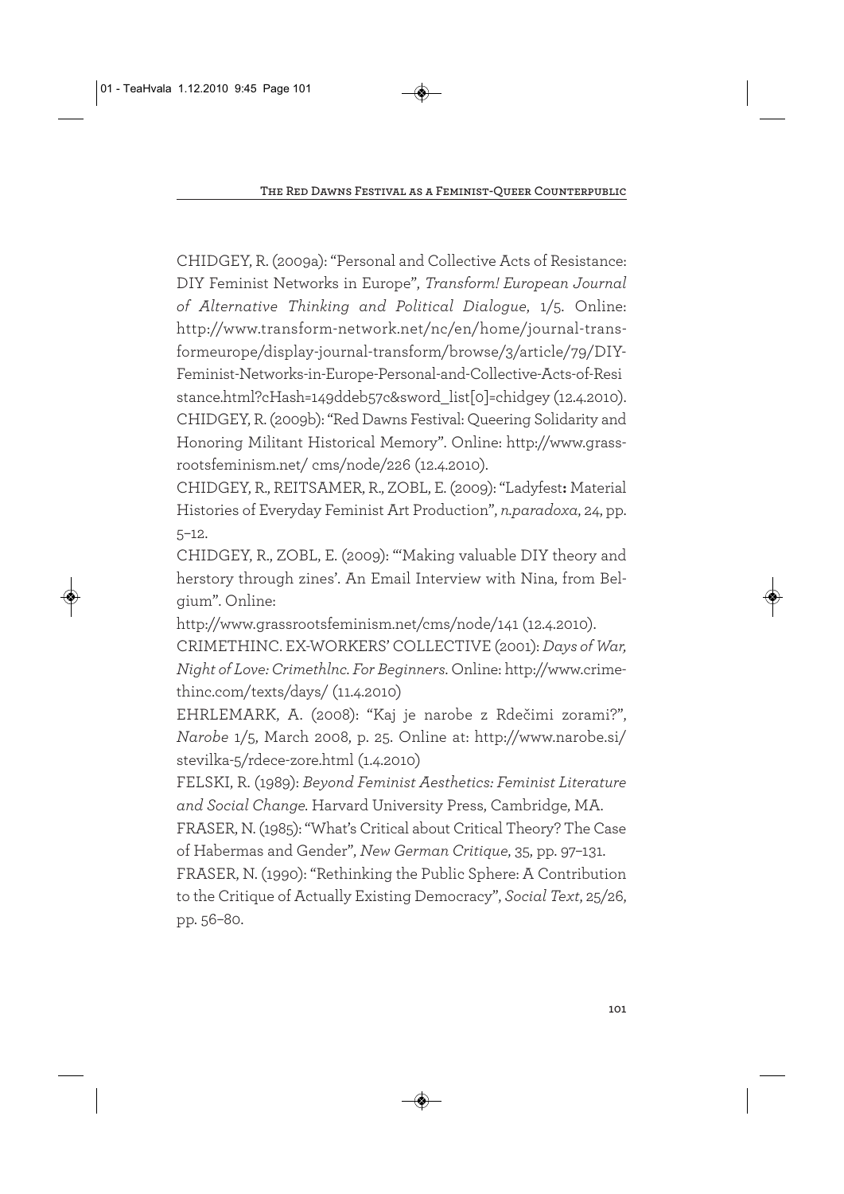CHIDGEY, R. (2009a): "Personal and Collective Acts of Resistance: DIY Feminist Networks in Europe", *Transform! European Journal of Alternative Thinking and Political Dialogue*, 1/5. Online: http://www.transform-network.net/nc/en/home/journal-transformeurope/display-journal-transform/browse/3/article/79/DIY-Feminist-Networks-in-Europe-Personal-and-Collective-Acts-of-Resistance.html?cHash=149ddeb57c&sword_list[0]=chidgey (12.4.2010).

CHIDGEY, R. (2009b): "Red Dawns Festival: Queering Solidarity and Honoring Militant Historical Memory". Online: http://www.grassrootsfeminism.net/ cms/node/226 (12.4.2010).

CHIDGEY, R., REITSAMER, R., ZOBL, E. (2009): "Ladyfest**:** Material Histories of Everyday Feminist Art Production", *n.paradoxa*, 24, pp. 5–12.

CHIDGEY, R., ZOBL, E. (2009): "'Making valuable DIY theory and herstory through zines'. An Email Interview with Nina, from Belgium". Online:
http://www.grassrootsfeminism.net/cms/node/141 (12.4.2010).

CRIMETHINC. EX-WORKERS' COLLECTIVE (2001): *Days of War, Night of Love: Crimethlnc. For Beginners*. Online: http://www.crimethinc.com/texts/days/ (11.4.2010)

EHRLEMARK, A. (2008): "Kaj je narobe z Rdečimi zorami?", *Narobe* 1/5, March 2008, p. 25. Online at: http://www.narobe.si/stevilka-5/rdece-zore.html (1.4.2010)

FELSKI, R. (1989): *Beyond Feminist Aesthetics: Feminist Literature and Social Change*. Harvard University Press, Cambridge, MA.

FRASER, N. (1985): "What's Critical about Critical Theory? The Case of Habermas and Gender", *New German Critique*, 35, pp. 97–131.

FRASER, N. (1990): "Rethinking the Public Sphere: A Contribution to the Critique of Actually Existing Democracy", *Social Text*, 25/26, pp. 56–80.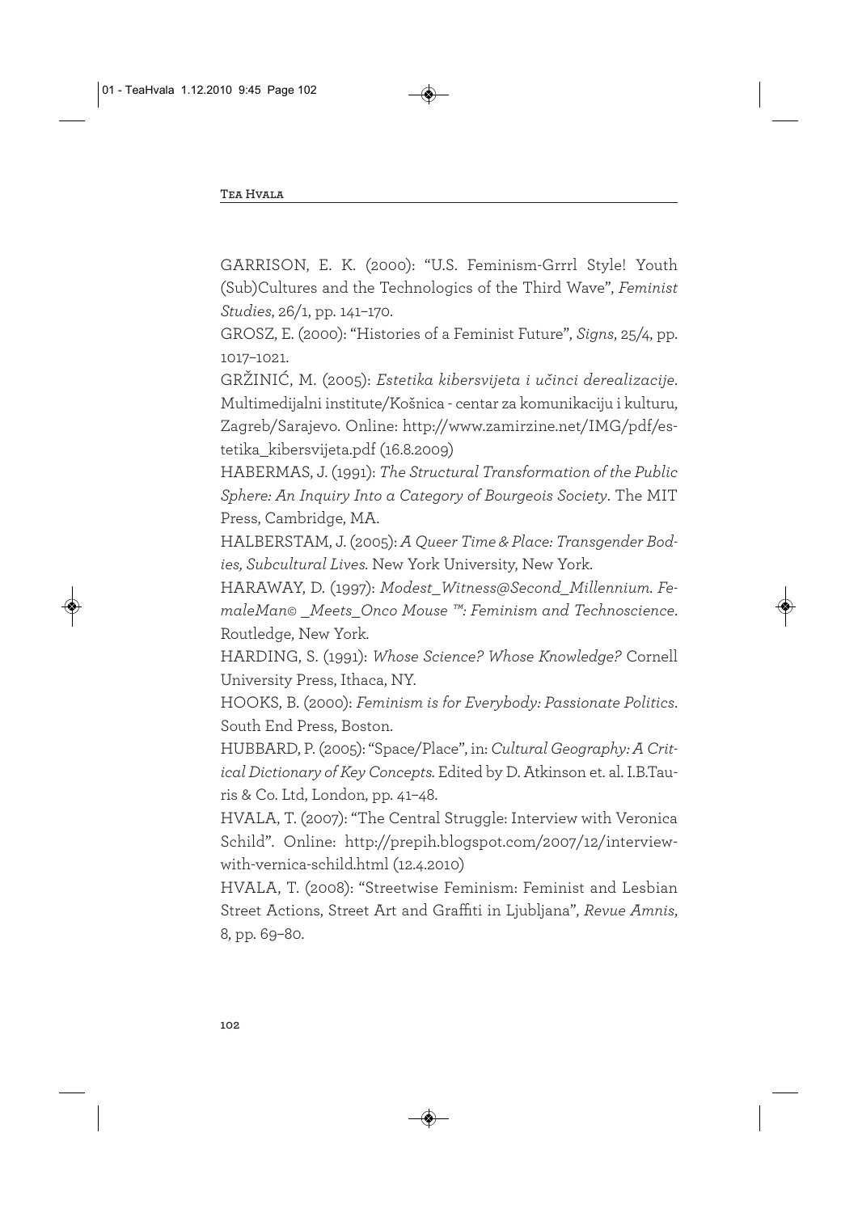GARRISON, E. K. (2000): "U.S. Feminism-Grrrl Style! Youth (Sub)Cultures and the Technologics of the Third Wave", *Feminist Studies*, 26/1, pp. 141–170.

GROSZ, E. (2000): "Histories of a Feminist Future", *Signs*, 25/4, pp. 1017–1021.

GRŽINIĆ, M. (2005): *Estetika kibersvijeta i učinci derealizacije*. Multimedijalni institute/Košnica - centar za komunikaciju i kulturu, Zagreb/Sarajevo. Online: http://www.zamirzine.net/IMG/pdf/estetika_kibersvijeta.pdf (16.8.2009)

HABERMAS, J. (1991): *The Structural Transformation of the Public Sphere: An Inquiry Into a Category of Bourgeois Society*. The MIT Press, Cambridge, MA.

HALBERSTAM, J. (2005): *A Queer Time & Place: Transgender Bodies, Subcultural Lives.* New York University, New York.

HARAWAY, D. (1997): *Modest_Witness@Second_Millennium. FemaleMan© _Meets_Onco Mouse ™: Feminism and Technoscience*. Routledge, New York.

HARDING, S. (1991): *Whose Science? Whose Knowledge?* Cornell University Press, Ithaca, NY.

HOOKS, B. (2000): *Feminism is for Everybody: Passionate Politics*. South End Press, Boston.

HUBBARD, P. (2005): "Space/Place", in: *Cultural Geography: A Critical Dictionary of Key Concepts.* Edited by D. Atkinson et. al. I.B.Tauris & Co. Ltd, London, pp. 41–48.

HVALA, T. (2007): "The Central Struggle: Interview with Veronica Schild". Online: http://prepih.blogspot.com/2007/12/interview-with-vernica-schild.html (12.4.2010)

HVALA, T. (2008): "Streetwise Feminism: Feminist and Lesbian Street Actions, Street Art and Graffiti in Ljubljana", *Revue Amnis*, 8, pp. 69–80.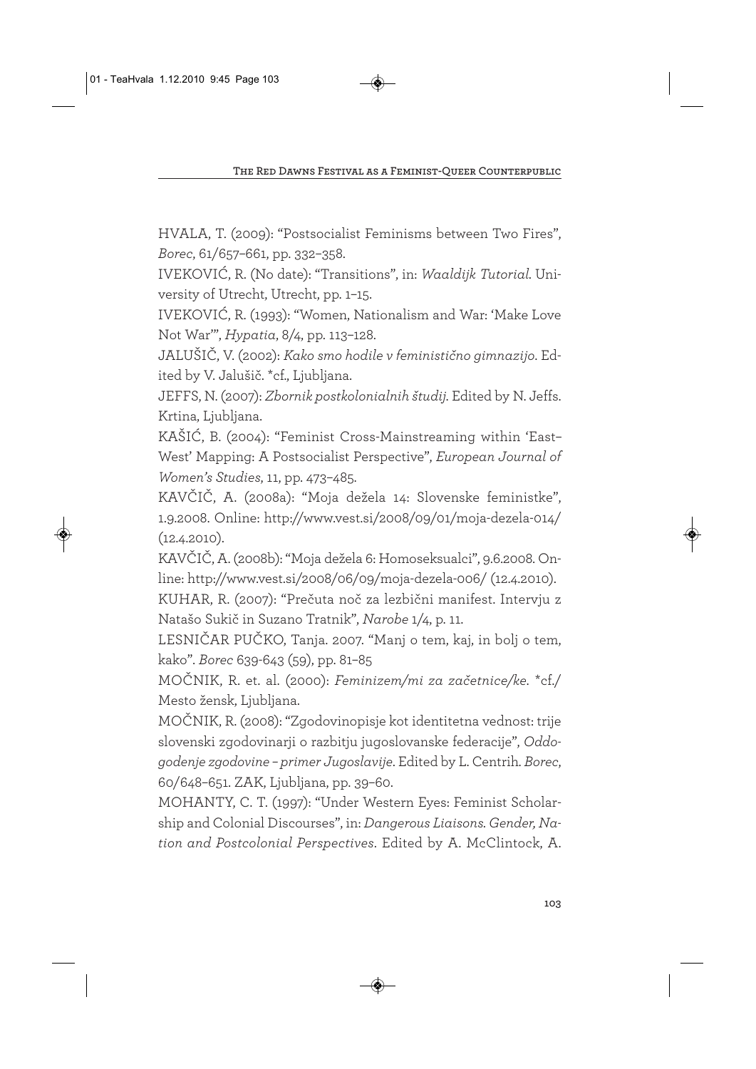HVALA, T. (2009): "Postsocialist Feminisms between Two Fires", *Borec*, 61/657–661, pp. 332–358.

IVEKOVIĆ, R. (No date): "Transitions", in: *Waaldijk Tutorial*. University of Utrecht, Utrecht, pp. 1–15.

IVEKOVIĆ, R. (1993): "Women, Nationalism and War: 'Make Love Not War'", *Hypatia*, 8/4, pp. 113–128.

JALUŠIČ, V. (2002): *Kako smo hodile v feministično gimnazijo*. Edited by V. Jalušič. *cf., Ljubljana.

JEFFS, N. (2007): *Zbornik postkolonialnih študij*. Edited by N. Jeffs. Krtina, Ljubljana.

KAŠIĆ, B. (2004): "Feminist Cross-Mainstreaming within 'East–West' Mapping: A Postsocialist Perspective", *European Journal of Women's Studies*, 11, pp. 473–485.

KAVČIČ, A. (2008a): "Moja dežela 14: Slovenske feministke", 1.9.2008. Online: http://www.vest.si/2008/09/01/moja-dezela-014/ (12.4.2010).

KAVČIČ, A. (2008b): "Moja dežela 6: Homoseksualci", 9.6.2008. Online: http://www.vest.si/2008/06/09/moja-dezela-006/ (12.4.2010).

KUHAR, R. (2007): "Prečuta noč za lezbični manifest. Intervju z Natašo Sukič in Suzano Tratnik", *Narobe* 1/4, p. 11.

LESNIČAR PUČKO, Tanja. 2007. "Manj o tem, kaj, in bolj o tem, kako". *Borec* 639-643 (59), pp. 81–85

MOČNIK, R. et. al. (2000): *Feminizem/mi za začetnice/ke*. *cf./ Mesto žensk, Ljubljana.

MOČNIK, R. (2008): "Zgodovinopisje kot identitetna vednost: trije slovenski zgodovinarji o razbitju jugoslovanske federacije", *Oddogodenje zgodovine – primer Jugoslavije*. Edited by L. Centrih. *Borec*, 60/648–651. ZAK, Ljubljana, pp. 39–60.

MOHANTY, C. T. (1997): "Under Western Eyes: Feminist Scholarship and Colonial Discourses", in: *Dangerous Liaisons. Gender, Nation and Postcolonial Perspectives*. Edited by A. McClintock, A.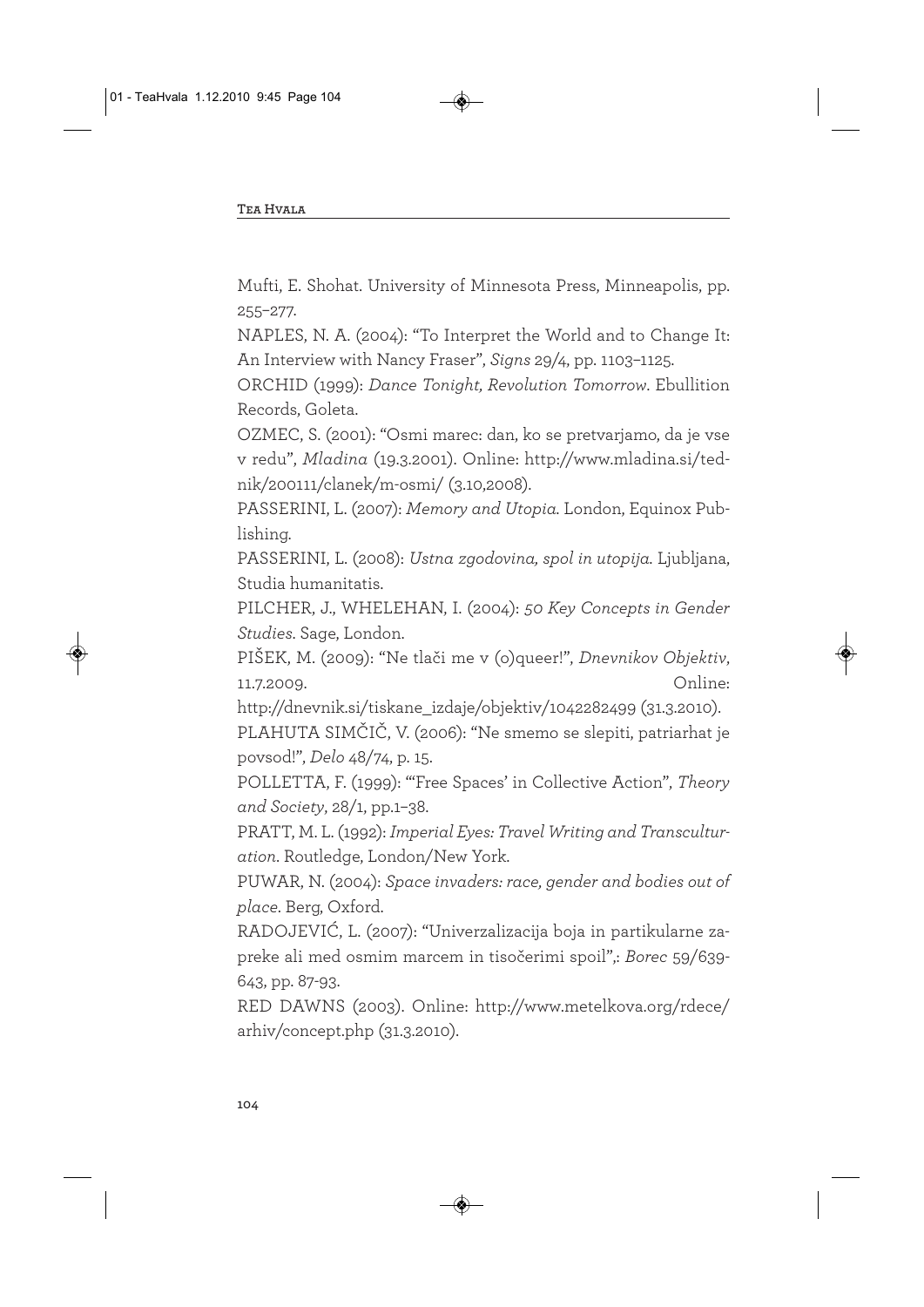Mufti, E. Shohat. University of Minnesota Press, Minneapolis, pp. 255–277.

NAPLES, N. A. (2004): "To Interpret the World and to Change It: An Interview with Nancy Fraser", *Signs* 29/4, pp. 1103–1125.

ORCHID (1999): *Dance Tonight, Revolution Tomorrow*. Ebullition Records, Goleta.

OZMEC, S. (2001): "Osmi marec: dan, ko se pretvarjamo, da je vse v redu", *Mladina* (19.3.2001). Online: http://www.mladina.si/tednik/200111/clanek/m-osmi/ (3.10,2008).

PASSERINI, L. (2007): *Memory and Utopia*. London, Equinox Publishing.

PASSERINI, L. (2008): *Ustna zgodovina, spol in utopija*. Ljubljana, Studia humanitatis.

PILCHER, J., WHELEHAN, I. (2004): *50 Key Concepts in Gender Studies*. Sage, London.

PIŠEK, M. (2009): "Ne tlači me v (o)queer!", *Dnevnikov Objektiv*, 11.7.2009. Online: http://dnevnik.si/tiskane_izdaje/objektiv/1042282499 (31.3.2010).

PLAHUTA SIMČIČ, V. (2006): "Ne smemo se slepiti, patriarhat je povsod!", *Delo* 48/74, p. 15.

POLLETTA, F. (1999): "'Free Spaces' in Collective Action", *Theory and Society*, 28/1, pp.1–38.

PRATT, M. L. (1992): *Imperial Eyes: Travel Writing and Transculturation*. Routledge, London/New York.

PUWAR, N. (2004): *Space invaders: race, gender and bodies out of place*. Berg, Oxford.

RADOJEVIĆ, L. (2007): "Univerzalizacija boja in partikularne zapreke ali med osmim marcem in tisočerimi spoil",: *Borec* 59/639-643, pp. 87-93.

RED DAWNS (2003). Online: http://www.metelkova.org/rdece/arhiv/concept.php (31.3.2010).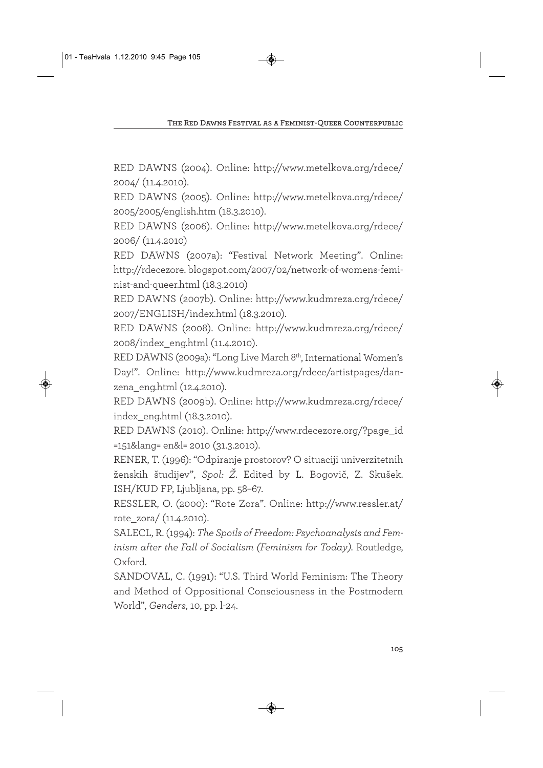RED DAWNS (2004). Online: http://www.metelkova.org/rdece/2004/ (11.4.2010).

RED DAWNS (2005). Online: http://www.metelkova.org/rdece/2005/2005/english.htm (18.3.2010).

RED DAWNS (2006). Online: http://www.metelkova.org/rdece/2006/ (11.4.2010)

RED DAWNS (2007a): "Festival Network Meeting". Online: http://rdecezore.blogspot.com/2007/02/network-of-womens-feminist-and-queer.html (18.3.2010)

RED DAWNS (2007b). Online: http://www.kudmreza.org/rdece/2007/ENGLISH/index.html (18.3.2010).

RED DAWNS (2008). Online: http://www.kudmreza.org/rdece/2008/index_eng.html (11.4.2010).

RED DAWNS (2009a): "Long Live March 8th, International Women's Day!". Online: http://www.kudmreza.org/rdece/artistpages/danzena_eng.html (12.4.2010).

RED DAWNS (2009b). Online: http://www.kudmreza.org/rdece/index_eng.html (18.3.2010).

RED DAWNS (2010). Online: http://www.rdecezore.org/?page_id=151&lang= en&l= 2010 (31.3.2010).

RENER, T. (1996): "Odpiranje prostorov? O situaciji univerzitetnih ženskih študijev", *Spol: Ž*. Edited by L. Bogovič, Z. Skušek. ISH/KUD FP, Ljubljana, pp. 58–67.

RESSLER, O. (2000): "Rote Zora". Online: http://www.ressler.at/rote_zora/ (11.4.2010).

SALECL, R. (1994): *The Spoils of Freedom: Psychoanalysis and Feminism after the Fall of Socialism (Feminism for Today)*. Routledge, Oxford.

SANDOVAL, C. (1991): "U.S. Third World Feminism: The Theory and Method of Oppositional Consciousness in the Postmodern World", *Genders*, 10, pp. l-24.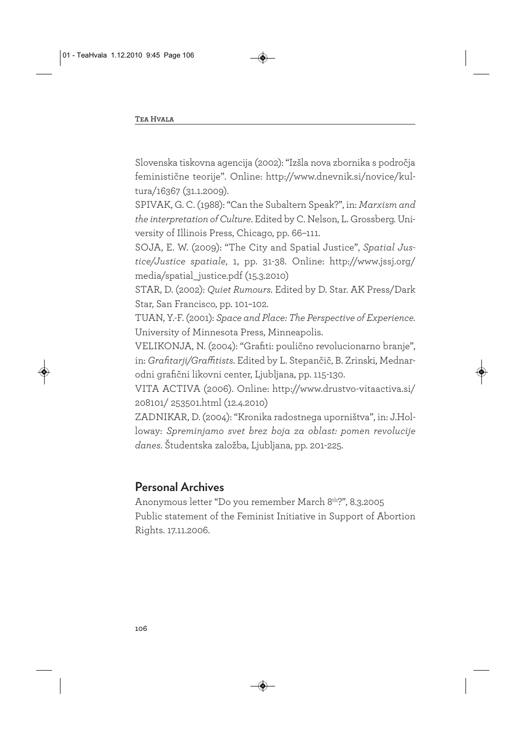Slovenska tiskovna agencija (2002): "Izšla nova zbornika s področja feministične teorije". Online: http://www.dnevnik.si/novice/kultura/16367 (31.1.2009).

SPIVAK, G. C. (1988): "Can the Subaltern Speak?", in: *Marxism and the interpretation of Culture*. Edited by C. Nelson, L. Grossberg. University of Illinois Press, Chicago, pp. 66–111.

SOJA, E. W. (2009): "The City and Spatial Justice", *Spatial Justice/Justice spatiale*, 1, pp. 31-38. Online: http://www.jssj.org/media/spatial_justice.pdf (15.3.2010)

STAR, D. (2002): *Quiet Rumours.* Edited by D. Star. AK Press/Dark Star, San Francisco, pp. 101–102.

TUAN, Y.-F. (2001): *Space and Place: The Perspective of Experience.* University of Minnesota Press, Minneapolis.

VELIKONJA, N. (2004): "Grafiti: poulično revolucionarno branje", in: *Grafitarji/Graffitists*. Edited by L. Stepančič, B. Zrinski, Mednarodni grafični likovni center, Ljubljana, pp. 115-130.

VITA ACTIVA (2006). Online: http://www.drustvo-vitaactiva.si/208101/ 253501.html (12.4.2010)

ZADNIKAR, D. (2004): "Kronika radostnega uporništva", in: J.Holloway: *Spreminjamo svet brez boja za oblast: pomen revolucije danes*. Študentska založba, Ljubljana, pp. 201-225.

## Personal Archives

Anonymous letter "Do you remember March 8th?", 8.3.2005

Public statement of the Feminist Initiative in Support of Abortion Rights. 17.11.2006.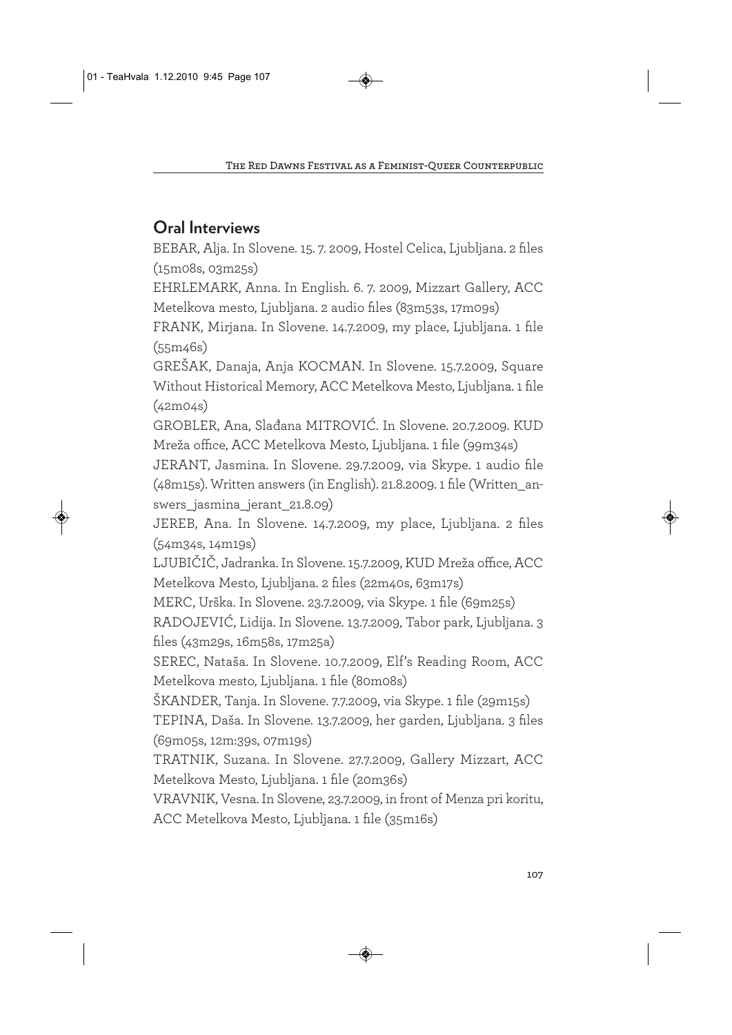## Oral Interviews

BEBAR, Alja. In Slovene. 15. 7. 2009, Hostel Celica, Ljubljana. 2 files (15m08s, 03m25s)

EHRLEMARK, Anna. In English. 6. 7. 2009, Mizzart Gallery, ACC Metelkova mesto, Ljubljana. 2 audio files (83m53s, 17m09s)

FRANK, Mirjana. In Slovene. 14.7.2009, my place, Ljubljana. 1 file (55m46s)

GREŠAK, Danaja, Anja KOCMAN. In Slovene. 15.7.2009, Square Without Historical Memory, ACC Metelkova Mesto, Ljubljana. 1 file (42m04s)

GROBLER, Ana, Slađana MITROVIĆ. In Slovene. 20.7.2009. KUD Mreža office, ACC Metelkova Mesto, Ljubljana. 1 file (99m34s)

JERANT, Jasmina. In Slovene. 29.7.2009, via Skype. 1 audio file (48m15s). Written answers (in English). 21.8.2009. 1 file (Written_answers_jasmina_jerant_21.8.09)

JEREB, Ana. In Slovene. 14.7.2009, my place, Ljubljana. 2 files (54m34s, 14m19s)

LJUBIČIČ, Jadranka. In Slovene. 15.7.2009, KUD Mreža office, ACC Metelkova Mesto, Ljubljana. 2 files (22m40s, 63m17s)

MERC, Urška. In Slovene. 23.7.2009, via Skype. 1 file (69m25s)

RADOJEVIĆ, Lidija. In Slovene. 13.7.2009, Tabor park, Ljubljana. 3 files (43m29s, 16m58s, 17m25a)

SEREC, Nataša. In Slovene. 10.7.2009, Elf's Reading Room, ACC Metelkova mesto, Ljubljana. 1 file (80m08s)

ŠKANDER, Tanja. In Slovene. 7.7.2009, via Skype. 1 file (29m15s)

TEPINA, Daša. In Slovene. 13.7.2009, her garden, Ljubljana. 3 files (69m05s, 12m:39s, 07m19s)

TRATNIK, Suzana. In Slovene. 27.7.2009, Gallery Mizzart, ACC Metelkova Mesto, Ljubljana. 1 file (20m36s)

VRAVNIK, Vesna. In Slovene, 23.7.2009, in front of Menza pri koritu, ACC Metelkova Mesto, Ljubljana. 1 file (35m16s)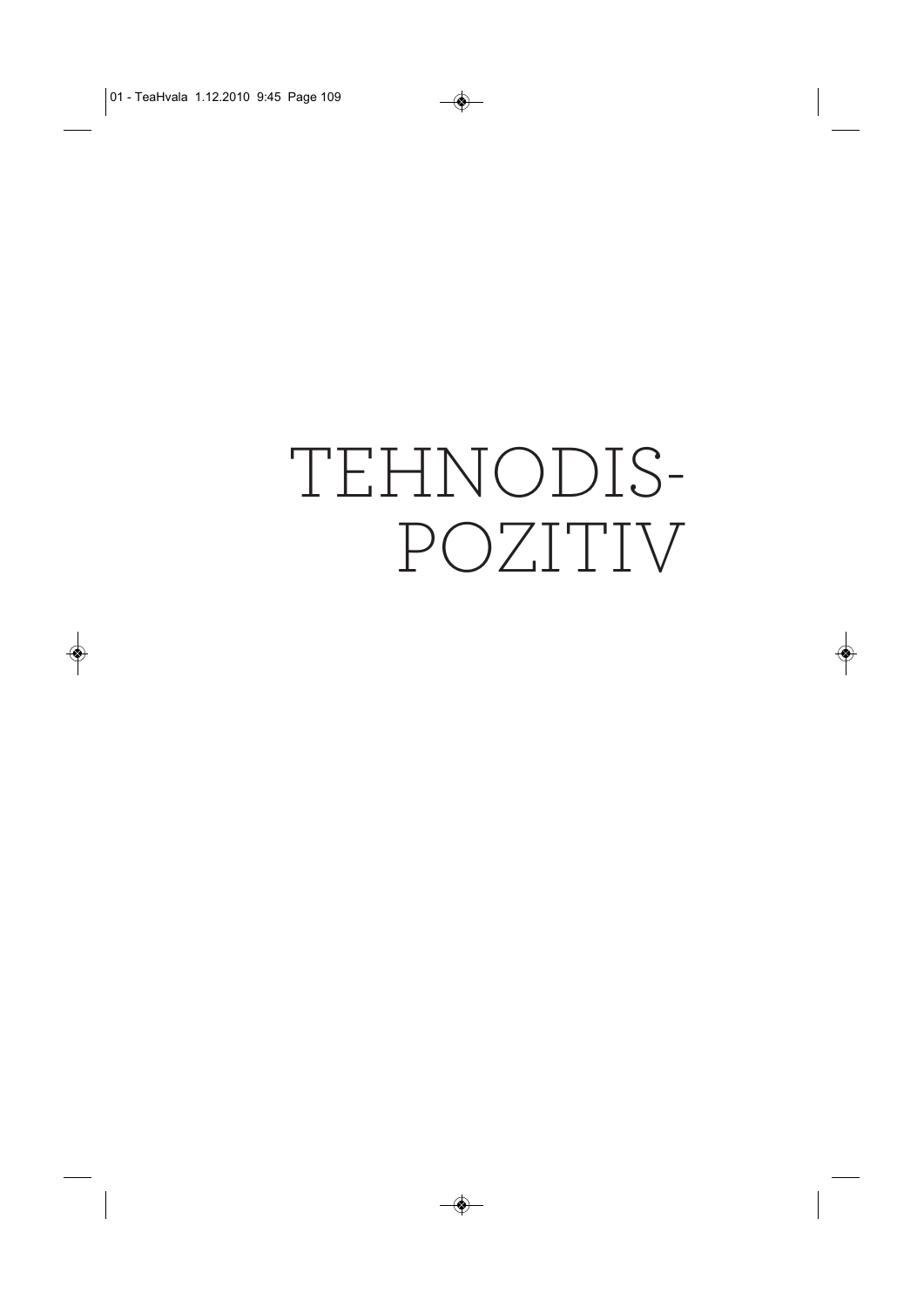# TEHNODIS-POZITIV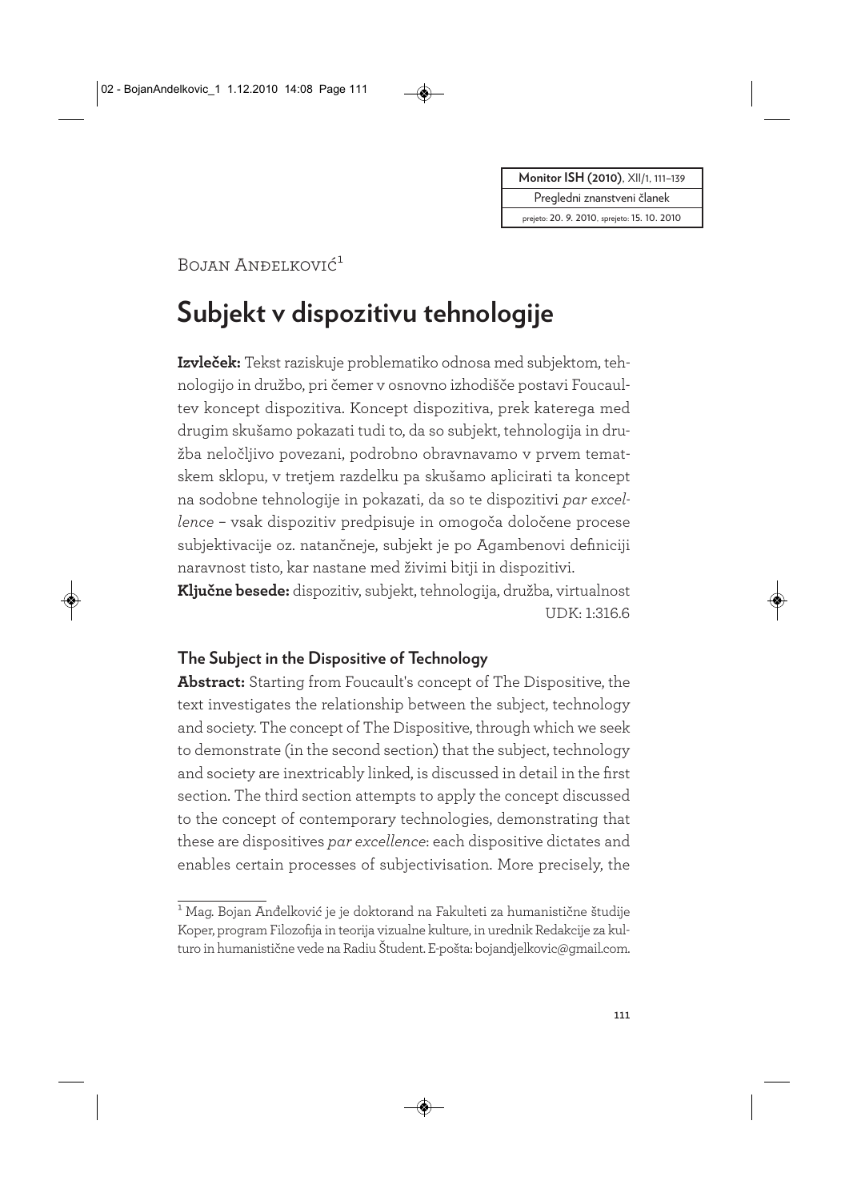| Monitor ISH (2010), XII/1, 111–139 |
| --- |
| Pregledni znanstveni članek |
| prejeto: 20. 9. 2010, sprejeto: 15. 10. 2010 |

Bojan Anđelković[1]

# Subjekt v dispozitivu tehnologije

**Izvleček:** Tekst raziskuje problematiko odnosa med subjektom, tehnologijo in družbo, pri čemer v osnovno izhodišče postavi Foucaultev koncept dispozitiva. Koncept dispozitiva, prek katerega med drugim skušamo pokazati tudi to, da so subjekt, tehnologija in družba neločljivo povezani, podrobno obravnavamo v prvem tematskem sklopu, v tretjem razdelku pa skušamo aplicirati ta koncept na sodobne tehnologije in pokazati, da so te dispozitivi *par excellence* – vsak dispozitiv predpisuje in omogoča določene procese subjektivacije oz. natančneje, subjekt je po Agambenovi definiciji naravnost tisto, kar nastane med živimi bitji in dispozitivi.

**Ključne besede:** dispozitiv, subjekt, tehnologija, družba, virtualnost

UDK: 1:316.6

## The Subject in the Dispositive of Technology

**Abstract:** Starting from Foucault's concept of The Dispositive, the text investigates the relationship between the subject, technology and society. The concept of The Dispositive, through which we seek to demonstrate (in the second section) that the subject, technology and society are inextricably linked, is discussed in detail in the first section. The third section attempts to apply the concept discussed to the concept of contemporary technologies, demonstrating that these are dispositives *par excellence*: each dispositive dictates and enables certain processes of subjectivisation. More precisely, the

---

[1] Mag. Bojan Anđelković je je doktorand na Fakulteti za humanistične študije Koper, program Filozofija in teorija vizualne kulture, in urednik Redakcije za kulturo in humanistične vede na Radiu Študent. E-pošta: bojandjelkovic@gmail.com.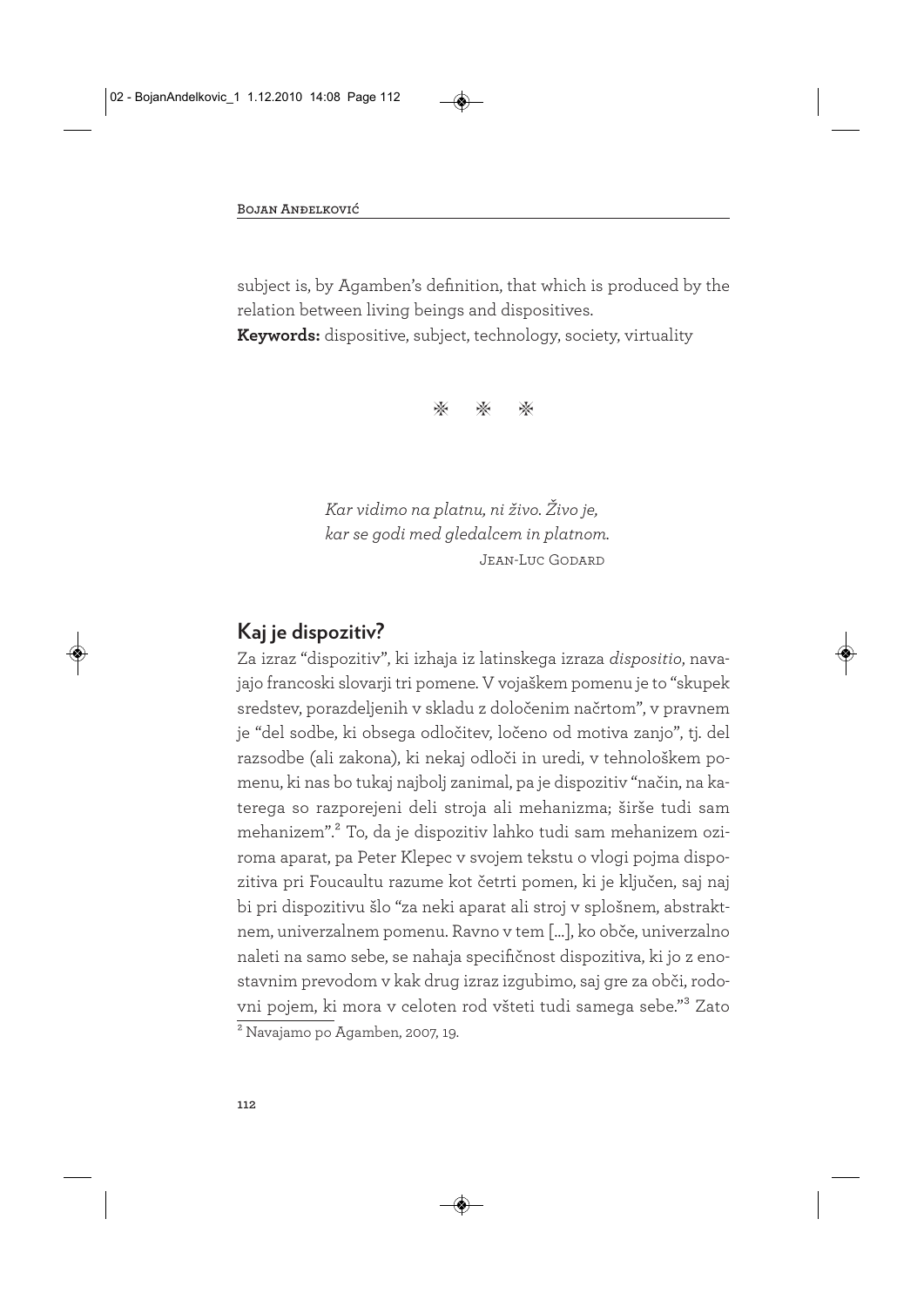subject is, by Agamben's definition, that which is produced by the relation between living beings and dispositives.

**Keywords:** dispositive, subject, technology, society, virtuality

⁂ ⁂ ⁂

*Kar vidimo na platnu, ni živo. Živo je,*
*kar se godi med gledalcem in platnom.*
JEAN-LUC GODARD

## Kaj je dispozitiv?

Za izraz "dispozitiv", ki izhaja iz latinskega izraza *dispositio*, navajajo francoski slovarji tri pomene. V vojaškem pomenu je to "skupek sredstev, porazdeljenih v skladu z določenim načrtom", v pravnem je "del sodbe, ki obsega odločitev, ločeno od motiva zanjo", tj. del razsodbe (ali zakona), ki nekaj odloči in uredi, v tehnološkem pomenu, ki nas bo tukaj najbolj zanimal, pa je dispozitiv "način, na katerega so razporejeni deli stroja ali mehanizma; širše tudi sam mehanizem".[2] To, da je dispozitiv lahko tudi sam mehanizem oziroma aparat, pa Peter Klepec v svojem tekstu o vlogi pojma dispozitiva pri Foucaultu razume kot četrti pomen, ki je ključen, saj naj bi pri dispozitivu šlo "za neki aparat ali stroj v splošnem, abstraktnem, univerzalnem pomenu. Ravno v tem [...], ko obče, univerzalno naleti na samo sebe, se nahaja specifičnost dispozitiva, ki jo z enostavnim prevodom v kak drug izraz izgubimo, saj gre za obči, rodovni pojem, ki mora v celoten rod všteti tudi samega sebe."[3] Zato

[2] Navajamo po Agamben, 2007, 19.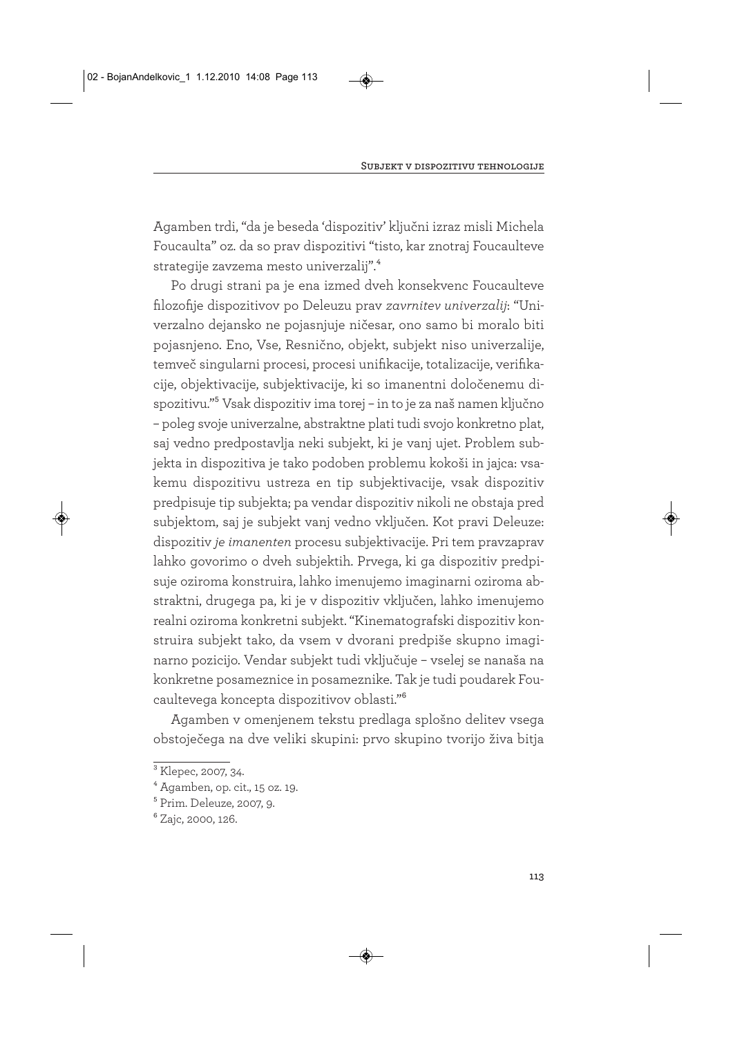Agamben trdi, "da je beseda 'dispozitiv' ključni izraz misli Michela Foucaulta" oz. da so prav dispozitivi "tisto, kar znotraj Foucaulteve strategije zavzema mesto univerzalij".[4]

Po drugi strani pa je ena izmed dveh konsekvenc Foucaulteve filozofije dispozitivov po Deleuzu prav *zavrnitev univerzalij*: "Univerzalno dejansko ne pojasnjuje ničesar, ono samo bi moralo biti pojasnjeno. Eno, Vse, Resnično, objekt, subjekt niso univerzalije, temveč singularni procesi, procesi unifikacije, totalizacije, verifikacije, objektivacije, subjektivacije, ki so imanentni določenemu dispozitivu."[5] Vsak dispozitiv ima torej – in to je za naš namen ključno – poleg svoje univerzalne, abstraktne plati tudi svojo konkretno plat, saj vedno predpostavlja neki subjekt, ki je vanj ujet. Problem subjekta in dispozitiva je tako podoben problemu kokoši in jajca: vsakemu dispozitivu ustreza en tip subjektivacije, vsak dispozitiv predpisuje tip subjekta; pa vendar dispozitiv nikoli ne obstaja pred subjektom, saj je subjekt vanj vedno vključen. Kot pravi Deleuze: dispozitiv *je imanenten* procesu subjektivacije. Pri tem pravzaprav lahko govorimo o dveh subjektih. Prvega, ki ga dispozitiv predpisuje oziroma konstruira, lahko imenujemo imaginarni oziroma abstraktni, drugega pa, ki je v dispozitiv vključen, lahko imenujemo realni oziroma konkretni subjekt. "Kinematografski dispozitiv konstruira subjekt tako, da vsem v dvorani predpiše skupno imaginarno pozicijo. Vendar subjekt tudi vključuje – vselej se nanaša na konkretne posameznice in posameznike. Tak je tudi poudarek Foucaultevega koncepta dispozitivov oblasti."[6]

Agamben v omenjenem tekstu predlaga splošno delitev vsega obstoječega na dve veliki skupini: prvo skupino tvorijo živa bitja

---

[3] Klepec, 2007, 34.

[4] Agamben, op. cit., 15 oz. 19.

[5] Prim. Deleuze, 2007, 9.

[6] Zajc, 2000, 126.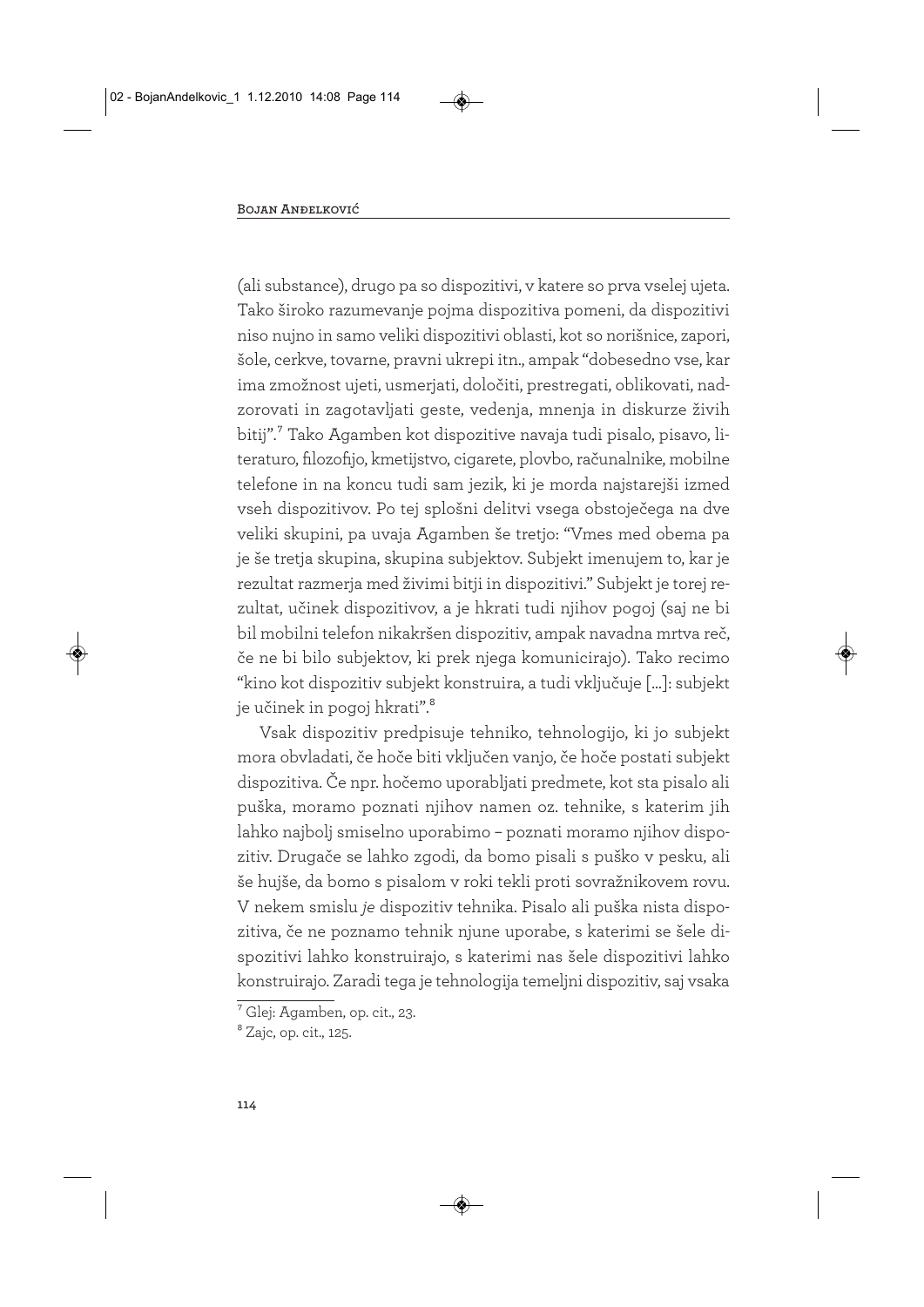(ali substance), drugo pa so dispozitivi, v katere so prva vselej ujeta. Tako široko razumevanje pojma dispozitiva pomeni, da dispozitivi niso nujno in samo veliki dispozitivi oblasti, kot so norišnice, zapori, šole, cerkve, tovarne, pravni ukrepi itn., ampak "dobesedno vse, kar ima zmožnost ujeti, usmerjati, določiti, prestregati, oblikovati, nadzorovati in zagotavljati geste, vedenja, mnenja in diskurze živih bitij".[7] Tako Agamben kot dispozitive navaja tudi pisalo, pisavo, literaturo, filozofijo, kmetijstvo, cigarete, plovbo, računalnike, mobilne telefone in na koncu tudi sam jezik, ki je morda najstarejši izmed vseh dispozitivov. Po tej splošni delitvi vsega obstoječega na dve veliki skupini, pa uvaja Agamben še tretjo: "Vmes med obema pa je še tretja skupina, skupina subjektov. Subjekt imenujem to, kar je rezultat razmerja med živimi bitji in dispozitivi." Subjekt je torej rezultat, učinek dispozitivov, a je hkrati tudi njihov pogoj (saj ne bi bil mobilni telefon nikakršen dispozitiv, ampak navadna mrtva reč, če ne bi bilo subjektov, ki prek njega komunicirajo). Tako recimo "kino kot dispozitiv subjekt konstruira, a tudi vključuje [...]: subjekt je učinek in pogoj hkrati".[8]

Vsak dispozitiv predpisuje tehniko, tehnologijo, ki jo subjekt mora obvladati, če hoče biti vključen vanjo, če hoče postati subjekt dispozitiva. Če npr. hočemo uporabljati predmete, kot sta pisalo ali puška, moramo poznati njihov namen oz. tehnike, s katerim jih lahko najbolj smiselno uporabimo – poznati moramo njihov dispozitiv. Drugače se lahko zgodi, da bomo pisali s puško v pesku, ali še hujše, da bomo s pisalom v roki tekli proti sovražnikovem rovu. V nekem smislu *je* dispozitiv tehnika. Pisalo ali puška nista dispozitiva, če ne poznamo tehnik njune uporabe, s katerimi se šele dispozitivi lahko konstruirajo, s katerimi nas šele dispozitivi lahko konstruirajo. Zaradi tega je tehnologija temeljni dispozitiv, saj vsaka

---

[7] Glej: Agamben, op. cit., 23.

[8] Zajc, op. cit., 125.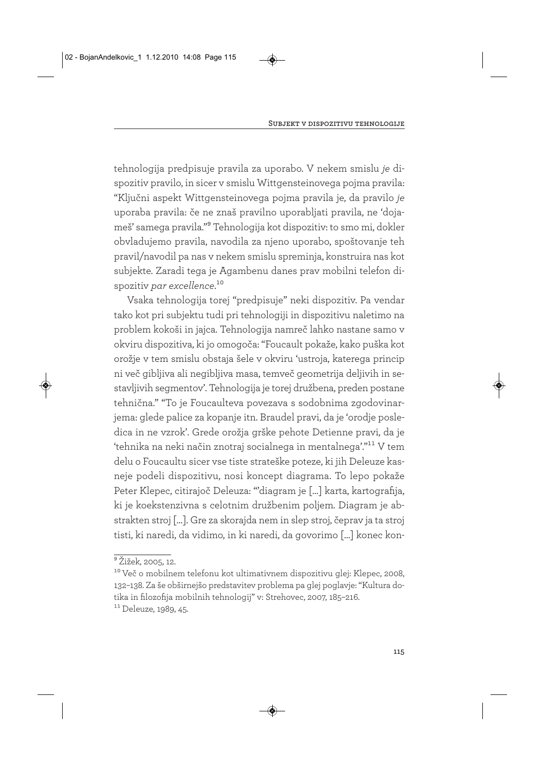tehnologija predpisuje pravila za uporabo. V nekem smislu *je* dispozitiv pravilo, in sicer v smislu Wittgensteinovega pojma pravila: "Ključni aspekt Wittgensteinovega pojma pravila je, da pravilo *je* uporaba pravila: če ne znaš pravilno uporabljati pravila, ne 'dojameš' samega pravila."[9] Tehnologija kot dispozitiv: to smo mi, dokler obvladujemo pravila, navodila za njeno uporabo, spoštovanje teh pravil/navodil pa nas v nekem smislu spreminja, konstruira nas kot subjekte. Zaradi tega je Agambenu danes prav mobilni telefon dispozitiv *par excellence*.[10]

Vsaka tehnologija torej "predpisuje" neki dispozitiv. Pa vendar tako kot pri subjektu tudi pri tehnologiji in dispozitivu naletimo na problem kokoši in jajca. Tehnologija namreč lahko nastane samo v okviru dispozitiva, ki jo omogoča: "Foucault pokaže, kako puška kot orožje v tem smislu obstaja šele v okviru 'ustroja, katerega princip ni več gibljiva ali negibljiva masa, temveč geometrija deljivih in sestavljivih segmentov'. Tehnologija je torej družbena, preden postane tehnična." "To je Foucaultева povezava s sodobnima zgodovinarjema: glede palice za kopanje itn. Braudel pravi, da je 'orodje posledica in ne vzrok'. Grede orožja grške pehote Detienne pravi, da je 'tehnika na neki način znotraj socialnega in mentalnega'."[11] V tem delu o Foucaultu sicer vse tiste strateške poteze, ki jih Deleuze kasneje podeli dispozitivu, nosi koncept diagrama. To lepo pokaže Peter Klepec, citirajoč Deleuza: "'diagram je [...] karta, kartografija, ki je koekstenzivna s celotnim družbenim poljem. Diagram je abstrakten stroj [...]. Gre za skorajda nem in slep stroj, čeprav ja ta stroj tisti, ki naredi, da vidimo, in ki naredi, da govorimo [...] konec kon-

---

[9] Žižek, 2005, 12.

[10] Več o mobilnem telefonu kot ultimativnem dispozitivu glej: Klepec, 2008, 132–138. Za še obširnejšo predstavitev problema pa glej poglavje: "Kultura dotika in filozofija mobilnih tehnologij" v: Strehovec, 2007, 185–216.

[11] Deleuze, 1989, 45.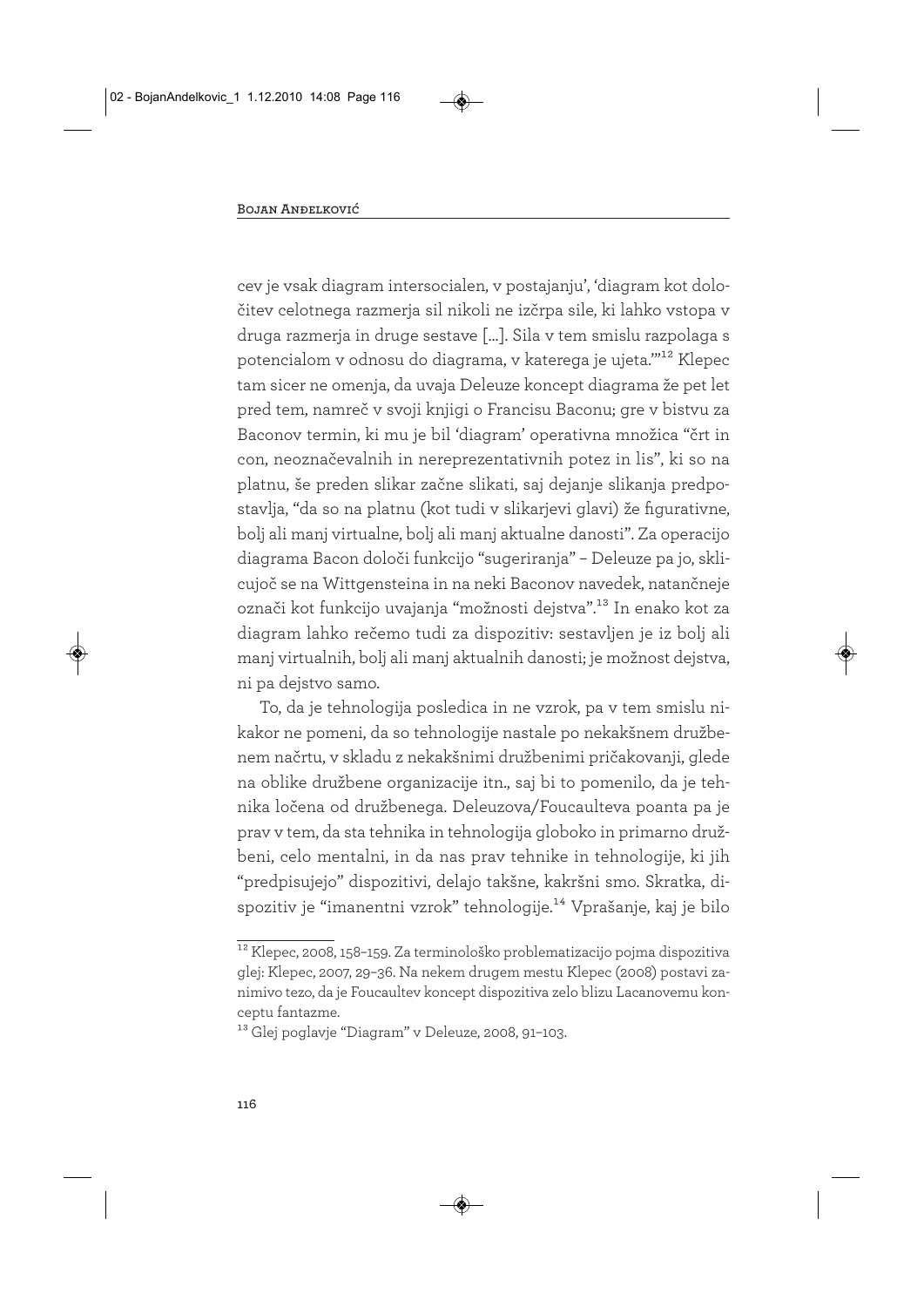cev je vsak diagram intersocialen, v postajanju', 'diagram kot določitev celotnega razmerja sil nikoli ne izčrpa sile, ki lahko vstopa v druga razmerja in druge sestave [...]. Sila v tem smislu razpolaga s potencialom v odnosu do diagrama, v katerega je ujeta.'"[12] Klepec tam sicer ne omenja, da uvaja Deleuze koncept diagrama že pet let pred tem, namreč v svoji knjigi o Francisu Baconu; gre v bistvu za Baconov termin, ki mu je bil 'diagram' operativna množica "črt in con, neoznačevalnih in nereprezentativnih potez in lis", ki so na platnu, še preden slikar začne slikati, saj dejanje slikanja predpostavlja, "da so na platnu (kot tudi v slikarjevi glavi) že figurativne, bolj ali manj virtualne, bolj ali manj aktualne danosti". Za operacijo diagrama Bacon določi funkcijo "sugeriranja" – Deleuze pa jo, sklicujoč se na Wittgensteina in na neki Baconov navedek, natančneje označi kot funkcijo uvajanja "možnosti dejstva".[13] In enako kot za diagram lahko rečemo tudi za dispozitiv: sestavljen je iz bolj ali manj virtualnih, bolj ali manj aktualnih danosti; je možnost dejstva, ni pa dejstvo samo.

To, da je tehnologija posledica in ne vzrok, pa v tem smislu nikakor ne pomeni, da so tehnologije nastale po nekakšnem družbenem načrtu, v skladu z nekakšnimi družbenimi pričakovanji, glede na oblike družbene organizacije itn., saj bi to pomenilo, da je tehnika ločena od družbenega. Deleuzova/Foucaulteva poanta pa je prav v tem, da sta tehnika in tehnologija globoko in primarno družbeni, celo mentalni, in da nas prav tehnike in tehnologije, ki jih "predpisujejo" dispozitivi, delajo takšne, kakršni smo. Skratka, dispozitiv je "imanentni vzrok" tehnologije.[14] Vprašanje, kaj je bilo

---

[12] Klepec, 2008, 158–159. Za terminološko problematizacijo pojma dispozitiva glej: Klepec, 2007, 29–36. Na nekem drugem mestu Klepec (2008) postavi zanimivo tezo, da je Foucaultev koncept dispozitiva zelo blizu Lacanovemu konceptu fantazme.

[13] Glej poglavje "Diagram" v Deleuze, 2008, 91–103.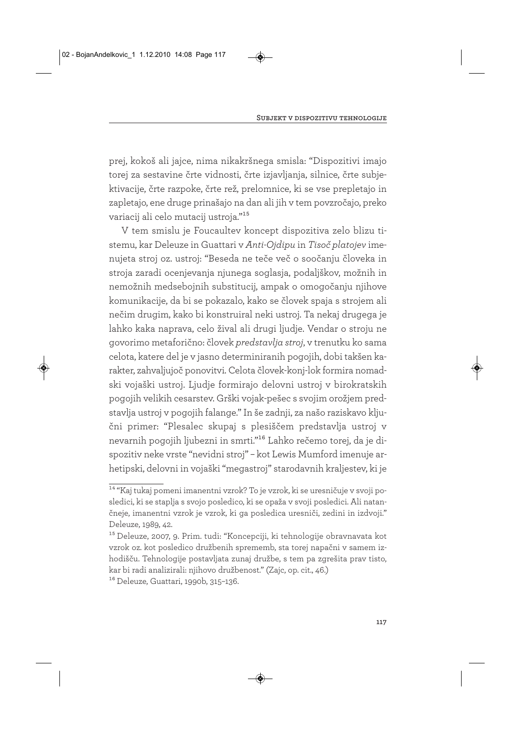prej, kokoš ali jajce, nima nikakršnega smisla: "Dispozitivi imajo torej za sestavine črte vidnosti, črte izjavljanja, silnice, črte subjektivacije, črte razpoke, črte rež, prelomnice, ki se vse prepletajo in zapletajo, ene druge prinašajo na dan ali jih v tem povzročajo, preko variacij ali celo mutacij ustroja."[15]

V tem smislu je Foucaultev koncept dispozitiva zelo blizu tistemu, kar Deleuze in Guattari v *Anti-Ojdipu* in *Tisoč platojev* imenujeta stroj oz. ustroj: "Beseda ne teče več o soočanju človeka in stroja zaradi ocenjevanja njunega soglasja, podaljškov, možnih in nemožnih medsebojnih substitucij, ampak o omogočanju njihove komunikacije, da bi se pokazalo, kako se človek spaja s strojem ali nečim drugim, kako bi konstruiral neki ustroj. Ta nekaj drugega je lahko kaka naprava, celo žival ali drugi ljudje. Vendar o stroju ne govorimo metaforično: človek *predstavlja stroj*, v trenutku ko sama celota, katere del je v jasno determiniranih pogojih, dobi takšen karakter, zahvaljujoč ponovitvi. Celota človek-konj-lok formira nomadski vojaški ustroj. Ljudje formirajo delovni ustroj v birokratskih pogojih velikih cesarstev. Grški vojak-pešec s svojim orožjem predstavlja ustroj v pogojih falange." In še zadnji, za našo raziskavo ključni primer: "Plesalec skupaj s plesiščem predstavlja ustroj v nevarnih pogojih ljubezni in smrti."[16] Lahko rečemo torej, da je dispozitiv neke vrste "nevidni stroj" – kot Lewis Mumford imenuje arhetipski, delovni in vojaški "megastroj" starodavnih kraljestev, ki je

---

[14] "Kaj tukaj pomeni imanentni vzrok? To je vzrok, ki se uresničuje v svoji posledici, ki se staplja s svojo posledico, ki se opaža v svoji posledici. Ali natančneje, imanentni vzrok je vzrok, ki ga posledica uresniči, zedini in izdvoji." Deleuze, 1989, 42.

[15] Deleuze, 2007, 9. Prim. tudi: "Koncepciji, ki tehnologije obravnavata kot vzrok oz. kot posledico družbenih sprememb, sta torej napačni v samem izhodišču. Tehnologije postavljata zunaj družbe, s tem pa zgrešita prav tisto, kar bi radi analizirali: njihovo družbenost." (Zajc, op. cit., 46.)

[16] Deleuze, Guattari, 1990b, 315–136.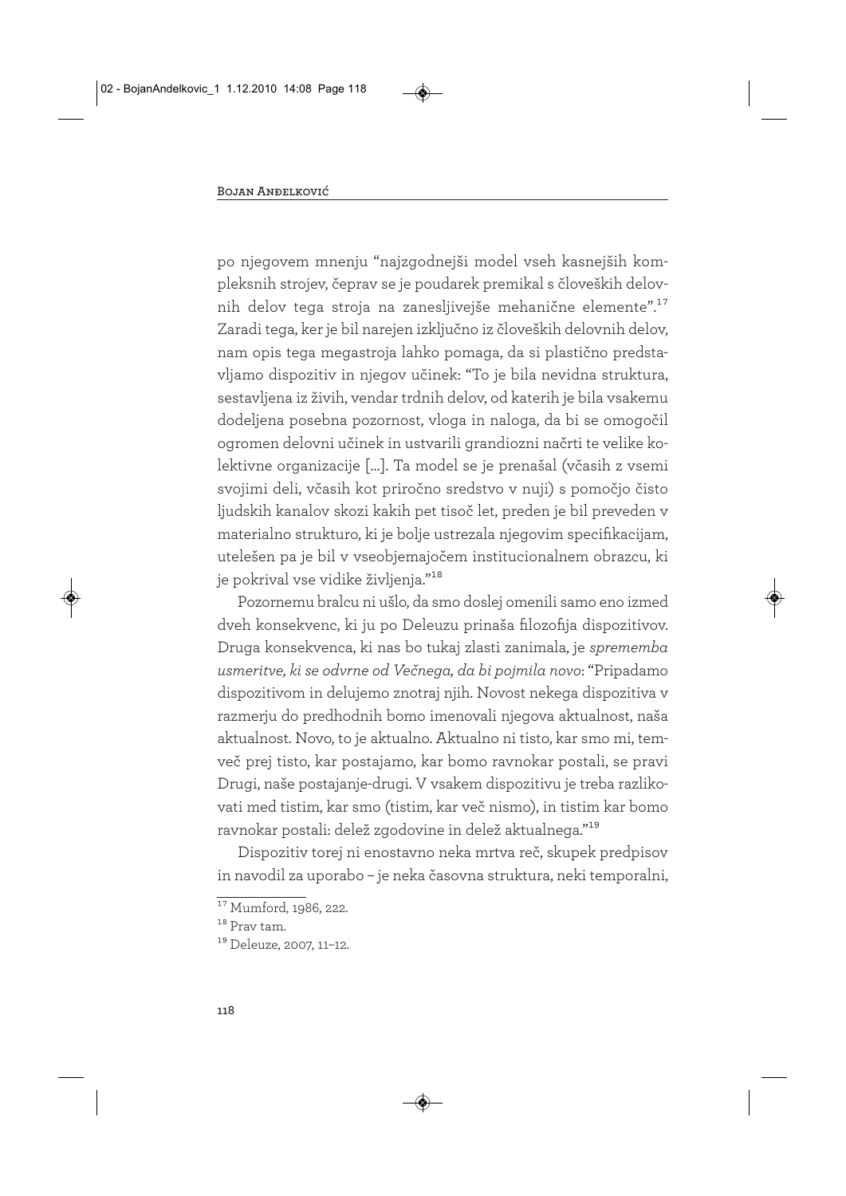po njegovem mnenju "najzgodnejši model vseh kasnejših kompleksnih strojev, čeprav se je poudarek premikal s človeških delovnih delov tega stroja na zanesljivejše mehanične elemente".[17] Zaradi tega, ker je bil narejen izključno iz človeških delovnih delov, nam opis tega megastroja lahko pomaga, da si plastično predstavljamo dispozitiv in njegov učinek: "To je bila nevidna struktura, sestavljena iz živih, vendar trdnih delov, od katerih je bila vsakemu dodeljena posebna pozornost, vloga in naloga, da bi se omogočil ogromen delovni učinek in ustvarili grandiozni načrti te velike kolektivne organizacije [...]. Ta model se je prenašal (včasih z vsemi svojimi deli, včasih kot priročno sredstvo v nuji) s pomočjo čisto ljudskih kanalov skozi kakih pet tisoč let, preden je bil preveden v materialno strukturo, ki je bolje ustrezala njegovim specifikacijam, utelešen pa je bil v vseobjemajočem institucionalnem obrazcu, ki je pokrival vse vidike življenja."[18]

Pozornemu bralcu ni ušlo, da smo doslej omenili samo eno izmed dveh konsekvenc, ki ju po Deleuzu prinaša filozofija dispozitivov. Druga konsekvenca, ki nas bo tukaj zlasti zanimala, je *sprememba usmeritve, ki se odvrne od Večnega, da bi pojmila novo*: "Pripadamo dispozitivom in delujemo znotraj njih. Novost nekega dispozitiva v razmerju do predhodnih bomo imenovali njegova aktualnost, naša aktualnost. Novo, to je aktualno. Aktualno ni tisto, kar smo mi, temveč prej tisto, kar postajamo, kar bomo ravnokar postali, se pravi Drugi, naše postajanje-drugi. V vsakem dispozitivu je treba razlikovati med tistim, kar smo (tistim, kar več nismo), in tistim kar bomo ravnokar postali: delež zgodovine in delež aktualnega."[19]

Dispozitiv torej ni enostavno neka mrtva reč, skupek predpisov in navodil za uporabo – je neka časovna struktura, neki temporalni,

---

[17] Mumford, 1986, 222.

[18] Prav tam.

[19] Deleuze, 2007, 11–12.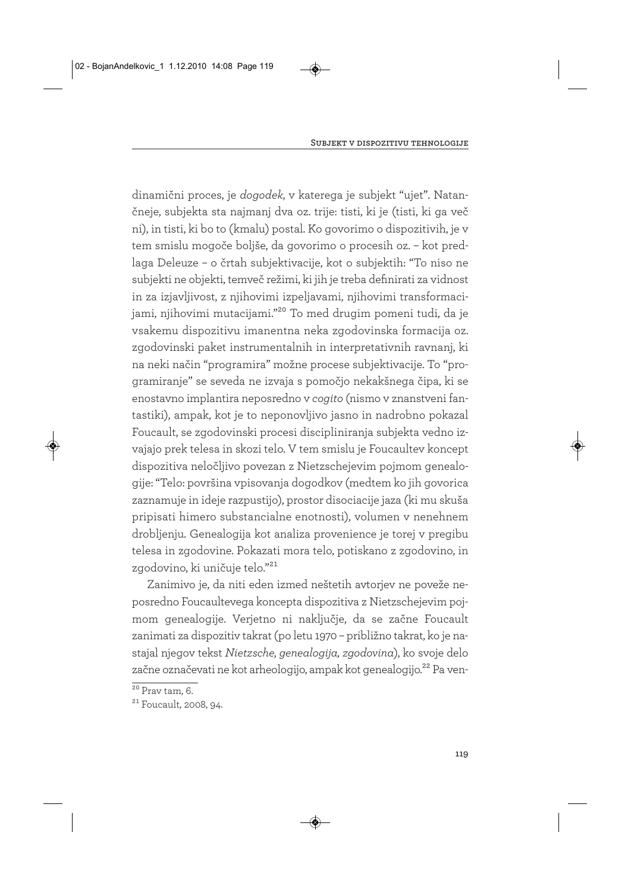dinamični proces, je *dogodek*, v katerega je subjekt "ujet". Natančneje, subjekta sta najmanj dva oz. trije: tisti, ki je (tisti, ki ga več ni), in tisti, ki bo to (kmalu) postal. Ko govorimo o dispozitivih, je v tem smislu mogoče boljše, da govorimo o procesih oz. – kot predlaga Deleuze – o črtah subjektivacije, kot o subjektih: "To niso ne subjekti ne objekti, temveč režimi, ki jih je treba definirati za vidnost in za izjavljivost, z njihovimi izpeljavami, njihovimi transformacijami, njihovimi mutacijami."[20] To med drugim pomeni tudi, da je vsakemu dispozitivu imanentna neka zgodovinska formacija oz. zgodovinski paket instrumentalnih in interpretativnih ravnanj, ki na neki način "programira" možne procese subjektivacije. To "programiranje" se seveda ne izvaja s pomočjo nekakšnega čipa, ki se enostavno implantira neposredno v *cogito* (nismo v znanstveni fantastiki), ampak, kot je to neponovljivo jasno in nadrobno pokazal Foucault, se zgodovinski procesi discipliniranja subjekta vedno izvajajo prek telesa in skozi telo. V tem smislu je Foucaultev koncept dispozitiva neločljivo povezan z Nietzschejevim pojmom genealogije: "Telo: površina vpisovanja dogodkov (medtem ko jih govorica zaznamuje in ideje razpustijo), prostor disociacije jaza (ki mu skuša pripisati himero substancialne enotnosti), volumen v nenehnem drobljenju. Genealogija kot analiza provenience je torej v pregibu telesa in zgodovine. Pokazati mora telo, potiskano z zgodovino, in zgodovino, ki uničuje telo."[21]

Zanimivo je, da niti eden izmed neštetih avtorjev ne poveže neposredno Foucaultevega koncepta dispozitiva z Nietzschejevim pojmom genealogije. Verjetno ni naključje, da se začne Foucault zanimati za dispozitiv takrat (po letu 1970 – približno takrat, ko je nastajal njegov tekst *Nietzsche, genealogija, zgodovina*), ko svoje delo začne označevati ne kot arheologijo, ampak kot genealogijo.[22] Pa ven-

---

[20] Prav tam, 6.

[21] Foucault, 2008, 94.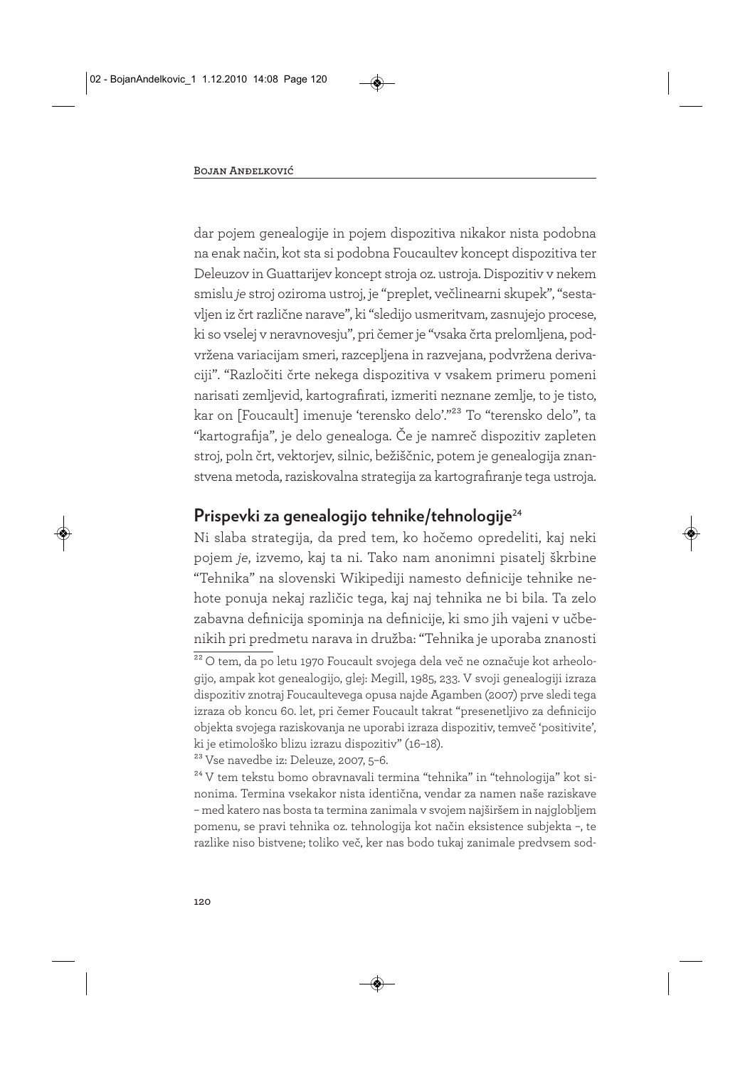dar pojem genealogije in pojem dispozitiva nikakor nista podobna na enak način, kot sta si podobna Foucaultev koncept dispozitiva ter Deleuzov in Guattarijev koncept stroja oz. ustroja. Dispozitiv v nekem smislu *je* stroj oziroma ustroj, je "preplet, večlinearni skupek", "sestavljen iz črt različne narave", ki "sledijo usmeritvam, zasnujejo procese, ki so vselej v neravnovesju", pri čemer je "vsaka črta prelomljena, podvržena variacijam smeri, razcepljena in razvejana, podvržena derivaciji". "Razločiti črte nekega dispozitiva v vsakem primeru pomeni narisati zemljevid, kartografirati, izmeriti neznane zemlje, to je tisto, kar on [Foucault] imenuje 'terensko delo'."[23] To "terensko delo", ta "kartografija", je delo genealoga. Če je namreč dispozitiv zapleten stroj, poln črt, vektorjev, silnic, bežiščnic, potem je genealogija znanstvena metoda, raziskovalna strategija za kartografiranje tega ustroja.

## Prispevki za genealogijo tehnike/tehnologije[24]

Ni slaba strategija, da pred tem, ko hočemo opredeliti, kaj neki pojem *je*, izvemo, kaj ta ni. Tako nam anonimni pisatelj škrbine "Tehnika" na slovenski Wikipediji namesto definicije tehnike nehote ponuja nekaj različic tega, kaj naj tehnika ne bi bila. Ta zelo zabavna definicija spominja na definicije, ki smo jih vajeni v učbenikih pri predmetu narava in družba: "Tehnika je uporaba znanosti

[22] O tem, da po letu 1970 Foucault svojega dela več ne označuje kot arheologijo, ampak kot genealogijo, glej: Megill, 1985, 233. V svoji genealogiji izraza dispozitiv znotraj Foucaultevega opusa najde Agamben (2007) prve sledi tega izraza ob koncu 60. let, pri čemer Foucault takrat "presenetljivo za definicijo objekta svojega raziskovanja ne uporabi izraza dispozitiv, temveč 'positivite', ki je etimološko blizu izrazu dispozitiv" (16–18).

[23] Vse navedbe iz: Deleuze, 2007, 5–6.

[24] V tem tekstu bomo obravnavali termina "tehnika" in "tehnologija" kot sinonima. Termina vsekakor nista identična, vendar za namen naše raziskave – med katero nas bosta ta termina zanimala v svojem najširšem in najglobljem pomenu, se pravi tehnika oz. tehnologija kot način eksistence subjekta –, te razlike niso bistvene; toliko več, ker nas bodo tukaj zanimale predvsem sod-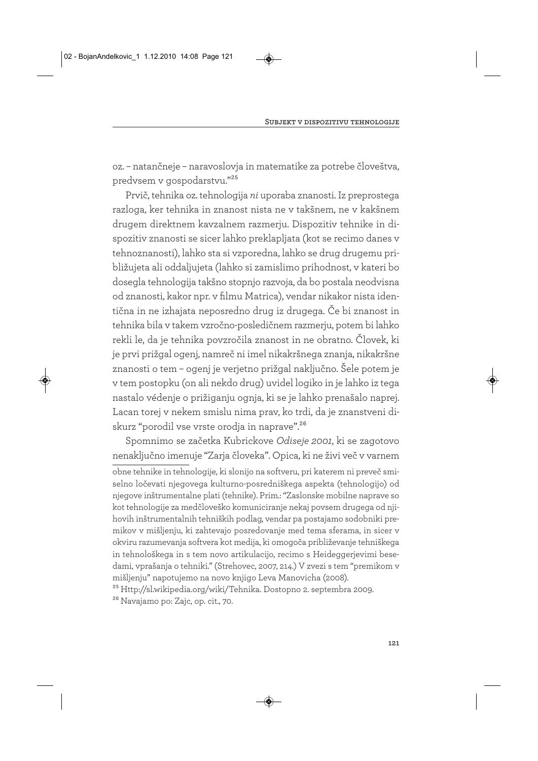oz. – natančneje – naravoslovja in matematike za potrebe človeštva, predvsem v gospodarstvu."[25]

Prvič, tehnika oz. tehnologija *ni* uporaba znanosti. Iz preprostega razloga, ker tehnika in znanost nista ne v takšnem, ne v kakšnem drugem direktnem kavzalnem razmerju. Dispozitiv tehnike in dispozitiv znanosti se sicer lahko preklapljata (kot se recimo danes v tehnoznanosti), lahko sta si vzporedna, lahko se drug drugemu približujeta ali oddaljujeta (lahko si zamislimo prihodnost, v kateri bo dosegla tehnologija takšno stopnjo razvoja, da bo postala neodvisna od znanosti, kakor npr. v filmu Matrica), vendar nikakor nista identična in ne izhajata neposredno drug iz drugega. Če bi znanost in tehnika bila v takem vzročno-posledičnem razmerju, potem bi lahko rekli le, da je tehnika povzročila znanost in ne obratno. Človek, ki je prvi prižgal ogenj, namreč ni imel nikakršnega znanja, nikakršne znanosti o tem – ogenj je verjetno prižgal naključno. Šele potem je v tem postopku (on ali nekdo drug) uvidel logiko in je lahko iz tega nastalo védenje o prižiganju ognja, ki se je lahko prenašalo naprej. Lacan torej v nekem smislu nima prav, ko trdi, da je znanstveni diskurz "porodil vse vrste orodja in naprave".[26]

Spomnimo se začetka Kubrickove *Odiseje 2001*, ki se zagotovo nenaključno imenuje "Zarja človeka". Opica, ki ne živi več v varnem

---

obne tehnike in tehnologije, ki slonijo na softveru, pri katerem ni preveč smiselno ločevati njegovega kulturno-posredniškega aspekta (tehnologijo) od njegove inštrumentalne plati (tehnike). Prim.: "Zaslonske mobilne naprave so kot tehnologije za medčloveško komuniciranje nekaj povsem drugega od njihovih inštrumentalnih tehniških podlag, vendar pa postajamo sodobniki premikov v mišljenju, ki zahtevajo posredovanje med tema sferama, in sicer v okviru razumevanja softvera kot medija, ki omogoča približevanje tehniškega in tehnološkega in s tem novo artikulacijo, recimo s Heideggerjevimi besedami, vprašanja o tehniki." (Strehovec, 2007, 214.) V zvezi s tem "premikom v mišljenju" napotujemo na novo knjigo Leva Manovicha (2008).

[25] Http://sl.wikipedia.org/wiki/Tehnika. Dostopno 2. septembra 2009.

[26] Navajamo po: Zajc, op. cit., 70.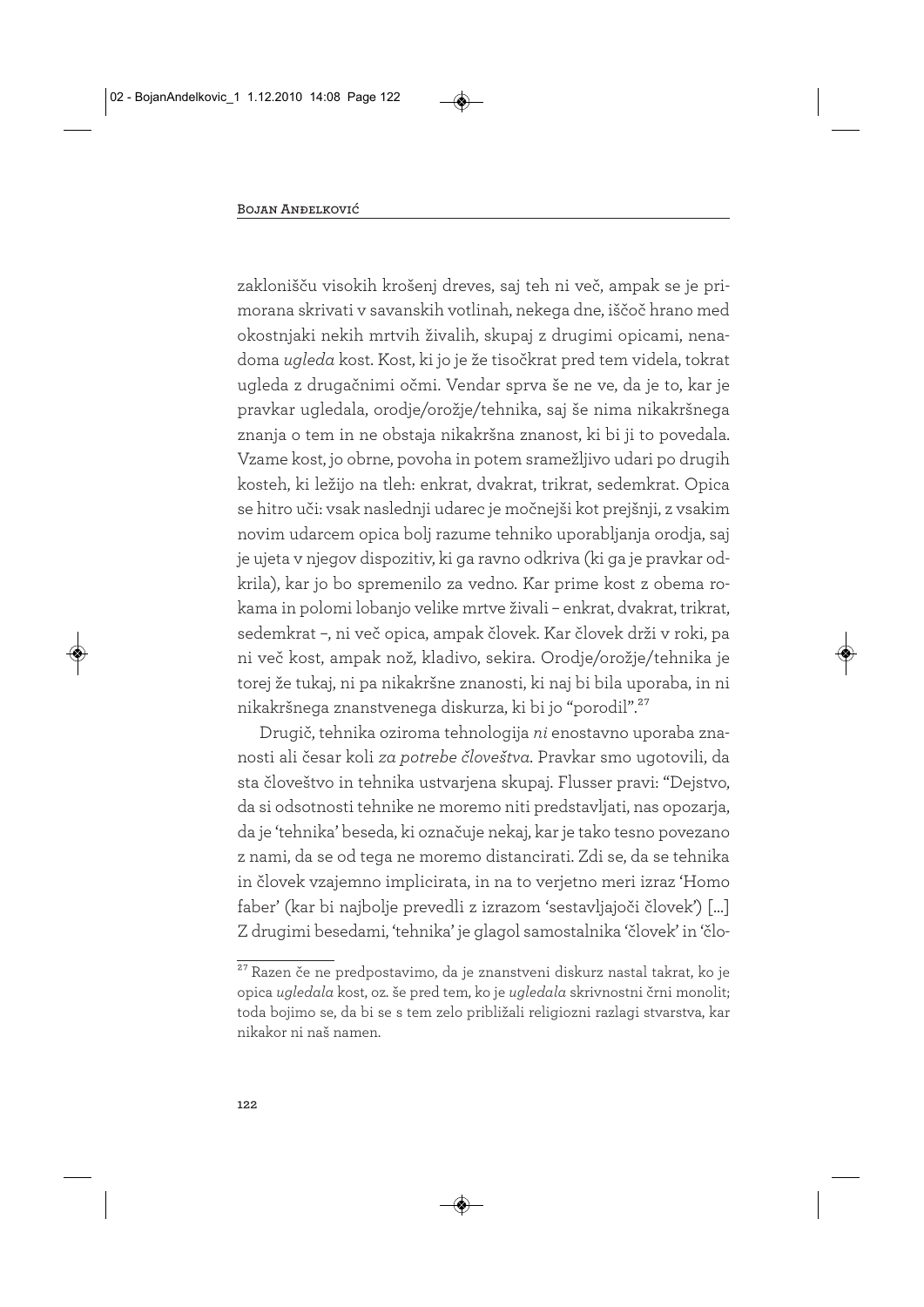zaklonišču visokih krošenj dreves, saj teh ni več, ampak se je primorana skrivati v savanskih votlinah, nekega dne, iščoč hrano med okostnjaki nekih mrtvih živalih, skupaj z drugimi opicami, nenadoma *ugleda* kost. Kost, ki jo je že tisočkrat pred tem videla, tokrat ugleda z drugačnimi očmi. Vendar sprva še ne ve, da je to, kar je pravkar ugledala, orodje/orožje/tehnika, saj še nima nikakršnega znanja o tem in ne obstaja nikakršna znanost, ki bi ji to povedala. Vzame kost, jo obrne, povoha in potem sramežljivo udari po drugih kosteh, ki ležijo na tleh: enkrat, dvakrat, trikrat, sedemkrat. Opica se hitro uči: vsak naslednji udarec je močnejši kot prejšnji, z vsakim novim udarcem opica bolj razume tehniko uporabljanja orodja, saj je ujeta v njegov dispozitiv, ki ga ravno odkriva (ki ga je pravkar odkrila), kar jo bo spremenilo za vedno. Kar prime kost z obema rokama in polomi lobanjo velike mrtve živali – enkrat, dvakrat, trikrat, sedemkrat –, ni več opica, ampak človek. Kar človek drži v roki, pa ni več kost, ampak nož, kladivo, sekira. Orodje/orožje/tehnika je torej že tukaj, ni pa nikakršne znanosti, ki naj bi bila uporaba, in ni nikakršnega znanstvenega diskurza, ki bi jo "porodil".[27]

Drugič, tehnika oziroma tehnologija *ni* enostavno uporaba znanosti ali česar koli *za potrebe človeštva*. Pravkar smo ugotovili, da sta človeštvo in tehnika ustvarjena skupaj. Flusser pravi: "Dejstvo, da si odsotnosti tehnike ne moremo niti predstavljati, nas opozarja, da je 'tehnika' beseda, ki označuje nekaj, kar je tako tesno povezano z nami, da se od tega ne moremo distancirati. Zdi se, da se tehnika in človek vzajemno implicirata, in na to verjetno meri izraz 'Homo faber' (kar bi najbolje prevedli z izrazom 'sestavljajoči človek') [...] Z drugimi besedami, 'tehnika' je glagol samostalnika 'človek' in 'člo-

---

[27] Razen če ne predpostavimo, da je znanstveni diskurz nastal takrat, ko je opica *ugledala* kost, oz. še pred tem, ko je *ugledala* skrivnostni črni monolit; toda bojimo se, da bi se s tem zelo približali religiozni razlagi stvarstva, kar nikakor ni naš namen.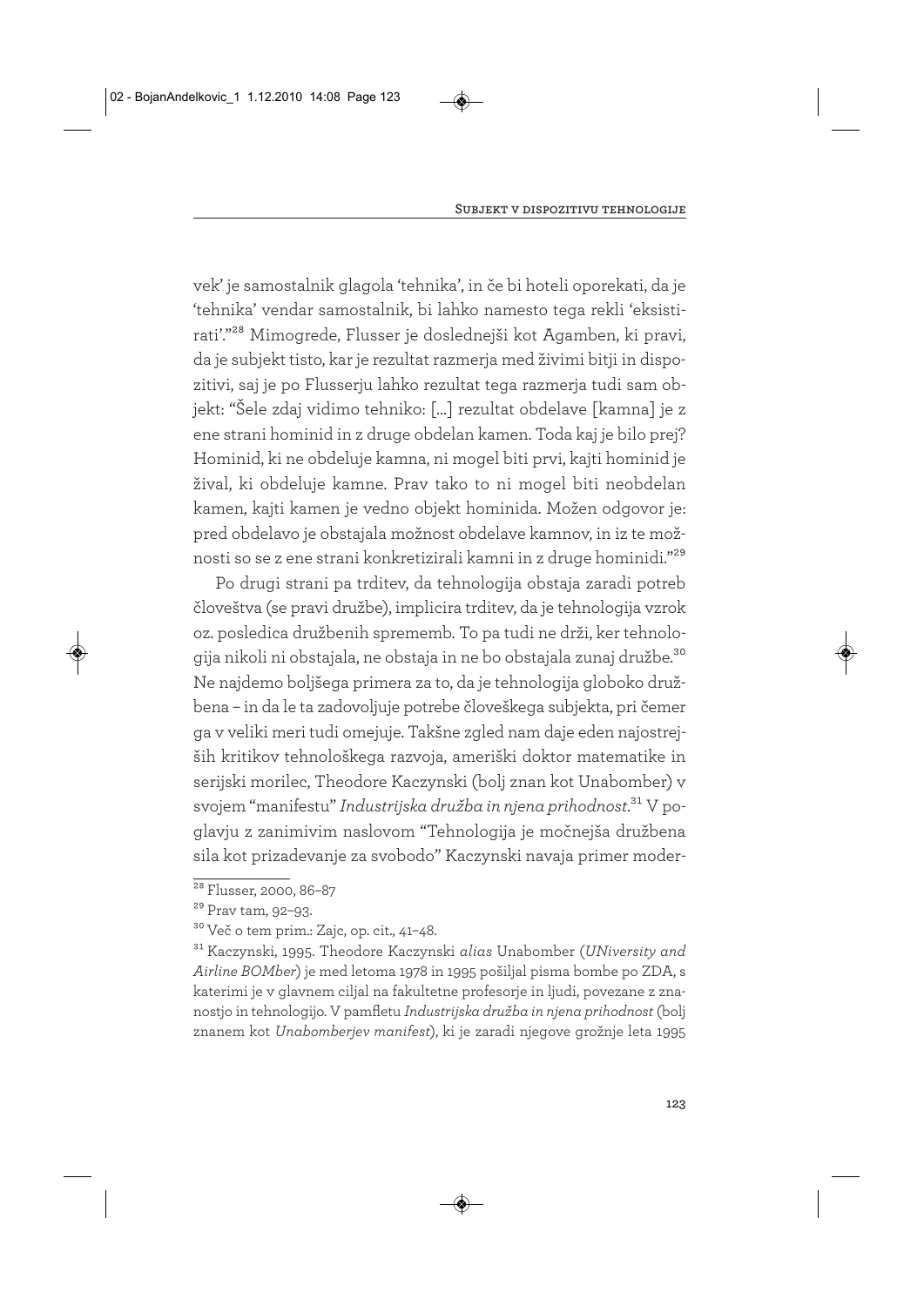vek' je samostalnik glagola 'tehnika', in če bi hoteli oporekati, da je 'tehnika' vendar samostalnik, bi lahko namesto tega rekli 'eksistirati'."[28] Mimogrede, Flusser je doslednejši kot Agamben, ki pravi, da je subjekt tisto, kar je rezultat razmerja med živimi bitji in dispozitivi, saj je po Flusserju lahko rezultat tega razmerja tudi sam objekt: "Šele zdaj vidimo tehniko: [...] rezultat obdelave [kamna] je z ene strani hominid in z druge obdelan kamen. Toda kaj je bilo prej? Hominid, ki ne obdeluje kamna, ni mogel biti prvi, kajti hominid je žival, ki obdeluje kamne. Prav tako to ni mogel biti neobdelan kamen, kajti kamen je vedno objekt hominida. Možen odgovor je: pred obdelavo je obstajala možnost obdelave kamnov, in iz te možnosti so se z ene strani konkretizirali kamni in z druge hominidi."[29]

Po drugi strani pa trditev, da tehnologija obstaja zaradi potreb človeštva (se pravi družbe), implicira trditev, da je tehnologija vzrok oz. posledica družbenih sprememb. To pa tudi ne drži, ker tehnologija nikoli ni obstajala, ne obstaja in ne bo obstajala zunaj družbe.[30] Ne najdemo boljšega primera za to, da je tehnologija globoko družbena – in da le ta zadovoljuje potrebe človeškega subjekta, pri čemer ga v veliki meri tudi omejuje. Takšne zgled nam daje eden najostrejših kritikov tehnološkega razvoja, ameriški doktor matematike in serijski morilec, Theodore Kaczynski (bolj znan kot Unabomber) v svojem "manifestu" *Industrijska družba in njena prihodnost*.[31] V poglavju z zanimivim naslovom "Tehnologija je močnejša družbena sila kot prizadevanje za svobodo" Kaczynski navaja primer moder-

---

[28] Flusser, 2000, 86–87

[29] Prav tam, 92–93.

[30] Več o tem prim.: Zajc, op. cit., 41–48.

[31] Kaczynski, 1995. Theodore Kaczynski *alias* Unabomber (*UNiversity and Airline BOMber*) je med letoma 1978 in 1995 pošiljal pisma bombe po ZDA, s katerimi je v glavnem ciljal na fakultetne profesorje in ljudi, povezane z znanostjo in tehnologijo. V pamfletu *Industrijska družba in njena prihodnost* (bolj znanem kot *Unabomberjev manifest*), ki je zaradi njegove grožnje leta 1995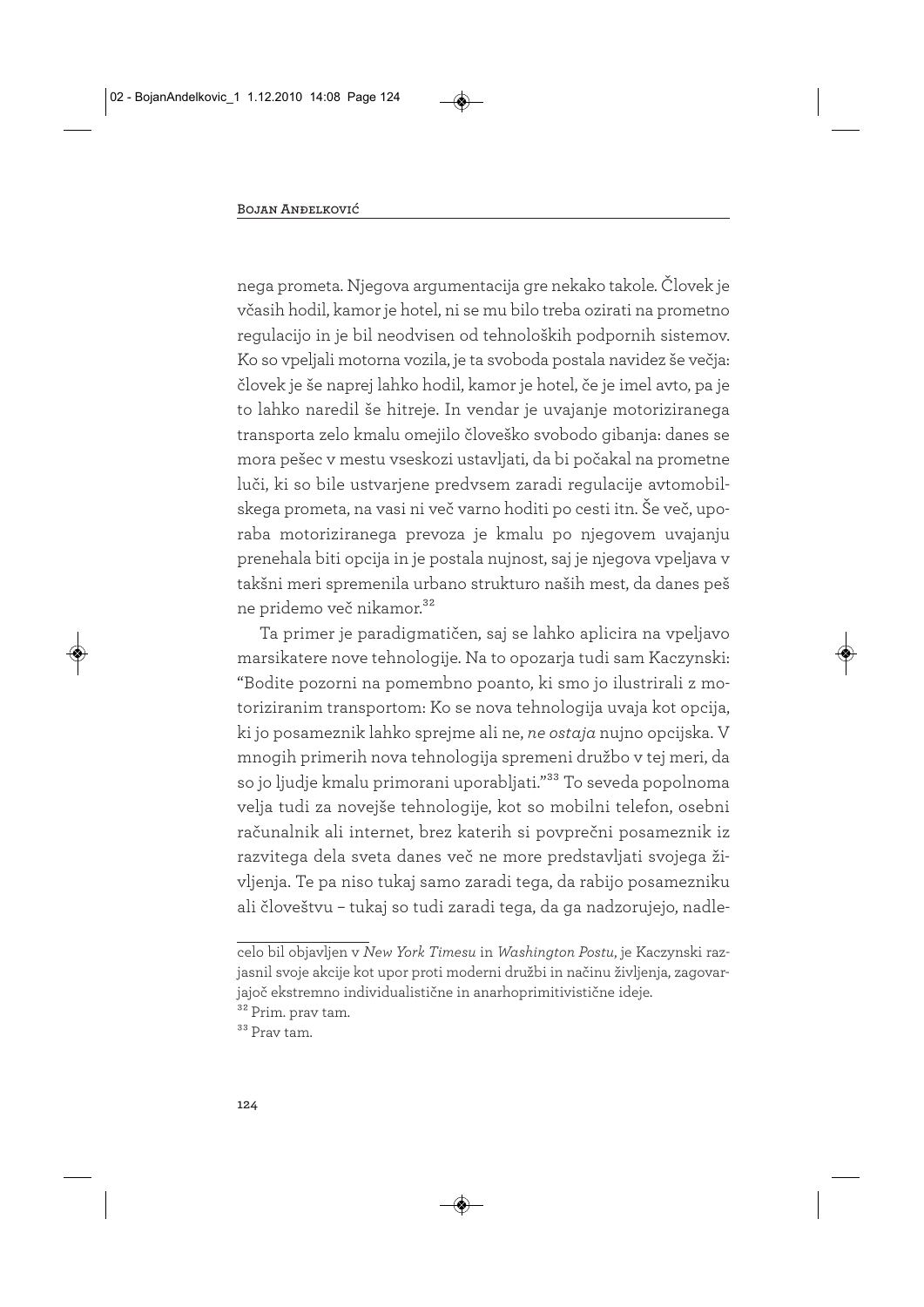nega prometa. Njegova argumentacija gre nekako takole. Človek je včasih hodil, kamor je hotel, ni se mu bilo treba ozirati na prometno regulacijo in je bil neodvisen od tehnoloških podpornih sistemov. Ko so vpeljali motorna vozila, je ta svoboda postala navidez še večja: človek je še naprej lahko hodil, kamor je hotel, če je imel avto, pa je to lahko naredil še hitreje. In vendar je uvajanje motoriziranega transporta zelo kmalu omejilo človeško svobodo gibanja: danes se mora pešec v mestu vseskozi ustavljati, da bi počakal na prometne luči, ki so bile ustvarjene predvsem zaradi regulacije avtomobilskega prometa, na vasi ni več varno hoditi po cesti itn. Še več, uporaba motoriziranega prevoza je kmalu po njegovem uvajanju prenehala biti opcija in je postala nujnost, saj je njegova vpeljava v takšni meri spremenila urbano strukturo naših mest, da danes peš ne pridemo več nikamor.[32]

Ta primer je paradigmatičen, saj se lahko aplicira na vpeljavo marsikatere nove tehnologije. Na to opozarja tudi sam Kaczynski: "Bodite pozorni na pomembno poanto, ki smo jo ilustrirali z motoriziranim transportom: Ko se nova tehnologija uvaja kot opcija, ki jo posameznik lahko sprejme ali ne, *ne ostaja* nujno opcijska. V mnogih primerih nova tehnologija spremeni družbo v tej meri, da so jo ljudje kmalu primorani uporabljati."[33] To seveda popolnoma velja tudi za novejše tehnologije, kot so mobilni telefon, osebni računalnik ali internet, brez katerih si povprečni posameznik iz razvitega dela sveta danes več ne more predstavljati svojega življenja. Te pa niso tukaj samo zaradi tega, da rabijo posamezniku ali človeštvu – tukaj so tudi zaradi tega, da ga nadzorujejo, nadle-

---

celo bil objavljen v *New York Timesu* in *Washington Postu*, je Kaczynski razjasnil svoje akcije kot upor proti moderni družbi in načinu življenja, zagovarjajoč ekstremno individualistične in anarhoprimitivistične ideje.

[32] Prim. prav tam.

[33] Prav tam.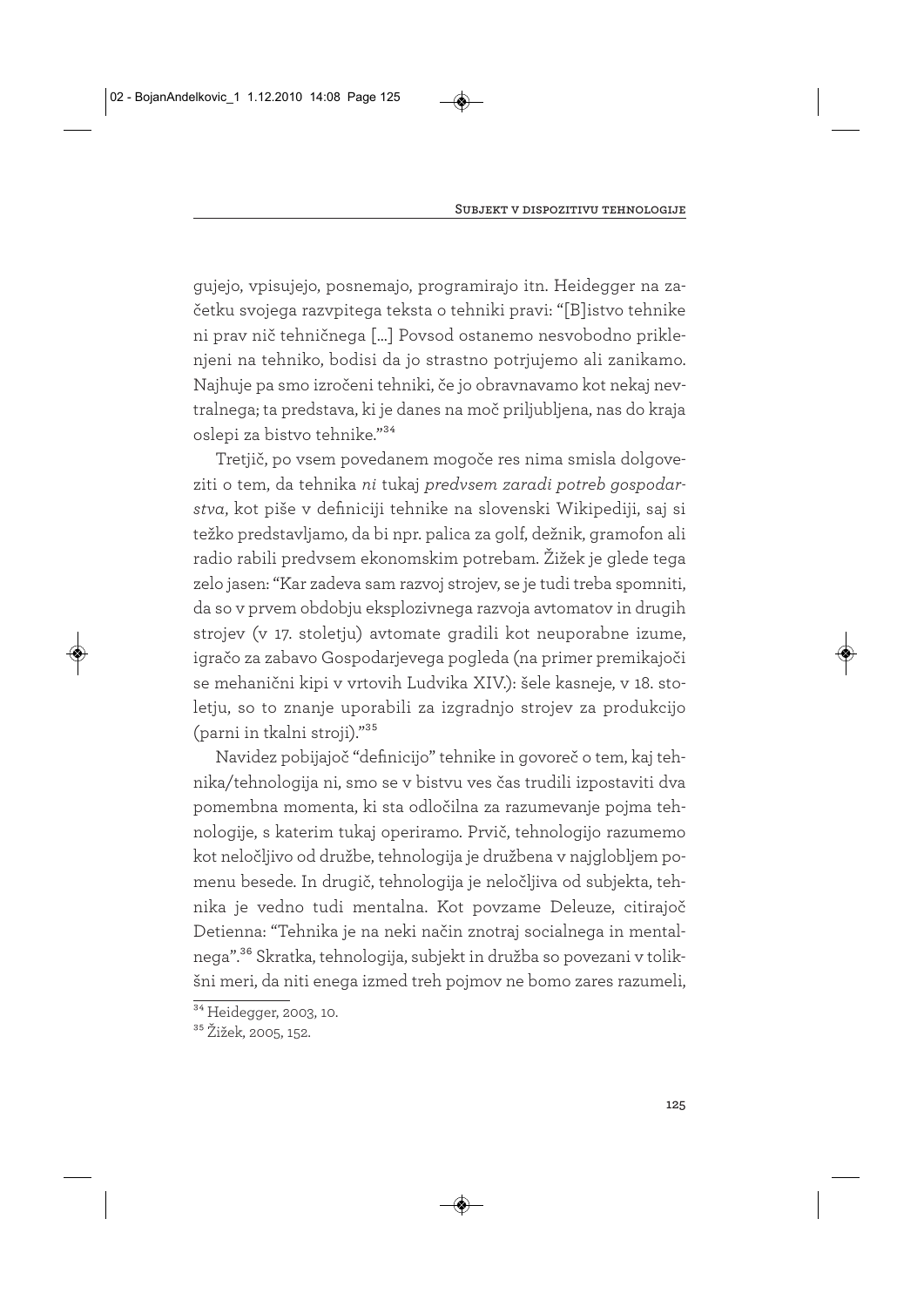gujejo, vpisujejo, posnemajo, programirajo itn. Heidegger na začetku svojega razvpitega teksta o tehniki pravi: "[B]istvo tehnike ni prav nič tehničnega [...] Povsod ostanemo nesvobodno priklenjeni na tehniko, bodisi da jo strastno potrjujemo ali zanikamo. Najhuje pa smo izročeni tehniki, če jo obravnavamo kot nekaj nevtralnega; ta predstava, ki je danes na moč priljubljena, nas do kraja oslepi za bistvo tehnike."[34]

Tretjič, po vsem povedanem mogoče res nima smisla dolgoveziti o tem, da tehnika *ni* tukaj *predvsem zaradi potreb gospodarstva*, kot piše v definiciji tehnike na slovenski Wikipediji, saj si težko predstavljamo, da bi npr. palica za golf, dežnik, gramofon ali radio rabili predvsem ekonomskim potrebam. Žižek je glede tega zelo jasen: "Kar zadeva sam razvoj strojev, se je tudi treba spomniti, da so v prvem obdobju eksplozivnega razvoja avtomatov in drugih strojev (v 17. stoletju) avtomate gradili kot neuporabne izume, igračo za zabavo Gospodarjevega pogleda (na primer premikajoči se mehanični kipi v vrtovih Ludvika XIV.): šele kasneje, v 18. stoletju, so to znanje uporabili za izgradnjo strojev za produkcijo (parni in tkalni stroji)."[35]

Navidez pobijajoč "definicijo" tehnike in govoreč o tem, kaj tehnika/tehnologija ni, smo se v bistvu ves čas trudili izpostaviti dva pomembna momenta, ki sta odločilna za razumevanje pojma tehnologije, s katerim tukaj operiramo. Prvič, tehnologijo razumemo kot neločljivo od družbe, tehnologija je družbena v najglobljem pomenu besede. In drugič, tehnologija je neločljiva od subjekta, tehnika je vedno tudi mentalna. Kot povzame Deleuze, citirajoč Detienna: "Tehnika je na neki način znotraj socialnega in mentalnega".[36] Skratka, tehnologija, subjekt in družba so povezani v tolikšni meri, da niti enega izmed treh pojmov ne bomo zares razumeli,

---

[34] Heidegger, 2003, 10.

[35] Žižek, 2005, 152.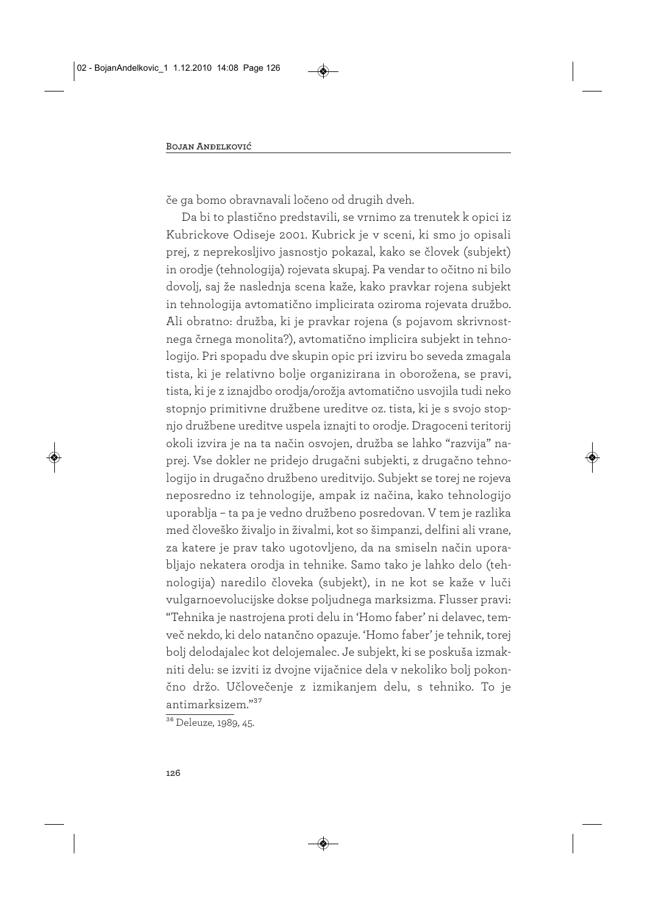če ga bomo obravnavali ločeno od drugih dveh.

Da bi to plastično predstavili, se vrnimo za trenutek k opici iz Kubrickove Odiseje 2001. Kubrick je v sceni, ki smo jo opisali prej, z neprekosljivo jasnostjo pokazal, kako se človek (subjekt) in orodje (tehnologija) rojevata skupaj. Pa vendar to očitno ni bilo dovolj, saj že naslednja scena kaže, kako pravkar rojena subjekt in tehnologija avtomatično implicirata oziroma rojevata družbo. Ali obratno: družba, ki je pravkar rojena (s pojavom skrivnostnega črnega monolita?), avtomatično implicira subjekt in tehnologijo. Pri spopadu dve skupin opic pri izviru bo seveda zmagala tista, ki je relativno bolje organizirana in oborožena, se pravi, tista, ki je z iznajdbo orodja/orožja avtomatično usvojila tudi neko stopnjo primitivne družbene ureditve oz. tista, ki je s svojo stopnjo družbene ureditve uspela iznajti to orodje. Dragoceni teritorij okoli izvira je na ta način osvojen, družba se lahko "razvija" naprej. Vse dokler ne pridejo drugačni subjekti, z drugačno tehnologijo in drugačno družbeno ureditvijo. Subjekt se torej ne rojeva neposredno iz tehnologije, ampak iz načina, kako tehnologijo uporablja – ta pa je vedno družbeno posredovan. V tem je razlika med človeško živaljo in živalmi, kot so šimpanzi, delfini ali vrane, za katere je prav tako ugotovljeno, da na smiseln način uporabljajo nekatera orodja in tehnike. Samo tako je lahko delo (tehnologija) naredilo človeka (subjekt), in ne kot se kaže v luči vulgarnoevolucijske dokse poljudnega marksizma. Flusser pravi: "Tehnika je nastrojena proti delu in 'Homo faber' ni delavec, temveč nekdo, ki delo natančno opazuje. 'Homo faber' je tehnik, torej bolj delodajalec kot delojemalec. Je subjekt, ki se poskuša izmakniti delu: se izviti iz dvojne vijačnice dela v nekoliko bolj pokončno držo. Učlovečenje z izmikanjem delu, s tehniko. To je antimarksizem."[37]

[36] Deleuze, 1989, 45.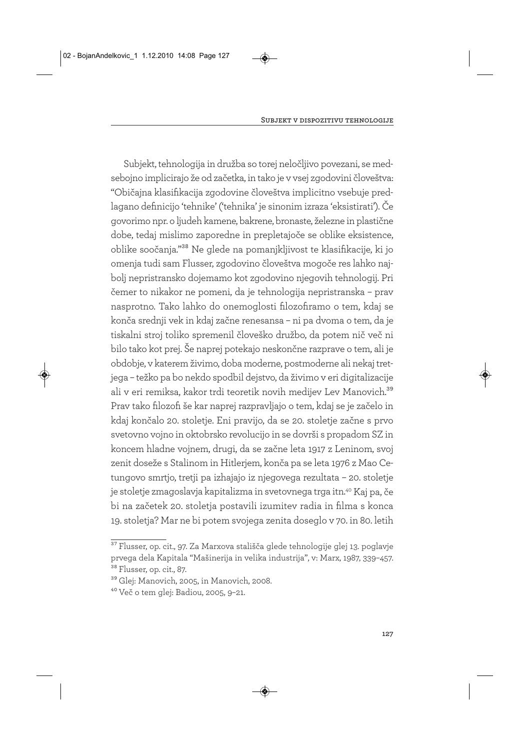Subjekt, tehnologija in družba so torej neločljivo povezani, se medsebojno implicirajo že od začetka, in tako je v vsej zgodovini človeštva: "Običajna klasifikacija zgodovine človeštva implicitno vsebuje predlagano definicijo 'tehnike' ('tehnika' je sinonim izraza 'eksistirati'). Če govorimo npr. o ljudeh kamene, bakrene, bronaste, železne in plastične dobe, tedaj mislimo zaporedne in prepletajoče se oblike eksistence, oblike soočanja."[38] Ne glede na pomanjkljivost te klasifikacije, ki jo omenja tudi sam Flusser, zgodovino človeštva mogoče res lahko najbolj nepristransko dojemamo kot zgodovino njegovih tehnologij. Pri čemer to nikakor ne pomeni, da je tehnologija nepristranska – prav nasprotno. Tako lahko do onemoglosti filozofiramo o tem, kdaj se konča srednji vek in kdaj začne renesansa – ni pa dvoma o tem, da je tiskalni stroj toliko spremenil človeško družbo, da potem nič več ni bilo tako kot prej. Še naprej potekajo neskončne razprave o tem, ali je obdobje, v katerem živimo, doba moderne, postmoderne ali nekaj tretjega – težko pa bo nekdo spodbil dejstvo, da živimo v eri digitalizacije ali v eri remiksa, kakor trdi teoretik novih medijev Lev Manovich.[39] Prav tako filozofi še kar naprej razpravljajo o tem, kdaj se je začelo in kdaj končalo 20. stoletje. Eni pravijo, da se 20. stoletje začne s prvo svetovno vojno in oktobrsko revolucijo in se dovrši s propadom SZ in koncem hladne vojnem, drugi, da se začne leta 1917 z Leninom, svoj zenit doseže s Stalinom in Hitlerjem, konča pa se leta 1976 z Mao Cetungovo smrtjo, tretji pa izhajajo iz njegovega rezultata – 20. stoletje je stoletje zmagoslavja kapitalizma in svetovnega trga itn.[40] Kaj pa, če bi na začetek 20. stoletja postavili izumitev radia in filma s konca 19. stoletja? Mar ne bi potem svojega zenita doseglo v 70. in 80. letih

---

[37] Flusser, op. cit., 97. Za Marxova stališča glede tehnologije glej 13. poglavje prvega dela Kapitala "Mašinerija in velika industrija", v: Marx, 1987, 339–457.

[38] Flusser, op. cit., 87.

[39] Glej: Manovich, 2005, in Manovich, 2008.

[40] Več o tem glej: Badiou, 2005, 9–21.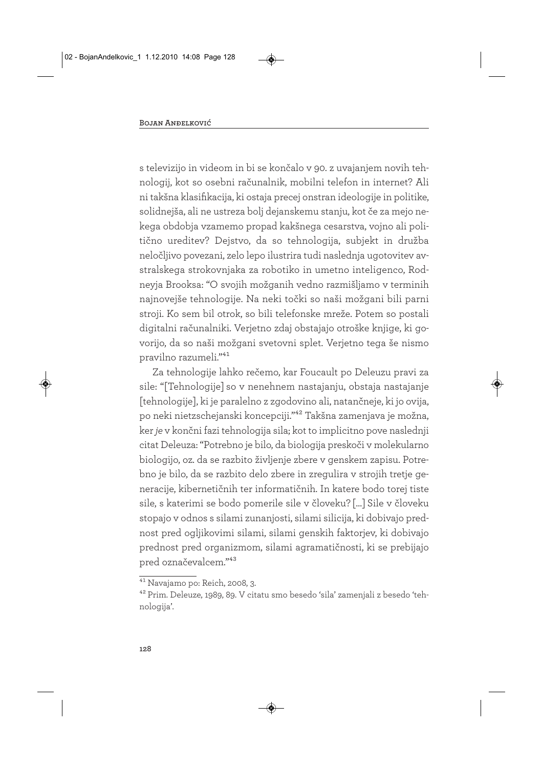s televizijo in videom in bi se končalo v 90. z uvajanjem novih tehnologij, kot so osebni računalnik, mobilni telefon in internet? Ali ni takšna klasifikacija, ki ostaja precej onstran ideologije in politike, solidnejša, ali ne ustreza bolj dejanskemu stanju, kot če za mejo nekega obdobja vzamemo propad kakšnega cesarstva, vojno ali politično ureditev? Dejstvo, da so tehnologija, subjekt in družba neločljivo povezani, zelo lepo ilustrira tudi naslednja ugotovitev avstralskega strokovnjaka za robotiko in umetno inteligenco, Rodneyja Brooksa: "O svojih možganih vedno razmišljamo v terminih najnovejše tehnologije. Na neki točki so naši možgani bili parni stroji. Ko sem bil otrok, so bili telefonske mreže. Potem so postali digitalni računalniki. Verjetno zdaj obstajajo otroške knjige, ki govorijo, da so naši možgani svetovni splet. Verjetno tega še nismo pravilno razumeli."[41]

Za tehnologije lahko rečemo, kar Foucault po Deleuzu pravi za sile: "[Tehnologije] so v nenehnem nastajanju, obstaja nastajanje [tehnologije], ki je paralelno z zgodovino ali, natančneje, ki jo ovija, po neki nietzschejanski koncepciji."[42] Takšna zamenjava je možna, ker *je* v končni fazi tehnologija sila; kot to implicitno pove naslednji citat Deleuza: "Potrebno je bilo, da biologija preskoči v molekularno biologijo, oz. da se razbito življenje zbere v genskem zapisu. Potrebno je bilo, da se razbito delo zbere in zregulira v strojih tretje generacije, kibernetičnih ter informatičnih. In katere bodo torej tiste sile, s katerimi se bodo pomerile sile v človeku? [...] Sile v človeku stopajo v odnos s silami zunanjosti, silami silicija, ki dobivajo prednost pred ogljikovimi silami, silami genskih faktorjev, ki dobivajo prednost pred organizmom, silami agramatičnosti, ki se prebijajo pred označevalcem."[43]

---

[41] Navajamo po: Reich, 2008, 3.

[42] Prim. Deleuze, 1989, 89. V citatu smo besedo 'sila' zamenjali z besedo 'tehnologija'.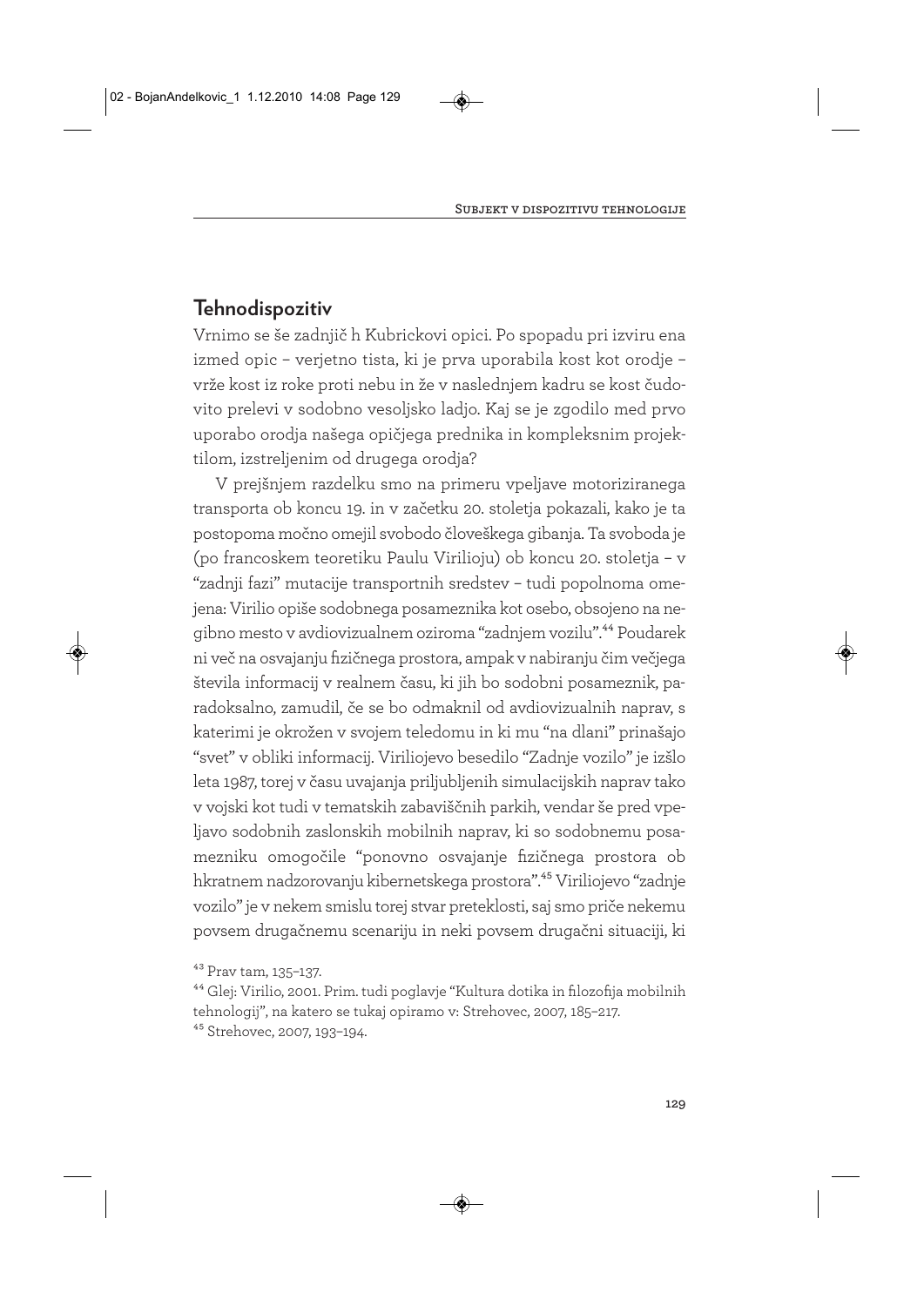## Tehnodispozitiv

Vrnimo se še zadnjič h Kubrickovi opici. Po spopadu pri izviru ena izmed opic – verjetno tista, ki je prva uporabila kost kot orodje – vrže kost iz roke proti nebu in že v naslednjem kadru se kost čudovito prelevi v sodobno vesoljsko ladjo. Kaj se je zgodilo med prvo uporabo orodja našega opičjega prednika in kompleksnim projektilom, izstreljenim od drugega orodja?

V prejšnjem razdelku smo na primeru vpeljave motoriziranega transporta ob koncu 19. in v začetku 20. stoletja pokazali, kako je ta postopoma močno omejil svobodo človeškega gibanja. Ta svoboda je (po francoskem teoretiku Paulu Virilioju) ob koncu 20. stoletja – v "zadnji fazi" mutacije transportnih sredstev – tudi popolnoma omejena: Virilio opiše sodobnega posameznika kot osebo, obsojeno na negibno mesto v avdiovizualnem oziroma "zadnjem vozilu".[44] Poudarek ni več na osvajanju fizičnega prostora, ampak v nabiranju čim večjega števila informacij v realnem času, ki jih bo sodobni posameznik, paradoksalno, zamudil, če se bo odmaknil od avdiovizualnih naprav, s katerimi je obkrožen v svojem teledomu in ki mu "na dlani" prinašajo "svet" v obliki informacij. Viriliojevo besedilo "Zadnje vozilo" je izšlo leta 1987, torej v času uvajanja priljubljenih simulacijskih naprav tako v vojski kot tudi v tematskih zabaviščnih parkih, vendar še pred vpeljavo sodobnih zaslonskih mobilnih naprav, ki so sodobnemu posamezniku omogočile "ponovno osvajanje fizičnega prostora ob hkratnem nadzorovanju kibernetskega prostora".[45] Viriliojevo "zadnje vozilo" je v nekem smislu torej stvar preteklosti, saj smo priče nekemu povsem drugačnemu scenariju in neki povsem drugačni situaciji, ki

[43] Prav tam, 135–137.

[44] Glej: Virilio, 2001. Prim. tudi poglavje "Kultura dotika in filozofija mobilnih tehnologij", na katero se tukaj opiramo v: Strehovec, 2007, 185–217.

[45] Strehovec, 2007, 193–194.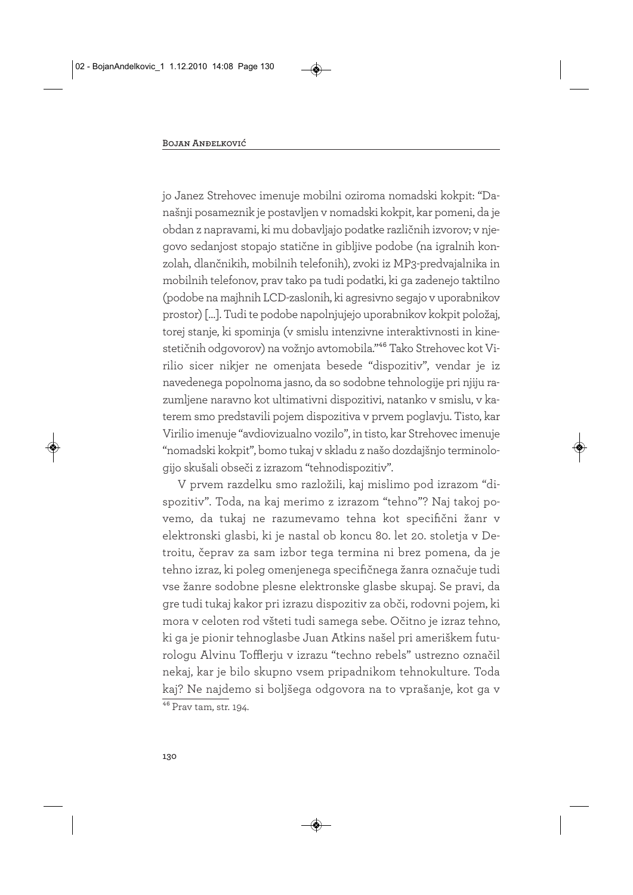jo Janez Strehovec imenuje mobilni oziroma nomadski kokpit: "Današnji posameznik je postavljen v nomadski kokpit, kar pomeni, da je obdan z napravami, ki mu dobavljajo podatke različnih izvorov; v njegovo sedanjost stopajo statične in gibljive podobe (na igralnih konzolah, dlančnikih, mobilnih telefonih), zvoki iz MP3-predvajalnika in mobilnih telefonov, prav tako pa tudi podatki, ki ga zadenejo taktilno (podobe na majhnih LCD-zaslonih, ki agresivno segajo v uporabnikov prostor) [...]. Tudi te podobe napolnjujejo uporabnikov kokpit položaj, torej stanje, ki spominja (v smislu intenzivne interaktivnosti in kinestetičnih odgovorov) na vožnjo avtomobila."[46] Tako Strehovec kot Virilio sicer nikjer ne omenjata besede "dispozitiv", vendar je iz navedenega popolnoma jasno, da so sodobne tehnologije pri njiju razumljene naravno kot ultimativni dispozitivi, natanko v smislu, v katerem smo predstavili pojem dispozitiva v prvem poglavju. Tisto, kar Virilio imenuje "avdiovizualno vozilo", in tisto, kar Strehovec imenuje "nomadski kokpit", bomo tukaj v skladu z našo dozdajšnjo terminologijo skušali obseči z izrazom "tehnodispozitiv".

V prvem razdelku smo razložili, kaj mislimo pod izrazom "dispozitiv". Toda, na kaj merimo z izrazom "tehno"? Naj takoj povemo, da tukaj ne razumevamo tehna kot specifični žanr v elektronski glasbi, ki je nastal ob koncu 80. let 20. stoletja v Detroitu, čeprav za sam izbor tega termina ni brez pomena, da je tehno izraz, ki poleg omenjenega specifičnega žanra označuje tudi vse žanre sodobne plesne elektronske glasbe skupaj. Se pravi, da gre tudi tukaj kakor pri izrazu dispozitiv za obči, rodovni pojem, ki mora v celoten rod všteti tudi samega sebe. Očitno je izraz tehno, ki ga je pionir tehnoglasbe Juan Atkins našel pri ameriškem futurologu Alvinu Tofflerju v izrazu "techno rebels" ustrezno označil nekaj, kar je bilo skupno vsem pripadnikom tehnokulture. Toda kaj? Ne najdemo si boljšega odgovora na to vprašanje, kot ga v

[46] Prav tam, str. 194.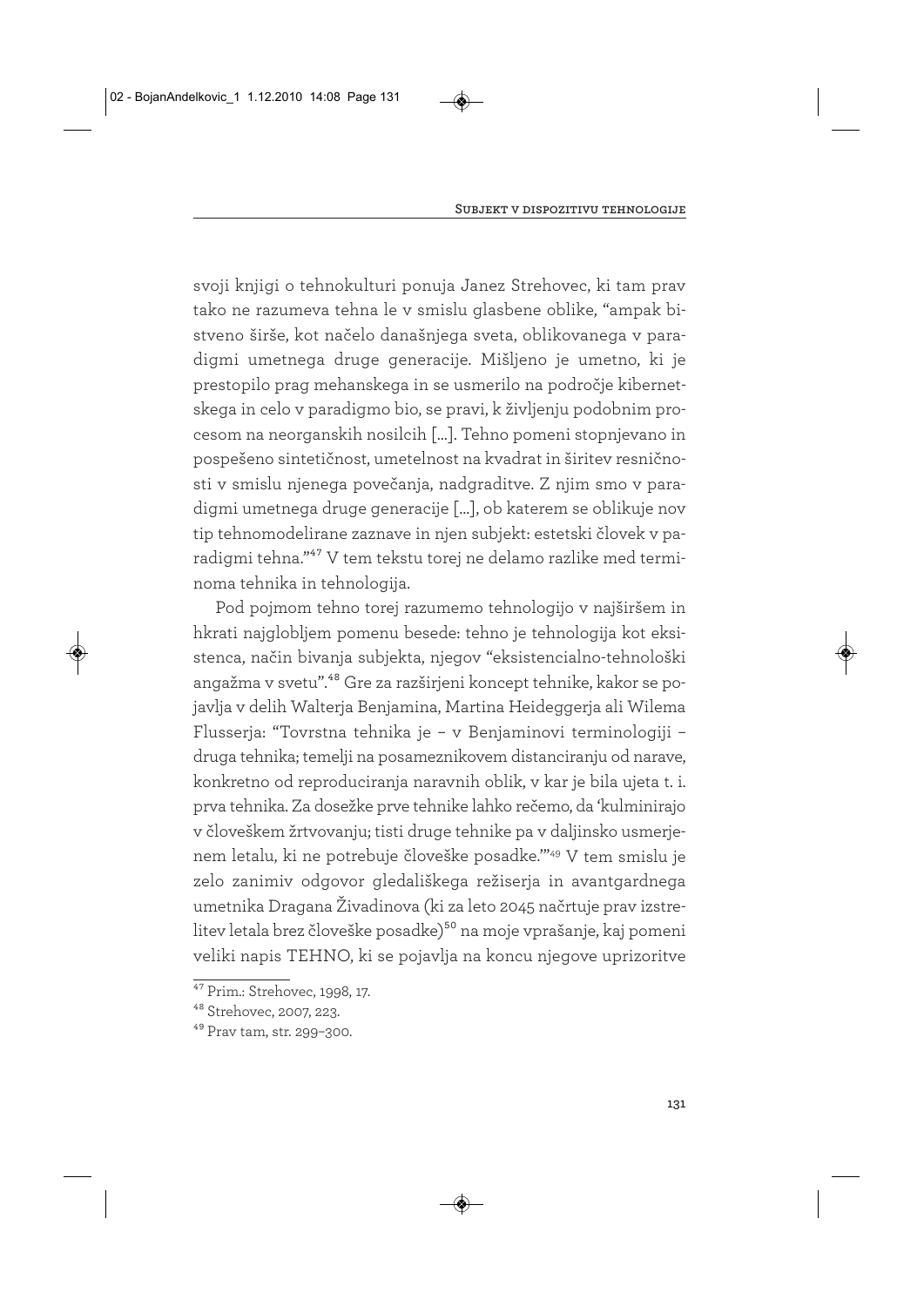svoji knjigi o tehnokulturi ponuja Janez Strehovec, ki tam prav tako ne razumeva tehna le v smislu glasbene oblike, "ampak bistveno širše, kot načelo današnjega sveta, oblikovanega v paradigmi umetnega druge generacije. Mišljeno je umetno, ki je prestopilo prag mehanskega in se usmerilo na področje kibernetskega in celo v paradigmo bio, se pravi, k življenju podobnim procesom na neorganskih nosilcih [...]. Tehno pomeni stopnjevano in pospešeno sintetičnost, umetelnost na kvadrat in širitev resničnosti v smislu njenega povečanja, nadgraditve. Z njim smo v paradigmi umetnega druge generacije [...], ob katerem se oblikuje nov tip tehnomodelirane zaznave in njen subjekt: estetski človek v paradigmi tehna."[47] V tem tekstu torej ne delamo razlike med terminoma tehnika in tehnologija.

Pod pojmom tehno torej razumemo tehnologijo v najširšem in hkrati najglobljem pomenu besede: tehno je tehnologija kot eksistenca, način bivanja subjekta, njegov "eksistencialno-tehnološki angažma v svetu".[48] Gre za razširjeni koncept tehnike, kakor se pojavlja v delih Walterja Benjamina, Martina Heideggerja ali Wilema Flusserja: "Tovrstna tehnika je – v Benjaminovi terminologiji – druga tehnika; temelji na posameznikovem distanciranju od narave, konkretno od reproduciranja naravnih oblik, v kar je bila ujeta t. i. prva tehnika. Za dosežke prve tehnike lahko rečemo, da 'kulminirajo v človeškem žrtvovanju; tisti druge tehnike pa v daljinsko usmerjenem letalu, ki ne potrebuje človeške posadke.'"[49] V tem smislu je zelo zanimiv odgovor gledališkega režiserja in avantgardnega umetnika Dragana Živadinova (ki za leto 2045 načrtuje prav izstrelitev letala brez človeške posadke)[50] na moje vprašanje, kaj pomeni veliki napis TEHNO, ki se pojavlja na koncu njegove uprizoritve

---

[47] Prim.: Strehovec, 1998, 17.

[48] Strehovec, 2007, 223.

[49] Prav tam, str. 299–300.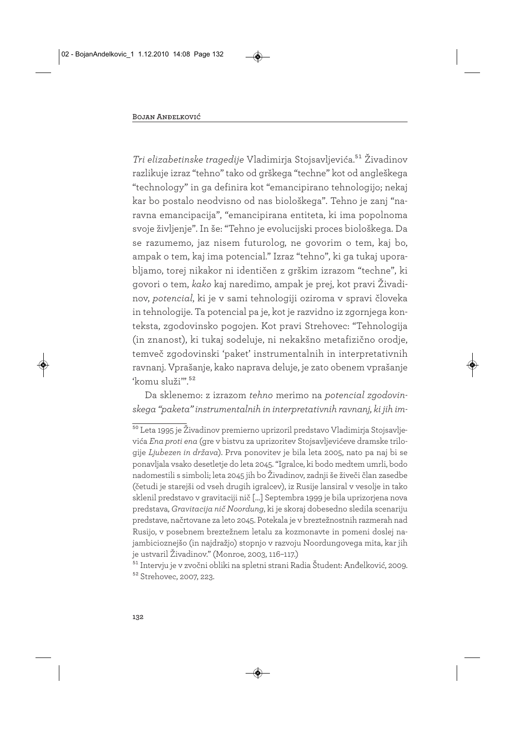*Tri elizabetinske tragedije* Vladimirja Stojsavljevića.[51] Živadinov razlikuje izraz "tehno" tako od grškega "techne" kot od angleškega "technology" in ga definira kot "emancipirano tehnologijo; nekaj kar bo postalo neodvisno od nas biološkega". Tehno je zanj "naravna emancipacija", "emancipirana entiteta, ki ima popolnoma svoje življenje". In še: "Tehno je evolucijski proces biološkega. Da se razumemo, jaz nisem futurolog, ne govorim o tem, kaj bo, ampak o tem, kaj ima potencial." Izraz "tehno", ki ga tukaj uporabljamo, torej nikakor ni identičen z grškim izrazom "techne", ki govori o tem, *kako* kaj naredimo, ampak je prej, kot pravi Živadinov, *potencial*, ki je v sami tehnologiji oziroma v spravi človeka in tehnologije. Ta potencial pa je, kot je razvidno iz zgornjega konteksta, zgodovinsko pogojen. Kot pravi Strehovec: "Tehnologija (in znanost), ki tukaj sodeluje, ni nekakšno metafizično orodje, temveč zgodovinski 'paket' instrumentalnih in interpretativnih ravnanj. Vprašanje, kako naprava deluje, je zato obenem vprašanje 'komu služi'".[52]

Da sklenemo: z izrazom *tehno* merimo na *potencial zgodovinskega "paketa" instrumentalnih in interpretativnih ravnanj, ki jih im-*

---

[50] Leta 1995 je Živadinov premierno uprizoril predstavo Vladimirja Stojsavljevića *Ena proti ena* (gre v bistvu za uprizoritev Stojsavljevićeve dramske trilogije *Ljubezen in država*). Prva ponovitev je bila leta 2005, nato pa naj bi se ponavljala vsako desetletje do leta 2045. "Igralce, ki bodo medtem umrli, bodo nadomestili s simboli; leta 2045 jih bo Živadinov, zadnji še živeči član zasedbe (četudi je starejši od vseh drugih igralcev), iz Rusije lansiral v vesolje in tako sklenil predstavo v gravitaciji nič [...] Septembra 1999 je bila uprizorjena nova predstava, *Gravitacija nič Noordung*, ki je skoraj dobesedno sledila scenariju predstave, načrtovane za leto 2045. Potekala je v breztežnostnih razmerah nad Rusijo, v posebnem breztežnem letalu za kozmonavte in pomeni doslej najambicioznejšo (in najdražjo) stopnjo v razvoju Noordungovega mita, kar jih je ustvaril Živadinov." (Monroe, 2003, 116–117.)

[51] Intervju je v zvočni obliki na spletni strani Radia Študent: Anđelković, 2009.

[52] Strehovec, 2007, 223.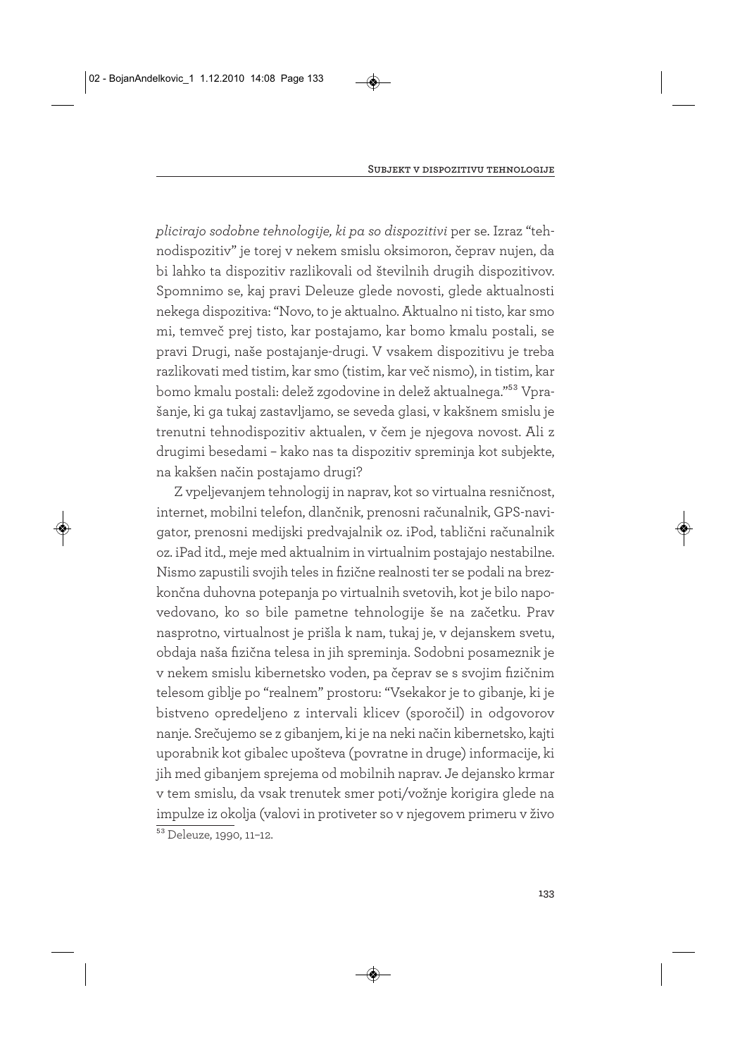*plicirajo sodobne tehnologije, ki pa so dispozitivi* per se. Izraz "tehnodispozitiv" je torej v nekem smislu oksimoron, čeprav nujen, da bi lahko ta dispozitiv razlikovali od številnih drugih dispozitivov. Spomnimo se, kaj pravi Deleuze glede novosti, glede aktualnosti nekega dispozitiva: "Novo, to je aktualno. Aktualno ni tisto, kar smo mi, temveč prej tisto, kar postajamo, kar bomo kmalu postali, se pravi Drugi, naše postajanje-drugi. V vsakem dispozitivu je treba razlikovati med tistim, kar smo (tistim, kar več nismo), in tistim, kar bomo kmalu postali: delež zgodovine in delež aktualnega."[53] Vprašanje, ki ga tukaj zastavljamo, se seveda glasi, v kakšnem smislu je trenutni tehnodispozitiv aktualen, v čem je njegova novost. Ali z drugimi besedami – kako nas ta dispozitiv spreminja kot subjekte, na kakšen način postajamo drugi?

Z vpeljevanjem tehnologij in naprav, kot so virtualna resničnost, internet, mobilni telefon, dlančnik, prenosni računalnik, GPS-navigator, prenosni medijski predvajalnik oz. iPod, tablični računalnik oz. iPad itd., meje med aktualnim in virtualnim postajajo nestabilne. Nismo zapustili svojih teles in fizične realnosti ter se podali na brezkončna duhovna potepanja po virtualnih svetovih, kot je bilo napovedovano, ko so bile pametne tehnologije še na začetku. Prav nasprotno, virtualnost je prišla k nam, tukaj je, v dejanskem svetu, obdaja naša fizična telesa in jih spreminja. Sodobni posameznik je v nekem smislu kibernetsko voden, pa čeprav se s svojim fizičnim telesom giblje po "realnem" prostoru: "Vsekakor je to gibanje, ki je bistveno opredeljeno z intervali klicev (sporočil) in odgovorov nanje. Srečujemo se z gibanjem, ki je na neki način kibernetsko, kajti uporabnik kot gibalec upošteva (povratne in druge) informacije, ki jih med gibanjem sprejema od mobilnih naprav. Je dejansko krmar v tem smislu, da vsak trenutek smer poti/vožnje korigira glede na impulze iz okolja (valovi in protiveter so v njegovem primeru v živo

[53] Deleuze, 1990, 11–12.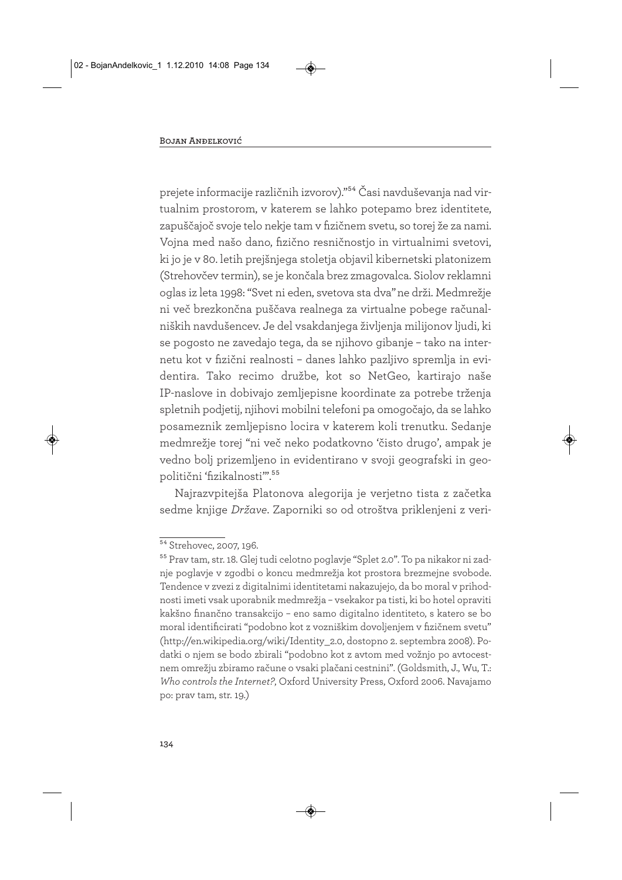prejete informacije različnih izvorov)."[54] Časi navduševanja nad virtualnim prostorom, v katerem se lahko potepamo brez identitete, zapuščajoč svoje telo nekje tam v fizičnem svetu, so torej že za nami. Vojna med našo dano, fizično resničnostjo in virtualnimi svetovi, ki jo je v 80. letih prejšnjega stoletja objavil kibernetski platonizem (Strehovčev termin), se je končala brez zmagovalca. Siolov reklamni oglas iz leta 1998: "Svet ni eden, svetova sta dva" ne drži. Medmrežje ni več brezkončna puščava realnega za virtualne pobege računalniških navdušencev. Je del vsakdanjega življenja milijonov ljudi, ki se pogosto ne zavedajo tega, da se njihovo gibanje – tako na internetu kot v fizični realnosti – danes lahko pazljivo spremlja in evidentira. Tako recimo družbe, kot so NetGeo, kartirajo naše IP-naslove in dobivajo zemljepisne koordinate za potrebe trženja spletnih podjetij, njihovi mobilni telefoni pa omogočajo, da se lahko posameznik zemljepisno locira v katerem koli trenutku. Sedanje medmrežje torej "ni več neko podatkovno 'čisto drugo', ampak je vedno bolj prizemljeno in evidentirano v svoji geografski in geopolitični 'fizikalnosti'".[55]

Najrazvpitejša Platonova alegorija je verjetno tista z začetka sedme knjige *Države*. Zaporniki so od otroštva priklenjeni z veri-

---

[54] Strehovec, 2007, 196.

[55] Prav tam, str. 18. Glej tudi celotno poglavje "Splet 2.0". To pa nikakor ni zadnje poglavje v zgodbi o koncu medmrežja kot prostora brezmejne svobode. Tendence v zvezi z digitalnimi identitetami nakazujejo, da bo moral v prihodnosti imeti vsak uporabnik medmrežja – vsekakor pa tisti, ki bo hotel opraviti kakšno finančno transakcijo – eno samo digitalno identiteto, s katero se bo moral identificirati "podobno kot z vozniškim dovoljenjem v fizičnem svetu" (http://en.wikipedia.org/wiki/Identity_2.0, dostopno 2. septembra 2008). Podatki o njem se bodo zbirali "podobno kot z avtom med vožnjo po avtocestnem omrežju zbiramo račune o vsaki plačani cestnini". (Goldsmith, J., Wu, T.: *Who controls the Internet?*, Oxford University Press, Oxford 2006. Navajamo po: prav tam, str. 19.)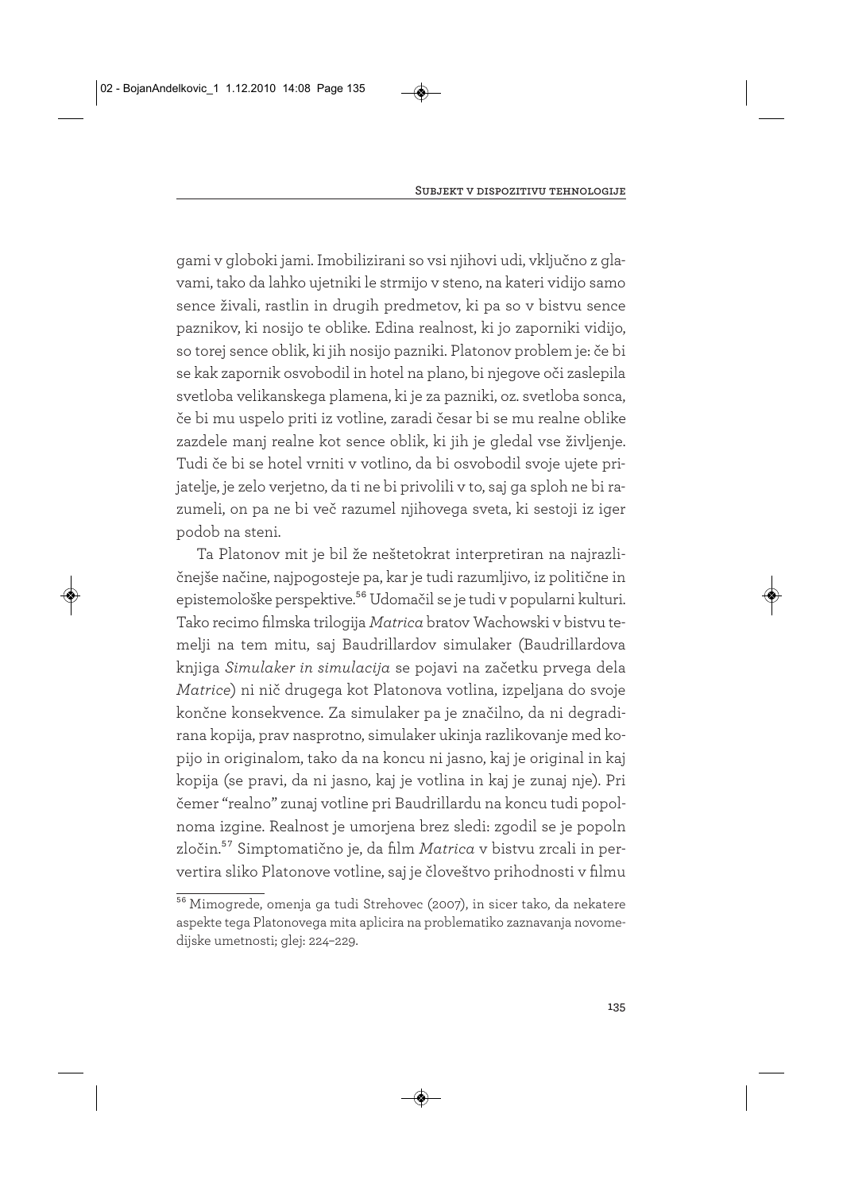gami v globoki jami. Imobilizirani so vsi njihovi udi, vključno z glavami, tako da lahko ujetniki le strmijo v steno, na kateri vidijo samo sence živali, rastlin in drugih predmetov, ki pa so v bistvu sence paznikov, ki nosijo te oblike. Edina realnost, ki jo zaporniki vidijo, so torej sence oblik, ki jih nosijo pazniki. Platonov problem je: če bi se kak zapornik osvobodil in hotel na plano, bi njegove oči zaslepila svetloba velikanskega plamena, ki je za pazniki, oz. svetloba sonca, če bi mu uspelo priti iz votline, zaradi česar bi se mu realne oblike zazdele manj realne kot sence oblik, ki jih je gledal vse življenje. Tudi če bi se hotel vrniti v votlino, da bi osvobodil svoje ujete prijatelje, je zelo verjetno, da ti ne bi privolili v to, saj ga sploh ne bi razumeli, on pa ne bi več razumel njihovega sveta, ki sestoji iz iger podob na steni.

Ta Platonov mit je bil že neštetokrat interpretiran na najrazličnejše načine, najpogosteje pa, kar je tudi razumljivo, iz politične in epistemološke perspektive.[56] Udomačil se je tudi v popularni kulturi. Tako recimo filmska trilogija *Matrica* bratov Wachowski v bistvu temelji na tem mitu, saj Baudrillardov simulaker (Baudrillardova knjiga *Simulaker in simulacija* se pojavi na začetku prvega dela *Matrice*) ni nič drugega kot Platonova votlina, izpeljana do svoje končne konsekvence. Za simulaker pa je značilno, da ni degradirana kopija, prav nasprotno, simulaker ukinja razlikovanje med kopijo in originalom, tako da na koncu ni jasno, kaj je original in kaj kopija (se pravi, da ni jasno, kaj je votlina in kaj je zunaj nje). Pri čemer "realno" zunaj votline pri Baudrillardu na koncu tudi popolnoma izgine. Realnost je umorjena brez sledi: zgodil se je popoln zločin.[57] Simptomatično je, da film *Matrica* v bistvu zrcali in pervertira sliko Platonove votline, saj je človeštvo prihodnosti v filmu

[56] Mimogrede, omenja ga tudi Strehovec (2007), in sicer tako, da nekatere aspekte tega Platonovega mita aplicira na problematiko zaznavanja novomedijske umetnosti; glej: 224–229.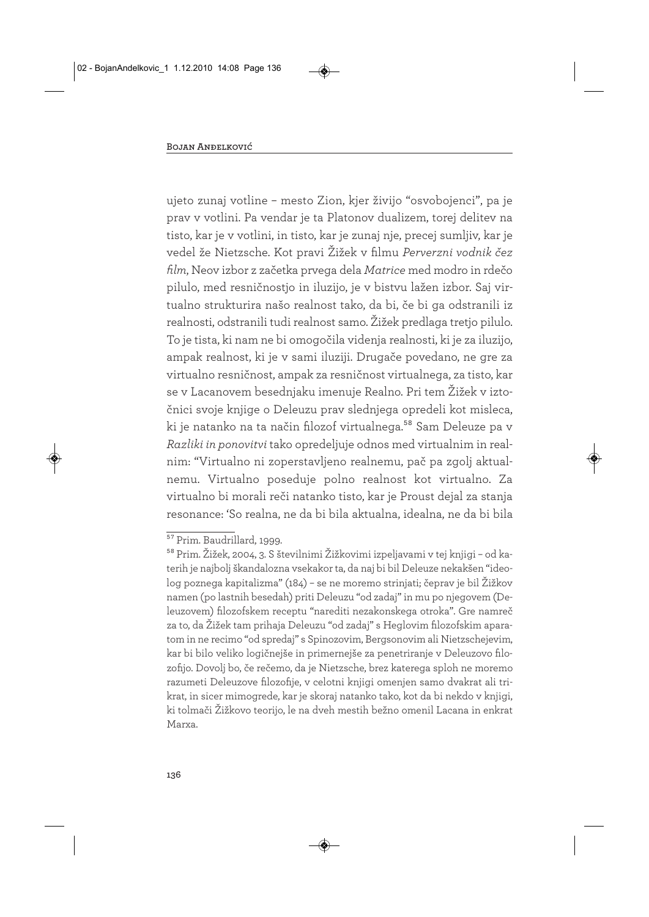ujeto zunaj votline – mesto Zion, kjer živijo "osvobojenci", pa je prav v votlini. Pa vendar je ta Platonov dualizem, torej delitev na tisto, kar je v votlini, in tisto, kar je zunaj nje, precej sumljiv, kar je vedel že Nietzsche. Kot pravi Žižek v filmu *Perverzni vodnik čez film*, Neov izbor z začetka prvega dela *Matrice* med modro in rdečo pilulo, med resničnostjo in iluzijo, je v bistvu lažen izbor. Saj virtualno strukturira našo realnost tako, da bi, če bi ga odstranili iz realnosti, odstranili tudi realnost samo. Žižek predlaga tretjo pilulo. To je tista, ki nam ne bi omogočila videnja realnosti, ki je za iluzijo, ampak realnost, ki je v sami iluziji. Drugače povedano, ne gre za virtualno resničnost, ampak za resničnost virtualnega, za tisto, kar se v Lacanovem besednjaku imenuje Realno. Pri tem Žižek v iztočnici svoje knjige o Deleuzu prav slednjega opredeli kot misleca, ki je natanko na ta način filozof virtualnega.[58] Sam Deleuze pa v *Razliki in ponovitvi* tako opredeljuje odnos med virtualnim in realnim: "Virtualno ni zoperstavljeno realnemu, pač pa zgolj aktualnemu. Virtualno poseduje polno realnost kot virtualno. Za virtualno bi morali reči natanko tisto, kar je Proust dejal za stanja resonance: 'So realna, ne da bi bila aktualna, idealna, ne da bi bila

---

[57] Prim. Baudrillard, 1999.

[58] Prim. Žižek, 2004, 3. S številnimi Žižkovimi izpeljavami v tej knjigi – od katerih je najbolj škandalozna vsekakor ta, da naj bi bil Deleuze nekakšen "ideolog poznega kapitalizma" (184) – se ne moremo strinjati; čeprav je bil Žižkov namen (po lastnih besedah) priti Deleuzu "od zadaj" in mu po njegovem (Deleuzovem) filozofskem receptu "narediti nezakonskega otroka". Gre namreč za to, da Žižek tam prihaja Deleuzu "od zadaj" s Heglovim filozofskim aparatom in ne recimo "od spredaj" s Spinozovim, Bergsonovim ali Nietzschejevim, kar bi bilo veliko logičnejše in primernejše za penetriranje v Deleuzovo filozofijo. Dovolj bo, če rečemo, da je Nietzsche, brez katerega sploh ne moremo razumeti Deleuzove filozofije, v celotni knjigi omenjen samo dvakrat ali trikrat, in sicer mimogrede, kar je skoraj natanko tako, kot da bi nekdo v knjigi, ki tolmači Žižkovo teorijo, le na dveh mestih bežno omenil Lacana in enkrat Marxa.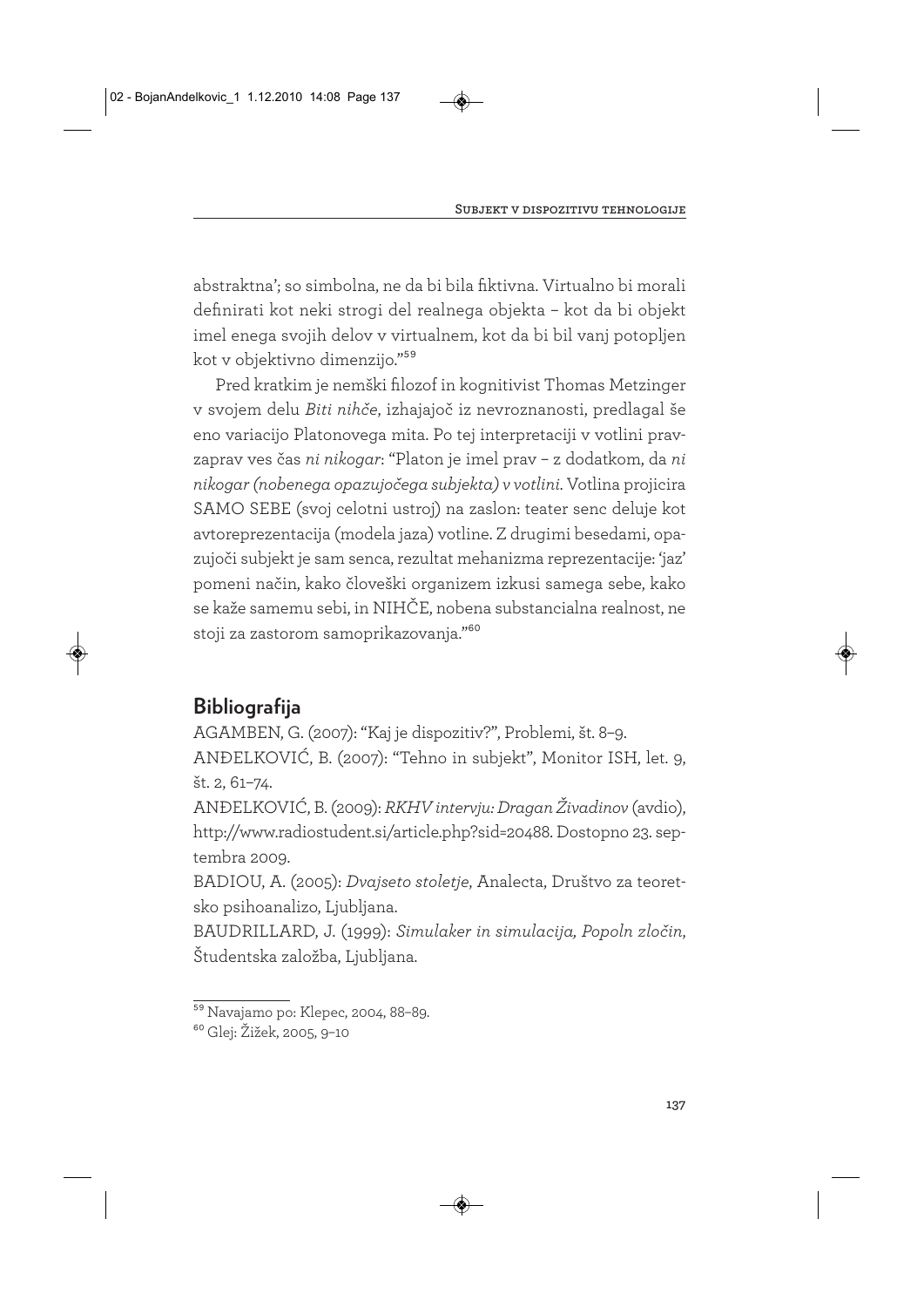abstraktna'; so simbolna, ne da bi bila fiktivna. Virtualno bi morali definirati kot neki strogi del realnega objekta – kot da bi objekt imel enega svojih delov v virtualnem, kot da bi bil vanj potopljen kot v objektivno dimenzijo."[59]

Pred kratkim je nemški filozof in kognitivist Thomas Metzinger v svojem delu *Biti nihče*, izhajajoč iz nevroznanosti, predlagal še eno variacijo Platonovega mita. Po tej interpretaciji v votlini pravzaprav ves čas *ni nikogar*: "Platon je imel prav – z dodatkom, da *ni nikogar (nobenega opazujočega subjekta) v votlini*. Votlina projicira SAMO SEBE (svoj celotni ustroj) na zaslon: teater senc deluje kot avtoreprezentacija (modela jaza) votline. Z drugimi besedami, opazujoči subjekt je sam senca, rezultat mehanizma reprezentacije: 'jaz' pomeni način, kako človeški organizem izkusi samega sebe, kako se kaže samemu sebi, in NIHČE, nobena substancialna realnost, ne stoji za zastorom samoprikazovanja."[60]

## Bibliografija

AGAMBEN, G. (2007): "Kaj je dispozitiv?", Problemi, št. 8–9.

ANĐELKOVIĆ, B. (2007): "Tehno in subjekt", Monitor ISH, let. 9, št. 2, 61–74.

ANĐELKOVIĆ, B. (2009): *RKHV intervju: Dragan Živadinov* (avdio), http://www.radiostudent.si/article.php?sid=20488. Dostopno 23. septembra 2009.

BADIOU, A. (2005): *Dvajseto stoletje*, Analecta, Društvo za teoretsko psihoanalizo, Ljubljana.

BAUDRILLARD, J. (1999): *Simulaker in simulacija, Popoln zločin*, Študentska založba, Ljubljana.

---

[59] Navajamo po: Klepec, 2004, 88–89.

[60] Glej: Žižek, 2005, 9–10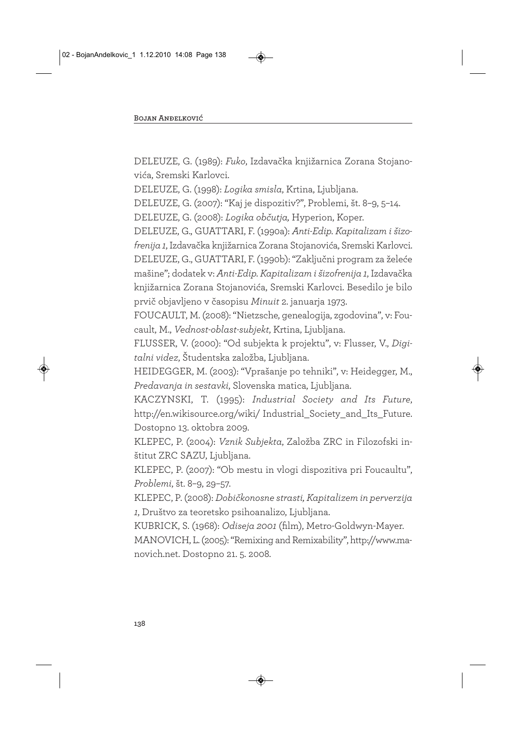DELEUZE, G. (1989): *Fuko*, Izdavačka knjižarnica Zorana Stojanovića, Sremski Karlovci.

DELEUZE, G. (1998): *Logika smisla*, Krtina, Ljubljana.

DELEUZE, G. (2007): "Kaj je dispozitiv?", Problemi, št. 8–9, 5–14.

DELEUZE, G. (2008): *Logika občutja*, Hyperion, Koper.

DELEUZE, G., GUATTARI, F. (1990a): *Anti-Edip. Kapitalizam i šizofrenija 1*, Izdavačka knjižarnica Zorana Stojanovića, Sremski Karlovci.

DELEUZE, G., GUATTARI, F. (1990b): "Zaključni program za željeće mašine"; dodatek v: *Anti-Edip. Kapitalizam i šizofrenija 1*, Izdavačka knjižarnica Zorana Stojanovića, Sremski Karlovci. Besedilo je bilo prvič objavljeno v časopisu *Minuit* 2. januarja 1973.

FOUCAULT, M. (2008): "Nietzsche, genealogija, zgodovina", v: Foucault, M., *Vednost-oblast-subjekt*, Krtina, Ljubljana.

FLUSSER, V. (2000): "Od subjekta k projektu", v: Flusser, V., *Digitalni videz*, Študentska založba, Ljubljana.

HEIDEGGER, M. (2003): "Vprašanje po tehniki", v: Heidegger, M., *Predavanja in sestavki*, Slovenska matica, Ljubljana.

KACZYNSKI, T. (1995): *Industrial Society and Its Future*, http://en.wikisource.org/wiki/ Industrial_Society_and_Its_Future. Dostopno 13. oktobra 2009.

KLEPEC, P. (2004): *Vznik Subjekta*, Založba ZRC in Filozofski inštitut ZRC SAZU, Ljubljana.

KLEPEC, P. (2007): "Ob mestu in vlogi dispozitiva pri Foucaultu", *Problemi*, št. 8–9, 29–57.

KLEPEC, P. (2008): *Dobičkonosne strasti, Kapitalizem in perverzija 1*, Društvo za teoretsko psihoanalizo, Ljubljana.

KUBRICK, S. (1968): *Odiseja 2001* (film), Metro-Goldwyn-Mayer.

MANOVICH, L. (2005): "Remixing and Remixability", http://www.manovich.net. Dostopno 21. 5. 2008.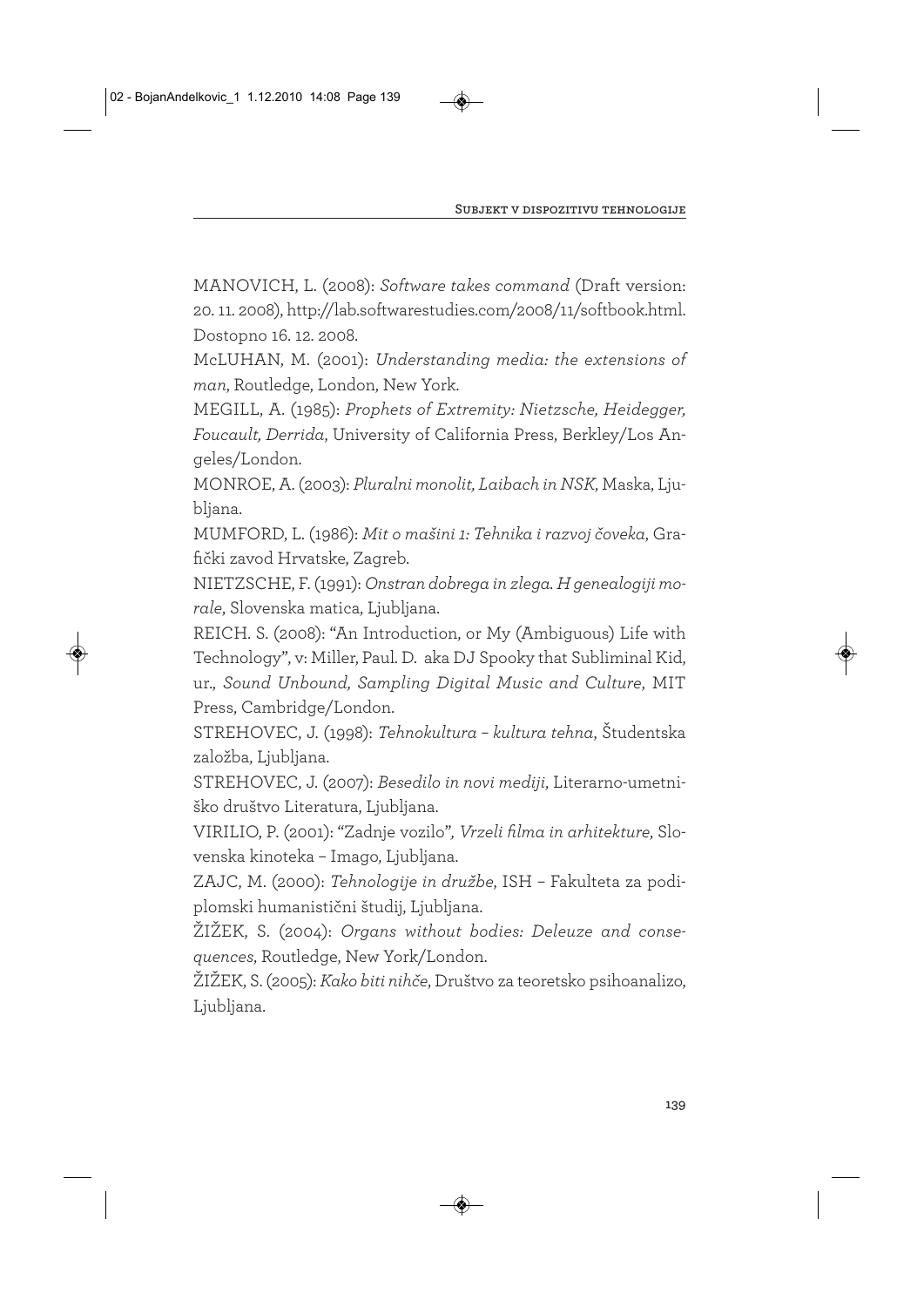MANOVICH, L. (2008): *Software takes command* (Draft version: 20. 11. 2008), http://lab.softwarestudies.com/2008/11/softbook.html. Dostopno 16. 12. 2008.

McLUHAN, M. (2001): *Understanding media: the extensions of man*, Routledge, London, New York.

MEGILL, A. (1985): *Prophets of Extremity: Nietzsche, Heidegger, Foucault, Derrida*, University of California Press, Berkley/Los Angeles/London.

MONROE, A. (2003): *Pluralni monolit, Laibach in NSK*, Maska, Ljubljana.

MUMFORD, L. (1986): *Mit o mašini 1: Tehnika i razvoj čoveka*, Grafički zavod Hrvatske, Zagreb.

NIETZSCHE, F. (1991): *Onstran dobrega in zlega. H genealogiji morale*, Slovenska matica, Ljubljana.

REICH. S. (2008): "An Introduction, or My (Ambiguous) Life with Technology", v: Miller, Paul. D. aka DJ Spooky that Subliminal Kid, ur., *Sound Unbound, Sampling Digital Music and Culture*, MIT Press, Cambridge/London.

STREHOVEC, J. (1998): *Tehnokultura – kultura tehna*, Študentska založba, Ljubljana.

STREHOVEC, J. (2007): *Besedilo in novi mediji*, Literarno-umetniško društvo Literatura, Ljubljana.

VIRILIO, P. (2001): "Zadnje vozilo"*, Vrzeli filma in arhitekture*, Slovenska kinoteka – Imago, Ljubljana.

ZAJC, M. (2000): *Tehnologije in družbe*, ISH – Fakulteta za podiplomski humanistični študij, Ljubljana.

ŽIŽEK, S. (2004): *Organs without bodies: Deleuze and consequences*, Routledge, New York/London.

ŽIŽEK, S. (2005): *Kako biti nihče*, Društvo za teoretsko psihoanalizo, Ljubljana.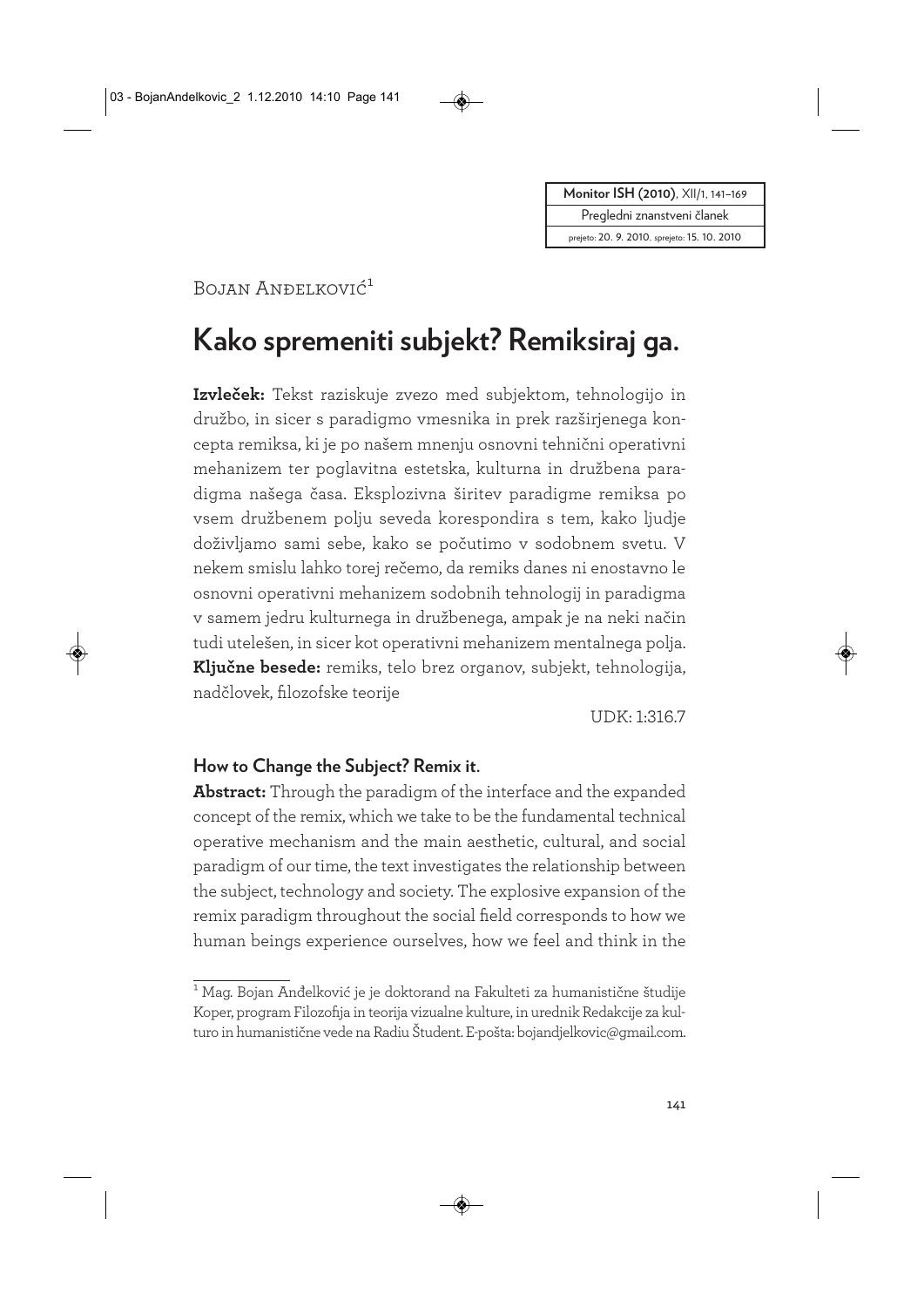Bojan Anđelković[1]

# Kako spremeniti subjekt? Remiksiraj ga.

**Izvleček:** Tekst raziskuje zvezo med subjektom, tehnologijo in družbo, in sicer s paradigmo vmesnika in prek razširjenega koncepta remiksa, ki je po našem mnenju osnovni tehnični operativni mehanizem ter poglavitna estetska, kulturna in družbena paradigma našega časa. Eksplozivna širitev paradigme remiksa po vsem družbenem polju seveda korespondira s tem, kako ljudje doživljamo sami sebe, kako se počutimo v sodobnem svetu. V nekem smislu lahko torej rečemo, da remiks danes ni enostavno le osnovni operativni mehanizem sodobnih tehnologij in paradigma v samem jedru kulturnega in družbenega, ampak je na neki način tudi utelešen, in sicer kot operativni mehanizem mentalnega polja.
**Ključne besede:** remiks, telo brez organov, subjekt, tehnologija, nadčlovek, filozofske teorije

UDK: 1:316.7

## How to Change the Subject? Remix it.

**Abstract:** Through the paradigm of the interface and the expanded concept of the remix, which we take to be the fundamental technical operative mechanism and the main aesthetic, cultural, and social paradigm of our time, the text investigates the relationship between the subject, technology and society. The explosive expansion of the remix paradigm throughout the social field corresponds to how we human beings experience ourselves, how we feel and think in the

---

[1] Mag. Bojan Anđelković je je doktorand na Fakulteti za humanistične študije Koper, program Filozofija in teorija vizualne kulture, in urednik Redakcije za kulturo in humanistične vede na Radiu Študent. E-pošta: bojandjelkovic@gmail.com.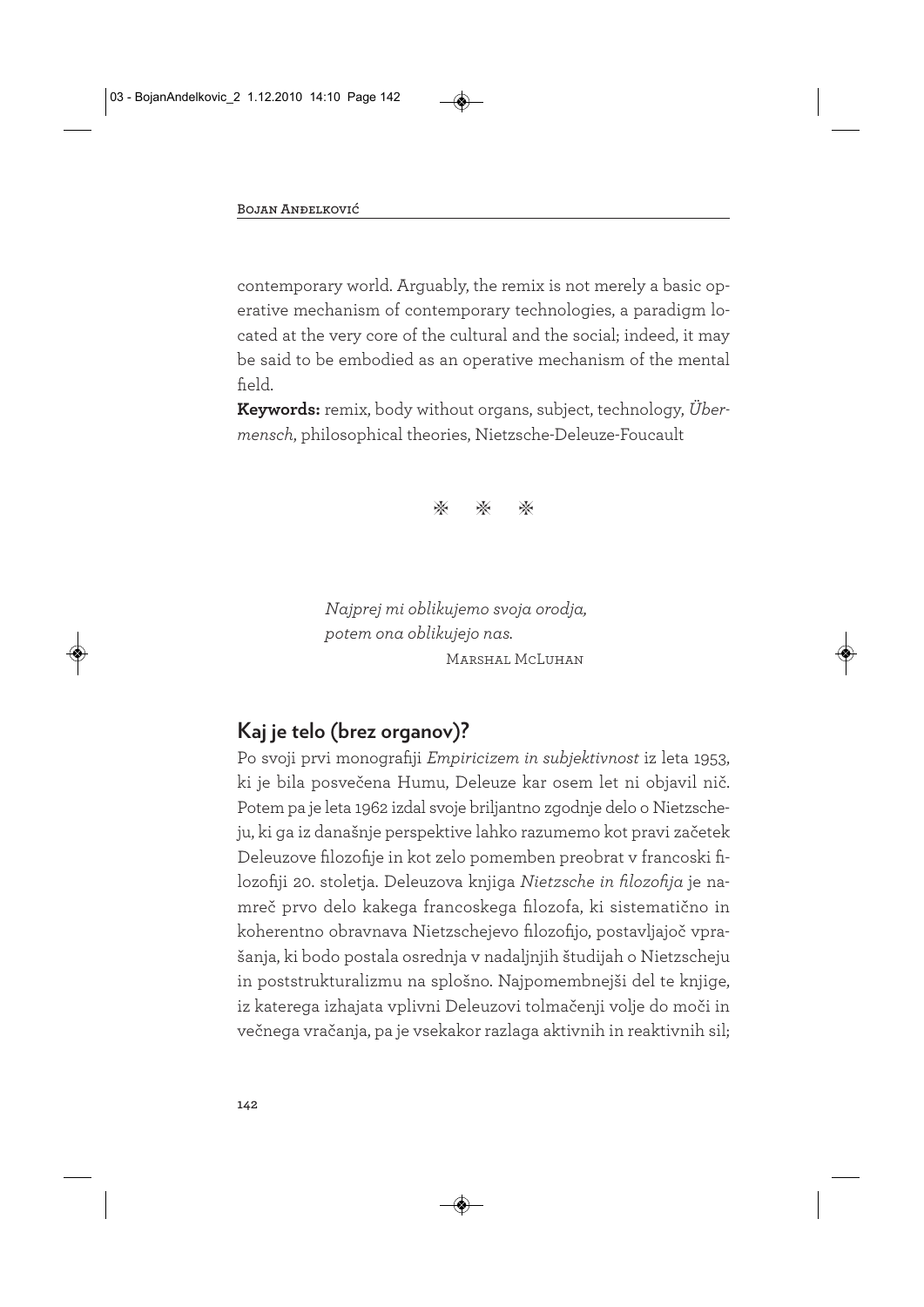contemporary world. Arguably, the remix is not merely a basic operative mechanism of contemporary technologies, a paradigm located at the very core of the cultural and the social; indeed, it may be said to be embodied as an operative mechanism of the mental field.

**Keywords:** remix, body without organs, subject, technology, *Übermensch*, philosophical theories, Nietzsche-Deleuze-Foucault

⁂ ⁂ ⁂

> *Najprej mi oblikujemo svoja orodja,*
> *potem ona oblikujejo nas.*
>
> Marshal McLuhan

## Kaj je telo (brez organov)?

Po svoji prvi monografiji *Empiricizem in subjektivnost* iz leta 1953, ki je bila posvečena Humu, Deleuze kar osem let ni objavil nič. Potem pa je leta 1962 izdal svoje briljantno zgodnje delo o Nietzscheju, ki ga iz današnje perspektive lahko razumemo kot pravi začetek Deleuzove filozofije in kot zelo pomemben preobrat v francoski filozofiji 20. stoletja. Deleuzova knjiga *Nietzsche in filozofija* je namreč prvo delo kakega francoskega filozofa, ki sistematično in koherentno obravnava Nietzschejevo filozofijo, postavljajoč vprašanja, ki bodo postala osrednja v nadaljnjih študijah o Nietzscheju in poststrukturalizmu na splošno. Najpomembnejši del te knjige, iz katerega izhajata vplivni Deleuzovi tolmačenji volje do moči in večnega vračanja, pa je vsekakor razlaga aktivnih in reaktivnih sil;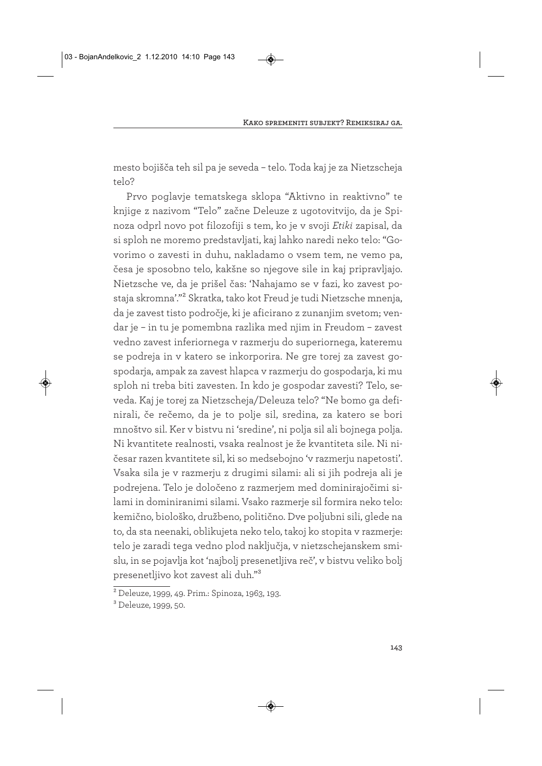mesto bojišča teh sil pa je seveda – telo. Toda kaj je za Nietzscheja telo?

Prvo poglavje tematskega sklopa "Aktivno in reaktivno" te knjige z nazivom "Telo" začne Deleuze z ugotovitvijo, da je Spinoza odprl novo pot filozofiji s tem, ko je v svoji *Etiki* zapisal, da si sploh ne moremo predstavljati, kaj lahko naredi neko telo: "Govorimo o zavesti in duhu, nakladamo o vsem tem, ne vemo pa, česa je sposobno telo, kakšne so njegove sile in kaj pripravljajo. Nietzsche ve, da je prišel čas: 'Nahajamo se v fazi, ko zavest postaja skromna'."[2] Skratka, tako kot Freud je tudi Nietzsche mnenja, da je zavest tisto področje, ki je aficirano z zunanjim svetom; vendar je – in tu je pomembna razlika med njim in Freudom – zavest vedno zavest inferiornega v razmerju do superiornega, kateremu se podreja in v katero se inkorporira. Ne gre torej za zavest gospodarja, ampak za zavest hlapca v razmerju do gospodarja, ki mu sploh ni treba biti zavesten. In kdo je gospodar zavesti? Telo, seveda. Kaj je torej za Nietzscheja/Deleuza telo? "Ne bomo ga definirali, če rečemo, da je to polje sil, sredina, za katero se bori množtvo sil. Ker v bistvu ni 'sredine', ni polja sil ali bojnega polja. Ni kvantitete realnosti, vsaka realnost je že kvantiteta sile. Ni ničesar razen kvantitete sil, ki so medsebojno 'v razmerju napetosti'. Vsaka sila je v razmerju z drugimi silami: ali si jih podreja ali je podrejena. Telo je določeno z razmerjem med dominirajočimi silami in dominiranimi silami. Vsako razmerje sil formira neko telo: kemično, biološko, družbeno, politično. Dve poljubni sili, glede na to, da sta neenaki, oblikujeta neko telo, takoj ko stopita v razmerje: telo je zaradi tega vedno plod naključja, v nietzschejanskem smislu, in se pojavlja kot 'najbolj presenetljiva reč', v bistvu veliko bolj presenetljivo kot zavest ali duh."[3]

---

[2] Deleuze, 1999, 49. Prim.: Spinoza, 1963, 193.

[3] Deleuze, 1999, 50.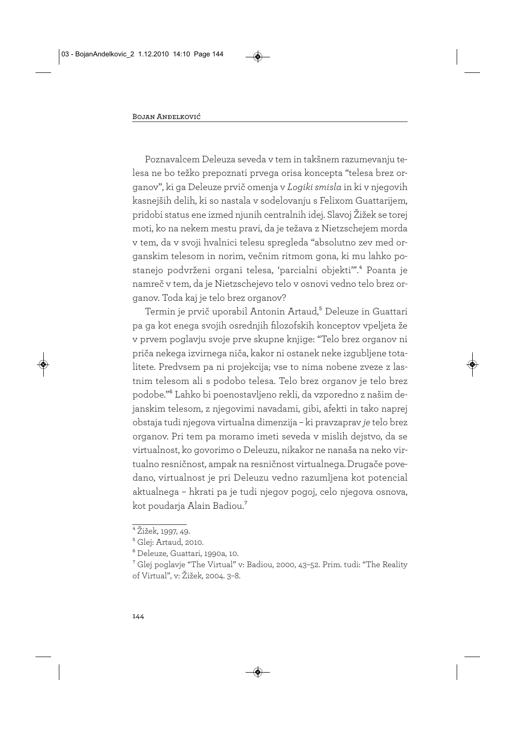Poznavalcem Deleuza seveda v tem in takšnem razumevanju telesa ne bo težko prepoznati prvega orisa koncepta "telesa brez organov", ki ga Deleuze prvič omenja v *Logiki smisla* in ki v njegovih kasnejših delih, ki so nastala v sodelovanju s Felixom Guattarijem, pridobi status ene izmed njunih centralnih idej. Slavoj Žižek se torej moti, ko na nekem mestu pravi, da je težava z Nietzschejem morda v tem, da v svoji hvalnici telesu spregleda "absolutno zev med organskim telesom in norim, večnim ritmom gona, ki mu lahko postanejo podvrženi organi telesa, 'parcialni objekti'".[4] Poanta je namreč v tem, da je Nietzschejevo telo v osnovi vedno telo brez organov. Toda kaj je telo brez organov?

Termin je prvič uporabil Antonin Artaud,[5] Deleuze in Guattari pa ga kot enega svojih osrednjih filozofskih konceptov vpeljeta že v prvem poglavju svoje prve skupne knjige: "Telo brez organov ni priča nekega izvirnega niča, kakor ni ostanek neke izgubljene totalitete. Predvsem pa ni projekcija; vse to nima nobene zveze z lastnim telesom ali s podobo telesa. Telo brez organov je telo brez podobe."[6] Lahko bi poenostavljeno rekli, da vzporedno z našim dejanskim telesom, z njegovimi navadami, gibi, afekti in tako naprej obstaja tudi njegova virtualna dimenzija – ki pravzaprav *je* telo brez organov. Pri tem pa moramo imeti seveda v mislih dejstvo, da se virtualnost, ko govorimo o Deleuzu, nikakor ne nanaša na neko virtualno resničnost, ampak na resničnost virtualnega. Drugače povedano, virtualnost je pri Deleuzu vedno razumljena kot potencial aktualnega – hkrati pa je tudi njegov pogoj, celo njegova osnova, kot poudarja Alain Badiou.[7]

---

[4] Žižek, 1997, 49.

[5] Glej: Artaud, 2010.

[6] Deleuze, Guattari, 1990a, 10.

[7] Glej poglavje "The Virtual" v: Badiou, 2000, 43–52. Prim. tudi: "The Reality of Virtual", v: Žižek, 2004. 3–8.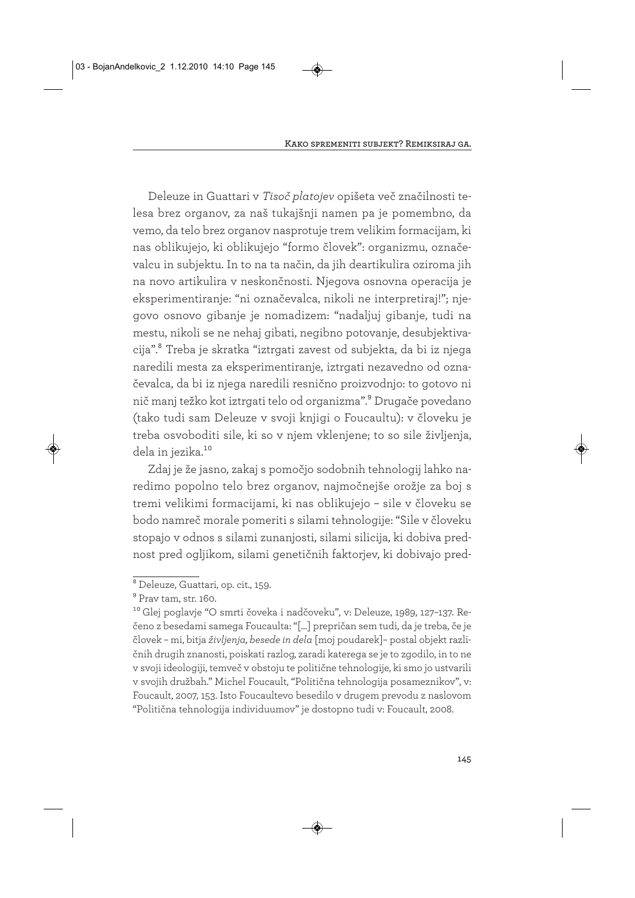Deleuze in Guattari v *Tisoč platojev* opišeta več značilnosti telesa brez organov, za naš tukajšnji namen pa je pomembno, da vemo, da telo brez organov nasprotuje trem velikim formacijam, ki nas oblikujejo, ki oblikujejo "formo človek": organizmu, označevalcu in subjektu. In to na ta način, da jih deartikulira oziroma jih na novo artikulira v neskončnosti. Njegova osnovna operacija je eksperimentiranje: "ni označevalca, nikoli ne interpretiraj!"; njegovo osnovo gibanje je nomadizem: "nadaljuj gibanje, tudi na mestu, nikoli se ne nehaj gibati, negibno potovanje, desubjektivacija".[8] Treba je skratka "iztrgati zavest od subjekta, da bi iz njega naredili mesta za eksperimentiranje, iztrgati nezavedno od označevalca, da bi iz njega naredili resnično proizvodnjo: to gotovo ni nič manj težko kot iztrgati telo od organizma".[9] Drugače povedano (tako tudi sam Deleuze v svoji knjigi o Foucaultu): v človeku je treba osvoboditi sile, ki so v njem vklenjene; to so sile življenja, dela in jezika.[10]

Zdaj je že jasno, zakaj s pomočjo sodobnih tehnologij lahko naredimo popolno telo brez organov, najmočnejše orožje za boj s tremi velikimi formacijami, ki nas oblikujejo – sile v človeku se bodo namreč morale pomeriti s silami tehnologije: "Sile v človeku stopajo v odnos s silami zunanjosti, silami silicija, ki dobiva prednost pred ogljikom, silami genetičnih faktorjev, ki dobivajo pred-

---

[8] Deleuze, Guattari, op. cit., 159.

[9] Prav tam, str. 160.

[10] Glej poglavje "O smrti čoveka i nadčoveku", v: Deleuze, 1989, 127–137. Rečeno z besedami samega Foucaulta: "[…] prepričan sem tudi, da je treba, če je človek – mi, bitja *življenja, besede in dela* [moj poudarek]– postal objekt različnih drugih znanosti, poiskati razlog, zaradi katerega se je to zgodilo, in to ne v svoji ideologiji, temveč v obstoju te politične tehnologije, ki smo jo ustvarili v svojih družbah." Michel Foucault, "Politična tehnologija posameznikov", v: Foucault, 2007, 153. Isto Foucaultevo besedilo v drugem prevodu z naslovom "Politična tehnologija individuumov" je dostopno tudi v: Foucault, 2008.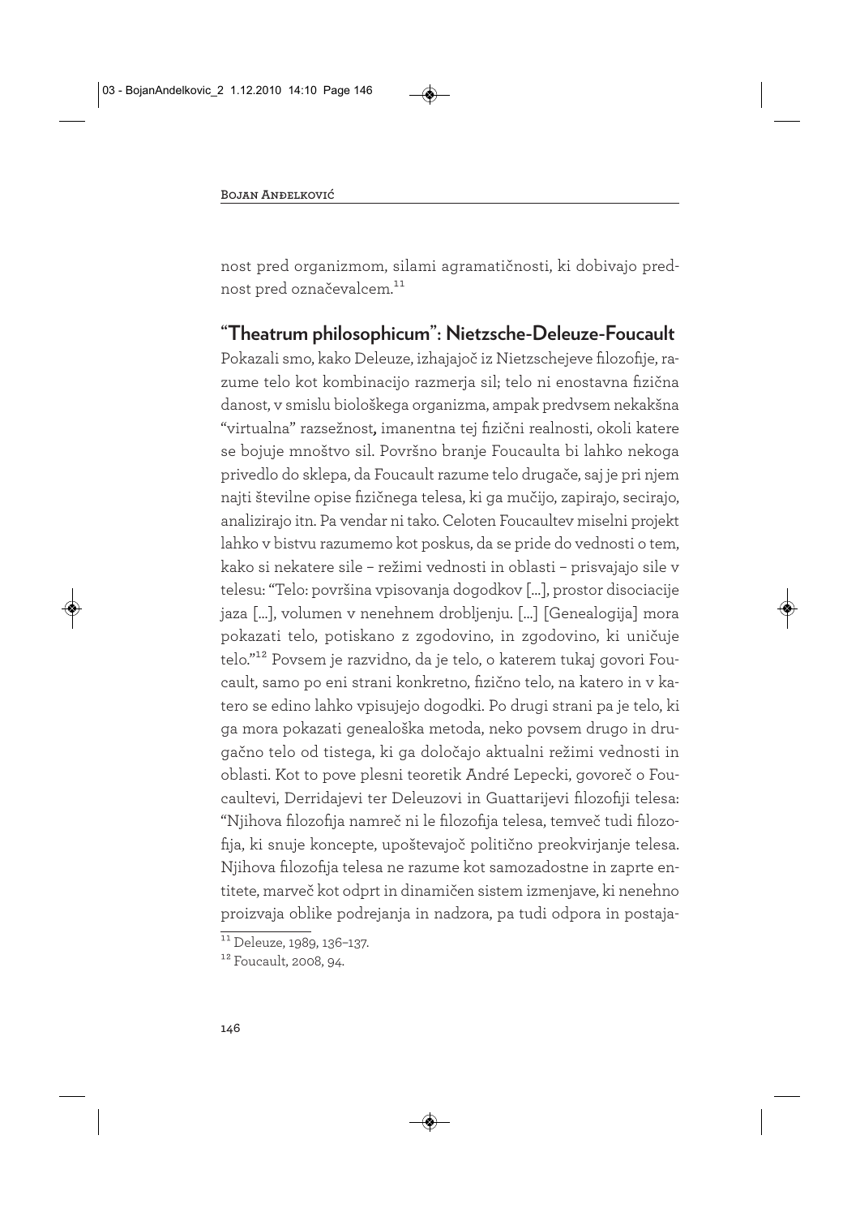nost pred organizmom, silami agramatičnosti, ki dobivajo prednost pred označevalcem.[11]

## "Theatrum philosophicum": Nietzsche-Deleuze-Foucault

Pokazali smo, kako Deleuze, izhajajoč iz Nietzschejeve filozofije, razume telo kot kombinacijo razmerja sil; telo ni enostavna fizična danost, v smislu biološkega organizma, ampak predvsem nekakšna "virtualna" razsežnost**,** imanentna tej fizični realnosti, okoli katere se bojuje množtvo sil. Površno branje Foucaulta bi lahko nekoga privedlo do sklepa, da Foucault razume telo drugače, saj je pri njem najti številne opise fizičnega telesa, ki ga mučijo, zapirajo, secirajo, analizirajo itn. Pa vendar ni tako. Celoten Foucaultev miselni projekt lahko v bistvu razumemo kot poskus, da se pride do vednosti o tem, kako si nekatere sile – režimi vednosti in oblasti – prisvajajo sile v telesu: "Telo: površina vpisovanja dogodkov [...], prostor disociacije jaza [...], volumen v nenehnem drobljenju. [...] [Genealogija] mora pokazati telo, potiskano z zgodovino, in zgodovino, ki uničuje telo."[12] Povsem je razvidno, da je telo, o katerem tukaj govori Foucault, samo po eni strani konkretno, fizično telo, na katero in v katero se edino lahko vpisujejo dogodki. Po drugi strani pa je telo, ki ga mora pokazati genealoška metoda, neko povsem drugo in drugačno telo od tistega, ki ga določajo aktualni režimi vednosti in oblasti. Kot to pove plesni teoretik André Lepecki, govoreč o Foucaultevi, Derridajevi ter Deleuzovi in Guattarijevi filozofiji telesa: "Njihova filozofija namreč ni le filozofija telesa, temveč tudi filozofija, ki snuje koncepte, upoštevajoč politično preokvirjanje telesa. Njihova filozofija telesa ne razume kot samozadostne in zaprte entitete, marveč kot odprt in dinamičen sistem izmenjave, ki nenehno proizvaja oblike podrejanja in nadzora, pa tudi odpora in postaja-

[11] Deleuze, 1989, 136–137.

[12] Foucault, 2008, 94.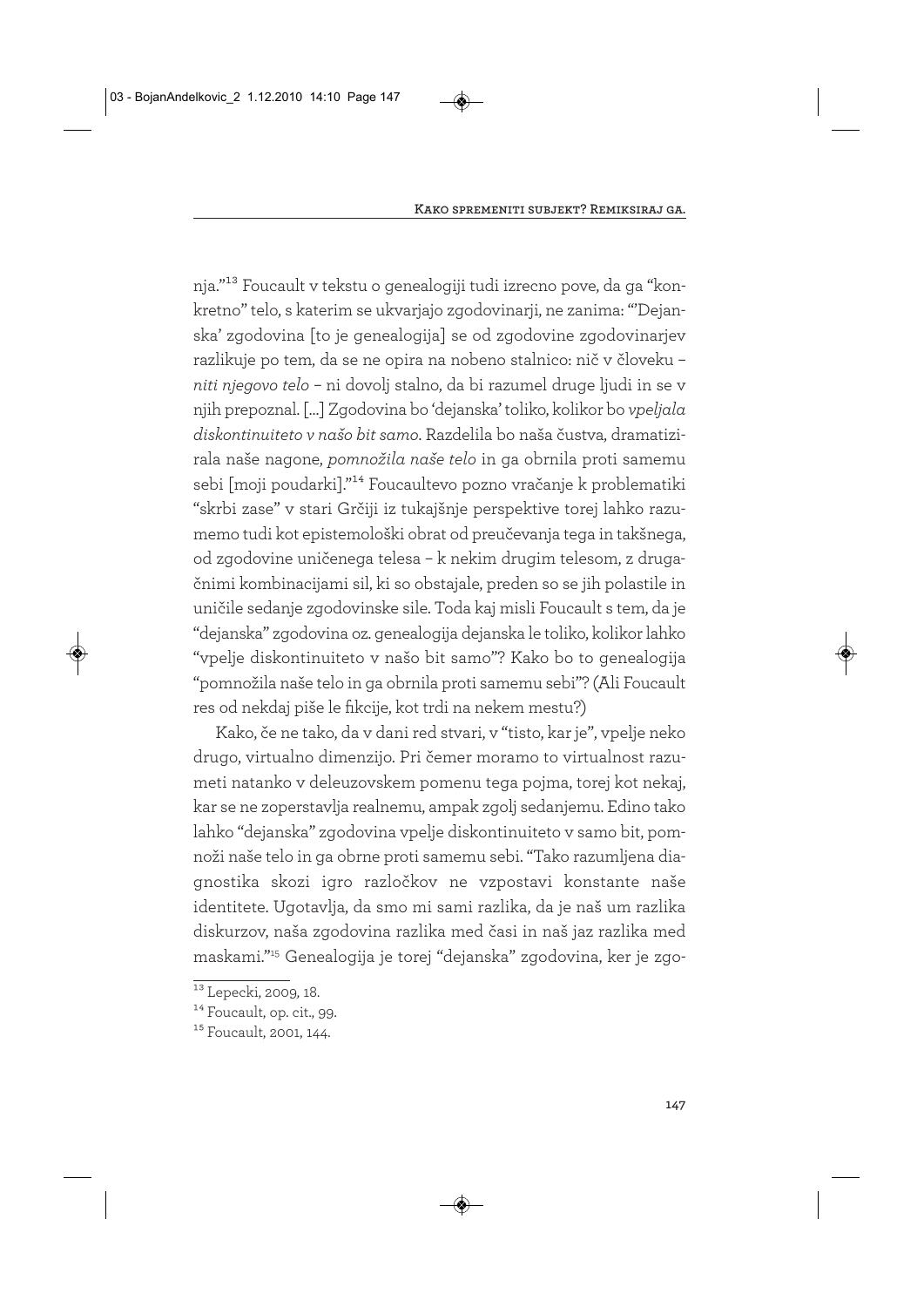nja."[13] Foucault v tekstu o genealogiji tudi izrecno pove, da ga "konkretno" telo, s katerim se ukvarjajo zgodovinarji, ne zanima: "'Dejanska' zgodovina [to je genealogija] se od zgodovine zgodovinarjev razlikuje po tem, da se ne opira na nobeno stalnico: nič v človeku – *niti njegovo telo* – ni dovolj stalno, da bi razumel druge ljudi in se v njih prepoznal. [...] Zgodovina bo 'dejanska' toliko, kolikor bo *vpeljala diskontinuiteto v našo bit samo*. Razdelila bo naša čustva, dramatizirala naše nagone, *pomnožila naše telo* in ga obrnila proti samemu sebi [moji poudarki]."[14] Foucaultevo pozno vračanje k problematiki "skrbi zase" v stari Grčiji iz tukajšnje perspektive torej lahko razumemo tudi kot epistemološki obrat od preučevanja tega in takšnega, od zgodovine uničenega telesa – k nekim drugim telesom, z drugačnimi kombinacijami sil, ki so obstajale, preden so se jih polastile in uničile sedanje zgodovinske sile. Toda kaj misli Foucault s tem, da je "dejanska" zgodovina oz. genealogija dejanska le toliko, kolikor lahko "vpelje diskontinuiteto v našo bit samo"? Kako bo to genealogija "pomnožila naše telo in ga obrnila proti samemu sebi"? (Ali Foucault res od nekdaj piše le fikcije, kot trdi na nekem mestu?)

Kako, če ne tako, da v dani red stvari, v "tisto, kar je", vpelje neko drugo, virtualno dimenzijo. Pri čemer moramo to virtualnost razumeti natanko v deleuzovskem pomenu tega pojma, torej kot nekaj, kar se ne zoperstavlja realnemu, ampak zgolj sedanjemu. Edino tako lahko "dejanska" zgodovina vpelje diskontinuiteto v samo bit, pomnoži naše telo in ga obrne proti samemu sebi. "Tako razumljena diagnostika skozi igro razločkov ne vzpostavi konstante naše identitete. Ugotavlja, da smo mi sami razlika, da je naš um razlika diskurzov, naša zgodovina razlika med časi in naš jaz razlika med maskami."[15] Genealogija je torej "dejanska" zgodovina, ker je zgo-

---

[13] Lepecki, 2009, 18.

[14] Foucault, op. cit., 99.

[15] Foucault, 2001, 144.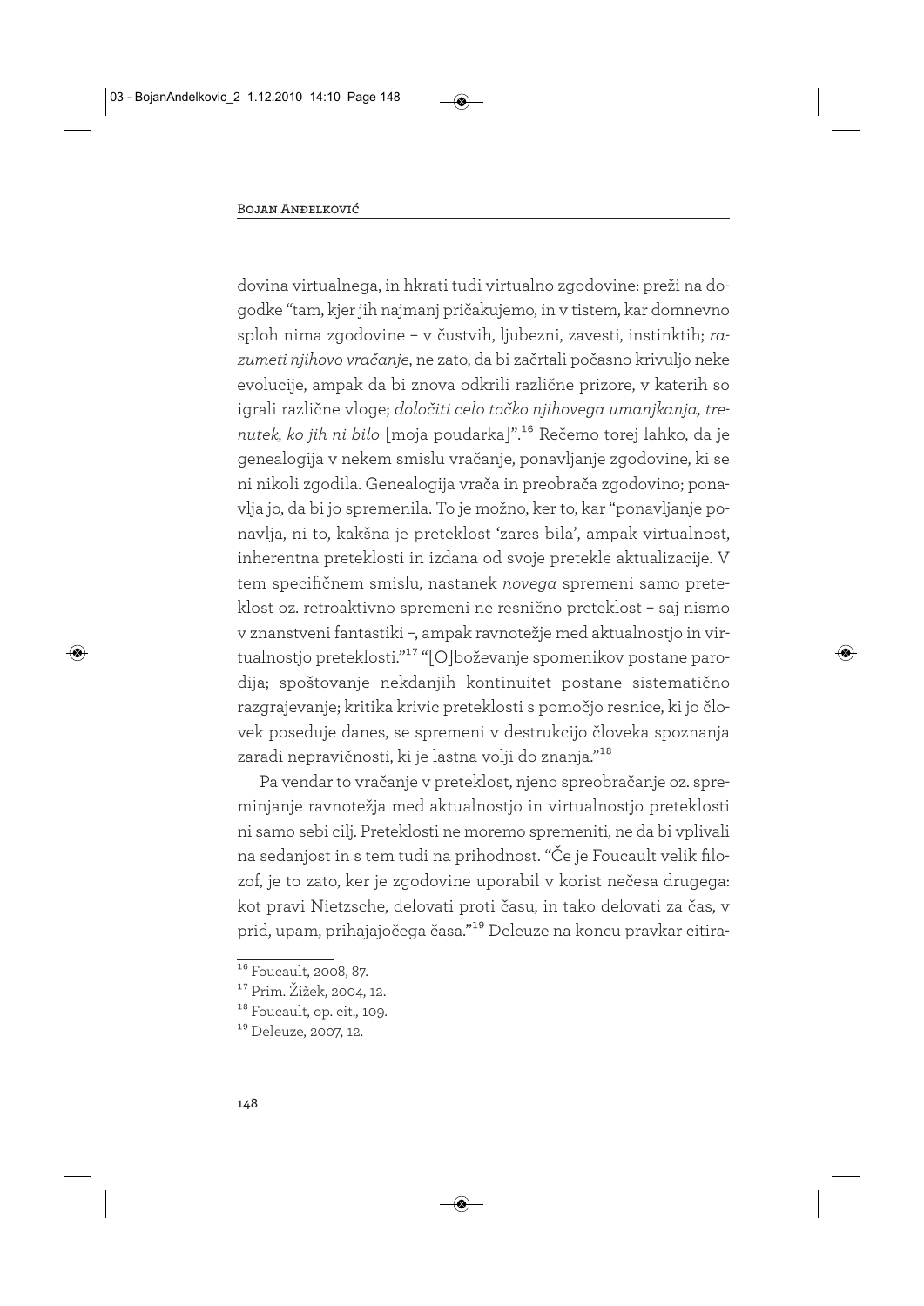dovina virtualnega, in hkrati tudi virtualno zgodovine: preži na dogodke "tam, kjer jih najmanj pričakujemo, in v tistem, kar domnevno sploh nima zgodovine – v čustvih, ljubezni, zavesti, instinktih; *razumeti njihovo vračanje*, ne zato, da bi začrtali počasno krivuljo neke evolucije, ampak da bi znova odkrili različne prizore, v katerih so igrali različne vloge; *določiti celo točko njihovega umanjkanja, trenutek, ko jih ni bilo* [moja poudarka]".[16] Rečemo torej lahko, da je genealogija v nekem smislu vračanje, ponavljanje zgodovine, ki se ni nikoli zgodila. Genealogija vrača in preobrača zgodovino; ponavlja jo, da bi jo spremenila. To je možno, ker to, kar "ponavljanje ponavlja, ni to, kakšna je preteklost 'zares bila', ampak virtualnost, inherentna preteklosti in izdana od svoje pretekle aktualizacije. V tem specifičnem smislu, nastanek *novega* spremeni samo preteklost oz. retroaktivno spremeni ne resnično preteklost – saj nismo v znanstveni fantastiki –, ampak ravnotežje med aktualnostjo in virtualnostjo preteklosti."[17] "[O]boževanje spomenikov postane parodija; spoštovanje nekdanjih kontinuitet postane sistematično razgrajevanje; kritika krivic preteklosti s pomočjo resnice, ki jo človek poseduje danes, se spremeni v destrukcijo človeka spoznanja zaradi nepravičnosti, ki je lastna volji do znanja."[18]

Pa vendar to vračanje v preteklost, njeno spreobračanje oz. spreminjanje ravnotežja med aktualnostjo in virtualnostjo preteklosti ni samo sebi cilj. Preteklosti ne moremo spremeniti, ne da bi vplivali na sedanjost in s tem tudi na prihodnost. "Če je Foucault velik filozof, je to zato, ker je zgodovine uporabil v korist nečesa drugega: kot pravi Nietzsche, delovati proti času, in tako delovati za čas, v prid, upam, prihajajočega časa."[19] Deleuze na koncu pravkar citira-

---

[16] Foucault, 2008, 87.

[17] Prim. Žižek, 2004, 12.

[18] Foucault, op. cit., 109.

[19] Deleuze, 2007, 12.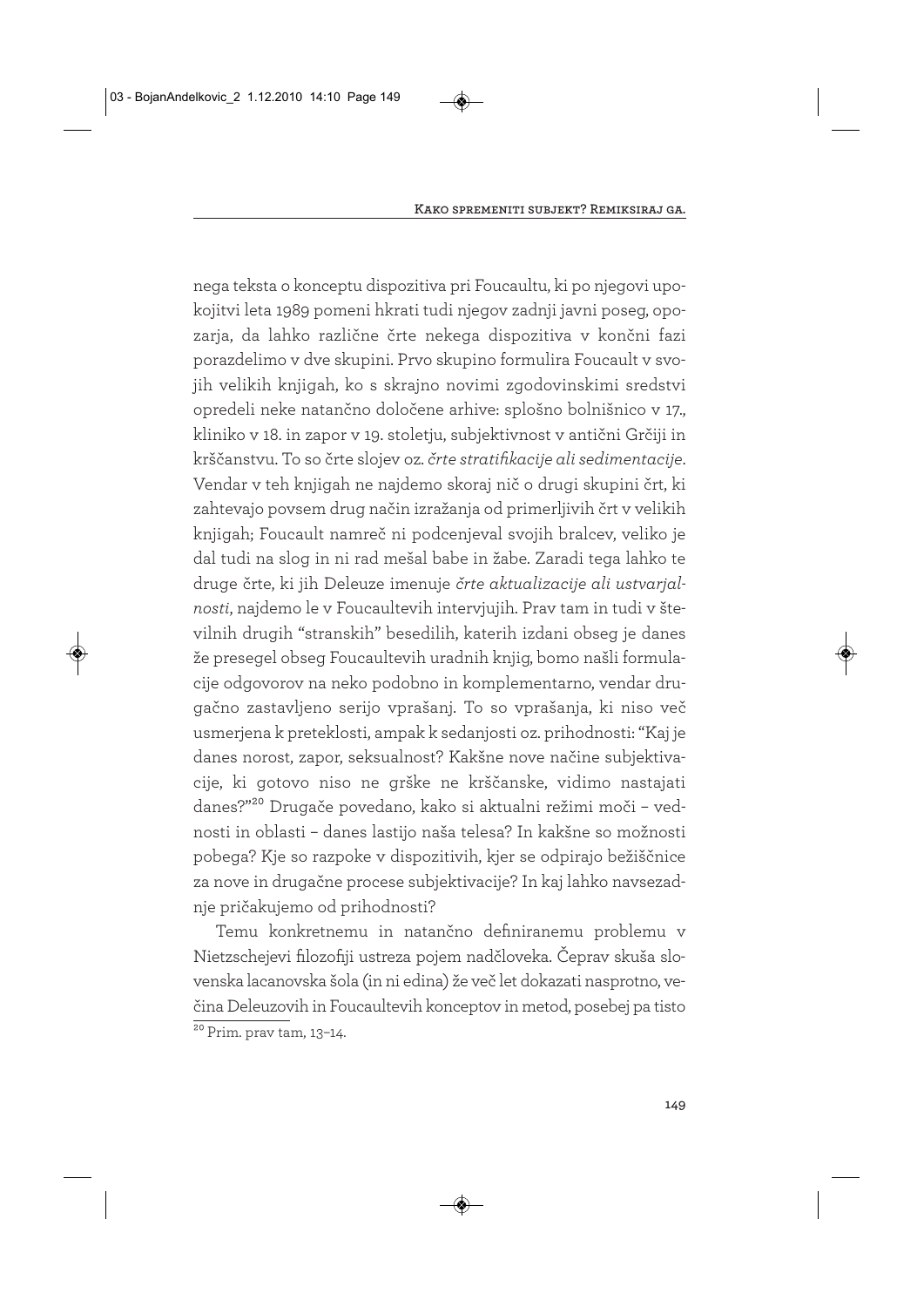nega teksta o konceptu dispozitiva pri Foucaultu, ki po njegovi upokojitvi leta 1989 pomeni hkrati tudi njegov zadnji javni poseg, opozarja, da lahko različne črte nekega dispozitiva v končni fazi porazdelimo v dve skupini. Prvo skupino formulira Foucault v svojih velikih knjigah, ko s skrajno novimi zgodovinskimi sredstvi opredeli neke natančno določene arhive: splošno bolnišnico v 17., kliniko v 18. in zapor v 19. stoletju, subjektivnost v antični Grčiji in krščanstvu. To so črte slojev oz. *črte stratifikacije ali sedimentacije*. Vendar v teh knjigah ne najdemo skoraj nič o drugi skupini črt, ki zahtevajo povsem drug način izražanja od primerljivih črt v velikih knjigah; Foucault namreč ni podcenjeval svojih bralcev, veliko je dal tudi na slog in ni rad mešal babe in žabe. Zaradi tega lahko te druge črte, ki jih Deleuze imenuje *črte aktualizacije ali ustvarjalnosti*, najdemo le v Foucaultevih intervjujih. Prav tam in tudi v številnih drugih "stranskih" besedilih, katerih izdani obseg je danes že presegel obseg Foucaultevih uradnih knjig, bomo našli formulacije odgovorov na neko podobno in komplementarno, vendar drugačno zastavljeno serijo vprašanj. To so vprašanja, ki niso več usmerjena k preteklosti, ampak k sedanjosti oz. prihodnosti: "Kaj je danes norost, zapor, seksualnost? Kakšne nove načine subjektivacije, ki gotovo niso ne grške ne krščanske, vidimo nastajati danes?"[20] Drugače povedano, kako si aktualni režimi moči – vednosti in oblasti – danes lastijo naša telesa? In kakšne so možnosti pobega? Kje so razpoke v dispozitivih, kjer se odpirajo bežiščnice za nove in drugačne procese subjektivacije? In kaj lahko navsezadnje pričakujemo od prihodnosti?

Temu konkretnemu in natančno definiranemu problemu v Nietzschejevi filozofiji ustreza pojem nadčloveka. Čeprav skuša slovenska lacanovska šola (in ni edina) že več let dokazati nasprotno, večina Deleuzovih in Foucaultevih konceptov in metod, posebej pa tisto

[20] Prim. prav tam, 13–14.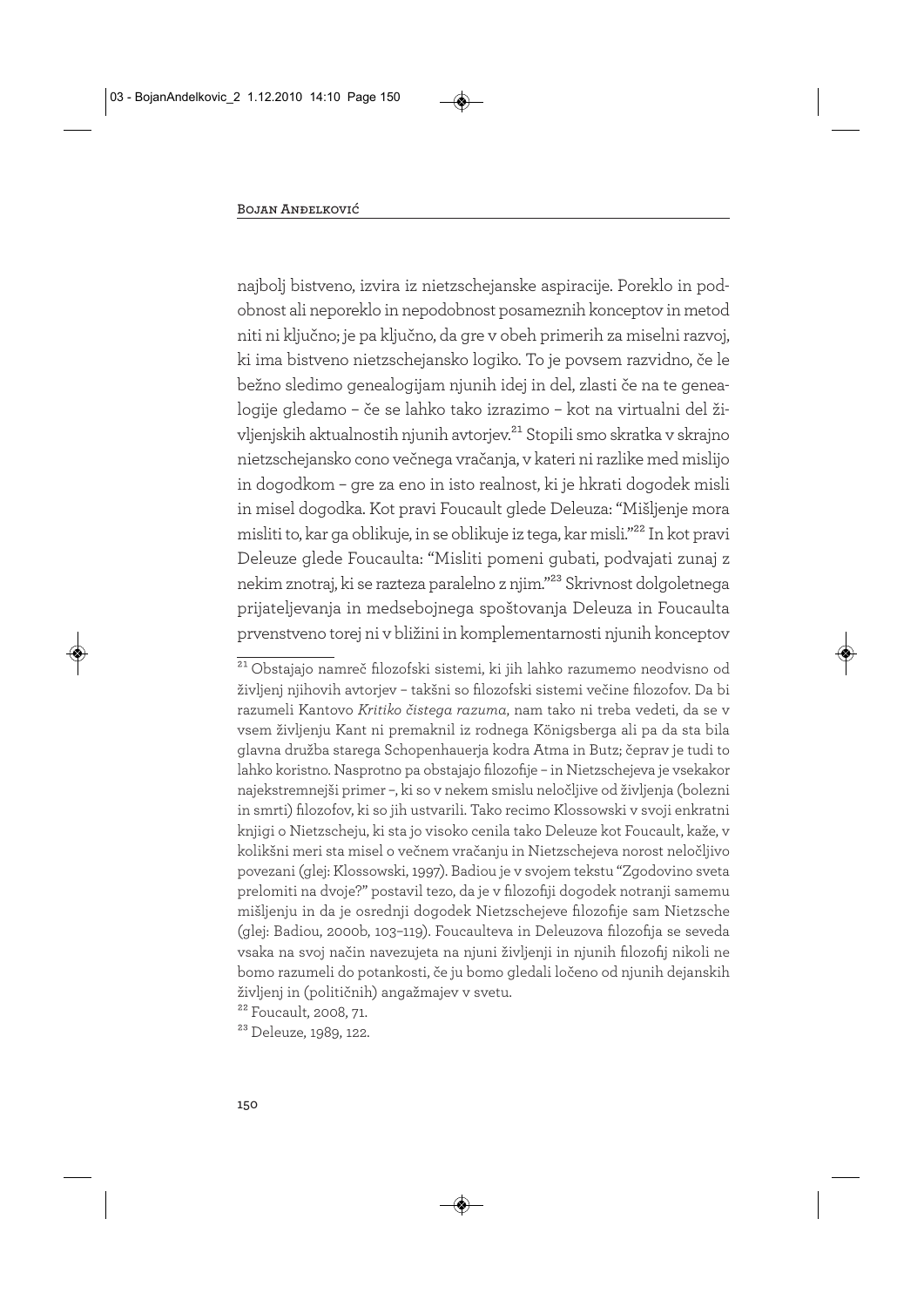najbolj bistveno, izvira iz nietzschejanske aspiracije. Poreklo in podobnost ali neporeklo in nepodobnost posameznih konceptov in metod niti ni ključno; je pa ključno, da gre v obeh primerih za miselni razvoj, ki ima bistveno nietzschejansko logiko. To je povsem razvidno, če le bežno sledimo genealogijam njunih idej in del, zlasti če na te genealogije gledamo – če se lahko tako izrazimo – kot na virtualni del življenjskih aktualnostih njunih avtorjev.[21] Stopili smo skratka v skrajno nietzschejansko cono večnega vračanja, v kateri ni razlike med mislijo in dogodkom – gre za eno in isto realnost, ki je hkrati dogodek misli in misel dogodka. Kot pravi Foucault glede Deleuza: "Mišljenje mora misliti to, kar ga oblikuje, in se oblikuje iz tega, kar misli."[22] In kot pravi Deleuze glede Foucaulta: "Misliti pomeni gubati, podvajati zunaj z nekim znotraj, ki se razteza paralelno z njim."[23] Skrivnost dolgoletnega prijateljevanja in medsebojnega spoštovanja Deleuza in Foucaulta prvenstveno torej ni v bližini in komplementarnosti njunih konceptov

---

[21] Obstajajo namreč filozofski sistemi, ki jih lahko razumemo neodvisno od življenj njihovih avtorjev – takšni so filozofski sistemi večine filozofov. Da bi razumeli Kantovo *Kritiko čistega razuma*, nam tako ni treba vedeti, da se v vsem življenju Kant ni premaknil iz rodnega Königsberga ali pa da sta bila glavna družba starega Schopenhauerja kodra Atma in Butz; čeprav je tudi to lahko koristno. Nasprotno pa obstajajo filozofije – in Nietzschejeva je vsekakor najekstremnejši primer –, ki so v nekem smislu neločljive od življenja (bolezni in smrti) filozofov, ki so jih ustvarili. Tako recimo Klossowski v svoji enkratni knjigi o Nietzscheju, ki sta jo visoko cenila tako Deleuze kot Foucault, kaže, v kolikšni meri sta misel o večnem vračanju in Nietzschejeva norost neločljivo povezani (glej: Klossowski, 1997). Badiou je v svojem tekstu "Zgodovino sveta prelomiti na dvoje?" postavil tezo, da je v filozofiji dogodek notranji samemu mišljenju in da je osrednji dogodek Nietzschejeve filozofije sam Nietzsche (glej: Badiou, 2000b, 103–119). Foucaulteva in Deleuzova filozofija se seveda vsaka na svoj način navezujeta na njuni življenji in njunih filozofij nikoli ne bomo razumeli do potankosti, če ju bomo gledali ločeno od njunih dejanskih življenj in (političnih) angažmajev v svetu.

[22] Foucault, 2008, 71.

[23] Deleuze, 1989, 122.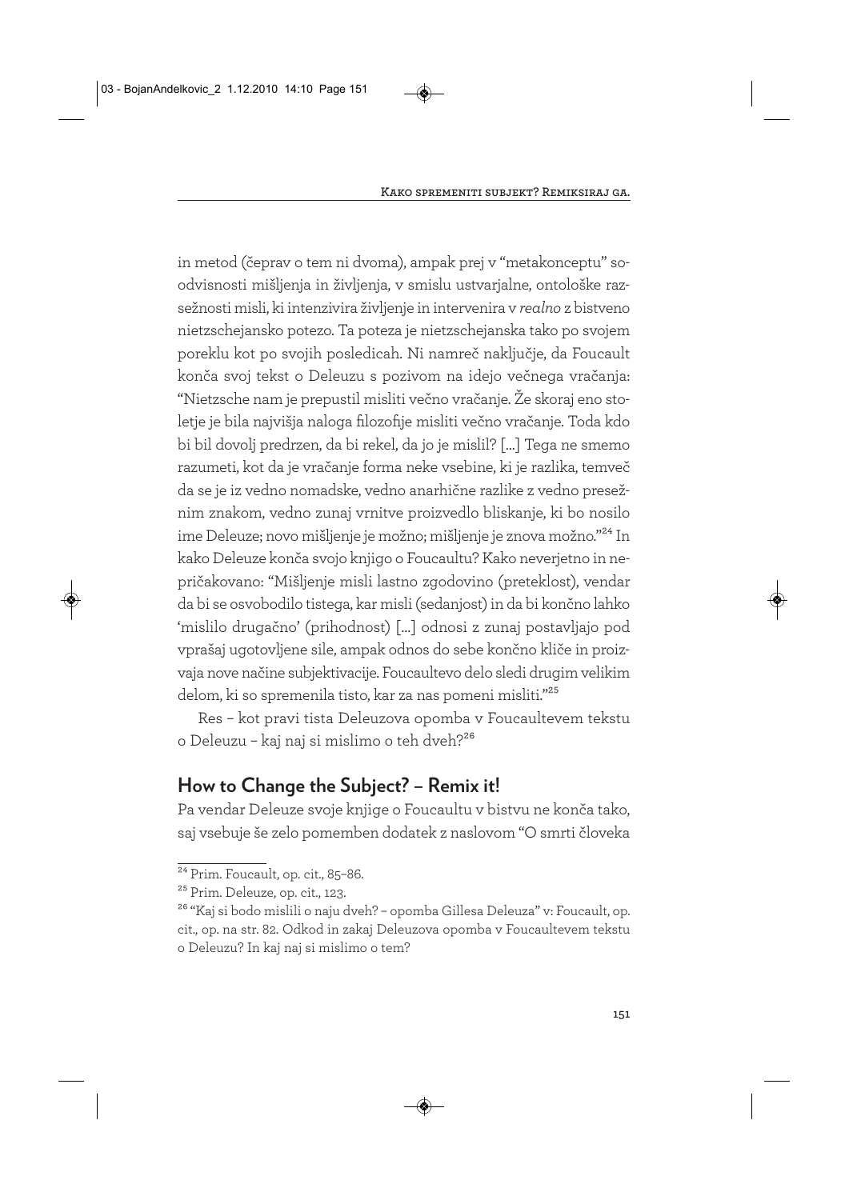in metod (čeprav o tem ni dvoma), ampak prej v "metakonceptu" soodvisnosti mišljenja in življenja, v smislu ustvarjalne, ontološke razsežnosti misli, ki intenzivira življenje in intervenira v *realno* z bistveno nietzschejansko potezo. Ta poteza je nietzschejanska tako po svojem poreklu kot po svojih posledicah. Ni namreč naključje, da Foucault konča svoj tekst o Deleuzu s pozivom na idejo večnega vračanja: "Nietzsche nam je prepustil misliti večno vračanje. Že skoraj eno stoletje je bila najvišja naloga filozofije misliti večno vračanje. Toda kdo bi bil dovolj predrzen, da bi rekel, da jo je mislil? [...] Tega ne smemo razumeti, kot da je vračanje forma neke vsebine, ki je razlika, temveč da se je iz vedno nomadske, vedno anarhične razlike z vedno presežnim znakom, vedno zunaj vrnitve proizvedlo bliskanje, ki bo nosilo ime Deleuze; novo mišljenje je možno; mišljenje je znova možno."[24] In kako Deleuze konča svojo knjigo o Foucaultu? Kako neverjetno in nepričakovano: "Mišljenje misli lastno zgodovino (preteklost), vendar da bi se osvobodilo tistega, kar misli (sedanjost) in da bi končno lahko 'mislilo drugačno' (prihodnost) [...] odnosi z zunaj postavljajo pod vprašaj ugotovljene sile, ampak odnos do sebe končno kliče in proizvaja nove načine subjektivacije. Foucaultevo delo sledi drugim velikim delom, ki so spremenila tisto, kar za nas pomeni misliti."[25]

Res – kot pravi tista Deleuzova opomba v Foucaultevem tekstu o Deleuzu – kaj naj si mislimo o teh dveh?[26]

## How to Change the Subject? – Remix it!

Pa vendar Deleuze svoje knjige o Foucaultu v bistvu ne konča tako, saj vsebuje še zelo pomemben dodatek z naslovom "O smrti človeka

---

[24] Prim. Foucault, op. cit., 85–86.

[25] Prim. Deleuze, op. cit., 123.

[26] "Kaj si bodo mislili o naju dveh? – opomba Gillesa Deleuza" v: Foucault, op. cit., op. na str. 82. Odkod in zakaj Deleuzova opomba v Foucaultevem tekstu o Deleuzu? In kaj naj si mislimo o tem?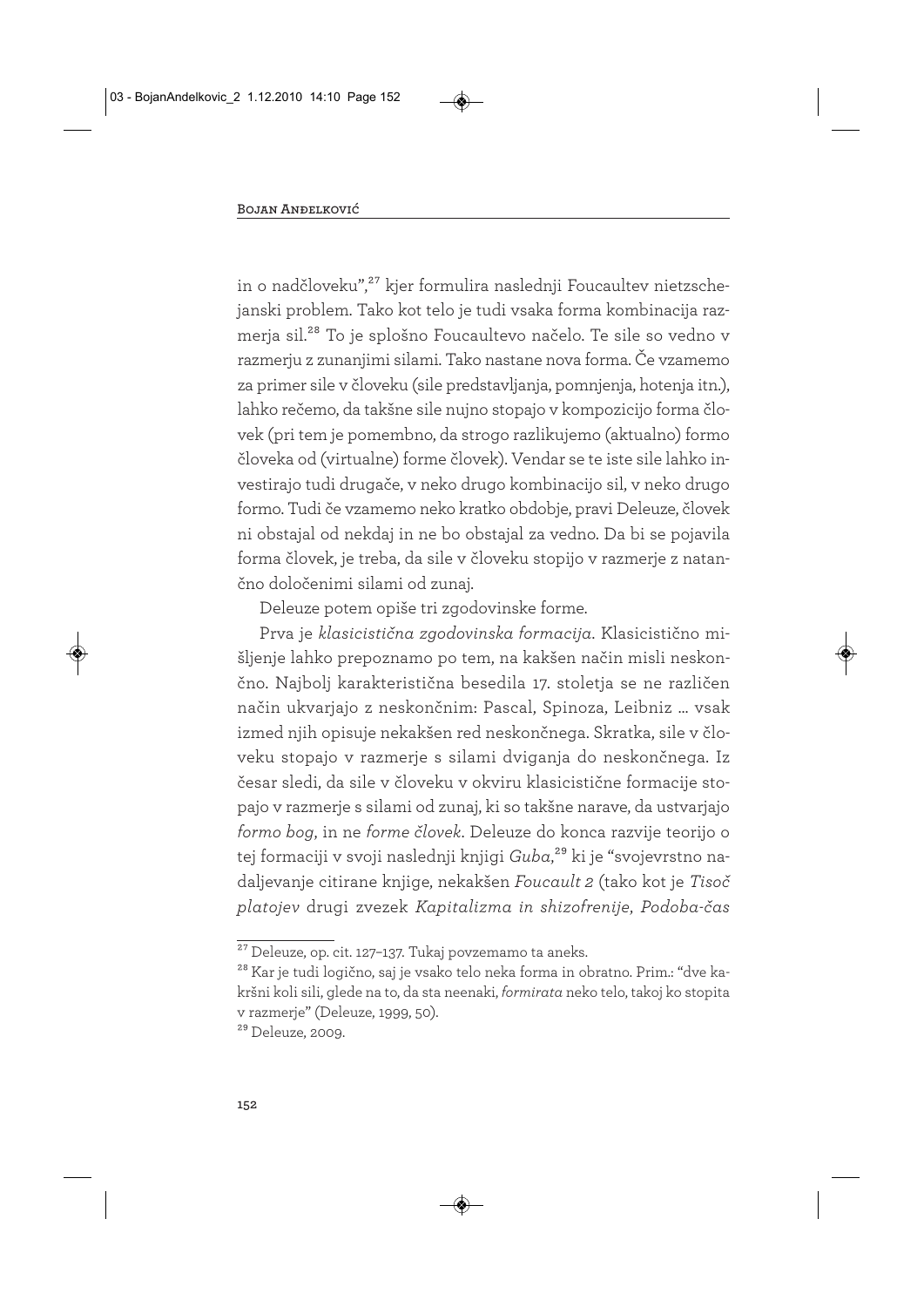in o nadčloveku",[27] kjer formulira naslednji Foucaultev nietzschejanski problem. Tako kot telo je tudi vsaka forma kombinacija razmerja sil.[28] To je splošno Foucaultevo načelo. Te sile so vedno v razmerju z zunanjimi silami. Tako nastane nova forma. Če vzamemo za primer sile v človeku (sile predstavljanja, pomnjenja, hotenja itn.), lahko rečemo, da takšne sile nujno stopajo v kompozicijo forma človek (pri tem je pomembno, da strogo razlikujemo (aktualno) formo človeka od (virtualne) forme človek). Vendar se te iste sile lahko investirajo tudi drugače, v neko drugo kombinacijo sil, v neko drugo formo. Tudi če vzamemo neko kratko obdobje, pravi Deleuze, človek ni obstajal od nekdaj in ne bo obstajal za vedno. Da bi se pojavila forma človek, je treba, da sile v človeku stopijo v razmerje z natančno določenimi silami od zunaj.

Deleuze potem opiše tri zgodovinske forme.

Prva je *klasicistična zgodovinska formacija*. Klasicistično mišljenje lahko prepoznamo po tem, na kakšen način misli neskončno. Najbolj karakteristična besedila 17. stoletja se ne različen način ukvarjajo z neskončnim: Pascal, Spinoza, Leibniz … vsak izmed njih opisuje nekakšen red neskončnega. Skratka, sile v človeku stopajo v razmerje s silami dviganja do neskončnega. Iz česar sledi, da sile v človeku v okviru klasicistične formacije stopajo v razmerje s silami od zunaj, ki so takšne narave, da ustvarjajo *formo bog*, in ne *forme človek*. Deleuze do konca razvije teorijo o tej formaciji v svoji naslednji knjigi *Guba*,[29] ki je "svojevrstno nadaljevanje citirane knjige, nekakšen *Foucault 2* (tako kot je *Tisoč platojev* drugi zvezek *Kapitalizma in shizofrenije*, *Podoba-čas*

---

[27] Deleuze, op. cit. 127–137. Tukaj povzemamo ta aneks.

[28] Kar je tudi logično, saj je vsako telo neka forma in obratno. Prim.: "dve kakršni koli sili, glede na to, da sta neenaki, *formirata* neko telo, takoj ko stopita v razmerje" (Deleuze, 1999, 50).

[29] Deleuze, 2009.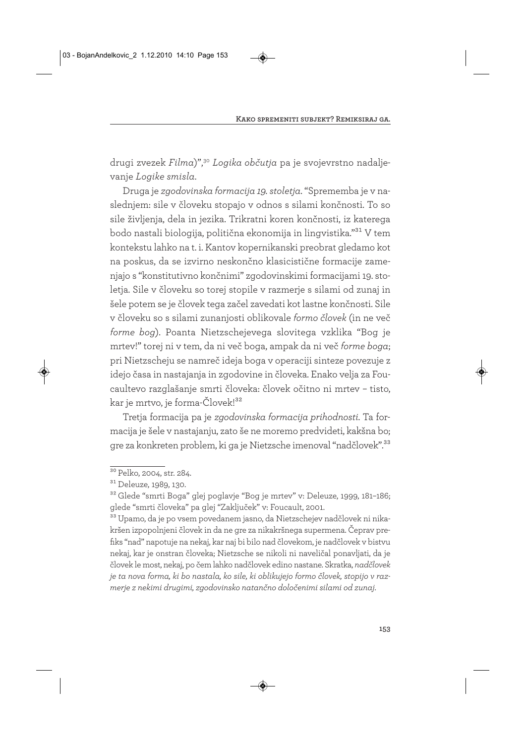drugi zvezek *Filma*)",[30] *Logika občutja* pa je svojevrstno nadaljevanje *Logike smisla*.

Druga je *zgodovinska formacija 19. stoletja*. "Sprememba je v naslednjem: sile v človeku stopajo v odnos s silami končnosti. To so sile življenja, dela in jezika. Trikratni koren končnosti, iz katerega bodo nastali biologija, politična ekonomija in lingvistika."[31] V tem kontekstu lahko na t. i. Kantov kopernikanski preobrat gledamo kot na poskus, da se izvirno neskončno klasicistične formacije zamenjajo s "konstitutivno končnimi" zgodovinskimi formacijami 19. stoletja. Sile v človeku so torej stopile v razmerje s silami od zunaj in šele potem se je človek tega začel zavedati kot lastne končnosti. Sile v človeku so s silami zunanjosti oblikovale *formo človek* (in ne več *forme bog*). Poanta Nietzschejevega slovitega vzklika "Bog je mrtev!" torej ni v tem, da ni več boga, ampak da ni več *forme boga*; pri Nietzscheju se namreč ideja boga v operaciji sinteze povezuje z idejo časa in nastajanja in zgodovine in človeka. Enako velja za Foucaultevo razglašanje smrti človeka: človek očitno ni mrtev – tisto, kar je mrtvo, je forma-Človek![32]

Tretja formacija pa je *zgodovinska formacija prihodnosti*. Ta formacija je šele v nastajanju, zato še ne moremo predvideti, kakšna bo; gre za konkreten problem, ki ga je Nietzsche imenoval "nadčlovek".[33]

---

[30] Pelko, 2004, str. 284.

[31] Deleuze, 1989, 130.

[32] Glede "smrti Boga" glej poglavje "Bog je mrtev" v: Deleuze, 1999, 181–186; glede "smrti človeka" pa glej "Zaključek" v: Foucault, 2001.

[33] Upamo, da je po vsem povedanem jasno, da Nietzschejev nadčlovek ni nikakršen izpopolnjeni človek in da ne gre za nikakršnega supermena. Čeprav prefiks "nad" napotuje na nekaj, kar naj bi bilo nad človekom, je nadčlovek v bistvu nekaj, kar je onstran človeka; Nietzsche se nikoli ni naveličal ponavljati, da je človek le most, nekaj, po čem lahko nadčlovek edino nastane. Skratka, *nadčlovek je ta nova forma, ki bo nastala, ko sile, ki oblikujejo formo človek, stopijo v razmerje z nekimi drugimi, zgodovinsko natančno določenimi silami od zunaj.*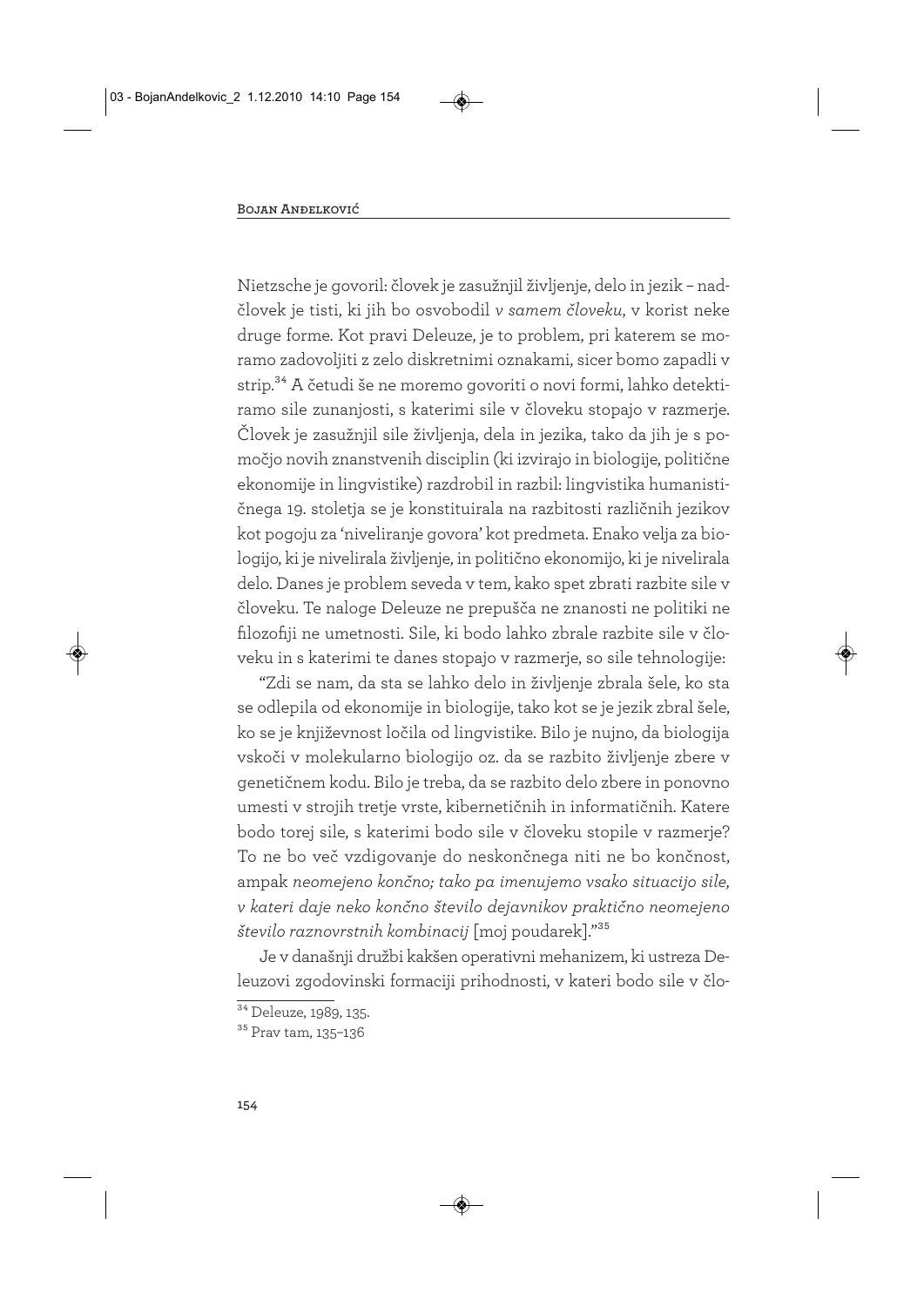Nietzsche je govoril: človek je zasužnjil življenje, delo in jezik – nadčlovek je tisti, ki jih bo osvobodil *v samem človeku*, v korist neke druge forme. Kot pravi Deleuze, je to problem, pri katerem se moramo zadovoljiti z zelo diskretnimi oznakami, sicer bomo zapadli v strip.[34] A četudi še ne moremo govoriti o novi formi, lahko detektiramo sile zunanjosti, s katerimi sile v človeku stopajo v razmerje. Človek je zasužnjil sile življenja, dela in jezika, tako da jih je s pomočjo novih znanstvenih disciplin (ki izvirajo iz biologije, politične ekonomije in lingvistike) razdrobil in razbil: lingvistika humanističnega 19. stoletja se je konstituirala na razbitosti različnih jezikov kot pogoju za 'niveliranje govora' kot predmeta. Enako velja za biologijo, ki je nivelirala življenje, in politično ekonomijo, ki je nivelirala delo. Danes je problem seveda v tem, kako spet zbrati razbite sile v človeku. Te naloge Deleuze ne prepušča ne znanosti ne politiki ne filozofiji ne umetnosti. Sile, ki bodo lahko zbrale razbite sile v človeku in s katerimi te danes stopajo v razmerje, so sile tehnologije:

"Zdi se nam, da sta se lahko delo in življenje zbrala šele, ko sta se odlepila od ekonomije in biologije, tako kot se je jezik zbral šele, ko se je književnost ločila od lingvistike. Bilo je nujno, da biologija vskoči v molekularno biologijo oz. da se razbito življenje zbere v genetičnem kodu. Bilo je treba, da se razbito delo zbere in ponovno umesti v strojih tretje vrste, kibernetičnih in informatičnih. Katere bodo torej sile, s katerimi bodo sile v človeku stopile v razmerje? To ne bo več vzdigovanje do neskončnega niti ne bo končnost, ampak *neomejeno končno; tako pa imenujemo vsako situacijo sile, v kateri daje neko končno število dejavnikov praktično neomejeno število raznovrstnih kombinacij* [moj poudarek]."[35]

Je v današnji družbi kakšen operativni mehanizem, ki ustreza Deleuzovi zgodovinski formaciji prihodnosti, v kateri bodo sile v člo-

---

[34] Deleuze, 1989, 135.

[35] Prav tam, 135–136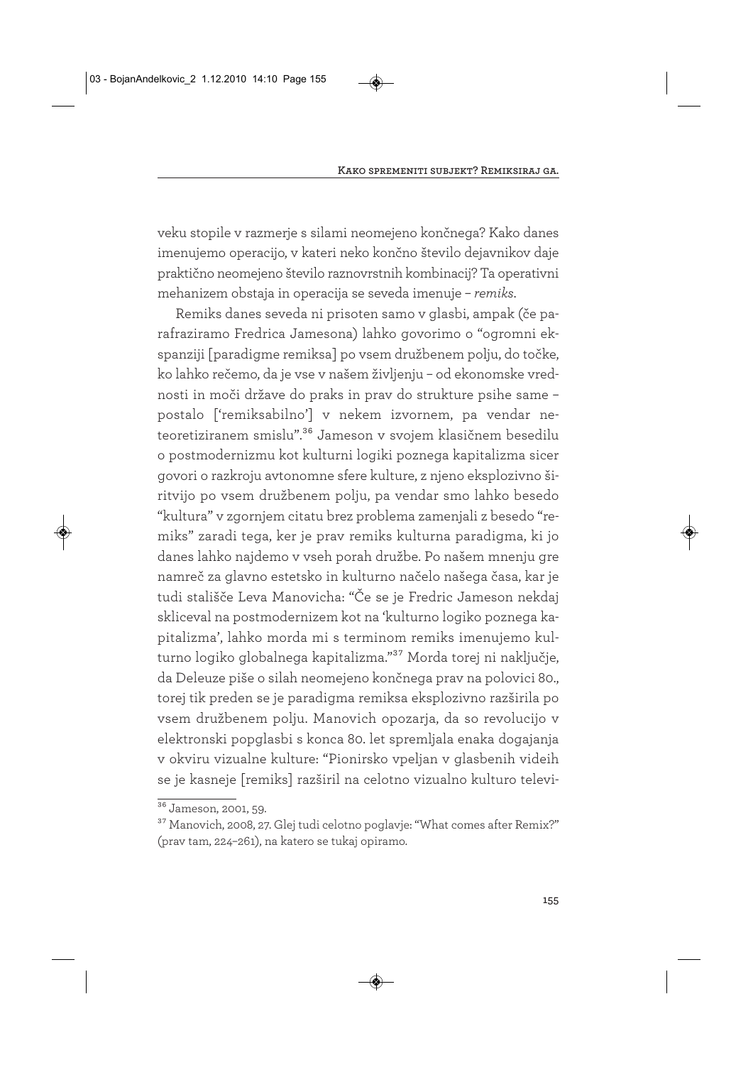veku stopile v razmerje s silami neomejeno končnega? Kako danes imenujemo operacijo, v kateri neko končno število dejavnikov daje praktično neomejeno število raznovrstnih kombinacij? Ta operativni mehanizem obstaja in operacija se seveda imenuje – *remiks*.

Remiks danes seveda ni prisoten samo v glasbi, ampak (če parafraziramo Fredrica Jamesona) lahko govorimo o "ogromni ekspanziji [paradigme remiksa] po vsem družbenem polju, do točke, ko lahko rečemo, da je vse v našem življenju – od ekonomske vrednosti in moči države do praks in prav do strukture psihe same – postalo ['remiksabilno'] v nekem izvornem, pa vendar neteoretiziranem smislu".[36] Jameson v svojem klasičnem besedilu o postmodernizmu kot kulturni logiki poznega kapitalizma sicer govori o razkroju avtonomne sfere kulture, z njeno eksplozivno širitvijo po vsem družbenem polju, pa vendar smo lahko besedo "kultura" v zgornjem citatu brez problema zamenjali z besedo "remiks" zaradi tega, ker je prav remiks kulturna paradigma, ki jo danes lahko najdemo v vseh porah družbe. Po našem mnenju gre namreč za glavno estetsko in kulturno načelo našega časa, kar je tudi stališče Leva Manovicha: "Če se je Fredric Jameson nekdaj skliceval na postmodernizem kot na 'kulturno logiko poznega kapitalizma', lahko morda mi s terminom remiks imenujemo kulturno logiko globalnega kapitalizma."[37] Morda torej ni naključje, da Deleuze piše o silah neomejeno končnega prav na polovici 80., torej tik preden se je paradigma remiksa eksplozivno razširila po vsem družbenem polju. Manovich opozarja, da so revolucijo v elektronski popglasbi s konca 80. let spremljala enaka dogajanja v okviru vizualne kulture: "Pionirsko vpeljan v glasbenih videih se je kasneje [remiks] razširil na celotno vizualno kulturo televi-

[36] Jameson, 2001, 59.

[37] Manovich, 2008, 27. Glej tudi celotno poglavje: "What comes after Remix?" (prav tam, 224–261), na katero se tukaj opiramo.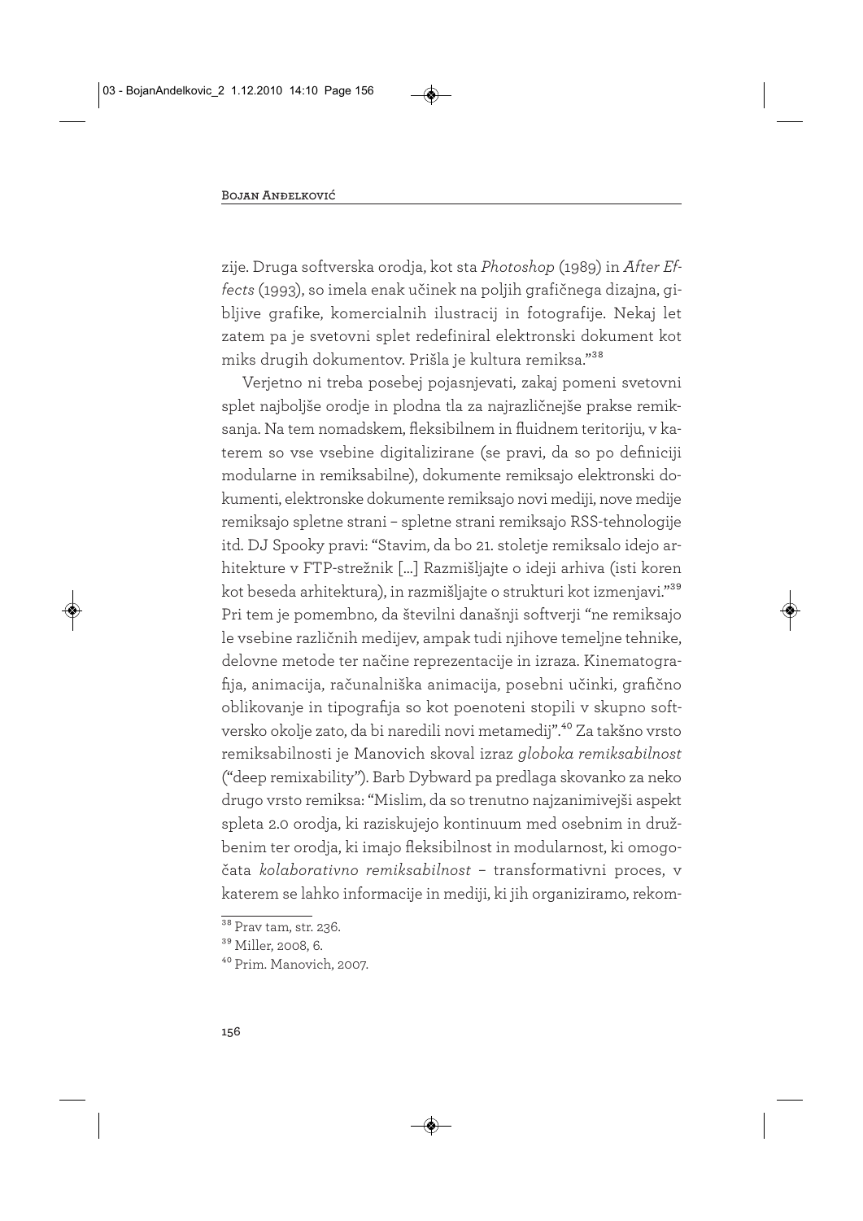zije. Druga softverska orodja, kot sta *Photoshop* (1989) in *After Effects* (1993), so imela enak učinek na poljih grafičnega dizajna, gibljive grafike, komercialnih ilustracij in fotografije. Nekaj let zatem pa je svetovni splet redefiniral elektronski dokument kot miks drugih dokumentov. Prišla je kultura remiksa."[38]

Verjetno ni treba posebej pojasnjevati, zakaj pomeni svetovni splet najboljše orodje in plodna tla za najrazličnejše prakse remiksanja. Na tem nomadskem, fleksibilnem in fluidnem teritoriju, v katerem so vse vsebine digitalizirane (se pravi, da so po definiciji modularne in remiksabilne), dokumente remiksajo elektronski dokumenti, elektronske dokumente remiksajo novi mediji, nove medije remiksajo spletne strani – spletne strani remiksajo RSS-tehnologije itd. DJ Spooky pravi: "Stavim, da bo 21. stoletje remiksalo idejo arhitekture v FTP-strežnik [...] Razmišljajte o ideji arhiva (isti koren kot beseda arhitektura), in razmišljajte o strukturi kot izmenjavi."[39] Pri tem je pomembno, da številni današnji softverji "ne remiksajo le vsebine različnih medijev, ampak tudi njihove temeljne tehnike, delovne metode ter načine reprezentacije in izraza. Kinematografija, animacija, računalniška animacija, posebni učinki, grafično oblikovanje in tipografija so kot poenoteni stopili v skupno softversko okolje zato, da bi naredili novi metamedij".[40] Za takšno vrsto remiksabilnosti je Manovich skoval izraz *globoka remiksabilnost* ("deep remixability"). Barb Dybward pa predlaga skovanko za neko drugo vrsto remiksa: "Mislim, da so trenutno najzanimivejši aspekt spleta 2.0 orodja, ki raziskujejo kontinuum med osebnim in družbenim ter orodja, ki imajo fleksibilnost in modularnost, ki omogočata *kolaborativno remiksabilnost* – transformativni proces, v katerem se lahko informacije in mediji, ki jih organiziramo, rekom-

---

[38] Prav tam, str. 236.

[39] Miller, 2008, 6.

[40] Prim. Manovich, 2007.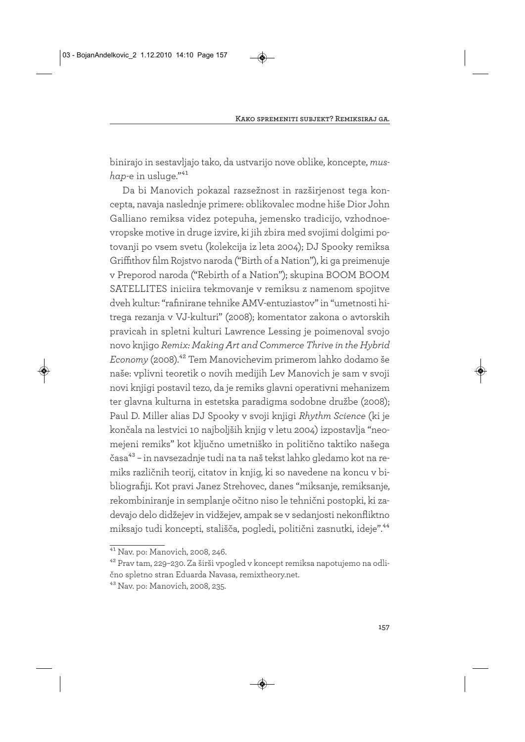binirajo in sestavljajo tako, da ustvarijo nove oblike, koncepte, *mushap*-e in usluge."[41]

Da bi Manovich pokazal razsežnost in razširjenost tega koncepta, navaja naslednje primere: oblikovalec modne hiše Dior John Galliano remiksa videz potepuha, jemensko tradicijo, vzhodnoevropske motive in druge izvire, ki jih zbira med svojimi dolgimi potovanji po vsem svetu (kolekcija iz leta 2004); DJ Spooky remiksa Griffithov film Rojstvo naroda ("Birth of a Nation"), ki ga preimenuje v Preporod naroda ("Rebirth of a Nation"); skupina BOOM BOOM SATELLITES iniciira tekmovanje v remiksu z namenom spojitve dveh kultur: "rafinirane tehnike AMV-entuziastov" in "umetnosti hitrega rezanja v VJ-kulturi" (2008); komentator zakona o avtorskih pravicah in spletni kulturi Lawrence Lessing je poimenoval svojo novo knjigo *Remix: Making Art and Commerce Thrive in the Hybrid Economy* (2008).[42] Tem Manovichevim primerom lahko dodamo še naše: vplivni teoretik o novih medijih Lev Manovich je sam v svoji novi knjigi postavil tezo, da je remiks glavni operativni mehanizem ter glavna kulturna in estetska paradigma sodobne družbe (2008); Paul D. Miller alias DJ Spooky v svoji knjigi *Rhythm Science* (ki je končala na lestvici 10 najboljših knjig v letu 2004) izpostavlja "neomejeni remiks" kot ključno umetniško in politično taktiko našega časa[43] – in navsezadnje tudi na ta naš tekst lahko gledamo kot na remiks različnih teorij, citatov in knjig, ki so navedene na koncu v bibliografiji. Kot pravi Janez Strehovec, danes "miksanje, remiksanje, rekombiniranje in semplanje očitno niso le tehnični postopki, ki zadevajo delo didžejev in vidžejev, ampak se v sedanjosti nekonfliktno miksajo tudi koncepti, stališča, pogledi, politični zasnutki, ideje".[44]

---

[41] Nav. po: Manovich, 2008, 246.

[42] Prav tam, 229–230. Za širši vpogled v koncept remiksa napotujemo na odlično spletno stran Eduarda Navasa, remixtheory.net.

[43] Nav. po: Manovich, 2008, 235.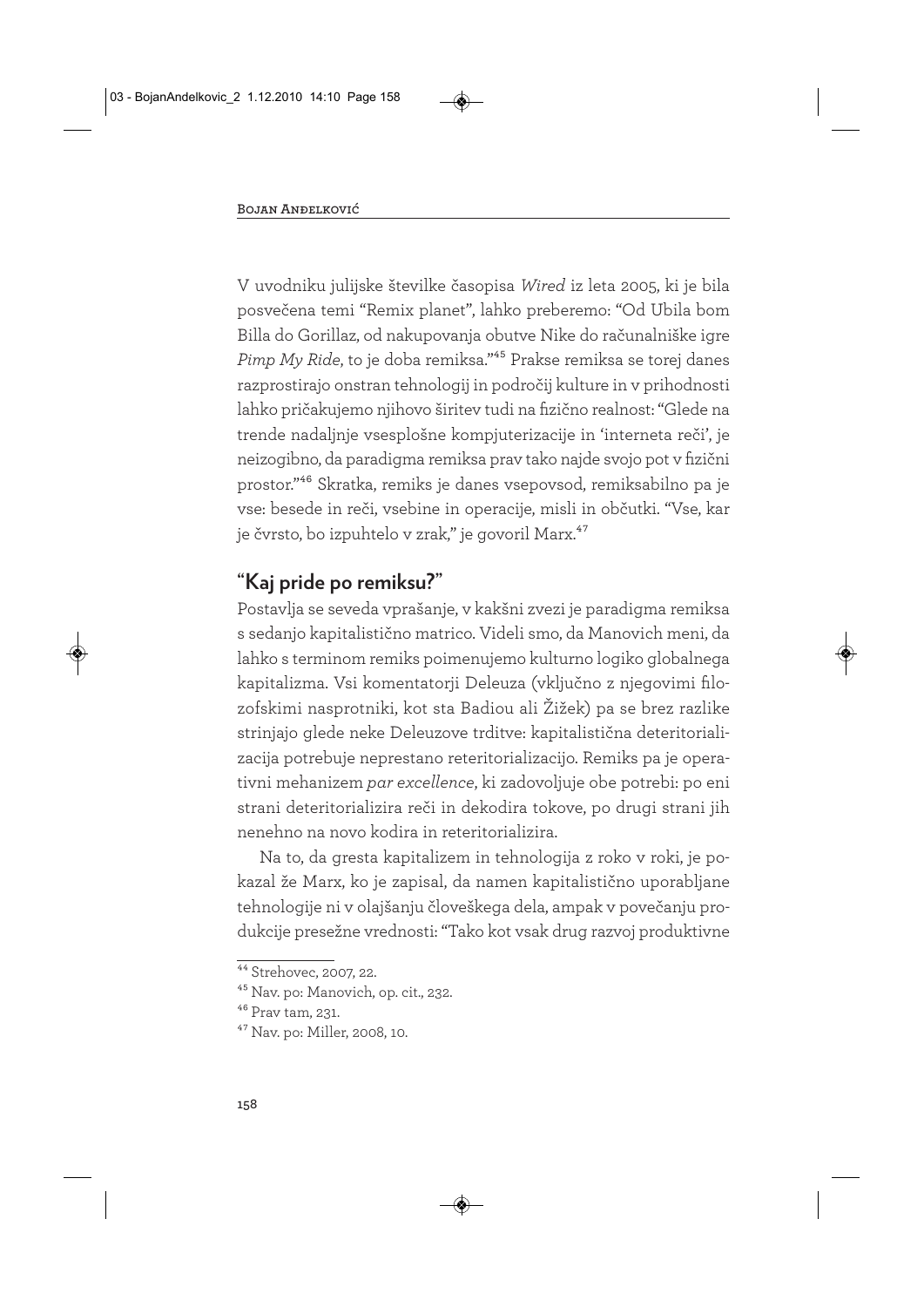V uvodniku julijske številke časopisa *Wired* iz leta 2005, ki je bila posvečena temi "Remix planet", lahko preberemo: "Od Ubila bom Billa do Gorillaz, od nakupovanja obutve Nike do računalniške igre *Pimp My Ride*, to je doba remiksa."[45] Prakse remiksa se torej danes razprostirajo onstran tehnologij in področij kulture in v prihodnosti lahko pričakujemo njihovo širitev tudi na fizično realnost: "Glede na trende nadaljnje vsesplošne kompjuterizacije in 'interneta reči', je neizogibno, da paradigma remiksa prav tako najde svojo pot v fizični prostor."[46] Skratka, remiks je danes vsepovsod, remiksabilno pa je vse: besede in reči, vsebine in operacije, misli in občutki. "Vse, kar je čvrsto, bo izpuhtelo v zrak," je govoril Marx.[47]

## "Kaj pride po remiksu?"

Postavlja se seveda vprašanje, v kakšni zvezi je paradigma remiksa s sedanjo kapitalistično matrico. Videli smo, da Manovich meni, da lahko s terminom remiks poimenujemo kulturno logiko globalnega kapitalizma. Vsi komentatorji Deleuza (vključno z njegovimi filozofskimi nasprotniki, kot sta Badiou ali Žižek) pa se brez razlike strinjajo glede neke Deleuzove trditve: kapitalistična deteritorializacija potrebuje nenehno reteritorializacijo. Remiks pa je operativni mehanizem *par excellence*, ki zadovoljuje obe potrebi: po eni strani deteritorializira reči in dekodira tokove, po drugi strani jih nenehno na novo kodira in reteritorializira.

Na to, da gresta kapitalizem in tehnologija z roko v roki, je pokazal že Marx, ko je zapisal, da namen kapitalistično uporabljane tehnologije ni v olajšanju človeškega dela, ampak v povečanju produkcije presežne vrednosti: "Tako kot vsak drug razvoj produktivne

---

[44] Strehovec, 2007, 22.

[45] Nav. po: Manovich, op. cit., 232.

[46] Prav tam, 231.

[47] Nav. po: Miller, 2008, 10.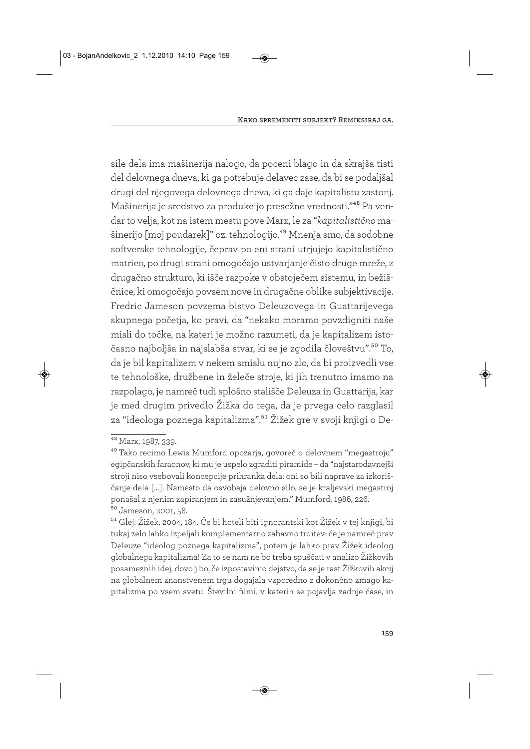sile dela ima mašinerija nalogo, da poceni blago in da skrajša tisti del delovnega dneva, ki ga potrebuje delavec zase, da bi se podaljšal drugi del njegovega delovnega dneva, ki ga daje kapitalistu zastonj. Mašinerija je sredstvo za produkcijo presežne vrednosti."[48] Pa vendar to velja, kot na istem mestu pove Marx, le za "*kapitalistično* mašinerijo [moj poudarek]" oz. tehnologijo.[49] Mnenja smo, da sodobne softverske tehnologije, čeprav po eni strani utrjujejo kapitalistično matrico, po drugi strani omogočajo ustvarjanje čisto druge mreže, z drugačno strukturo, ki išče razpoke v obstoječem sistemu, in bežiščnice, ki omogočajo povsem nove in drugačne oblike subjektivacije. Fredric Jameson povzema bistvo Deleuzovega in Guattarijevega skupnega početja, ko pravi, da "nekako moramo povzdigniti naše misli do točke, na kateri je možno razumeti, da je kapitalizem istočasno najboljša in najslabša stvar, ki se je zgodila človeštvu".[50] To, da je bil kapitalizem v nekem smislu nujno zlo, da bi proizvedli vse te tehnološke, družbene in želeče stroje, ki jih trenutno imamo na razpolago, je namreč tudi splošno stališče Deleuza in Guattarija, kar je med drugim privedlo Žižka do tega, da je prvega celo razglasil za "ideologa poznega kapitalizma".[51] Žižek gre v svoji knjigi o De-

---

[48] Marx, 1987, 339.

[49] Tako recimo Lewis Mumford opozarja, govoreč o delovnem "megastroju" egipčanskih faraonov, ki mu je uspelo zgraditi piramide – da "najstarodavnejši stroji niso vsebovali koncepcije prihranka dela: oni so bili naprave za izkoriščanje dela [...]. Namesto da osvobaja delovno silo, se je kraljevski megastroj ponašal z njenim zapiranjem in zasužnjevanjem." Mumford, 1986, 226.

[50] Jameson, 2001, 58.

[51] Glej: Žižek, 2004, 184. Če bi hoteli biti ignorantski kot Žižek v tej knjigi, bi tukaj zelo lahko izpeljali komplementarno zabavno trditev: če je namreč prav Deleuze "ideolog poznega kapitalizma", potem je lahko prav Žižek ideolog globalnega kapitalizma! Za to se nam ne bo treba spuščati v analizo Žižkovih posameznih idej, dovolj bo, če izpostavimo dejstvo, da se je rast Žižkovih akcij na globalnem znanstvenem trgu dogajala vzporedno z dokončno zmago kapitalizma po vsem svetu. Številni filmi, v katerih se pojavlja zadnje čase, in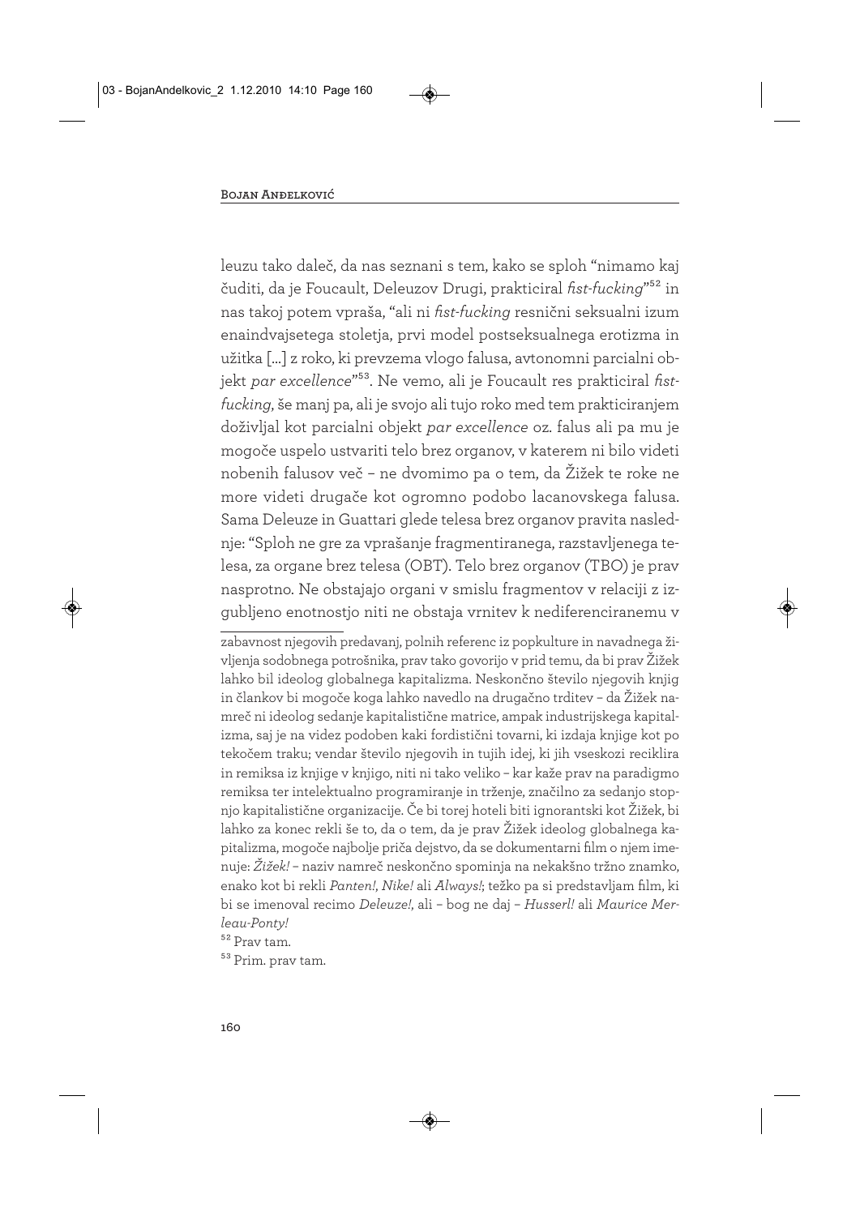leuzu tako daleč, da nas seznani s tem, kako se sploh "nimamo kaj čuditi, da je Foucault, Deleuzov Drugi, prakticiral *fist-fucking*"[52] in nas takoj potem vpraša, "ali ni *fist-fucking* resnični seksualni izum enaindvajsetega stoletja, prvi model postseksualnega erotizma in užitka [...] z roko, ki prevzema vlogo falusa, avtonomni parcialni objekt *par excellence*"[53]. Ne vemo, ali je Foucault res prakticiral *fist-fucking*, še manj pa, ali je svojo ali tujo roko med tem prakticiranjem doživljal kot parcialni objekt *par excellence* oz. falus ali pa mu je mogoče uspelo ustvariti telo brez organov, v katerem ni bilo videti nobenih falusov več – ne dvomimo pa o tem, da Žižek te roke ne more videti drugače kot ogromno podobo lacanovskega falusa. Sama Deleuze in Guattari glede telesa brez organov pravita naslednje: "Sploh ne gre za vprašanje fragmentiranega, razstavljenega telesa, za organe brez telesa (OBT). Telo brez organov (TBO) je prav nasprotno. Ne obstajajo organi v smislu fragmentov v relaciji z izgubljeno enotnostjo niti ne obstaja vrnitev k nediferenciranemu v

---

zabavnost njegovih predavanj, polnih referenc iz popkulture in navadnega življenja sodobnega potrošnika, prav tako govorijo v prid temu, da bi prav Žižek lahko bil ideolog globalnega kapitalizma. Neskončno število njegovih knjig in člankov bi mogoče koga lahko navedlo na drugačno trditev – da Žižek namreč ni ideolog sedanje kapitalistične matrice, ampak industrijskega kapitalizma, saj je na videz podoben kaki fordistični tovarni, ki izdaja knjige kot po tekočem traku; vendar število njegovih in tujih idej, ki jih vseskozi reciklira in remiksa iz knjige v knjigo, niti ni tako veliko – kar kaže prav na paradigmo remiksa ter intelektualno programiranje in trženje, značilno za sedanjo stopnjo kapitalistične organizacije. Če bi torej hoteli biti ignorantski kot Žižek, bi lahko za konec rekli še to, da o tem, da je prav Žižek ideolog globalnega kapitalizma, mogoče najbolje priča dejstvo, da se dokumentarni film o njem imenuje: *Žižek!* – naziv namreč neskončno spominja na nekakšno tržno znamko, enako kot bi rekli *Panten!*, *Nike!* ali *Always!*; težko pa si predstavljam film, ki bi se imenoval recimo *Deleuze!*, ali – bog ne daj – *Husserl!* ali *Maurice Merleau-Ponty!*

[52] Prav tam.

[53] Prim. prav tam.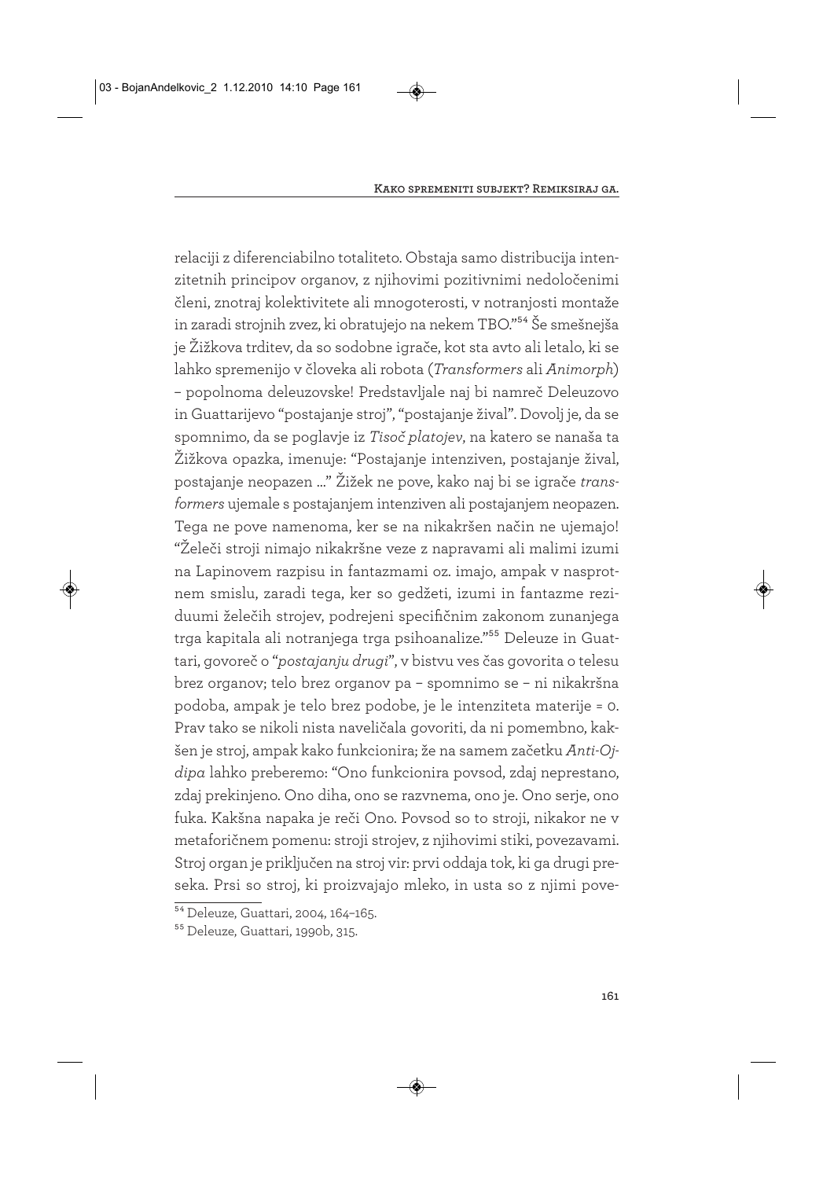relaciji z diferenciabilno totaliteto. Obstaja samo distribucija intenzitetnih principov organov, z njihovimi pozitivnimi nedoločenimi členi, znotraj kolektivitete ali mnogoterosti, v notranjosti montaže in zaradi strojnih zvez, ki obratujejo na nekem TBO."[54] Še smešnejša je Žižkova trditev, da so sodobne igrače, kot sta avto ali letalo, ki se lahko spremenijo v človeka ali robota (*Transformers* ali *Animorph*) – popolnoma deleuzovske! Predstavljale naj bi namreč Deleuzovo in Guattarijevo "postajanje stroj", "postajanje žival". Dovolj je, da se spomnimo, da se poglavje iz *Tisoč platojev*, na katero se nanaša ta Žižkova opazka, imenuje: "Postajanje intenziven, postajanje žival, postajanje neopazen ..." Žižek ne pove, kako naj bi se igrače *transformers* ujemale s postajanjem intenziven ali postajanjem neopazen. Tega ne pove namenoma, ker se na nikakršen način ne ujemajo! "Željeći stroji nimajo nikakršne veze z napravami ali malimi izumi na Lapinovem razpisu in fantazmami oz. imajo, ampak v nasprotnem smislu, zaradi tega, ker so gedžeti, izumi in fantazme reziduumi želječih strojev, podrejeni specifičnim zakonom zunanjega trga kapitala ali notranjega trga psihoanalize."[55] Deleuze in Guattari, govoreč o "*postajanju drugi*", v bistvu ves čas govorita o telesu brez organov; telo brez organov pa – spomnimo se – ni nikakršna podoba, ampak je telo brez podobe, je le intenziteta materije = 0. Prav tako se nikoli nista naveličala govoriti, da ni pomembno, kakšen je stroj, ampak kako funkcionira; že na samem začetku *Anti-Ojdipa* lahko preberemo: "Ono funkcionira povsod, zdaj neprestano, zdaj prekinjeno. Ono diha, ono se razvnema, ono je. Ono serje, ono fuka. Kakšna napaka je reči Ono. Povsod so to stroji, nikakor ne v metaforičnem pomenu: stroji strojev, z njihovimi stiki, povezavami. Stroj organ je priključen na stroj vir: prvi oddaja tok, ki ga drugi preseka. Prsi so stroj, ki proizvajajo mleko, in usta so z njimi pove-

[54] Deleuze, Guattari, 2004, 164–165.

[55] Deleuze, Guattari, 1990b, 315.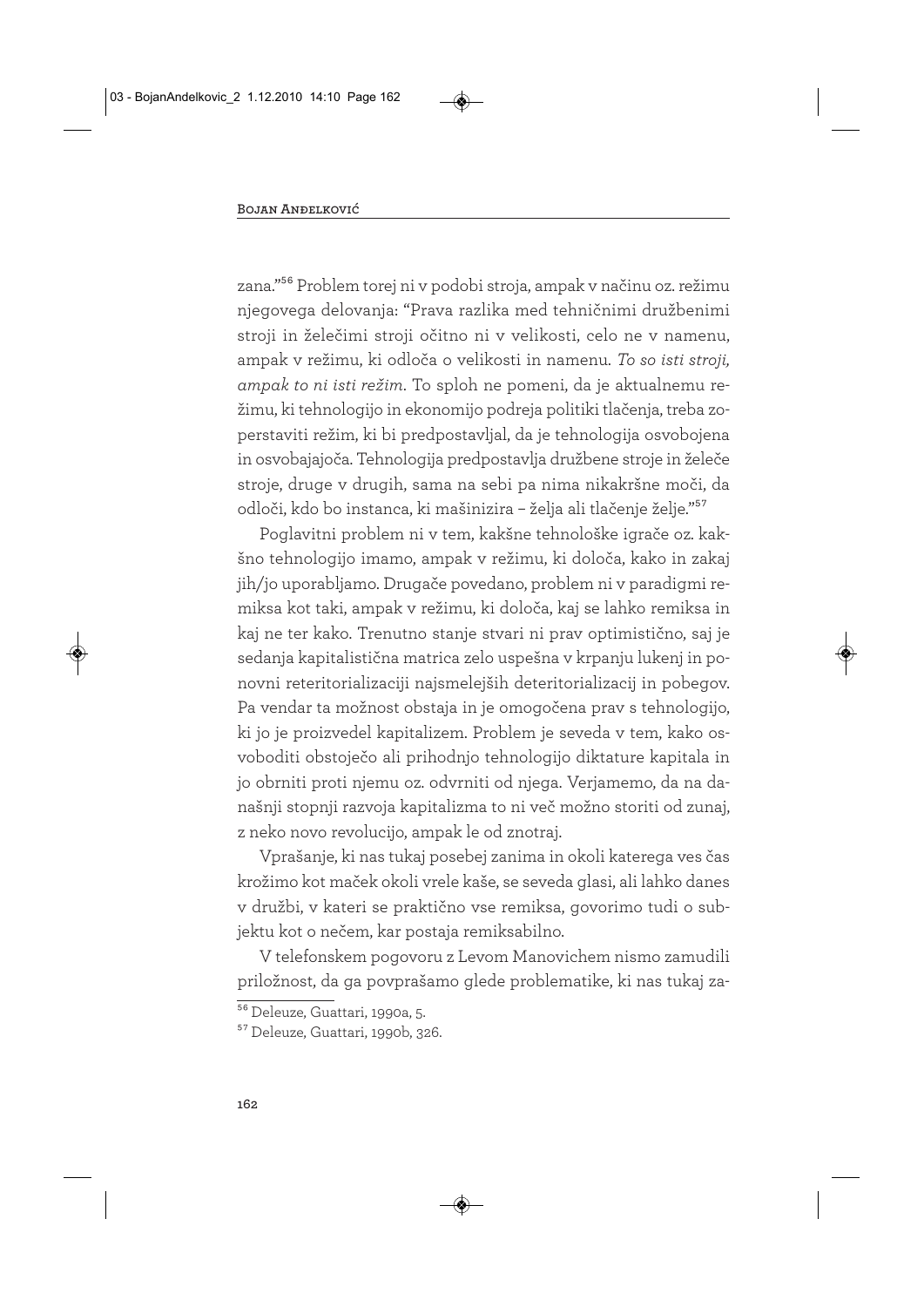zana."[56] Problem torej ni v podobi stroja, ampak v načinu oz. režimu njegovega delovanja: "Prava razlika med tehničnimi družbenimi stroji in želečimi stroji očitno ni v velikosti, celo ne v namenu, ampak v režimu, ki odloča o velikosti in namenu. *To so isti stroji, ampak to ni isti režim*. To sploh ne pomeni, da je aktualnemu režimu, ki tehnologijo in ekonomijo podreja politiki tlačenja, treba zoperstaviti režim, ki bi predpostavljal, da je tehnologija osvobojena in osvobajajoča. Tehnologija predpostavlja družbene stroje in želeče stroje, druge v drugih, sama na sebi pa nima nikakršne moči, da odloči, kdo bo instanca, ki mašinizira – želja ali tlačenje želje."[57]

Poglavitni problem ni v tem, kakšne tehnološke igrače oz. kakšno tehnologijo imamo, ampak v režimu, ki določa, kako in zakaj jih/jo uporabljamo. Drugače povedano, problem ni v paradigmi remiksa kot taki, ampak v režimu, ki določa, kaj se lahko remiksa in kaj ne ter kako. Trenutno stanje stvari ni prav optimistično, saj je sedanja kapitalistična matrica zelo uspešna v krpanju lukenj in ponovni reteritorializaciji najsmelejših deteritorializacij in pobegov. Pa vendar ta možnost obstaja in je omogočena prav s tehnologijo, ki jo je proizvedel kapitalizem. Problem je seveda v tem, kako osvoboditi obstoječo ali prihodnjo tehnologijo diktature kapitala in jo obrniti proti njemu oz. odvrniti od njega. Verjamemo, da na današnji stopnji razvoja kapitalizma to ni več možno storiti od zunaj, z neko novo revolucijo, ampak le od znotraj.

Vprašanje, ki nas tukaj posebej zanima in okoli katerega ves čas krožimo kot maček okoli vrele kaše, se seveda glasi, ali lahko danes v družbi, v kateri se praktično vse remiksa, govorimo tudi o subjektu kot o nečem, kar postaja remiksabilno.

V telefonskem pogovoru z Levom Manovichem nismo zamudili priložnost, da ga povprašamo glede problematike, ki nas tukaj za-

[56] Deleuze, Guattari, 1990a, 5.

[57] Deleuze, Guattari, 1990b, 326.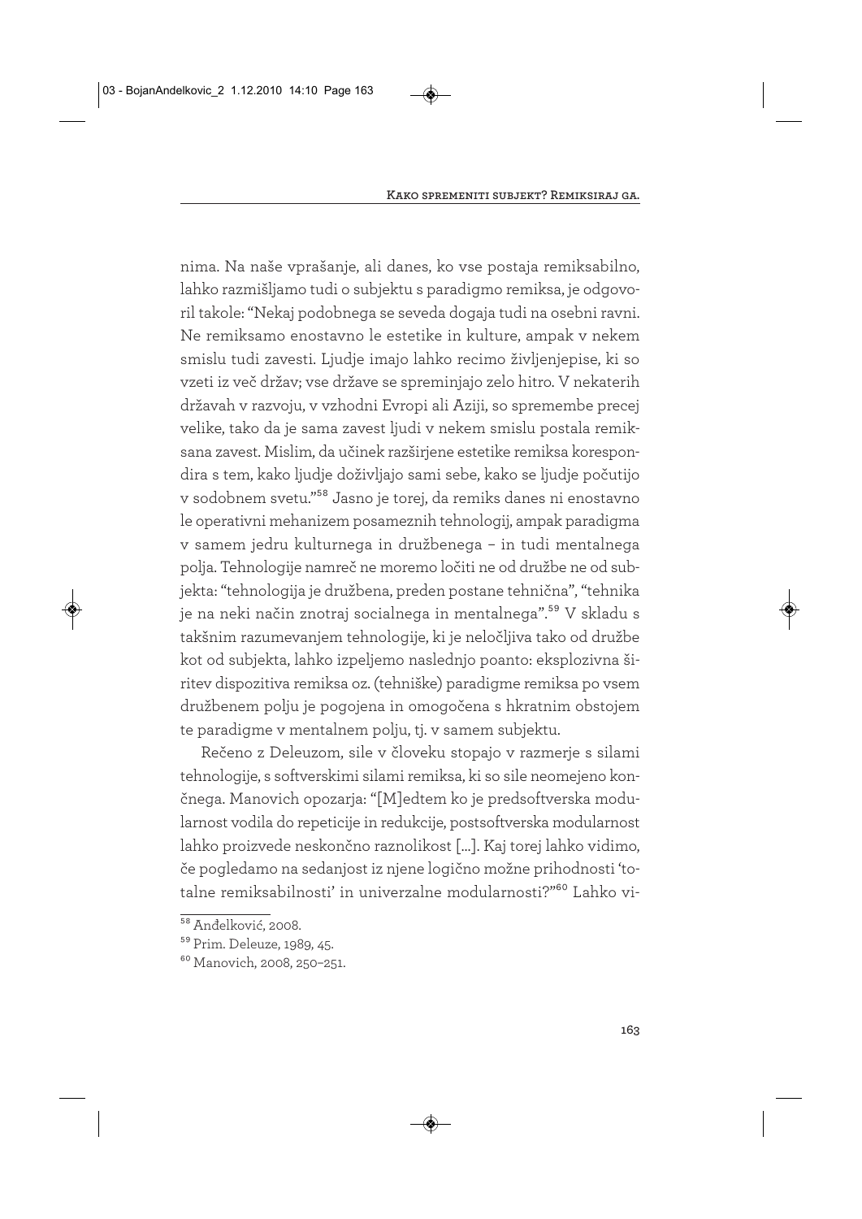nima. Na naše vprašanje, ali danes, ko vse postaja remiksabilno, lahko razmišljamo tudi o subjektu s paradigmo remiksa, je odgovoril takole: "Nekaj podobnega se seveda dogaja tudi na osebni ravni. Ne remiksamo enostavno le estetike in kulture, ampak v nekem smislu tudi zavesti. Ljudje imajo lahko recimo življenjepise, ki so vzeti iz več držav; vse države se spreminjajo zelo hitro. V nekaterih državah v razvoju, v vzhodni Evropi ali Aziji, so spremembe precej velike, tako da je sama zavest ljudi v nekem smislu postala remiksana zavest. Mislim, da učinek razširjene estetike remiksa korespondira s tem, kako ljudje doživljajo sami sebe, kako se ljudje počutijo v sodobnem svetu."[58] Jasno je torej, da remiks danes ni enostavno le operativni mehanizem posameznih tehnologij, ampak paradigma v samem jedru kulturnega in družbenega – in tudi mentalnega polja. Tehnologije namreč ne moremo ločiti ne od družbe ne od subjekta: "tehnologija je družbena, preden postane tehnična", "tehnika je na neki način znotraj socialnega in mentalnega".[59] V skladu s takšnim razumevanjem tehnologije, ki je neločljiva tako od družbe kot od subjekta, lahko izpeljemo naslednjo poanto: eksplozivna širitev dispozitiva remiksa oz. (tehniške) paradigme remiksa po vsem družbenem polju je pogojena in omogočena s hkratnim obstojem te paradigme v mentalnem polju, tj. v samem subjektu.

Rečeno z Deleuzom, sile v človeku stopajo v razmerje s silami tehnologije, s softverskimi silami remiksa, ki so sile neomejeno končnega. Manovich opozarja: "[M]edtem ko je predsoftverska modularnost vodila do repeticije in redukcije, postsoftverska modularnost lahko proizvede neskončno raznolikost [...]. Kaj torej lahko vidimo, če pogledamo na sedanjost iz njene logično možne prihodnosti 'totalne remiksabilnosti' in univerzalne modularnosti?"[60] Lahko vi-

---

[58] Anđelković, 2008.

[59] Prim. Deleuze, 1989, 45.

[60] Manovich, 2008, 250–251.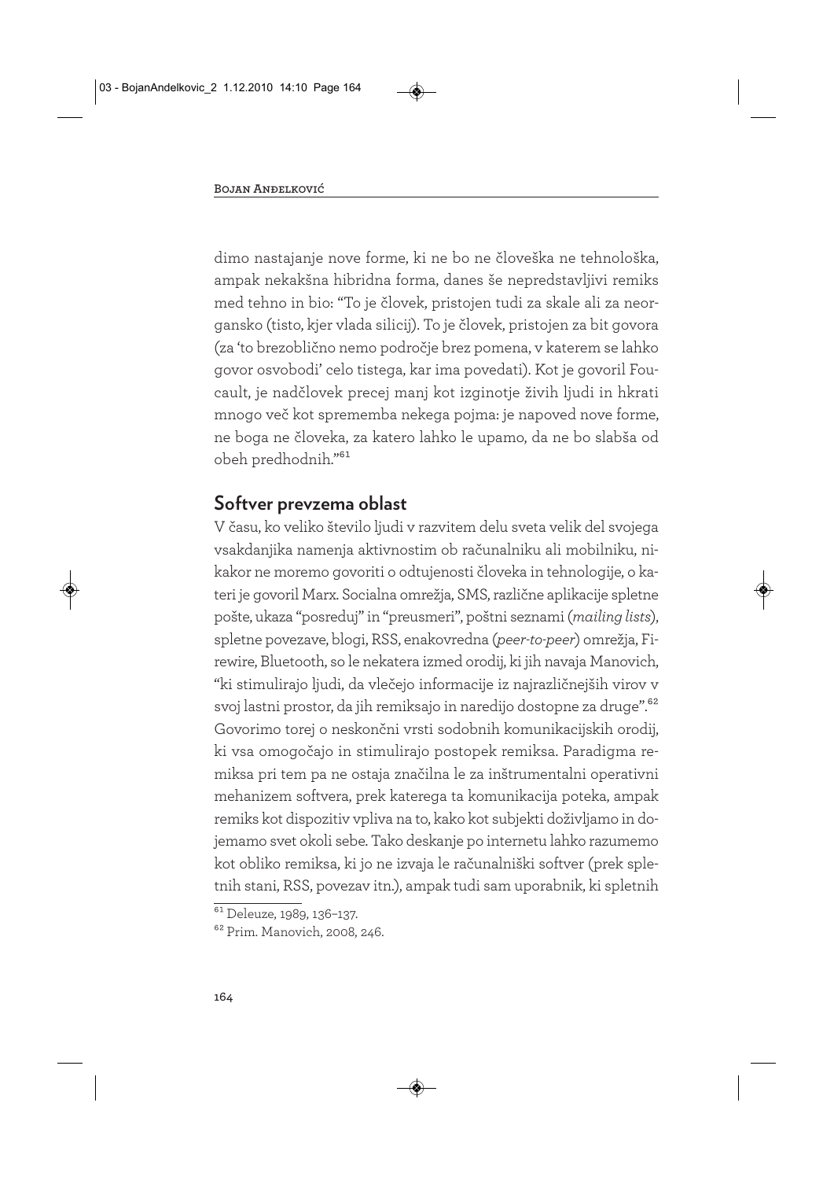dimo nastajanje nove forme, ki ne bo ne človeška ne tehnološka, ampak nekakšna hibridna forma, danes še nepredstavljivi remiks med tehno in bio: "To je človek, pristojen tudi za skale ali za neorgansko (tisto, kjer vlada silicij). To je človek, pristojen za bit govora (za 'to brezoblično nemo področje brez pomena, v katerem se lahko govor osvobodi' celo tistega, kar ima povedati). Kot je govoril Foucault, je nadčlovek precej manj kot izginotje živih ljudi in hkrati mnogo več kot sprememba nekega pojma: je napoved nove forme, ne boga ne človeka, za katero lahko le upamo, da ne bo slabša od obeh predhodnih."[61]

## Softver prevzema oblast

V času, ko veliko število ljudi v razvitem delu sveta velik del svojega vsakdanjika namenja aktivnostim ob računalniku ali mobilniku, nikakor ne moremo govoriti o odtujenosti človeka in tehnologije, o kateri je govoril Marx. Socialna omrežja, SMS, različne aplikacije spletne pošte, ukaza "posreduj" in "preusmeri", poštni seznami (*mailing lists*), spletne povezave, blogi, RSS, enakovredna (*peer-to-peer*) omrežja, Firewire, Bluetooth, so le nekatera izmed orodij, ki jih navaja Manovich, "ki stimulirajo ljudi, da vlečejo informacije iz najrazličnejših virov v svoj lastni prostor, da jih remiksajo in naredijo dostopne za druge".[62] Govorimo torej o neskončni vrsti sodobnih komunikacijskih orodij, ki vsa omogočajo in stimulirajo postopek remiksa. Paradigma remiksa pri tem pa ne ostaja značilna le za inštrumentalni operativni mehanizem softvera, prek katerega ta komunikacija poteka, ampak remiks kot dispozitiv vpliva na to, kako kot subjekti doživljamo in dojemamo svet okoli sebe. Tako deskanje po internetu lahko razumemo kot obliko remiksa, ki jo ne izvaja le računalniški softver (prek spletnih stani, RSS, povezav itn.), ampak tudi sam uporabnik, ki spletnih

---

[61] Deleuze, 1989, 136–137.

[62] Prim. Manovich, 2008, 246.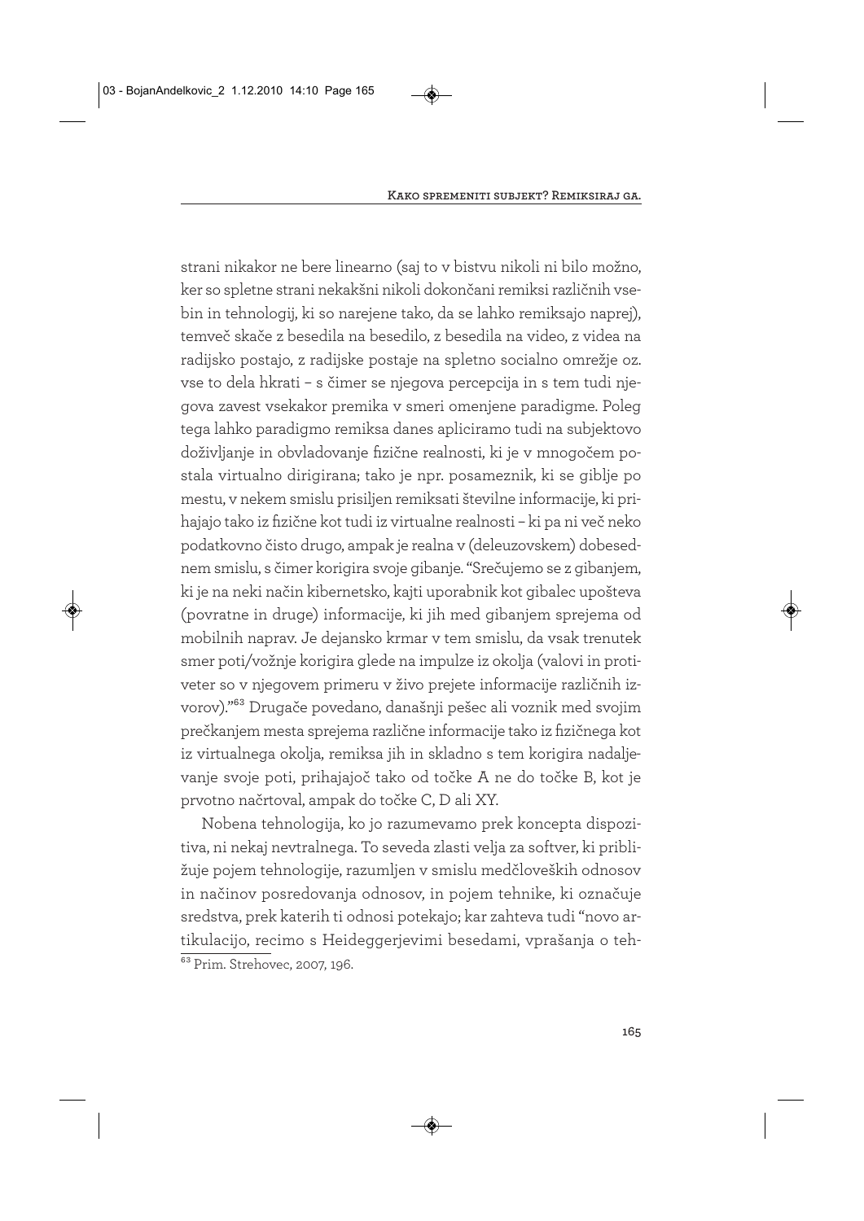strani nikakor ne bere linearno (saj to v bistvu nikoli ni bilo možno, ker so spletne strani nekakšni nikoli dokončani remiksi različnih vsebin in tehnologij, ki so narejene tako, da se lahko remiksajo naprej), temveč skače z besedila na besedilo, z besedila na video, z videa na radijsko postajo, z radijske postaje na spletno socialno omrežje oz. vse to dela hkrati – s čimer se njegova percepcija in s tem tudi njegova zavest vsekakor premika v smeri omenjene paradigme. Poleg tega lahko paradigmo remiksa danes apliciramo tudi na subjektovo doživljanje in obvladovanje fizične realnosti, ki je v mnogočem postala virtualno dirigirana; tako je npr. posameznik, ki se giblje po mestu, v nekem smislu prisiljen remiksati številne informacije, ki prihajajo tako iz fizične kot tudi iz virtualne realnosti – ki pa ni več neko podatkovno čisto drugo, ampak je realna v (deleuzovskem) dobesednem smislu, s čimer korigira svoje gibanje. "Srečujemo se z gibanjem, ki je na neki način kibernetsko, kajti uporabnik kot gibalec upošteva (povratne in druge) informacije, ki jih med gibanjem sprejema od mobilnih naprav. Je dejansko krmar v tem smislu, da vsak trenutek smer poti/vožnje korigira glede na impulze iz okolja (valovi in protiveter so v njegovem primeru v živo prejete informacije različnih izvorov)."[63] Drugače povedano, današnji pešec ali voznik med svojim prečkanjem mesta sprejema različne informacije tako iz fizičnega kot iz virtualnega okolja, remiksa jih in skladno s tem korigira nadaljevanje svoje poti, prihajajoč tako od točke A ne do točke B, kot je prvotno načrtoval, ampak do točke C, D ali XY.

Nobena tehnologija, ko jo razumevamo prek koncepta dispozitiva, ni nekaj nevtralnega. To seveda zlasti velja za softver, ki približuje pojem tehnologije, razumljen v smislu medčloveških odnosov in načinov posredovanja odnosov, in pojem tehnike, ki označuje sredstva, prek katerih ti odnosi potekajo; kar zahteva tudi "novo artikulacijo, recimo s Heideggerjevimi besedami, vprašanja o teh-

[63] Prim. Strehovec, 2007, 196.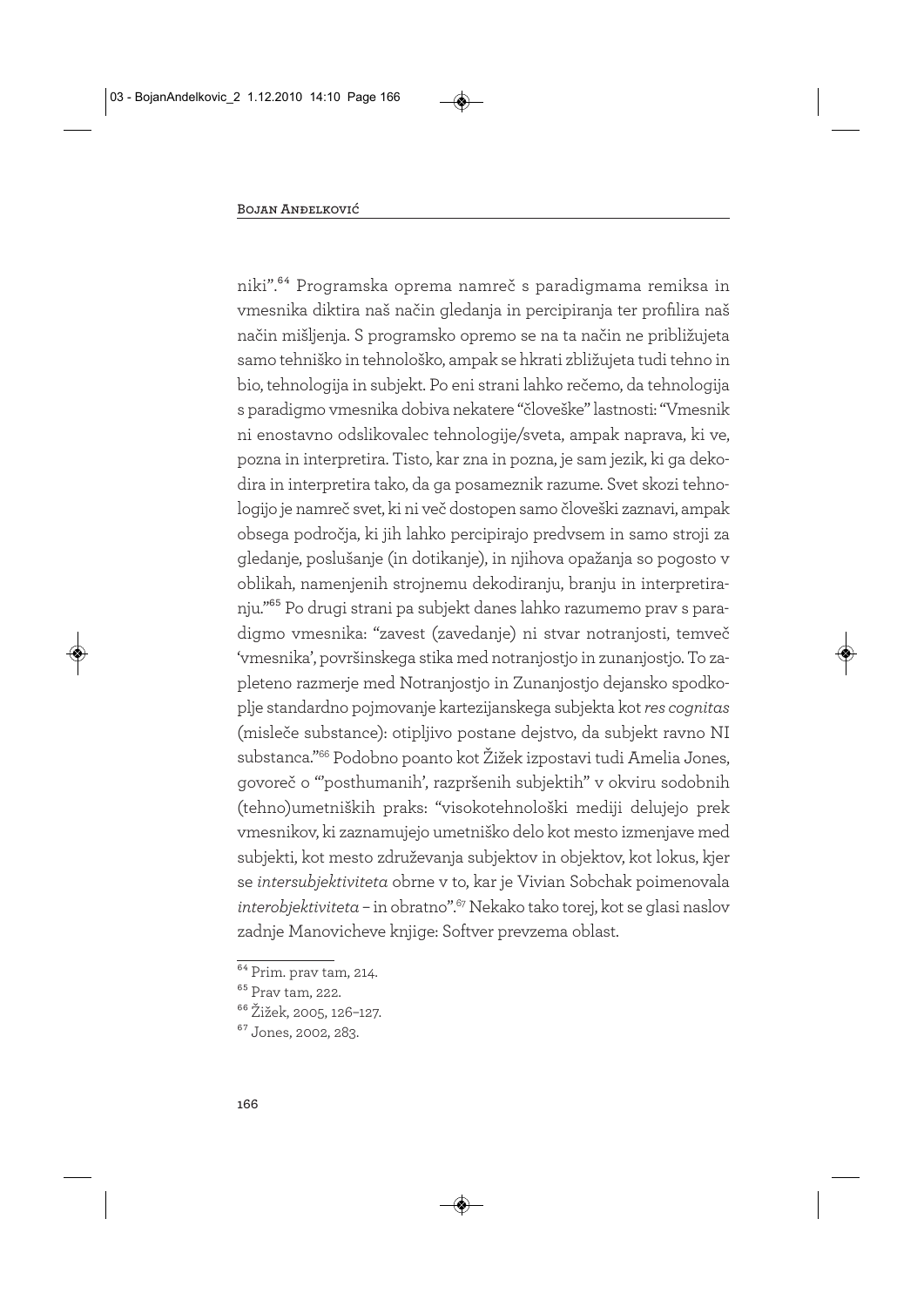niki".[64] Programska oprema namreč s paradigmama remiksa in vmesnika diktira naš način gledanja in percipiranja ter profilira naš način mišljenja. S programsko opremo se na ta način ne približujeta samo tehniško in tehnološko, ampak se hkrati zbližujeta tudi tehno in bio, tehnologija in subjekt. Po eni strani lahko rečemo, da tehnologija s paradigmo vmesnika dobiva nekatere "človeške" lastnosti: "Vmesnik ni enostavno odslikovalec tehnologije/sveta, ampak naprava, ki ve, pozna in interpretira. Tisto, kar zna in pozna, je sam jezik, ki ga dekodira in interpretira tako, da ga posameznik razume. Svet skozi tehnologijo je namreč svet, ki ni več dostopen samo človeški zaznavi, ampak obsega področja, ki jih lahko percipirajo predvsem in samo stroji za gledanje, poslušanje (in dotikanje), in njihova opažanja so pogosto v oblikah, namenjenih strojnemu dekodiranju, branju in interpretiranju."[65] Po drugi strani pa subjekt danes lahko razumemo prav s paradigmo vmesnika: "zavest (zavedanje) ni stvar notranjosti, temveč 'vmesnika', površinskega stika med notranjostjo in zunanjostjo. To zapleteno razmerje med Notranjostjo in Zunanjostjo dejansko spodkoplje standardno pojmovanje kartezijanskega subjekta kot *res cognitas* (misleče substance): otipljivo postane dejstvo, da subjekt ravno NI substanca."[66] Podobno poanto kot Žižek izpostavi tudi Amelia Jones, govoreč o "'posthumanih', razpršenih subjektih" v okviru sodobnih (tehno)umetniških praks: "visokotehnološki mediji delujejo prek vmesnikov, ki zaznamujejo umetniško delo kot mesto izmenjave med subjekti, kot mesto združevanja subjektov in objektov, kot lokus, kjer se *intersubjektiviteta* obrne v to, kar je Vivian Sobchak poimenovala *interobjektiviteta* – in obratno".[67] Nekako tako torej, kot se glasi naslov zadnje Manovicheve knjige: Softver prevzema oblast.

---

[64] Prim. prav tam, 214.

[65] Prav tam, 222.

[66] Žižek, 2005, 126–127.

[67] Jones, 2002, 283.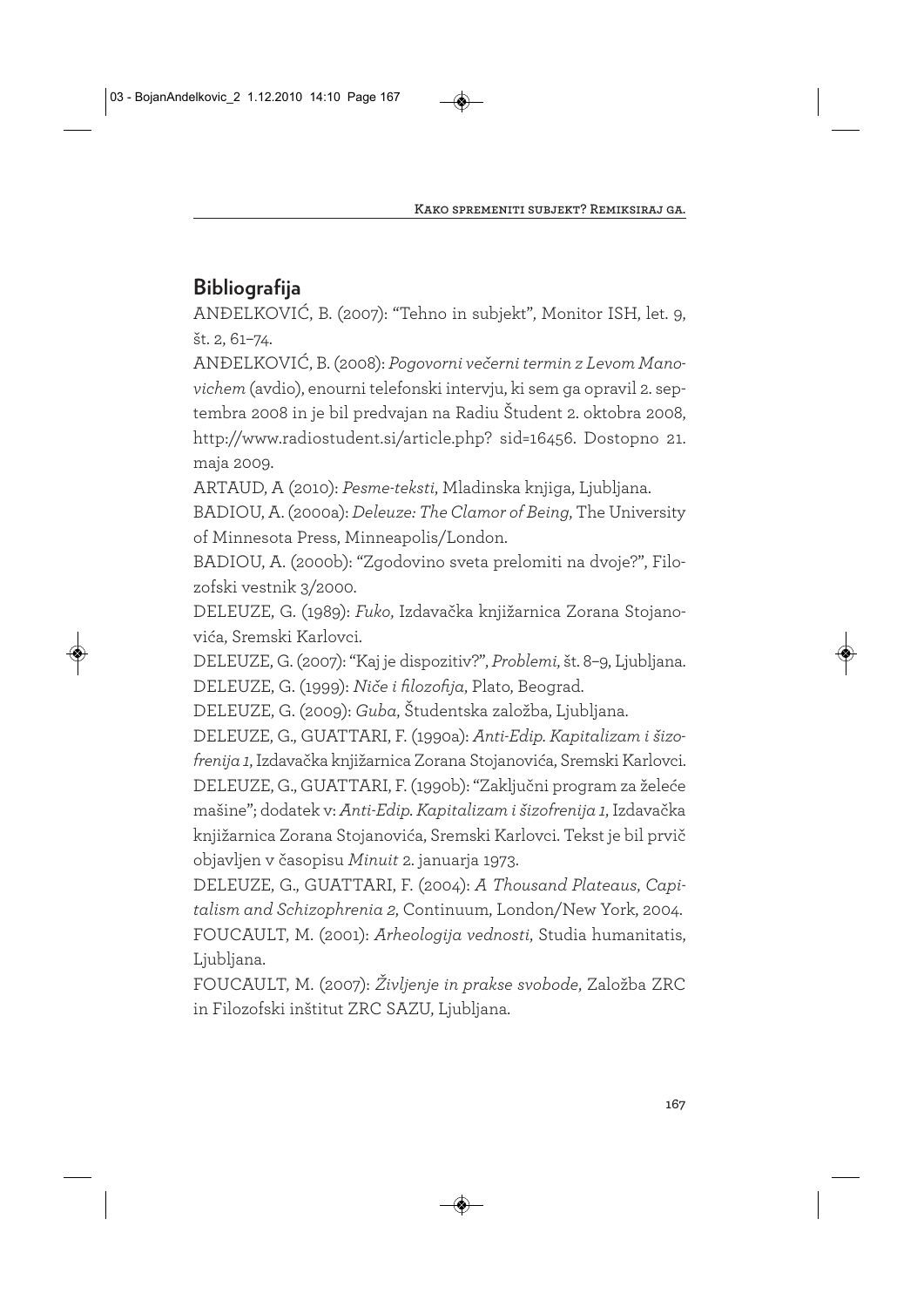## Bibliografija

ANĐELKOVIĆ, B. (2007): "Tehno in subjekt", Monitor ISH, let. 9, št. 2, 61–74.

ANĐELKOVIĆ, B. (2008): *Pogovorni večerni termin z Levom Manovichem* (avdio), enourni telefonski intervju, ki sem ga opravil 2. septembra 2008 in je bil predvajan na Radiu Študent 2. oktobra 2008, http://www.radiostudent.si/article.php? sid=16456. Dostopno 21. maja 2009.

ARTAUD, A (2010): *Pesme-teksti*, Mladinska knjiga, Ljubljana.

BADIOU, A. (2000a): *Deleuze: The Clamor of Being*, The University of Minnesota Press, Minneapolis/London.

BADIOU, A. (2000b): "Zgodovino sveta prelomiti na dvoje?", Filozofski vestnik 3/2000.

DELEUZE, G. (1989): *Fuko*, Izdavačka knjižarnica Zorana Stojanovića, Sremski Karlovci.

DELEUZE, G. (2007): "Kaj je dispozitiv?", *Problemi*, št. 8–9, Ljubljana.

DELEUZE, G. (1999): *Niče i filozofija*, Plato, Beograd.

DELEUZE, G. (2009): *Guba*, Študentska založba, Ljubljana.

DELEUZE, G., GUATTARI, F. (1990a): *Anti-Edip. Kapitalizam i šizofrenija 1*, Izdavačka knjižarnica Zorana Stojanovića, Sremski Karlovci.

DELEUZE, G., GUATTARI, F. (1990b): "Zaključni program za željeće mašine"; dodatek v: *Anti-Edip. Kapitalizam i šizofrenija 1*, Izdavačka knjižarnica Zorana Stojanovića, Sremski Karlovci. Tekst je bil prvič objavljen v časopisu *Minuit* 2. januarja 1973.

DELEUZE, G., GUATTARI, F. (2004): *A Thousand Plateaus, Capitalism and Schizophrenia 2*, Continuum, London/New York, 2004.

FOUCAULT, M. (2001): *Arheologija vednosti*, Studia humanitatis, Ljubljana.

FOUCAULT, M. (2007): *Življenje in prakse svobode*, Založba ZRC in Filozofski inštitut ZRC SAZU, Ljubljana.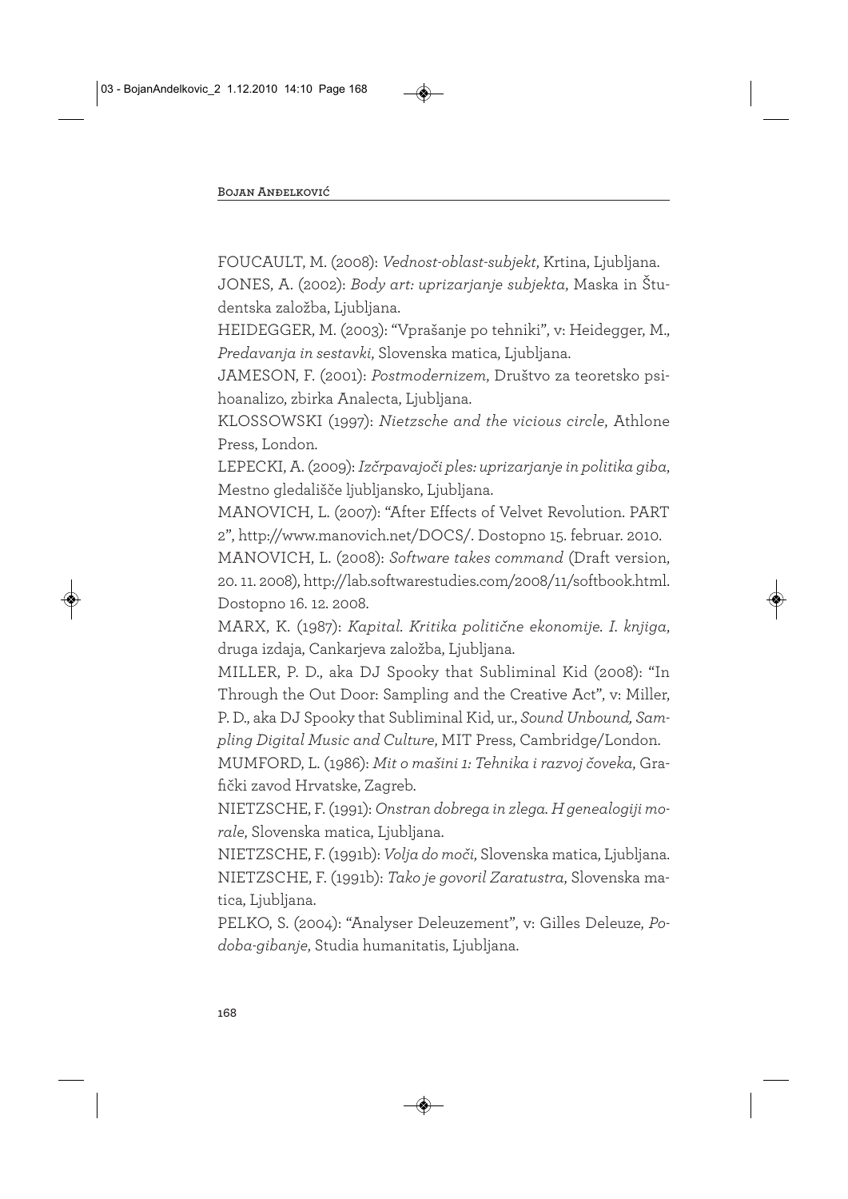FOUCAULT, M. (2008): *Vednost-oblast-subjekt*, Krtina, Ljubljana.

JONES, A. (2002): *Body art: uprizarjanje subjekta*, Maska in Študentska založba, Ljubljana.

HEIDEGGER, M. (2003): "Vprašanje po tehniki", v: Heidegger, M., *Predavanja in sestavki*, Slovenska matica, Ljubljana.

JAMESON, F. (2001): *Postmodernizem*, Društvo za teoretsko psihoanalizo, zbirka Analecta, Ljubljana.

KLOSSOWSKI (1997): *Nietzsche and the vicious circle*, Athlone Press, London.

LEPECKI, A. (2009): *Izčrpavajoči ples: uprizarjanje in politika giba*, Mestno gledališče ljubljansko, Ljubljana.

MANOVICH, L. (2007): "After Effects of Velvet Revolution. PART 2", http://www.manovich.net/DOCS/. Dostopno 15. februar. 2010.

MANOVICH, L. (2008): *Software takes command* (Draft version, 20. 11. 2008), http://lab.softwarestudies.com/2008/11/softbook.html. Dostopno 16. 12. 2008.

MARX, K. (1987): *Kapital. Kritika politične ekonomije. I. knjiga*, druga izdaja, Cankarjeva založba, Ljubljana.

MILLER, P. D., aka DJ Spooky that Subliminal Kid (2008): "In Through the Out Door: Sampling and the Creative Act", v: Miller, P. D., aka DJ Spooky that Subliminal Kid, ur., *Sound Unbound, Sampling Digital Music and Culture*, MIT Press, Cambridge/London.

MUMFORD, L. (1986): *Mit o mašini 1: Tehnika i razvoj čoveka*, Grafički zavod Hrvatske, Zagreb.

NIETZSCHE, F. (1991): *Onstran dobrega in zlega. H genealogiji morale*, Slovenska matica, Ljubljana.

NIETZSCHE, F. (1991b): *Volja do moči*, Slovenska matica, Ljubljana.

NIETZSCHE, F. (1991b): *Tako je govoril Zaratustra*, Slovenska matica, Ljubljana.

PELKO, S. (2004): "Analyser Deleuzement", v: Gilles Deleuze, *Podoba-gibanje*, Studia humanitatis, Ljubljana.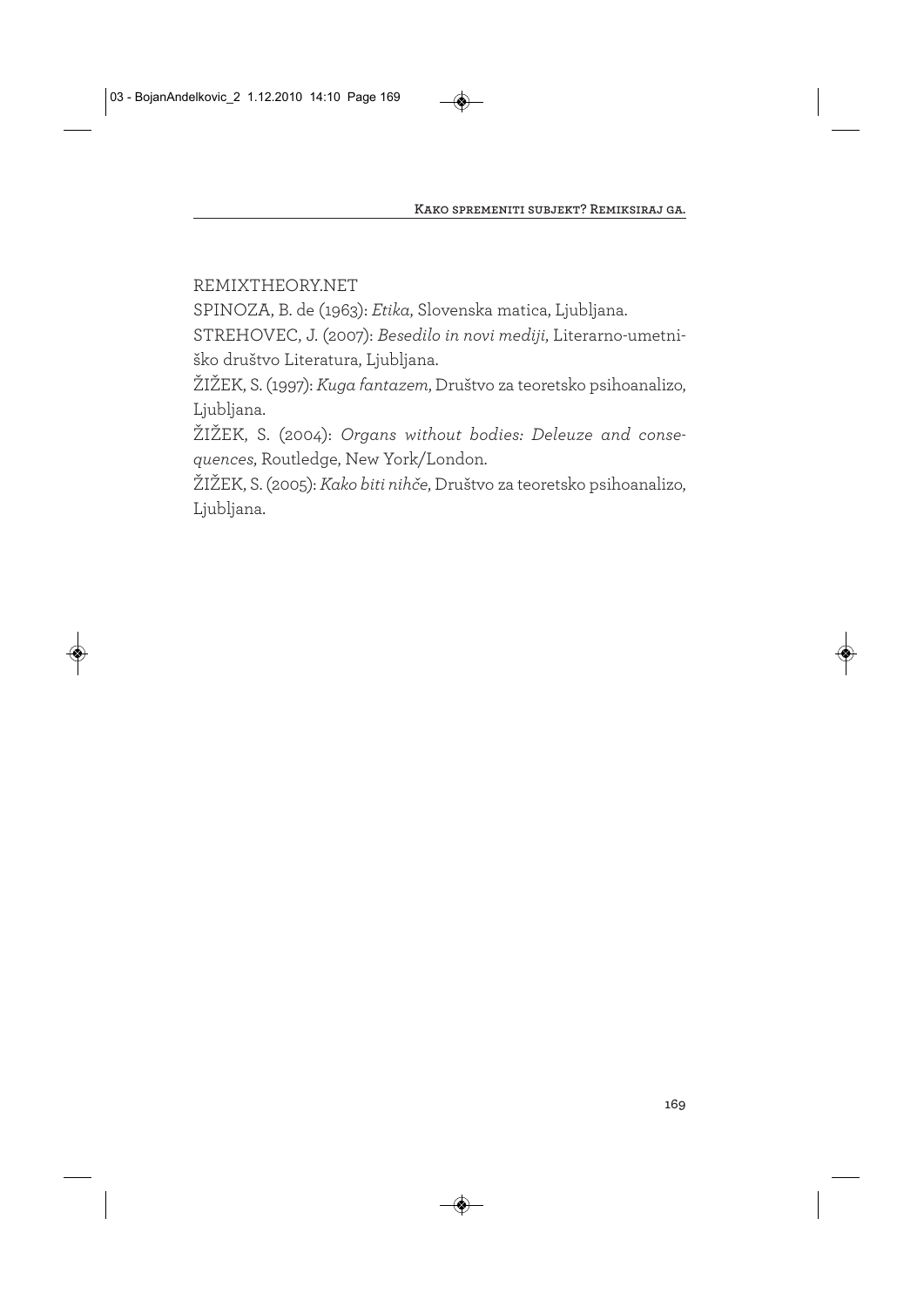REMIXTHEORY.NET

SPINOZA, B. de (1963): *Etika*, Slovenska matica, Ljubljana.

STREHOVEC, J. (2007): *Besedilo in novi mediji*, Literarno-umetniško društvo Literatura, Ljubljana.

ŽIŽEK, S. (1997): *Kuga fantazem*, Društvo za teoretsko psihoanalizo, Ljubljana.

ŽIŽEK, S. (2004): *Organs without bodies: Deleuze and consequences*, Routledge, New York/London.

ŽIŽEK, S. (2005): *Kako biti nihče*, Društvo za teoretsko psihoanalizo, Ljubljana.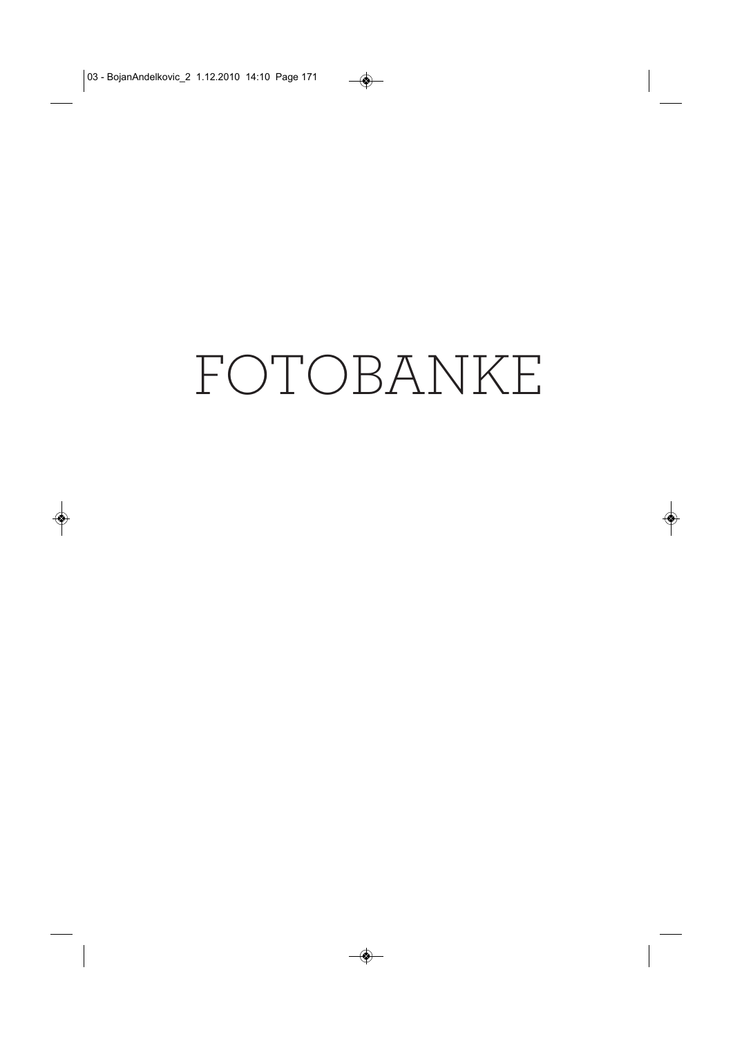# FOTOBANKE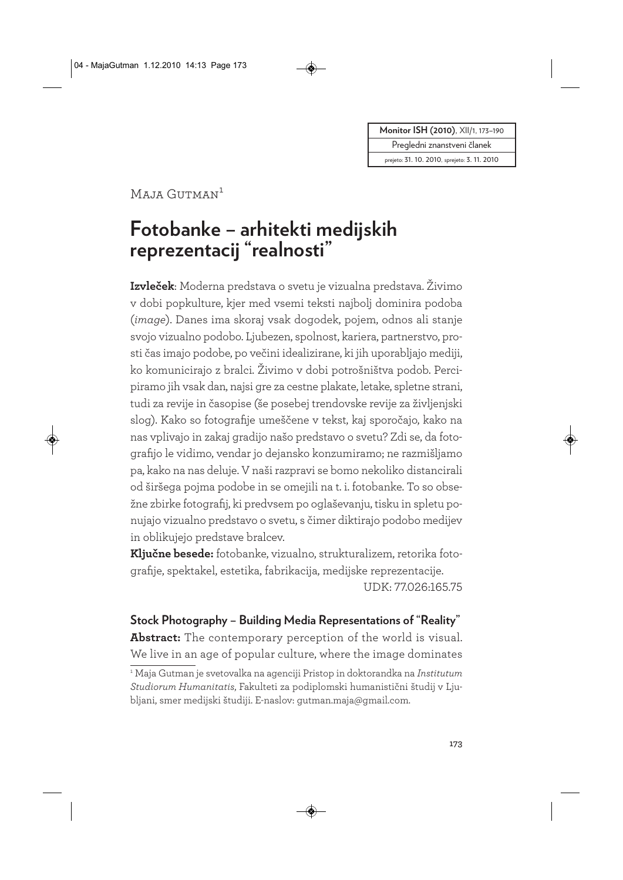| Monitor ISH (2010), XII/1, 173–190 |
| --- |
| Pregledni znanstveni članek |
| prejeto: 31. 10. 2010, sprejeto: 3. 11. 2010 |

Maja Gutman[1]

# Fotobanke – arhitekti medijskih reprezentacij "realnosti"

**Izvleček**: Moderna predstava o svetu je vizualna predstava. Živimo v dobi popkulture, kjer med vsemi teksti najbolj dominira podoba (*image*). Danes ima skoraj vsak dogodek, pojem, odnos ali stanje svojo vizualno podobo. Ljubezen, spolnost, kariera, partnerstvo, prosti čas imajo podobe, po večini idealizirane, ki jih uporabljajo mediji, ko komunicirajo z bralci. Živimo v dobi potrošništva podob. Percipiramo jih vsak dan, najsi gre za cestne plakate, letake, spletne strani, tudi za revije in časopise (še posebej trendovske revije za življenjski slog). Kako so fotografije umeščene v tekst, kaj sporočajo, kako na nas vplivajo in zakaj gradijo našo predstavo o svetu? Zdi se, da fotografijo le vidimo, vendar jo dejansko konzumiramo; ne razmišljamo pa, kako na nas deluje. V naši razpravi se bomo nekoliko distancirali od širšega pojma podobe in se omejili na t. i. fotobanke. To so obsežne zbirke fotografij, ki predvsem po oglaševanju, tisku in spletu ponujajo vizualno predstavo o svetu, s čimer diktirajo podobo medijev in oblikujejo predstave bralcev.

**Ključne besede:** fotobanke, vizualno, strukturalizem, retorika fotografije, spektakel, estetika, fabrikacija, medijske reprezentacije.

UDK: 77.026:165.75

**Stock Photography – Building Media Representations of "Reality"**

**Abstract:** The contemporary perception of the world is visual. We live in an age of popular culture, where the image dominates

[1] Maja Gutman je svetovalka na agenciji Pristop in doktorandka na *Institutum Studiorum Humanitatis*, Fakulteti za podiplomski humanistični študij v Ljubljani, smer medijski študiji. E-naslov: gutman.maja@gmail.com.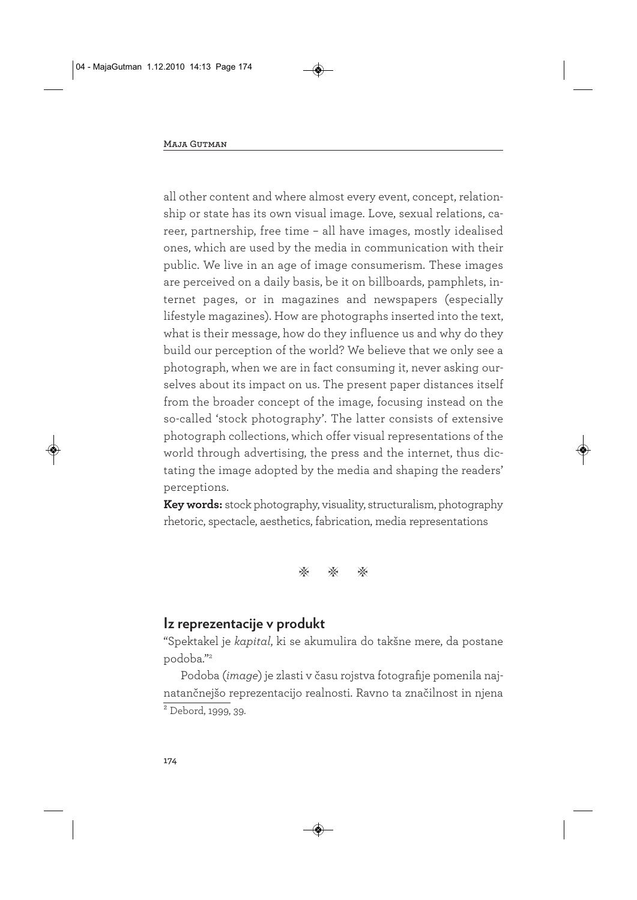all other content and where almost every event, concept, relationship or state has its own visual image. Love, sexual relations, career, partnership, free time – all have images, mostly idealised ones, which are used by the media in communication with their public. We live in an age of image consumerism. These images are perceived on a daily basis, be it on billboards, pamphlets, internet pages, or in magazines and newspapers (especially lifestyle magazines). How are photographs inserted into the text, what is their message, how do they influence us and why do they build our perception of the world? We believe that we only see a photograph, when we are in fact consuming it, never asking ourselves about its impact on us. The present paper distances itself from the broader concept of the image, focusing instead on the so-called 'stock photography'. The latter consists of extensive photograph collections, which offer visual representations of the world through advertising, the press and the internet, thus dictating the image adopted by the media and shaping the readers' perceptions.

**Key words:** stock photography, visuality, structuralism, photography rhetoric, spectacle, aesthetics, fabrication, media representations

❈ ❈ ❈

## Iz reprezentacije v produkt

"Spektakel je *kapital*, ki se akumulira do takšne mere, da postane podoba."[2]

Podoba (*image*) je zlasti v času rojstva fotografije pomenila najnatančnejšo reprezentacijo realnosti. Ravno ta značilnost in njena

[2] Debord, 1999, 39.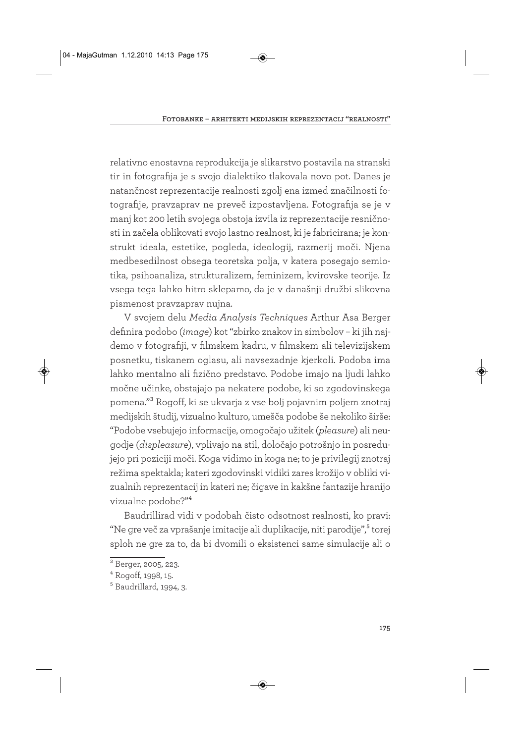relativno enostavna reprodukcija je slikarstvo postavila na stranski tir in fotografija je s svojo dialektiko tlakovala novo pot. Danes je natančnost reprezentacije realnosti zgolj ena izmed značilnosti fotografije, pravzaprav ne preveč izpostavljena. Fotografija se je v manj kot 200 letih svojega obstoja izvila iz reprezentacije resničnosti in začela oblikovati svojo lastno realnost, ki je fabricirana; je konstrukt ideala, estetike, pogleda, ideologij, razmerij moči. Njena medbesedilnost obsega teoretska polja, v katera posegajo semiotika, psihoanaliza, strukturalizem, feminizem, kvirovske teorije. Iz vsega tega lahko hitro sklepamo, da je v današnji družbi slikovna pismenost pravzaprav nujna.

V svojem delu *Media Analysis Techniques* Arthur Asa Berger definira podobo (*image*) kot "zbirko znakov in simbolov – ki jih najdemo v fotografiji, v filmskem kadru, v filmskem ali televizijskem posnetku, tiskanem oglasu, ali navsezadnje kjerkoli. Podoba ima lahko mentalno ali fizično predstavo. Podobe imajo na ljudi lahko močne učinke, obstajajo pa nekatere podobe, ki so zgodovinskega pomena."[3] Rogoff, ki se ukvarja z vse bolj pojavnim poljem znotraj medijskih študij, vizualno kulturo, umešča podobe še nekoliko širše: "Podobe vsebujejo informacije, omogočajo užitek (*pleasure*) ali neugodje (*displeasure*), vplivajo na stil, določajo potrošnjo in posredujejo pri poziciji moči. Koga vidimo in koga ne; to je privilegij znotraj režima spektakla; kateri zgodovinski vidiki zares krožijo v obliki vizualnih reprezentacij in kateri ne; čigave in kakšne fantazije hranijo vizualne podobe?"[4]

Baudrillirad vidi v podobah čisto odsotnost realnosti, ko pravi: "Ne gre več za vprašanje imitacije ali duplikacije, niti parodije",[5] torej sploh ne gre za to, da bi dvomili o eksistenci same simulacije ali o

---

[3] Berger, 2005, 223.

[4] Rogoff, 1998, 15.

[5] Baudrillard, 1994, 3.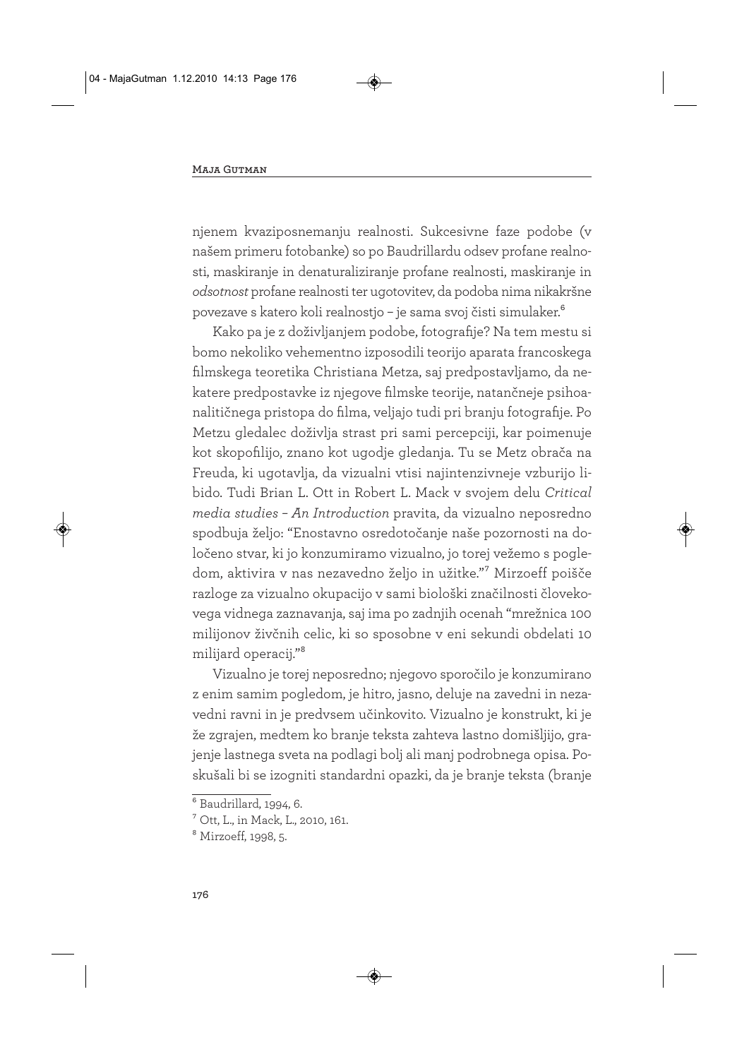njenem kvaziposnemanju realnosti. Sukcesivne faze podobe (v našem primeru fotobanke) so po Baudrillardu odsev profane realnosti, maskiranje in denaturaliziranje profane realnosti, maskiranje in *odsotnost* profane realnosti ter ugotovitev, da podoba nima nikakršne povezave s katero koli realnostjo – je sama svoj čisti simulaker.[6]

Kako pa je z doživljanjem podobe, fotografije? Na tem mestu si bomo nekoliko vehementno izposodili teorijo aparata francoskega filmskega teoretika Christiana Metza, saj predpostavljamo, da nekatere predpostavke iz njegove filmske teorije, natančneje psihoanalitičnega pristopa do filma, veljajo tudi pri branju fotografije. Po Metzu gledalec doživlja strast pri sami percepciji, kar poimenuje kot skopofilijo, znano kot ugodje gledanja. Tu se Metz obrača na Freuda, ki ugotavlja, da vizualni vtisi najintenzivneje vzburijo libido. Tudi Brian L. Ott in Robert L. Mack v svojem delu *Critical media studies – An Introduction* pravita, da vizualno neposredno spodbuja željo: "Enostavno osredotočanje naše pozornosti na določeno stvar, ki jo konzumiramo vizualno, jo torej vežemo s pogledom, aktivira v nas nezavedno željo in užitke."[7] Mirzoeff poišče razloge za vizualno okupacijo v sami biološki značilnosti človekovega vidnega zaznavanja, saj ima po zadnjih ocenah "mrežnica 100 milijonov živčnih celic, ki so sposobne v eni sekundi obdelati 10 milijard operacij."[8]

Vizualno je torej neposredno; njegovo sporočilo je konzumirano z enim samim pogledom, je hitro, jasno, deluje na zavedni in nezavedni ravni in je predvsem učinkovito. Vizualno je konstrukt, ki je že zgrajen, medtem ko branje teksta zahteva lastno domišljijo, grajenje lastnega sveta na podlagi bolj ali manj podrobnega opisa. Poskušali bi se izogniti standardni opazki, da je branje teksta (branje

---

[6] Baudrillard, 1994, 6.

[7] Ott, L., in Mack, L., 2010, 161.

[8] Mirzoeff, 1998, 5.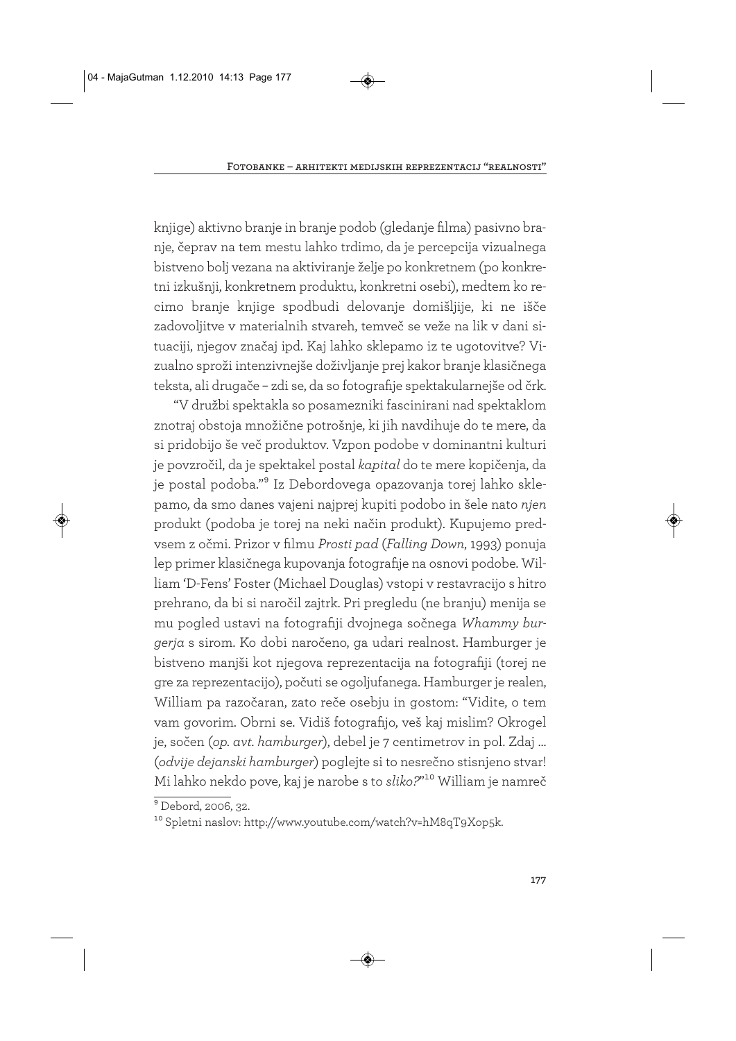knjige) aktivno branje in branje podob (gledanje filma) pasivno branje, čeprav na tem mestu lahko trdimo, da je percepcija vizualnega bistveno bolj vezana na aktiviranje želje po konkretnem (po konkretni izkušnji, konkretnem produktu, konkretni osebi), medtem ko recimo branje knjige spodbudi delovanje domišljije, ki ne išče zadovoljitve v materialnih stvareh, temveč se veže na lik v dani situaciji, njegov značaj ipd. Kaj lahko sklepamo iz te ugotovitve? Vizualno sproži intenzivnejše doživljanje prej kakor branje klasičnega teksta, ali drugače – zdi se, da so fotografije spektakularnejše od črk.

"V družbi spektakla so posamezniki fascinirani nad spektaklom znotraj obstoja množične potrošnje, ki jih navdihuje do te mere, da si pridobijo še več produktov. Vzpon podobe v dominantni kulturi je povzročil, da je spektakel postal *kapital* do te mere kopičenja, da je postal podoba."[9] Iz Debordovega opazovanja torej lahko sklepamo, da smo danes vajeni najprej kupiti podobo in šele nato *njen* produkt (podoba je torej na neki način produkt). Kupujemo predvsem z očmi. Prizor v filmu *Prosti pad* (*Falling Down*, 1993) ponuja lep primer klasičnega kupovanja fotografije na osnovi podobe. William 'D-Fens' Foster (Michael Douglas) vstopi v restavracijo s hitro prehrano, da bi si naročil zajtrk. Pri pregledu (ne branju) menija se mu pogled ustavi na fotografiji dvojnega sočnega *Whammy burgerja* s sirom. Ko dobi naročeno, ga udari realnost. Hamburger je bistveno manjši kot njegova reprezentacija na fotografiji (torej ne gre za reprezentacijo), počuti se ogoljufanega. Hamburger je realen, William pa razočaran, zato reče osebju in gostom: "Vidite, o tem vam govorim. Obrni se. Vidiš fotografijo, veš kaj mislim? Okrogel je, sočen (*op. avt. hamburger*), debel je 7 centimetrov in pol. Zdaj ... (*odvije dejanski hamburger*) poglejte si to nesrečno stisnjeno stvar! Mi lahko nekdo pove, kaj je narobe s to *sliko?*"[10] William je namreč

---

[9] Debord, 2006, 32.

[10] Spletni naslov: http://www.youtube.com/watch?v=hM8qT9Xop5k.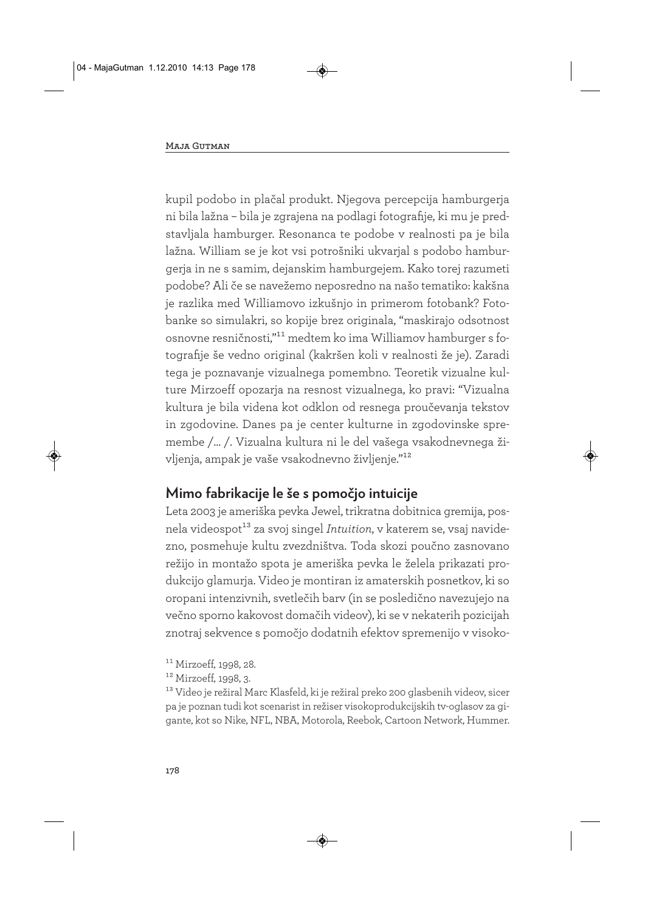kupil podobo in plačal produkt. Njegova percepcija hamburgerja ni bila lažna – bila je zgrajena na podlagi fotografije, ki mu je predstavljala hamburger. Resonanca te podobe v realnosti pa je bila lažna. William se je kot vsi potrošniki ukvarjal s podobo hamburgerja in ne s samim, dejanskim hamburgejem. Kako torej razumeti podobe? Ali če se navežemo neposredno na našo tematiko: kakšna je razlika med Williamovo izkušnjo in primerom fotobank? Fotobanke so simulakri, so kopije brez originala, "maskirajo odsotnost osnovne resničnosti,"[11] medtem ko ima Williamov hamburger s fotografije še vedno original (kakršen koli v realnosti že je). Zaradi tega je poznavanje vizualnega pomembno. Teoretik vizualne kulture Mirzoeff opozarja na resnost vizualnega, ko pravi: "Vizualna kultura je bila videna kot odklon od resnega proučevanja tekstov in zgodovine. Danes pa je center kulturne in zgodovinske spremembe /… /. Vizualna kultura ni le del vašega vsakodnevnega življenja, ampak je vaše vsakodnevno življenje."[12]

## Mimo fabrikacije le še s pomočjo intuicije

Leta 2003 je ameriška pevka Jewel, trikratna dobitnica gremija, posnela videospot[13] za svoj singel *Intuition*, v katerem se, vsaj navidezno, posmehuje kultu zvezdništva. Toda skozi poučno zasnovano režijo in montažo spota je ameriška pevka le želela prikazati produkcijo glamurja. Video je montiran iz amaterskih posnetkov, ki so oropani intenzivnih, svetlečih barv (in se posledično navezujejo na večno sporno kakovost domačih videov), ki se v nekaterih pozicijah znotraj sekvence s pomočjo dodatnih efektov spremenijo v visoko-

[11] Mirzoeff, 1998, 28.

[12] Mirzoeff, 1998, 3.

[13] Video je režiral Marc Klasfeld, ki je režiral preko 200 glasbenih videov, sicer pa je poznan tudi kot scenarist in režiser visokoprodukcijskih tv-oglasov za gigante, kot so Nike, NFL, NBA, Motorola, Reebok, Cartoon Network, Hummer.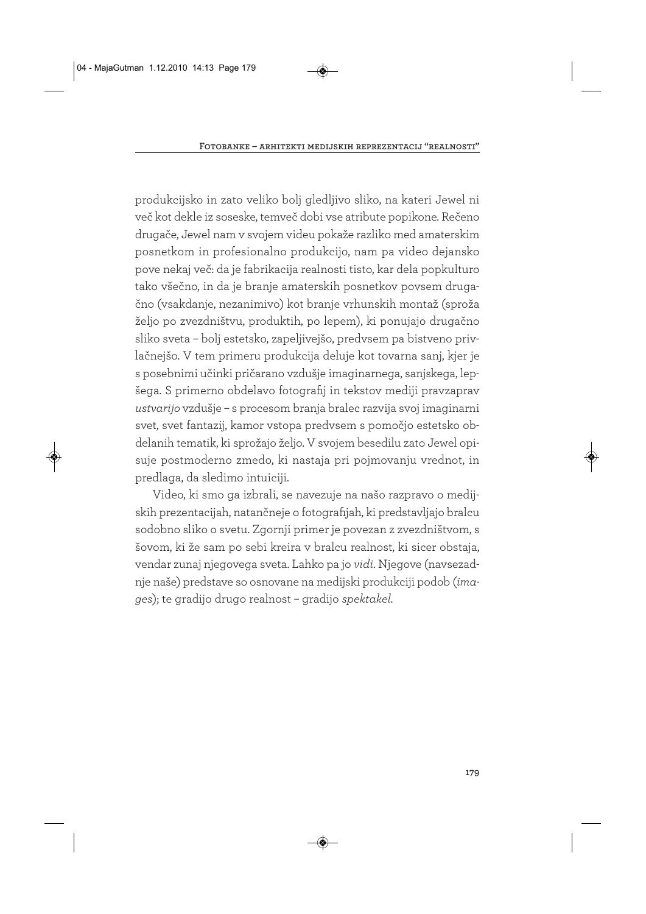produkcijsko in zato veliko bolj gledljivo sliko, na kateri Jewel ni več kot dekle iz soseske, temveč dobi vse atribute popikone. Rečeno drugače, Jewel nam v svojem videu pokaže razliko med amaterskim posnetkom in profesionalno produkcijo, nam pa video dejansko pove nekaj več: da je fabrikacija realnosti tisto, kar dela popkulturo tako všečno, in da je branje amaterskih posnetkov povsem drugačno (vsakdanje, nezanimivo) kot branje vrhunskih montaž (sproža željo po zvezdništvu, produktih, po lepem), ki ponujajo drugačno sliko sveta – bolj estetsko, zapeljivejšo, predvsem pa bistveno privlačnejšo. V tem primeru produkcija deluje kot tovarna sanj, kjer je s posebnimi učinki pričarano vzdušje imaginarnega, sanjskega, lepšega. S primerno obdelavo fotografij in tekstov mediji pravzaprav *ustvarijo* vzdušje – s procesom branja bralec razvija svoj imaginarni svet, svet fantazij, kamor vstopa predvsem s pomočjo estetsko obdelanih tematik, ki sprožajo željo. V svojem besedilu zato Jewel opisuje postmoderno zmedo, ki nastaja pri pojmovanju vrednot, in predlaga, da sledimo intuiciji.

Video, ki smo ga izbrali, se navezuje na našo razpravo o medijskih prezentacijah, natančneje o fotografijah, ki predstavljajo bralcu sodobno sliko o svetu. Zgornji primer je povezan z zvezdništvom, s šovom, ki že sam po sebi kreira v bralcu realnost, ki sicer obstaja, vendar zunaj njegovega sveta. Lahko pa jo *vidi*. Njegove (navsezadnje naše) predstave so osnovane na medijski produkciji podob (*images*); te gradijo drugo realnost – gradijo *spektakel*.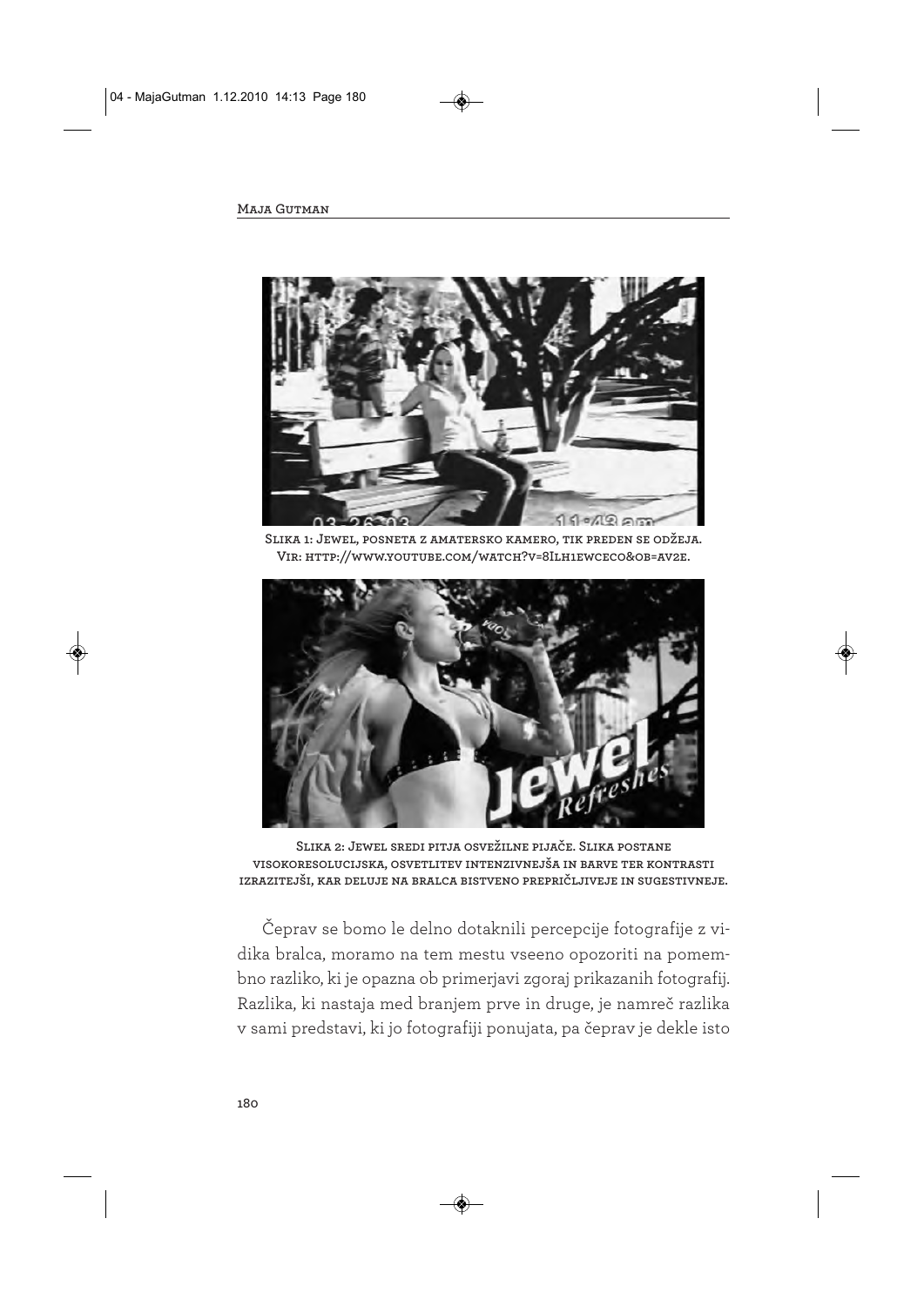Slika 1: Jewel, posneta z amatersko kamero, tik preden se odžeja. Vir: http://www.youtube.com/watch?v=8Ilh1ewceco&ob=av2e.

Slika 2: Jewel sredi pitja osvežilne pijače. Slika postane visokoresolucijska, osvetlitev intenzivnejša in barve ter kontrasti izrazitejši, kar deluje na bralca bistveno prepričljiveje in sugestivneje.

Čeprav se bomo le delno dotaknili percepcije fotografije z vidika bralca, moramo na tem mestu vseeno opozoriti na pomembno razliko, ki je opazna ob primerjavi zgoraj prikazanih fotografij. Razlika, ki nastaja med branjem prve in druge, je namreč razlika v sami predstavi, ki jo fotografiji ponujata, pa čeprav je dekle isto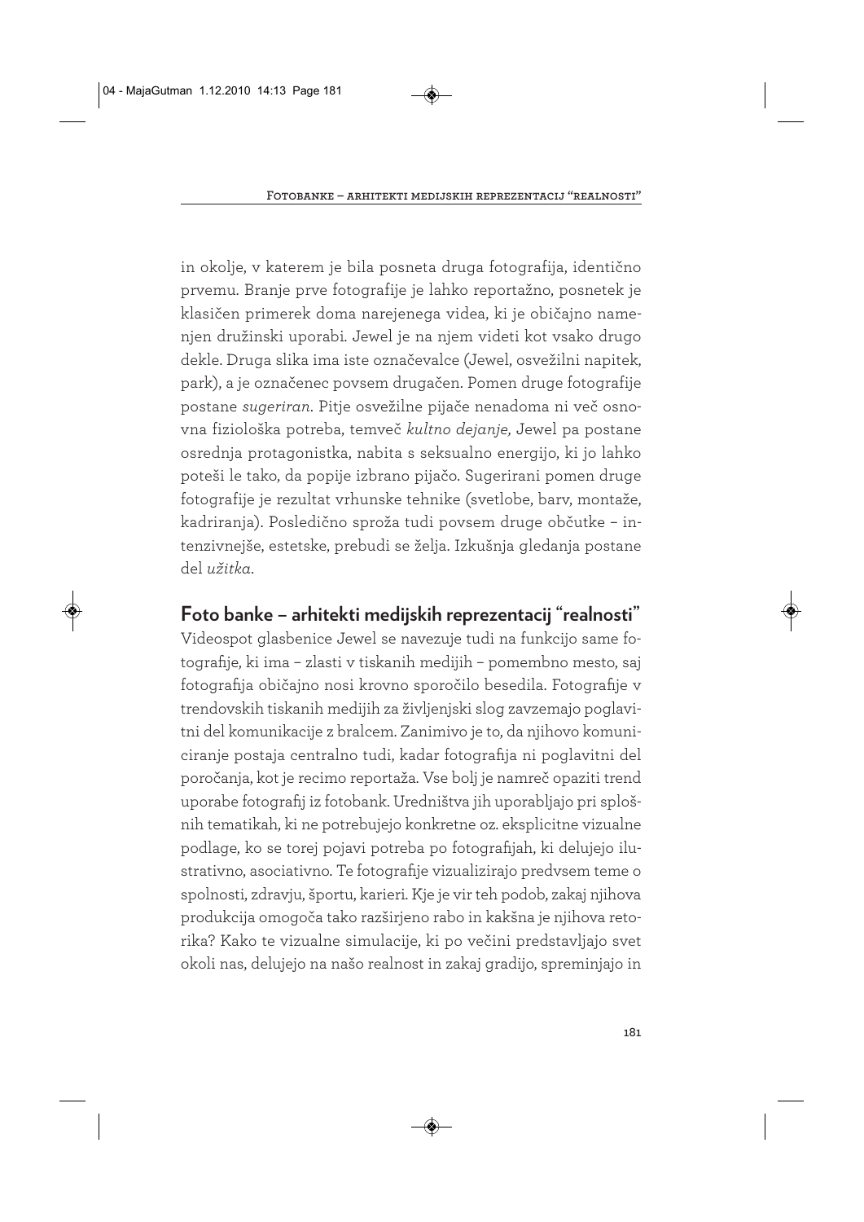in okolje, v katerem je bila posneta druga fotografija, identično prvemu. Branje prve fotografije je lahko reportažno, posnetek je klasičen primerek doma narejenega videa, ki je običajno namenjen družinski uporabi. Jewel je na njem videti kot vsako drugo dekle. Druga slika ima iste označevalce (Jewel, osvežilni napitek, park), a je označenec povsem drugačen. Pomen druge fotografije postane *sugeriran*. Pitje osvežilne pijače nenadoma ni več osnovna fiziološka potreba, temveč *kultno dejanje,* Jewel pa postane osrednja protagonistka, nabita s seksualno energijo, ki jo lahko poteši le tako, da popije izbrano pijačo. Sugerirani pomen druge fotografije je rezultat vrhunske tehnike (svetlobe, barv, montaže, kadriranja). Posledično sproža tudi povsem druge občutke – intenzivnejše, estetske, prebudi se želja. Izkušnja gledanja postane del *užitka*.

## Foto banke – arhitekti medijskih reprezentacij "realnosti"

Videospot glasbenice Jewel se navezuje tudi na funkcijo same fotografije, ki ima – zlasti v tiskanih medijih – pomembno mesto, saj fotografija običajno nosi krovno sporočilo besedila. Fotografije v trendovskih tiskanih medijih za življenjski slog zavzemajo poglavitni del komunikacije z bralcem. Zanimivo je to, da njihovo komuniciranje postaja centralno tudi, kadar fotografija ni poglavitni del poročanja, kot je recimo reportaža. Vse bolj je namreč opaziti trend uporabe fotografij iz fotobank. Uredništva jih uporabljajo pri splošnih tematikah, ki ne potrebujejo konkretne oz. eksplicitne vizualne podlage, ko se torej pojavi potreba po fotografijah, ki delujejo ilustrativno, asociativno. Te fotografije vizualizirajo predvsem teme o spolnosti, zdravju, športu, karieri. Kje je vir teh podob, zakaj njihova produkcija omogoča tako razširjeno rabo in kakšna je njihova retorika? Kako te vizualne simulacije, ki po večini predstavljajo svet okoli nas, delujejo na našo realnost in zakaj gradijo, spreminjajo in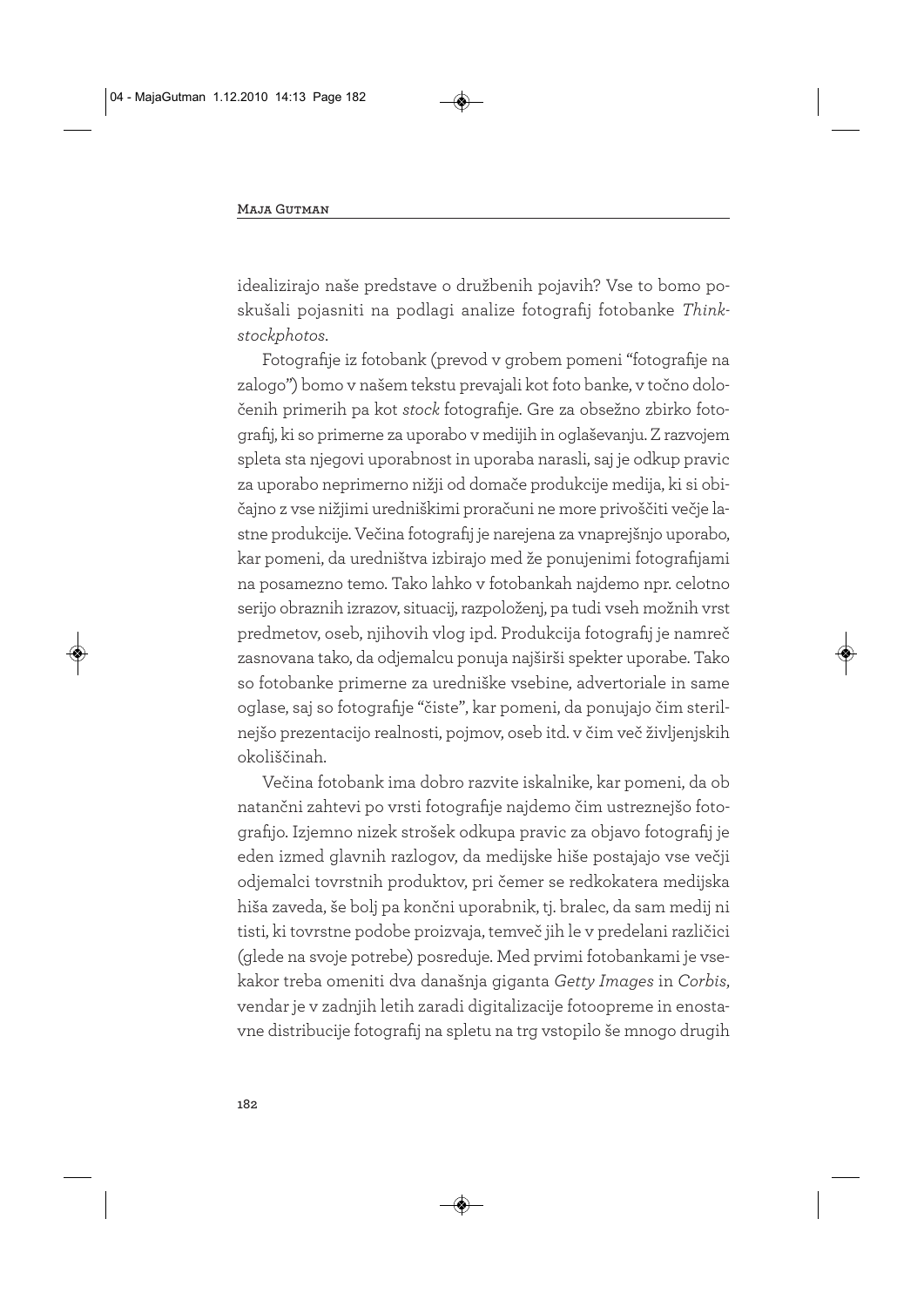idealizirajo naše predstave o družbenih pojavih? Vse to bomo poskušali pojasniti na podlagi analize fotografij fotobanke *Thinkstockphotos*.

Fotografije iz fotobank (prevod v grobem pomeni "fotografije na zalogo") bomo v našem tekstu prevajali kot foto banke, v točno določenih primerih pa kot *stock* fotografije. Gre za obsežno zbirko fotografij, ki so primerne za uporabo v medijih in oglaševanju. Z razvojem spleta sta njegovi uporabnost in uporaba narasli, saj je odkup pravic za uporabo neprimerno nižji od domače produkcije medija, ki si običajno z vse nižjimi uredniškimi proračuni ne more privoščiti večje lastne produkcije. Večina fotografij je narejena za vnaprejšnjo uporabo, kar pomeni, da uredništva izbirajo med že ponujenimi fotografijami na posamezno temo. Tako lahko v fotobankah najdemo npr. celotno serijo obraznih izrazov, situacij, razpoloženj, pa tudi vseh možnih vrst predmetov, oseb, njihovih vlog ipd. Produkcija fotografij je namreč zasnovana tako, da odjemalcu ponuja najširši spekter uporabe. Tako so fotobanke primerne za uredniške vsebine, advertoriale in same oglase, saj so fotografije "čiste", kar pomeni, da ponujajo čim sterilnejšo prezentacijo realnosti, pojmov, oseb itd. v čim več življenjskih okoliščinah.

Večina fotobank ima dobro razvite iskalnike, kar pomeni, da ob natančni zahtevi po vrsti fotografije najdemo čim ustreznejšo fotografijo. Izjemno nizek strošek odkupa pravic za objavo fotografij je eden izmed glavnih razlogov, da medijske hiše postajajo vse večji odjemalci tovrstnih produktov, pri čemer se redkokatera medijska hiša zaveda, še bolj pa končni uporabnik, tj. bralec, da sam medij ni tisti, ki tovrstne podobe proizvaja, temveč jih le v predelani različici (glede na svoje potrebe) posreduje. Med prvimi fotobankami je vsekakor treba omeniti dva današnja giganta *Getty Images* in *Corbis*, vendar je v zadnjih letih zaradi digitalizacije fotoopreme in enostavne distribucije fotografij na spletu na trg vstopilo še mnogo drugih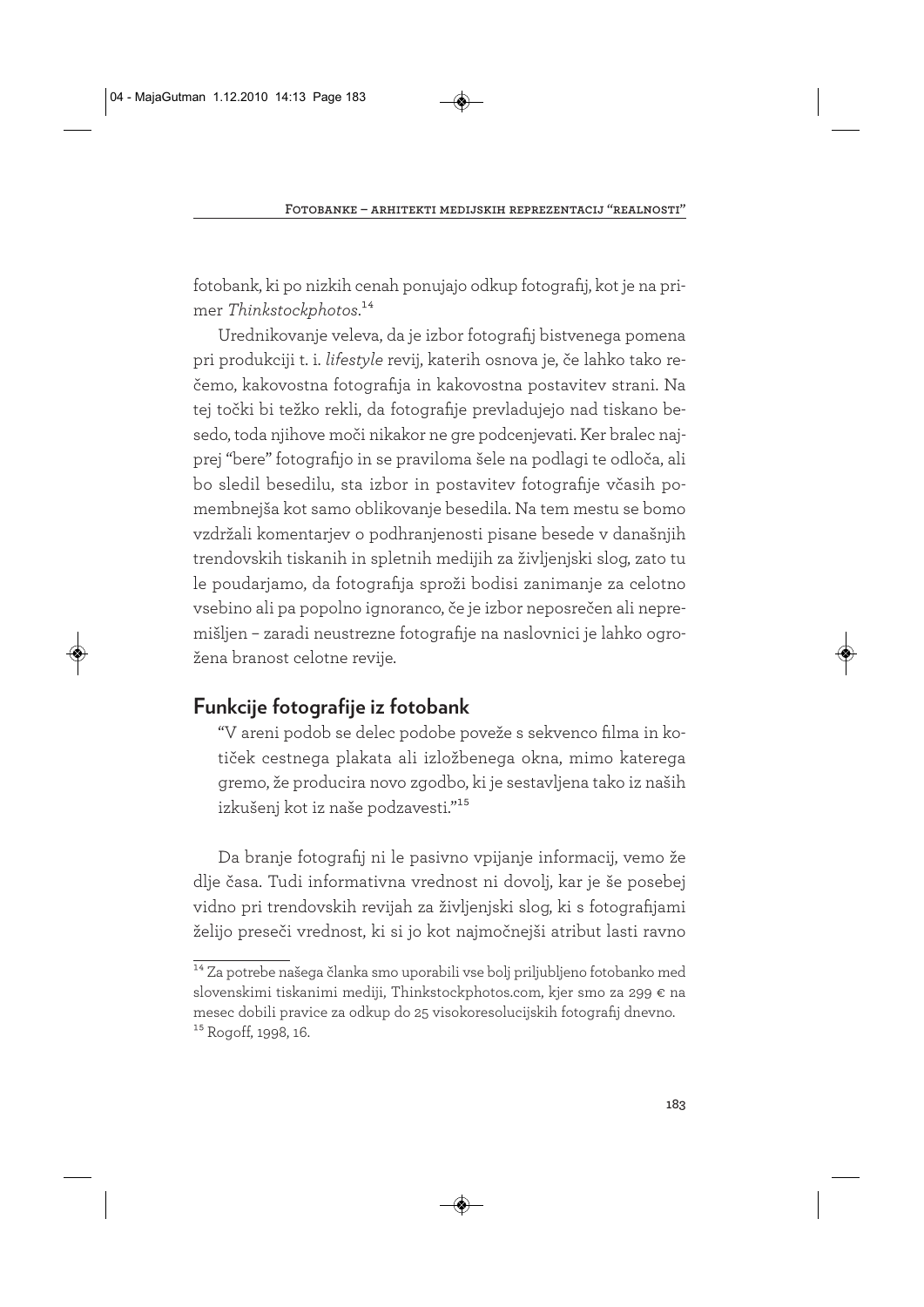fotobank, ki po nizkih cenah ponujajo odkup fotografij, kot je na primer *Thinkstockphotos*.[14]

Urednikovanje veleva, da je izbor fotografij bistvenega pomena pri produkciji t. i. *lifestyle* revij, katerih osnova je, če lahko tako rečemo, kakovostna fotografija in kakovostna postavitev strani. Na tej točki bi težko rekli, da fotografije prevladujejo nad tiskano besedo, toda njihove moči nikakor ne gre podcenjevati. Ker bralec najprej "bere" fotografijo in se praviloma šele na podlagi te odloča, ali bo sledil besedilu, sta izbor in postavitev fotografije včasih pomembnejša kot samo oblikovanje besedila. Na tem mestu se bomo vzdržali komentarjev o podhranjenosti pisane besede v današnjih trendovskih tiskanih in spletnih medijih za življenjski slog, zato tu le poudarjamo, da fotografija sproži bodisi zanimanje za celotno vsebino ali pa popolno ignoranco, če je izbor neposrečen ali nepremišljen – zaradi neustrezne fotografije na naslovnici je lahko ogrožena branost celotne revije.

## Funkcije fotografije iz fotobank

> "V areni podob se delec podobe poveže s sekvenco filma in kotiček cestnega plakata ali izložbenega okna, mimo katerega gremo, že producira novo zgodbo, ki je sestavljena tako iz naših izkušenj kot iz naše podzavesti."[15]

Da branje fotografij ni le pasivno vpijanje informacij, vemo že dlje časa. Tudi informativna vrednost ni dovolj, kar je še posebej vidno pri trendovskih revijah za življenjski slog, ki s fotografijami želijo preseči vrednost, ki si jo kot najmočnejši atribut lasti ravno

---

[14] Za potrebe našega članka smo uporabili vse bolj priljubljeno fotobanko med slovenskimi tiskanimi mediji, Thinkstockphotos.com, kjer smo za 299 € na mesec dobili pravice za odkup do 25 visokoresolucijskih fotografij dnevno.

[15] Rogoff, 1998, 16.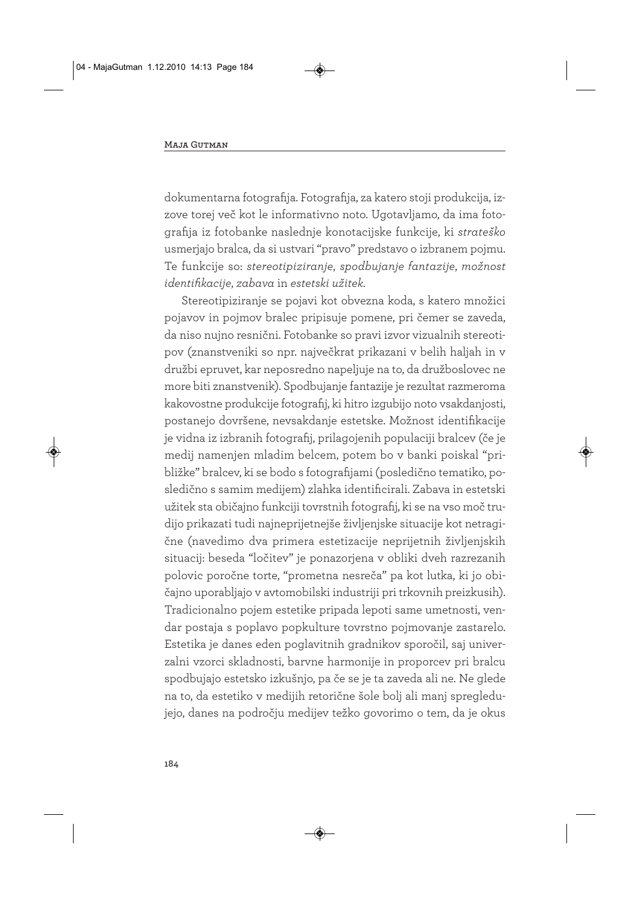dokumentarna fotografija. Fotografija, za katero stoji produkcija, izzove torej več kot le informativno noto. Ugotavljamo, da ima fotografija iz fotobanke naslednje konotacijske funkcije, ki *strateško* usmerjajo bralca, da si ustvari "pravo" predstavo o izbranem pojmu. Te funkcije so: *stereotipiziranje*, *spodbujanje fantazije*, *možnost identifikacije*, *zabava* in *estetski užitek*.

Stereotipiziranje se pojavi kot obvezna koda, s katero množici pojavov in pojmov bralec pripisuje pomene, pri čemer se zaveda, da niso nujno resnični. Fotobanke so pravi izvor vizualnih stereotipov (znanstveniki so npr. največkrat prikazani v belih haljah in v družbi epruvet, kar neposredno napeljuje na to, da družboslovec ne more biti znanstvenik). Spodbujanje fantazije je rezultat razmeroma kakovostne produkcije fotografij, ki hitro izgubijo noto vsakdanjosti, postanejo dovršene, nevsakdanje estetske. Možnost identifikacije je vidna iz izbranih fotografij, prilagojenih populaciji bralcev (če je medij namenjen mladim belcem, potem bo v banki poiskal "približke" bralcev, ki se bodo s fotografijami (posledično tematiko, posledično s samim medijem) zlahka identificirali. Zabava in estetski užitek sta običajno funkciji tovrstnih fotografij, ki se na vso moč trudijo prikazati tudi najneprijetnejše življenjske situacije kot netragične (navedimo dva primera estetizacije neprijetnih življenjskih situacij: beseda "ločitev" je ponazorjena v obliki dveh razrezanih polovic poročne torte, "prometna nesreča" pa kot lutka, ki jo običajno uporabljajo v avtomobilski industriji pri trkovnih preizkusih). Tradicionalno pojem estetike pripada lepoti same umetnosti, vendar postaja s poplavo popkulture tovrstno pojmovanje zastarelo. Estetika je danes eden poglavitnih gradnikov sporočil, saj univerzalni vzorci skladnosti, barvne harmonije in proporcev pri bralcu spodbujajo estetsko izkušnjo, pa če se je ta zaveda ali ne. Ne glede na to, da estetiko v medijih retorične šole bolj ali manj spregledujejo, danes na področju medijev težko govorimo o tem, da je okus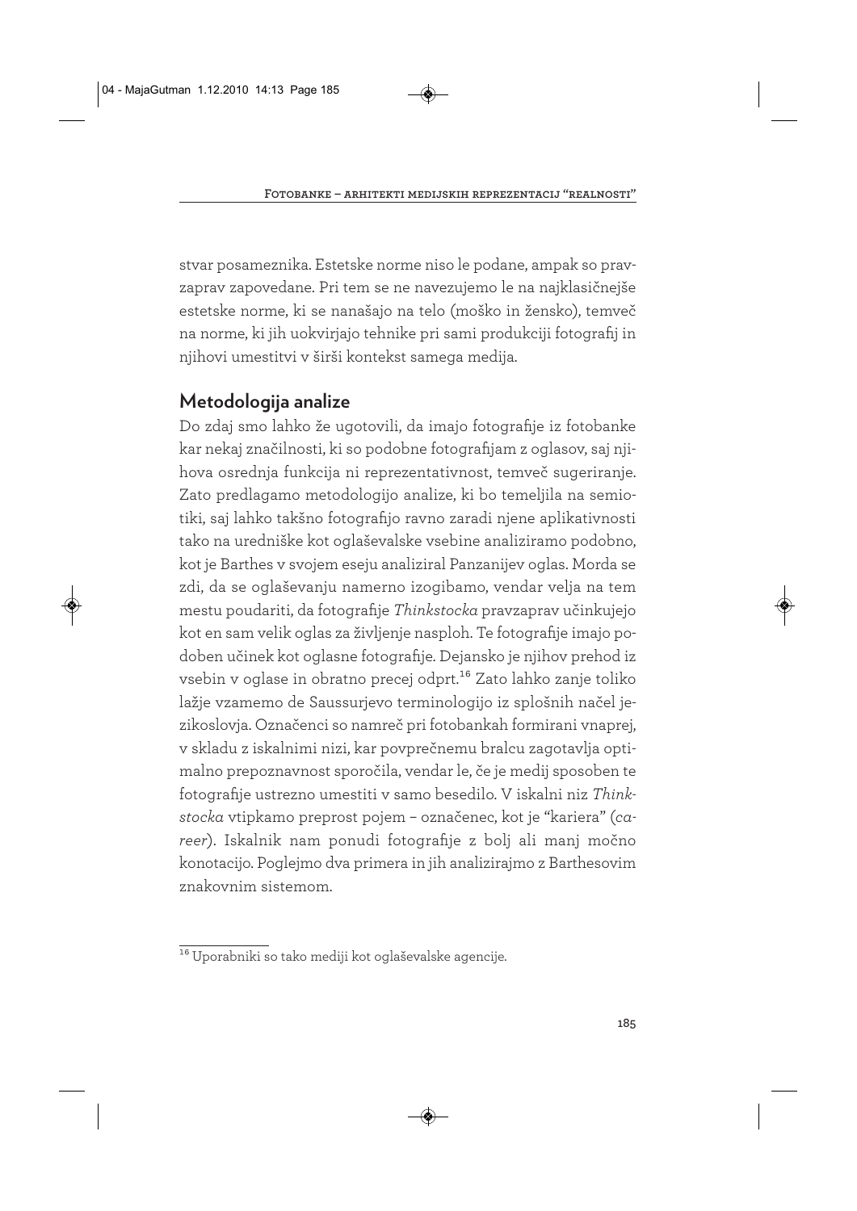stvar posameznika. Estetske norme niso le podane, ampak so pravzaprav zapovedane. Pri tem se ne navezujemo le na najklasičnejše estetske norme, ki se nanašajo na telo (moško in žensko), temveč na norme, ki jih uokvirjajo tehnike pri sami produkciji fotografij in njihovi umestitvi v širši kontekst samega medija.

## Metodologija analize

Do zdaj smo lahko že ugotovili, da imajo fotografije iz fotobanke kar nekaj značilnosti, ki so podobne fotografijam z oglasov, saj njihova osrednja funkcija ni reprezentativnost, temveč sugeriranje. Zato predlagamo metodologijo analize, ki bo temeljila na semiotiki, saj lahko takšno fotografijo ravno zaradi njene aplikativnosti tako na uredniške kot oglaševalske vsebine analiziramo podobno, kot je Barthes v svojem eseju analiziral Panzanijev oglas. Morda se zdi, da se oglaševanju namerno izogibamo, vendar velja na tem mestu poudariti, da fotografije *Thinkstocka* pravzaprav učinkujejo kot en sam velik oglas za življenje nasploh. Te fotografije imajo podoben učinek kot oglasne fotografije. Dejansko je njihov prehod iz vsebin v oglase in obratno precej odprt.[16] Zato lahko zanje toliko lažje vzamemo de Saussurjevo terminologijo iz splošnih načel jezikoslovja. Označenci so namreč pri fotobankah formirani vnaprej, v skladu z iskalnimi nizi, kar povprečnemu bralcu zagotavlja optimalno prepoznavnost sporočila, vendar le, če je medij sposoben te fotografije ustrezno umestiti v samo besedilo. V iskalni niz *Thinkstocka* vtipkamo preprost pojem – označenec, kot je "kariera" (*career*). Iskalnik nam ponudi fotografije z bolj ali manj močno konotacijo. Poglejmo dva primera in jih analizirajmo z Barthesovim znakovnim sistemom.

---

[16] Uporabniki so tako mediji kot oglaševalske agencije.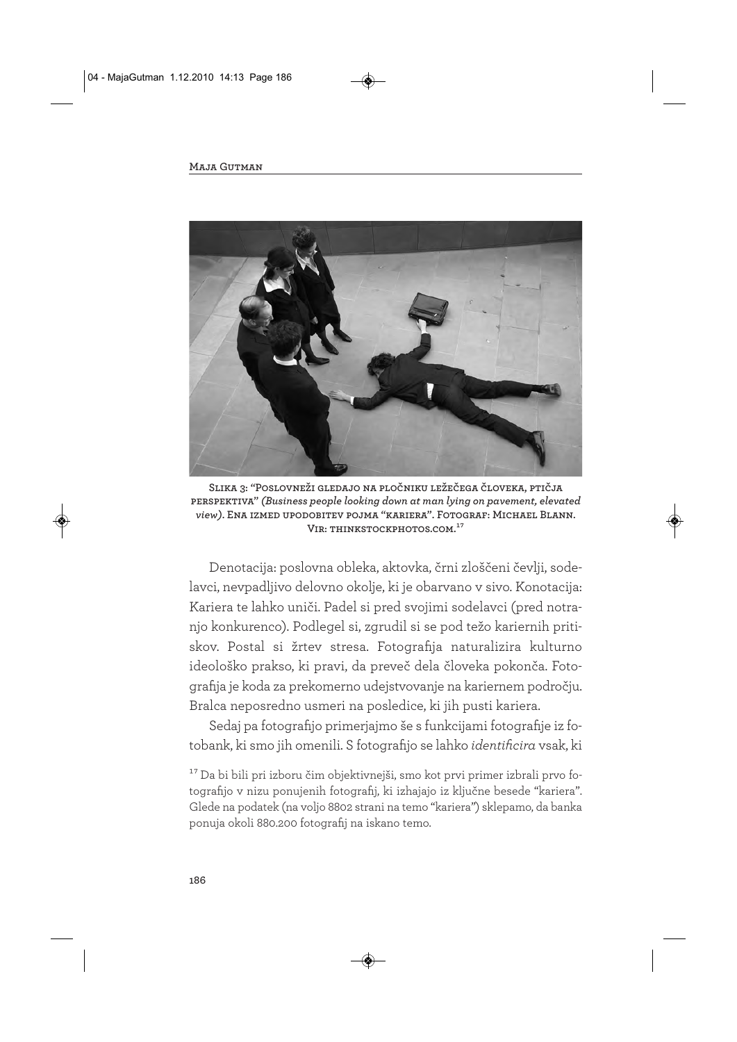Slika 3: "Poslovneži gledajo na pločniku ležečega človeka, ptičja perspektiva" *(Business people looking down at man lying on pavement, elevated view)*. Ena izmed upodobitev pojma "kariera". Fotograf: Michael Blann. Vir: thinkstockphotos.com.[17]

Denotacija: poslovna obleka, aktovka, črni zloščeni čevlji, sodelavci, nevpadljivo delovno okolje, ki je obarvano v sivo. Konotacija: Kariera te lahko uniči. Padel si pred svojimi sodelavci (pred notranjo konkurenco). Podlegel si, zgrudil si se pod težo kariernih pritiskov. Postal si žrtev stresa. Fotografija naturalizira kulturno ideološko prakso, ki pravi, da preveč dela človeka pokonča. Fotografija je koda za prekomerno udejstvovanje na kariernem področju. Bralca neposredno usmeri na posledice, ki jih pusti kariera.

Sedaj pa fotografijo primerjajmo še s funkcijami fotografije iz fotobank, ki smo jih omenili. S fotografijo se lahko *identificira* vsak, ki

[17] Da bi bili pri izboru čim objektivnejši, smo kot prvi primer izbrali prvo fotografijo v nizu ponujenih fotografij, ki izhajajo iz ključne besede "kariera". Glede na podatek (na voljo 8802 strani na temo "kariera") sklepamo, da banka ponuja okoli 880.200 fotografij na iskano temo.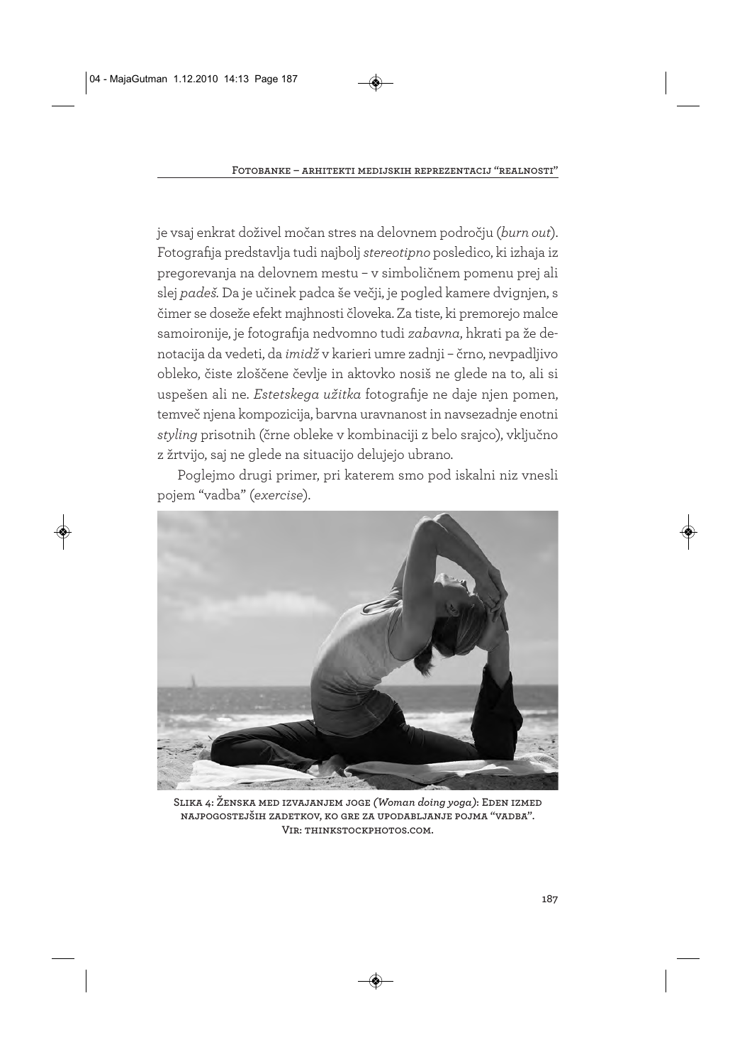je vsaj enkrat doživel močan stres na delovnem področju (*burn out*). Fotografija predstavlja tudi najbolj *stereotipno* posledico, ki izhaja iz pregorevanja na delovnem mestu – v simboličnem pomenu prej ali slej *padeš*. Da je učinek padca še večji, je pogled kamere dvignjen, s čimer se doseže efekt majhnosti človeka. Za tiste, ki premorejo malce samoironije, je fotografija nedvomno tudi *zabavna*, hkrati pa že denotacija da vedeti, da *imidž* v karieri umre zadnji – črno, nevpadljivo obleko, čiste zloščene čevlje in aktovko nosiš ne glede na to, ali si uspešen ali ne. *Estetskega užitka* fotografije ne daje njen pomen, temveč njena kompozicija, barvna uravnanost in navsezadnje enotni *styling* prisotnih (črne obleke v kombinaciji z belo srajco), vključno z žrtvijo, saj ne glede na situacijo delujejo ubrano.

Poglejmo drugi primer, pri katerem smo pod iskalni niz vnesli pojem "vadba" (*exercise*).

Slika 4: Ženska med izvajanjem joge *(Woman doing yoga)*: Eden izmed najpogostejših zadetkov, ko gre za upodabljanje pojma "vadba". Vir: thinkstockphotos.com.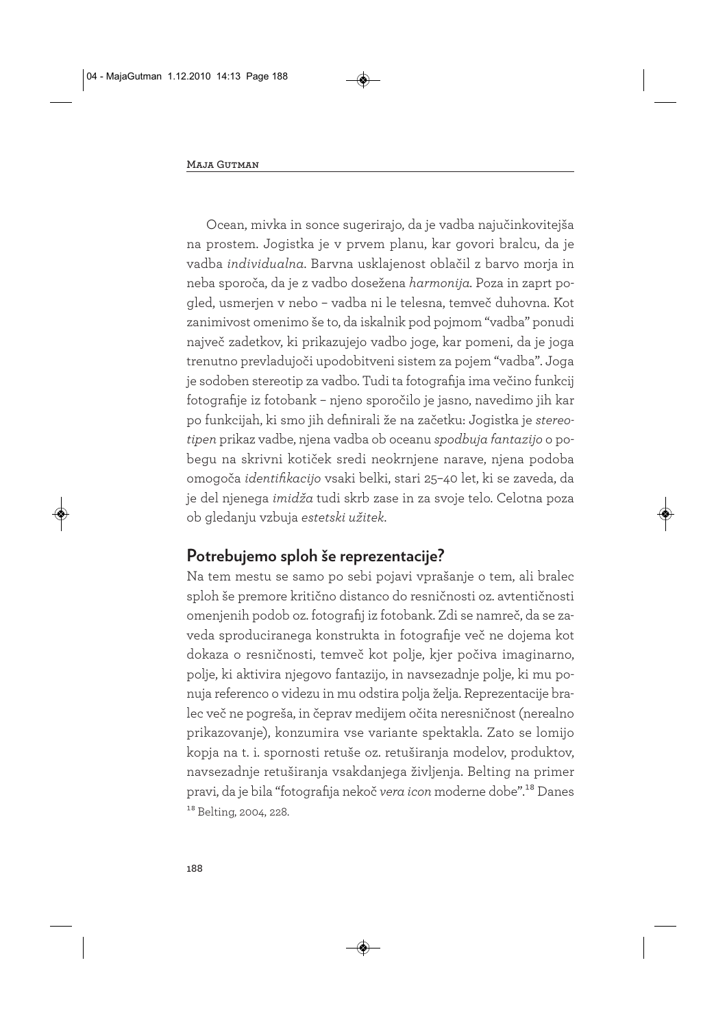Ocean, mivka in sonce sugerirajo, da je vadba najučinkovitejša na prostem. Jogistka je v prvem planu, kar govori bralcu, da je vadba *individualna*. Barvna usklajenost oblačil z barvo morja in neba sporoča, da je z vadbo dosežena *harmonija*. Poza in zaprt pogled, usmerjen v nebo – vadba ni le telesna, temveč duhovna. Kot zanimivost omenimo še to, da iskalnik pod pojmom "vadba" ponudi največ zadetkov, ki prikazujejo vadbo joge, kar pomeni, da je joga trenutno prevladujoči upodobitveni sistem za pojem "vadba". Joga je sodoben stereotip za vadbo. Tudi ta fotografija ima večino funkcij fotografije iz fotobank – njeno sporočilo je jasno, navedimo jih kar po funkcijah, ki smo jih definirali že na začetku: Jogistka je *stereotipen* prikaz vadbe, njena vadba ob oceanu *spodbuja fantazijo* o pobegu na skrivni kotiček sredi neokrnjene narave, njena podoba omogoča *identifikacijo* vsaki belki, stari 25–40 let, ki se zaveda, da je del njenega *imidža* tudi skrb zase in za svoje telo. Celotna poza ob gledanju vzbuja *estetski užitek*.

## Potrebujemo sploh še reprezentacije?

Na tem mestu se samo po sebi pojavi vprašanje o tem, ali bralec sploh še premore kritično distanco do resničnosti oz. avtentičnosti omenjenih podob oz. fotografij iz fotobank. Zdi se namreč, da se zaveda sproduciranega konstrukta in fotografije več ne dojema kot dokaza o resničnosti, temveč kot polje, kjer počiva imaginarno, polje, ki aktivira njegovo fantazijo, in navsezadnje polje, ki mu ponuja referenco o videzu in mu odstira polja želja. Reprezentacije bralec več ne pogreša, in čeprav medijem očita neresničnost (nerealno prikazovanje), konzumira vse variante spektakla. Zato se lomijo kopja na t. i. spornosti retuše oz. retuširanja modelov, produktov, navsezadnje retuširanja vsakdanjega življenja. Belting na primer pravi, da je bila "fotografija nekoč *vera icon* moderne dobe".[18] Danes

[18] Belting, 2004, 228.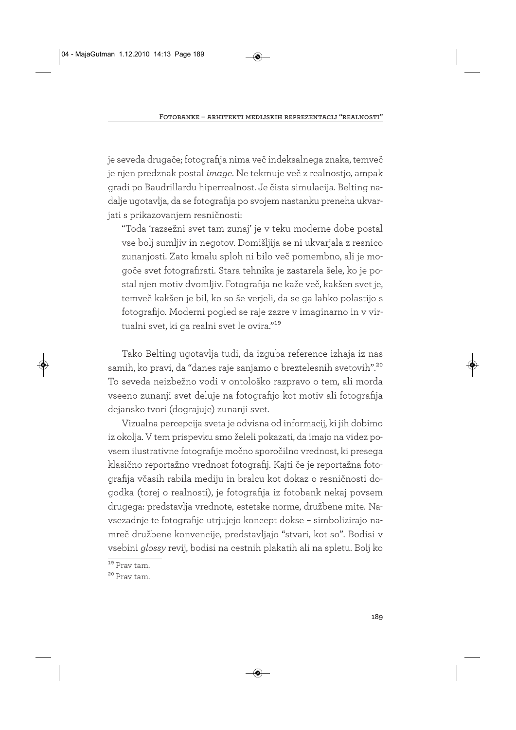je seveda drugače; fotografija nima več indeksalnega znaka, temveč je njen predznak postal *image*. Ne tekmuje več z realnostjo, ampak gradi po Baudrillardu hiperrealnost. Je čista simulacija. Belting nadalje ugotavlja, da se fotografija po svojem nastanku preneha ukvarjati s prikazovanjem resničnosti:

> "Toda 'razsežni svet tam zunaj' je v teku moderne dobe postal vse bolj sumljiv in negotov. Domišljija se ni ukvarjala z resnico zunanjosti. Zato kmalu sploh ni bilo več pomembno, ali je mogoče svet fotografirati. Stara tehnika je zastarela šele, ko je postal njen motiv dvomljiv. Fotografija ne kaže več, kakšen svet je, temveč kakšen je bil, ko so še verjeli, da se ga lahko polastijo s fotografijo. Moderni pogled se raje zazre v imaginarno in v virtualni svet, ki ga realni svet le ovira."[19]

Tako Belting ugotavlja tudi, da izguba reference izhaja iz nas samih, ko pravi, da "danes raje sanjamo o breztelesnih svetovih".[20] To seveda neizbežno vodi v ontološko razpravo o tem, ali morda vseeno zunanji svet deluje na fotografijo kot motiv ali fotografija dejansko tvori (dograjuje) zunanji svet.

Vizualna percepcija sveta je odvisna od informacij, ki jih dobimo iz okolja. V tem prispevku smo želeli pokazati, da imajo na videz povsem ilustrativne fotografije močno sporočilno vrednost, ki presega klasično reportažno vrednost fotografij. Kajti če je reportažna fotografija včasih rabila mediju in bralcu kot dokaz o resničnosti dogodka (torej o realnosti), je fotografija iz fotobank nekaj povsem drugega: predstavlja vrednote, estetske norme, družbene mite. Navsezadnje te fotografije utrjujejo koncept dokse – simbolizirajo namreč družbene konvencije, predstavljajo "stvari, kot so". Bodisi v vsebini *glossy* revij, bodisi na cestnih plakatih ali na spletu. Bolj ko

[19] Prav tam.

[20] Prav tam.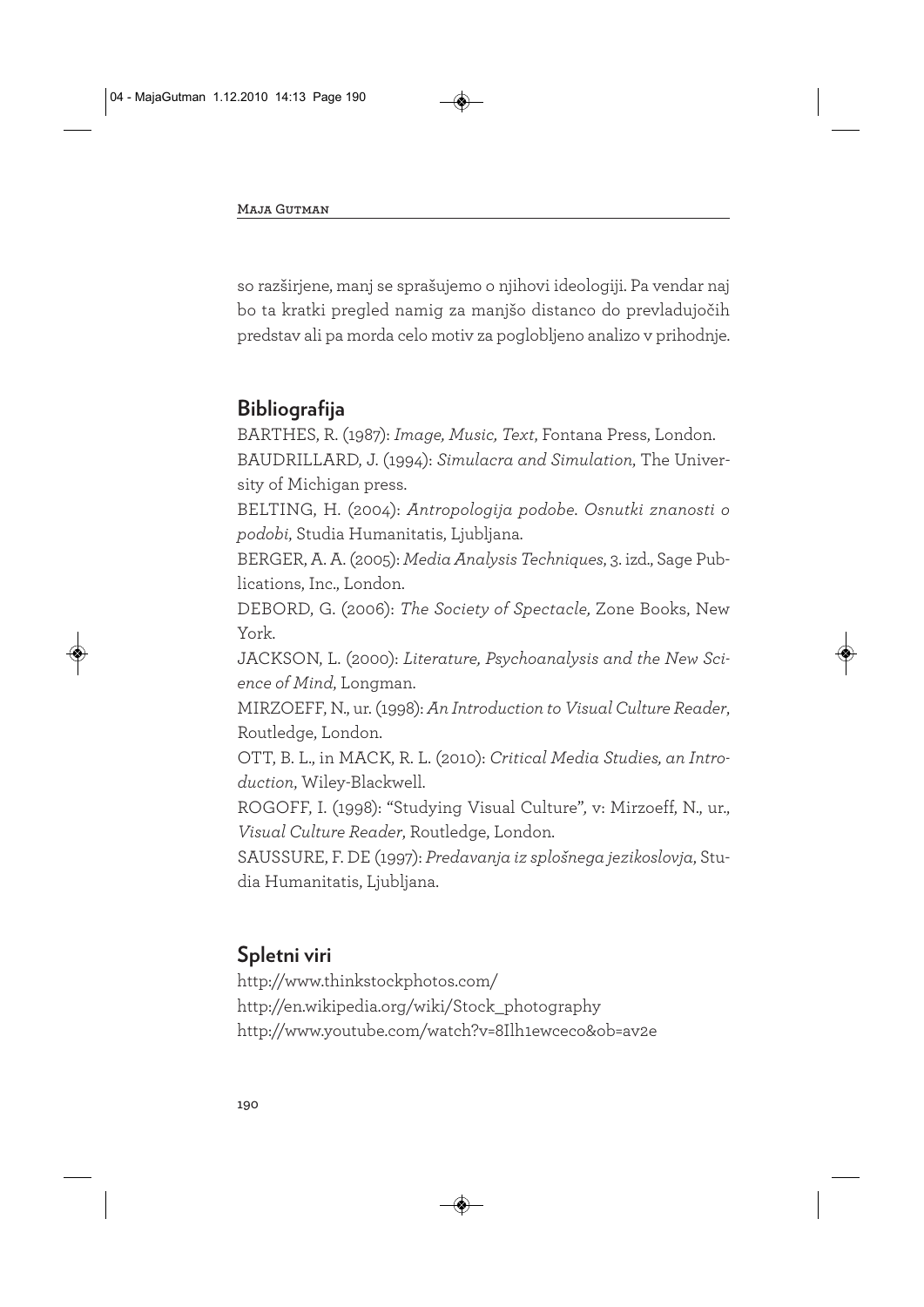so razširjene, manj se sprašujemo o njihovi ideologiji. Pa vendar naj bo ta kratki pregled namig za manjšo distanco do prevladujočih predstav ali pa morda celo motiv za poglobljeno analizo v prihodnje.

## Bibliografija

BARTHES, R. (1987): *Image, Music, Text*, Fontana Press, London.

BAUDRILLARD, J. (1994): *Simulacra and Simulation*, The University of Michigan press.

BELTING, H. (2004): *Antropologija podobe. Osnutki znanosti o podobi*, Studia Humanitatis, Ljubljana.

BERGER, A. A. (2005): *Media Analysis Techniques*, 3. izd., Sage Publications, Inc., London.

DEBORD, G. (2006): *The Society of Spectacle*, Zone Books, New York.

JACKSON, L. (2000): *Literature, Psychoanalysis and the New Science of Mind*, Longman.

MIRZOEFF, N., ur. (1998): *An Introduction to Visual Culture Reader*, Routledge, London.

OTT, B. L., in MACK, R. L. (2010): *Critical Media Studies, an Introduction*, Wiley-Blackwell.

ROGOFF, I. (1998): "Studying Visual Culture", v: Mirzoeff, N., ur., *Visual Culture Reader*, Routledge, London.

SAUSSURE, F. DE (1997): *Predavanja iz splošnega jezikoslovja*, Studia Humanitatis, Ljubljana.

## Spletni viri

http://www.thinkstockphotos.com/

http://en.wikipedia.org/wiki/Stock_photography

http://www.youtube.com/watch?v=8Ilh1ewceco&ob=av2e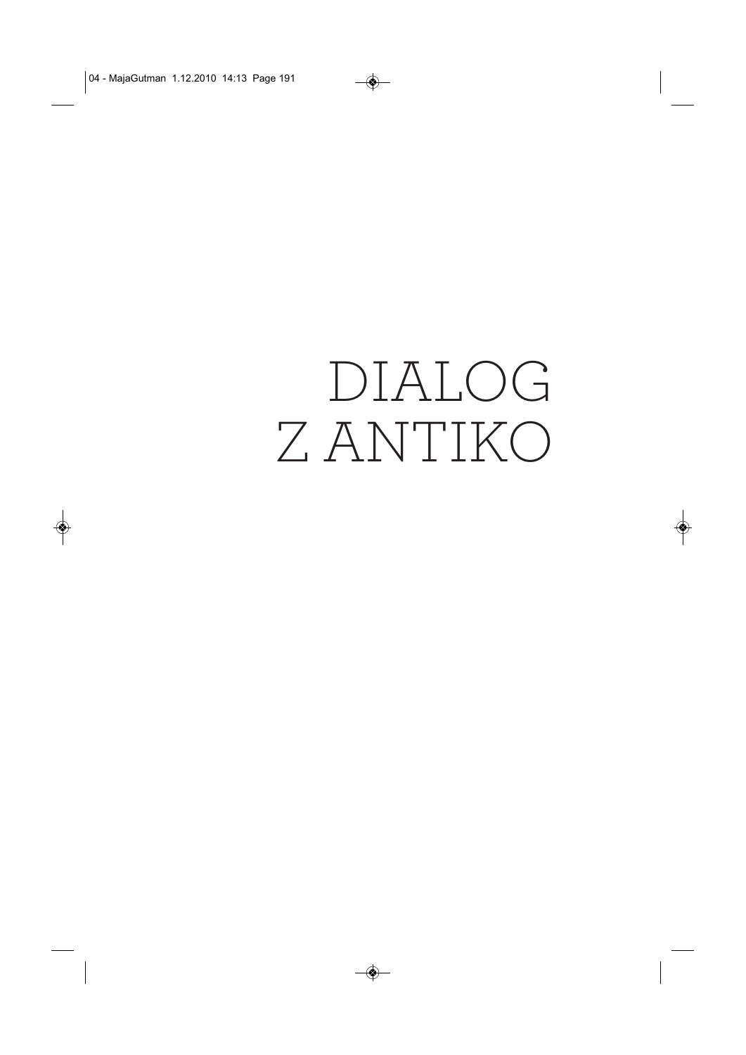# DIALOG Z ANTIKO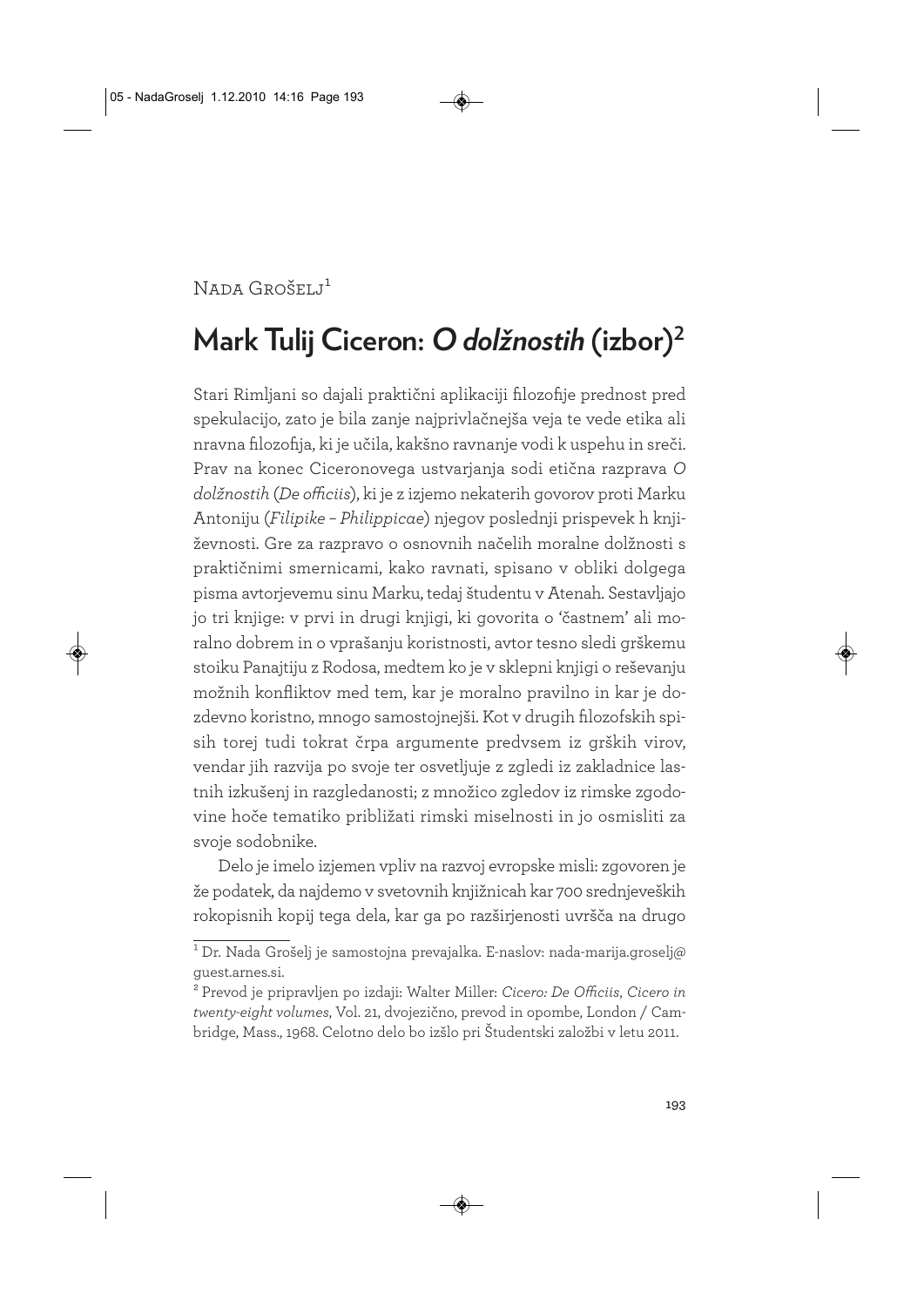Nada Grošelj[1]

# Mark Tulij Ciceron: *O dolžnostih* (izbor)[2]

Stari Rimljani so dajali praktični aplikaciji filozofije prednost pred spekulacijo, zato je bila zanje najprivlačnejša veja te vede etika ali nravna filozofija, ki je učila, kakšno ravnanje vodi k uspehu in sreči. Prav na konec Ciceronovega ustvarjanja sodi etična razprava *O dolžnostih* (*De officiis*), ki je z izjemo nekaterih govorov proti Marku Antoniju (*Filipike – Philippicae*) njegov poslednji prispevek h književnosti. Gre za razpravo o osnovnih načelih moralne dolžnosti s praktičnimi smernicami, kako ravnati, spisano v obliki dolgega pisma avtorjevemu sinu Marku, tedaj študentu v Atenah. Sestavljajo jo tri knjige: v prvi in drugi knjigi, ki govorita o 'častnem' ali moralno dobrem in o vprašanju koristnosti, avtor tesno sledi grškemu stoiku Panajtiju z Rodosa, medtem ko je v sklepni knjigi o reševanju možnih konfliktov med tem, kar je moralno pravilno in kar je dozdevno koristno, mnogo samostojnejši. Kot v drugih filozofskih spisih torej tudi tokrat črpa argumente predvsem iz grških virov, vendar jih razvija po svoje ter osvetljuje z zgledi iz zakladnice lastnih izkušenj in razgledanosti; z množico zgledov iz rimske zgodovine hoče tematiko približati rimski miselnosti in jo osmisliti za svoje sodobnike.

Delo je imelo izjemen vpliv na razvoj evropske misli: zgovoren je že podatek, da najdemo v svetovnih knjižnicah kar 700 srednjeveških rokopisnih kopij tega dela, kar ga po razširjenosti uvršča na drugo

---

[1] Dr. Nada Grošelj je samostojna prevajalka. E-naslov: nada-marija.groselj@guest.arnes.si.

[2] Prevod je pripravljen po izdaji: Walter Miller: *Cicero: De Officiis*, *Cicero in twenty-eight volumes*, Vol. 21, dvojezično, prevod in opombe, London / Cambridge, Mass., 1968. Celotno delo bo izšlo pri Študentski založbi v letu 2011.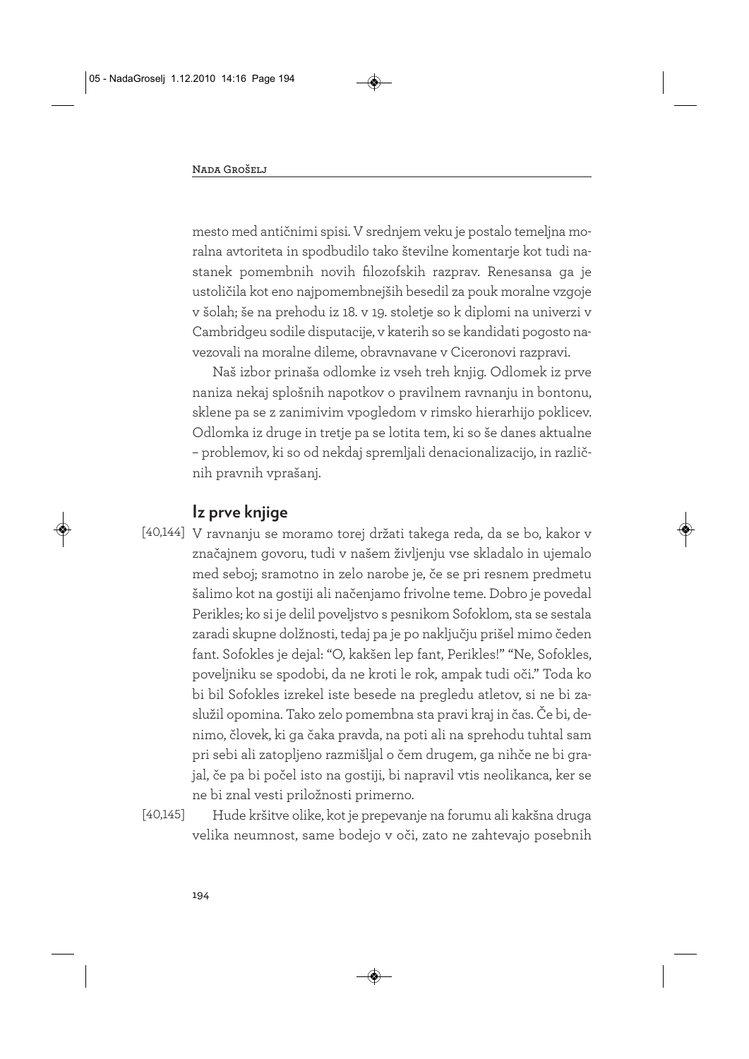mesto med antičnimi spisi. V srednjem veku je postalo temeljna moralna avtoriteta in spodbudilo tako številne komentarje kot tudi nastanek pomembnih novih filozofskih razprav. Renesansa ga je ustoličila kot eno najpomembnejših besedil za pouk moralne vzgoje v šolah; še na prehodu iz 18. v 19. stoletje so k diplomi na univerzi v Cambridgeu sodile disputacije, v katerih so se kandidati pogosto navezovali na moralne dileme, obravnavane v Ciceronovi razpravi.

Naš izbor prinaša odlomke iz vseh treh knjig. Odlomek iz prve naniza nekaj splošnih napotkov o pravilnem ravnanju in bontonu, sklene pa se z zanimivim vpogledom v rimsko hierarhijo poklicev. Odlomka iz druge in tretje pa se lotita tem, ki so še danes aktualne – problemov, ki so od nekdaj spremljali denacionalizacijo, in različnih pravnih vprašanj.

## Iz prve knjige

[40,144] V ravnanju se moramo torej držati takega reda, da se bo, kakor v značajnem govoru, tudi v našem življenju vse skladalo in ujemalo med seboj; sramotno in zelo narobe je, če se pri resnem predmetu šalimo kot na gostiji ali načenjamo frivolne teme. Dobro je povedal Perikles; ko si je delil poveljstvo s pesnikom Sofoklom, sta se sestala zaradi skupne dolžnosti, tedaj pa je po naključju prišel mimo čeden fant. Sofokles je dejal: "O, kakšen lep fant, Perikles!" "Ne, Sofokles, poveljniku se spodobi, da ne kroti le rok, ampak tudi oči." Toda ko bi bil Sofokles izrekel iste besede na pregledu atletov, si ne bi zaslužil opomina. Tako zelo pomembna sta pravi kraj in čas. Če bi, denimo, človek, ki ga čaka pravda, na poti ali na sprehodu tuhtal sam pri sebi ali zatopljeno razmišljal o čem drugem, ga nihče ne bi grajal, če pa bi začel isto na gostiji, bi napravil vtis neolikanca, ker se ne bi znal vesti priložnosti primerno.

[40,145] Hude kršitve olike, kot je prepevanje na forumu ali kakšna druga velika neumnost, same bodejo v oči, zato ne zahtevajo posebnih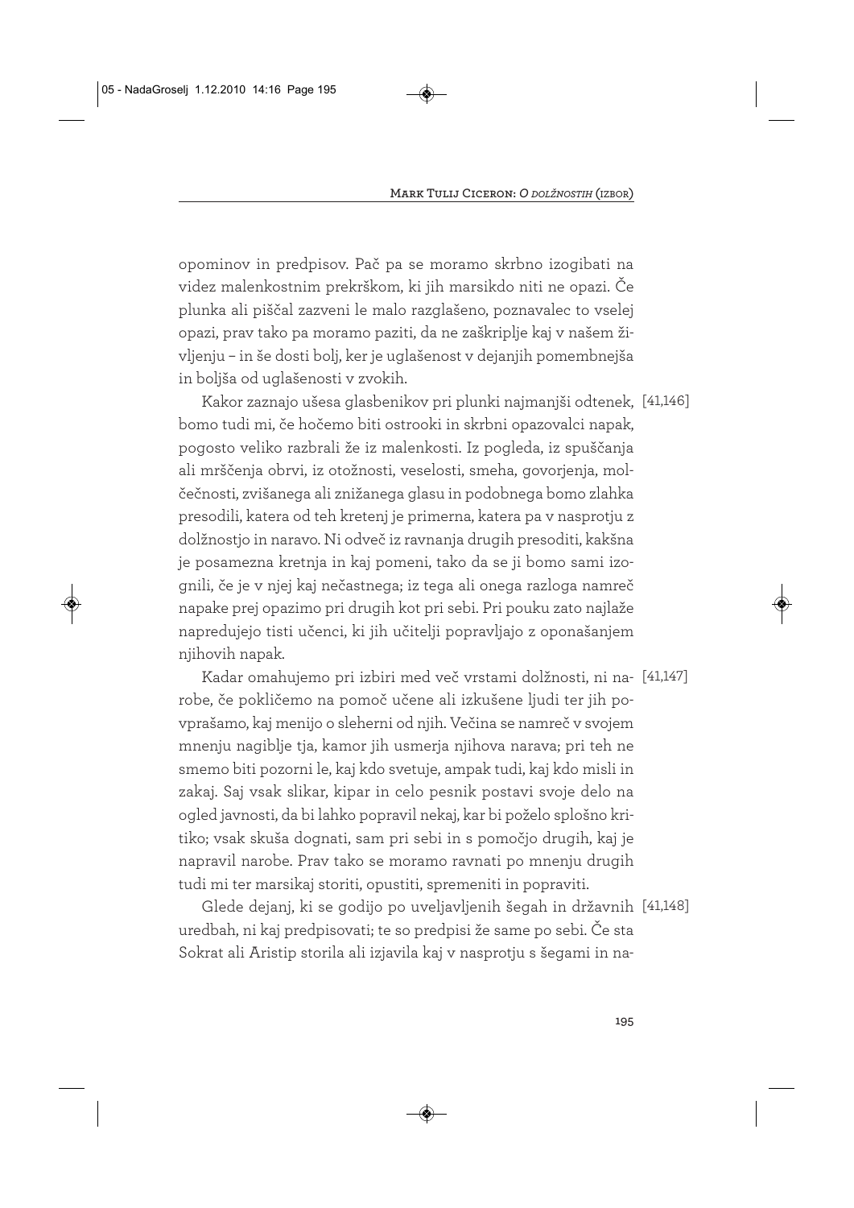opominov in predpisov. Pač pa se moramo skrbno izogibati na videz malenkostnim prekrškom, ki jih marsikdo niti ne opazi. Če plunka ali piščal zazveni le malo razglašeno, poznavalec to vselej opazi, prav tako pa moramo paziti, da ne zaškriplje kaj v našem življenju – in še dosti bolj, ker je uglašenost v dejanjih pomembnejša in boljša od uglašenosti v zvokih.

[41,146] Kakor zaznajo ušesa glasbenikov pri plunki najmanjši odtenek, bomo tudi mi, če hočemo biti ostrooki in skrbni opazovalci napak, pogosto veliko razbrali že iz malenkosti. Iz pogleda, iz spuščanja ali mrščenja obrvi, iz otožnosti, veselosti, smeha, govorjenja, molčečnosti, zvišanega ali znižanega glasu in podobnega bomo zlahka presodili, katera od teh kretenj je primerna, katera pa v nasprotju z dolžnostjo in naravo. Ni odveč iz ravnanja drugih presoditi, kakšna je posamezna kretnja in kaj pomeni, tako da se ji bomo sami izognili, če je v njej kaj nečastnega; iz tega ali onega razloga namreč napake prej opazimo pri drugih kot pri sebi. Pri pouku zato najlaže napredujejo tisti učenci, ki jih učitelji popravljajo z oponašanjem njihovih napak.

[41,147] Kadar omahujemo pri izbiri med več vrstami dolžnosti, ni narobe, če pokličemo na pomoč učene ali izkušene ljudi ter jih povprašamo, kaj menijo o sleherni od njih. Večina se namreč v svojem mnenju nagiblje tja, kamor jih usmerja njihova narava; pri teh ne smemo biti pozorni le, kaj kdo svetuje, ampak tudi, kaj kdo misli in zakaj. Saj vsak slikar, kipar in celo pesnik postavi svoje delo na ogled javnosti, da bi lahko popravil nekaj, kar bi poželo splošno kritiko; vsak skuša dognati, sam pri sebi in s pomočjo drugih, kaj je napravil narobe. Prav tako se moramo ravnati po mnenju drugih tudi mi ter marsikaj storiti, opustiti, spremeniti in popraviti.

[41,148] Glede dejanj, ki se godijo po uveljavljenih šegah in državnih uredbah, ni kaj predpisovati; te so predpisi že same po sebi. Če sta Sokrat ali Aristip storila ali izjavila kaj v nasprotju s šegami in na-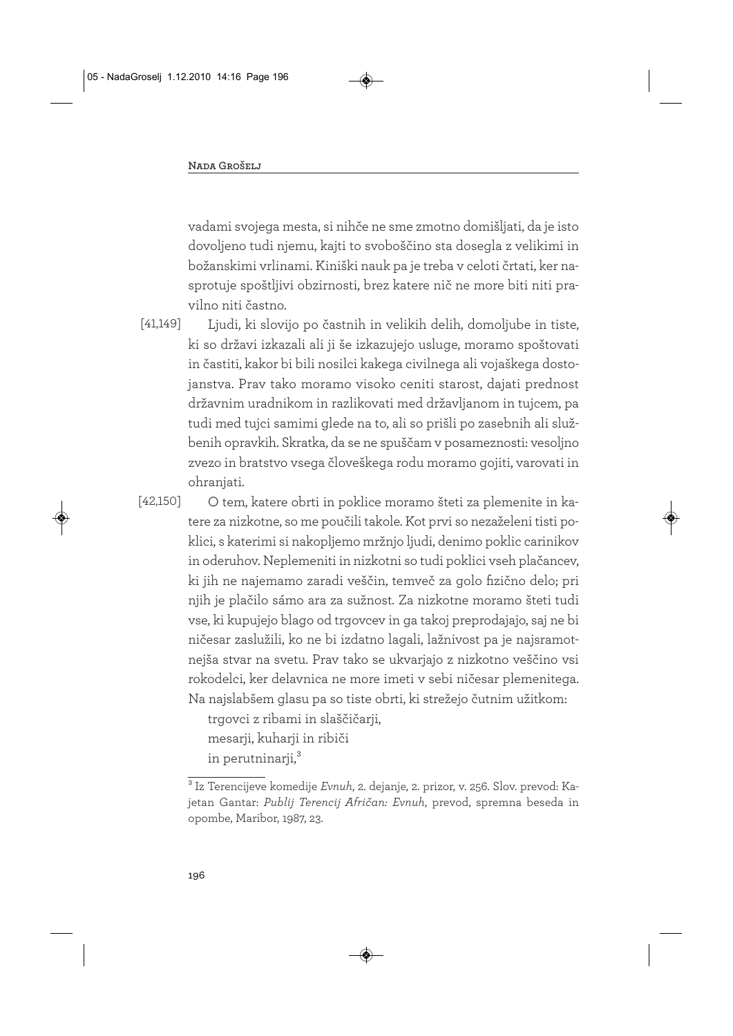vadami svojega mesta, si nihče ne sme zmotno domišljati, da je isto dovoljeno tudi njemu, kajti to svoboščino sta dosegla z velikimi in božanskimi vrlinami. Kiniški nauk pa je treba v celoti črtati, ker nasprotuje spoštljivi obzirnosti, brez katere nič ne more biti niti pravilno niti častno.

[41,149] Ljudi, ki slovijo po častnih in velikih delih, domoljube in tiste, ki so državi izkazali ali ji še izkazujejo usluge, moramo spoštovati in častiti, kakor bi bili nosilci kakega civilnega ali vojaškega dostojanstva. Prav tako moramo visoko ceniti starost, dajati prednost državnim uradnikom in razlikovati med državljanom in tujcem, pa tudi med tujci samimi glede na to, ali so prišli po zasebnih ali službenih opravkih. Skratka, da se ne spuščam v posameznosti: vesoljno zvezo in bratstvo vsega človeškega rodu moramo gojiti, varovati in ohranjati.

[42,150] O tem, katere obrti in poklice moramo šteti za plemenite in katere za nizkotne, so me poučili takole. Kot prvi so nezaželeni tisti poklici, s katerimi si nakopljemo mržnjo ljudi, denimo poklic carinikov in oderuhov. Neplemeniti in nizkotni so tudi poklici vseh plačancev, ki jih ne najemamo zaradi veščin, temveč za golo fizično delo; pri njih je plačilo sámo ara za sužnost. Za nizkotne moramo šteti tudi vse, ki kupujejo blago od trgovcev in ga takoj preprodajajo, saj ne bi ničesar zaslužili, ko ne bi izdatno lagali, lažnivost pa je najsramotnejša stvar na svetu. Prav tako se ukvarjajo z nizkotno veščino vsi rokodelci, ker delavnica ne more imeti v sebi ničesar plemenitega. Na najslabšem glasu pa so tiste obrti, ki strežejo čutnim užitkom:

trgovci z ribami in slaščičarji,
mesarji, kuharji in ribiči
in perutninarji,[3]

---

[3] Iz Terencijeve komedije *Evnuh*, 2. dejanje, 2. prizor, v. 256. Slov. prevod: Kajetan Gantar: *Publij Terencij Afričan: Evnuh*, prevod, spremna beseda in opombe, Maribor, 1987, 23.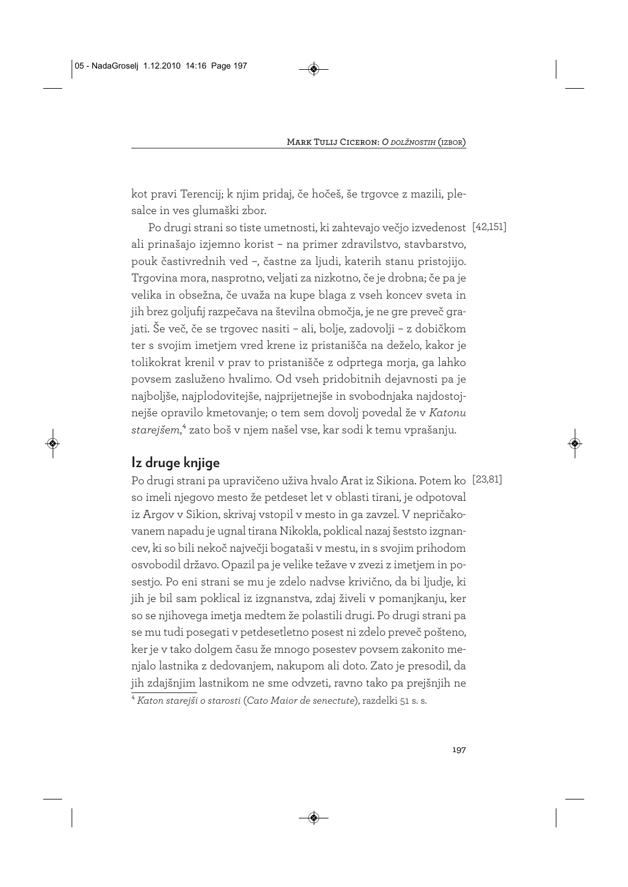kot pravi Terencij; k njim pridaj, če hočeš, še trgovce z mazili, plesalce in ves glumaški zbor.

[42,151] Po drugi strani so tiste umetnosti, ki zahtevajo večjo izvedenost ali prinašajo izjemno korist – na primer zdravilstvo, stavbarstvo, pouk častivrednih ved –, častne za ljudi, katerih stanu pristojijo. Trgovina mora, nasprotno, veljati za nizkotno, če je drobna; če pa je velika in obsežna, če uvaža na kupe blaga z vseh koncev sveta in jih brez goljufij razpečava na številna območja, je ne gre preveč grajati. Še več, če se trgovec nasiti – ali, bolje, zadovolji – z dobičkom ter s svojim imetjem vred krene iz pristanišča na deželo, kakor je tolikokrat krenil v prav to pristanišče z odprtega morja, ga lahko povsem zasluženo hvalimo. Od vseh pridobitnih dejavnosti pa je najboljše, najplodovitejše, najprijetnejše in svobodnjaka najdostojnejše opravilo kmetovanje; o tem sem dovolj povedal že v *Katonu starejšem*,[4] zato boš v njem našel vse, kar sodi k temu vprašanju.

## Iz druge knjige

[23,81] Po drugi strani pa upravičeno uživa hvalo Arat iz Sikiona. Potem ko so imeli njegovo mesto že petdeset let v oblasti tirani, je odpotoval iz Argov v Sikion, skrivaj vstopil v mesto in ga zavzel. V nepričakovanem napadu je ugnal tirana Nikokla, poklical nazaj šeststo izgnancev, ki so bili nekoč največji bogataši v mestu, in s svojim prihodom osvobodil državo. Opazil pa je velike težave v zvezi z imetjem in posestjo. Po eni strani se mu je zdelo nadvse krivično, da bi ljudje, ki jih je bil sam poklical iz izgnanstva, zdaj živeli v pomanjkanju, ker so se njihovega imetja medtem že polastili drugi. Po drugi strani pa se mu tudi posegati v petdesetletno posest ni zdelo preveč pošteno, ker je v tako dolgem času že mnogo posestev povsem zakonito menjalo lastnika z dedovanjem, nakupom ali doto. Zato je presodil, da jih zdajšnjim lastnikom ne sme odvzeti, ravno tako pa prejšnjih ne

[4] *Katon starejši o starosti* (*Cato Maior de senectute*), razdelki 51 s. s.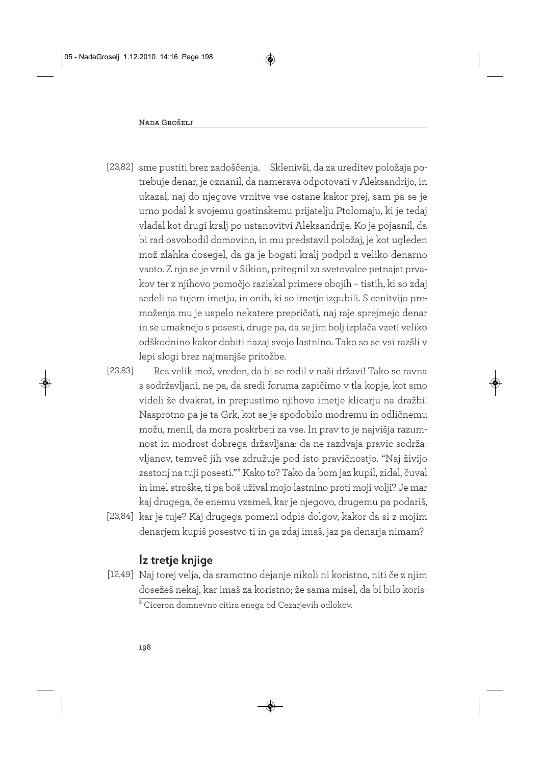[23,82] sme pustiti brez zadoščenja. Sklenivši, da za ureditev položaja potrebuje denar, je oznanil, da namerava odpotovati v Aleksandrijo, in ukazal, naj do njegove vrnitve vse ostane kakor prej, sam pa se je urno podal k svojemu gostinskemu prijatelju Ptolomaju, ki je tedaj vladal kot drugi kralj po ustanovitvi Aleksandrije. Ko je pojasnil, da bi rad osvobodil domovino, in mu predstavil položaj, je kot ugleden mož zlahka dosegel, da ga je bogati kralj podprl z veliko denarno vsoto. Z njo se je vrnil v Sikion, pritegnil za svetovalce petnajst prvakov ter z njihovo pomočjo raziskal primere obojih – tistih, ki so zdaj sedeli na tujem imetju, in onih, ki so imetje izgubili. S cenitvijo premoženja mu je uspelo nekatere prepričati, naj raje sprejmejo denar in se umaknejo s posesti, druge pa, da se jim bolj izplača vzeti veliko odškodnino kakor dobiti nazaj svojo lastnino. Tako so se vsi razšli v lepi slogi brez najmanjše pritožbe.

[23,83] Res velik mož, vreden, da bi se rodil v naši državi! Tako se ravna s sodržavljani, ne pa, da sredi foruma zapičimo v tla kopje, kot smo videli že dvakrat, in prepustimo njihovo imetje klicarju na dražbi! Nasprotno pa je ta Grk, kot se je spodobilo modremu in odličnemu možu, menil, da mora poskrbeti za vse. In prav to je najvišja razumnost in modrost dobrega državljana: da ne razdvaja pravic sodržavljanov, temveč jih vse združuje pod isto pravičnostjo. "Naj živijo zastonj na tuji posesti."[5] Kako to? Tako da bom jaz kupil, zidal, čuval in imel stroške, ti pa boš užival mojo lastnino proti moji volji? Je mar kaj drugega, če enemu vzameš, kar je njegovo, drugemu pa podariš, [23,84] kar je tuje? Kaj drugega pomeni odpis dolgov, kakor da si z mojim denarjem kupiš posestvo ti in ga zdaj imaš, jaz pa denarja nimam?

## Iz tretje knjige

[12,49] Naj torej velja, da sramotno dejanje nikoli ni koristno, niti če z njim dosežeš nekaj, kar imaš za koristno; že sama misel, da bi bilo koris-

[5] Ciceron domnevno citira enega od Cezarjevih odlokov.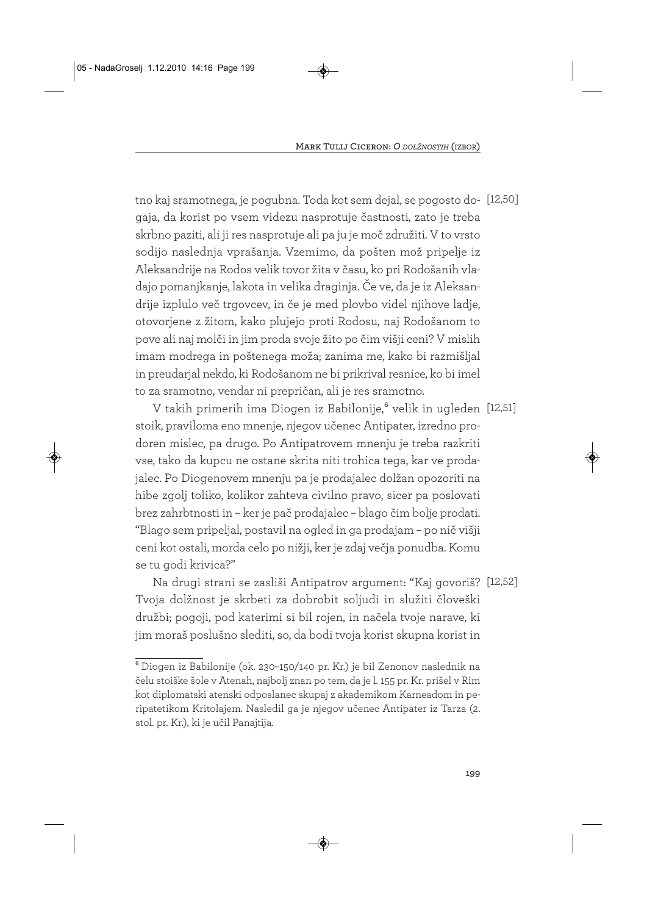tno kaj sramotnega, je pogubna. Toda kot sem dejal, se pogosto dogaja, da korist po vsem videzu nasprotuje častnosti, zato je treba skrbno paziti, ali ji res nasprotuje ali pa ju je moč združiti. V to vrsto sodijo naslednja vprašanja. Vzemimo, da pošten mož pripelje iz Aleksandrije na Rodos velik tovor žita v času, ko pri Rodošanih vladajo pomanjkanje, lakota in velika draginja. Če ve, da je iz Aleksandrije izplulo več trgovcev, in če je med plovbo videl njihove ladje, otovorjene z žitom, kako plujejo proti Rodosu, naj Rodošanom to pove ali naj molči in jim proda svoje žito po čim višji ceni? V mislih imam modrega in poštenega moža; zanima me, kako bi razmišljal in preudarjal nekdo, ki Rodošanom ne bi prikrival resnice, ko bi imel to za sramotno, vendar ni prepričan, ali je res sramotno. [12,50]

V takih primerih ima Diogen iz Babilonije,[6] velik in ugleden stoik, praviloma eno mnenje, njegov učenec Antipater, izredno prodoren mislec, pa drugo. Po Antipatrovem mnenju je treba razkriti vse, tako da kupcu ne ostane skrita niti trohica tega, kar ve prodajalec. Po Diogenovem mnenju pa je prodajalec dolžan opozoriti na hibe zgolj toliko, kolikor zahteva civilno pravo, sicer pa poslovati brez zahrbtnosti in – ker je pač prodajalec – blago čim bolje prodati. "Blago sem pripeljal, postavil na ogled in ga prodajam – po nič višji ceni kot ostali, morda celo po nižji, ker je zdaj večja ponudba. Komu se tu godi krivica?" [12,51]

Na drugi strani se zasliši Antipatrov argument: "Kaj govoriš? Tvoja dolžnost je skrbeti za dobrobit soljudi in služiti človeški družbi; pogoji, pod katerimi si bil rojen, in načela tvoje narave, ki jim moraš poslušno slediti, so, da bodi tvoja korist skupna korist in [12,52]

---

[6] Diogen iz Babilonije (ok. 230–150/140 pr. Kr.) je bil Zenonov naslednik na čelu stoiške šole v Atenah, najbolj znan po tem, da je l. 155 pr. Kr. prišel v Rim kot diplomatski atenski odposlanec skupaj z akademikom Karneadom in peripatetikom Kritolajem. Nasledil ga je njegov učenec Antipater iz Tarza (2. stol. pr. Kr.), ki je učil Panajtija.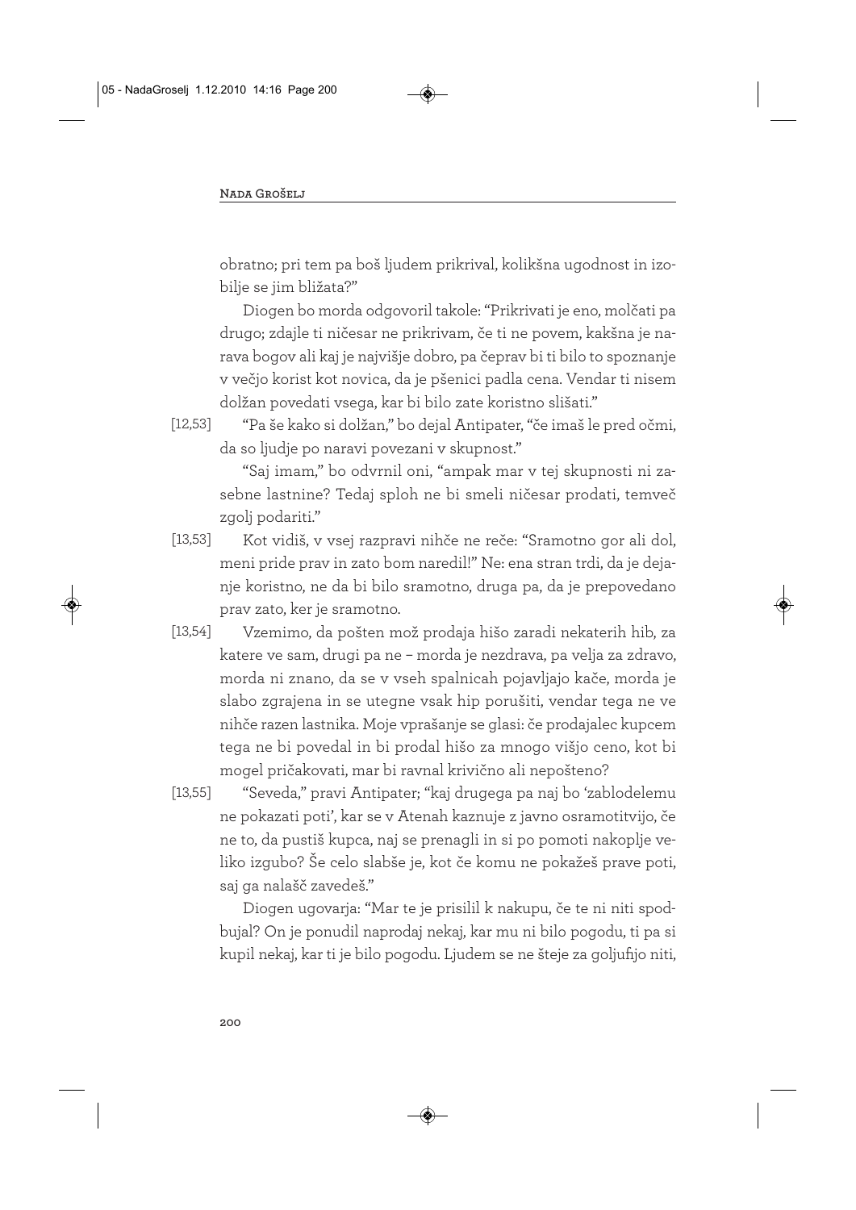obratno; pri tem pa boš ljudem prikrival, kolikšna ugodnost in izobilje se jim bližata?"

Diogen bo morda odgovoril takole: "Prikrivati je eno, molčati pa drugo; zdajle ti ničesar ne prikrivam, če ti ne povem, kakšna je narava bogov ali kaj je najvišje dobro, pa čeprav bi ti bilo to spoznanje v večjo korist kot novica, da je pšenici padla cena. Vendar ti nisem dolžan povedati vsega, kar bi bilo zate koristno slišati."

[12,53] "Pa še kako si dolžan," bo dejal Antipater, "če imaš le pred očmi, da so ljudje po naravi povezani v skupnost."

"Saj imam," bo odvrnil oni, "ampak mar v tej skupnosti ni zasebne lastnine? Tedaj sploh ne bi smeli ničesar prodati, temveč zgolj podariti."

[13,53] Kot vidiš, v vsej razpravi nihče ne reče: "Sramotno gor ali dol, meni pride prav in zato bom naredil!" Ne: ena stran trdi, da je dejanje koristno, ne da bi bilo sramotno, druga pa, da je prepovedano prav zato, ker je sramotno.

[13,54] Vzemimo, da pošten mož prodaja hišo zaradi nekaterih hib, za katere ve sam, drugi pa ne – morda je nezdrava, pa velja za zdravo, morda ni znano, da se v vseh spalnicah pojavljajo kače, morda je slabo zgrajena in se utegne vsak hip porušiti, vendar tega ne ve nihče razen lastnika. Moje vprašanje se glasi: če prodajalec kupcem tega ne bi povedal in bi prodal hišo za mnogo višjo ceno, kot bi mogel pričakovati, mar bi ravnal krivično ali nepošteno?

[13,55] "Seveda," pravi Antipater; "kaj drugega pa naj bo 'zablodelemu ne pokazati poti', kar se v Atenah kaznuje z javno osramotitvijo, če ne to, da pustiš kupca, naj se prenagli in si po pomoti nakoplje veliko izgubo? Še celo slabše je, kot če komu ne pokažeš prave poti, saj ga nalašč zavedeš."

Diogen ugovarja: "Mar te je prisilil k nakupu, če te ni niti spodbujal? On je ponudil naprodaj nekaj, kar mu ni bilo pogodu, ti pa si kupil nekaj, kar ti je bilo pogodu. Ljudem se ne šteje za goljufijo niti,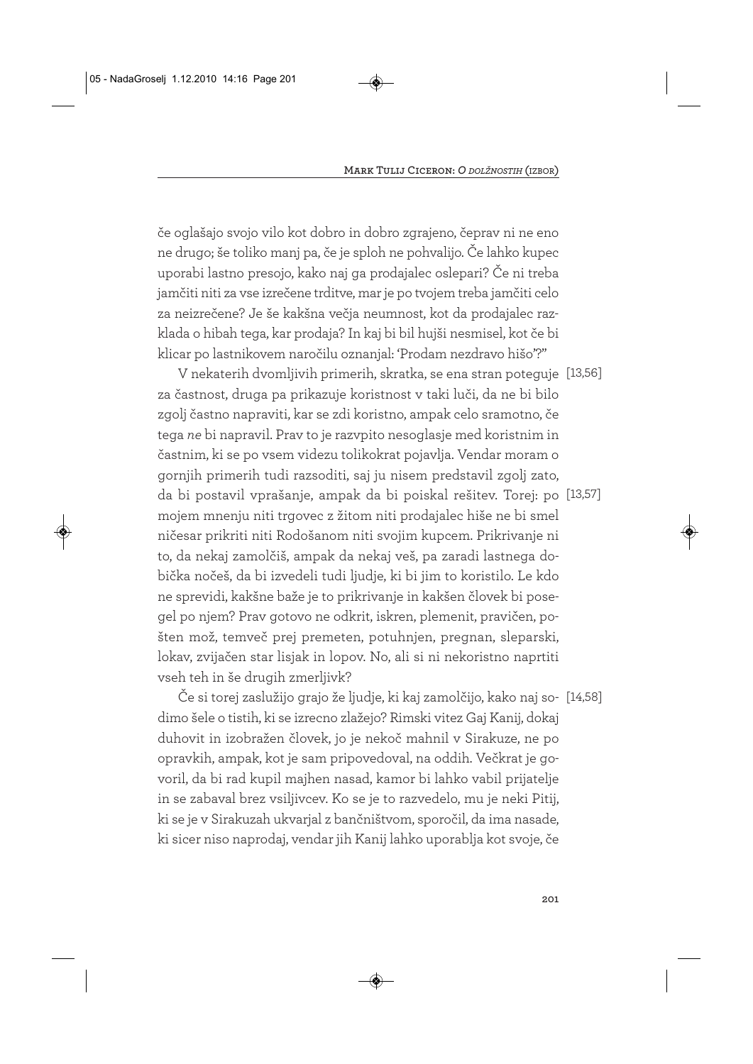če oglašajo svojo vilo kot dobro in dobro zgrajeno, čeprav ni ne eno ne drugo; še toliko manj pa, če je sploh ne pohvalijo. Če lahko kupec uporabi lastno presojo, kako naj ga prodajalec oslepari? Če ni treba jamčiti niti za vse izrečene trditve, mar je po tvojem treba jamčiti celo za neizrečene? Je še kakšna večja neumnost, kot da prodajalec razklada o hibah tega, kar prodaja? In kaj bi bil hujši nesmisel, kot če bi klicar po lastnikovem naročilu oznanjal: 'Prodam nezdravo hišo'?"

[13,56] V nekaterih dvomljivih primerih, skratka, se ena stran poteguje za častnost, druga pa prikazuje koristnost v taki luči, da ne bi bilo zgolj častno napraviti, kar se zdi koristno, ampak celo sramotno, če tega *ne* bi napravil. Prav to je razvpito nesoglasje med koristnim in častnim, ki se po vsem videzu tolikokrat pojavlja. Vendar moram o gornjih primerih tudi razsoditi, saj ju nisem predstavil zgolj zato, da bi postavil vprašanje, ampak da bi poiskal rešitev. [13,57] Torej: po mojem mnenju niti trgovec z žitom niti prodajalec hiše ne bi smel ničesar prikriti niti Rodošanom niti svojim kupcem. Prikrivanje ni to, da nekaj zamolčiš, ampak da nekaj veš, pa zaradi lastnega dobička nočeš, da bi izvedeli tudi ljudje, ki bi jim to koristilo. Le kdo ne sprevidi, kakšne baže je to prikrivanje in kakšen človek bi posegel po njem? Prav gotovo ne odkrit, iskren, plemenit, pravičen, pošten mož, temveč prej premeten, potuhnjen, pregnan, sleparski, lokav, zvijačen star lisjak in lopov. No, ali si ni nekoristno naprtiti vseh teh in še drugih zmerljivk?

[14,58] Če si torej zaslužijo grajo že ljudje, ki kaj zamolčijo, kako naj sodimo šele o tistih, ki se izrecno zlažejo? Rimski vitez Gaj Kanij, dokaj duhovit in izobražen človek, jo je nekoč mahnil v Sirakuze, ne po opravkih, ampak, kot je sam pripovedoval, na oddih. Večkrat je govoril, da bi rad kupil majhen nasad, kamor bi lahko vabil prijatelje in se zabaval brez vsiljivcev. Ko se je to razvedelo, mu je neki Pitij, ki se je v Sirakuzah ukvarjal z bančništvom, sporočil, da ima nasade, ki sicer niso naprodaj, vendar jih Kanij lahko uporablja kot svoje, če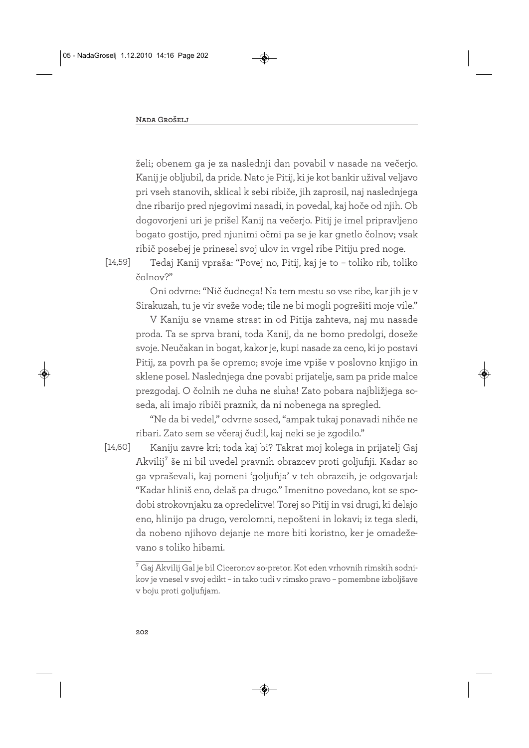želi; obenem ga je za naslednji dan povabil v nasade na večerjo. Kanij je obljubil, da pride. Nato je Pitij, ki je kot bankir užival veljavo pri vseh stanovih, sklical k sebi ribiče, jih zaprosil, naj naslednjega dne ribarijo pred njegovimi nasadi, in povedal, kaj hoče od njih. Ob dogovorjeni uri je prišel Kanij na večerjo. Pitij je imel pripravljeno bogato gostijo, pred njunimi očmi pa se je kar gnetlo čolnov; vsak ribič posebej je prinesel svoj ulov in vrgel ribe Pitiju pred noge.

[14,59] Tedaj Kanij vpraša: "Povej no, Pitij, kaj je to – toliko rib, toliko čolnov?"

Oni odvrne: "Nič čudnega! Na tem mestu so vse ribe, kar jih je v Sirakuzah, tu je vir sveže vode; tile ne bi mogli pogrešiti moje vile."

V Kaniju se vname strast in od Pitija zahteva, naj mu nasade proda. Ta se sprva brani, toda Kanij, da ne bomo predolgi, doseže svoje. Neučakan in bogat, kakor je, kupi nasade za ceno, ki jo postavi Pitij, za povrh pa še opremo; svoje ime vpiše v poslovno knjigo in sklene posel. Naslednjega dne povabi prijatelje, sam pa pride malce prezgodaj. O čolnih ne duha ne sluha! Zato pobara najbližjega soseda, ali imajo ribiči praznik, da ni nobenega na spregled.

"Ne da bi vedel," odvrne sosed, "ampak tukaj ponavadi nihče ne ribari. Zato sem se včeraj čudil, kaj neki se je zgodilo."

[14,60] Kaniju zavre kri; toda kaj bi? Takrat moj kolega in prijatelj Gaj Akvilij[7] še ni bil uvedel pravnih obrazcev proti goljufiji. Kadar so ga vpraševali, kaj pomeni 'goljufija' v teh obrazcih, je odgovarjal: "Kadar hliniš eno, delaš pa drugo." Imenitno povedano, kot se spodobi strokovnjaku za opredelitve! Torej so Pitij in vsi drugi, ki delajo eno, hlinijo pa drugo, verolomni, nepošteni in lokavi; iz tega sledi, da nobeno njihovo dejanje ne more biti koristno, ker je omadeževano s toliko hibami.

---

[7] Gaj Akvilij Gal je bil Ciceronov so-pretor. Kot eden vrhovnih rimskih sodnikov je vnesel v svoj edikt – in tako tudi v rimsko pravo – pomembne izboljšave v boju proti goljufijam.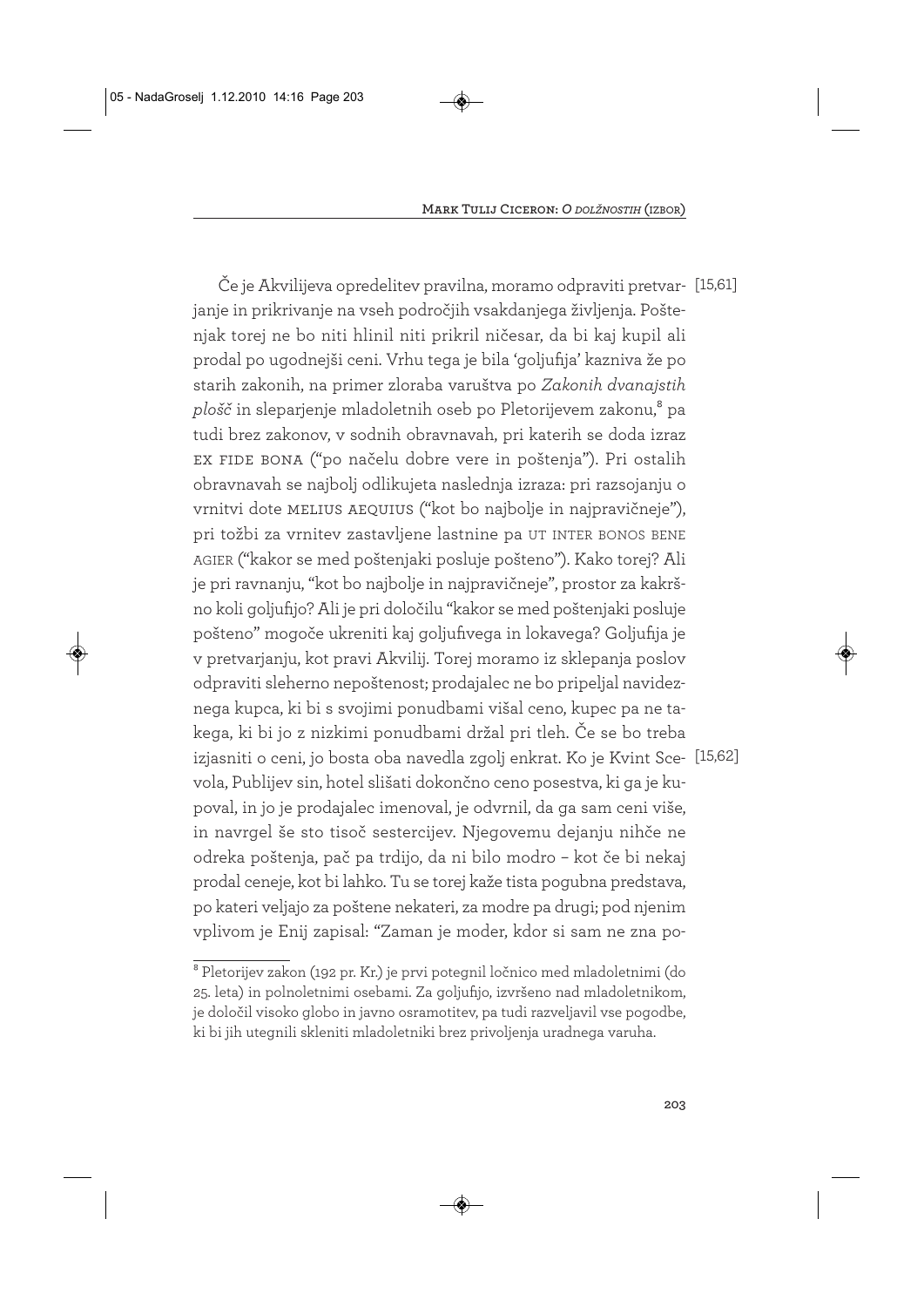Če je Akvilijeva opredelitev pravilna, moramo odpraviti pretvarjanje in prikrivanje na vseh področjih vsakdanjega življenja. Poštenjak torej ne bo niti hlinil niti prikril ničesar, da bi kaj kupil ali prodal po ugodnejši ceni. Vrhu tega je bila 'goljufija' kazniva že po starih zakonih, na primer zloraba varuštva po *Zakonih dvanajstih plošč* in sleparjenje mladoletnih oseb po Pletorijevem zakonu,[8] pa tudi brez zakonov, v sodnih obravnavah, pri katerih se doda izraz EX FIDE BONA ("po načelu dobre vere in poštenja"). Pri ostalih obravnavah se najbolj odlikujeta naslednja izraza: pri razsojanju o vrnitvi dote MELIUS AEQUIUS ("kot bo najbolje in najpravičneje"), pri tožbi za vrnitev zastavljene lastnine pa UT INTER BONOS BENE AGIER ("kakor se med poštenjaki posluje pošteno"). Kako torej? Ali je pri ravnanju, "kot bo najbolje in najpravičneje", prostor za kakršno koli goljufijo? Ali je pri določilu "kakor se med poštenjaki posluje pošteno" mogoče ukreniti kaj goljufivega in lokavega? Goljufija je v pretvarjanju, kot pravi Akvilij. Torej moramo iz sklepanja poslov odpraviti sleherno nepoštenost; prodajalec ne bo pripeljal navideznega kupca, ki bi s svojimi ponudbami višal ceno, kupec pa ne takega, ki bi jo z nizkimi ponudbami držal pri tleh. Če se bo treba izjasniti o ceni, jo bosta oba navedla zgolj enkrat. [15,61]

[15,62] Ko je Kvint Scevola, Publijev sin, hotel slišati dokončno ceno posestva, ki ga je kupoval, in jo je prodajalec imenoval, je odvrnil, da ga sam ceni više, in navrgel še sto tisoč sestercijev. Njegovemu dejanju nihče ne odreka poštenja, pač pa trdijo, da ni bilo modro – kot če bi nekaj prodal ceneje, kot bi lahko. Tu se torej kaže tista pogubna predstava, po kateri veljajo za poštene nekateri, za modre pa drugi; pod njenim vplivom je Enij zapisal: "Zaman je moder, kdor si sam ne zna po-

[8] Pletorijev zakon (192 pr. Kr.) je prvi potegnil ločnico med mladoletnimi (do 25. leta) in polnoletnimi osebami. Za goljufijo, izvršeno nad mladoletnikom, je določil visoko globo in javno osramotitev, pa tudi razveljavil vse pogodbe, ki bi jih utegnili skleniti mladoletniki brez privoljenja uradnega varuha.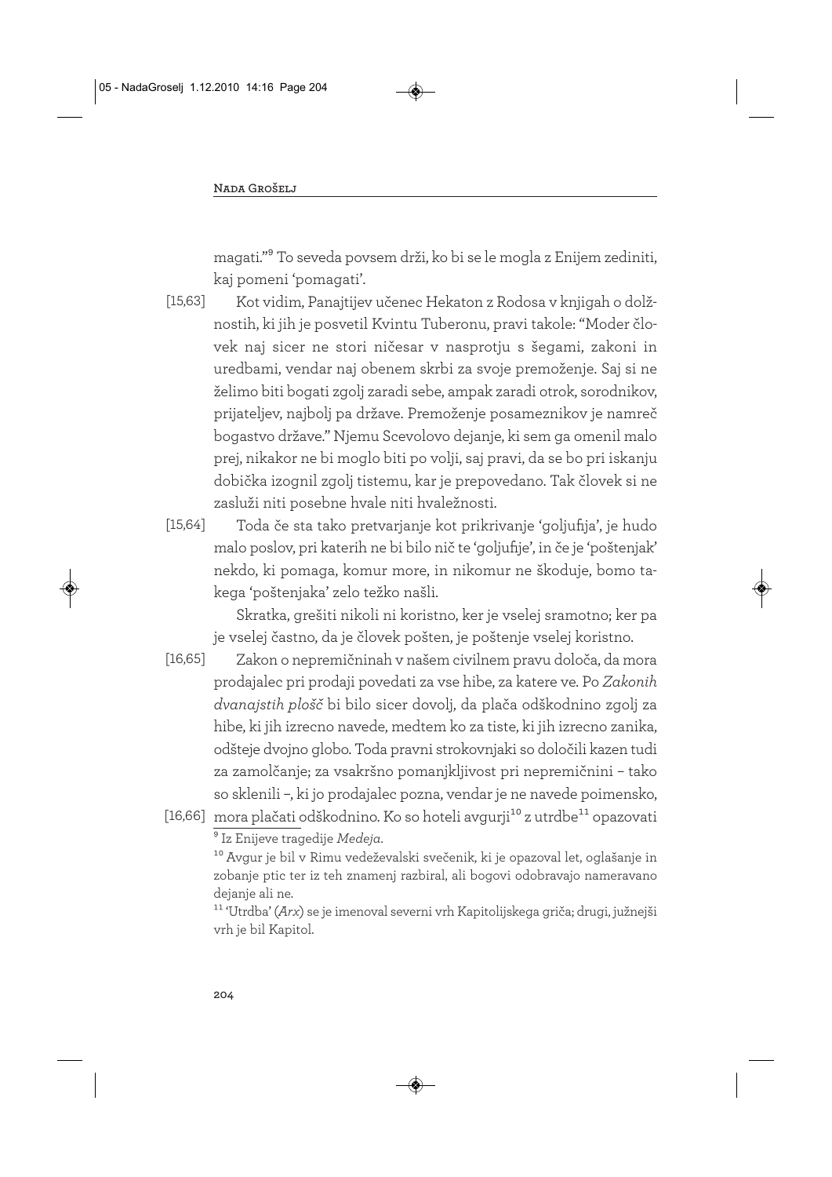magati."[9] To seveda povsem drži, ko bi se le mogla z Enijem zediniti, kaj pomeni 'pomagati'.

[15,63] Kot vidim, Panajtijev učenec Hekaton z Rodosa v knjigah o dolžnostih, ki jih je posvetil Kvintu Tuberonu, pravi takole: "Moder človek naj sicer ne stori ničesar v nasprotju s šegami, zakoni in uredbami, vendar naj obenem skrbi za svoje premoženje. Saj si ne želimo biti bogati zgolj zaradi sebe, ampak zaradi otrok, sorodnikov, prijateljev, najbolj pa države. Premoženje posameznikov je namreč bogastvo države." Njemu Scevolovo dejanje, ki sem ga omenil malo prej, nikakor ne bi moglo biti po volji, saj pravi, da se bo pri iskanju dobička izognil zgolj tistemu, kar je prepovedano. Tak človek si ne zasluži niti posebne hvale niti hvaležnosti.

[15,64] Toda če sta tako pretvarjanje kot prikrivanje 'goljufija', je hudo malo poslov, pri katerih ne bi bilo nič te 'goljufije', in če je 'poštenjak' nekdo, ki pomaga, komur more, in nikomur ne škoduje, bomo takega 'poštenjaka' zelo težko našli.

Skratka, grešiti nikoli ni koristno, ker je vselej sramotno; ker pa je vselej častno, da je človek pošten, je poštenje vselej koristno.

[16,65] Zakon o nepremičninah v našem civilnem pravu določa, da mora prodajalec pri prodaji povedati za vse hibe, za katere ve. Po *Zakonih dvanajstih plošč* bi bilo sicer dovolj, da plača odškodnino zgolj za hibe, ki jih izrecno navede, medtem ko za tiste, ki jih izrecno zanika, odšteje dvojno globo. Toda pravni strokovnjaki so določili kazen tudi za zamolčanje; za vsakršno pomanjkljivost pri nepremičnini – tako so sklenili –, ki jo prodajalec pozna, vendar je ne navede poimensko, mora plačati odškodnino.

[16,66] Ko so hoteli avgurji[10] z utrdbe[11] opazovati

---

[9] Iz Enijeve tragedije *Medeja*.

[10] Avgur je bil v Rimu vedeževalski svečenik, ki je opazoval let, oglašanje in zobanje ptic ter iz teh znamenj razbiral, ali bogovi odobravajo nameravano dejanje ali ne.

[11] 'Utrdba' (*Arx*) se je imenoval severni vrh Kapitolijskega griča; drugi, južnejši vrh je bil Kapitol.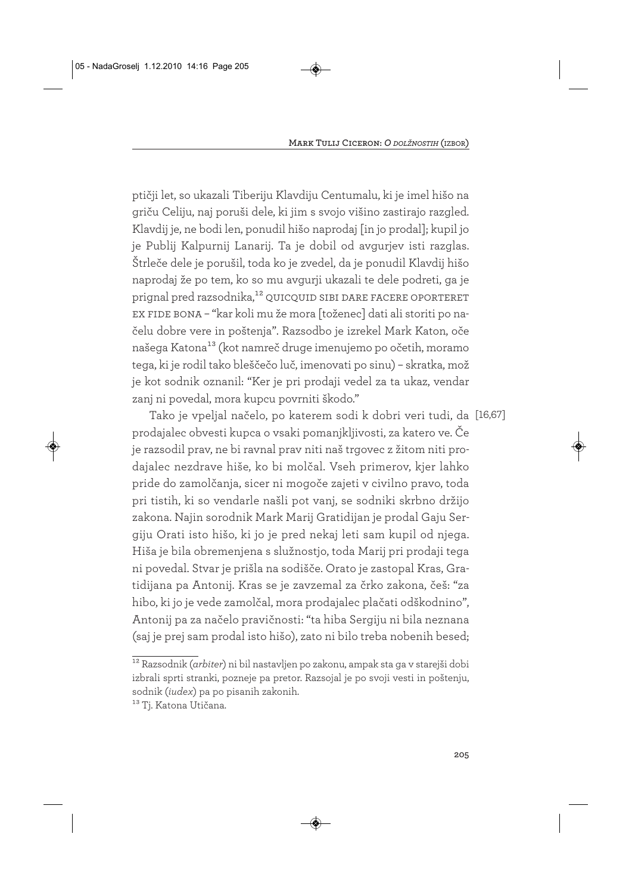ptičji let, so ukazali Tiberiju Klavdiju Centumalu, ki je imel hišo na griču Celiju, naj poruši dele, ki jim s svojo višino zastirajo razgled. Klavdij je, ne bodi len, ponudil hišo naprodaj [in jo prodal]; kupil jo je Publij Kalpurnij Lanarij. Ta je dobil od avgurjev isti razglas. Štrleče dele je porušil, toda ko je zvedel, da je ponudil Klavdij hišo naprodaj že po tem, ko so mu avgurji ukazali te dele podreti, ga je prignal pred razsodnika,[12] QUICQUID SIBI DARE FACERE OPORTERET EX FIDE BONA – "kar koli mu že mora [toženec] dati ali storiti po načelu dobre vere in poštenja". Razsodbo je izrekel Mark Katon, oče našega Katona[13] (kot namreč druge imenujemo po očetih, moramo tega, ki je rodil tako blešečo luč, imenovati po sinu) – skratka, mož je kot sodnik oznanil: "Ker je pri prodaji vedel za ta ukaz, vendar zanj ni povedal, mora kupcu povrniti škodo."

[16,67] Tako je vpeljal načelo, po katerem sodi k dobri veri tudi, da prodajalec obvesti kupca o vsaki pomanjkljivosti, za katero ve. Če je razsodil prav, ne bi ravnal prav niti naš trgovec z žitom niti prodajalec nezdrave hiše, ko bi molčal. Vseh primerov, kjer lahko pride do zamolčanja, sicer ni mogoče zajeti v civilno pravo, toda pri tistih, ki so vendarle našli pot vanj, se sodniki skrbno držijo zakona. Najin sorodnik Mark Marij Gratidijan je prodal Gaju Sergiju Orati isto hišo, ki jo je pred nekaj leti sam kupil od njega. Hiša je bila obremenjena s služnostjo, toda Marij pri prodaji tega ni povedal. Stvar je prišla na sodišče. Orato je zastopal Kras, Gratidijana pa Antonij. Kras se je zavzemal za črko zakona, češ: "za hibo, ki jo je vede zamolčal, mora prodajalec plačati odškodnino", Antonij pa za načelo pravičnosti: "ta hiba Sergiju ni bila neznana (saj je prej sam prodal isto hišo), zato ni bilo treba nobenih besed;

---

[12] Razsodnik (*arbiter*) ni bil nastavljen po zakonu, ampak sta ga v starejši dobi izbrali sprti stranki, pozneje pa pretor. Razsojal je po svoji vesti in poštenju, sodnik (*iudex*) pa po pisanih zakonih.

[13] Tj. Katona Utičana.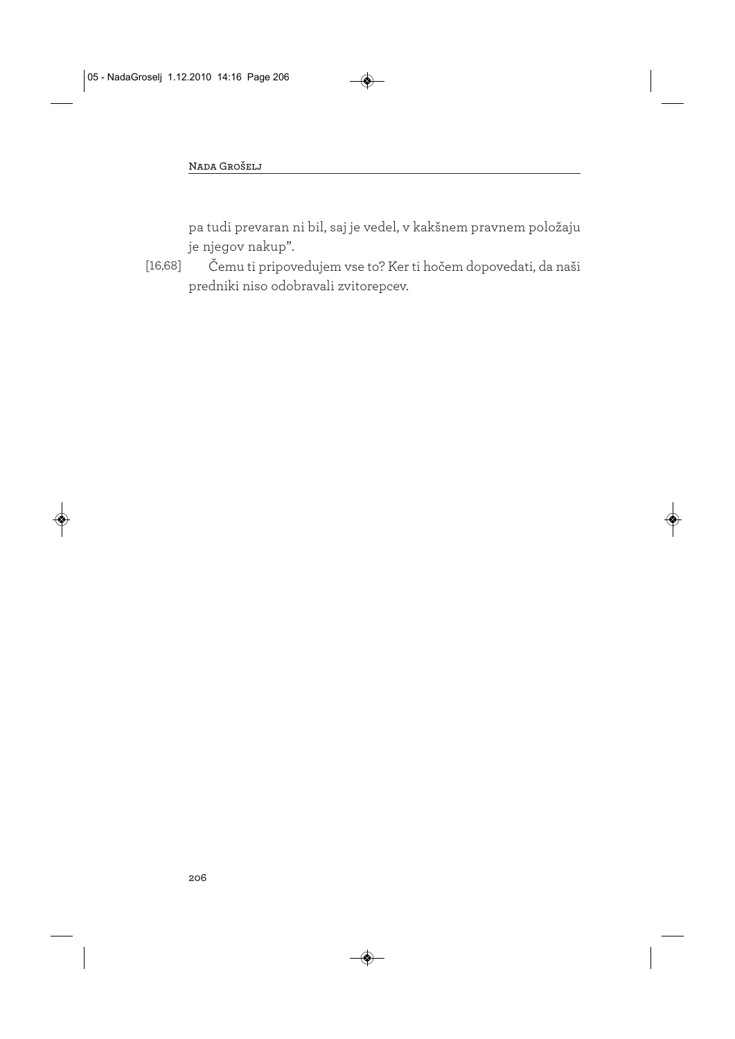pa tudi prevaran ni bil, saj je vedel, v kakšnem pravnem položaju je njegov nakup".

[16,68] Čemu ti pripovedujem vse to? Ker ti hočem dopovedati, da naši predniki niso odobravali zvitorepcev.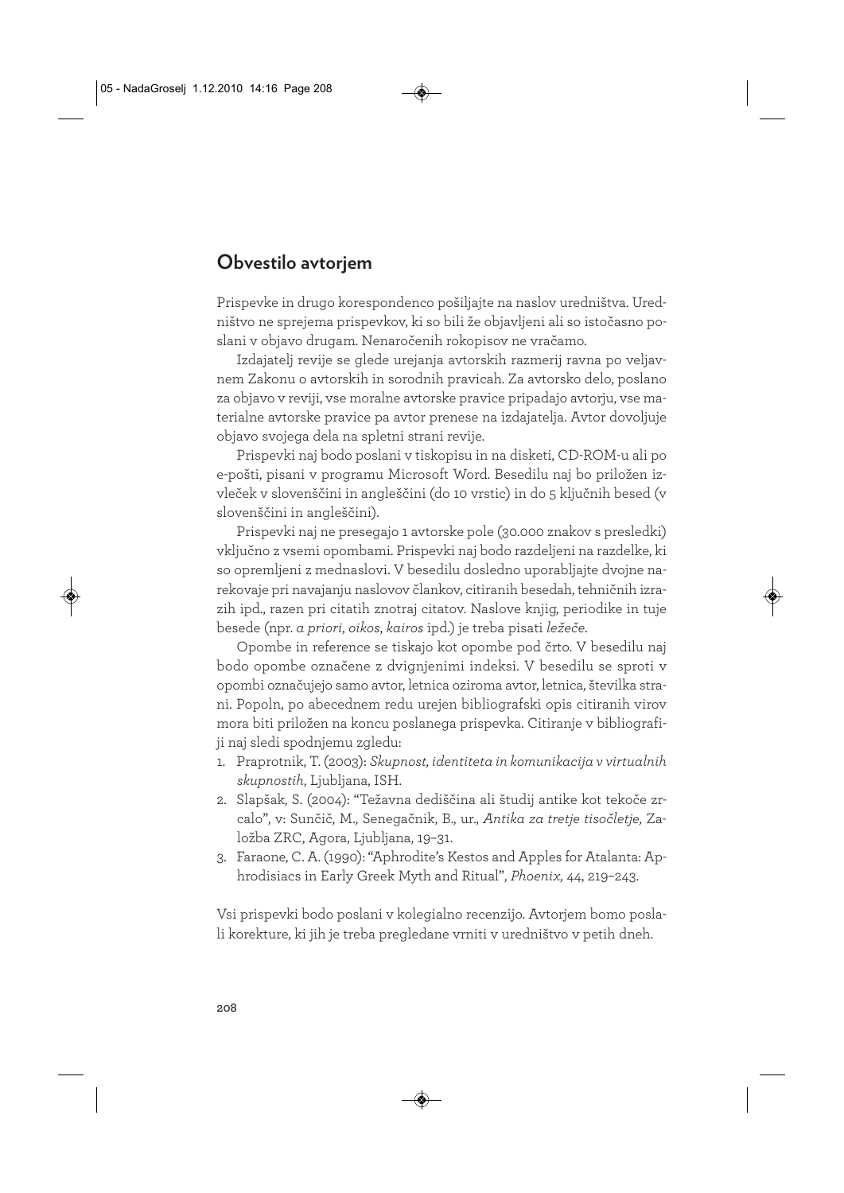## Obvestilo avtorjem

Prispevke in drugo korespondenco pošiljajte na naslov uredništva. Uredništvo ne sprejema prispevkov, ki so bili že objavljeni ali so istočasno poslani v objavo drugam. Nenaročenih rokopisov ne vračamo.

Izdajatelj revije se glede urejanja avtorskih razmerij ravna po veljavnem Zakonu o avtorskih in sorodnih pravicah. Za avtorsko delo, poslano za objavo v reviji, vse moralne avtorske pravice pripadajo avtorju, vse materialne avtorske pravice pa avtor prenese na izdajatelja. Avtor dovoljuje objavo svojega dela na spletni strani revije.

Prispevki naj bodo poslani v tiskopisu in na disketi, CD-ROM-u ali po e-pošti, pisani v programu Microsoft Word. Besedilu naj bo priložen izvleček v slovenščini in angleščini (do 10 vrstic) in do 5 ključnih besed (v slovenščini in angleščini).

Prispevki naj ne presegajo 1 avtorske pole (30.000 znakov s presledki) vključno z vsemi opombami. Prispevki naj bodo razdeljeni na razdelke, ki so opremljeni z mednaslovi. V besedilu dosledno uporabljajte dvojne narekovaje pri navajanju naslovov člankov, citiranih besedah, tehničnih izrazih ipd., razen pri citatih znotraj citatov. Naslove knjig, periodike in tuje besede (npr. *a priori*, *oikos*, *kairos* ipd.) je treba pisati *ležeče*.

Opombe in reference se tiskajo kot opombe pod črto. V besedilu naj bodo opombe označene z dvignjenimi indeksi. V besedilu se sproti v opombi označujejo samo avtor, letnica oziroma avtor, letnica, številka strani. Popoln, po abecednem redu urejen bibliografski opis citiranih virov mora biti priložen na koncu poslanega prispevka. Citiranje v bibliografiji naj sledi spodnjemu zgledu:

1. Praprotnik, T. (2003): *Skupnost, identiteta in komunikacija v virtualnih skupnostih*, Ljubljana, ISH.
2. Slapšak, S. (2004): "Težavna dediščina ali študij antike kot tekoče zrcalo", v: Sunčič, M., Senegačnik, B., ur., *Antika za tretje tisočletje*, Založba ZRC, Agora, Ljubljana, 19–31.
3. Faraone, C. A. (1990): "Aphrodite's Kestos and Apples for Atalanta: Aphrodisiacs in Early Greek Myth and Ritual", *Phoenix*, 44, 219–243.

Vsi prispevki bodo poslani v kolegialno recenzijo. Avtorjem bomo poslali korekture, ki jih je treba pregledane vrniti v uredništvo v petih dneh.